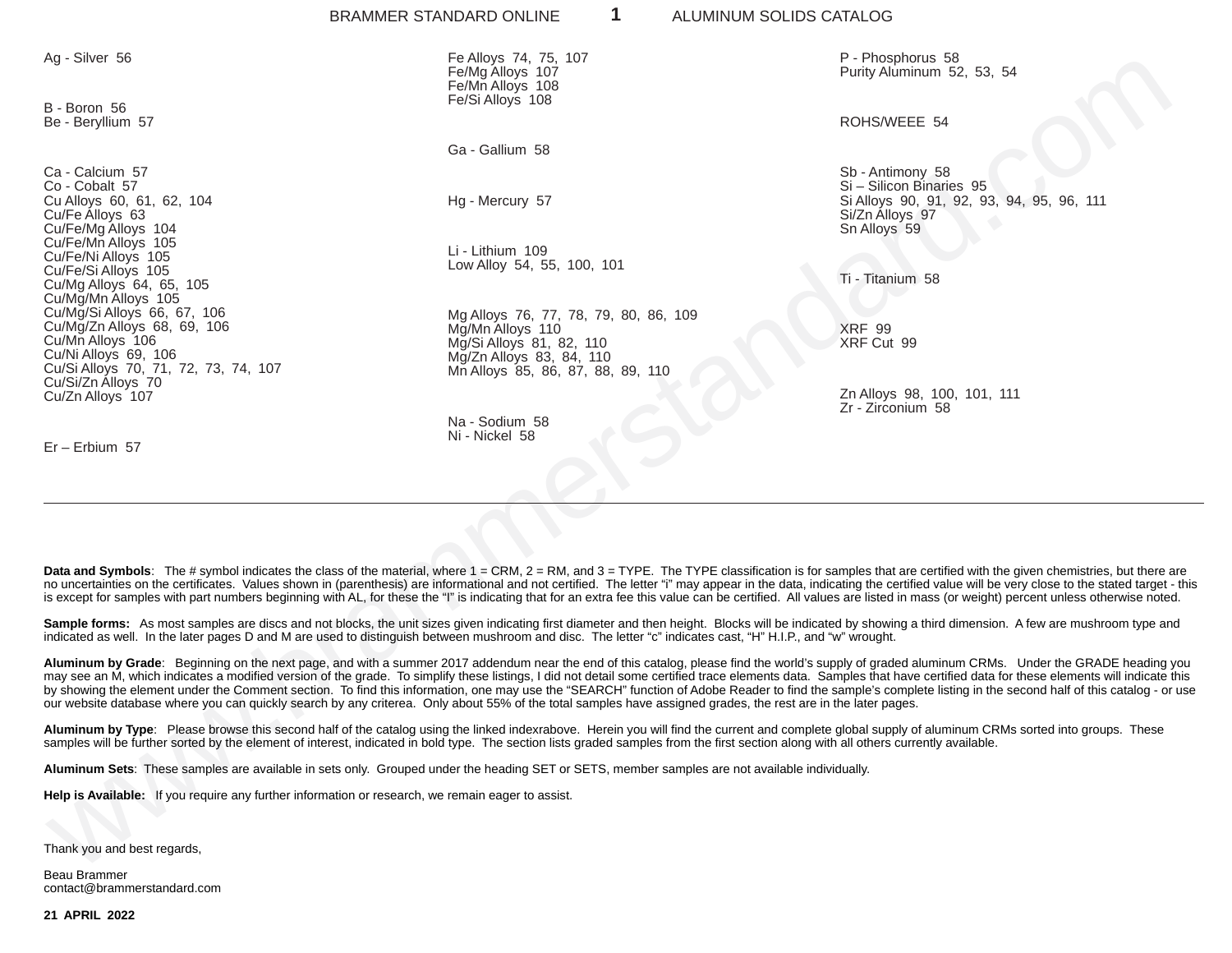Ag - Silver 56

B - Boron 56
Be - Beryllium 57

Ca - Calcium 57
Co - Cobalt 57
Cu Alloys 60, 61, 62, 104
Cu/Fe Alloys 63
Cu/Fe/Mg Alloys 104
Cu/Fe/Mn Alloys 105
Cu/Fe/Ni Alloys 105
Cu/Fe/Si Alloys 105
Cu/Mg Alloys 64, 65, 105
Cu/Mg/Mn Alloys 105
Cu/Mg/Si Alloys 66, 67, 106
Cu/Mg/Zn Alloys 68, 69, 106
Cu/Mn Alloys 106
Cu/Ni Alloys 69, 106
Cu/Si Alloys 70, 71, 72, 73, 74, 107
Cu/Si/Zn Alloys 70
Cu/Zn Alloys 107

Er – Erbium 57

Fe Alloys 74, 75, 107
Fe/Mg Alloys 107
Fe/Mn Alloys 108
Fe/Si Alloys 108

Ga - Gallium 58

Hg - Mercury 57

Li - Lithium 109
Low Alloy 54, 55, 100, 101

Mg Alloys 76, 77, 78, 79, 80, 86, 109
Mg/Mn Alloys 110
Mg/Si Alloys 81, 82, 110
Mg/Zn Alloys 83, 84, 110
Mn Alloys 85, 86, 87, 88, 89, 110

Na - Sodium 58
Ni - Nickel 58

P - Phosphorus 58
Purity Aluminum 52, 53, 54

ROHS/WEEE 54

Sb - Antimony 58
Si – Silicon Binaries 95
Si Alloys 90, 91, 92, 93, 94, 95, 96, 111
Si/Zn Alloys 97
Sn Alloys 59

Ti - Titanium 58

XRF 99
XRF Cut 99

Zn Alloys 98, 100, 101, 111
Zr - Zirconium 58

---

**Data and Symbols**: The # symbol indicates the class of the material, where 1 = CRM, 2 = RM, and 3 = TYPE. The TYPE classification is for samples that are certified with the given chemistries, but there are no uncertainties on the certificates. Values shown in (parenthesis) are informational and not certified. The letter "i" may appear in the data, indicating the certified value will be very close to the stated target - this is except for samples with part numbers beginning with AL, for these the "I" is indicating that for an extra fee this value can be certified. All values are listed in mass (or weight) percent unless otherwise noted.

**Sample forms:** As most samples are discs and not blocks, the unit sizes given indicating first diameter and then height. Blocks will be indicated by showing a third dimension. A few are mushroom type and indicated as well. In the later pages D and M are used to distinguish between mushroom and disc. The letter "c" indicates cast, "H" H.I.P., and "w" wrought.

**Aluminum by Grade**: Beginning on the next page, and with a summer 2017 addendum near the end of this catalog, please find the world's supply of graded aluminum CRMs. Under the GRADE heading you may see an M, which indicates a modified version of the grade. To simplify these listings, I did not detail some certified trace elements data. Samples that have certified data for these elements will indicate this by showing the element under the Comment section. To find this information, one may use the "SEARCH" function of Adobe Reader to find the sample's complete listing in the second half of this catalog - or use our website database where you can quickly search by any criterea. Only about 55% of the total samples have assigned grades, the rest are in the later pages.

**Aluminum by Type**: Please browse this second half of the catalog using the linked indexrabove. Herein you will find the current and complete global supply of aluminum CRMs sorted into groups. These samples will be further sorted by the element of interest, indicated in bold type. The section lists graded samples from the first section along with all others currently available.

**Aluminum Sets**: These samples are available in sets only. Grouped under the heading SET or SETS, member samples are not available individually.

**Help is Available:** If you require any further information or research, we remain eager to assist.

Thank you and best regards,

Beau Brammer
contact@brammerstandard.com

**21 APRIL 2022**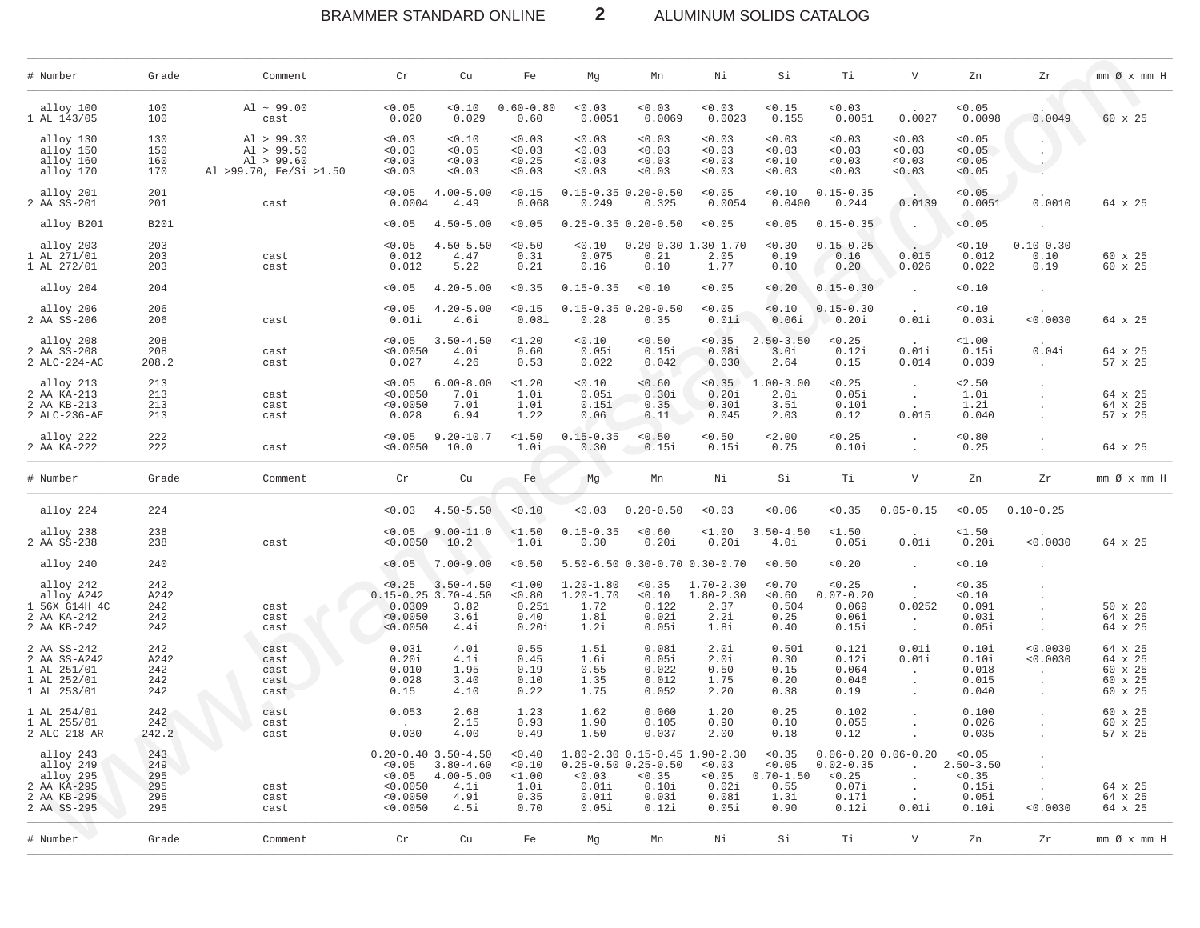| # | Number | Grade | Comment | Cr | Cu | Fe | Mg | Mn | Ni | Si | Ti | V | Zn | Zr | mm Ø x mm H |
|---|---|---|---|---|---|---|---|---|---|---|---|---|---|---|---|
| | alloy 100 | 100 | Al ~ 99.00 | <0.05 | <0.10 | 0.60-0.80 | <0.03 | <0.03 | <0.03 | <0.15 | <0.03 | . | <0.05 | . | |
| 1 | AL 143/05 | 100 | cast | 0.020 | 0.029 | 0.60 | 0.0051 | 0.0069 | 0.0023 | 0.155 | 0.0051 | 0.0027 | 0.0098 | 0.0049 | 60 x 25 |
| | alloy 130 | 130 | Al > 99.30 | <0.03 | <0.10 | <0.03 | <0.03 | <0.03 | <0.03 | <0.03 | <0.03 | <0.03 | <0.05 | . | |
| | alloy 150 | 150 | Al > 99.50 | <0.03 | <0.05 | <0.03 | <0.03 | <0.03 | <0.03 | <0.03 | <0.03 | <0.03 | <0.05 | . | |
| | alloy 160 | 160 | Al > 99.60 | <0.03 | <0.03 | <0.25 | <0.03 | <0.03 | <0.03 | <0.10 | <0.03 | <0.03 | <0.05 | . | |
| | alloy 170 | 170 | Al >99.70, Fe/Si >1.50 | <0.03 | <0.03 | <0.03 | <0.03 | <0.03 | <0.03 | <0.03 | <0.03 | <0.03 | <0.05 | . | |
| | alloy 201 | 201 | | <0.05 | 4.00-5.00 | <0.15 | 0.15-0.35 | 0.20-0.50 | <0.05 | <0.10 | 0.15-0.35 | . | <0.05 | . | |
| 2 | AA SS-201 | 201 | cast | 0.0004 | 4.49 | 0.068 | 0.249 | 0.325 | 0.0054 | 0.0400 | 0.244 | 0.0139 | 0.0051 | 0.0010 | 64 x 25 |
| | alloy B201 | B201 | | <0.05 | 4.50-5.00 | <0.05 | 0.25-0.35 | 0.20-0.50 | <0.05 | <0.05 | 0.15-0.35 | . | <0.05 | . | |
| | alloy 203 | 203 | | <0.05 | 4.50-5.50 | <0.50 | <0.10 | 0.20-0.30 | 1.30-1.70 | <0.30 | 0.15-0.25 | . | <0.10 | 0.10-0.30 | |
| 1 | AL 271/01 | 203 | cast | 0.012 | 4.47 | 0.31 | 0.075 | 0.21 | 2.05 | 0.19 | 0.16 | 0.015 | 0.012 | 0.10 | 60 x 25 |
| 1 | AL 272/01 | 203 | cast | 0.012 | 5.22 | 0.21 | 0.16 | 0.10 | 1.77 | 0.10 | 0.20 | 0.026 | 0.022 | 0.19 | 60 x 25 |
| | alloy 204 | 204 | | <0.05 | 4.20-5.00 | <0.35 | 0.15-0.35 | <0.10 | <0.05 | <0.20 | 0.15-0.30 | . | <0.10 | . | |
| | alloy 206 | 206 | | <0.05 | 4.20-5.00 | <0.15 | 0.15-0.35 | 0.20-0.50 | <0.05 | <0.10 | 0.15-0.30 | . | <0.10 | . | |
| 2 | AA SS-206 | 206 | cast | 0.01i | 4.6i | 0.08i | 0.28 | 0.35 | 0.01i | 0.06i | 0.20i | 0.01i | 0.03i | <0.0030 | 64 x 25 |
| | alloy 208 | 208 | | <0.05 | 3.50-4.50 | <1.20 | <0.10 | <0.50 | <0.35 | 2.50-3.50 | <0.25 | . | <1.00 | . | |
| 2 | AA SS-208 | 208 | cast | <0.0050 | 4.0i | 0.60 | 0.05i | 0.15i | 0.08i | 3.0i | 0.12i | 0.01i | 0.15i | 0.04i | 64 x 25 |
| 2 | ALC-224-AC | 208.2 | cast | 0.027 | 4.26 | 0.53 | 0.022 | 0.042 | 0.030 | 2.64 | 0.15 | 0.014 | 0.039 | . | 57 x 25 |
| | alloy 213 | 213 | | <0.05 | 6.00-8.00 | <1.20 | <0.10 | <0.60 | <0.35 | 1.00-3.00 | <0.25 | . | <2.50 | . | |
| 2 | AA KA-213 | 213 | cast | <0.0050 | 7.0i | 1.0i | 0.05i | 0.30i | 0.20i | 2.0i | 0.05i | . | 1.0i | . | 64 x 25 |
| 2 | AA KB-213 | 213 | cast | <0.0050 | 7.0i | 1.0i | 0.15i | 0.35 | 0.30i | 3.5i | 0.10i | . | 1.2i | . | 64 x 25 |
| 2 | ALC-236-AE | 213 | cast | 0.028 | 6.94 | 1.22 | 0.06 | 0.11 | 0.045 | 2.03 | 0.12 | 0.015 | 0.040 | . | 57 x 25 |
| | alloy 222 | 222 | | <0.05 | 9.20-10.7 | <1.50 | 0.15-0.35 | <0.50 | <0.50 | <2.00 | <0.25 | . | <0.80 | . | |
| 2 | AA KA-222 | 222 | cast | <0.0050 | 10.0 | 1.0i | 0.30 | 0.15i | 0.15i | 0.75 | 0.10i | . | 0.25 | . | 64 x 25 |
| | alloy 224 | 224 | | <0.03 | 4.50-5.50 | <0.10 | <0.03 | 0.20-0.50 | <0.03 | <0.06 | <0.35 | 0.05-0.15 | <0.05 | 0.10-0.25 | |
| | alloy 238 | 238 | | <0.05 | 9.00-11.0 | <1.50 | 0.15-0.35 | <0.60 | <1.00 | 3.50-4.50 | <1.50 | . | <1.50 | . | |
| 2 | AA SS-238 | 238 | cast | <0.0050 | 10.2 | 1.0i | 0.30 | 0.20i | 0.20i | 4.0i | 0.05i | 0.01i | 0.20i | <0.0030 | 64 x 25 |
| | alloy 240 | 240 | | <0.05 | 7.00-9.00 | <0.50 | 5.50-6.50 | 0.30-0.70 | 0.30-0.70 | <0.50 | <0.20 | . | <0.10 | . | |
| | alloy 242 | 242 | | <0.25 | 3.50-4.50 | <1.00 | 1.20-1.80 | <0.35 | 1.70-2.30 | <0.70 | <0.25 | . | <0.35 | . | |
| | alloy A242 | A242 | | 0.15-0.25 | 3.70-4.50 | <0.80 | 1.20-1.70 | <0.10 | 1.80-2.30 | <0.60 | 0.07-0.20 | . | <0.10 | . | |
| 1 | 56X G14H 4C | 242 | cast | 0.0309 | 3.82 | 0.251 | 1.72 | 0.122 | 2.37 | 0.504 | 0.069 | 0.0252 | 0.091 | . | 50 x 20 |
| 2 | AA KA-242 | 242 | cast | <0.0050 | 3.6i | 0.40 | 1.8i | 0.02i | 2.2i | 0.25 | 0.06i | . | 0.03i | . | 64 x 25 |
| 2 | AA KB-242 | 242 | cast | <0.0050 | 4.4i | 0.20i | 1.2i | 0.05i | 1.8i | 0.40 | 0.15i | . | 0.05i | . | 64 x 25 |
| 2 | AA SS-242 | 242 | cast | 0.03i | 4.0i | 0.55 | 1.5i | 0.08i | 2.0i | 0.50i | 0.12i | 0.01i | 0.10i | <0.0030 | 64 x 25 |
| 2 | AA SS-A242 | A242 | cast | 0.20i | 4.1i | 0.45 | 1.6i | 0.05i | 2.0i | 0.30 | 0.12i | 0.01i | 0.10i | <0.0030 | 64 x 25 |
| 1 | AL 251/01 | 242 | cast | 0.010 | 1.95 | 0.19 | 0.55 | 0.022 | 0.50 | 0.15 | 0.064 | . | 0.018 | . | 60 x 25 |
| 1 | AL 252/01 | 242 | cast | 0.028 | 3.40 | 0.10 | 1.35 | 0.012 | 1.75 | 0.20 | 0.046 | . | 0.015 | . | 60 x 25 |
| 1 | AL 253/01 | 242 | cast | 0.15 | 4.10 | 0.22 | 1.75 | 0.052 | 2.20 | 0.38 | 0.19 | . | 0.040 | . | 60 x 25 |
| 1 | AL 254/01 | 242 | cast | 0.053 | 2.68 | 1.23 | 1.62 | 0.060 | 1.20 | 0.25 | 0.102 | . | 0.100 | . | 60 x 25 |
| 1 | AL 255/01 | 242 | cast | . | 2.15 | 0.93 | 1.90 | 0.105 | 0.90 | 0.10 | 0.055 | . | 0.026 | . | 60 x 25 |
| 2 | ALC-218-AR | 242.2 | cast | 0.030 | 4.00 | 0.49 | 1.50 | 0.037 | 2.00 | 0.18 | 0.12 | . | 0.035 | . | 57 x 25 |
| | alloy 243 | 243 | | 0.20-0.40 | 3.50-4.50 | <0.40 | 1.80-2.30 | 0.15-0.45 | 1.90-2.30 | <0.35 | 0.06-0.20 | 0.06-0.20 | <0.05 | . | |
| | alloy 249 | 249 | | <0.05 | 3.80-4.60 | <0.10 | 0.25-0.50 | 0.25-0.50 | <0.03 | <0.05 | 0.02-0.35 | . | 2.50-3.50 | . | |
| | alloy 295 | 295 | | <0.05 | 4.00-5.00 | <1.00 | <0.03 | <0.35 | <0.05 | 0.70-1.50 | <0.25 | . | <0.35 | . | |
| 2 | AA KA-295 | 295 | cast | <0.0050 | 4.1i | 1.0i | 0.01i | 0.10i | 0.02i | 0.55 | 0.07i | . | 0.15i | . | 64 x 25 |
| 2 | AA KB-295 | 295 | cast | <0.0050 | 4.9i | 0.35 | 0.01i | 0.03i | 0.08i | 1.3i | 0.17i | . | 0.05i | . | 64 x 25 |
| 2 | AA SS-295 | 295 | cast | <0.0050 | 4.5i | 0.70 | 0.05i | 0.12i | 0.05i | 0.90 | 0.12i | 0.01i | 0.10i | <0.0030 | 64 x 25 |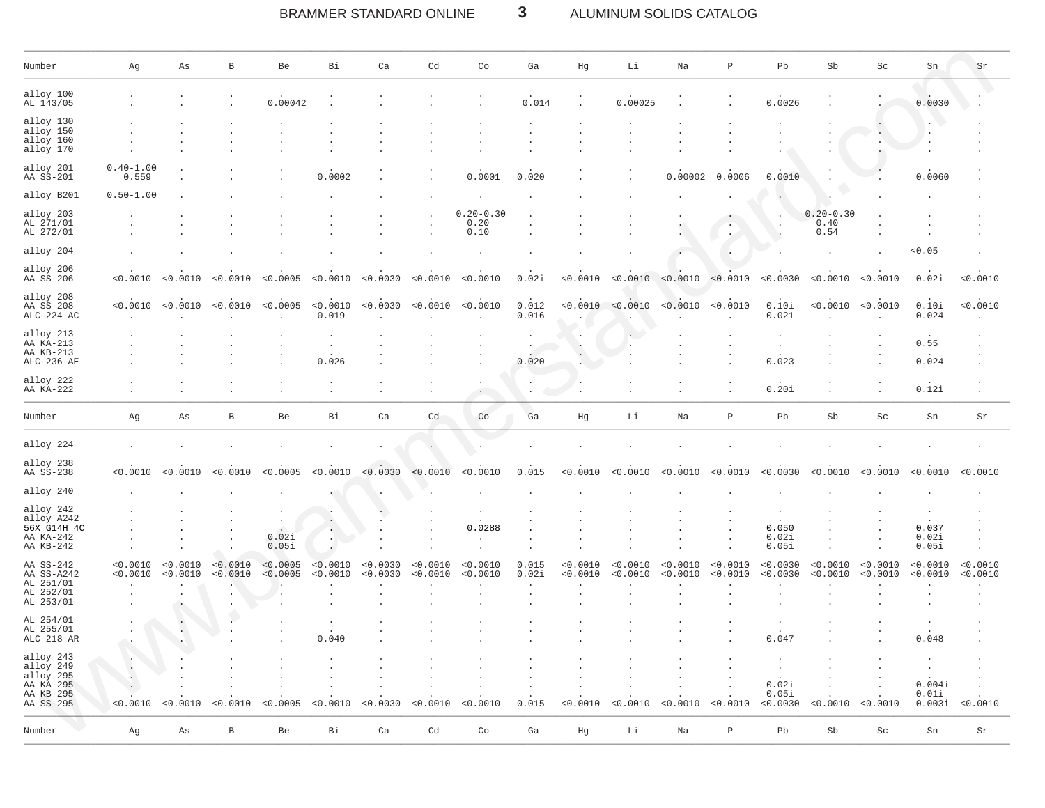| Number | Ag | As | B | Be | Bi | Ca | Cd | Co | Ga | Hg | Li | Na | P | Pb | Sb | Sc | Sn | Sr |
|---|---|---|---|---|---|---|---|---|---|---|---|---|---|---|---|---|---|---|
| alloy 100 | . | . | . | . | . | . | . | . | . | . | . | . | . | . | . | . | . | . |
| AL 143/05 | . | . | . | 0.00042 | . | . | . | . | 0.014 | . | 0.00025 | . | . | 0.0026 | . | . | 0.0030 | . |
| alloy 130 | . | . | . | . | . | . | . | . | . | . | . | . | . | . | . | . | . | . |
| alloy 150 | . | . | . | . | . | . | . | . | . | . | . | . | . | . | . | . | . | . |
| alloy 160 | . | . | . | . | . | . | . | . | . | . | . | . | . | . | . | . | . | . |
| alloy 170 | . | . | . | . | . | . | . | . | . | . | . | . | . | . | . | . | . | . |
| alloy 201 | 0.40-1.00 | . | . | . | . | . | . | . | . | . | . | . | . | . | . | . | . | . |
| AA SS-201 | 0.559 | . | . | . | 0.0002 | . | . | 0.0001 | 0.020 | . | . | 0.00002 | 0.0006 | 0.0010 | . | . | 0.0060 | . |
| alloy B201 | 0.50-1.00 | . | . | . | . | . | . | . | . | . | . | . | . | . | . | . | . | . |
| alloy 203 | . | . | . | . | . | . | . | 0.20-0.30 | . | . | . | . | . | . | 0.20-0.30 | . | . | . |
| AL 271/01 | . | . | . | . | . | . | . | 0.20 | . | . | . | . | . | . | 0.40 | . | . | . |
| AL 272/01 | . | . | . | . | . | . | . | 0.10 | . | . | . | . | . | . | 0.54 | . | . | . |
| alloy 204 | . | . | . | . | . | . | . | . | . | . | . | . | . | . | . | . | <0.05 | . |
| alloy 206 | . | . | . | . | . | . | . | . | . | . | . | . | . | . | . | . | . | . |
| AA SS-206 | <0.0010 | <0.0010 | <0.0010 | <0.0005 | <0.0010 | <0.0030 | <0.0010 | <0.0010 | 0.02i | <0.0010 | <0.0010 | <0.0010 | <0.0010 | <0.0030 | <0.0010 | <0.0010 | 0.02i | <0.0010 |
| alloy 208 | . | . | . | . | . | . | . | . | . | . | . | . | . | . | . | . | . | . |
| AA SS-208 | <0.0010 | <0.0010 | <0.0010 | <0.0005 | <0.0010 | <0.0030 | <0.0010 | <0.0010 | 0.012 | <0.0010 | <0.0010 | <0.0010 | <0.0010 | 0.10i | <0.0010 | <0.0010 | 0.10i | <0.0010 |
| ALC-224-AC | . | . | . | . | 0.019 | . | . | . | 0.016 | . | . | . | . | 0.021 | . | . | 0.024 | . |
| alloy 213 | . | . | . | . | . | . | . | . | . | . | . | . | . | . | . | . | . | . |
| AA KA-213 | . | . | . | . | . | . | . | . | . | . | . | . | . | . | . | . | 0.55 | . |
| AA KB-213 | . | . | . | . | . | . | . | . | . | . | . | . | . | . | . | . | . | . |
| ALC-236-AE | . | . | . | . | 0.026 | . | . | . | 0.020 | . | . | . | . | 0.023 | . | . | 0.024 | . |
| alloy 222 | . | . | . | . | . | . | . | . | . | . | . | . | . | . | . | . | . | . |
| AA KA-222 | . | . | . | . | . | . | . | . | . | . | . | . | . | 0.20i | . | . | 0.12i | . |
| alloy 224 | . | . | . | . | . | . | . | . | . | . | . | . | . | . | . | . | . | . |
| alloy 238 | . | . | . | . | . | . | . | . | . | . | . | . | . | . | . | . | . | . |
| AA SS-238 | <0.0010 | <0.0010 | <0.0010 | <0.0005 | <0.0010 | <0.0030 | <0.0010 | <0.0010 | 0.015 | <0.0010 | <0.0010 | <0.0010 | <0.0010 | <0.0030 | <0.0010 | <0.0010 | <0.0010 | <0.0010 |
| alloy 240 | . | . | . | . | . | . | . | . | . | . | . | . | . | . | . | . | . | . |
| alloy 242 | . | . | . | . | . | . | . | . | . | . | . | . | . | . | . | . | . | . |
| alloy A242 | . | . | . | . | . | . | . | . | . | . | . | . | . | . | . | . | . | . |
| 56X G14H 4C | . | . | . | . | . | . | . | 0.0288 | . | . | . | . | . | 0.050 | . | . | 0.037 | . |
| AA KA-242 | . | . | . | 0.02i | . | . | . | . | . | . | . | . | . | 0.02i | . | . | 0.02i | . |
| AA KB-242 | . | . | . | 0.05i | . | . | . | . | . | . | . | . | . | 0.05i | . | . | 0.05i | . |
| AA SS-242 | <0.0010 | <0.0010 | <0.0010 | <0.0005 | <0.0010 | <0.0030 | <0.0010 | <0.0010 | 0.015 | <0.0010 | <0.0010 | <0.0010 | <0.0010 | <0.0030 | <0.0010 | <0.0010 | <0.0010 | <0.0010 |
| AA SS-A242 | <0.0010 | <0.0010 | <0.0010 | <0.0005 | <0.0010 | <0.0030 | <0.0010 | <0.0010 | 0.02i | <0.0010 | <0.0010 | <0.0010 | <0.0010 | <0.0030 | <0.0010 | <0.0010 | <0.0010 | <0.0010 |
| AL 251/01 | . | . | . | . | . | . | . | . | . | . | . | . | . | . | . | . | . | . |
| AL 252/01 | . | . | . | . | . | . | . | . | . | . | . | . | . | . | . | . | . | . |
| AL 253/01 | . | . | . | . | . | . | . | . | . | . | . | . | . | . | . | . | . | . |
| AL 254/01 | . | . | . | . | . | . | . | . | . | . | . | . | . | . | . | . | . | . |
| AL 255/01 | . | . | . | . | . | . | . | . | . | . | . | . | . | . | . | . | . | . |
| ALC-218-AR | . | . | . | . | 0.040 | . | . | . | . | . | . | . | . | 0.047 | . | . | 0.048 | . |
| alloy 243 | . | . | . | . | . | . | . | . | . | . | . | . | . | . | . | . | . | . |
| alloy 249 | . | . | . | . | . | . | . | . | . | . | . | . | . | . | . | . | . | . |
| alloy 295 | . | . | . | . | . | . | . | . | . | . | . | . | . | . | . | . | . | . |
| AA KA-295 | . | . | . | . | . | . | . | . | . | . | . | . | . | 0.02i | . | . | 0.004i | . |
| AA KB-295 | . | . | . | . | . | . | . | . | . | . | . | . | . | 0.05i | . | . | 0.01i | . |
| AA SS-295 | <0.0010 | <0.0010 | <0.0010 | <0.0005 | <0.0010 | <0.0030 | <0.0010 | <0.0010 | 0.015 | <0.0010 | <0.0010 | <0.0010 | <0.0010 | <0.0030 | <0.0010 | <0.0010 | 0.003i | <0.0010 |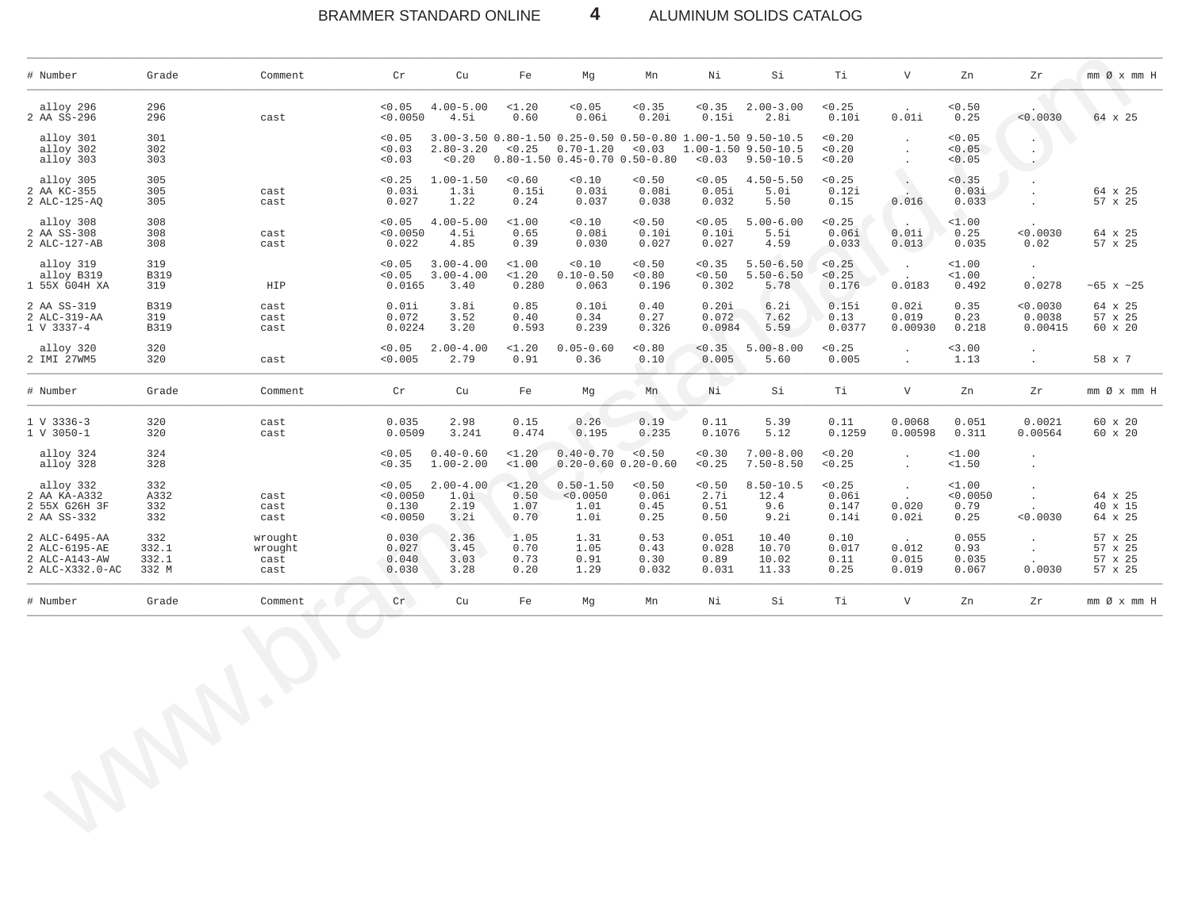| # | Number | Grade | Comment | Cr | Cu | Fe | Mg | Mn | Ni | Si | Ti | V | Zn | Zr | mm Ø x mm H |
|---|---|---|---|---|---|---|---|---|---|---|---|---|---|---|---|
| | alloy 296 | 296 | | <0.05 | 4.00-5.00 | <1.20 | <0.05 | <0.35 | <0.35 | 2.00-3.00 | <0.25 | . | <0.50 | . | |
| 2 | AA SS-296 | 296 | cast | <0.0050 | 4.5i | 0.60 | 0.06i | 0.20i | 0.15i | 2.8i | 0.10i | 0.01i | 0.25 | <0.0030 | 64 x 25 |
| | alloy 301 | 301 | | <0.05 | 3.00-3.50 | 0.80-1.50 | 0.25-0.50 | 0.50-0.80 | 1.00-1.50 | 9.50-10.5 | <0.20 | . | <0.05 | . | |
| | alloy 302 | 302 | | <0.03 | 2.80-3.20 | <0.25 | 0.70-1.20 | <0.03 | 1.00-1.50 | 9.50-10.5 | <0.20 | . | <0.05 | . | |
| | alloy 303 | 303 | | <0.03 | <0.20 | 0.80-1.50 | 0.45-0.70 | 0.50-0.80 | <0.03 | 9.50-10.5 | <0.20 | . | <0.05 | . | |
| | alloy 305 | 305 | | <0.25 | 1.00-1.50 | <0.60 | <0.10 | <0.50 | <0.05 | 4.50-5.50 | <0.25 | . | <0.35 | . | |
| 2 | AA KC-355 | 305 | cast | 0.03i | 1.3i | 0.15i | 0.03i | 0.08i | 0.05i | 5.0i | 0.12i | . | 0.03i | . | 64 x 25 |
| 2 | ALC-125-AQ | 305 | cast | 0.027 | 1.22 | 0.24 | 0.037 | 0.038 | 0.032 | 5.50 | 0.15 | 0.016 | 0.033 | . | 57 x 25 |
| | alloy 308 | 308 | | <0.05 | 4.00-5.00 | <1.00 | <0.10 | <0.50 | <0.05 | 5.00-6.00 | <0.25 | . | <1.00 | . | |
| 2 | AA SS-308 | 308 | cast | <0.0050 | 4.5i | 0.65 | 0.08i | 0.10i | 0.10i | 5.5i | 0.06i | 0.01i | 0.25 | <0.0030 | 64 x 25 |
| 2 | ALC-127-AB | 308 | cast | 0.022 | 4.85 | 0.39 | 0.030 | 0.027 | 0.027 | 4.59 | 0.033 | 0.013 | 0.035 | 0.02 | 57 x 25 |
| | alloy 319 | 319 | | <0.05 | 3.00-4.00 | <1.00 | <0.10 | <0.50 | <0.35 | 5.50-6.50 | <0.25 | . | <1.00 | . | |
| | alloy B319 | B319 | | <0.05 | 3.00-4.00 | <1.20 | 0.10-0.50 | <0.80 | <0.50 | 5.50-6.50 | <0.25 | . | <1.00 | . | |
| 1 | 55X G04H XA | 319 | HIP | 0.0165 | 3.40 | 0.280 | 0.063 | 0.196 | 0.302 | 5.78 | 0.176 | 0.0183 | 0.492 | 0.0278 | ~65 x ~25 |
| 2 | AA SS-319 | B319 | cast | 0.01i | 3.8i | 0.85 | 0.10i | 0.40 | 0.20i | 6.2i | 0.15i | 0.02i | 0.35 | <0.0030 | 64 x 25 |
| 2 | ALC-319-AA | 319 | cast | 0.072 | 3.52 | 0.40 | 0.34 | 0.27 | 0.072 | 7.62 | 0.13 | 0.019 | 0.23 | 0.0038 | 57 x 25 |
| 1 | V 3337-4 | B319 | cast | 0.0224 | 3.20 | 0.593 | 0.239 | 0.326 | 0.0984 | 5.59 | 0.0377 | 0.00930 | 0.218 | 0.00415 | 60 x 20 |
| | alloy 320 | 320 | | <0.05 | 2.00-4.00 | <1.20 | 0.05-0.60 | <0.80 | <0.35 | 5.00-8.00 | <0.25 | . | <3.00 | . | |
| 2 | IMI 27WM5 | 320 | cast | <0.005 | 2.79 | 0.91 | 0.36 | 0.10 | 0.005 | 5.60 | 0.005 | . | 1.13 | . | 58 x 7 |
| 1 | V 3336-3 | 320 | cast | 0.035 | 2.98 | 0.15 | 0.26 | 0.19 | 0.11 | 5.39 | 0.11 | 0.0068 | 0.051 | 0.0021 | 60 x 20 |
| 1 | V 3050-1 | 320 | cast | 0.0509 | 3.241 | 0.474 | 0.195 | 0.235 | 0.1076 | 5.12 | 0.1259 | 0.00598 | 0.311 | 0.00564 | 60 x 20 |
| | alloy 324 | 324 | | <0.05 | 0.40-0.60 | <1.20 | 0.40-0.70 | <0.50 | <0.30 | 7.00-8.00 | <0.20 | . | <1.00 | . | |
| | alloy 328 | 328 | | <0.35 | 1.00-2.00 | <1.00 | 0.20-0.60 | 0.20-0.60 | <0.25 | 7.50-8.50 | <0.25 | . | <1.50 | . | |
| | alloy 332 | 332 | | <0.05 | 2.00-4.00 | <1.20 | 0.50-1.50 | <0.50 | <0.50 | 8.50-10.5 | <0.25 | . | <1.00 | . | |
| 2 | AA KA-A332 | A332 | cast | <0.0050 | 1.0i | 0.50 | <0.0050 | 0.06i | 2.7i | 12.4 | 0.06i | . | <0.0050 | . | 64 x 25 |
| 2 | 55X G26H 3F | 332 | cast | 0.130 | 2.19 | 1.07 | 1.01 | 0.45 | 0.51 | 9.6 | 0.147 | 0.020 | 0.79 | . | 40 x 15 |
| 2 | AA SS-332 | 332 | cast | <0.0050 | 3.2i | 0.70 | 1.0i | 0.25 | 0.50 | 9.2i | 0.14i | 0.02i | 0.25 | <0.0030 | 64 x 25 |
| 2 | ALC-6495-AA | 332 | wrought | 0.030 | 2.36 | 1.05 | 1.31 | 0.53 | 0.051 | 10.40 | 0.10 | . | 0.055 | . | 57 x 25 |
| 2 | ALC-6195-AE | 332.1 | wrought | 0.027 | 3.45 | 0.70 | 1.05 | 0.43 | 0.028 | 10.70 | 0.017 | 0.012 | 0.93 | . | 57 x 25 |
| 2 | ALC-A143-AW | 332.1 | cast | 0.040 | 3.03 | 0.73 | 0.91 | 0.30 | 0.89 | 10.02 | 0.11 | 0.015 | 0.035 | . | 57 x 25 |
| 2 | ALC-X332.0-AC | 332 M | cast | 0.030 | 3.28 | 0.20 | 1.29 | 0.032 | 0.031 | 11.33 | 0.25 | 0.019 | 0.067 | 0.0030 | 57 x 25 |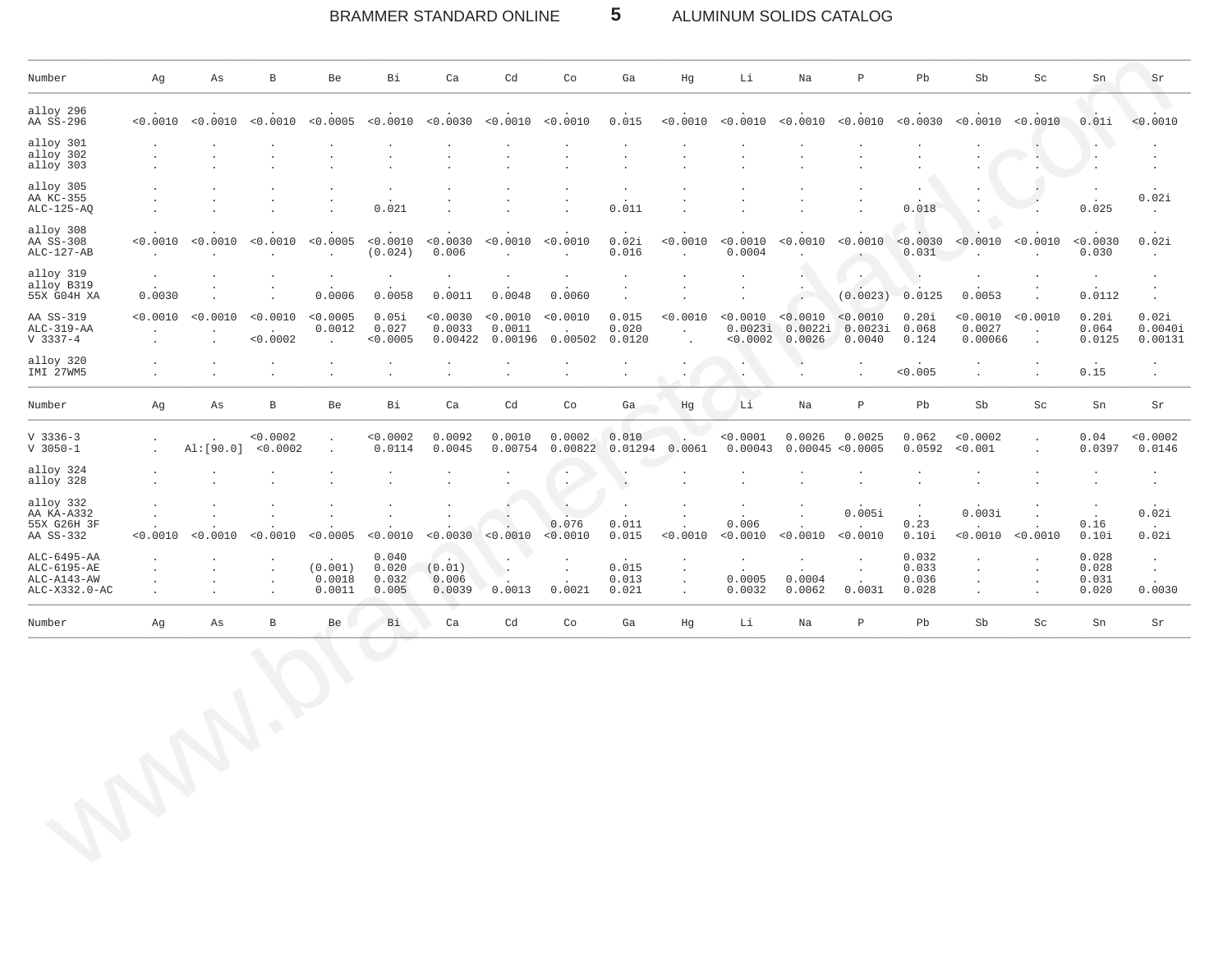| Number | Ag | As | B | Be | Bi | Ca | Cd | Co | Ga | Hg | Li | Na | P | Pb | Sb | Sc | Sn | Sr |
|---|---|---|---|---|---|---|---|---|---|---|---|---|---|---|---|---|---|---|
| alloy 296 | . | . | . | . | . | . | . | . | . | . | . | . | . | . | . | . | . | . |
| AA SS-296 | <0.0010 | <0.0010 | <0.0010 | <0.0005 | <0.0010 | <0.0030 | <0.0010 | <0.0010 | 0.015 | <0.0010 | <0.0010 | <0.0010 | <0.0010 | <0.0030 | <0.0010 | <0.0010 | 0.01i | <0.0010 |
| alloy 301 | . | . | . | . | . | . | . | . | . | . | . | . | . | . | . | . | . | . |
| alloy 302 | . | . | . | . | . | . | . | . | . | . | . | . | . | . | . | . | . | . |
| alloy 303 | . | . | . | . | . | . | . | . | . | . | . | . | . | . | . | . | . | . |
| alloy 305 | . | . | . | . | . | . | . | . | . | . | . | . | . | . | . | . | . | . |
| AA KC-355 | . | . | . | . | . | . | . | . | . | . | . | . | . | . | . | . | . | 0.02i |
| ALC-125-AQ | . | . | . | . | 0.021 | . | . | . | 0.011 | . | . | . | . | 0.018 | . | . | 0.025 | . |
| alloy 308 | . | . | . | . | . | . | . | . | . | . | . | . | . | . | . | . | . | . |
| AA SS-308 | <0.0010 | <0.0010 | <0.0010 | <0.0005 | <0.0010 | <0.0030 | <0.0010 | <0.0010 | 0.02i | <0.0010 | <0.0010 | <0.0010 | <0.0010 | <0.0030 | <0.0010 | <0.0010 | <0.0030 | 0.02i |
| ALC-127-AB | . | . | . | . | (0.024) | 0.006 | . | . | 0.016 | . | 0.0004 | . | . | 0.031 | . | . | 0.030 | . |
| alloy 319 | . | . | . | . | . | . | . | . | . | . | . | . | . | . | . | . | . | . |
| alloy B319 | . | . | . | . | . | . | . | . | . | . | . | . | . | . | . | . | . | . |
| 55X G04H XA | 0.0030 | . | . | 0.0006 | 0.0058 | 0.0011 | 0.0048 | 0.0060 | . | . | . | . | (0.0023) | 0.0125 | 0.0053 | . | 0.0112 | . |
| AA SS-319 | <0.0010 | <0.0010 | <0.0010 | <0.0005 | 0.05i | <0.0030 | <0.0010 | <0.0010 | 0.015 | <0.0010 | <0.0010 | <0.0010 | <0.0010 | 0.20i | <0.0010 | <0.0010 | 0.20i | 0.02i |
| ALC-319-AA | . | . | . | 0.0012 | 0.027 | 0.0033 | 0.0011 | . | 0.020 | . | 0.0023i | 0.0022i | 0.0023i | 0.068 | 0.0027 | . | 0.064 | 0.0040i |
| V 3337-4 | . | . | <0.0002 | . | <0.0005 | 0.00422 | 0.00196 | 0.00502 | 0.0120 | . | <0.0002 | 0.0026 | 0.0040 | 0.124 | 0.00066 | . | 0.0125 | 0.00131 |
| alloy 320 | . | . | . | . | . | . | . | . | . | . | . | . | . | . | . | . | . | . |
| IMI 27WM5 | . | . | . | . | . | . | . | . | . | . | . | . | . | <0.005 | . | . | 0.15 | . |

| Number | Ag | As | B | Be | Bi | Ca | Cd | Co | Ga | Hg | Li | Na | P | Pb | Sb | Sc | Sn | Sr |
|---|---|---|---|---|---|---|---|---|---|---|---|---|---|---|---|---|---|---|
| V 3336-3 | . | . | <0.0002 | . | <0.0002 | 0.0092 | 0.0010 | 0.0002 | 0.010 | . | <0.0001 | 0.0026 | 0.0025 | 0.062 | <0.0002 | . | 0.04 | <0.0002 |
| V 3050-1 | . | Al:[90.0] | <0.0002 | . | 0.0114 | 0.0045 | 0.00754 | 0.00822 | 0.01294 | 0.0061 | 0.00043 | 0.00045 | <0.0005 | 0.0592 | <0.001 | . | 0.0397 | 0.0146 |
| alloy 324 | . | . | . | . | . | . | . | . | . | . | . | . | . | . | . | . | . | . |
| alloy 328 | . | . | . | . | . | . | . | . | . | . | . | . | . | . | . | . | . | . |
| alloy 332 | . | . | . | . | . | . | . | . | . | . | . | . | . | . | . | . | . | . |
| AA KA-A332 | . | . | . | . | . | . | . | . | . | . | . | . | 0.005i | . | 0.003i | . | . | 0.02i |
| 55X G26H 3F | . | . | . | . | . | . | . | 0.076 | 0.011 | . | 0.006 | . | . | 0.23 | . | . | 0.16 | . |
| AA SS-332 | <0.0010 | <0.0010 | <0.0010 | <0.0005 | <0.0010 | <0.0030 | <0.0010 | <0.0010 | 0.015 | <0.0010 | <0.0010 | <0.0010 | <0.0010 | 0.10i | <0.0010 | <0.0010 | 0.10i | 0.02i |
| ALC-6495-AA | . | . | . | . | 0.040 | . | . | . | . | . | . | . | . | 0.032 | . | . | 0.028 | . |
| ALC-6195-AE | . | . | . | (0.001) | 0.020 | (0.01) | . | . | 0.015 | . | . | . | . | 0.033 | . | . | 0.028 | . |
| ALC-A143-AW | . | . | . | 0.0018 | 0.032 | 0.006 | . | . | 0.013 | . | 0.0005 | 0.0004 | . | 0.036 | . | . | 0.031 | . |
| ALC-X332.0-AC | . | . | . | 0.0011 | 0.005 | 0.0039 | 0.0013 | 0.0021 | 0.021 | . | 0.0032 | 0.0062 | 0.0031 | 0.028 | . | . | 0.020 | 0.0030 |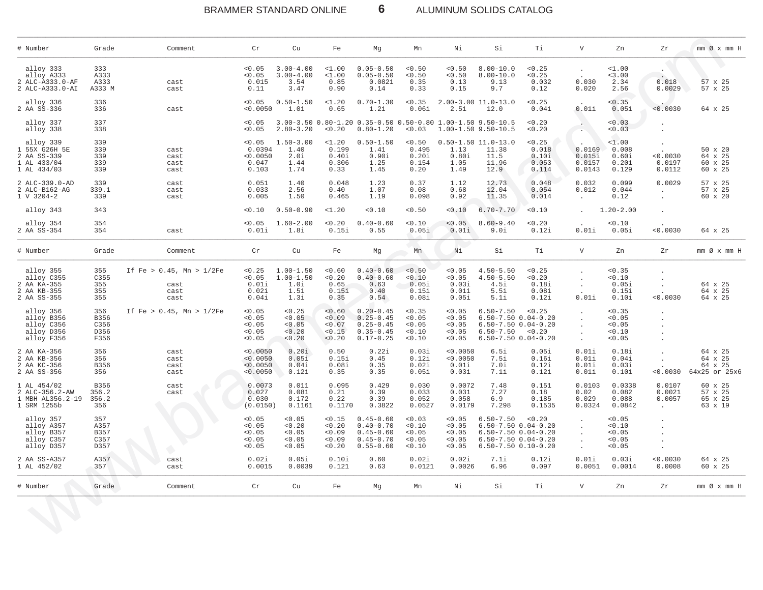| # | Number | Grade | Comment | Cr | Cu | Fe | Mg | Mn | Ni | Si | Ti | V | Zn | Zr | mm Ø x mm H |
|---|---|---|---|---|---|---|---|---|---|---|---|---|---|---|---|
| | alloy 333 | 333 | | <0.05 | 3.00-4.00 | <1.00 | 0.05-0.50 | <0.50 | <0.50 | 8.00-10.0 | <0.25 | . | <1.00 | . | |
| | alloy A333 | A333 | | <0.05 | 3.00-4.00 | <1.00 | 0.05-0.50 | <0.50 | <0.50 | 8.00-10.0 | <0.25 | . | <3.00 | . | |
| 2 | ALC-A333.0-AF | A333 | cast | 0.015 | 3.54 | 0.85 | 0.082i | 0.35 | 0.13 | 9.13 | 0.032 | 0.030 | 2.34 | 0.018 | 57 x 25 |
| 2 | ALC-A333.0-AI | A333 M | cast | 0.11 | 3.47 | 0.90 | 0.14 | 0.33 | 0.15 | 9.7 | 0.12 | 0.020 | 2.56 | 0.0029 | 57 x 25 |
| | alloy 336 | 336 | | <0.05 | 0.50-1.50 | <1.20 | 0.70-1.30 | <0.35 | 2.00-3.00 | 11.0-13.0 | <0.25 | . | <0.35 | . | |
| 2 | AA SS-336 | 336 | cast | <0.0050 | 1.0i | 0.65 | 1.2i | 0.06i | 2.5i | 12.0 | 0.04i | 0.01i | 0.05i | <0.0030 | 64 x 25 |
| | alloy 337 | 337 | | <0.05 | 3.00-3.50 | 0.80-1.20 | 0.35-0.50 | 0.50-0.80 | 1.00-1.50 | 9.50-10.5 | <0.20 | . | <0.03 | . | |
| | alloy 338 | 338 | | <0.05 | 2.80-3.20 | <0.20 | 0.80-1.20 | <0.03 | 1.00-1.50 | 9.50-10.5 | <0.20 | . | <0.03 | . | |
| | alloy 339 | 339 | | <0.05 | 1.50-3.00 | <1.20 | 0.50-1.50 | <0.50 | 0.50-1.50 | 11.0-13.0 | <0.25 | . | <1.00 | . | |
| 1 | 55X G26H 5E | 339 | cast | 0.0394 | 1.40 | 0.199 | 1.41 | 0.495 | 1.13 | 11.38 | 0.018 | 0.0169 | 0.008 | . | 50 x 20 |
| 2 | AA SS-339 | 339 | cast | <0.0050 | 2.0i | 0.40i | 0.90i | 0.20i | 0.80i | 11.5 | 0.10i | 0.015i | 0.60i | <0.0030 | 64 x 25 |
| 1 | AL 433/04 | 339 | cast | 0.047 | 1.44 | 0.306 | 1.25 | 0.154 | 1.05 | 11.96 | 0.053 | 0.0157 | 0.201 | 0.0197 | 60 x 25 |
| 1 | AL 434/03 | 339 | cast | 0.103 | 1.74 | 0.33 | 1.45 | 0.20 | 1.49 | 12.9 | 0.114 | 0.0143 | 0.129 | 0.0112 | 60 x 25 |
| 2 | ALC-339.0-AD | 339 | cast | 0.051 | 1.40 | 0.048 | 1.23 | 0.37 | 1.12 | 12.73 | 0.048 | 0.032 | 0.099 | 0.0029 | 57 x 25 |
| 2 | ALC-B162-AG | 339.1 | cast | 0.033 | 2.56 | 0.40 | 1.07 | 0.08 | 0.68 | 12.04 | 0.054 | 0.012 | 0.044 | . | 57 x 25 |
| 1 | V 3204-2 | 339 | cast | 0.005 | 1.50 | 0.465 | 1.19 | 0.098 | 0.92 | 11.35 | 0.014 | . | 0.12 | . | 60 x 20 |
| | alloy 343 | 343 | | <0.10 | 0.50-0.90 | <1.20 | <0.10 | <0.50 | <0.10 | 6.70-7.70 | <0.10 | . | 1.20-2.00 | . | |
| | alloy 354 | 354 | | <0.05 | 1.60-2.00 | <0.20 | 0.40-0.60 | <0.10 | <0.05 | 8.60-9.40 | <0.20 | . | <0.10 | . | |
| 2 | AA SS-354 | 354 | cast | 0.01i | 1.8i | 0.15i | 0.55 | 0.05i | 0.01i | 9.0i | 0.12i | 0.01i | 0.05i | <0.0030 | 64 x 25 |
| | alloy 355 | 355 | If Fe > 0.45, Mn > 1/2Fe | <0.25 | 1.00-1.50 | <0.60 | 0.40-0.60 | <0.50 | <0.05 | 4.50-5.50 | <0.25 | . | <0.35 | . | |
| | alloy C355 | C355 | | <0.05 | 1.00-1.50 | <0.20 | 0.40-0.60 | <0.10 | <0.05 | 4.50-5.50 | <0.20 | . | <0.10 | . | |
| 2 | AA KA-355 | 355 | cast | 0.01i | 1.0i | 0.65 | 0.63 | 0.05i | 0.03i | 4.5i | 0.18i | . | 0.05i | . | 64 x 25 |
| 2 | AA KB-355 | 355 | cast | 0.02i | 1.5i | 0.15i | 0.40 | 0.15i | 0.01i | 5.5i | 0.08i | . | 0.15i | . | 64 x 25 |
| 2 | AA SS-355 | 355 | cast | 0.04i | 1.3i | 0.35 | 0.54 | 0.08i | 0.05i | 5.1i | 0.12i | 0.01i | 0.10i | <0.0030 | 64 x 25 |
| | alloy 356 | 356 | If Fe > 0.45, Mn > 1/2Fe | <0.05 | <0.25 | <0.60 | 0.20-0.45 | <0.35 | <0.05 | 6.50-7.50 | <0.25 | . | <0.35 | . | |
| | alloy B356 | B356 | | <0.05 | <0.05 | <0.09 | 0.25-0.45 | <0.05 | <0.05 | 6.50-7.50 | 0.04-0.20 | . | <0.05 | . | |
| | alloy C356 | C356 | | <0.05 | <0.05 | <0.07 | 0.25-0.45 | <0.05 | <0.05 | 6.50-7.50 | 0.04-0.20 | . | <0.05 | . | |
| | alloy D356 | D356 | | <0.05 | <0.20 | <0.15 | 0.35-0.45 | <0.10 | <0.05 | 6.50-7.50 | <0.20 | . | <0.10 | . | |
| | alloy F356 | F356 | | <0.05 | <0.20 | <0.20 | 0.17-0.25 | <0.10 | <0.05 | 6.50-7.50 | 0.04-0.20 | . | <0.05 | . | |
| 2 | AA KA-356 | 356 | cast | <0.0050 | 0.20i | 0.50 | 0.22i | 0.03i | <0.0050 | 6.5i | 0.05i | 0.01i | 0.18i | . | 64 x 25 |
| 2 | AA KB-356 | 356 | cast | <0.0050 | 0.05i | 0.15i | 0.45 | 0.12i | <0.0050 | 7.5i | 0.16i | 0.01i | 0.04i | . | 64 x 25 |
| 2 | AA KC-356 | B356 | cast | <0.0050 | 0.04i | 0.08i | 0.35 | 0.02i | 0.01i | 7.0i | 0.12i | 0.01i | 0.03i | . | 64 x 25 |
| 2 | AA SS-356 | 356 | cast | <0.0050 | 0.12i | 0.35 | 0.35 | 0.05i | 0.03i | 7.1i | 0.12i | 0.01i | 0.10i | <0.0030 | 64x25 or 25x6 |
| 1 | AL 454/02 | B356 | cast | 0.0073 | 0.011 | 0.095 | 0.429 | 0.030 | 0.0072 | 7.48 | 0.151 | 0.0103 | 0.0338 | 0.0107 | 60 x 25 |
| 2 | ALC-356.2-AW | 356.2 | cast | 0.027 | 0.081 | 0.21 | 0.39 | 0.033 | 0.031 | 7.27 | 0.18 | 0.02 | 0.082 | 0.0021 | 57 x 25 |
| 1 | MBH AL356.2-19 | 356.2 | | 0.030 | 0.172 | 0.22 | 0.39 | 0.052 | 0.058 | 6.9 | 0.185 | 0.029 | 0.088 | 0.0057 | 65 x 25 |
| 1 | SRM 1255b | 356 | | (0.0150) | 0.1161 | 0.1170 | 0.3822 | 0.0527 | 0.0179 | 7.298 | 0.1535 | 0.0324 | 0.0842 | . | 63 x 19 |
| | alloy 357 | 357 | | <0.05 | <0.05 | <0.15 | 0.45-0.60 | <0.03 | <0.05 | 6.50-7.50 | <0.20 | . | <0.05 | . | |
| | alloy A357 | A357 | | <0.05 | <0.20 | <0.20 | 0.40-0.70 | <0.10 | <0.05 | 6.50-7.50 | 0.04-0.20 | . | <0.10 | . | |
| | alloy B357 | B357 | | <0.05 | <0.05 | <0.09 | 0.45-0.60 | <0.05 | <0.05 | 6.50-7.50 | 0.04-0.20 | . | <0.05 | . | |
| | alloy C357 | C357 | | <0.05 | <0.05 | <0.09 | 0.45-0.70 | <0.05 | <0.05 | 6.50-7.50 | 0.04-0.20 | . | <0.05 | . | |
| | alloy D357 | D357 | | <0.05 | <0.05 | <0.20 | 0.55-0.60 | <0.10 | <0.05 | 6.50-7.50 | 0.10-0.20 | . | <0.05 | . | |
| 2 | AA SS-A357 | A357 | cast | 0.02i | 0.05i | 0.10i | 0.60 | 0.02i | 0.02i | 7.1i | 0.12i | 0.01i | 0.03i | <0.0030 | 64 x 25 |
| 1 | AL 452/02 | 357 | cast | 0.0015 | 0.0039 | 0.121 | 0.63 | 0.0121 | 0.0026 | 6.96 | 0.097 | 0.0051 | 0.0014 | 0.0008 | 60 x 25 |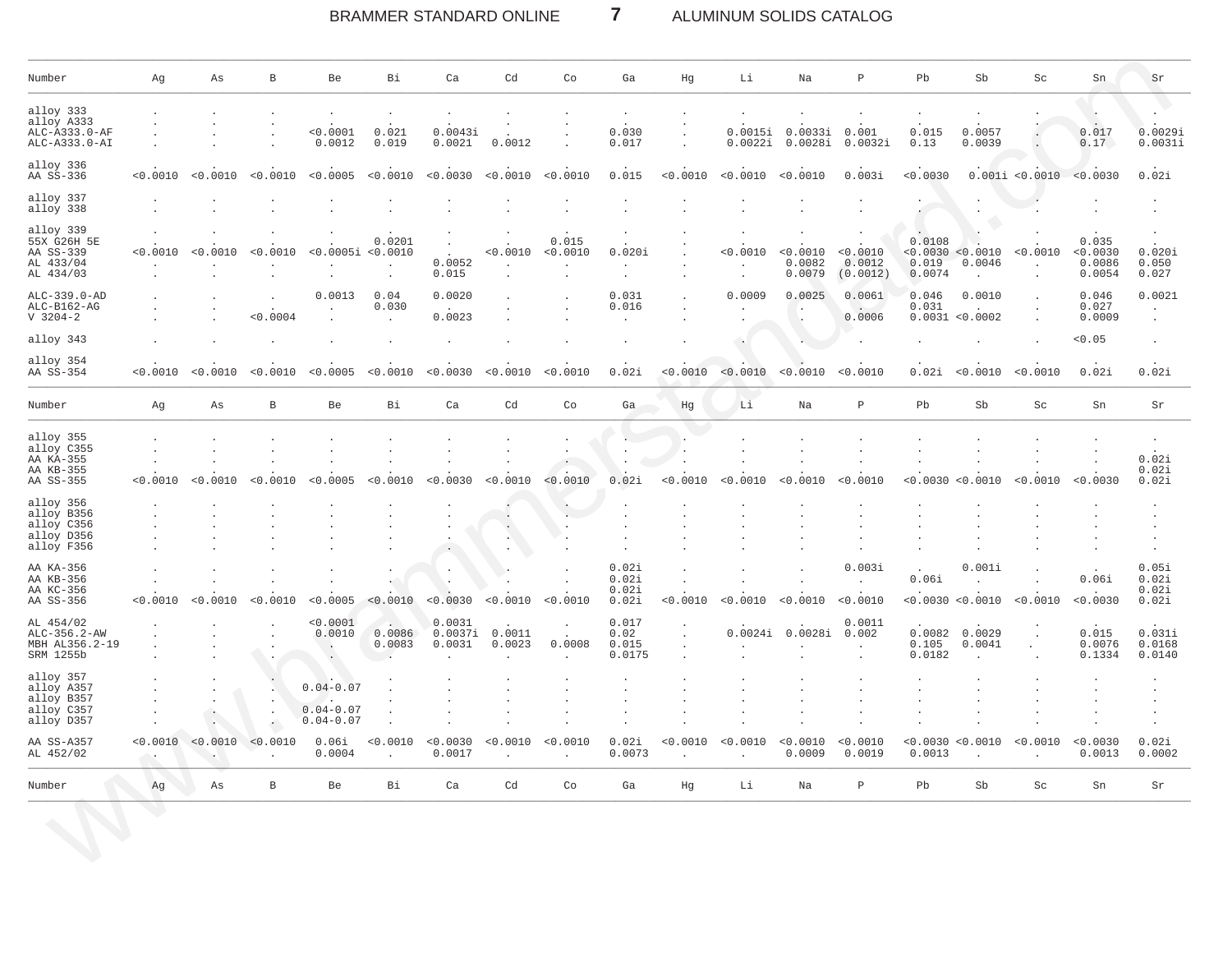| Number | Ag | As | B | Be | Bi | Ca | Cd | Co | Ga | Hg | Li | Na | P | Pb | Sb | Sc | Sn | Sr |
|---|---|---|---|---|---|---|---|---|---|---|---|---|---|---|---|---|---|---|
| alloy 333 | . | . | . | . | . | . | . | . | . | . | . | . | . | . | . | . | . | . |
| alloy A333 | . | . | . | . | . | . | . | . | . | . | . | . | . | . | . | . | . | . |
| ALC-A333.0-AF | . | . | . | <0.0001 | 0.021 | 0.0043i | . | . | 0.030 | . | 0.0015i | 0.0033i | 0.001 | 0.015 | 0.0057 | . | 0.017 | 0.0029i |
| ALC-A333.0-AI | . | . | . | 0.0012 | 0.019 | 0.0021 | 0.0012 | . | 0.017 | . | 0.0022i | 0.0028i | 0.0032i | 0.13 | 0.0039 | . | 0.17 | 0.0031i |
| alloy 336 | . | . | . | . | . | . | . | . | . | . | . | . | . | . | . | . | . | . |
| AA SS-336 | <0.0010 | <0.0010 | <0.0010 | <0.0005 | <0.0010 | <0.0030 | <0.0010 | <0.0010 | 0.015 | <0.0010 | <0.0010 | <0.0010 | 0.003i | <0.0030 | 0.001i | <0.0010 | <0.0030 | 0.02i |
| alloy 337 | . | . | . | . | . | . | . | . | . | . | . | . | . | . | . | . | . | . |
| alloy 338 | . | . | . | . | . | . | . | . | . | . | . | . | . | . | . | . | . | . |
| alloy 339 | . | . | . | . | . | . | . | . | . | . | . | . | . | . | . | . | . | . |
| 55X G26H 5E | . | . | . | . | 0.0201 | . | . | 0.015 | . | . | . | . | . | 0.0108 | . | . | 0.035 | . |
| AA SS-339 | <0.0010 | <0.0010 | <0.0010 | <0.0005i | <0.0010 | . | <0.0010 | <0.0010 | 0.020i | . | <0.0010 | <0.0010 | <0.0010 | <0.0030 | <0.0010 | <0.0010 | <0.0030 | 0.020i |
| AL 433/04 | . | . | . | . | . | 0.0052 | . | . | . | . | . | 0.0082 | 0.0012 | 0.019 | 0.0046 | . | 0.0086 | 0.050 |
| AL 434/03 | . | . | . | . | . | 0.015 | . | . | . | . | . | 0.0079 | (0.0012) | 0.0074 | . | . | 0.0054 | 0.027 |
| ALC-339.0-AD | . | . | . | 0.0013 | 0.04 | 0.0020 | . | . | 0.031 | . | 0.0009 | 0.0025 | 0.0061 | 0.046 | 0.0010 | . | 0.046 | 0.0021 |
| ALC-B162-AG | . | . | . | . | 0.030 | . | . | . | 0.016 | . | . | . | . | 0.031 | . | . | 0.027 | . |
| V 3204-2 | . | . | <0.0004 | . | . | 0.0023 | . | . | . | . | . | . | 0.0006 | 0.0031 | <0.0002 | . | 0.0009 | . |
| alloy 343 | . | . | . | . | . | . | . | . | . | . | . | . | . | . | . | . | <0.05 | . |
| alloy 354 | . | . | . | . | . | . | . | . | . | . | . | . | . | . | . | . | . | . |
| AA SS-354 | <0.0010 | <0.0010 | <0.0010 | <0.0005 | <0.0010 | <0.0030 | <0.0010 | <0.0010 | 0.02i | <0.0010 | <0.0010 | <0.0010 | <0.0010 | 0.02i | <0.0010 | <0.0010 | 0.02i | 0.02i |
| alloy 355 | . | . | . | . | . | . | . | . | . | . | . | . | . | . | . | . | . | . |
| alloy C355 | . | . | . | . | . | . | . | . | . | . | . | . | . | . | . | . | . | . |
| AA KA-355 | . | . | . | . | . | . | . | . | . | . | . | . | . | . | . | . | . | 0.02i |
| AA KB-355 | . | . | . | . | . | . | . | . | . | . | . | . | . | . | . | . | . | 0.02i |
| AA SS-355 | <0.0010 | <0.0010 | <0.0010 | <0.0005 | <0.0010 | <0.0030 | <0.0010 | <0.0010 | 0.02i | <0.0010 | <0.0010 | <0.0010 | <0.0010 | <0.0030 | <0.0010 | <0.0010 | <0.0030 | 0.02i |
| alloy 356 | . | . | . | . | . | . | . | . | . | . | . | . | . | . | . | . | . | . |
| alloy B356 | . | . | . | . | . | . | . | . | . | . | . | . | . | . | . | . | . | . |
| alloy C356 | . | . | . | . | . | . | . | . | . | . | . | . | . | . | . | . | . | . |
| alloy D356 | . | . | . | . | . | . | . | . | . | . | . | . | . | . | . | . | . | . |
| alloy F356 | . | . | . | . | . | . | . | . | . | . | . | . | . | . | . | . | . | . |
| AA KA-356 | . | . | . | . | . | . | . | . | 0.02i | . | . | . | 0.003i | . | 0.001i | . | . | 0.05i |
| AA KB-356 | . | . | . | . | . | . | . | . | 0.02i | . | . | . | . | 0.06i | . | . | 0.06i | 0.02i |
| AA KC-356 | . | . | . | . | . | . | . | . | 0.02i | . | . | . | . | . | . | . | . | 0.02i |
| AA SS-356 | <0.0010 | <0.0010 | <0.0010 | <0.0005 | <0.0010 | <0.0030 | <0.0010 | <0.0010 | 0.02i | <0.0010 | <0.0010 | <0.0010 | <0.0010 | <0.0030 | <0.0010 | <0.0010 | <0.0030 | 0.02i |
| AL 454/02 | . | . | . | <0.0001 | . | 0.0031 | . | . | 0.017 | . | . | . | 0.0011 | . | . | . | . | . |
| ALC-356.2-AW | . | . | . | 0.0010 | 0.0086 | 0.0037i | 0.0011 | . | 0.02 | . | 0.0024i | 0.0028i | 0.002 | 0.0082 | 0.0029 | . | 0.015 | 0.031i |
| MBH AL356.2-19 | . | . | . | . | 0.0083 | 0.0031 | 0.0023 | 0.0008 | 0.015 | . | . | . | . | 0.105 | 0.0041 | . | 0.0076 | 0.0168 |
| SRM 1255b | . | . | . | . | . | . | . | . | 0.0175 | . | . | . | . | 0.0182 | . | . | 0.1334 | 0.0140 |
| alloy 357 | . | . | . | . | . | . | . | . | . | . | . | . | . | . | . | . | . | . |
| alloy A357 | . | . | . | 0.04-0.07 | . | . | . | . | . | . | . | . | . | . | . | . | . | . |
| alloy B357 | . | . | . | . | . | . | . | . | . | . | . | . | . | . | . | . | . | . |
| alloy C357 | . | . | . | 0.04-0.07 | . | . | . | . | . | . | . | . | . | . | . | . | . | . |
| alloy D357 | . | . | . | 0.04-0.07 | . | . | . | . | . | . | . | . | . | . | . | . | . | . |
| AA SS-A357 | <0.0010 | <0.0010 | <0.0010 | 0.06i | <0.0010 | <0.0030 | <0.0010 | <0.0010 | 0.02i | <0.0010 | <0.0010 | <0.0010 | <0.0010 | <0.0030 | <0.0010 | <0.0010 | <0.0030 | 0.02i |
| AL 452/02 | . | . | . | 0.0004 | . | 0.0017 | . | . | 0.0073 | . | . | 0.0009 | 0.0019 | 0.0013 | . | . | 0.0013 | 0.0002 |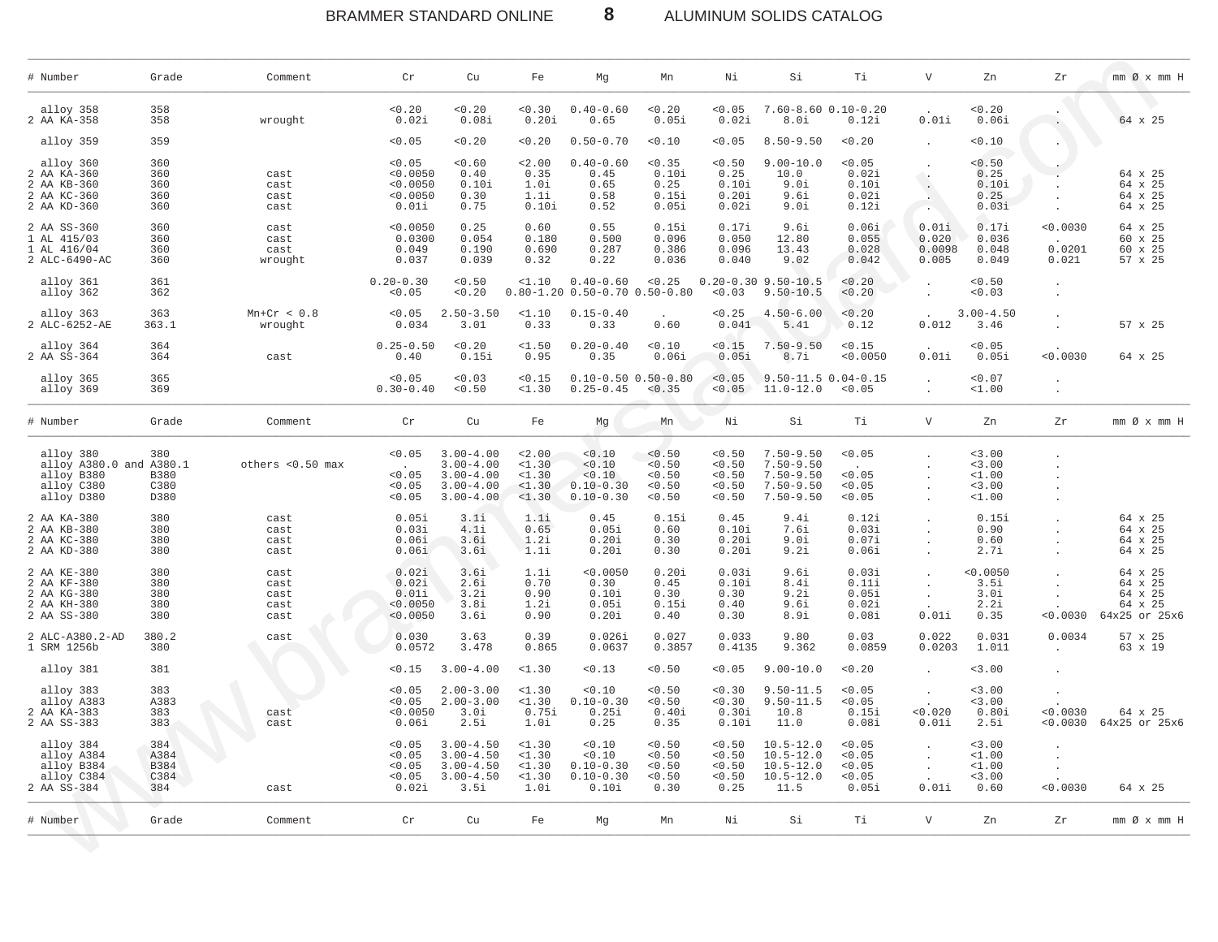| # Number | Grade | Comment | Cr | Cu | Fe | Mg | Mn | Ni | Si | Ti | V | Zn | Zr | mm Ø x mm H |
|---|---|---|---|---|---|---|---|---|---|---|---|---|---|---|
| alloy 358 | 358 | | <0.20 | <0.20 | <0.30 | 0.40-0.60 | <0.20 | <0.05 | 7.60-8.60 | 0.10-0.20 | . | <0.20 | . | |
| 2 AA KA-358 | 358 | wrought | 0.02i | 0.08i | 0.20i | 0.65 | 0.05i | 0.02i | 8.0i | 0.12i | 0.01i | 0.06i | . | 64 x 25 |
| alloy 359 | 359 | | <0.05 | <0.20 | <0.20 | 0.50-0.70 | <0.10 | <0.05 | 8.50-9.50 | <0.20 | . | <0.10 | . | |
| alloy 360 | 360 | | <0.05 | <0.60 | <2.00 | 0.40-0.60 | <0.35 | <0.50 | 9.00-10.0 | <0.05 | . | <0.50 | . | |
| 2 AA KA-360 | 360 | cast | <0.0050 | 0.40 | 0.35 | 0.45 | 0.10i | 0.25 | 10.0 | 0.02i | . | 0.25 | . | 64 x 25 |
| 2 AA KB-360 | 360 | cast | <0.0050 | 0.10i | 1.0i | 0.65 | 0.25 | 0.10i | 9.0i | 0.10i | . | 0.10i | . | 64 x 25 |
| 2 AA KC-360 | 360 | cast | <0.0050 | 0.30 | 1.1i | 0.58 | 0.15i | 0.20i | 9.6i | 0.02i | . | 0.25 | . | 64 x 25 |
| 2 AA KD-360 | 360 | cast | 0.01i | 0.75 | 0.10i | 0.52 | 0.05i | 0.02i | 9.0i | 0.12i | . | 0.03i | . | 64 x 25 |
| 2 AA SS-360 | 360 | cast | <0.0050 | 0.25 | 0.60 | 0.55 | 0.15i | 0.17i | 9.6i | 0.06i | 0.01i | 0.17i | <0.0030 | 64 x 25 |
| 1 AL 415/03 | 360 | cast | 0.0300 | 0.054 | 0.180 | 0.500 | 0.096 | 0.050 | 12.80 | 0.055 | 0.020 | 0.036 | . | 60 x 25 |
| 1 AL 416/04 | 360 | cast | 0.049 | 0.190 | 0.690 | 0.287 | 0.386 | 0.096 | 13.43 | 0.028 | 0.0098 | 0.048 | 0.0201 | 60 x 25 |
| 2 ALC-6490-AC | 360 | wrought | 0.037 | 0.039 | 0.32 | 0.22 | 0.036 | 0.040 | 9.02 | 0.042 | 0.005 | 0.049 | 0.021 | 57 x 25 |
| alloy 361 | 361 | | 0.20-0.30 | <0.50 | <1.10 | 0.40-0.60 | <0.25 | 0.20-0.30 | 9.50-10.5 | <0.20 | . | <0.50 | . | |
| alloy 362 | 362 | | <0.05 | <0.20 | 0.80-1.20 | 0.50-0.70 | 0.50-0.80 | <0.03 | 9.50-10.5 | <0.20 | . | <0.03 | . | |
| alloy 363 | 363 | Mn+Cr < 0.8 | <0.05 | 2.50-3.50 | <1.10 | 0.15-0.40 | . | <0.25 | 4.50-6.00 | <0.20 | . | 3.00-4.50 | . | |
| 2 ALC-6252-AE | 363.1 | wrought | 0.034 | 3.01 | 0.33 | 0.33 | 0.60 | 0.041 | 5.41 | 0.12 | 0.012 | 3.46 | . | 57 x 25 |
| alloy 364 | 364 | | 0.25-0.50 | <0.20 | <1.50 | 0.20-0.40 | <0.10 | <0.15 | 7.50-9.50 | <0.15 | . | <0.05 | . | |
| 2 AA SS-364 | 364 | cast | 0.40 | 0.15i | 0.95 | 0.35 | 0.06i | 0.05i | 8.7i | <0.0050 | 0.01i | 0.05i | <0.0030 | 64 x 25 |
| alloy 365 | 365 | | <0.05 | <0.03 | <0.15 | 0.10-0.50 | 0.50-0.80 | <0.05 | 9.50-11.5 | 0.04-0.15 | . | <0.07 | . | |
| alloy 369 | 369 | | 0.30-0.40 | <0.50 | <1.30 | 0.25-0.45 | <0.35 | <0.05 | 11.0-12.0 | <0.05 | . | <1.00 | . | |

| # Number | Grade | Comment | Cr | Cu | Fe | Mg | Mn | Ni | Si | Ti | V | Zn | Zr | mm Ø x mm H |
|---|---|---|---|---|---|---|---|---|---|---|---|---|---|---|
| alloy 380 | 380 | | <0.05 | 3.00-4.00 | <2.00 | <0.10 | <0.50 | <0.50 | 7.50-9.50 | <0.05 | . | <3.00 | . | |
| alloy A380.0 and A380.1 | | others <0.50 max | | 3.00-4.00 | <1.30 | <0.10 | <0.50 | <0.50 | 7.50-9.50 | . | . | <3.00 | . | |
| alloy B380 | B380 | | <0.05 | 3.00-4.00 | <1.30 | <0.10 | <0.50 | <0.50 | 7.50-9.50 | <0.05 | . | <1.00 | . | |
| alloy C380 | C380 | | <0.05 | 3.00-4.00 | <1.30 | 0.10-0.30 | <0.50 | <0.50 | 7.50-9.50 | <0.05 | . | <3.00 | . | |
| alloy D380 | D380 | | <0.05 | 3.00-4.00 | <1.30 | 0.10-0.30 | <0.50 | <0.50 | 7.50-9.50 | <0.05 | . | <1.00 | . | |
| 2 AA KA-380 | 380 | cast | 0.05i | 3.1i | 1.1i | 0.45 | 0.15i | 0.45 | 9.4i | 0.12i | . | 0.15i | . | 64 x 25 |
| 2 AA KB-380 | 380 | cast | 0.03i | 4.1i | 0.65 | 0.05i | 0.60 | 0.10i | 7.6i | 0.03i | . | 0.90 | . | 64 x 25 |
| 2 AA KC-380 | 380 | cast | 0.06i | 3.6i | 1.2i | 0.20i | 0.30 | 0.20i | 9.0i | 0.07i | . | 0.60 | . | 64 x 25 |
| 2 AA KD-380 | 380 | cast | 0.06i | 3.6i | 1.1i | 0.20i | 0.30 | 0.20i | 9.2i | 0.06i | . | 2.7i | . | 64 x 25 |
| 2 AA KE-380 | 380 | cast | 0.02i | 3.6i | 1.1i | <0.0050 | 0.20i | 0.03i | 9.6i | 0.03i | . | <0.0050 | . | 64 x 25 |
| 2 AA KF-380 | 380 | cast | 0.02i | 2.6i | 0.70 | 0.30 | 0.45 | 0.10i | 8.4i | 0.11i | . | 3.5i | . | 64 x 25 |
| 2 AA KG-380 | 380 | cast | 0.01i | 3.2i | 0.90 | 0.10i | 0.30 | 0.30 | 9.2i | 0.05i | . | 3.0i | . | 64 x 25 |
| 2 AA KH-380 | 380 | cast | <0.0050 | 3.8i | 1.2i | 0.05i | 0.15i | 0.40 | 9.6i | 0.02i | . | 2.2i | . | 64 x 25 |
| 2 AA SS-380 | 380 | cast | <0.0050 | 3.6i | 0.90 | 0.20i | 0.40 | 0.30 | 8.9i | 0.08i | 0.01i | 0.35 | <0.0030 | 64x25 or 25x6 |
| 2 ALC-A380.2-AD | 380.2 | cast | 0.030 | 3.63 | 0.39 | 0.026i | 0.027 | 0.033 | 9.80 | 0.03 | 0.022 | 0.031 | 0.0034 | 57 x 25 |
| 1 SRM 1256b | 380 | | 0.0572 | 3.478 | 0.865 | 0.0637 | 0.3857 | 0.4135 | 9.362 | 0.0859 | 0.0203 | 1.011 | . | 63 x 19 |
| alloy 381 | 381 | | <0.15 | 3.00-4.00 | <1.30 | <0.13 | <0.50 | <0.05 | 9.00-10.0 | <0.20 | . | <3.00 | . | |
| alloy 383 | 383 | | <0.05 | 2.00-3.00 | <1.30 | <0.10 | <0.50 | <0.30 | 9.50-11.5 | <0.05 | . | <3.00 | . | |
| alloy A383 | A383 | | <0.05 | 2.00-3.00 | <1.30 | 0.10-0.30 | <0.50 | <0.30 | 9.50-11.5 | <0.05 | . | <3.00 | . | |
| 2 AA KA-383 | 383 | cast | <0.0050 | 3.0i | 0.75i | 0.25i | 0.40i | 0.30i | 10.8 | 0.15i | <0.020 | 0.80i | <0.0030 | 64 x 25 |
| 2 AA SS-383 | 383 | cast | 0.06i | 2.5i | 1.0i | 0.25 | 0.35 | 0.10i | 11.0 | 0.08i | 0.01i | 2.5i | <0.0030 | 64x25 or 25x6 |
| alloy 384 | 384 | | <0.05 | 3.00-4.50 | <1.30 | <0.10 | <0.50 | <0.50 | 10.5-12.0 | <0.05 | . | <3.00 | . | |
| alloy A384 | A384 | | <0.05 | 3.00-4.50 | <1.30 | <0.10 | <0.50 | <0.50 | 10.5-12.0 | <0.05 | . | <1.00 | . | |
| alloy B384 | B384 | | <0.05 | 3.00-4.50 | <1.30 | 0.10-0.30 | <0.50 | <0.50 | 10.5-12.0 | <0.05 | . | <1.00 | . | |
| alloy C384 | C384 | | <0.05 | 3.00-4.50 | <1.30 | 0.10-0.30 | <0.50 | <0.50 | 10.5-12.0 | <0.05 | . | <3.00 | . | |
| 2 AA SS-384 | 384 | cast | 0.02i | 3.5i | 1.0i | 0.10i | 0.30 | 0.25 | 11.5 | 0.05i | 0.01i | 0.60 | <0.0030 | 64 x 25 |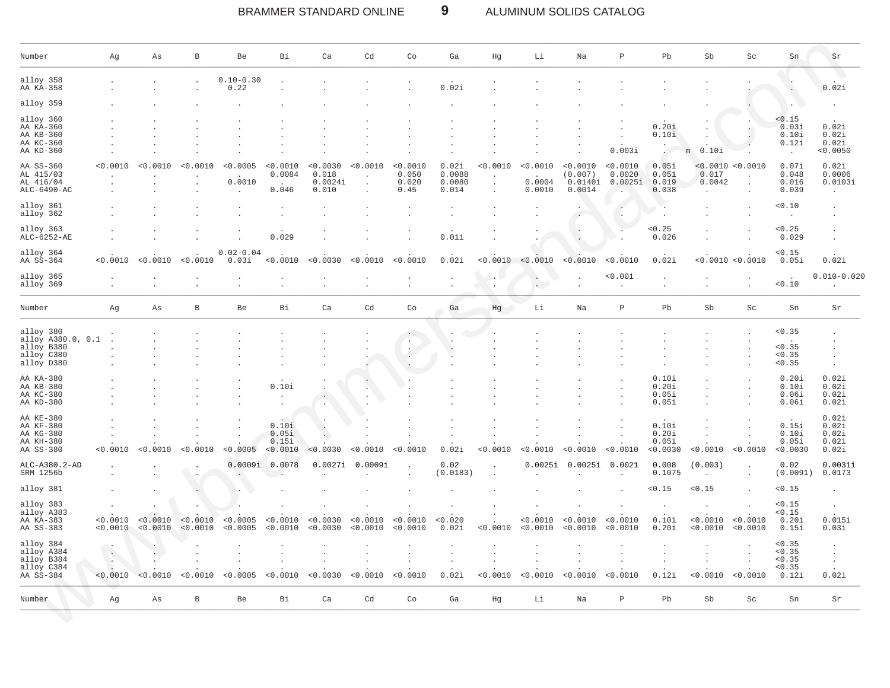| Number | Ag | As | B | Be | Bi | Ca | Cd | Co | Ga | Hg | Li | Na | P | Pb | Sb | Sc | Sn | Sr |
|---|---|---|---|---|---|---|---|---|---|---|---|---|---|---|---|---|---|---|
| alloy 358 | . | . | . | 0.10-0.30 | . | . | . | . | . | . | . | . | . | . | . | . | . | . |
| AA KA-358 | . | . | . | 0.22 | . | . | . | . | 0.02i | . | . | . | . | . | . | . | . | 0.02i |
| alloy 359 | . | . | . | . | . | . | . | . | . | . | . | . | . | . | . | . | . | . |
| alloy 360 | . | . | . | . | . | . | . | . | . | . | . | . | . | . | . | . | <0.15 | . |
| AA KA-360 | . | . | . | . | . | . | . | . | . | . | . | . | . | 0.20i | . | . | 0.03i | 0.02i |
| AA KB-360 | . | . | . | . | . | . | . | . | . | . | . | . | . | 0.10i | . | . | 0.10i | 0.02i |
| AA KC-360 | . | . | . | . | . | . | . | . | . | . | . | . | . | . | . | . | 0.12i | 0.02i |
| AA KD-360 | . | . | . | . | . | . | . | . | . | . | . | . | 0.003i | . | m 0.10i | . | . | <0.0050 |
| AA SS-360 | <0.0010 | <0.0010 | <0.0010 | <0.0005 | <0.0010 | <0.0030 | <0.0010 | <0.0010 | 0.02i | <0.0010 | <0.0010 | <0.0010 | <0.0010 | 0.05i | <0.0010 | <0.0010 | 0.07i | 0.02i |
| AL 415/03 | . | . | . | . | 0.0084 | 0.018 | . | 0.050 | 0.0088 | . | . | (0.007) | 0.0020 | 0.051 | 0.017 | . | 0.048 | 0.0006 |
| AL 416/04 | . | . | . | 0.0010 | . | 0.0024i | . | 0.020 | 0.0080 | . | 0.0004 | 0.0140i | 0.0025i | 0.019 | 0.0042 | . | 0.016 | 0.0103i |
| ALC-6490-AC | . | . | . | . | 0.046 | 0.010 | . | 0.45 | 0.014 | . | 0.0010 | 0.0014 | . | 0.038 | . | . | 0.039 | . |
| alloy 361 | . | . | . | . | . | . | . | . | . | . | . | . | . | . | . | . | <0.10 | . |
| alloy 362 | . | . | . | . | . | . | . | . | . | . | . | . | . | . | . | . | . | . |
| alloy 363 | . | . | . | . | . | . | . | . | . | . | . | . | . | <0.25 | . | . | <0.25 | . |
| ALC-6252-AE | . | . | . | . | 0.029 | . | . | . | 0.011 | . | . | . | . | 0.026 | . | . | 0.029 | . |
| alloy 364 | . | . | . | 0.02-0.04 | . | . | . | . | . | . | . | . | . | . | . | . | <0.15 | . |
| AA SS-364 | <0.0010 | <0.0010 | <0.0010 | 0.03i | <0.0010 | <0.0030 | <0.0010 | <0.0010 | 0.02i | <0.0010 | <0.0010 | <0.0010 | <0.0010 | 0.02i | <0.0010 | <0.0010 | 0.05i | 0.02i |
| alloy 365 | . | . | . | . | . | . | . | . | . | . | . | . | <0.001 | . | . | . | . | 0.010-0.020 |
| alloy 369 | . | . | . | . | . | . | . | . | . | . | . | . | . | . | . | . | <0.10 | . |
| alloy 380 | . | . | . | . | . | . | . | . | . | . | . | . | . | . | . | . | <0.35 | . |
| alloy A380.0, 0.1 | . | . | . | . | . | . | . | . | . | . | . | . | . | . | . | . | . | . |
| alloy B380 | . | . | . | . | . | . | . | . | . | . | . | . | . | . | . | . | <0.35 | . |
| alloy C380 | . | . | . | . | . | . | . | . | . | . | . | . | . | . | . | . | <0.35 | . |
| alloy D380 | . | . | . | . | . | . | . | . | . | . | . | . | . | . | . | . | <0.35 | . |
| AA KA-380 | . | . | . | . | . | . | . | . | . | . | . | . | . | 0.10i | . | . | 0.20i | 0.02i |
| AA KB-380 | . | . | . | . | 0.10i | . | . | . | . | . | . | . | . | 0.20i | . | . | 0.10i | 0.02i |
| AA KC-380 | . | . | . | . | . | . | . | . | . | . | . | . | . | 0.05i | . | . | 0.06i | 0.02i |
| AA KD-380 | . | . | . | . | . | . | . | . | . | . | . | . | . | 0.05i | . | . | 0.06i | 0.02i |
| AA KE-380 | . | . | . | . | . | . | . | . | . | . | . | . | . | . | . | . | . | 0.02i |
| AA KF-380 | . | . | . | . | 0.10i | . | . | . | . | . | . | . | . | 0.10i | . | . | 0.15i | 0.02i |
| AA KG-380 | . | . | . | . | 0.05i | . | . | . | . | . | . | . | . | 0.20i | . | . | 0.10i | 0.02i |
| AA KH-380 | . | . | . | . | 0.15i | . | . | . | . | . | . | . | . | 0.05i | . | . | 0.05i | 0.02i |
| AA SS-380 | <0.0010 | <0.0010 | <0.0010 | <0.0005 | <0.0010 | <0.0030 | <0.0010 | <0.0010 | 0.02i | <0.0010 | <0.0010 | <0.0010 | <0.0010 | <0.0030 | <0.0010 | <0.0010 | <0.0030 | 0.02i |
| ALC-A380.2-AD | . | . | . | 0.0009i | 0.0078 | 0.0027i | 0.0009i | . | 0.02 | . | 0.0025i | 0.0025i | 0.0021 | 0.008 | (0.003) | . | 0.02 | 0.0031i |
| SRM 1256b | . | . | . | . | . | . | . | . | (0.0183) | . | . | . | . | 0.1075 | . | . | (0.0091) | 0.0173 |
| alloy 381 | . | . | . | . | . | . | . | . | . | . | . | . | . | <0.15 | <0.15 | . | <0.15 | . |
| alloy 383 | . | . | . | . | . | . | . | . | . | . | . | . | . | . | . | . | <0.15 | . |
| alloy A383 | . | . | . | . | . | . | . | . | . | . | . | . | . | . | . | . | <0.15 | . |
| AA KA-383 | <0.0010 | <0.0010 | <0.0010 | <0.0005 | <0.0010 | <0.0030 | <0.0010 | <0.0010 | <0.020 | . | <0.0010 | <0.0010 | <0.0010 | 0.10i | <0.0010 | <0.0010 | 0.20i | 0.015i |
| AA SS-383 | <0.0010 | <0.0010 | <0.0010 | <0.0005 | <0.0010 | <0.0030 | <0.0010 | <0.0010 | 0.02i | <0.0010 | <0.0010 | <0.0010 | <0.0010 | 0.20i | <0.0010 | <0.0010 | 0.15i | 0.03i |
| alloy 384 | . | . | . | . | . | . | . | . | . | . | . | . | . | . | . | . | <0.35 | . |
| alloy A384 | . | . | . | . | . | . | . | . | . | . | . | . | . | . | . | . | <0.35 | . |
| alloy B384 | . | . | . | . | . | . | . | . | . | . | . | . | . | . | . | . | <0.35 | . |
| alloy C384 | . | . | . | . | . | . | . | . | . | . | . | . | . | . | . | . | <0.35 | . |
| AA SS-384 | <0.0010 | <0.0010 | <0.0010 | <0.0005 | <0.0010 | <0.0030 | <0.0010 | <0.0010 | 0.02i | <0.0010 | <0.0010 | <0.0010 | <0.0010 | 0.12i | <0.0010 | <0.0010 | 0.12i | 0.02i |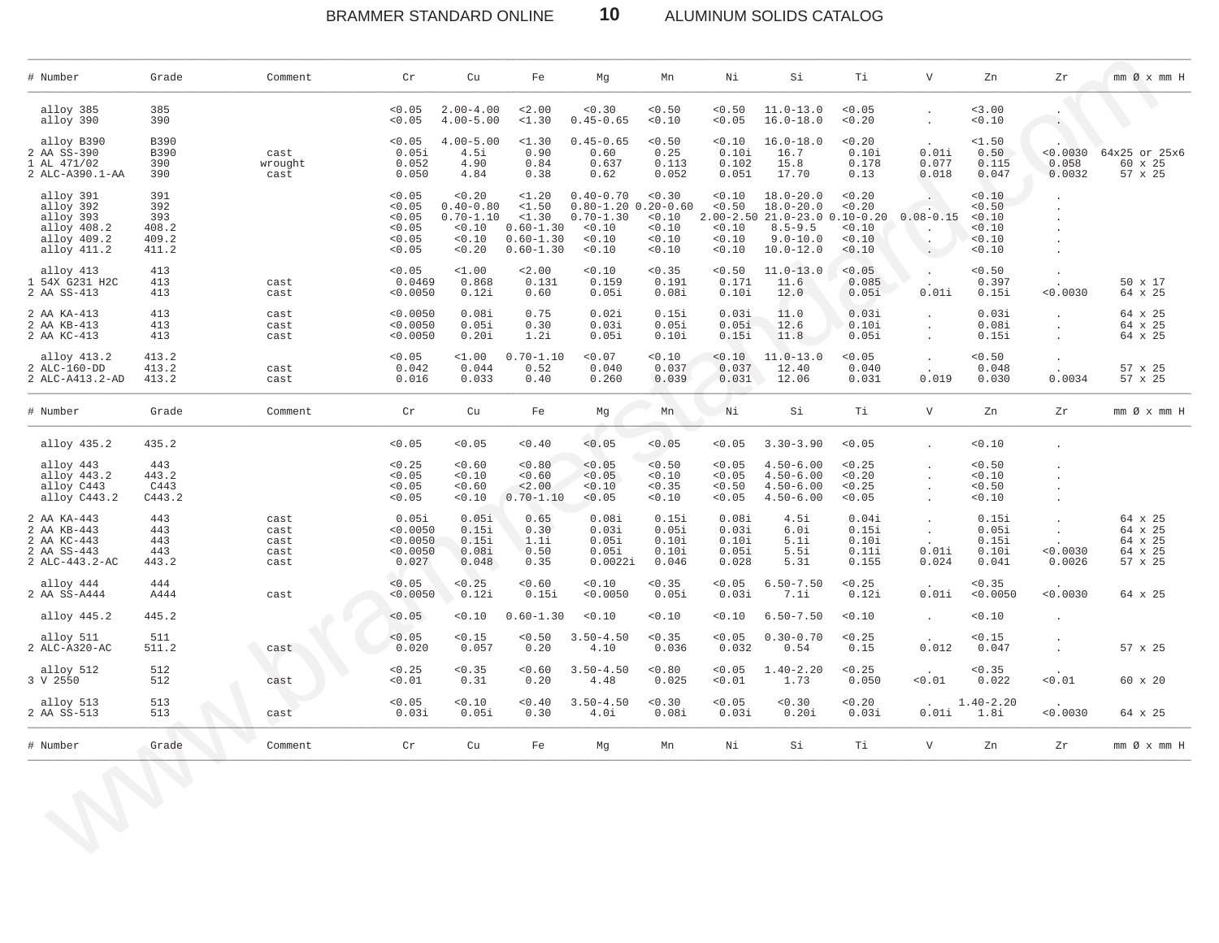| # | Number | Grade | Comment | Cr | Cu | Fe | Mg | Mn | Ni | Si | Ti | V | Zn | Zr | mm Ø x mm H |
|---|---|---|---|---|---|---|---|---|---|---|---|---|---|---|---|
| | alloy 385 | 385 | | <0.05 | 2.00-4.00 | <2.00 | <0.30 | <0.50 | <0.50 | 11.0-13.0 | <0.05 | . | <3.00 | . | |
| | alloy 390 | 390 | | <0.05 | 4.00-5.00 | <1.30 | 0.45-0.65 | <0.10 | <0.05 | 16.0-18.0 | <0.20 | . | <0.10 | . | |
| | alloy B390 | B390 | | <0.05 | 4.00-5.00 | <1.30 | 0.45-0.65 | <0.50 | <0.10 | 16.0-18.0 | <0.20 | . | <1.50 | . | |
| 2 | AA SS-390 | B390 | cast | 0.05i | 4.5i | 0.90 | 0.60 | 0.25 | 0.10i | 16.7 | 0.10i | 0.01i | 0.50 | <0.0030 | 64x25 or 25x6 |
| 1 | AL 471/02 | 390 | wrought | 0.052 | 4.90 | 0.84 | 0.637 | 0.113 | 0.102 | 15.8 | 0.178 | 0.077 | 0.115 | 0.058 | 60 x 25 |
| 2 | ALC-A390.1-AA | 390 | cast | 0.050 | 4.84 | 0.38 | 0.62 | 0.052 | 0.051 | 17.70 | 0.13 | 0.018 | 0.047 | 0.0032 | 57 x 25 |
| | alloy 391 | 391 | | <0.05 | <0.20 | <1.20 | 0.40-0.70 | <0.30 | <0.10 | 18.0-20.0 | <0.20 | . | <0.10 | . | |
| | alloy 392 | 392 | | <0.05 | 0.40-0.80 | <1.50 | 0.80-1.20 | 0.20-0.60 | <0.50 | 18.0-20.0 | <0.20 | . | <0.50 | . | |
| | alloy 393 | 393 | | <0.05 | 0.70-1.10 | <1.30 | 0.70-1.30 | <0.10 | 2.00-2.50 | 21.0-23.0 | 0.10-0.20 | 0.08-0.15 | <0.10 | . | |
| | alloy 408.2 | 408.2 | | <0.05 | <0.10 | 0.60-1.30 | <0.10 | <0.10 | <0.10 | 8.5-9.5 | <0.10 | . | <0.10 | . | |
| | alloy 409.2 | 409.2 | | <0.05 | <0.10 | 0.60-1.30 | <0.10 | <0.10 | <0.10 | 9.0-10.0 | <0.10 | . | <0.10 | . | |
| | alloy 411.2 | 411.2 | | <0.05 | <0.20 | 0.60-1.30 | <0.10 | <0.10 | <0.10 | 10.0-12.0 | <0.10 | . | <0.10 | . | |
| | alloy 413 | 413 | | <0.05 | <1.00 | <2.00 | <0.10 | <0.35 | <0.50 | 11.0-13.0 | <0.05 | . | <0.50 | . | |
| 1 | 54X G231 H2C | 413 | cast | 0.0469 | 0.868 | 0.131 | 0.159 | 0.191 | 0.171 | 11.6 | 0.085 | . | 0.397 | . | 50 x 17 |
| 2 | AA SS-413 | 413 | cast | <0.0050 | 0.12i | 0.60 | 0.05i | 0.08i | 0.10i | 12.0 | 0.05i | 0.01i | 0.15i | <0.0030 | 64 x 25 |
| 2 | AA KA-413 | 413 | cast | <0.0050 | 0.08i | 0.75 | 0.02i | 0.15i | 0.03i | 11.0 | 0.03i | . | 0.03i | . | 64 x 25 |
| 2 | AA KB-413 | 413 | cast | <0.0050 | 0.05i | 0.30 | 0.03i | 0.05i | 0.05i | 12.6 | 0.10i | . | 0.08i | . | 64 x 25 |
| 2 | AA KC-413 | 413 | cast | <0.0050 | 0.20i | 1.2i | 0.05i | 0.10i | 0.15i | 11.8 | 0.05i | . | 0.15i | . | 64 x 25 |
| | alloy 413.2 | 413.2 | | <0.05 | <1.00 | 0.70-1.10 | <0.07 | <0.10 | <0.10 | 11.0-13.0 | <0.05 | . | <0.50 | . | |
| 2 | ALC-160-DD | 413.2 | cast | 0.042 | 0.044 | 0.52 | 0.040 | 0.037 | 0.037 | 12.40 | 0.040 | . | 0.048 | . | 57 x 25 |
| 2 | ALC-A413.2-AD | 413.2 | cast | 0.016 | 0.033 | 0.40 | 0.260 | 0.039 | 0.031 | 12.06 | 0.031 | 0.019 | 0.030 | 0.0034 | 57 x 25 |
| | alloy 435.2 | 435.2 | | <0.05 | <0.05 | <0.40 | <0.05 | <0.05 | <0.05 | 3.30-3.90 | <0.05 | . | <0.10 | . | |
| | alloy 443 | 443 | | <0.25 | <0.60 | <0.80 | <0.05 | <0.50 | <0.05 | 4.50-6.00 | <0.25 | . | <0.50 | . | |
| | alloy 443.2 | 443.2 | | <0.05 | <0.10 | <0.60 | <0.05 | <0.10 | <0.05 | 4.50-6.00 | <0.20 | . | <0.10 | . | |
| | alloy C443 | C443 | | <0.05 | <0.60 | <2.00 | <0.10 | <0.35 | <0.50 | 4.50-6.00 | <0.25 | . | <0.50 | . | |
| | alloy C443.2 | C443.2 | | <0.05 | <0.10 | 0.70-1.10 | <0.05 | <0.10 | <0.05 | 4.50-6.00 | <0.05 | . | <0.10 | . | |
| 2 | AA KA-443 | 443 | cast | 0.05i | 0.05i | 0.65 | 0.08i | 0.15i | 0.08i | 4.5i | 0.04i | . | 0.15i | . | 64 x 25 |
| 2 | AA KB-443 | 443 | cast | <0.0050 | 0.15i | 0.30 | 0.03i | 0.05i | 0.03i | 6.0i | 0.15i | . | 0.05i | . | 64 x 25 |
| 2 | AA KC-443 | 443 | cast | <0.0050 | 0.15i | 1.1i | 0.05i | 0.10i | 0.10i | 5.1i | 0.10i | . | 0.15i | . | 64 x 25 |
| 2 | AA SS-443 | 443 | cast | <0.0050 | 0.08i | 0.50 | 0.05i | 0.10i | 0.05i | 5.5i | 0.11i | 0.01i | 0.10i | <0.0030 | 64 x 25 |
| 2 | ALC-443.2-AC | 443.2 | cast | 0.027 | 0.048 | 0.35 | 0.0022i | 0.046 | 0.028 | 5.31 | 0.155 | 0.024 | 0.041 | 0.0026 | 57 x 25 |
| | alloy 444 | 444 | | <0.05 | <0.25 | <0.60 | <0.10 | <0.35 | <0.05 | 6.50-7.50 | <0.25 | . | <0.35 | . | |
| 2 | AA SS-A444 | A444 | cast | <0.0050 | 0.12i | 0.15i | <0.0050 | 0.05i | 0.03i | 7.1i | 0.12i | 0.01i | <0.0050 | <0.0030 | 64 x 25 |
| | alloy 445.2 | 445.2 | | <0.05 | <0.10 | 0.60-1.30 | <0.10 | <0.10 | <0.10 | 6.50-7.50 | <0.10 | . | <0.10 | . | |
| | alloy 511 | 511 | | <0.05 | <0.15 | <0.50 | 3.50-4.50 | <0.35 | <0.05 | 0.30-0.70 | <0.25 | . | <0.15 | . | |
| 2 | ALC-A320-AC | 511.2 | cast | 0.020 | 0.057 | 0.20 | 4.10 | 0.036 | 0.032 | 0.54 | 0.15 | 0.012 | 0.047 | . | 57 x 25 |
| | alloy 512 | 512 | | <0.25 | <0.35 | <0.60 | 3.50-4.50 | <0.80 | <0.05 | 1.40-2.20 | <0.25 | . | <0.35 | . | |
| 3 | V 2550 | 512 | cast | <0.01 | 0.31 | 0.20 | 4.48 | 0.025 | <0.01 | 1.73 | 0.050 | <0.01 | 0.022 | <0.01 | 60 x 20 |
| | alloy 513 | 513 | | <0.05 | <0.10 | <0.40 | 3.50-4.50 | <0.30 | <0.05 | <0.30 | <0.20 | . | 1.40-2.20 | . | |
| 2 | AA SS-513 | 513 | cast | 0.03i | 0.05i | 0.30 | 4.0i | 0.08i | 0.03i | 0.20i | 0.03i | 0.01i | 1.8i | <0.0030 | 64 x 25 |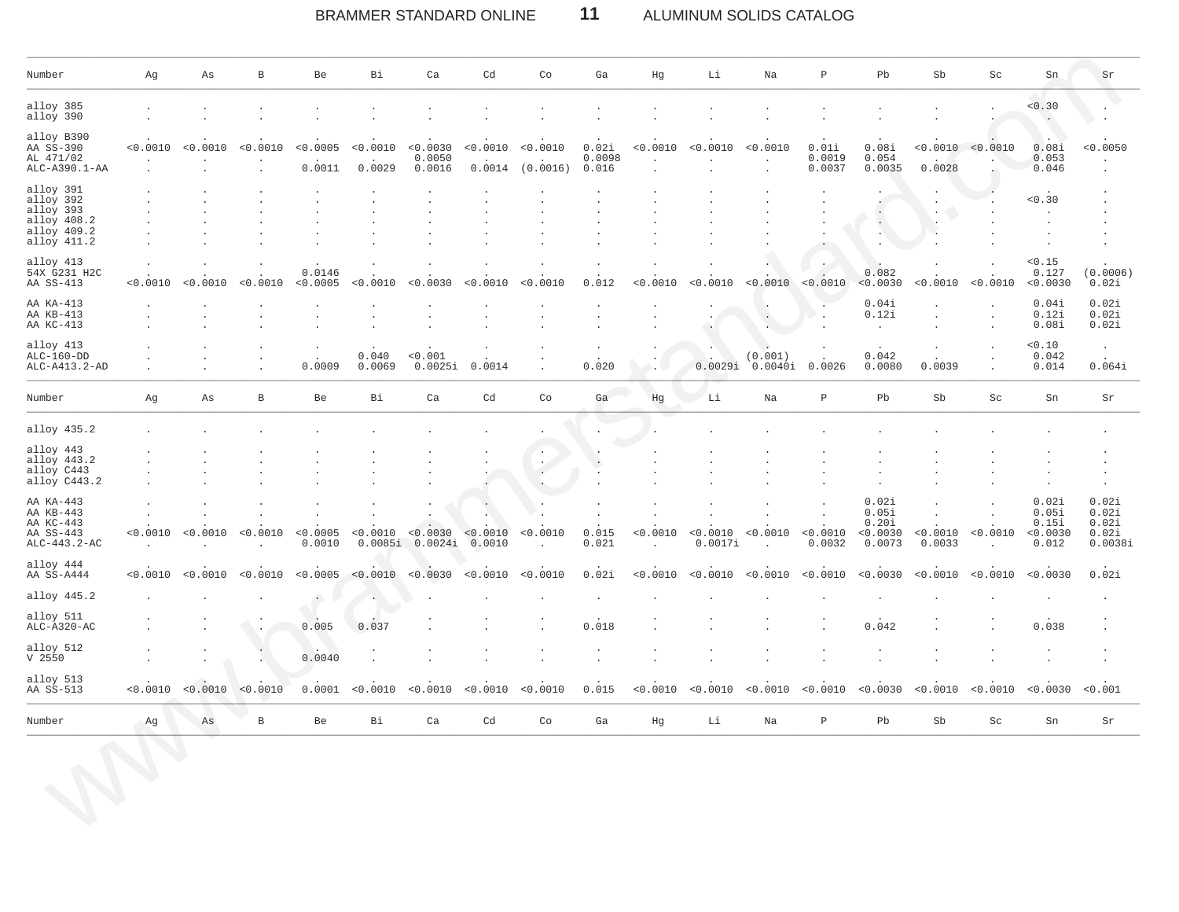| Number | Ag | As | B | Be | Bi | Ca | Cd | Co | Ga | Hg | Li | Na | P | Pb | Sb | Sc | Sn | Sr |
|---|---|---|---|---|---|---|---|---|---|---|---|---|---|---|---|---|---|---|
| alloy 385 | . | . | . | . | . | . | . | . | . | . | . | . | . | . | . | . | <0.30 | . |
| alloy 390 | . | . | . | . | . | . | . | . | . | . | . | . | . | . | . | . | . | . |
| alloy B390 | . | . | . | . | . | . | . | . | . | . | . | . | . | . | . | . | . | . |
| AA SS-390 | <0.0010 | <0.0010 | <0.0010 | <0.0005 | <0.0010 | <0.0030 | <0.0010 | <0.0010 | 0.02i | <0.0010 | <0.0010 | <0.0010 | 0.01i | 0.08i | <0.0010 | <0.0010 | 0.08i | <0.0050 |
| AL 471/02 | . | . | . | . | . | 0.0050 | . | . | 0.0098 | . | . | . | 0.0019 | 0.054 | . | . | 0.053 | . |
| ALC-A390.1-AA | . | . | . | 0.0011 | 0.0029 | 0.0016 | 0.0014 | (0.0016) | 0.016 | . | . | . | 0.0037 | 0.0035 | 0.0028 | . | 0.046 | . |
| alloy 391 | . | . | . | . | . | . | . | . | . | . | . | . | . | . | . | . | . | . |
| alloy 392 | . | . | . | . | . | . | . | . | . | . | . | . | . | . | . | . | <0.30 | . |
| alloy 393 | . | . | . | . | . | . | . | . | . | . | . | . | . | . | . | . | . | . |
| alloy 408.2 | . | . | . | . | . | . | . | . | . | . | . | . | . | . | . | . | . | . |
| alloy 409.2 | . | . | . | . | . | . | . | . | . | . | . | . | . | . | . | . | . | . |
| alloy 411.2 | . | . | . | . | . | . | . | . | . | . | . | . | . | . | . | . | . | . |
| alloy 413 | . | . | . | . | . | . | . | . | . | . | . | . | . | . | . | . | <0.15 | . |
| 54X G231 H2C | . | . | . | 0.0146 | . | . | . | . | . | . | . | . | . | 0.082 | . | . | 0.127 | (0.0006) |
| AA SS-413 | <0.0010 | <0.0010 | <0.0010 | <0.0005 | <0.0010 | <0.0030 | <0.0010 | <0.0010 | 0.012 | <0.0010 | <0.0010 | <0.0010 | <0.0010 | <0.0030 | <0.0010 | <0.0010 | <0.0030 | 0.02i |
| AA KA-413 | . | . | . | . | . | . | . | . | . | . | . | . | . | 0.04i | . | . | 0.04i | 0.02i |
| AA KB-413 | . | . | . | . | . | . | . | . | . | . | . | . | . | 0.12i | . | . | 0.12i | 0.02i |
| AA KC-413 | . | . | . | . | . | . | . | . | . | . | . | . | . | . | . | . | 0.08i | 0.02i |
| alloy 413 | . | . | . | . | . | . | . | . | . | . | . | . | . | . | . | . | <0.10 | . |
| ALC-160-DD | . | . | . | . | 0.040 | <0.001 | . | . | . | . | . | (0.001) | . | 0.042 | . | . | 0.042 | . |
| ALC-A413.2-AD | . | . | . | 0.0009 | 0.0069 | 0.0025i | 0.0014 | . | 0.020 | . | 0.0029i | 0.0040i | 0.0026 | 0.0080 | 0.0039 | . | 0.014 | 0.064i |
| alloy 435.2 | . | . | . | . | . | . | . | . | . | . | . | . | . | . | . | . | . | . |
| alloy 443 | . | . | . | . | . | . | . | . | . | . | . | . | . | . | . | . | . | . |
| alloy 443.2 | . | . | . | . | . | . | . | . | . | . | . | . | . | . | . | . | . | . |
| alloy C443 | . | . | . | . | . | . | . | . | . | . | . | . | . | . | . | . | . | . |
| alloy C443.2 | . | . | . | . | . | . | . | . | . | . | . | . | . | . | . | . | . | . |
| AA KA-443 | . | . | . | . | . | . | . | . | . | . | . | . | . | 0.02i | . | . | 0.02i | 0.02i |
| AA KB-443 | . | . | . | . | . | . | . | . | . | . | . | . | . | 0.05i | . | . | 0.05i | 0.02i |
| AA KC-443 | . | . | . | . | . | . | . | . | . | . | . | . | . | 0.20i | . | . | 0.15i | 0.02i |
| AA SS-443 | <0.0010 | <0.0010 | <0.0010 | <0.0005 | <0.0010 | <0.0030 | <0.0010 | <0.0010 | 0.015 | <0.0010 | <0.0010 | <0.0010 | <0.0010 | <0.0030 | <0.0010 | <0.0010 | <0.0030 | 0.02i |
| ALC-443.2-AC | . | . | . | 0.0010 | 0.0085i | 0.0024i | 0.0010 | . | 0.021 | . | 0.0017i | . | 0.0032 | 0.0073 | 0.0033 | . | 0.012 | 0.0038i |
| alloy 444 | . | . | . | . | . | . | . | . | . | . | . | . | . | . | . | . | . | . |
| AA SS-A444 | <0.0010 | <0.0010 | <0.0010 | <0.0005 | <0.0010 | <0.0030 | <0.0010 | <0.0010 | 0.02i | <0.0010 | <0.0010 | <0.0010 | <0.0010 | <0.0030 | <0.0010 | <0.0010 | <0.0030 | 0.02i |
| alloy 445.2 | . | . | . | . | . | . | . | . | . | . | . | . | . | . | . | . | . | . |
| alloy 511 | . | . | . | . | . | . | . | . | . | . | . | . | . | . | . | . | . | . |
| ALC-A320-AC | . | . | . | 0.005 | 0.037 | . | . | . | 0.018 | . | . | . | . | 0.042 | . | . | 0.038 | . |
| alloy 512 | . | . | . | . | . | . | . | . | . | . | . | . | . | . | . | . | . | . |
| V 2550 | . | . | . | 0.0040 | . | . | . | . | . | . | . | . | . | . | . | . | . | . |
| alloy 513 | . | . | . | . | . | . | . | . | . | . | . | . | . | . | . | . | . | . |
| AA SS-513 | <0.0010 | <0.0010 | <0.0010 | 0.0001 | <0.0010 | <0.0010 | <0.0010 | <0.0010 | 0.015 | <0.0010 | <0.0010 | <0.0010 | <0.0010 | <0.0030 | <0.0010 | <0.0010 | <0.0030 | <0.001 |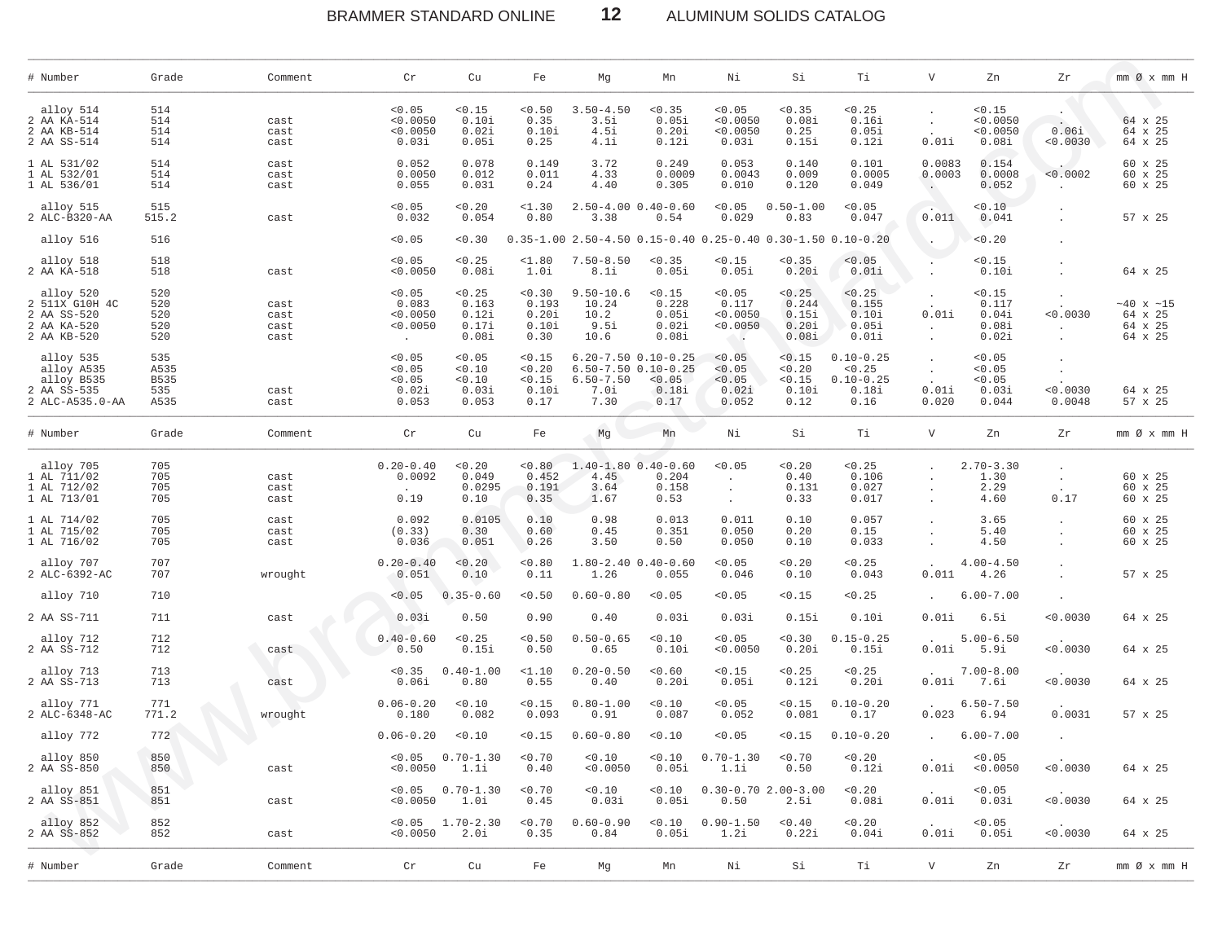| # Number | Grade | Comment | Cr | Cu | Fe | Mg | Mn | Ni | Si | Ti | V | Zn | Zr | mm Ø x mm H |
|---|---|---|---|---|---|---|---|---|---|---|---|---|---|---|
| alloy 514 | 514 | | <0.05 | <0.15 | <0.50 | 3.50-4.50 | <0.35 | <0.05 | <0.35 | <0.25 | . | <0.15 | . | |
| 2 AA KA-514 | 514 | cast | <0.0050 | 0.10i | 0.35 | 3.5i | 0.05i | <0.0050 | 0.08i | 0.16i | . | <0.0050 | . | 64 x 25 |
| 2 AA KB-514 | 514 | cast | <0.0050 | 0.02i | 0.10i | 4.5i | 0.20i | <0.0050 | 0.25 | 0.05i | . | <0.0050 | 0.06i | 64 x 25 |
| 2 AA SS-514 | 514 | cast | 0.03i | 0.05i | 0.25 | 4.1i | 0.12i | 0.03i | 0.15i | 0.12i | 0.01i | 0.08i | <0.0030 | 64 x 25 |
| 1 AL 531/02 | 514 | cast | 0.052 | 0.078 | 0.149 | 3.72 | 0.249 | 0.053 | 0.140 | 0.101 | 0.0083 | 0.154 | . | 60 x 25 |
| 1 AL 532/01 | 514 | cast | 0.0050 | 0.012 | 0.011 | 4.33 | 0.0009 | 0.0043 | 0.009 | 0.0005 | 0.0003 | 0.0008 | <0.0002 | 60 x 25 |
| 1 AL 536/01 | 514 | cast | 0.055 | 0.031 | 0.24 | 4.40 | 0.305 | 0.010 | 0.120 | 0.049 | . | 0.052 | . | 60 x 25 |
| alloy 515 | 515 | | <0.05 | <0.20 | <1.30 | 2.50-4.00 | 0.40-0.60 | <0.05 | 0.50-1.00 | <0.05 | . | <0.10 | . | |
| 2 ALC-B320-AA | 515.2 | cast | 0.032 | 0.054 | 0.80 | 3.38 | 0.54 | 0.029 | 0.83 | 0.047 | 0.011 | 0.041 | . | 57 x 25 |
| alloy 516 | 516 | | <0.05 | <0.30 | 0.35-1.00 | 2.50-4.50 | 0.15-0.40 | 0.25-0.40 | 0.30-1.50 | 0.10-0.20 | . | <0.20 | . | |
| alloy 518 | 518 | | <0.05 | <0.25 | <1.80 | 7.50-8.50 | <0.35 | <0.15 | <0.35 | <0.05 | . | <0.15 | . | |
| 2 AA KA-518 | 518 | cast | <0.0050 | 0.08i | 1.0i | 8.1i | 0.05i | 0.05i | 0.20i | 0.01i | . | 0.10i | . | 64 x 25 |
| alloy 520 | 520 | | <0.05 | <0.25 | <0.30 | 9.50-10.6 | <0.15 | <0.05 | <0.25 | <0.25 | . | <0.15 | . | |
| 2 511X G10H 4C | 520 | cast | 0.083 | 0.163 | 0.193 | 10.24 | 0.228 | 0.117 | 0.244 | 0.155 | . | 0.117 | . | ~40 x ~15 |
| 2 AA SS-520 | 520 | cast | <0.0050 | 0.12i | 0.20i | 10.2 | 0.05i | <0.0050 | 0.15i | 0.10i | 0.01i | 0.04i | <0.0030 | 64 x 25 |
| 2 AA KA-520 | 520 | cast | <0.0050 | 0.17i | 0.10i | 9.5i | 0.02i | <0.0050 | 0.20i | 0.05i | . | 0.08i | . | 64 x 25 |
| 2 AA KB-520 | 520 | cast | . | 0.08i | 0.30 | 10.6 | 0.08i | . | 0.08i | 0.01i | . | 0.02i | . | 64 x 25 |
| alloy 535 | 535 | | <0.05 | <0.05 | <0.15 | 6.20-7.50 | 0.10-0.25 | <0.05 | <0.15 | 0.10-0.25 | . | <0.05 | . | |
| alloy A535 | A535 | | <0.05 | <0.10 | <0.20 | 6.50-7.50 | 0.10-0.25 | <0.05 | <0.20 | <0.25 | . | <0.05 | . | |
| alloy B535 | B535 | | <0.05 | <0.10 | <0.15 | 6.50-7.50 | <0.05 | <0.05 | <0.15 | 0.10-0.25 | . | <0.05 | . | |
| 2 AA SS-535 | 535 | cast | 0.02i | 0.03i | 0.10i | 7.0i | 0.18i | 0.02i | 0.10i | 0.18i | 0.01i | 0.03i | <0.0030 | 64 x 25 |
| 2 ALC-A535.0-AA | A535 | cast | 0.053 | 0.053 | 0.17 | 7.30 | 0.17 | 0.052 | 0.12 | 0.16 | 0.020 | 0.044 | 0.0048 | 57 x 25 |

| # Number | Grade | Comment | Cr | Cu | Fe | Mg | Mn | Ni | Si | Ti | V | Zn | Zr | mm Ø x mm H |
|---|---|---|---|---|---|---|---|---|---|---|---|---|---|---|
| alloy 705 | 705 | | 0.20-0.40 | <0.20 | <0.80 | 1.40-1.80 | 0.40-0.60 | <0.05 | <0.20 | <0.25 | . | 2.70-3.30 | . | |
| 1 AL 711/02 | 705 | cast | 0.0092 | 0.049 | 0.452 | 4.45 | 0.204 | . | 0.40 | 0.106 | . | 1.30 | . | 60 x 25 |
| 1 AL 712/02 | 705 | cast | . | 0.0295 | 0.191 | 3.64 | 0.158 | . | 0.131 | 0.027 | . | 2.29 | . | 60 x 25 |
| 1 AL 713/01 | 705 | cast | 0.19 | 0.10 | 0.35 | 1.67 | 0.53 | . | 0.33 | 0.017 | . | 4.60 | 0.17 | 60 x 25 |
| 1 AL 714/02 | 705 | cast | 0.092 | 0.0105 | 0.10 | 0.98 | 0.013 | 0.011 | 0.10 | 0.057 | . | 3.65 | . | 60 x 25 |
| 1 AL 715/02 | 705 | cast | (0.33) | 0.30 | 0.60 | 0.45 | 0.351 | 0.050 | 0.20 | 0.15 | . | 5.40 | . | 60 x 25 |
| 1 AL 716/02 | 705 | cast | 0.036 | 0.051 | 0.26 | 3.50 | 0.50 | 0.050 | 0.10 | 0.033 | . | 4.50 | . | 60 x 25 |
| alloy 707 | 707 | | 0.20-0.40 | <0.20 | <0.80 | 1.80-2.40 | 0.40-0.60 | <0.05 | <0.20 | <0.25 | . | 4.00-4.50 | . | |
| 2 ALC-6392-AC | 707 | wrought | 0.051 | 0.10 | 0.11 | 1.26 | 0.055 | 0.046 | 0.10 | 0.043 | 0.011 | 4.26 | . | 57 x 25 |
| alloy 710 | 710 | | <0.05 | 0.35-0.60 | <0.50 | 0.60-0.80 | <0.05 | <0.05 | <0.15 | <0.25 | . | 6.00-7.00 | . | |
| 2 AA SS-711 | 711 | cast | 0.03i | 0.50 | 0.90 | 0.40 | 0.03i | 0.03i | 0.15i | 0.10i | 0.01i | 6.5i | <0.0030 | 64 x 25 |
| alloy 712 | 712 | | 0.40-0.60 | <0.25 | <0.50 | 0.50-0.65 | <0.10 | <0.05 | <0.30 | 0.15-0.25 | . | 5.00-6.50 | . | |
| 2 AA SS-712 | 712 | cast | 0.50 | 0.15i | 0.50 | 0.65 | 0.10i | <0.0050 | 0.20i | 0.15i | 0.01i | 5.9i | <0.0030 | 64 x 25 |
| alloy 713 | 713 | | <0.35 | 0.40-1.00 | <1.10 | 0.20-0.50 | <0.60 | <0.15 | <0.25 | <0.25 | . | 7.00-8.00 | . | |
| 2 AA SS-713 | 713 | cast | 0.06i | 0.80 | 0.55 | 0.40 | 0.20i | 0.05i | 0.12i | 0.20i | 0.01i | 7.6i | <0.0030 | 64 x 25 |
| alloy 771 | 771 | | 0.06-0.20 | <0.10 | <0.15 | 0.80-1.00 | <0.10 | <0.05 | <0.15 | 0.10-0.20 | . | 6.50-7.50 | . | |
| 2 ALC-6348-AC | 771.2 | wrought | 0.180 | 0.082 | 0.093 | 0.91 | 0.087 | 0.052 | 0.081 | 0.17 | 0.023 | 6.94 | 0.0031 | 57 x 25 |
| alloy 772 | 772 | | 0.06-0.20 | <0.10 | <0.15 | 0.60-0.80 | <0.10 | <0.05 | <0.15 | 0.10-0.20 | . | 6.00-7.00 | . | |
| alloy 850 | 850 | | <0.05 | 0.70-1.30 | <0.70 | <0.10 | <0.10 | 0.70-1.30 | <0.70 | <0.20 | . | <0.05 | . | |
| 2 AA SS-850 | 850 | cast | <0.0050 | 1.1i | 0.40 | <0.0050 | 0.05i | 1.1i | 0.50 | 0.12i | 0.01i | <0.0050 | <0.0030 | 64 x 25 |
| alloy 851 | 851 | | <0.05 | 0.70-1.30 | <0.70 | <0.10 | <0.10 | 0.30-0.70 | 2.00-3.00 | <0.20 | . | <0.05 | . | |
| 2 AA SS-851 | 851 | cast | <0.0050 | 1.0i | 0.45 | 0.03i | 0.05i | 0.50 | 2.5i | 0.08i | 0.01i | 0.03i | <0.0030 | 64 x 25 |
| alloy 852 | 852 | | <0.05 | 1.70-2.30 | <0.70 | 0.60-0.90 | <0.10 | 0.90-1.50 | <0.40 | <0.20 | . | <0.05 | . | |
| 2 AA SS-852 | 852 | cast | <0.0050 | 2.0i | 0.35 | 0.84 | 0.05i | 1.2i | 0.22i | 0.04i | 0.01i | 0.05i | <0.0030 | 64 x 25 |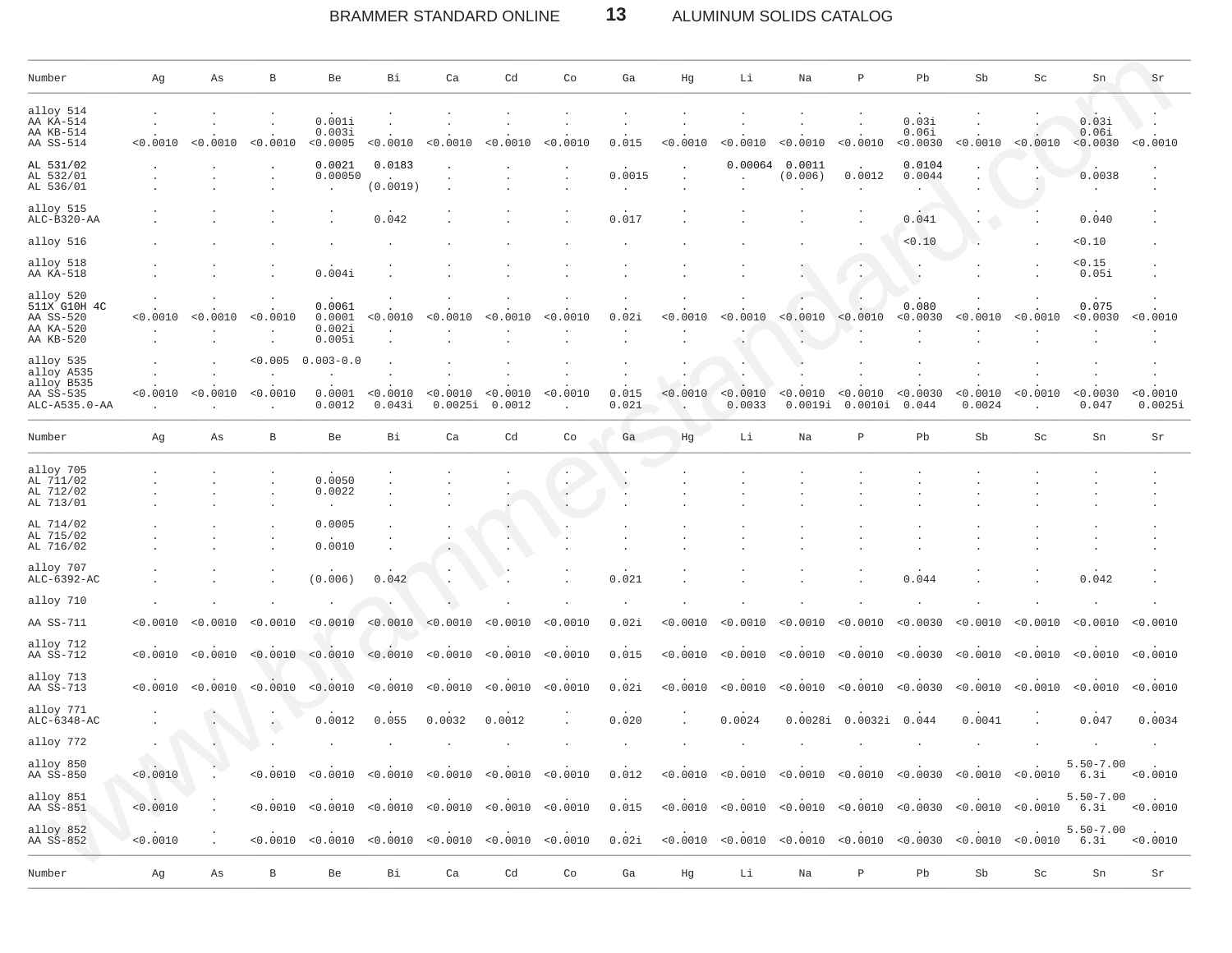| Number | Ag | As | B | Be | Bi | Ca | Cd | Co | Ga | Hg | Li | Na | P | Pb | Sb | Sc | Sn | Sr |
|---|---|---|---|---|---|---|---|---|---|---|---|---|---|---|---|---|---|---|
| alloy 514 | . | . | . | . | . | . | . | . | . | . | . | . | . | . | . | . | . | . |
| AA KA-514 | . | . | . | 0.001i | . | . | . | . | . | . | . | . | . | 0.03i | . | . | 0.03i | . |
| AA KB-514 | . | . | . | 0.003i | . | . | . | . | . | . | . | . | . | 0.06i | . | . | 0.06i | . |
| AA SS-514 | <0.0010 | <0.0010 | <0.0010 | <0.0005 | <0.0010 | <0.0010 | <0.0010 | <0.0010 | 0.015 | <0.0010 | <0.0010 | <0.0010 | <0.0010 | <0.0030 | <0.0010 | <0.0010 | <0.0030 | <0.0010 |
| AL 531/02 | . | . | . | 0.0021 | 0.0183 | . | . | . | . | . | 0.00064 | 0.0011 | . | 0.0104 | . | . | . | . |
| AL 532/01 | . | . | . | 0.00050 | . | . | . | . | 0.0015 | . | . | (0.006) | 0.0012 | 0.0044 | . | . | 0.0038 | . |
| AL 536/01 | . | . | . | . | (0.0019) | . | . | . | . | . | . | . | . | . | . | . | . | . |
| alloy 515 | . | . | . | . | . | . | . | . | . | . | . | . | . | . | . | . | . | . |
| ALC-B320-AA | . | . | . | . | 0.042 | . | . | . | 0.017 | . | . | . | . | 0.041 | . | . | 0.040 | . |
| alloy 516 | . | . | . | . | . | . | . | . | . | . | . | . | . | <0.10 | . | . | <0.10 | . |
| alloy 518 | . | . | . | . | . | . | . | . | . | . | . | . | . | . | . | . | <0.15 | . |
| AA KA-518 | . | . | . | 0.004i | . | . | . | . | . | . | . | . | . | . | . | . | 0.05i | . |
| alloy 520 | . | . | . | . | . | . | . | . | . | . | . | . | . | . | . | . | . | . |
| 511X G10H 4C | . | . | . | 0.0061 | . | . | . | . | . | . | . | . | . | 0.080 | . | . | 0.075 | . |
| AA SS-520 | <0.0010 | <0.0010 | <0.0010 | 0.0001 | <0.0010 | <0.0010 | <0.0010 | <0.0010 | 0.02i | <0.0010 | <0.0010 | <0.0010 | <0.0010 | <0.0030 | <0.0010 | <0.0010 | <0.0030 | <0.0010 |
| AA KA-520 | . | . | . | 0.002i | . | . | . | . | . | . | . | . | . | . | . | . | . | . |
| AA KB-520 | . | . | . | 0.005i | . | . | . | . | . | . | . | . | . | . | . | . | . | . |
| alloy 535 | . | . | <0.005 | 0.003-0.0 | . | . | . | . | . | . | . | . | . | . | . | . | . | . |
| alloy A535 | . | . | . | . | . | . | . | . | . | . | . | . | . | . | . | . | . | . |
| alloy B535 | . | . | . | . | . | . | . | . | . | . | . | . | . | . | . | . | . | . |
| AA SS-535 | <0.0010 | <0.0010 | <0.0010 | 0.0001 | <0.0010 | <0.0010 | <0.0010 | <0.0010 | 0.015 | <0.0010 | <0.0010 | <0.0010 | <0.0010 | <0.0030 | <0.0010 | <0.0010 | <0.0030 | <0.0010 |
| ALC-A535.0-AA | . | . | . | 0.0012 | 0.043i | 0.0025i | 0.0012 | . | 0.021 | . | 0.0033 | 0.0019i | 0.0010i | 0.044 | 0.0024 | . | 0.047 | 0.0025i |

| Number | Ag | As | B | Be | Bi | Ca | Cd | Co | Ga | Hg | Li | Na | P | Pb | Sb | Sc | Sn | Sr |
|---|---|---|---|---|---|---|---|---|---|---|---|---|---|---|---|---|---|---|
| alloy 705 | . | . | . | . | . | . | . | . | . | . | . | . | . | . | . | . | . | . |
| AL 711/02 | . | . | . | 0.0050 | . | . | . | . | . | . | . | . | . | . | . | . | . | . |
| AL 712/02 | . | . | . | 0.0022 | . | . | . | . | . | . | . | . | . | . | . | . | . | . |
| AL 713/01 | . | . | . | . | . | . | . | . | . | . | . | . | . | . | . | . | . | . |
| AL 714/02 | . | . | . | 0.0005 | . | . | . | . | . | . | . | . | . | . | . | . | . | . |
| AL 715/02 | . | . | . | . | . | . | . | . | . | . | . | . | . | . | . | . | . | . |
| AL 716/02 | . | . | . | 0.0010 | . | . | . | . | . | . | . | . | . | . | . | . | . | . |
| alloy 707 | . | . | . | . | . | . | . | . | . | . | . | . | . | . | . | . | . | . |
| ALC-6392-AC | . | . | . | (0.006) | 0.042 | . | . | . | 0.021 | . | . | . | . | 0.044 | . | . | 0.042 | . |
| alloy 710 | . | . | . | . | . | . | . | . | . | . | . | . | . | . | . | . | . | . |
| AA SS-711 | <0.0010 | <0.0010 | <0.0010 | <0.0010 | <0.0010 | <0.0010 | <0.0010 | <0.0010 | 0.02i | <0.0010 | <0.0010 | <0.0010 | <0.0010 | <0.0030 | <0.0010 | <0.0010 | <0.0010 | <0.0010 |
| alloy 712 | . | . | . | . | . | . | . | . | . | . | . | . | . | . | . | . | . | . |
| AA SS-712 | <0.0010 | <0.0010 | <0.0010 | <0.0010 | <0.0010 | <0.0010 | <0.0010 | <0.0010 | 0.015 | <0.0010 | <0.0010 | <0.0010 | <0.0010 | <0.0030 | <0.0010 | <0.0010 | <0.0010 | <0.0010 |
| alloy 713 | . | . | . | . | . | . | . | . | . | . | . | . | . | . | . | . | . | . |
| AA SS-713 | <0.0010 | <0.0010 | <0.0010 | <0.0010 | <0.0010 | <0.0010 | <0.0010 | <0.0010 | 0.02i | <0.0010 | <0.0010 | <0.0010 | <0.0010 | <0.0030 | <0.0010 | <0.0010 | <0.0010 | <0.0010 |
| alloy 771 | . | . | . | . | . | . | . | . | . | . | . | . | . | . | . | . | . | . |
| ALC-6348-AC | . | . | . | 0.0012 | 0.055 | 0.0032 | 0.0012 | . | 0.020 | . | 0.0024 | 0.0028i | 0.0032i | 0.044 | 0.0041 | . | 0.047 | 0.0034 |
| alloy 772 | . | . | . | . | . | . | . | . | . | . | . | . | . | . | . | . | . | . |
| alloy 850 | . | . | . | . | . | . | . | . | . | . | . | . | . | . | . | . | 5.50-7.00 | . |
| AA SS-850 | <0.0010 | . | <0.0010 | <0.0010 | <0.0010 | <0.0010 | <0.0010 | <0.0010 | 0.012 | <0.0010 | <0.0010 | <0.0010 | <0.0010 | <0.0030 | <0.0010 | <0.0010 | 6.3i | <0.0010 |
| alloy 851 | . | . | . | . | . | . | . | . | . | . | . | . | . | . | . | . | 5.50-7.00 | . |
| AA SS-851 | <0.0010 | . | <0.0010 | <0.0010 | <0.0010 | <0.0010 | <0.0010 | <0.0010 | 0.015 | <0.0010 | <0.0010 | <0.0010 | <0.0010 | <0.0030 | <0.0010 | <0.0010 | 6.3i | <0.0010 |
| alloy 852 | . | . | . | . | . | . | . | . | . | . | . | . | . | . | . | . | 5.50-7.00 | . |
| AA SS-852 | <0.0010 | . | <0.0010 | <0.0010 | <0.0010 | <0.0010 | <0.0010 | <0.0010 | 0.02i | <0.0010 | <0.0010 | <0.0010 | <0.0010 | <0.0030 | <0.0010 | <0.0010 | 6.3i | <0.0010 |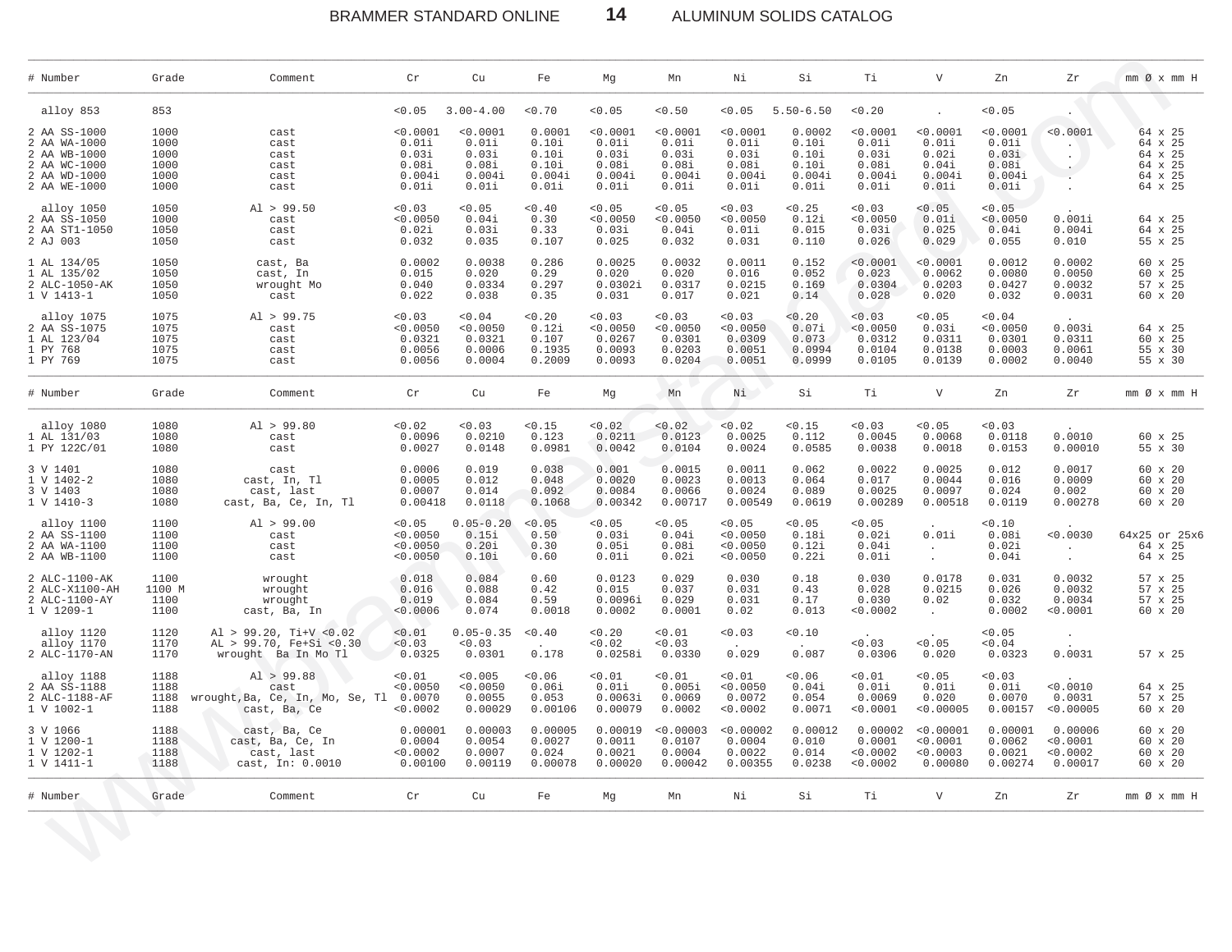| # Number | Grade | Comment | Cr | Cu | Fe | Mg | Mn | Ni | Si | Ti | V | Zn | Zr | mm Ø x mm H |
|---|---|---|---|---|---|---|---|---|---|---|---|---|---|---|
| alloy 853 | 853 | | <0.05 | 3.00-4.00 | <0.70 | <0.05 | <0.50 | <0.05 | 5.50-6.50 | <0.20 | . | <0.05 | . | |
| 2 AA SS-1000 | 1000 | cast | <0.0001 | <0.0001 | 0.0001 | <0.0001 | <0.0001 | <0.0001 | 0.0002 | <0.0001 | <0.0001 | <0.0001 | <0.0001 | 64 x 25 |
| 2 AA WA-1000 | 1000 | cast | 0.01i | 0.01i | 0.10i | 0.01i | 0.01i | 0.01i | 0.10i | 0.01i | 0.01i | 0.01i | . | 64 x 25 |
| 2 AA WB-1000 | 1000 | cast | 0.03i | 0.03i | 0.10i | 0.03i | 0.03i | 0.03i | 0.10i | 0.03i | 0.02i | 0.03i | . | 64 x 25 |
| 2 AA WC-1000 | 1000 | cast | 0.08i | 0.08i | 0.10i | 0.08i | 0.08i | 0.08i | 0.10i | 0.08i | 0.04i | 0.08i | . | 64 x 25 |
| 2 AA WD-1000 | 1000 | cast | 0.004i | 0.004i | 0.004i | 0.004i | 0.004i | 0.004i | 0.004i | 0.004i | 0.004i | 0.004i | . | 64 x 25 |
| 2 AA WE-1000 | 1000 | cast | 0.01i | 0.01i | 0.01i | 0.01i | 0.01i | 0.01i | 0.01i | 0.01i | 0.01i | 0.01i | . | 64 x 25 |
| alloy 1050 | 1050 | Al > 99.50 | <0.03 | <0.05 | <0.40 | <0.05 | <0.05 | <0.03 | <0.25 | <0.03 | <0.05 | <0.05 | . | |
| 2 AA SS-1050 | 1000 | cast | <0.0050 | 0.04i | 0.30 | <0.0050 | <0.0050 | <0.0050 | 0.12i | <0.0050 | 0.01i | <0.0050 | 0.001i | 64 x 25 |
| 2 AA ST1-1050 | 1050 | cast | 0.02i | 0.03i | 0.33 | 0.03i | 0.04i | 0.01i | 0.015 | 0.03i | 0.025 | 0.04i | 0.004i | 64 x 25 |
| 2 AJ 003 | 1050 | cast | 0.032 | 0.035 | 0.107 | 0.025 | 0.032 | 0.031 | 0.110 | 0.026 | 0.029 | 0.055 | 0.010 | 55 x 25 |
| 1 AL 134/05 | 1050 | cast, Ba | 0.0002 | 0.0038 | 0.286 | 0.0025 | 0.0032 | 0.0011 | 0.152 | <0.0001 | <0.0001 | 0.0012 | 0.0002 | 60 x 25 |
| 1 AL 135/02 | 1050 | cast, In | 0.015 | 0.020 | 0.29 | 0.020 | 0.020 | 0.016 | 0.052 | 0.023 | 0.0062 | 0.0080 | 0.0050 | 60 x 25 |
| 2 ALC-1050-AK | 1050 | wrought Mo | 0.040 | 0.0334 | 0.297 | 0.0302i | 0.0317 | 0.0215 | 0.169 | 0.0304 | 0.0203 | 0.0427 | 0.0032 | 57 x 25 |
| 1 V 1413-1 | 1050 | cast | 0.022 | 0.038 | 0.35 | 0.031 | 0.017 | 0.021 | 0.14 | 0.028 | 0.020 | 0.032 | 0.0031 | 60 x 20 |
| alloy 1075 | 1075 | Al > 99.75 | <0.03 | <0.04 | <0.20 | <0.03 | <0.03 | <0.03 | <0.20 | <0.03 | <0.05 | <0.04 | . | |
| 2 AA SS-1075 | 1075 | cast | <0.0050 | <0.0050 | 0.12i | <0.0050 | <0.0050 | <0.0050 | 0.07i | <0.0050 | 0.03i | <0.0050 | 0.003i | 64 x 25 |
| 1 AL 123/04 | 1075 | cast | 0.0321 | 0.0321 | 0.107 | 0.0267 | 0.0301 | 0.0309 | 0.073 | 0.0312 | 0.0311 | 0.0301 | 0.0311 | 60 x 25 |
| 1 PY 768 | 1075 | cast | 0.0056 | 0.0006 | 0.1935 | 0.0093 | 0.0203 | 0.0051 | 0.0994 | 0.0104 | 0.0138 | 0.0003 | 0.0061 | 55 x 30 |
| 1 PY 769 | 1075 | cast | 0.0056 | 0.0004 | 0.2009 | 0.0093 | 0.0204 | 0.0051 | 0.0999 | 0.0105 | 0.0139 | 0.0002 | 0.0040 | 55 x 30 |

| # Number | Grade | Comment | Cr | Cu | Fe | Mg | Mn | Ni | Si | Ti | V | Zn | Zr | mm Ø x mm H |
|---|---|---|---|---|---|---|---|---|---|---|---|---|---|---|
| alloy 1080 | 1080 | Al > 99.80 | <0.02 | <0.03 | <0.15 | <0.02 | <0.02 | <0.02 | <0.15 | <0.03 | <0.05 | <0.03 | . | |
| 1 AL 131/03 | 1080 | cast | 0.0096 | 0.0210 | 0.123 | 0.0211 | 0.0123 | 0.0025 | 0.112 | 0.0045 | 0.0068 | 0.0118 | 0.0010 | 60 x 25 |
| 1 PY 122C/01 | 1080 | cast | 0.0027 | 0.0148 | 0.0981 | 0.0042 | 0.0104 | 0.0024 | 0.0585 | 0.0038 | 0.0018 | 0.0153 | 0.00010 | 55 x 30 |
| 3 V 1401 | 1080 | cast | 0.0006 | 0.019 | 0.038 | 0.001 | 0.0015 | 0.0011 | 0.062 | 0.0022 | 0.0025 | 0.012 | 0.0017 | 60 x 20 |
| 1 V 1402-2 | 1080 | cast, In, Tl | 0.0005 | 0.012 | 0.048 | 0.0020 | 0.0023 | 0.0013 | 0.064 | 0.017 | 0.0044 | 0.016 | 0.0009 | 60 x 20 |
| 3 V 1403 | 1080 | cast, last | 0.0007 | 0.014 | 0.092 | 0.0084 | 0.0066 | 0.0024 | 0.089 | 0.0025 | 0.0097 | 0.024 | 0.002 | 60 x 20 |
| 1 V 1410-3 | 1080 | cast, Ba, Ce, In, Tl | 0.00418 | 0.0118 | 0.1068 | 0.00342 | 0.00717 | 0.00549 | 0.0619 | 0.00289 | 0.00518 | 0.0119 | 0.00278 | 60 x 20 |
| alloy 1100 | 1100 | Al > 99.00 | <0.05 | 0.05-0.20 | <0.05 | <0.05 | <0.05 | <0.05 | <0.05 | <0.05 | . | <0.10 | . | |
| 2 AA SS-1100 | 1100 | cast | <0.0050 | 0.15i | 0.50 | 0.03i | 0.04i | <0.0050 | 0.18i | 0.02i | 0.01i | 0.08i | <0.0030 | 64x25 or 25x6 |
| 2 AA WA-1100 | 1100 | cast | <0.0050 | 0.20i | 0.30 | 0.05i | 0.08i | <0.0050 | 0.12i | 0.04i | . | 0.02i | . | 64 x 25 |
| 2 AA WB-1100 | 1100 | cast | <0.0050 | 0.10i | 0.60 | 0.01i | 0.02i | <0.0050 | 0.22i | 0.01i | . | 0.04i | . | 64 x 25 |
| 2 ALC-1100-AK | 1100 | wrought | 0.018 | 0.084 | 0.60 | 0.0123 | 0.029 | 0.030 | 0.18 | 0.030 | 0.0178 | 0.031 | 0.0032 | 57 x 25 |
| 2 ALC-X1100-AH | 1100 M | wrought | 0.016 | 0.088 | 0.42 | 0.015 | 0.037 | 0.031 | 0.43 | 0.028 | 0.0215 | 0.026 | 0.0032 | 57 x 25 |
| 2 ALC-1100-AY | 1100 | wrought | 0.019 | 0.084 | 0.59 | 0.0096i | 0.029 | 0.031 | 0.17 | 0.030 | 0.02 | 0.032 | 0.0034 | 57 x 25 |
| 1 V 1209-1 | 1100 | cast, Ba, In | <0.0006 | 0.074 | 0.0018 | 0.0002 | 0.0001 | 0.02 | 0.013 | <0.0002 | . | 0.0002 | <0.0001 | 60 x 20 |
| alloy 1120 | 1120 | Al > 99.20, Ti+V <0.02 | <0.01 | 0.05-0.35 | <0.40 | <0.20 | <0.01 | <0.03 | <0.10 | . | . | <0.05 | . | |
| alloy 1170 | 1170 | AL > 99.70, Fe+Si <0.30 | <0.03 | <0.03 | . | <0.02 | <0.03 | . | . | <0.03 | <0.05 | <0.04 | . | |
| 2 ALC-1170-AN | 1170 | wrought Ba In Mo Tl | 0.0325 | 0.0301 | 0.178 | 0.0258i | 0.0330 | 0.029 | 0.087 | 0.0306 | 0.020 | 0.0323 | 0.0031 | 57 x 25 |
| alloy 1188 | 1188 | Al > 99.88 | <0.01 | <0.005 | <0.06 | <0.01 | <0.01 | <0.01 | <0.06 | <0.01 | <0.05 | <0.03 | . | |
| 2 AA SS-1188 | 1188 | cast | <0.0050 | <0.0050 | 0.06i | 0.01i | 0.005i | <0.0050 | 0.04i | 0.01i | 0.01i | 0.01i | <0.0010 | 64 x 25 |
| 2 ALC-1188-AF | 1188 | wrought,Ba, Ce, In, Mo, Se, Tl | 0.0070 | 0.0055 | 0.053 | 0.0063i | 0.0069 | 0.0072 | 0.054 | 0.0069 | 0.020 | 0.0070 | 0.0031 | 57 x 25 |
| 1 V 1002-1 | 1188 | cast, Ba, Ce | <0.0002 | 0.00029 | 0.00106 | 0.00079 | 0.0002 | <0.0002 | 0.0071 | <0.0001 | <0.00005 | 0.00157 | <0.00005 | 60 x 20 |
| 3 V 1066 | 1188 | cast, Ba, Ce | 0.00001 | 0.00003 | 0.00005 | 0.00019 | <0.00003 | <0.00002 | 0.00012 | 0.00002 | <0.00001 | 0.00001 | 0.00006 | 60 x 20 |
| 1 V 1200-1 | 1188 | cast, Ba, Ce, In | 0.0004 | 0.0054 | 0.0027 | 0.0011 | 0.0107 | 0.0004 | 0.010 | 0.0001 | <0.0001 | 0.0062 | <0.0001 | 60 x 20 |
| 1 V 1202-1 | 1188 | cast, last | <0.0002 | 0.0007 | 0.024 | 0.0021 | 0.0004 | 0.0022 | 0.014 | <0.0002 | <0.0003 | 0.0021 | <0.0002 | 60 x 20 |
| 1 V 1411-1 | 1188 | cast, In: 0.0010 | 0.00100 | 0.00119 | 0.00078 | 0.00020 | 0.00042 | 0.00355 | 0.0238 | <0.0002 | 0.00080 | 0.00274 | 0.00017 | 60 x 20 |

| # Number | Grade | Comment | Cr | Cu | Fe | Mg | Mn | Ni | Si | Ti | V | Zn | Zr | mm Ø x mm H |
|---|---|---|---|---|---|---|---|---|---|---|---|---|---|---|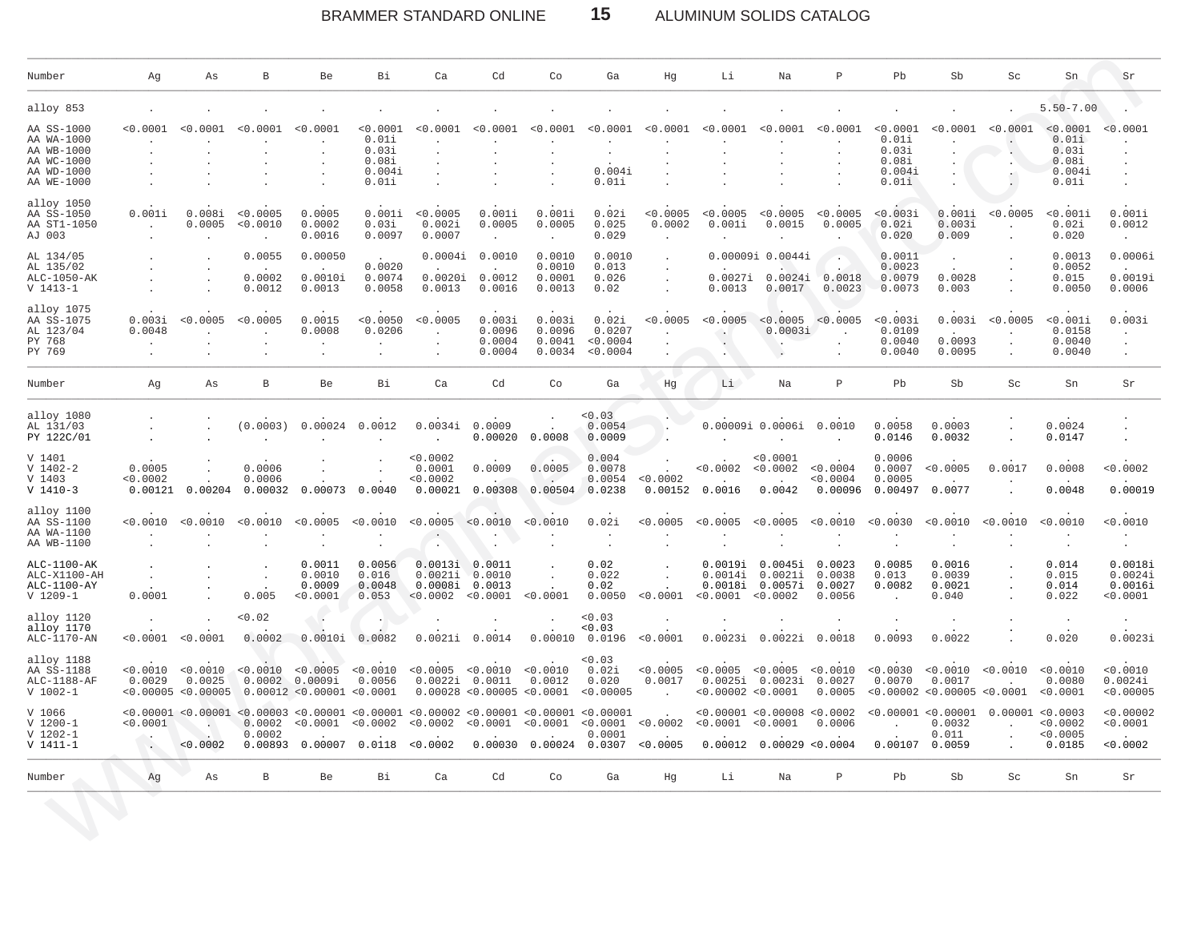| Number | Ag | As | B | Be | Bi | Ca | Cd | Co | Ga | Hg | Li | Na | P | Pb | Sb | Sc | Sn | Sr |
|---|---|---|---|---|---|---|---|---|---|---|---|---|---|---|---|---|---|---|
| alloy 853 | . | . | . | . | . | . | . | . | . | . | . | . | . | . | . | . | 5.50-7.00 | . |
| AA SS-1000 | <0.0001 | <0.0001 | <0.0001 | <0.0001 | <0.0001 | <0.0001 | <0.0001 | <0.0001 | <0.0001 | <0.0001 | <0.0001 | <0.0001 | <0.0001 | <0.0001 | <0.0001 | <0.0001 | <0.0001 | <0.0001 |
| AA WA-1000 | . | . | . | . | 0.01i | . | . | . | . | . | . | . | . | 0.01i | . | . | 0.01i | . |
| AA WB-1000 | . | . | . | . | 0.03i | . | . | . | . | . | . | . | . | 0.03i | . | . | 0.03i | . |
| AA WC-1000 | . | . | . | . | 0.08i | . | . | . | . | . | . | . | . | 0.08i | . | . | 0.08i | . |
| AA WD-1000 | . | . | . | . | 0.004i | . | . | . | 0.004i | . | . | . | . | 0.004i | . | . | 0.004i | . |
| AA WE-1000 | . | . | . | . | 0.01i | . | . | . | 0.01i | . | . | . | . | 0.01i | . | . | 0.01i | . |
| alloy 1050 | . | . | . | . | . | . | . | . | . | . | . | . | . | . | . | . | . | . |
| AA SS-1050 | 0.001i | 0.008i | <0.0005 | 0.0005 | 0.001i | <0.0005 | 0.001i | 0.001i | 0.02i | <0.0005 | <0.0005 | <0.0005 | <0.0005 | <0.003i | 0.001i | <0.0005 | <0.001i | 0.001i |
| AA ST1-1050 | . | 0.0005 | <0.0010 | 0.0002 | 0.03i | 0.002i | 0.0005 | 0.0005 | 0.025 | 0.0002 | 0.001i | 0.0015 | 0.0005 | 0.02i | 0.003i | . | 0.02i | 0.0012 |
| AJ 003 | . | . | . | 0.0016 | 0.0097 | 0.0007 | . | . | 0.029 | . | . | . | . | 0.020 | 0.009 | . | 0.020 | . |
| AL 134/05 | . | . | 0.0055 | 0.00050 | . | 0.0004i | 0.0010 | 0.0010 | 0.0010 | . | 0.00009i | 0.0044i | . | 0.0011 | . | . | 0.0013 | 0.0006i |
| AL 135/02 | . | . | . | . | 0.0020 | . | . | 0.0010 | 0.013 | . | . | . | . | 0.0023 | . | . | 0.0052 | . |
| ALC-1050-AK | . | . | 0.0002 | 0.0010i | 0.0074 | 0.0020i | 0.0012 | 0.0001 | 0.026 | . | 0.0027i | 0.0024i | 0.0018 | 0.0079 | 0.0028 | . | 0.015 | 0.0019i |
| V 1413-1 | . | . | 0.0012 | 0.0013 | 0.0058 | 0.0013 | 0.0016 | 0.0013 | 0.02 | . | 0.0013 | 0.0017 | 0.0023 | 0.0073 | 0.003 | . | 0.0050 | 0.0006 |
| alloy 1075 | . | . | . | . | . | . | . | . | . | . | . | . | . | . | . | . | . | . |
| AA SS-1075 | 0.003i | <0.0005 | <0.0005 | 0.0015 | <0.0050 | <0.0005 | 0.003i | 0.003i | 0.02i | <0.0005 | <0.0005 | <0.0005 | <0.0005 | <0.003i | 0.003i | <0.0005 | <0.001i | 0.003i |
| AL 123/04 | 0.0048 | . | . | 0.0008 | 0.0206 | . | 0.0096 | 0.0096 | 0.0207 | . | . | 0.0003i | . | 0.0109 | . | . | 0.0158 | . |
| PY 768 | . | . | . | . | . | . | 0.0004 | 0.0041 | <0.0004 | . | . | . | . | 0.0040 | 0.0093 | . | 0.0040 | . |
| PY 769 | . | . | . | . | . | . | 0.0004 | 0.0034 | <0.0004 | . | . | . | . | 0.0040 | 0.0095 | . | 0.0040 | . |
| alloy 1080 | . | . | . | . | . | . | . | . | <0.03 | . | . | . | . | . | . | . | . | . |
| AL 131/03 | . | . | (0.0003) | 0.00024 | 0.0012 | 0.0034i | 0.0009 | . | 0.0054 | . | 0.00009i | 0.0006i | 0.0010 | 0.0058 | 0.0003 | . | 0.0024 | . |
| PY 122C/01 | . | . | . | . | . | . | 0.00020 | 0.0008 | 0.0009 | . | . | . | . | 0.0146 | 0.0032 | . | 0.0147 | . |
| V 1401 | . | . | . | . | . | <0.0002 | . | . | 0.004 | . | . | <0.0001 | . | 0.0006 | . | . | . | . |
| V 1402-2 | 0.0005 | . | 0.0006 | . | . | 0.0001 | 0.0009 | 0.0005 | 0.0078 | . | <0.0002 | <0.0002 | <0.0004 | 0.0007 | <0.0005 | 0.0017 | 0.0008 | <0.0002 |
| V 1403 | <0.0002 | . | 0.0006 | . | . | <0.0002 | . | . | 0.0054 | <0.0002 | . | . | <0.0004 | 0.0005 | . | . | . | . |
| V 1410-3 | 0.00121 | 0.00204 | 0.00032 | 0.00073 | 0.0040 | 0.00021 | 0.00308 | 0.00504 | 0.0238 | 0.00152 | 0.0016 | 0.0042 | 0.00096 | 0.00497 | 0.0077 | . | 0.0048 | 0.00019 |
| alloy 1100 | . | . | . | . | . | . | . | . | . | . | . | . | . | . | . | . | . | . |
| AA SS-1100 | <0.0010 | <0.0010 | <0.0010 | <0.0005 | <0.0010 | <0.0005 | <0.0010 | <0.0010 | 0.02i | <0.0005 | <0.0005 | <0.0005 | <0.0010 | <0.0030 | <0.0010 | <0.0010 | <0.0010 | <0.0010 |
| AA WA-1100 | . | . | . | . | . | . | . | . | . | . | . | . | . | . | . | . | . | . |
| AA WB-1100 | . | . | . | . | . | . | . | . | . | . | . | . | . | . | . | . | . | . |
| ALC-1100-AK | . | . | . | 0.0011 | 0.0056 | 0.0013i | 0.0011 | . | 0.02 | . | 0.0019i | 0.0045i | 0.0023 | 0.0085 | 0.0016 | . | 0.014 | 0.0018i |
| ALC-X1100-AH | . | . | . | 0.0010 | 0.016 | 0.0021i | 0.0010 | . | 0.022 | . | 0.0014i | 0.0021i | 0.0038 | 0.013 | 0.0039 | . | 0.015 | 0.0024i |
| ALC-1100-AY | . | . | . | 0.0009 | 0.0048 | 0.0008i | 0.0013 | . | 0.02 | . | 0.0018i | 0.0057i | 0.0027 | 0.0082 | 0.0021 | . | 0.014 | 0.0016i |
| V 1209-1 | 0.0001 | . | 0.005 | <0.0001 | 0.053 | <0.0002 | <0.0001 | <0.0001 | 0.0050 | <0.0001 | <0.0001 | <0.0002 | 0.0056 | . | 0.040 | . | 0.022 | <0.0001 |
| alloy 1120 | . | . | <0.02 | . | . | . | . | . | <0.03 | . | . | . | . | . | . | . | . | . |
| alloy 1170 | . | . | . | . | . | . | . | . | <0.03 | . | . | . | . | . | . | . | . | . |
| ALC-1170-AN | <0.0001 | <0.0001 | 0.0002 | 0.0010i | 0.0082 | 0.0021i | 0.0014 | 0.00010 | 0.0196 | <0.0001 | 0.0023i | 0.0022i | 0.0018 | 0.0093 | 0.0022 | . | 0.020 | 0.0023i |
| alloy 1188 | . | . | . | . | . | . | . | . | <0.03 | . | . | . | . | . | . | . | . | . |
| AA SS-1188 | <0.0010 | <0.0010 | <0.0010 | <0.0005 | <0.0010 | <0.0005 | <0.0010 | <0.0010 | 0.02i | <0.0005 | <0.0005 | <0.0005 | <0.0010 | <0.0030 | <0.0010 | <0.0010 | <0.0010 | <0.0010 |
| ALC-1188-AF | 0.0029 | 0.0025 | 0.0002 | 0.0009i | 0.0056 | 0.0022i | 0.0011 | 0.0012 | 0.020 | 0.0017 | 0.0025i | 0.0023i | 0.0027 | 0.0070 | 0.0017 | . | 0.0080 | 0.0024i |
| V 1002-1 | <0.00005 | <0.00005 | 0.00012 | <0.00001 | <0.0001 | 0.00028 | <0.00005 | <0.0001 | <0.00005 | . | <0.00002 | <0.0001 | 0.0005 | <0.00002 | <0.00005 | <0.0001 | <0.0001 | <0.00005 |
| V 1066 | <0.00001 | <0.00001 | <0.00003 | <0.00001 | <0.00001 | <0.00002 | <0.00001 | <0.00001 | <0.00001 | . | <0.00001 | <0.00008 | <0.0002 | <0.00001 | <0.00001 | 0.00001 | <0.0003 | <0.00002 |
| V 1200-1 | <0.0001 | . | 0.0002 | <0.0001 | <0.0002 | <0.0002 | <0.0001 | <0.0001 | <0.0001 | <0.0002 | <0.0001 | <0.0001 | 0.0006 | . | 0.0032 | . | <0.0002 | <0.0001 |
| V 1202-1 | . | . | 0.0002 | . | . | . | . | . | 0.0001 | . | . | . | . | . | 0.011 | . | <0.0005 | . |
| V 1411-1 | . | <0.0002 | 0.00893 | 0.00007 | 0.0118 | <0.0002 | 0.00030 | 0.00024 | 0.0307 | <0.0005 | 0.00012 | 0.00029 | <0.0004 | 0.00107 | 0.0059 | . | 0.0185 | <0.0002 |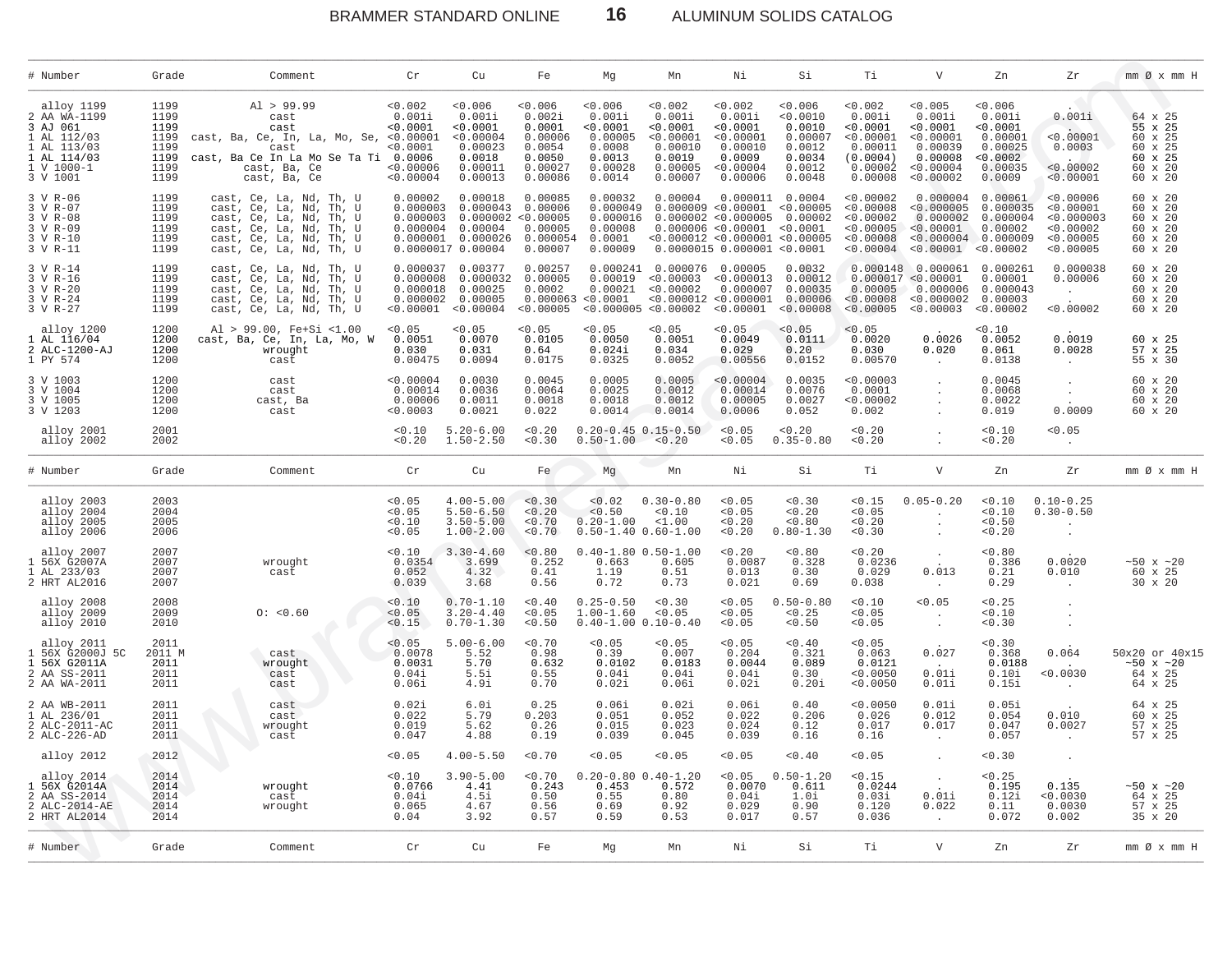| # Number | Grade | Comment | Cr | Cu | Fe | Mg | Mn | Ni | Si | Ti | V | Zn | Zr | mm Ø x mm H |
|---|---|---|---|---|---|---|---|---|---|---|---|---|---|---|
| alloy 1199 | 1199 | Al > 99.99 | <0.002 | <0.006 | <0.006 | <0.006 | <0.002 | <0.002 | <0.006 | <0.002 | <0.005 | <0.006 | . | |
| 2 AA WA-1199 | 1199 | cast | 0.001i | 0.001i | 0.002i | 0.001i | 0.001i | 0.001i | 0.0010 | 0.001i | 0.001i | 0.001i | 0.001i | 64 x 25 |
| 3 AJ 061 | 1199 | cast | <0.0001 | <0.0001 | 0.0001 | <0.0001 | <0.0001 | <0.0001 | 0.0010 | <0.0001 | <0.0001 | <0.0001 | . | 55 x 25 |
| 1 AL 112/03 | 1199 | cast, Ba, Ce, In, La, Mo, Se, | <0.00001 | <0.00004 | 0.00006 | 0.00005 | <0.00001 | <0.00001 | 0.00007 | <0.00001 | <0.00001 | 0.00001 | <0.00001 | 60 x 25 |
| 1 AL 113/03 | 1199 | cast | <0.0001 | 0.00023 | 0.0054 | 0.0008 | 0.00010 | 0.00010 | 0.0012 | 0.00011 | 0.00039 | 0.00025 | 0.0003 | 60 x 25 |
| 1 AL 114/03 | 1199 | cast, Ba Ce In La Mo Se Ta Ti | 0.0006 | 0.0018 | 0.0050 | 0.0013 | 0.0019 | 0.0009 | 0.0034 | (0.0004) | 0.00008 | <0.0002 | . | 60 x 25 |
| 1 V 1000-1 | 1199 | cast, Ba, Ce | <0.00006 | 0.00011 | 0.00027 | 0.00028 | 0.00005 | <0.00004 | 0.0012 | 0.00002 | <0.00004 | 0.00035 | <0.00002 | 60 x 20 |
| 3 V 1001 | 1199 | cast, Ba, Ce | <0.00004 | 0.00013 | 0.00086 | 0.0014 | 0.00007 | 0.00006 | 0.0048 | 0.00008 | <0.00002 | 0.0009 | <0.00001 | 60 x 20 |
| 3 V R-06 | 1199 | cast, Ce, La, Nd, Th, U | 0.00002 | 0.00018 | 0.00085 | 0.00032 | 0.00004 | 0.000011 | 0.0004 | <0.00002 | 0.000004 | 0.00061 | <0.00006 | 60 x 20 |
| 3 V R-07 | 1199 | cast, Ce, La, Nd, Th, U | 0.000003 | 0.000043 | 0.00006 | 0.000049 | 0.000009 | <0.00001 | <0.00005 | <0.00008 | <0.000005 | 0.000035 | <0.00001 | 60 x 20 |
| 3 V R-08 | 1199 | cast, Ce, La, Nd, Th, U | 0.000003 | 0.000002 | <0.00005 | 0.000016 | 0.000002 | <0.000005 | 0.00002 | <0.00002 | 0.000002 | 0.000004 | <0.000003 | 60 x 20 |
| 3 V R-09 | 1199 | cast, Ce, La, Nd, Th, U | 0.000004 | 0.00004 | 0.00005 | 0.00008 | 0.000006 | <0.00001 | <0.0001 | <0.00005 | <0.00001 | 0.00002 | <0.00002 | 60 x 20 |
| 3 V R-10 | 1199 | cast, Ce, La, Nd, Th, U | 0.000001 | 0.000026 | 0.000054 | 0.0001 | <0.000012 | <0.000001 | <0.00005 | <0.00008 | <0.000004 | 0.000009 | <0.00005 | 60 x 20 |
| 3 V R-11 | 1199 | cast, Ce, La, Nd, Th, U | 0.0000017 | 0.00004 | 0.00007 | 0.00009 | 0.0000015 | 0.000001 | <0.0001 | <0.00004 | <0.00001 | <0.00002 | <0.00005 | 60 x 20 |
| 3 V R-14 | 1199 | cast, Ce, La, Nd, Th, U | 0.000037 | 0.00377 | 0.00257 | 0.000241 | 0.000076 | 0.00005 | 0.0032 | 0.000148 | 0.000061 | 0.000261 | 0.000038 | 60 x 20 |
| 3 V R-16 | 1199 | cast, Ce, La, Nd, Th, U | 0.000008 | 0.000032 | 0.00005 | 0.00019 | <0.00003 | <0.000013 | 0.00012 | 0.000017 | <0.00001 | 0.00001 | 0.00006 | 60 x 20 |
| 3 V R-20 | 1199 | cast, Ce, La, Nd, Th, U | 0.000018 | 0.00025 | 0.0002 | 0.00021 | <0.00002 | 0.000007 | 0.00035 | 0.00005 | 0.000006 | 0.000043 | . | 60 x 20 |
| 3 V R-24 | 1199 | cast, Ce, La, Nd, Th, U | 0.000002 | 0.00005 | 0.000063 | <0.0001 | <0.000012 | <0.000001 | 0.00006 | <0.00008 | <0.000002 | 0.00003 | . | 60 x 20 |
| 3 V R-27 | 1199 | cast, Ce, La, Nd, Th, U | <0.00001 | <0.00004 | <0.00005 | <0.000005 | <0.00002 | <0.00001 | <0.00008 | <0.00005 | <0.00003 | <0.00002 | <0.00002 | 60 x 20 |
| alloy 1200 | 1200 | Al > 99.00, Fe+Si <1.00 | <0.05 | <0.05 | <0.05 | <0.05 | <0.05 | <0.05 | <0.05 | <0.05 | . | <0.10 | . | |
| 1 AL 116/04 | 1200 | cast, Ba, Ce, In, La, Mo, W | 0.0051 | 0.0070 | 0.0105 | 0.0050 | 0.0051 | 0.0049 | 0.0111 | 0.0020 | 0.0026 | 0.0052 | 0.0019 | 60 x 25 |
| 2 ALC-1200-AJ | 1200 | wrought | 0.030 | 0.031 | 0.64 | 0.024i | 0.034 | 0.029 | 0.20 | 0.030 | 0.020 | 0.061 | 0.0028 | 57 x 25 |
| 1 PY 574 | 1200 | cast | 0.00475 | 0.0094 | 0.0175 | 0.0325 | 0.0052 | 0.00556 | 0.0152 | 0.00570 | . | 0.0138 | . | 55 x 30 |
| 3 V 1003 | 1200 | cast | <0.00004 | 0.0030 | 0.0045 | 0.0005 | 0.0005 | <0.00004 | 0.0035 | <0.00003 | . | 0.0045 | . | 60 x 20 |
| 3 V 1004 | 1200 | cast | 0.00014 | 0.0036 | 0.0064 | 0.0025 | 0.0012 | 0.00014 | 0.0076 | 0.0001 | . | 0.0068 | . | 60 x 20 |
| 3 V 1005 | 1200 | cast, Ba | 0.00006 | 0.0011 | 0.0018 | 0.0018 | 0.0012 | 0.00005 | 0.0027 | <0.00002 | . | 0.0022 | . | 60 x 20 |
| 3 V 1203 | 1200 | cast | <0.0003 | 0.0021 | 0.022 | 0.0014 | 0.0014 | 0.0006 | 0.052 | 0.002 | . | 0.019 | 0.0009 | 60 x 20 |
| alloy 2001 | 2001 | | <0.10 | 5.20-6.00 | <0.20 | 0.20-0.45 | 0.15-0.50 | <0.05 | <0.20 | <0.20 | . | <0.10 | <0.05 | |
| alloy 2002 | 2002 | | <0.20 | 1.50-2.50 | <0.30 | 0.50-1.00 | <0.20 | <0.05 | 0.35-0.80 | <0.20 | . | <0.20 | . | |

| # Number | Grade | Comment | Cr | Cu | Fe | Mg | Mn | Ni | Si | Ti | V | Zn | Zr | mm Ø x mm H |
|---|---|---|---|---|---|---|---|---|---|---|---|---|---|---|
| alloy 2003 | 2003 | | <0.05 | 4.00-5.00 | <0.30 | <0.02 | 0.30-0.80 | <0.05 | <0.30 | <0.15 | 0.05-0.20 | <0.10 | 0.10-0.25 | |
| alloy 2004 | 2004 | | <0.05 | 5.50-6.50 | <0.20 | <0.50 | <0.10 | <0.05 | <0.20 | <0.05 | . | <0.10 | 0.30-0.50 | |
| alloy 2005 | 2005 | | <0.10 | 3.50-5.00 | <0.70 | 0.20-1.00 | <1.00 | <0.20 | <0.80 | <0.20 | . | <0.50 | . | |
| alloy 2006 | 2006 | | <0.05 | 1.00-2.00 | <0.70 | 0.50-1.40 | 0.60-1.00 | <0.20 | 0.80-1.30 | <0.30 | . | <0.20 | . | |
| alloy 2007 | 2007 | | <0.10 | 3.30-4.60 | <0.80 | 0.40-1.80 | 0.50-1.00 | <0.20 | <0.80 | <0.20 | . | <0.80 | . | |
| 1 56X G2007A | 2007 | wrought | 0.0354 | 3.699 | 0.252 | 0.663 | 0.605 | 0.0087 | 0.328 | 0.0236 | . | 0.386 | 0.0020 | ~50 x ~20 |
| 1 AL 233/03 | 2007 | cast | 0.052 | 4.32 | 0.41 | 1.19 | 0.51 | 0.013 | 0.30 | 0.029 | 0.013 | 0.21 | 0.010 | 60 x 25 |
| 2 HRT AL2016 | 2007 | | 0.039 | 3.68 | 0.56 | 0.72 | 0.73 | 0.021 | 0.69 | 0.038 | . | 0.29 | . | 30 x 20 |
| alloy 2008 | 2008 | | <0.10 | 0.70-1.10 | <0.40 | 0.25-0.50 | <0.30 | <0.05 | 0.50-0.80 | <0.10 | <0.05 | <0.25 | . | |
| alloy 2009 | 2009 | O: <0.60 | <0.05 | 3.20-4.40 | <0.05 | 1.00-1.60 | <0.05 | <0.05 | <0.25 | <0.05 | . | <0.10 | . | |
| alloy 2010 | 2010 | | <0.15 | 0.70-1.30 | <0.50 | 0.40-1.00 | 0.10-0.40 | <0.05 | <0.50 | <0.05 | . | <0.30 | . | |
| alloy 2011 | 2011 | | <0.05 | 5.00-6.00 | <0.70 | <0.05 | <0.05 | <0.05 | <0.40 | <0.05 | . | <0.30 | . | |
| 1 56X G2000J 5C | 2011 M | cast | 0.0078 | 5.52 | 0.98 | 0.39 | 0.007 | 0.204 | 0.321 | 0.063 | 0.027 | 0.368 | 0.064 | 50x20 or 40x15 |
| 1 56X G2011A | 2011 | wrought | 0.0031 | 5.70 | 0.632 | 0.0102 | 0.0183 | 0.0044 | 0.089 | 0.0121 | . | 0.0188 | . | ~50 x ~20 |
| 2 AA SS-2011 | 2011 | cast | 0.04i | 5.5i | 0.55 | 0.04i | 0.04i | 0.04i | 0.30 | <0.0050 | 0.01i | 0.10i | <0.0030 | 64 x 25 |
| 2 AA WA-2011 | 2011 | cast | 0.06i | 4.9i | 0.70 | 0.02i | 0.06i | 0.02i | 0.20i | <0.0050 | 0.01i | 0.15i | . | 64 x 25 |
| 2 AA WB-2011 | 2011 | cast | 0.02i | 6.0i | 0.25 | 0.06i | 0.02i | 0.06i | 0.40 | <0.0050 | 0.01i | 0.05i | . | 64 x 25 |
| 1 AL 236/01 | 2011 | cast | 0.022 | 5.79 | 0.203 | 0.051 | 0.052 | 0.022 | 0.206 | 0.026 | 0.012 | 0.054 | 0.010 | 60 x 25 |
| 2 ALC-2011-AC | 2011 | wrought | 0.019 | 5.62 | 0.26 | 0.015 | 0.023 | 0.024 | 0.12 | 0.017 | 0.017 | 0.047 | 0.0027 | 57 x 25 |
| 2 ALC-226-AD | 2011 | cast | 0.047 | 4.88 | 0.19 | 0.039 | 0.045 | 0.039 | 0.16 | 0.16 | . | 0.057 | . | 57 x 25 |
| alloy 2012 | 2012 | | <0.05 | 4.00-5.50 | <0.70 | <0.05 | <0.05 | <0.05 | <0.40 | <0.05 | . | <0.30 | . | |
| alloy 2014 | 2014 | | <0.10 | 3.90-5.00 | <0.70 | 0.20-0.80 | 0.40-1.20 | <0.05 | 0.50-1.20 | <0.15 | . | <0.25 | . | |
| 1 56X G2014A | 2014 | wrought | 0.0766 | 4.41 | 0.243 | 0.453 | 0.572 | 0.0070 | 0.611 | 0.0244 | . | 0.195 | 0.135 | ~50 x ~20 |
| 2 AA SS-2014 | 2014 | cast | 0.04i | 4.5i | 0.50 | 0.55 | 0.80 | 0.04i | 1.0i | 0.03i | 0.01i | 0.12i | <0.0030 | 64 x 25 |
| 2 ALC-2014-AE | 2014 | wrought | 0.065 | 4.67 | 0.56 | 0.69 | 0.92 | 0.029 | 0.90 | 0.120 | 0.022 | 0.11 | 0.0030 | 57 x 25 |
| 2 HRT AL2014 | 2014 | | 0.04 | 3.92 | 0.57 | 0.59 | 0.53 | 0.017 | 0.57 | 0.036 | . | 0.072 | 0.002 | 35 x 20 |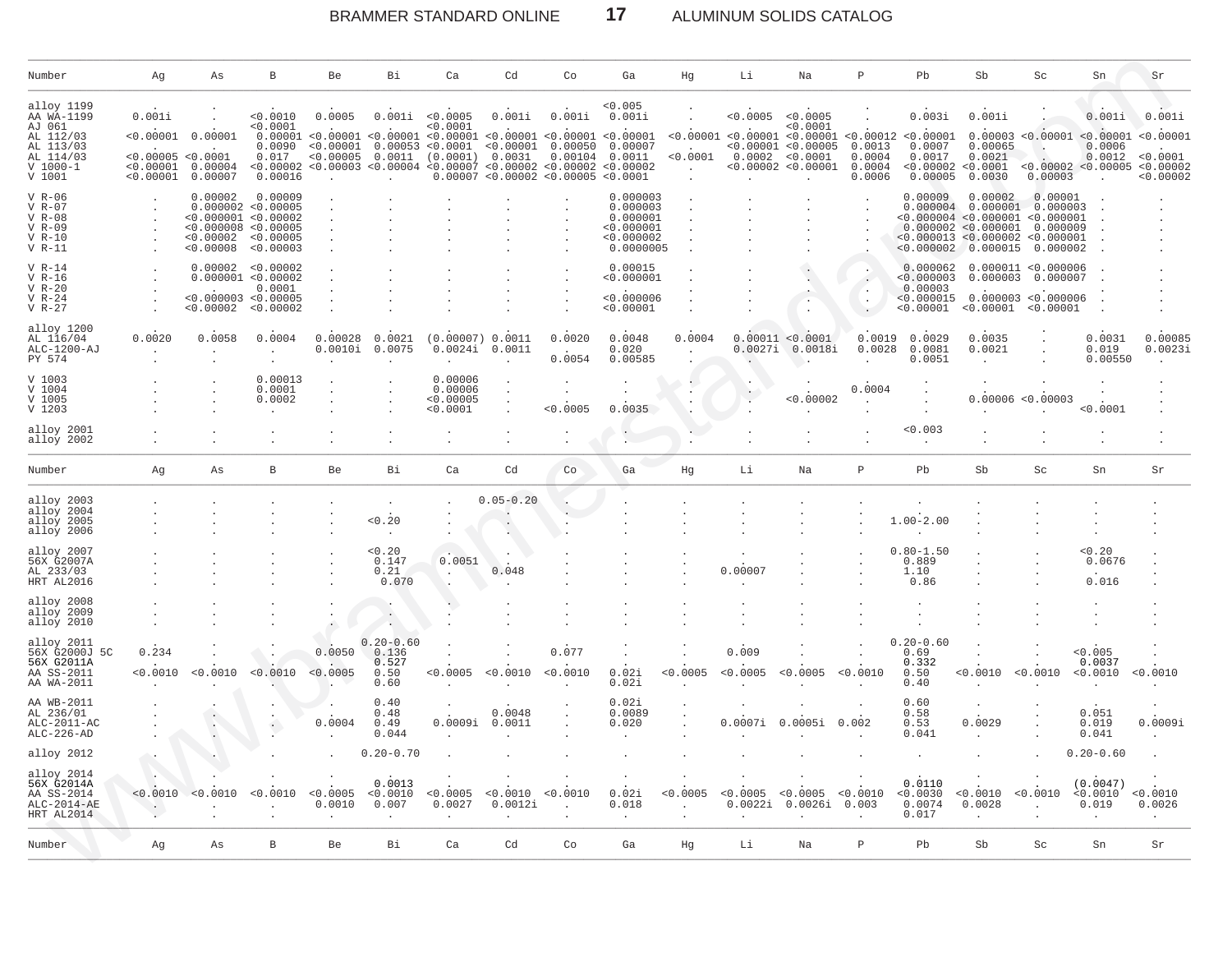| Number | Ag | As | B | Be | Bi | Ca | Cd | Co | Ga | Hg | Li | Na | P | Pb | Sb | Sc | Sn | Sr |
|---|---|---|---|---|---|---|---|---|---|---|---|---|---|---|---|---|---|---|
| alloy 1199 | . | . | . | . | . | . | . | . | <0.005 | . | . | . | . | . | . | . | . | . |
| AA WA-1199 | 0.001i | . | <0.0010 | 0.0005 | 0.001i | <0.0005 | 0.001i | 0.001i | 0.001i | . | <0.0005 | <0.0005 | . | 0.003i | 0.001i | . | 0.001i | 0.001i |
| AJ 061 | . | . | <0.0001 | . | . | <0.0001 | . | . | . | . | . | <0.0001 | . | . | . | . | . | . |
| AL 112/03 | <0.00001 | 0.00001 | 0.00001 | <0.00001 | <0.00001 | <0.00001 | <0.00001 | <0.00001 | <0.00001 | <0.00001 | <0.00001 | <0.00001 | <0.00012 | <0.00001 | 0.00003 | <0.00001 | <0.00001 | <0.00001 |
| AL 113/03 | . | . | 0.0090 | <0.00001 | 0.00053 | <0.0001 | <0.00001 | 0.00050 | 0.00007 | . | <0.00001 | <0.00005 | 0.0013 | 0.0007 | 0.00065 | . | 0.0006 | . |
| AL 114/03 | <0.00005 | <0.0001 | 0.017 | <0.00005 | 0.0011 | (0.0001) | 0.0031 | 0.00104 | 0.0011 | <0.0001 | 0.0002 | <0.0001 | 0.0004 | 0.0017 | 0.0021 | . | 0.0012 | <0.0001 |
| V 1000-1 | <0.00001 | 0.00004 | <0.00002 | <0.00003 | <0.00004 | <0.00007 | <0.00002 | <0.00002 | <0.00002 | . | <0.00002 | <0.00001 | 0.0004 | <0.00002 | <0.0001 | <0.00002 | <0.00005 | <0.00002 |
| V 1001 | <0.00001 | 0.00007 | 0.00016 | . | . | 0.00007 | <0.00002 | <0.00005 | <0.0001 | . | . | . | 0.0006 | 0.00005 | 0.0030 | 0.00003 | . | <0.00002 |
| V R-06 | . | 0.00002 | 0.00009 | . | . | . | . | . | 0.000003 | . | . | . | . | 0.00009 | 0.00002 | 0.00001 | . | . |
| V R-07 | . | 0.000002 | <0.00005 | . | . | . | . | . | 0.000003 | . | . | . | . | 0.000004 | 0.000001 | 0.000003 | . | . |
| V R-08 | . | <0.000001 | <0.00002 | . | . | . | . | . | 0.000001 | . | . | . | . | <0.000004 | <0.000001 | <0.000001 | . | . |
| V R-09 | . | <0.000008 | <0.00005 | . | . | . | . | . | <0.000001 | . | . | . | . | 0.000002 | <0.000001 | 0.000009 | . | . |
| V R-10 | . | <0.00002 | <0.00005 | . | . | . | . | . | <0.000002 | . | . | . | . | <0.000013 | <0.000002 | <0.000001 | . | . |
| V R-11 | . | <0.00008 | <0.00003 | . | . | . | . | . | 0.0000005 | . | . | . | . | <0.000002 | 0.000015 | 0.000002 | . | . |
| V R-14 | . | 0.00002 | <0.00002 | . | . | . | . | . | 0.00015 | . | . | . | . | 0.000062 | 0.000011 | <0.000006 | . | . |
| V R-16 | . | 0.000001 | <0.00002 | . | . | . | . | . | <0.000001 | . | . | . | . | <0.000003 | 0.000003 | 0.000007 | . | . |
| V R-20 | . | . | 0.0001 | . | . | . | . | . | . | . | . | . | . | 0.00003 | . | . | . | . |
| V R-24 | . | <0.000003 | <0.00005 | . | . | . | . | . | <0.000006 | . | . | . | . | <0.000015 | 0.000003 | <0.000006 | . | . |
| V R-27 | . | <0.00002 | <0.00002 | . | . | . | . | . | <0.00001 | . | . | . | . | <0.00001 | <0.00001 | <0.00001 | . | . |
| alloy 1200 | . | . | . | . | . | . | . | . | . | . | . | . | . | . | . | . | . | . |
| AL 116/04 | 0.0020 | 0.0058 | 0.0004 | 0.00028 | 0.0021 | (0.00007) | 0.0011 | 0.0020 | 0.0048 | 0.0004 | 0.00011 | <0.0001 | 0.0019 | 0.0029 | 0.0035 | . | 0.0031 | 0.00085 |
| ALC-1200-AJ | . | . | . | 0.0010i | 0.0075 | 0.0024i | 0.0011 | . | 0.020 | . | 0.0027i | 0.0018i | 0.0028 | 0.0081 | 0.0021 | . | 0.019 | 0.0023i |
| PY 574 | . | . | . | . | . | . | . | 0.0054 | 0.00585 | . | . | . | . | 0.0051 | . | . | 0.00550 | . |
| V 1003 | . | . | 0.00013 | . | . | 0.00006 | . | . | . | . | . | . | . | . | . | . | . | . |
| V 1004 | . | . | 0.0001 | . | . | 0.00006 | . | . | . | . | . | . | 0.0004 | . | . | . | . | . |
| V 1005 | . | . | 0.0002 | . | . | <0.00005 | . | . | . | . | . | <0.00002 | . | . | 0.00006 | <0.00003 | . | . |
| V 1203 | . | . | . | . | . | <0.0001 | . | <0.0005 | 0.0035 | . | . | . | . | . | . | . | <0.0001 | . |
| alloy 2001 | . | . | . | . | . | . | . | . | . | . | . | . | . | <0.003 | . | . | . | . |
| alloy 2002 | . | . | . | . | . | . | . | . | . | . | . | . | . | . | . | . | . | . |
| alloy 2003 | . | . | . | . | . | . | 0.05-0.20 | . | . | . | . | . | . | . | . | . | . | . |
| alloy 2004 | . | . | . | . | . | . | . | . | . | . | . | . | . | . | . | . | . | . |
| alloy 2005 | . | . | . | . | <0.20 | . | . | . | . | . | . | . | . | 1.00-2.00 | . | . | . | . |
| alloy 2006 | . | . | . | . | . | . | . | . | . | . | . | . | . | . | . | . | . | . |
| alloy 2007 | . | . | . | . | <0.20 | . | . | . | . | . | . | . | . | 0.80-1.50 | . | . | <0.20 | . |
| 56X G2007A | . | . | . | . | 0.147 | 0.0051 | . | . | . | . | . | . | . | 0.889 | . | . | 0.0676 | . |
| AL 233/03 | . | . | . | . | 0.21 | . | 0.048 | . | . | . | 0.00007 | . | . | 1.10 | . | . | . | . |
| HRT AL2016 | . | . | . | . | 0.070 | . | . | . | . | . | . | . | . | 0.86 | . | . | 0.016 | . |
| alloy 2008 | . | . | . | . | . | . | . | . | . | . | . | . | . | . | . | . | . | . |
| alloy 2009 | . | . | . | . | . | . | . | . | . | . | . | . | . | . | . | . | . | . |
| alloy 2010 | . | . | . | . | . | . | . | . | . | . | . | . | . | . | . | . | . | . |
| alloy 2011 | . | . | . | . | 0.20-0.60 | . | . | . | . | . | . | . | . | 0.20-0.60 | . | . | . | . |
| 56X G2000J 5C | 0.234 | . | . | 0.0050 | 0.136 | . | . | 0.077 | . | . | 0.009 | . | . | 0.69 | . | . | <0.005 | . |
| 56X G2011A | . | . | . | . | 0.527 | . | . | . | . | . | . | . | . | 0.332 | . | . | 0.0037 | . |
| AA SS-2011 | <0.0010 | <0.0010 | <0.0010 | <0.0005 | 0.50 | <0.0005 | <0.0010 | <0.0010 | 0.02i | <0.0005 | <0.0005 | <0.0005 | <0.0010 | 0.50 | <0.0010 | <0.0010 | <0.0010 | <0.0010 |
| AA WA-2011 | . | . | . | . | 0.60 | . | . | . | 0.02i | . | . | . | . | 0.40 | . | . | . | . |
| AA WB-2011 | . | . | . | . | 0.40 | . | . | . | 0.02i | . | . | . | . | 0.60 | . | . | . | . |
| AL 236/01 | . | . | . | . | 0.48 | . | 0.0048 | . | 0.0089 | . | . | . | . | 0.58 | . | . | 0.051 | . |
| ALC-2011-AC | . | . | . | 0.0004 | 0.49 | 0.0009i | 0.0011 | . | 0.020 | . | 0.0007i | 0.0005i | 0.002 | 0.53 | 0.0029 | . | 0.019 | 0.0009i |
| ALC-226-AD | . | . | . | . | 0.044 | . | . | . | . | . | . | . | . | 0.041 | . | . | 0.041 | . |
| alloy 2012 | . | . | . | . | 0.20-0.70 | . | . | . | . | . | . | . | . | . | . | . | 0.20-0.60 | . |
| alloy 2014 | . | . | . | . | . | . | . | . | . | . | . | . | . | . | . | . | . | . |
| 56X G2014A | . | . | . | . | 0.0013 | . | . | . | . | . | . | . | . | 0.0110 | . | . | (0.0047) | . |
| AA SS-2014 | <0.0010 | <0.0010 | <0.0010 | <0.0005 | <0.0010 | <0.0005 | <0.0010 | <0.0010 | 0.02i | <0.0005 | <0.0005 | <0.0005 | <0.0010 | <0.0030 | <0.0010 | <0.0010 | <0.0010 | <0.0010 |
| ALC-2014-AE | . | . | . | 0.0010 | 0.007 | 0.0027 | 0.0012i | . | 0.018 | . | 0.0022i | 0.0026i | 0.003 | 0.0074 | 0.0028 | . | 0.019 | 0.0026 |
| HRT AL2014 | . | . | . | . | . | . | . | . | . | . | . | . | . | 0.017 | . | . | . | . |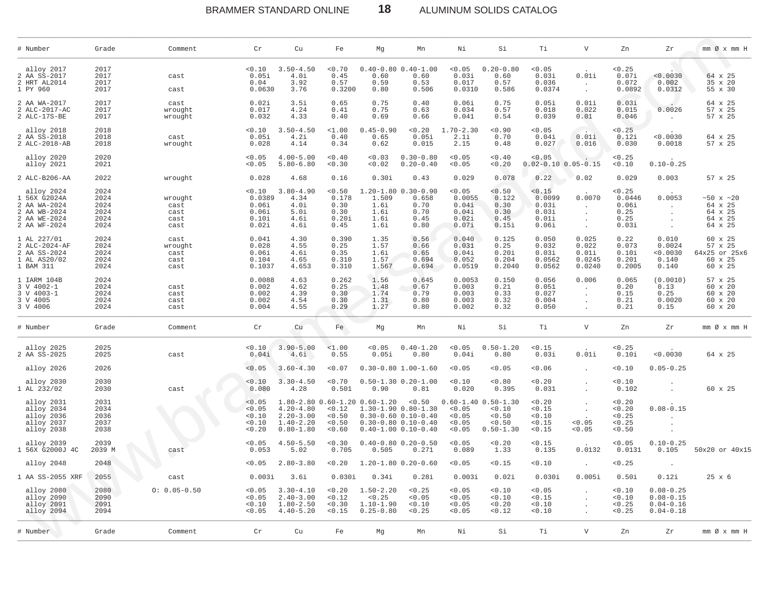| # Number | Grade | Comment | Cr | Cu | Fe | Mg | Mn | Ni | Si | Ti | V | Zn | Zr | mm Ø x mm H |
|---|---|---|---|---|---|---|---|---|---|---|---|---|---|---|
| alloy 2017 | 2017 | | <0.10 | 3.50-4.50 | <0.70 | 0.40-0.80 | 0.40-1.00 | <0.05 | 0.20-0.80 | <0.05 | . | <0.25 | . | |
| 2 AA SS-2017 | 2017 | cast | 0.05i | 4.0i | 0.45 | 0.60 | 0.60 | 0.03i | 0.60 | 0.03i | 0.01i | 0.07i | <0.0030 | 64 x 25 |
| 2 HRT AL2014 | 2017 | | 0.04 | 3.92 | 0.57 | 0.59 | 0.53 | 0.017 | 0.57 | 0.036 | . | 0.072 | 0.002 | 35 x 20 |
| 1 PY 960 | 2017 | cast | 0.0630 | 3.76 | 0.3200 | 0.80 | 0.506 | 0.0310 | 0.586 | 0.0374 | . | 0.0892 | 0.0312 | 55 x 30 |
| 2 AA WA-2017 | 2017 | cast | 0.02i | 3.5i | 0.65 | 0.75 | 0.40 | 0.06i | 0.75 | 0.05i | 0.01i | 0.03i | . | 64 x 25 |
| 2 ALC-2017-AC | 2017 | wrought | 0.017 | 4.24 | 0.41 | 0.75 | 0.63 | 0.034 | 0.57 | 0.018 | 0.022 | 0.015 | 0.0026 | 57 x 25 |
| 2 ALC-17S-BE | 2017 | wrought | 0.032 | 4.33 | 0.40 | 0.69 | 0.66 | 0.041 | 0.54 | 0.039 | 0.01 | 0.046 | . | 57 x 25 |
| alloy 2018 | 2018 | | <0.10 | 3.50-4.50 | <1.00 | 0.45-0.90 | <0.20 | 1.70-2.30 | <0.90 | <0.05 | . | <0.25 | . | |
| 2 AA SS-2018 | 2018 | cast | 0.05i | 4.2i | 0.40 | 0.65 | 0.05i | 2.1i | 0.70 | 0.04i | 0.01i | 0.12i | <0.0030 | 64 x 25 |
| 2 ALC-2018-AB | 2018 | wrought | 0.028 | 4.14 | 0.34 | 0.62 | 0.015 | 2.15 | 0.48 | 0.027 | 0.016 | 0.030 | 0.0018 | 57 x 25 |
| alloy 2020 | 2020 | | <0.05 | 4.00-5.00 | <0.40 | <0.03 | 0.30-0.80 | <0.05 | <0.40 | <0.05 | . | <0.25 | . | |
| alloy 2021 | 2021 | | <0.05 | 5.80-6.80 | <0.30 | <0.02 | 0.20-0.40 | <0.05 | <0.20 | 0.02-0.10 | 0.05-0.15 | <0.10 | 0.10-0.25 | |
| 2 ALC-B206-AA | 2022 | wrought | 0.028 | 4.68 | 0.16 | 0.30i | 0.43 | 0.029 | 0.078 | 0.22 | 0.02 | 0.029 | 0.003 | 57 x 25 |
| alloy 2024 | 2024 | | <0.10 | 3.80-4.90 | <0.50 | 1.20-1.80 | 0.30-0.90 | <0.05 | <0.50 | <0.15 | . | <0.25 | . | |
| 1 56X G2024A | 2024 | wrought | 0.0389 | 4.34 | 0.178 | 1.509 | 0.658 | 0.0055 | 0.122 | 0.0099 | 0.0070 | 0.0446 | 0.0053 | ~50 x ~20 |
| 2 AA WA-2024 | 2024 | cast | 0.06i | 4.0i | 0.30 | 1.6i | 0.70 | 0.04i | 0.30 | 0.03i | . | 0.06i | . | 64 x 25 |
| 2 AA WB-2024 | 2024 | cast | 0.06i | 5.0i | 0.30 | 1.6i | 0.70 | 0.04i | 0.30 | 0.03i | . | 0.25 | . | 64 x 25 |
| 2 AA WE-2024 | 2024 | cast | 0.10i | 4.6i | 0.20i | 1.6i | 0.45 | 0.02i | 0.45 | 0.01i | . | 0.25 | . | 64 x 25 |
| 2 AA WF-2024 | 2024 | cast | 0.02i | 4.6i | 0.45 | 1.6i | 0.80 | 0.07i | 0.15i | 0.06i | . | 0.03i | . | 64 x 25 |
| 1 AL 227/01 | 2024 | cast | 0.041 | 4.30 | 0.390 | 1.35 | 0.56 | 0.040 | 0.125 | 0.050 | 0.025 | 0.22 | 0.010 | 60 x 25 |
| 2 ALC-2024-AF | 2024 | wrought | 0.028 | 4.55 | 0.25 | 1.57 | 0.66 | 0.031 | 0.25 | 0.032 | 0.022 | 0.073 | 0.0024 | 57 x 25 |
| 2 AA SS-2024 | 2024 | cast | 0.06i | 4.6i | 0.35 | 1.6i | 0.65 | 0.04i | 0.20i | 0.03i | 0.01i | 0.10i | <0.0030 | 64x25 or 25x6 |
| 1 AL AS20/02 | 2024 | cast | 0.104 | 4.65 | 0.310 | 1.57 | 0.694 | 0.052 | 0.204 | 0.0562 | 0.0245 | 0.201 | 0.140 | 60 x 25 |
| 1 BAM 311 | 2024 | cast | 0.1037 | 4.653 | 0.310 | 1.567 | 0.694 | 0.0519 | 0.2040 | 0.0562 | 0.0240 | 0.2005 | 0.140 | 60 x 25 |
| 1 IARM 104B | 2024 | | 0.0088 | 4.63 | 0.262 | 1.56 | 0.645 | 0.0053 | 0.150 | 0.056 | 0.006 | 0.065 | (0.0010) | 57 x 25 |
| 3 V 4002-1 | 2024 | cast | 0.002 | 4.62 | 0.25 | 1.48 | 0.67 | 0.003 | 0.21 | 0.051 | . | 0.20 | 0.13 | 60 x 20 |
| 3 V 4003-1 | 2024 | cast | 0.002 | 4.39 | 0.30 | 1.74 | 0.79 | 0.003 | 0.33 | 0.027 | . | 0.15 | 0.25 | 60 x 20 |
| 3 V 4005 | 2024 | cast | 0.002 | 4.54 | 0.30 | 1.31 | 0.80 | 0.003 | 0.32 | 0.004 | . | 0.21 | 0.0020 | 60 x 20 |
| 3 V 4006 | 2024 | cast | 0.004 | 4.55 | 0.29 | 1.27 | 0.80 | 0.002 | 0.32 | 0.050 | . | 0.21 | 0.15 | 60 x 20 |

| # Number | Grade | Comment | Cr | Cu | Fe | Mg | Mn | Ni | Si | Ti | V | Zn | Zr | mm Ø x mm H |
|---|---|---|---|---|---|---|---|---|---|---|---|---|---|---|
| alloy 2025 | 2025 | | <0.10 | 3.90-5.00 | <1.00 | <0.05 | 0.40-1.20 | <0.05 | 0.50-1.20 | <0.15 | . | <0.25 | . | |
| 2 AA SS-2025 | 2025 | cast | 0.04i | 4.6i | 0.55 | 0.05i | 0.80 | 0.04i | 0.80 | 0.03i | 0.01i | 0.10i | <0.0030 | 64 x 25 |
| alloy 2026 | 2026 | | <0.05 | 3.60-4.30 | <0.07 | 0.30-0.80 | 1.00-1.60 | <0.05 | <0.05 | <0.06 | . | <0.10 | 0.05-0.25 | |
| alloy 2030 | 2030 | | <0.10 | 3.30-4.50 | <0.70 | 0.50-1.30 | 0.20-1.00 | <0.10 | <0.80 | <0.20 | . | <0.10 | . | |
| 1 AL 232/02 | 2030 | cast | 0.080 | 4.28 | 0.501 | 0.90 | 0.81 | 0.020 | 0.395 | 0.031 | . | 0.102 | . | 60 x 25 |
| alloy 2031 | 2031 | | <0.05 | 1.80-2.80 | 0.60-1.20 | 0.60-1.20 | <0.50 | 0.60-1.40 | 0.50-1.30 | <0.20 | . | <0.20 | . | |
| alloy 2034 | 2034 | | <0.05 | 4.20-4.80 | <0.12 | 1.30-1.90 | 0.80-1.30 | <0.05 | <0.10 | <0.15 | . | <0.20 | 0.08-0.15 | |
| alloy 2036 | 2036 | | <0.10 | 2.20-3.00 | <0.50 | 0.30-0.60 | 0.10-0.40 | <0.05 | <0.50 | <0.10 | . | <0.25 | . | |
| alloy 2037 | 2037 | | <0.10 | 1.40-2.20 | <0.50 | 0.30-0.80 | 0.10-0.40 | <0.05 | <0.50 | <0.15 | <0.05 | <0.25 | . | |
| alloy 2038 | 2038 | | <0.20 | 0.80-1.80 | <0.60 | 0.40-1.00 | 0.10-0.40 | <0.05 | 0.50-1.30 | <0.15 | <0.05 | <0.50 | . | |
| alloy 2039 | 2039 | | <0.05 | 4.50-5.50 | <0.30 | 0.40-0.80 | 0.20-0.50 | <0.05 | <0.20 | <0.15 | . | <0.05 | 0.10-0.25 | |
| 1 56X G2000J 4C | 2039 M | cast | 0.053 | 5.02 | 0.705 | 0.505 | 0.271 | 0.089 | 1.33 | 0.135 | 0.0132 | 0.0131 | 0.105 | 50x20 or 40x15 |
| alloy 2048 | 2048 | | <0.05 | 2.80-3.80 | <0.20 | 1.20-1.80 | 0.20-0.60 | <0.05 | <0.15 | <0.10 | . | <0.25 | . | |
| 1 AA SS-2055 XRF | 2055 | cast | 0.003i | 3.6i | 0.030i | 0.34i | 0.28i | 0.003i | 0.02i | 0.030i | 0.005i | 0.50i | 0.12i | 25 x 6 |
| alloy 2080 | 2080 | O: 0.05-0.50 | <0.05 | 3.30-4.10 | <0.20 | 1.50-2.20 | <0.25 | <0.05 | <0.10 | <0.05 | . | <0.10 | 0.08-0.25 | |
| alloy 2090 | 2090 | | <0.05 | 2.40-3.00 | <0.12 | <0.25 | <0.05 | <0.05 | <0.10 | <0.15 | . | <0.10 | 0.08-0.15 | |
| alloy 2091 | 2091 | | <0.10 | 1.80-2.50 | <0.30 | 1.10-1.90 | <0.10 | <0.05 | <0.20 | <0.10 | . | <0.25 | 0.04-0.16 | |
| alloy 2094 | 2094 | | <0.05 | 4.40-5.20 | <0.15 | 0.25-0.80 | <0.25 | <0.05 | <0.12 | <0.10 | . | <0.25 | 0.04-0.18 | |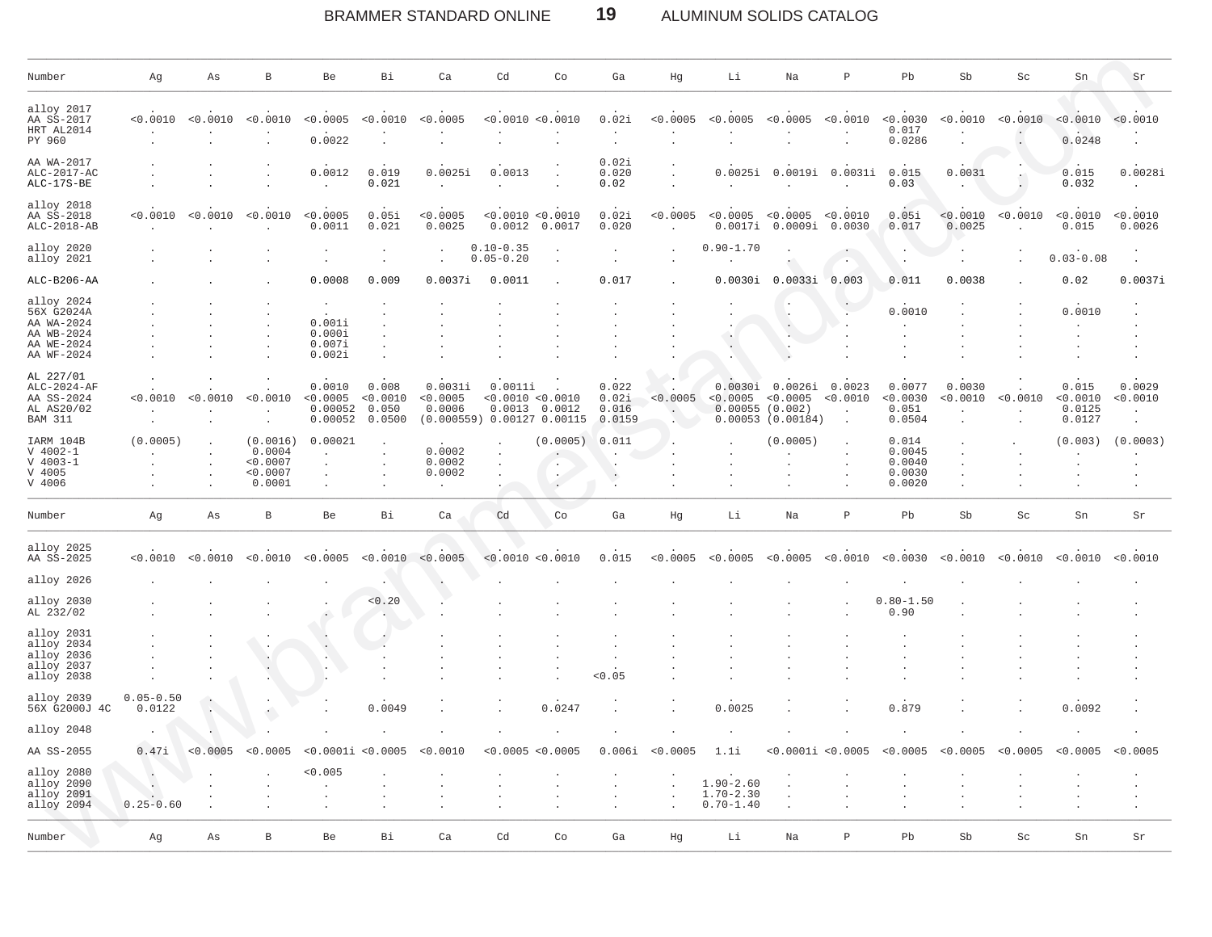| Number | Ag | As | B | Be | Bi | Ca | Cd | Co | Ga | Hg | Li | Na | P | Pb | Sb | Sc | Sn | Sr |
|---|---|---|---|---|---|---|---|---|---|---|---|---|---|---|---|---|---|---|
| alloy 2017 | . | . | . | . | . | . | . | . | . | . | . | . | . | . | . | . | . | . |
| AA SS-2017 | <0.0010 | <0.0010 | <0.0010 | <0.0005 | <0.0010 | <0.0005 | <0.0010 | <0.0010 | 0.02i | <0.0005 | <0.0005 | <0.0005 | <0.0010 | <0.0030 | <0.0010 | <0.0010 | <0.0010 | <0.0010 |
| HRT AL2014 | . | . | . | . | . | . | . | . | . | . | . | . | . | 0.017 | . | . | . | . |
| PY 960 | . | . | . | 0.0022 | . | . | . | . | . | . | . | . | . | 0.0286 | . | . | 0.0248 | . |
| AA WA-2017 | . | . | . | . | . | . | . | . | 0.02i | . | . | . | . | . | . | . | . | . |
| ALC-2017-AC | . | . | . | 0.0012 | 0.019 | 0.0025i | 0.0013 | . | 0.020 | . | 0.0025i | 0.0019i | 0.0031i | 0.015 | 0.0031 | . | 0.015 | 0.0028i |
| ALC-17S-BE | . | . | . | . | 0.021 | . | . | . | 0.02 | . | . | . | . | 0.03 | . | . | 0.032 | . |
| alloy 2018 | . | . | . | . | . | . | . | . | . | . | . | . | . | . | . | . | . | . |
| AA SS-2018 | <0.0010 | <0.0010 | <0.0010 | <0.0005 | 0.05i | <0.0005 | <0.0010 | <0.0010 | 0.02i | <0.0005 | <0.0005 | <0.0005 | <0.0010 | 0.05i | <0.0010 | <0.0010 | <0.0010 | <0.0010 |
| ALC-2018-AB | . | . | . | 0.0011 | 0.021 | 0.0025 | 0.0012 | 0.0017 | 0.020 | . | 0.0017i | 0.0009i | 0.0030 | 0.017 | 0.0025 | . | 0.015 | 0.0026 |
| alloy 2020 | . | . | . | . | . | . | 0.10-0.35 | . | . | . | 0.90-1.70 | . | . | . | . | . | . | . |
| alloy 2021 | . | . | . | . | . | . | 0.05-0.20 | . | . | . | . | . | . | . | . | . | 0.03-0.08 | . |
| ALC-B206-AA | . | . | . | 0.0008 | 0.009 | 0.0037i | 0.0011 | . | 0.017 | . | 0.0030i | 0.0033i | 0.003 | 0.011 | 0.0038 | . | 0.02 | 0.0037i |
| alloy 2024 | . | . | . | . | . | . | . | . | . | . | . | . | . | . | . | . | . | . |
| 56X G2024A | . | . | . | . | . | . | . | . | . | . | . | . | . | 0.0010 | . | . | 0.0010 | . |
| AA WA-2024 | . | . | . | 0.001i | . | . | . | . | . | . | . | . | . | . | . | . | . | . |
| AA WB-2024 | . | . | . | 0.000i | . | . | . | . | . | . | . | . | . | . | . | . | . | . |
| AA WE-2024 | . | . | . | 0.007i | . | . | . | . | . | . | . | . | . | . | . | . | . | . |
| AA WF-2024 | . | . | . | 0.002i | . | . | . | . | . | . | . | . | . | . | . | . | . | . |
| AL 227/01 | . | . | . | . | . | . | . | . | . | . | . | . | . | . | . | . | . | . |
| ALC-2024-AF | . | . | . | 0.0010 | 0.008 | 0.0031i | 0.0011i | . | 0.022 | . | 0.0030i | 0.0026i | 0.0023 | 0.0077 | 0.0030 | . | 0.015 | 0.0029 |
| AA SS-2024 | <0.0010 | <0.0010 | <0.0010 | <0.0005 | <0.0010 | <0.0005 | <0.0010 | <0.0010 | 0.02i | <0.0005 | <0.0005 | <0.0005 | <0.0010 | <0.0030 | <0.0010 | <0.0010 | <0.0010 | <0.0010 |
| AL AS20/02 | . | . | . | 0.00052 | 0.050 | 0.0006 | 0.0013 | 0.0012 | 0.016 | . | 0.00055 | (0.002) | . | 0.051 | . | . | 0.0125 | . |
| BAM 311 | . | . | . | 0.00052 | 0.0500 | (0.000559) | 0.00127 | 0.00115 | 0.0159 | . | 0.00053 | (0.00184) | . | 0.0504 | . | . | 0.0127 | . |
| IARM 104B | (0.0005) | . | (0.0016) | 0.00021 | . | . | . | (0.0005) | 0.011 | . | . | (0.0005) | . | 0.014 | . | . | (0.003) | (0.0003) |
| V 4002-1 | . | . | 0.0004 | . | . | 0.0002 | . | . | . | . | . | . | . | 0.0045 | . | . | . | . |
| V 4003-1 | . | . | <0.0007 | . | . | 0.0002 | . | . | . | . | . | . | . | 0.0040 | . | . | . | . |
| V 4005 | . | . | <0.0007 | . | . | 0.0002 | . | . | . | . | . | . | . | 0.0030 | . | . | . | . |
| V 4006 | . | . | 0.0001 | . | . | . | . | . | . | . | . | . | . | 0.0020 | . | . | . | . |

| Number | Ag | As | B | Be | Bi | Ca | Cd | Co | Ga | Hg | Li | Na | P | Pb | Sb | Sc | Sn | Sr |
|---|---|---|---|---|---|---|---|---|---|---|---|---|---|---|---|---|---|---|
| alloy 2025 | . | . | . | . | . | . | . | . | . | . | . | . | . | . | . | . | . | . |
| AA SS-2025 | <0.0010 | <0.0010 | <0.0010 | <0.0005 | <0.0010 | <0.0005 | <0.0010 | <0.0010 | 0.015 | <0.0005 | <0.0005 | <0.0005 | <0.0010 | <0.0030 | <0.0010 | <0.0010 | <0.0010 | <0.0010 |
| alloy 2026 | . | . | . | . | . | . | . | . | . | . | . | . | . | . | . | . | . | . |
| alloy 2030 | . | . | . | . | <0.20 | . | . | . | . | . | . | . | . | 0.80-1.50 | . | . | . | . |
| AL 232/02 | . | . | . | . | . | . | . | . | . | . | . | . | . | 0.90 | . | . | . | . |
| alloy 2031 | . | . | . | . | . | . | . | . | . | . | . | . | . | . | . | . | . | . |
| alloy 2034 | . | . | . | . | . | . | . | . | . | . | . | . | . | . | . | . | . | . |
| alloy 2036 | . | . | . | . | . | . | . | . | . | . | . | . | . | . | . | . | . | . |
| alloy 2037 | . | . | . | . | . | . | . | . | . | . | . | . | . | . | . | . | . | . |
| alloy 2038 | . | . | . | . | . | . | . | . | <0.05 | . | . | . | . | . | . | . | . | . |
| alloy 2039 | 0.05-0.50 | . | . | . | . | . | . | . | . | . | . | . | . | . | . | . | . | . |
| 56X G2000J 4C | 0.0122 | . | . | . | 0.0049 | . | . | 0.0247 | . | . | 0.0025 | . | . | 0.879 | . | . | 0.0092 | . |
| alloy 2048 | . | . | . | . | . | . | . | . | . | . | . | . | . | . | . | . | . | . |
| AA SS-2055 | 0.47i | <0.0005 | <0.0005 | <0.0001i | <0.0005 | <0.0010 | <0.0005 | <0.0005 | 0.006i | <0.0005 | 1.1i | <0.0001i | <0.0005 | <0.0005 | <0.0005 | <0.0005 | <0.0005 | <0.0005 |
| alloy 2080 | . | . | . | <0.005 | . | . | . | . | . | . | . | . | . | . | . | . | . | . |
| alloy 2090 | . | . | . | . | . | . | . | . | . | . | 1.90-2.60 | . | . | . | . | . | . | . |
| alloy 2091 | . | . | . | . | . | . | . | . | . | . | 1.70-2.30 | . | . | . | . | . | . | . |
| alloy 2094 | 0.25-0.60 | . | . | . | . | . | . | . | . | . | 0.70-1.40 | . | . | . | . | . | . | . |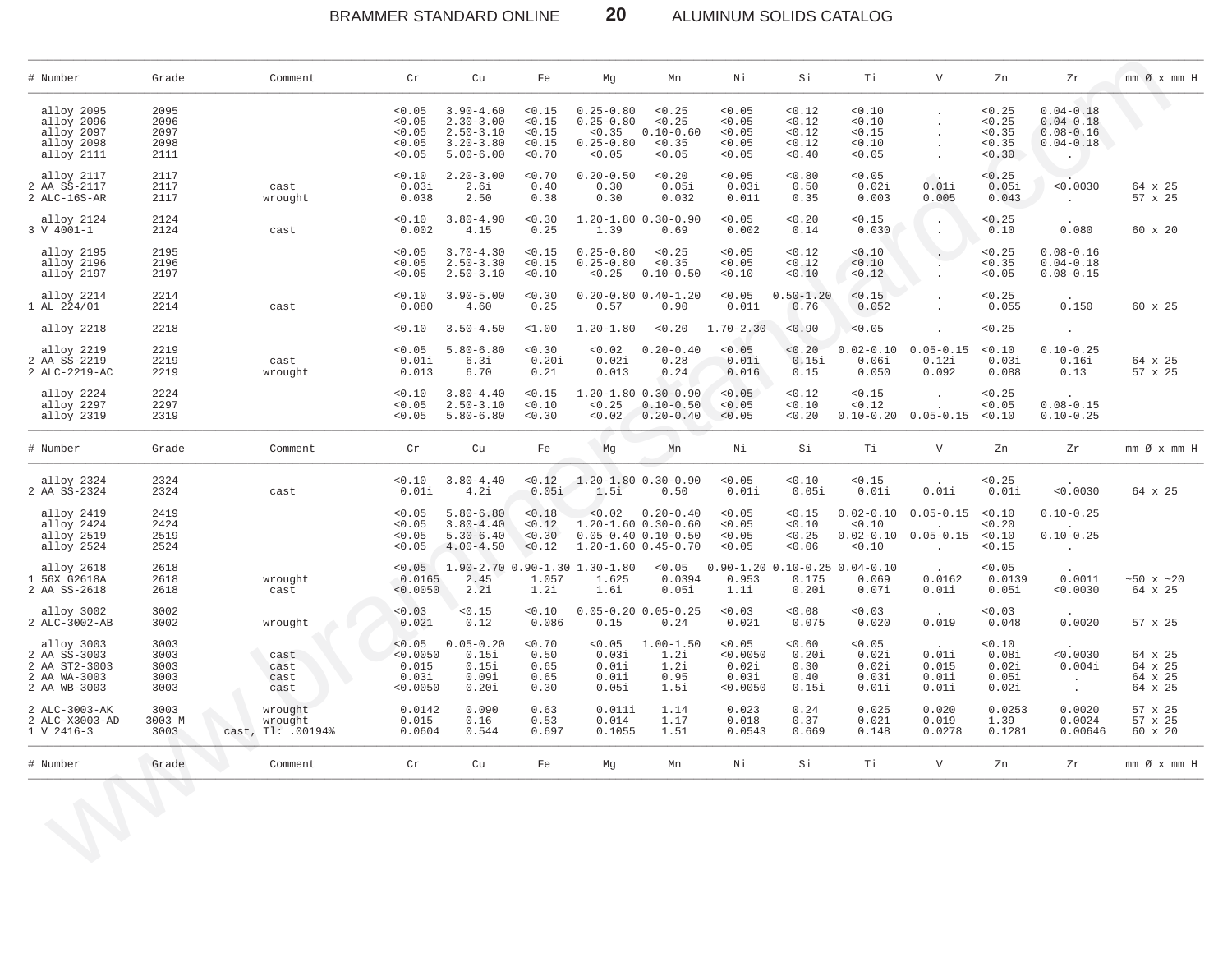| # Number | Grade | Comment | Cr | Cu | Fe | Mg | Mn | Ni | Si | Ti | V | Zn | Zr | mm Ø x mm H |
|---|---|---|---|---|---|---|---|---|---|---|---|---|---|---|
| alloy 2095 | 2095 | | <0.05 | 3.90-4.60 | <0.15 | 0.25-0.80 | <0.25 | <0.05 | <0.12 | <0.10 | . | <0.25 | 0.04-0.18 | |
| alloy 2096 | 2096 | | <0.05 | 2.30-3.00 | <0.15 | 0.25-0.80 | <0.25 | <0.05 | <0.12 | <0.10 | . | <0.25 | 0.04-0.18 | |
| alloy 2097 | 2097 | | <0.05 | 2.50-3.10 | <0.15 | <0.35 | 0.10-0.60 | <0.05 | <0.12 | <0.15 | . | <0.35 | 0.08-0.16 | |
| alloy 2098 | 2098 | | <0.05 | 3.20-3.80 | <0.15 | 0.25-0.80 | <0.35 | <0.05 | <0.12 | <0.10 | . | <0.35 | 0.04-0.18 | |
| alloy 2111 | 2111 | | <0.05 | 5.00-6.00 | <0.70 | <0.05 | <0.05 | <0.05 | <0.40 | <0.05 | . | <0.30 | . | |
| alloy 2117 | 2117 | | <0.10 | 2.20-3.00 | <0.70 | 0.20-0.50 | <0.20 | <0.05 | <0.80 | <0.05 | . | <0.25 | . | |
| 2 AA SS-2117 | 2117 | cast | 0.03i | 2.6i | 0.40 | 0.30 | 0.05i | 0.03i | 0.50 | 0.02i | 0.01i | 0.05i | <0.0030 | 64 x 25 |
| 2 ALC-16S-AR | 2117 | wrought | 0.038 | 2.50 | 0.38 | 0.30 | 0.032 | 0.011 | 0.35 | 0.003 | 0.005 | 0.043 | . | 57 x 25 |
| alloy 2124 | 2124 | | <0.10 | 3.80-4.90 | <0.30 | 1.20-1.80 | 0.30-0.90 | <0.05 | <0.20 | <0.15 | . | <0.25 | . | |
| 3 V 4001-1 | 2124 | cast | 0.002 | 4.15 | 0.25 | 1.39 | 0.69 | 0.002 | 0.14 | 0.030 | . | 0.10 | 0.080 | 60 x 20 |
| alloy 2195 | 2195 | | <0.05 | 3.70-4.30 | <0.15 | 0.25-0.80 | <0.25 | <0.05 | <0.12 | <0.10 | . | <0.25 | 0.08-0.16 | |
| alloy 2196 | 2196 | | <0.05 | 2.50-3.30 | <0.15 | 0.25-0.80 | <0.35 | <0.05 | <0.12 | <0.10 | . | <0.35 | 0.04-0.18 | |
| alloy 2197 | 2197 | | <0.05 | 2.50-3.10 | <0.10 | <0.25 | 0.10-0.50 | <0.10 | <0.10 | <0.12 | . | <0.05 | 0.08-0.15 | |
| alloy 2214 | 2214 | | <0.10 | 3.90-5.00 | <0.30 | 0.20-0.80 | 0.40-1.20 | <0.05 | 0.50-1.20 | <0.15 | . | <0.25 | . | |
| 1 AL 224/01 | 2214 | cast | 0.080 | 4.60 | 0.25 | 0.57 | 0.90 | 0.011 | 0.76 | 0.052 | . | 0.055 | 0.150 | 60 x 25 |
| alloy 2218 | 2218 | | <0.10 | 3.50-4.50 | <1.00 | 1.20-1.80 | <0.20 | 1.70-2.30 | <0.90 | <0.05 | . | <0.25 | . | |
| alloy 2219 | 2219 | | <0.05 | 5.80-6.80 | <0.30 | <0.02 | 0.20-0.40 | <0.05 | <0.20 | 0.02-0.10 | 0.05-0.15 | <0.10 | 0.10-0.25 | |
| 2 AA SS-2219 | 2219 | cast | 0.01i | 6.3i | 0.20i | 0.02i | 0.28 | 0.01i | 0.15i | 0.06i | 0.12i | 0.03i | 0.16i | 64 x 25 |
| 2 ALC-2219-AC | 2219 | wrought | 0.013 | 6.70 | 0.21 | 0.013 | 0.24 | 0.016 | 0.15 | 0.050 | 0.092 | 0.088 | 0.13 | 57 x 25 |
| alloy 2224 | 2224 | | <0.10 | 3.80-4.40 | <0.15 | 1.20-1.80 | 0.30-0.90 | <0.05 | <0.12 | <0.15 | . | <0.25 | . | |
| alloy 2297 | 2297 | | <0.05 | 2.50-3.10 | <0.10 | <0.25 | 0.10-0.50 | <0.05 | <0.10 | <0.12 | . | <0.05 | 0.08-0.15 | |
| alloy 2319 | 2319 | | <0.05 | 5.80-6.80 | <0.30 | <0.02 | 0.20-0.40 | <0.05 | <0.20 | 0.10-0.20 | 0.05-0.15 | <0.10 | 0.10-0.25 | |

| # Number | Grade | Comment | Cr | Cu | Fe | Mg | Mn | Ni | Si | Ti | V | Zn | Zr | mm Ø x mm H |
|---|---|---|---|---|---|---|---|---|---|---|---|---|---|---|
| alloy 2324 | 2324 | | <0.10 | 3.80-4.40 | <0.12 | 1.20-1.80 | 0.30-0.90 | <0.05 | <0.10 | <0.15 | . | <0.25 | . | |
| 2 AA SS-2324 | 2324 | cast | 0.01i | 4.2i | 0.05i | 1.5i | 0.50 | 0.01i | 0.05i | 0.01i | 0.01i | 0.01i | <0.0030 | 64 x 25 |
| alloy 2419 | 2419 | | <0.05 | 5.80-6.80 | <0.18 | <0.02 | 0.20-0.40 | <0.05 | <0.15 | 0.02-0.10 | 0.05-0.15 | <0.10 | 0.10-0.25 | |
| alloy 2424 | 2424 | | <0.05 | 3.80-4.40 | <0.12 | 1.20-1.60 | 0.30-0.60 | <0.05 | <0.10 | <0.10 | . | <0.20 | . | |
| alloy 2519 | 2519 | | <0.05 | 5.30-6.40 | <0.30 | 0.05-0.40 | 0.10-0.50 | <0.05 | <0.25 | 0.02-0.10 | 0.05-0.15 | <0.10 | 0.10-0.25 | |
| alloy 2524 | 2524 | | <0.05 | 4.00-4.50 | <0.12 | 1.20-1.60 | 0.45-0.70 | <0.05 | <0.06 | <0.10 | . | <0.15 | . | |
| alloy 2618 | 2618 | | <0.05 | 1.90-2.70 | 0.90-1.30 | 1.30-1.80 | <0.05 | 0.90-1.20 | 0.10-0.25 | 0.04-0.10 | . | <0.05 | . | |
| 1 56X G2618A | 2618 | wrought | 0.0165 | 2.45 | 1.057 | 1.625 | 0.0394 | 0.953 | 0.175 | 0.069 | 0.0162 | 0.0139 | 0.0011 | ~50 x ~20 |
| 2 AA SS-2618 | 2618 | cast | <0.0050 | 2.2i | 1.2i | 1.6i | 0.05i | 1.1i | 0.20i | 0.07i | 0.01i | 0.05i | <0.0030 | 64 x 25 |
| alloy 3002 | 3002 | | <0.03 | <0.15 | <0.10 | 0.05-0.20 | 0.05-0.25 | <0.03 | <0.08 | <0.03 | . | <0.03 | . | |
| 2 ALC-3002-AB | 3002 | wrought | 0.021 | 0.12 | 0.086 | 0.15 | 0.24 | 0.021 | 0.075 | 0.020 | 0.019 | 0.048 | 0.0020 | 57 x 25 |
| alloy 3003 | 3003 | | <0.05 | 0.05-0.20 | <0.70 | <0.05 | 1.00-1.50 | <0.05 | <0.60 | <0.05 | . | <0.10 | . | |
| 2 AA SS-3003 | 3003 | cast | <0.0050 | 0.15i | 0.50 | 0.03i | 1.2i | <0.0050 | 0.20i | 0.02i | 0.01i | 0.08i | <0.0030 | 64 x 25 |
| 2 AA ST2-3003 | 3003 | cast | 0.015 | 0.15i | 0.65 | 0.01i | 1.2i | 0.02i | 0.30 | 0.02i | 0.015 | 0.02i | 0.004i | 64 x 25 |
| 2 AA WA-3003 | 3003 | cast | 0.03i | 0.09i | 0.65 | 0.01i | 0.95 | 0.03i | 0.40 | 0.03i | 0.01i | 0.05i | . | 64 x 25 |
| 2 AA WB-3003 | 3003 | cast | <0.0050 | 0.20i | 0.30 | 0.05i | 1.5i | <0.0050 | 0.15i | 0.01i | 0.01i | 0.02i | . | 64 x 25 |
| 2 ALC-3003-AK | 3003 | wrought | 0.0142 | 0.090 | 0.63 | 0.011i | 1.14 | 0.023 | 0.24 | 0.025 | 0.020 | 0.0253 | 0.0020 | 57 x 25 |
| 2 ALC-X3003-AD | 3003 M | wrought | 0.015 | 0.16 | 0.53 | 0.014 | 1.17 | 0.018 | 0.37 | 0.021 | 0.019 | 1.39 | 0.0024 | 57 x 25 |
| 1 V 2416-3 | 3003 | cast, Tl: .00194% | 0.0604 | 0.544 | 0.697 | 0.1055 | 1.51 | 0.0543 | 0.669 | 0.148 | 0.0278 | 0.1281 | 0.00646 | 60 x 20 |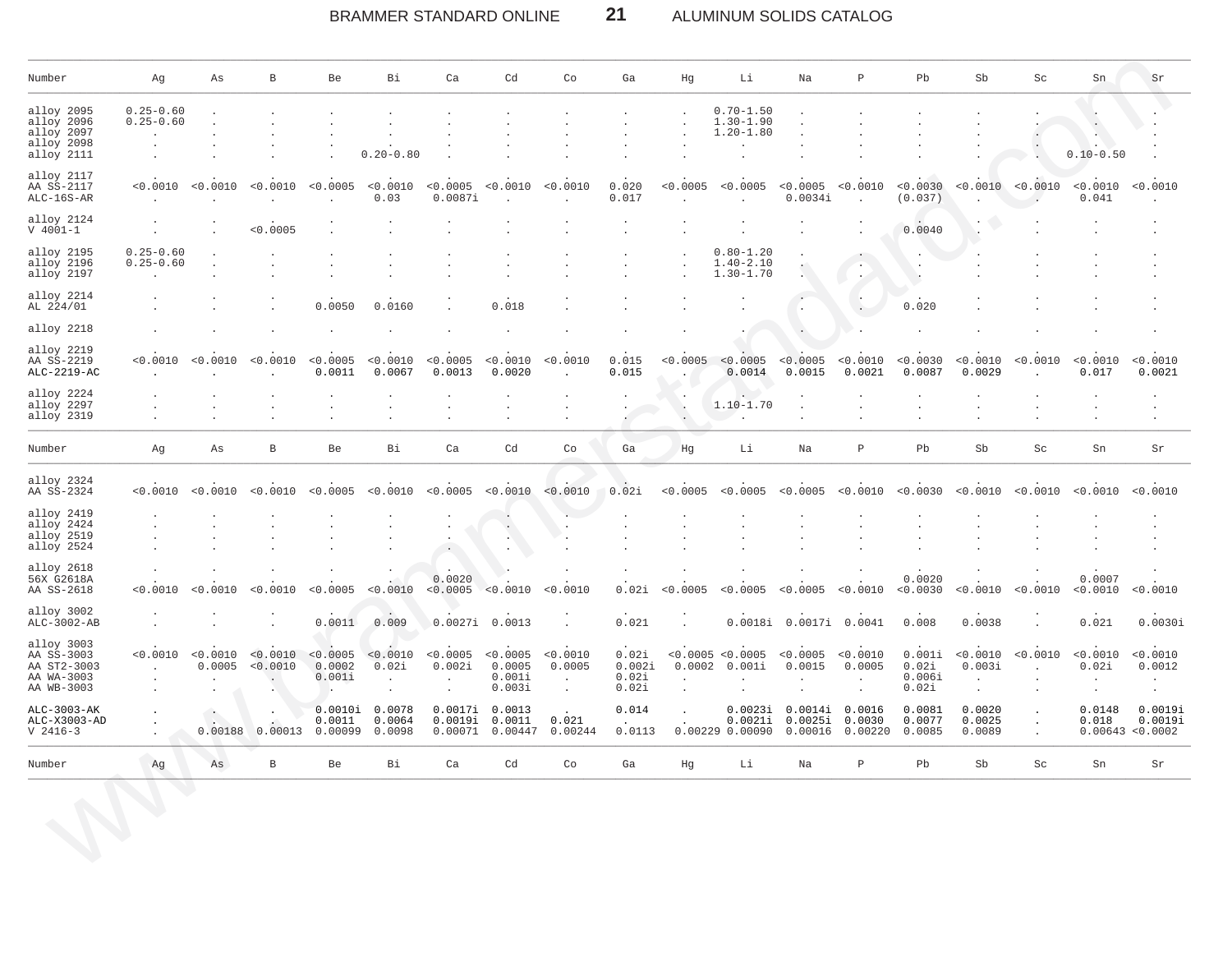| Number | Ag | As | B | Be | Bi | Ca | Cd | Co | Ga | Hg | Li | Na | P | Pb | Sb | Sc | Sn | Sr |
|---|---|---|---|---|---|---|---|---|---|---|---|---|---|---|---|---|---|---|
| alloy 2095 | 0.25-0.60 | . | . | . | . | . | . | . | . | . | 0.70-1.50 | . | . | . | . | . | . | . |
| alloy 2096 | 0.25-0.60 | . | . | . | . | . | . | . | . | . | 1.30-1.90 | . | . | . | . | . | . | . |
| alloy 2097 | . | . | . | . | . | . | . | . | . | . | 1.20-1.80 | . | . | . | . | . | . | . |
| alloy 2098 | . | . | . | . | . | . | . | . | . | . | . | . | . | . | . | . | . | . |
| alloy 2111 | . | . | . | . | 0.20-0.80 | . | . | . | . | . | . | . | . | . | . | . | 0.10-0.50 | . |
| alloy 2117 | . | . | . | . | . | . | . | . | . | . | . | . | . | . | . | . | . | . |
| AA SS-2117 | <0.0010 | <0.0010 | <0.0010 | <0.0005 | <0.0010 | <0.0005 | <0.0010 | <0.0010 | 0.020 | <0.0005 | <0.0005 | <0.0005 | <0.0010 | <0.0030 | <0.0010 | <0.0010 | <0.0010 | <0.0010 |
| ALC-16S-AR | . | . | . | . | 0.03 | 0.0087i | . | . | 0.017 | . | . | 0.0034i | . | (0.037) | . | . | 0.041 | . |
| alloy 2124 | . | . | . | . | . | . | . | . | . | . | . | . | . | . | . | . | . | . |
| V 4001-1 | . | . | <0.0005 | . | . | . | . | . | . | . | . | . | . | 0.0040 | . | . | . | . |
| alloy 2195 | 0.25-0.60 | . | . | . | . | . | . | . | . | . | 0.80-1.20 | . | . | . | . | . | . | . |
| alloy 2196 | 0.25-0.60 | . | . | . | . | . | . | . | . | . | 1.40-2.10 | . | . | . | . | . | . | . |
| alloy 2197 | . | . | . | . | . | . | . | . | . | . | 1.30-1.70 | . | . | . | . | . | . | . |
| alloy 2214 | . | . | . | . | . | . | . | . | . | . | . | . | . | . | . | . | . | . |
| AL 224/01 | . | . | . | 0.0050 | 0.0160 | . | 0.018 | . | . | . | . | . | . | 0.020 | . | . | . | . |
| alloy 2218 | . | . | . | . | . | . | . | . | . | . | . | . | . | . | . | . | . | . |
| alloy 2219 | . | . | . | . | . | . | . | . | . | . | . | . | . | . | . | . | . | . |
| AA SS-2219 | <0.0010 | <0.0010 | <0.0010 | <0.0005 | <0.0010 | <0.0005 | <0.0010 | <0.0010 | 0.015 | <0.0005 | <0.0005 | <0.0005 | <0.0010 | <0.0030 | <0.0010 | <0.0010 | <0.0010 | <0.0010 |
| ALC-2219-AC | . | . | . | 0.0011 | 0.0067 | 0.0013 | 0.0020 | . | 0.015 | . | 0.0014 | 0.0015 | 0.0021 | 0.0087 | 0.0029 | . | 0.017 | 0.0021 |
| alloy 2224 | . | . | . | . | . | . | . | . | . | . | . | . | . | . | . | . | . | . |
| alloy 2297 | . | . | . | . | . | . | . | . | . | . | 1.10-1.70 | . | . | . | . | . | . | . |
| alloy 2319 | . | . | . | . | . | . | . | . | . | . | . | . | . | . | . | . | . | . |
| alloy 2324 | . | . | . | . | . | . | . | . | . | . | . | . | . | . | . | . | . | . |
| AA SS-2324 | <0.0010 | <0.0010 | <0.0010 | <0.0005 | <0.0010 | <0.0005 | <0.0010 | <0.0010 | 0.02i | <0.0005 | <0.0005 | <0.0005 | <0.0010 | <0.0030 | <0.0010 | <0.0010 | <0.0010 | <0.0010 |
| alloy 2419 | . | . | . | . | . | . | . | . | . | . | . | . | . | . | . | . | . | . |
| alloy 2424 | . | . | . | . | . | . | . | . | . | . | . | . | . | . | . | . | . | . |
| alloy 2519 | . | . | . | . | . | . | . | . | . | . | . | . | . | . | . | . | . | . |
| alloy 2524 | . | . | . | . | . | . | . | . | . | . | . | . | . | . | . | . | . | . |
| alloy 2618 | . | . | . | . | . | . | . | . | . | . | . | . | . | . | . | . | . | . |
| 56X G2618A | . | . | . | . | . | 0.0020 | . | . | . | . | . | . | . | 0.0020 | . | . | 0.0007 | . |
| AA SS-2618 | <0.0010 | <0.0010 | <0.0010 | <0.0005 | <0.0010 | <0.0005 | <0.0010 | <0.0010 | 0.02i | <0.0005 | <0.0005 | <0.0005 | <0.0010 | <0.0030 | <0.0010 | <0.0010 | <0.0010 | <0.0010 |
| alloy 3002 | . | . | . | . | . | . | . | . | . | . | . | . | . | . | . | . | . | . |
| ALC-3002-AB | . | . | . | 0.0011 | 0.009 | 0.0027i | 0.0013 | . | 0.021 | . | 0.0018i | 0.0017i | 0.0041 | 0.008 | 0.0038 | . | 0.021 | 0.0030i |
| alloy 3003 | . | . | . | . | . | . | . | . | . | . | . | . | . | . | . | . | . | . |
| AA SS-3003 | <0.0010 | <0.0010 | <0.0010 | <0.0005 | <0.0010 | <0.0005 | <0.0005 | <0.0010 | 0.02i | <0.0005 | <0.0005 | <0.0005 | <0.0010 | 0.001i | <0.0010 | <0.0010 | <0.0010 | <0.0010 |
| AA ST2-3003 | . | 0.0005 | <0.0010 | 0.0002 | 0.02i | 0.002i | 0.0005 | 0.0005 | 0.002i | 0.0002 | 0.001i | 0.0015 | 0.0005 | 0.02i | 0.003i | . | 0.02i | 0.0012 |
| AA WA-3003 | . | . | . | 0.001i | . | . | 0.001i | . | 0.02i | . | . | . | . | 0.006i | . | . | . | . |
| AA WB-3003 | . | . | . | . | . | . | 0.003i | . | 0.02i | . | . | . | . | 0.02i | . | . | . | . |
| ALC-3003-AK | . | . | . | 0.0010i | 0.0078 | 0.0017i | 0.0013 | . | 0.014 | . | 0.0023i | 0.0014i | 0.0016 | 0.0081 | 0.0020 | . | 0.0148 | 0.0019i |
| ALC-X3003-AD | . | . | . | 0.0011 | 0.0064 | 0.0019i | 0.0011 | 0.021 | . | . | 0.0021i | 0.0025i | 0.0030 | 0.0077 | 0.0025 | . | 0.018 | 0.0019i |
| V 2416-3 | . | 0.00188 | 0.00013 | 0.00099 | 0.0098 | 0.00071 | 0.00447 | 0.00244 | 0.0113 | 0.00229 | 0.00090 | 0.00016 | 0.00220 | 0.0085 | 0.0089 | . | 0.00643 | <0.0002 |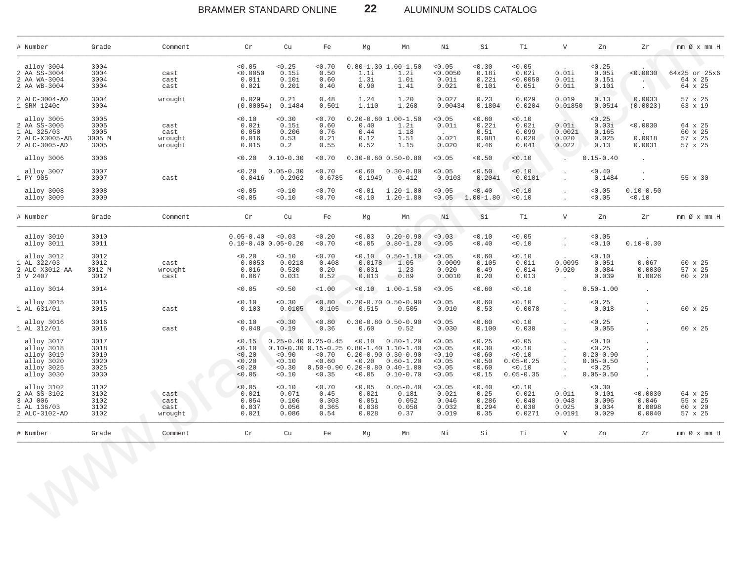| # Number | Grade | Comment | Cr | Cu | Fe | Mg | Mn | Ni | Si | Ti | V | Zn | Zr | mm Ø x mm H |
|---|---|---|---|---|---|---|---|---|---|---|---|---|---|---|
| alloy 3004 | 3004 | | <0.05 | <0.25 | <0.70 | 0.80-1.30 | 1.00-1.50 | <0.05 | <0.30 | <0.05 | . | <0.25 | . | |
| 2 AA SS-3004 | 3004 | cast | <0.0050 | 0.15i | 0.50 | 1.1i | 1.2i | <0.0050 | 0.18i | 0.02i | 0.01i | 0.05i | <0.0030 | 64x25 or 25x6 |
| 2 AA WA-3004 | 3004 | cast | 0.01i | 0.10i | 0.60 | 1.3i | 1.0i | 0.01i | 0.22i | <0.0050 | 0.01i | 0.15i | . | 64 x 25 |
| 2 AA WB-3004 | 3004 | cast | 0.02i | 0.20i | 0.40 | 0.90 | 1.4i | 0.02i | 0.10i | 0.05i | 0.01i | 0.10i | . | 64 x 25 |
| 2 ALC-3004-AO | 3004 | wrought | 0.029 | 0.21 | 0.48 | 1.24 | 1.20 | 0.027 | 0.23 | 0.029 | 0.019 | 0.13 | 0.0033 | 57 x 25 |
| 1 SRM 1240c | 3004 | | (0.00054) | 0.1484 | 0.501 | 1.110 | 1.268 | 0.00434 | 0.1804 | 0.0204 | 0.01850 | 0.0514 | (0.0023) | 63 x 19 |
| alloy 3005 | 3005 | | <0.10 | <0.30 | <0.70 | 0.20-0.60 | 1.00-1.50 | <0.05 | <0.60 | <0.10 | . | <0.25 | . | |
| 2 AA SS-3005 | 3005 | cast | 0.02i | 0.15i | 0.60 | 0.40 | 1.2i | 0.01i | 0.22i | 0.02i | 0.01i | 0.03i | <0.0030 | 64 x 25 |
| 1 AL 325/03 | 3005 | cast | 0.050 | 0.206 | 0.76 | 0.44 | 1.18 | . | 0.51 | 0.099 | 0.0021 | 0.165 | . | 60 x 25 |
| 2 ALC-X3005-AB | 3005 M | wrought | 0.016 | 0.53 | 0.21 | 0.12 | 1.51 | 0.021 | 0.081 | 0.020 | 0.020 | 0.025 | 0.0018 | 57 x 25 |
| 2 ALC-3005-AD | 3005 | wrought | 0.015 | 0.2 | 0.55 | 0.52 | 1.15 | 0.020 | 0.46 | 0.041 | 0.022 | 0.13 | 0.0031 | 57 x 25 |
| alloy 3006 | 3006 | | <0.20 | 0.10-0.30 | <0.70 | 0.30-0.60 | 0.50-0.80 | <0.05 | <0.50 | <0.10 | . | 0.15-0.40 | . | |
| alloy 3007 | 3007 | | <0.20 | 0.05-0.30 | <0.70 | <0.60 | 0.30-0.80 | <0.05 | <0.50 | <0.10 | . | <0.40 | . | |
| 1 PY 905 | 3007 | cast | 0.0416 | 0.2962 | 0.6785 | 0.1949 | 0.412 | 0.0103 | 0.2041 | 0.0101 | . | 0.1484 | . | 55 x 30 |
| alloy 3008 | 3008 | | <0.05 | <0.10 | <0.70 | <0.01 | 1.20-1.80 | <0.05 | <0.40 | <0.10 | . | <0.05 | 0.10-0.50 | |
| alloy 3009 | 3009 | | <0.05 | <0.10 | <0.70 | <0.10 | 1.20-1.80 | <0.05 | 1.00-1.80 | <0.10 | . | <0.05 | <0.10 | |

| # Number | Grade | Comment | Cr | Cu | Fe | Mg | Mn | Ni | Si | Ti | V | Zn | Zr | mm Ø x mm H |
|---|---|---|---|---|---|---|---|---|---|---|---|---|---|---|
| alloy 3010 | 3010 | | 0.05-0.40 | <0.03 | <0.20 | <0.03 | 0.20-0.90 | <0.03 | <0.10 | <0.05 | . | <0.05 | . | |
| alloy 3011 | 3011 | | 0.10-0.40 | 0.05-0.20 | <0.70 | <0.05 | 0.80-1.20 | <0.05 | <0.40 | <0.10 | . | <0.10 | 0.10-0.30 | |
| alloy 3012 | 3012 | | <0.20 | <0.10 | <0.70 | <0.10 | 0.50-1.10 | <0.05 | <0.60 | <0.10 | . | <0.10 | . | |
| 1 AL 322/03 | 3012 | cast | 0.0053 | 0.0218 | 0.408 | 0.0178 | 1.05 | 0.0009 | 0.105 | 0.011 | 0.0095 | 0.051 | 0.067 | 60 x 25 |
| 2 ALC-X3012-AA | 3012 M | wrought | 0.016 | 0.520 | 0.20 | 0.031 | 1.23 | 0.020 | 0.49 | 0.014 | 0.020 | 0.084 | 0.0030 | 57 x 25 |
| 3 V 2407 | 3012 | cast | 0.067 | 0.031 | 0.52 | 0.013 | 0.89 | 0.0010 | 0.20 | 0.013 | . | 0.039 | 0.0026 | 60 x 20 |
| alloy 3014 | 3014 | | <0.05 | <0.50 | <1.00 | <0.10 | 1.00-1.50 | <0.05 | <0.60 | <0.10 | . | 0.50-1.00 | . | |
| alloy 3015 | 3015 | | <0.10 | <0.30 | <0.80 | 0.20-0.70 | 0.50-0.90 | <0.05 | <0.60 | <0.10 | . | <0.25 | . | |
| 1 AL 631/01 | 3015 | cast | 0.103 | 0.0105 | 0.105 | 0.515 | 0.505 | 0.010 | 0.53 | 0.0078 | . | 0.018 | . | 60 x 25 |
| alloy 3016 | 3016 | | <0.10 | <0.30 | <0.80 | 0.30-0.80 | 0.50-0.90 | <0.05 | <0.60 | <0.10 | . | <0.25 | . | |
| 1 AL 312/01 | 3016 | cast | 0.048 | 0.19 | 0.36 | 0.60 | 0.52 | 0.030 | 0.100 | 0.030 | . | 0.055 | . | 60 x 25 |
| alloy 3017 | 3017 | | <0.15 | 0.25-0.40 | 0.25-0.45 | <0.10 | 0.80-1.20 | <0.05 | <0.25 | <0.05 | . | <0.10 | . | |
| alloy 3018 | 3018 | | <0.10 | 0.10-0.30 | 0.15-0.25 | 0.80-1.40 | 1.10-1.40 | <0.05 | <0.30 | <0.10 | . | <0.25 | . | |
| alloy 3019 | 3019 | | <0.20 | <0.90 | <0.70 | 0.20-0.90 | 0.30-0.90 | <0.10 | <0.60 | <0.10 | . | 0.20-0.90 | . | |
| alloy 3020 | 3020 | | <0.20 | <0.10 | <0.60 | <0.20 | 0.60-1.20 | <0.05 | <0.50 | 0.05-0.25 | . | 0.05-0.50 | . | |
| alloy 3025 | 3025 | | <0.20 | <0.30 | 0.50-0.90 | 0.20-0.80 | 0.40-1.00 | <0.05 | <0.60 | <0.10 | . | <0.25 | . | |
| alloy 3030 | 3030 | | <0.05 | <0.10 | <0.35 | <0.05 | 0.10-0.70 | <0.05 | <0.15 | 0.05-0.35 | . | 0.05-0.50 | . | |
| alloy 3102 | 3102 | | <0.05 | <0.10 | <0.70 | <0.05 | 0.05-0.40 | <0.05 | <0.40 | <0.10 | . | <0.30 | . | |
| 2 AA SS-3102 | 3102 | cast | 0.02i | 0.07i | 0.45 | 0.02i | 0.18i | 0.02i | 0.25 | 0.02i | 0.01i | 0.10i | <0.0030 | 64 x 25 |
| 3 AJ 006 | 3102 | cast | 0.054 | 0.106 | 0.303 | 0.051 | 0.052 | 0.046 | 0.286 | 0.048 | 0.048 | 0.096 | 0.046 | 55 x 25 |
| 1 AL 136/03 | 3102 | cast | 0.037 | 0.056 | 0.365 | 0.038 | 0.058 | 0.032 | 0.294 | 0.030 | 0.025 | 0.034 | 0.0098 | 60 x 20 |
| 2 ALC-3102-AD | 3102 | wrought | 0.021 | 0.086 | 0.54 | 0.028 | 0.37 | 0.019 | 0.35 | 0.0271 | 0.0191 | 0.029 | 0.0040 | 57 x 25 |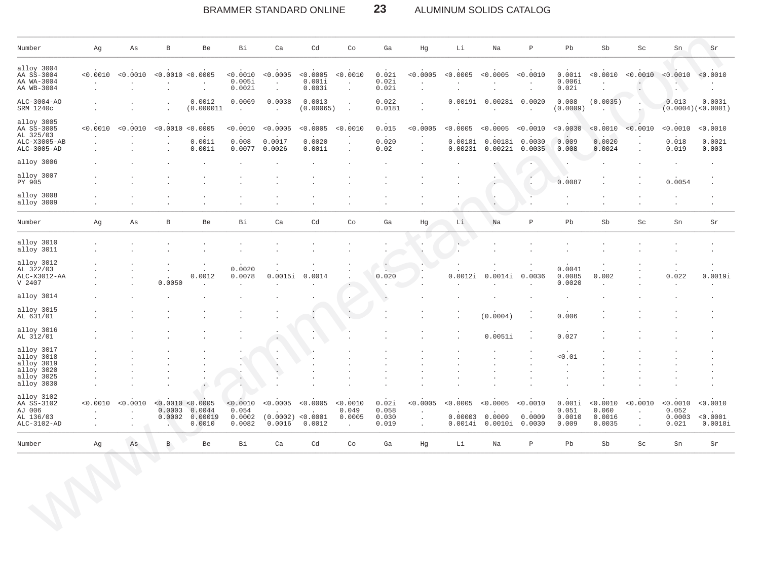| Number | Ag | As | B | Be | Bi | Ca | Cd | Co | Ga | Hg | Li | Na | P | Pb | Sb | Sc | Sn | Sr |
|---|---|---|---|---|---|---|---|---|---|---|---|---|---|---|---|---|---|---|
| alloy 3004 | . | . | . | . | . | . | . | . | . | . | . | . | . | . | . | . | . | . |
| AA SS-3004 | <0.0010 | <0.0010 | <0.0010 | <0.0005 | <0.0010 | <0.0005 | <0.0005 | <0.0010 | 0.02i | <0.0005 | <0.0005 | <0.0005 | <0.0010 | 0.001i | <0.0010 | <0.0010 | <0.0010 | <0.0010 |
| AA WA-3004 | . | . | . | . | 0.005i | . | 0.001i | . | 0.02i | . | . | . | . | 0.006i | . | . | . | . |
| AA WB-3004 | . | . | . | . | 0.002i | . | 0.003i | . | 0.02i | . | . | . | . | 0.02i | . | . | . | . |
| ALC-3004-AO | . | . | . | 0.0012 | 0.0069 | 0.0038 | 0.0013 | . | 0.022 | . | 0.0019i | 0.0028i | 0.0020 | 0.008 | (0.0035) | . | 0.013 | 0.0031 |
| SRM 1240c | . | . | . | (0.000011 | . | . | (0.00065) | . | 0.0181 | . | . | . | . | (0.0009) | . | . | (0.0004) | (<0.0001) |
| alloy 3005 | . | . | . | . | . | . | . | . | . | . | . | . | . | . | . | . | . | . |
| AA SS-3005 | <0.0010 | <0.0010 | <0.0010 | <0.0005 | <0.0010 | <0.0005 | <0.0005 | <0.0010 | 0.015 | <0.0005 | <0.0005 | <0.0005 | <0.0010 | <0.0030 | <0.0010 | <0.0010 | <0.0010 | <0.0010 |
| AL 325/03 | . | . | . | . | . | . | . | . | . | . | . | . | . | . | . | . | . | . |
| ALC-X3005-AB | . | . | . | 0.0011 | 0.008 | 0.0017 | 0.0020 | . | 0.020 | . | 0.0018i | 0.0018i | 0.0030 | 0.009 | 0.0020 | . | 0.018 | 0.0021 |
| ALC-3005-AD | . | . | . | 0.0011 | 0.0077 | 0.0026 | 0.0011 | . | 0.02 | . | 0.0023i | 0.0022i | 0.0035 | 0.008 | 0.0024 | . | 0.019 | 0.003 |
| alloy 3006 | . | . | . | . | . | . | . | . | . | . | . | . | . | . | . | . | . | . |
| alloy 3007 | . | . | . | . | . | . | . | . | . | . | . | . | . | . | . | . | . | . |
| PY 905 | . | . | . | . | . | . | . | . | . | . | . | . | . | 0.0087 | . | . | 0.0054 | . |
| alloy 3008 | . | . | . | . | . | . | . | . | . | . | . | . | . | . | . | . | . | . |
| alloy 3009 | . | . | . | . | . | . | . | . | . | . | . | . | . | . | . | . | . | . |

| Number | Ag | As | B | Be | Bi | Ca | Cd | Co | Ga | Hg | Li | Na | P | Pb | Sb | Sc | Sn | Sr |
|---|---|---|---|---|---|---|---|---|---|---|---|---|---|---|---|---|---|---|
| alloy 3010 | . | . | . | . | . | . | . | . | . | . | . | . | . | . | . | . | . | . |
| alloy 3011 | . | . | . | . | . | . | . | . | . | . | . | . | . | . | . | . | . | . |
| alloy 3012 | . | . | . | . | . | . | . | . | . | . | . | . | . | . | . | . | . | . |
| AL 322/03 | . | . | . | . | 0.0020 | . | . | . | . | . | . | . | . | 0.0041 | . | . | . | . |
| ALC-X3012-AA | . | . | . | 0.0012 | 0.0078 | 0.0015i | 0.0014 | . | 0.020 | . | 0.0012i | 0.0014i | 0.0036 | 0.0085 | 0.002 | . | 0.022 | 0.0019i |
| V 2407 | . | . | 0.0050 | . | . | . | . | . | . | . | . | . | . | 0.0020 | . | . | . | . |
| alloy 3014 | . | . | . | . | . | . | . | . | . | . | . | . | . | . | . | . | . | . |
| alloy 3015 | . | . | . | . | . | . | . | . | . | . | . | . | . | . | . | . | . | . |
| AL 631/01 | . | . | . | . | . | . | . | . | . | . | . | (0.0004) | . | 0.006 | . | . | . | . |
| alloy 3016 | . | . | . | . | . | . | . | . | . | . | . | . | . | . | . | . | . | . |
| AL 312/01 | . | . | . | . | . | . | . | . | . | . | . | 0.0051i | . | 0.027 | . | . | . | . |
| alloy 3017 | . | . | . | . | . | . | . | . | . | . | . | . | . | . | . | . | . | . |
| alloy 3018 | . | . | . | . | . | . | . | . | . | . | . | . | . | <0.01 | . | . | . | . |
| alloy 3019 | . | . | . | . | . | . | . | . | . | . | . | . | . | . | . | . | . | . |
| alloy 3020 | . | . | . | . | . | . | . | . | . | . | . | . | . | . | . | . | . | . |
| alloy 3025 | . | . | . | . | . | . | . | . | . | . | . | . | . | . | . | . | . | . |
| alloy 3030 | . | . | . | . | . | . | . | . | . | . | . | . | . | . | . | . | . | . |
| alloy 3102 | . | . | . | . | . | . | . | . | . | . | . | . | . | . | . | . | . | . |
| AA SS-3102 | <0.0010 | <0.0010 | <0.0010 | <0.0005 | <0.0010 | <0.0005 | <0.0005 | <0.0010 | 0.02i | <0.0005 | <0.0005 | <0.0005 | <0.0010 | 0.001i | <0.0010 | <0.0010 | <0.0010 | <0.0010 |
| AJ 006 | . | . | 0.0003 | 0.0044 | 0.054 | . | . | 0.049 | 0.058 | . | . | . | . | 0.051 | 0.060 | . | 0.052 | . |
| AL 136/03 | . | . | 0.0002 | 0.00019 | 0.0002 | (0.0002) | <0.0001 | 0.0005 | 0.030 | . | 0.00003 | 0.0009 | 0.0009 | 0.0010 | 0.0016 | . | 0.0003 | <0.0001 |
| ALC-3102-AD | . | . | . | 0.0010 | 0.0082 | 0.0016 | 0.0012 | . | 0.019 | . | 0.0014i | 0.0010i | 0.0030 | 0.009 | 0.0035 | . | 0.021 | 0.0018i |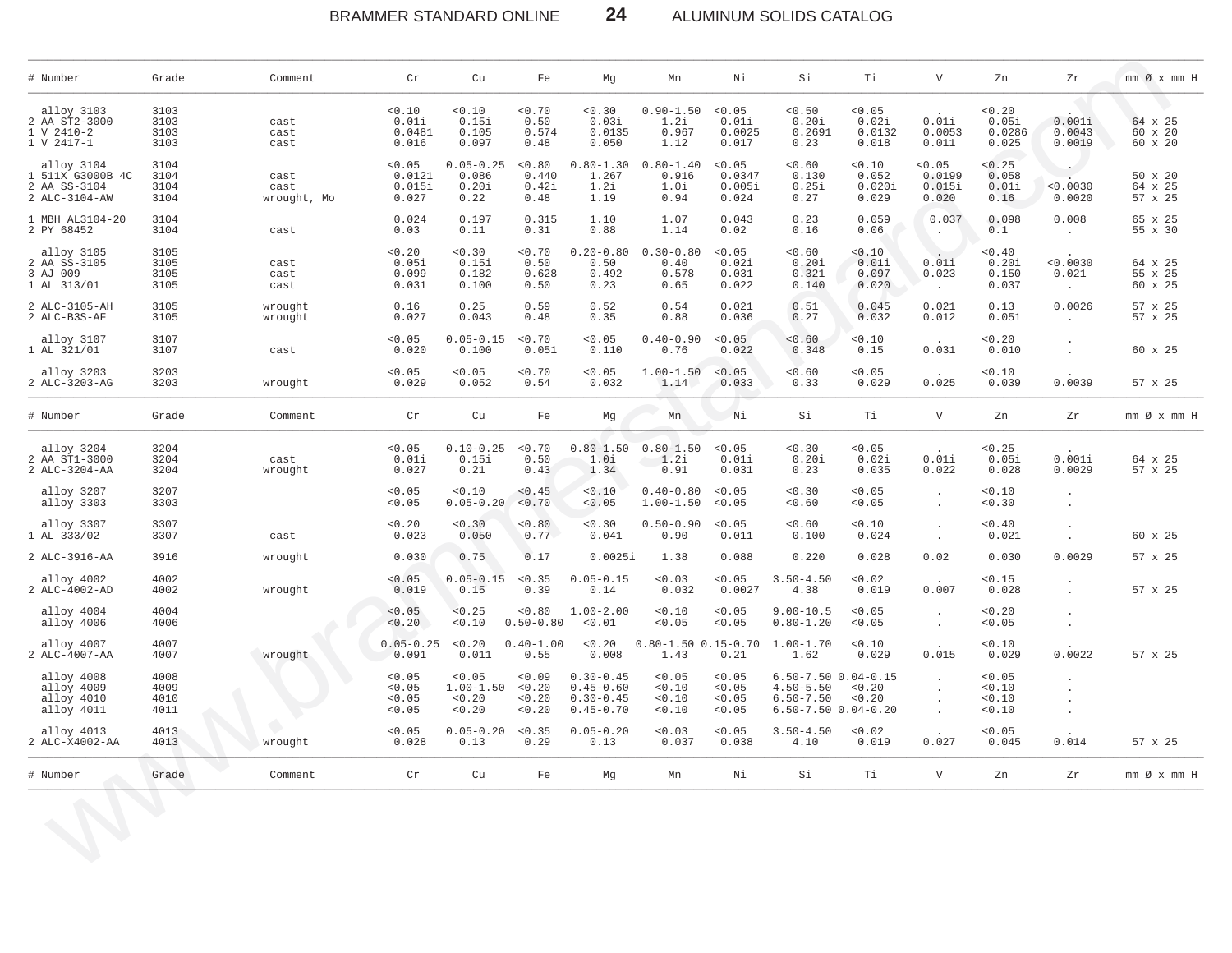| # Number | Grade | Comment | Cr | Cu | Fe | Mg | Mn | Ni | Si | Ti | V | Zn | Zr | mm Ø x mm H |
|---|---|---|---|---|---|---|---|---|---|---|---|---|---|---|
| alloy 3103 | 3103 | | <0.10 | <0.10 | <0.70 | <0.30 | 0.90-1.50 | <0.05 | <0.50 | <0.05 | . | <0.20 | . | |
| 2 AA ST2-3000 | 3103 | cast | 0.01i | 0.15i | 0.50 | 0.03i | 1.2i | 0.01i | 0.20i | 0.02i | 0.01i | 0.05i | 0.001i | 64 x 25 |
| 1 V 2410-2 | 3103 | cast | 0.0481 | 0.105 | 0.574 | 0.0135 | 0.967 | 0.0025 | 0.2691 | 0.0132 | 0.0053 | 0.0286 | 0.0043 | 60 x 20 |
| 1 V 2417-1 | 3103 | cast | 0.016 | 0.097 | 0.48 | 0.050 | 1.12 | 0.017 | 0.23 | 0.018 | 0.011 | 0.025 | 0.0019 | 60 x 20 |
| alloy 3104 | 3104 | | <0.05 | 0.05-0.25 | <0.80 | 0.80-1.30 | 0.80-1.40 | <0.05 | <0.60 | <0.10 | <0.05 | <0.25 | . | |
| 1 511X G3000B 4C | 3104 | cast | 0.0121 | 0.086 | 0.440 | 1.267 | 0.916 | 0.0347 | 0.130 | 0.052 | 0.0199 | 0.058 | . | 50 x 20 |
| 2 AA SS-3104 | 3104 | cast | 0.015i | 0.20i | 0.42i | 1.2i | 1.0i | 0.005i | 0.25i | 0.020i | 0.015i | 0.01i | <0.0030 | 64 x 25 |
| 2 ALC-3104-AW | 3104 | wrought, Mo | 0.027 | 0.22 | 0.48 | 1.19 | 0.94 | 0.024 | 0.27 | 0.029 | 0.020 | 0.16 | 0.0020 | 57 x 25 |
| 1 MBH AL3104-20 | 3104 | | 0.024 | 0.197 | 0.315 | 1.10 | 1.07 | 0.043 | 0.23 | 0.059 | 0.037 | 0.098 | 0.008 | 65 x 25 |
| 2 PY 68452 | 3104 | cast | 0.03 | 0.11 | 0.31 | 0.88 | 1.14 | 0.02 | 0.16 | 0.06 | . | 0.1 | . | 55 x 30 |
| alloy 3105 | 3105 | | <0.20 | <0.30 | <0.70 | 0.20-0.80 | 0.30-0.80 | <0.05 | <0.60 | <0.10 | . | <0.40 | . | |
| 2 AA SS-3105 | 3105 | cast | 0.05i | 0.15i | 0.50 | 0.50 | 0.40 | 0.02i | 0.20i | 0.01i | 0.01i | 0.20i | <0.0030 | 64 x 25 |
| 3 AJ 009 | 3105 | cast | 0.099 | 0.182 | 0.628 | 0.492 | 0.578 | 0.031 | 0.321 | 0.097 | 0.023 | 0.150 | 0.021 | 55 x 25 |
| 1 AL 313/01 | 3105 | cast | 0.031 | 0.100 | 0.50 | 0.23 | 0.65 | 0.022 | 0.140 | 0.020 | . | 0.037 | . | 60 x 25 |
| 2 ALC-3105-AH | 3105 | wrought | 0.16 | 0.25 | 0.59 | 0.52 | 0.54 | 0.021 | 0.51 | 0.045 | 0.021 | 0.13 | 0.0026 | 57 x 25 |
| 2 ALC-B3S-AF | 3105 | wrought | 0.027 | 0.043 | 0.48 | 0.35 | 0.88 | 0.036 | 0.27 | 0.032 | 0.012 | 0.051 | . | 57 x 25 |
| alloy 3107 | 3107 | | <0.05 | 0.05-0.15 | <0.70 | <0.05 | 0.40-0.90 | <0.05 | <0.60 | <0.10 | . | <0.20 | . | |
| 1 AL 321/01 | 3107 | cast | 0.020 | 0.100 | 0.051 | 0.110 | 0.76 | 0.022 | 0.348 | 0.15 | 0.031 | 0.010 | . | 60 x 25 |
| alloy 3203 | 3203 | | <0.05 | <0.05 | <0.70 | <0.05 | 1.00-1.50 | <0.05 | <0.60 | <0.05 | . | <0.10 | . | |
| 2 ALC-3203-AG | 3203 | wrought | 0.029 | 0.052 | 0.54 | 0.032 | 1.14 | 0.033 | 0.33 | 0.029 | 0.025 | 0.039 | 0.0039 | 57 x 25 |

| # Number | Grade | Comment | Cr | Cu | Fe | Mg | Mn | Ni | Si | Ti | V | Zn | Zr | mm Ø x mm H |
|---|---|---|---|---|---|---|---|---|---|---|---|---|---|---|
| alloy 3204 | 3204 | | <0.05 | 0.10-0.25 | <0.70 | 0.80-1.50 | 0.80-1.50 | <0.05 | <0.30 | <0.05 | . | <0.25 | . | |
| 2 AA ST1-3000 | 3204 | cast | 0.01i | 0.15i | 0.50 | 1.0i | 1.2i | 0.01i | 0.20i | 0.02i | 0.01i | 0.05i | 0.001i | 64 x 25 |
| 2 ALC-3204-AA | 3204 | wrought | 0.027 | 0.21 | 0.43 | 1.34 | 0.91 | 0.031 | 0.23 | 0.035 | 0.022 | 0.028 | 0.0029 | 57 x 25 |
| alloy 3207 | 3207 | | <0.05 | <0.10 | <0.45 | <0.10 | 0.40-0.80 | <0.05 | <0.30 | <0.05 | . | <0.10 | . | |
| alloy 3303 | 3303 | | <0.05 | 0.05-0.20 | <0.70 | <0.05 | 1.00-1.50 | <0.05 | <0.60 | <0.05 | . | <0.30 | . | |
| alloy 3307 | 3307 | | <0.20 | <0.30 | <0.80 | <0.30 | 0.50-0.90 | <0.05 | <0.60 | <0.10 | . | <0.40 | . | |
| 1 AL 333/02 | 3307 | cast | 0.023 | 0.050 | 0.77 | 0.041 | 0.90 | 0.011 | 0.100 | 0.024 | . | 0.021 | . | 60 x 25 |
| 2 ALC-3916-AA | 3916 | wrought | 0.030 | 0.75 | 0.17 | 0.0025i | 1.38 | 0.088 | 0.220 | 0.028 | 0.02 | 0.030 | 0.0029 | 57 x 25 |
| alloy 4002 | 4002 | | <0.05 | 0.05-0.15 | <0.35 | 0.05-0.15 | <0.03 | <0.05 | 3.50-4.50 | <0.02 | . | <0.15 | . | |
| 2 ALC-4002-AD | 4002 | wrought | 0.019 | 0.15 | 0.39 | 0.14 | 0.032 | 0.0027 | 4.38 | 0.019 | 0.007 | 0.028 | . | 57 x 25 |
| alloy 4004 | 4004 | | <0.05 | <0.25 | <0.80 | 1.00-2.00 | <0.10 | <0.05 | 9.00-10.5 | <0.05 | . | <0.20 | . | |
| alloy 4006 | 4006 | | <0.20 | <0.10 | 0.50-0.80 | <0.01 | <0.05 | <0.05 | 0.80-1.20 | <0.05 | . | <0.05 | . | |
| alloy 4007 | 4007 | | 0.05-0.25 | <0.20 | 0.40-1.00 | <0.20 | 0.80-1.50 | 0.15-0.70 | 1.00-1.70 | <0.10 | . | <0.10 | . | |
| 2 ALC-4007-AA | 4007 | wrought | 0.091 | 0.011 | 0.55 | 0.008 | 1.43 | 0.21 | 1.62 | 0.029 | 0.015 | 0.029 | 0.0022 | 57 x 25 |
| alloy 4008 | 4008 | | <0.05 | <0.05 | <0.09 | 0.30-0.45 | <0.05 | <0.05 | 6.50-7.50 | 0.04-0.15 | . | <0.05 | . | |
| alloy 4009 | 4009 | | <0.05 | 1.00-1.50 | <0.20 | 0.45-0.60 | <0.10 | <0.05 | 4.50-5.50 | <0.20 | . | <0.10 | . | |
| alloy 4010 | 4010 | | <0.05 | <0.20 | <0.20 | 0.30-0.45 | <0.10 | <0.05 | 6.50-7.50 | <0.20 | . | <0.10 | . | |
| alloy 4011 | 4011 | | <0.05 | <0.20 | <0.20 | 0.45-0.70 | <0.10 | <0.05 | 6.50-7.50 | 0.04-0.20 | . | <0.10 | . | |
| alloy 4013 | 4013 | | <0.05 | 0.05-0.20 | <0.35 | 0.05-0.20 | <0.03 | <0.05 | 3.50-4.50 | <0.02 | . | <0.05 | . | |
| 2 ALC-X4002-AA | 4013 | wrought | 0.028 | 0.13 | 0.29 | 0.13 | 0.037 | 0.038 | 4.10 | 0.019 | 0.027 | 0.045 | 0.014 | 57 x 25 |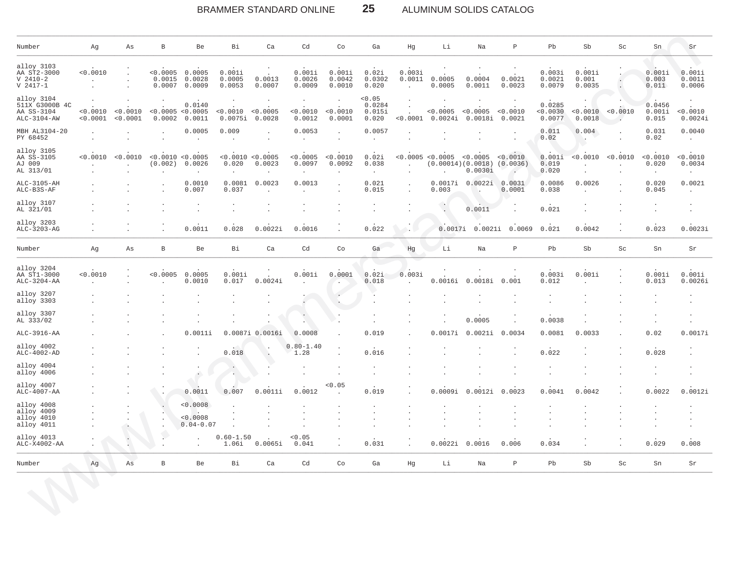| Number | Ag | As | B | Be | Bi | Ca | Cd | Co | Ga | Hg | Li | Na | P | Pb | Sb | Sc | Sn | Sr |
|---|---|---|---|---|---|---|---|---|---|---|---|---|---|---|---|---|---|---|
| alloy 3103 | . | . | . | . | . | . | . | . | . | . | . | . | . | . | . | . | . | . |
| AA ST2-3000 | <0.0010 | . | <0.0005 | 0.0005 | 0.001i | . | 0.001i | 0.001i | 0.02i | 0.003i | . | . | . | 0.003i | 0.001i | . | 0.001i | 0.001i |
| V 2410-2 | . | . | 0.0015 | 0.0028 | 0.0005 | 0.0013 | 0.0026 | 0.0042 | 0.0302 | 0.0011 | 0.0005 | 0.0004 | 0.0021 | 0.0021 | 0.001 | . | 0.003 | 0.0011 |
| V 2417-1 | . | . | 0.0007 | 0.0009 | 0.0053 | 0.0007 | 0.0009 | 0.0010 | 0.020 | . | 0.0005 | 0.0011 | 0.0023 | 0.0079 | 0.0035 | . | 0.011 | 0.0006 |
| alloy 3104 | . | . | . | . | . | . | . | . | <0.05 | . | . | . | . | . | . | . | . | . |
| 511X G3000B 4C | . | . | . | 0.0140 | . | . | . | . | 0.0284 | . | . | . | . | 0.0285 | . | . | 0.0456 | . |
| AA SS-3104 | <0.0010 | <0.0010 | <0.0005 | <0.0005 | <0.0010 | <0.0005 | <0.0010 | <0.0010 | 0.015i | . | <0.0005 | <0.0005 | <0.0010 | <0.0030 | <0.0010 | <0.0010 | 0.001i | <0.0010 |
| ALC-3104-AW | <0.0001 | <0.0001 | 0.0002 | 0.0011 | 0.0075i | 0.0028 | 0.0012 | 0.0001 | 0.020 | <0.0001 | 0.0024i | 0.0018i | 0.0021 | 0.0077 | 0.0018 | . | 0.015 | 0.0024i |
| MBH AL3104-20 | . | . | . | 0.0005 | 0.009 | . | 0.0053 | . | 0.0057 | . | . | . | . | 0.011 | 0.004 | . | 0.031 | 0.0040 |
| PY 68452 | . | . | . | . | . | . | . | . | . | . | . | . | . | 0.02 | . | . | 0.02 | . |
| alloy 3105 | . | . | . | . | . | . | . | . | . | . | . | . | . | . | . | . | . | . |
| AA SS-3105 | <0.0010 | <0.0010 | <0.0010 | <0.0005 | <0.0010 | <0.0005 | <0.0005 | <0.0010 | 0.02i | <0.0005 | <0.0005 | <0.0005 | <0.0010 | 0.001i | <0.0010 | <0.0010 | <0.0010 | <0.0010 |
| AJ 009 | . | . | (0.002) | 0.0026 | 0.020 | 0.0023 | 0.0097 | 0.0092 | 0.038 | . | (0.00014) | (0.0018) | (0.0036) | 0.019 | . | . | 0.020 | 0.0034 |
| AL 313/01 | . | . | . | . | . | . | . | . | . | . | . | 0.0030i | . | 0.020 | . | . | . | . |
| ALC-3105-AH | . | . | . | 0.0010 | 0.0081 | 0.0023 | 0.0013 | . | 0.021 | . | 0.0017i | 0.0022i | 0.0031 | 0.0086 | 0.0026 | . | 0.020 | 0.0021 |
| ALC-B3S-AF | . | . | . | 0.007 | 0.037 | . | . | . | 0.015 | . | 0.003 | . | 0.0001 | 0.038 | . | . | 0.045 | . |
| alloy 3107 | . | . | . | . | . | . | . | . | . | . | . | . | . | . | . | . | . | . |
| AL 321/01 | . | . | . | . | . | . | . | . | . | . | . | 0.0011 | . | 0.021 | . | . | . | . |
| alloy 3203 | . | . | . | . | . | . | . | . | . | . | . | . | . | . | . | . | . | . |
| ALC-3203-AG | . | . | . | 0.0011 | 0.028 | 0.0022i | 0.0016 | . | 0.022 | . | 0.0017i | 0.0021i | 0.0069 | 0.021 | 0.0042 | . | 0.023 | 0.0023i |

| Number | Ag | As | B | Be | Bi | Ca | Cd | Co | Ga | Hg | Li | Na | P | Pb | Sb | Sc | Sn | Sr |
|---|---|---|---|---|---|---|---|---|---|---|---|---|---|---|---|---|---|---|
| alloy 3204 | . | . | . | . | . | . | . | . | . | . | . | . | . | . | . | . | . | . |
| AA ST1-3000 | <0.0010 | . | <0.0005 | 0.0005 | 0.001i | . | 0.001i | 0.0001 | 0.02i | 0.003i | . | . | . | 0.003i | 0.001i | . | 0.001i | 0.001i |
| ALC-3204-AA | . | . | . | 0.0010 | 0.017 | 0.0024i | . | . | 0.018 | . | 0.0016i | 0.0018i | 0.001 | 0.012 | . | . | 0.013 | 0.0026i |
| alloy 3207 | . | . | . | . | . | . | . | . | . | . | . | . | . | . | . | . | . | . |
| alloy 3303 | . | . | . | . | . | . | . | . | . | . | . | . | . | . | . | . | . | . |
| alloy 3307 | . | . | . | . | . | . | . | . | . | . | . | . | . | . | . | . | . | . |
| AL 333/02 | . | . | . | . | . | . | . | . | . | . | . | 0.0005 | . | 0.0038 | . | . | . | . |
| ALC-3916-AA | . | . | . | 0.0011i | 0.0087i | 0.0016i | 0.0008 | . | 0.019 | . | 0.0017i | 0.0021i | 0.0034 | 0.0081 | 0.0033 | . | 0.02 | 0.0017i |
| alloy 4002 | . | . | . | . | . | . | 0.80-1.40 | . | . | . | . | . | . | . | . | . | . | . |
| ALC-4002-AD | . | . | . | . | 0.018 | . | 1.28 | . | 0.016 | . | . | . | . | 0.022 | . | . | 0.028 | . |
| alloy 4004 | . | . | . | . | . | . | . | . | . | . | . | . | . | . | . | . | . | . |
| alloy 4006 | . | . | . | . | . | . | . | . | . | . | . | . | . | . | . | . | . | . |
| alloy 4007 | . | . | . | . | . | . | . | <0.05 | . | . | . | . | . | . | . | . | . | . |
| ALC-4007-AA | . | . | . | 0.0011 | 0.007 | 0.0011i | 0.0012 | . | 0.019 | . | 0.0009i | 0.0012i | 0.0023 | 0.0041 | 0.0042 | . | 0.0022 | 0.0012i |
| alloy 4008 | . | . | . | <0.0008 | . | . | . | . | . | . | . | . | . | . | . | . | . | . |
| alloy 4009 | . | . | . | . | . | . | . | . | . | . | . | . | . | . | . | . | . | . |
| alloy 4010 | . | . | . | <0.0008 | . | . | . | . | . | . | . | . | . | . | . | . | . | . |
| alloy 4011 | . | . | . | 0.04-0.07 | . | . | . | . | . | . | . | . | . | . | . | . | . | . |
| alloy 4013 | . | . | . | . | 0.60-1.50 | . | <0.05 | . | . | . | . | . | . | . | . | . | . | . |
| ALC-X4002-AA | . | . | . | . | 1.06i | 0.0065i | 0.041 | . | 0.031 | . | 0.0022i | 0.0016 | 0.006 | 0.034 | . | . | 0.029 | 0.008 |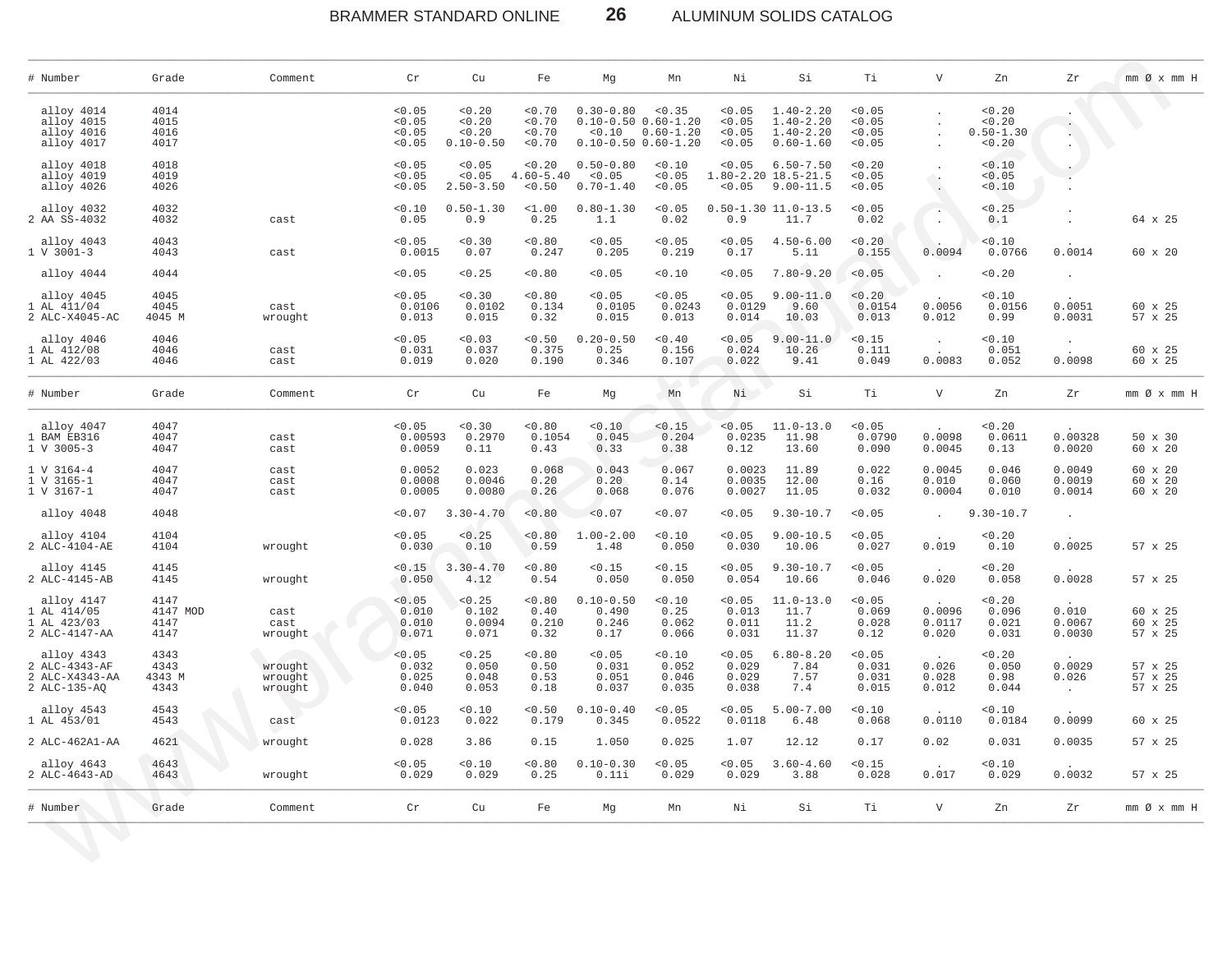| # | Number | Grade | Comment | Cr | Cu | Fe | Mg | Mn | Ni | Si | Ti | V | Zn | Zr | mm Ø x mm H |
|---|---|---|---|---|---|---|---|---|---|---|---|---|---|---|---|
| | alloy 4014 | 4014 | | <0.05 | <0.20 | <0.70 | 0.30-0.80 | <0.35 | <0.05 | 1.40-2.20 | <0.05 | . | <0.20 | . | |
| | alloy 4015 | 4015 | | <0.05 | <0.20 | <0.70 | 0.10-0.50 | 0.60-1.20 | <0.05 | 1.40-2.20 | <0.05 | . | <0.20 | . | |
| | alloy 4016 | 4016 | | <0.05 | <0.20 | <0.70 | <0.10 | 0.60-1.20 | <0.05 | 1.40-2.20 | <0.05 | . | 0.50-1.30 | . | |
| | alloy 4017 | 4017 | | <0.05 | 0.10-0.50 | <0.70 | 0.10-0.50 | 0.60-1.20 | <0.05 | 0.60-1.60 | <0.05 | . | <0.20 | . | |
| | alloy 4018 | 4018 | | <0.05 | <0.05 | <0.20 | 0.50-0.80 | <0.10 | <0.05 | 6.50-7.50 | <0.20 | . | <0.10 | . | |
| | alloy 4019 | 4019 | | <0.05 | <0.05 | 4.60-5.40 | <0.05 | <0.05 | 1.80-2.20 | 18.5-21.5 | <0.05 | . | <0.05 | . | |
| | alloy 4026 | 4026 | | <0.05 | 2.50-3.50 | <0.50 | 0.70-1.40 | <0.05 | <0.05 | 9.00-11.5 | <0.05 | . | <0.10 | . | |
| | alloy 4032 | 4032 | | <0.10 | 0.50-1.30 | <1.00 | 0.80-1.30 | <0.05 | 0.50-1.30 | 11.0-13.5 | <0.05 | . | <0.25 | . | |
| 2 | AA SS-4032 | 4032 | cast | 0.05 | 0.9 | 0.25 | 1.1 | 0.02 | 0.9 | 11.7 | 0.02 | . | 0.1 | . | 64 x 25 |
| | alloy 4043 | 4043 | | <0.05 | <0.30 | <0.80 | <0.05 | <0.05 | <0.05 | 4.50-6.00 | <0.20 | . | <0.10 | . | |
| 1 | V 3001-3 | 4043 | cast | 0.0015 | 0.07 | 0.247 | 0.205 | 0.219 | 0.17 | 5.11 | 0.155 | 0.0094 | 0.0766 | 0.0014 | 60 x 20 |
| | alloy 4044 | 4044 | | <0.05 | <0.25 | <0.80 | <0.05 | <0.10 | <0.05 | 7.80-9.20 | <0.05 | . | <0.20 | . | |
| | alloy 4045 | 4045 | | <0.05 | <0.30 | <0.80 | <0.05 | <0.05 | <0.05 | 9.00-11.0 | <0.20 | . | <0.10 | . | |
| 1 | AL 411/04 | 4045 | cast | 0.0106 | 0.0102 | 0.134 | 0.0105 | 0.0243 | 0.0129 | 9.60 | 0.0154 | 0.0056 | 0.0156 | 0.0051 | 60 x 25 |
| 2 | ALC-X4045-AC | 4045 M | wrought | 0.013 | 0.015 | 0.32 | 0.015 | 0.013 | 0.014 | 10.03 | 0.013 | 0.012 | 0.99 | 0.0031 | 57 x 25 |
| | alloy 4046 | 4046 | | <0.05 | <0.03 | <0.50 | 0.20-0.50 | <0.40 | <0.05 | 9.00-11.0 | <0.15 | . | <0.10 | . | |
| 1 | AL 412/08 | 4046 | cast | 0.031 | 0.037 | 0.375 | 0.25 | 0.156 | 0.024 | 10.26 | 0.111 | . | 0.051 | . | 60 x 25 |
| 1 | AL 422/03 | 4046 | cast | 0.019 | 0.020 | 0.190 | 0.346 | 0.107 | 0.022 | 9.41 | 0.049 | 0.0083 | 0.052 | 0.0098 | 60 x 25 |
| | alloy 4047 | 4047 | | <0.05 | <0.30 | <0.80 | <0.10 | <0.15 | <0.05 | 11.0-13.0 | <0.05 | . | <0.20 | . | |
| 1 | BAM EB316 | 4047 | cast | 0.00593 | 0.2970 | 0.1054 | 0.045 | 0.204 | 0.0235 | 11.98 | 0.0790 | 0.0098 | 0.0611 | 0.00328 | 50 x 30 |
| 1 | V 3005-3 | 4047 | cast | 0.0059 | 0.11 | 0.43 | 0.33 | 0.38 | 0.12 | 13.60 | 0.090 | 0.0045 | 0.13 | 0.0020 | 60 x 20 |
| 1 | V 3164-4 | 4047 | cast | 0.0052 | 0.023 | 0.068 | 0.043 | 0.067 | 0.0023 | 11.89 | 0.022 | 0.0045 | 0.046 | 0.0049 | 60 x 20 |
| 1 | V 3165-1 | 4047 | cast | 0.0008 | 0.0046 | 0.20 | 0.20 | 0.14 | 0.0035 | 12.00 | 0.16 | 0.010 | 0.060 | 0.0019 | 60 x 20 |
| 1 | V 3167-1 | 4047 | cast | 0.0005 | 0.0080 | 0.26 | 0.068 | 0.076 | 0.0027 | 11.05 | 0.032 | 0.0004 | 0.010 | 0.0014 | 60 x 20 |
| | alloy 4048 | 4048 | | <0.07 | 3.30-4.70 | <0.80 | <0.07 | <0.07 | <0.05 | 9.30-10.7 | <0.05 | . | 9.30-10.7 | . | |
| | alloy 4104 | 4104 | | <0.05 | <0.25 | <0.80 | 1.00-2.00 | <0.10 | <0.05 | 9.00-10.5 | <0.05 | . | <0.20 | . | |
| 2 | ALC-4104-AE | 4104 | wrought | 0.030 | 0.10 | 0.59 | 1.48 | 0.050 | 0.030 | 10.06 | 0.027 | 0.019 | 0.10 | 0.0025 | 57 x 25 |
| | alloy 4145 | 4145 | | <0.15 | 3.30-4.70 | <0.80 | <0.15 | <0.15 | <0.05 | 9.30-10.7 | <0.05 | . | <0.20 | . | |
| 2 | ALC-4145-AB | 4145 | wrought | 0.050 | 4.12 | 0.54 | 0.050 | 0.050 | 0.054 | 10.66 | 0.046 | 0.020 | 0.058 | 0.0028 | 57 x 25 |
| | alloy 4147 | 4147 | | <0.05 | <0.25 | <0.80 | 0.10-0.50 | <0.10 | <0.05 | 11.0-13.0 | <0.05 | . | <0.20 | . | |
| 1 | AL 414/05 | 4147 MOD | cast | 0.010 | 0.102 | 0.40 | 0.490 | 0.25 | 0.013 | 11.7 | 0.069 | 0.0096 | 0.096 | 0.010 | 60 x 25 |
| 1 | AL 423/03 | 4147 | cast | 0.010 | 0.0094 | 0.210 | 0.246 | 0.062 | 0.011 | 11.2 | 0.028 | 0.0117 | 0.021 | 0.0067 | 60 x 25 |
| 2 | ALC-4147-AA | 4147 | wrought | 0.071 | 0.071 | 0.32 | 0.17 | 0.066 | 0.031 | 11.37 | 0.12 | 0.020 | 0.031 | 0.0030 | 57 x 25 |
| | alloy 4343 | 4343 | | <0.05 | <0.25 | <0.80 | <0.05 | <0.10 | <0.05 | 6.80-8.20 | <0.05 | . | <0.20 | . | |
| 2 | ALC-4343-AF | 4343 | wrought | 0.032 | 0.050 | 0.50 | 0.031 | 0.052 | 0.029 | 7.84 | 0.031 | 0.026 | 0.050 | 0.0029 | 57 x 25 |
| 2 | ALC-X4343-AA | 4343 M | wrought | 0.025 | 0.048 | 0.53 | 0.051 | 0.046 | 0.029 | 7.57 | 0.031 | 0.028 | 0.98 | 0.026 | 57 x 25 |
| 2 | ALC-135-AQ | 4343 | wrought | 0.040 | 0.053 | 0.18 | 0.037 | 0.035 | 0.038 | 7.4 | 0.015 | 0.012 | 0.044 | . | 57 x 25 |
| | alloy 4543 | 4543 | | <0.05 | <0.10 | <0.50 | 0.10-0.40 | <0.05 | <0.05 | 5.00-7.00 | <0.10 | . | <0.10 | . | |
| 1 | AL 453/01 | 4543 | cast | 0.0123 | 0.022 | 0.179 | 0.345 | 0.0522 | 0.0118 | 6.48 | 0.068 | 0.0110 | 0.0184 | 0.0099 | 60 x 25 |
| 2 | ALC-462A1-AA | 4621 | wrought | 0.028 | 3.86 | 0.15 | 1.050 | 0.025 | 1.07 | 12.12 | 0.17 | 0.02 | 0.031 | 0.0035 | 57 x 25 |
| | alloy 4643 | 4643 | | <0.05 | <0.10 | <0.80 | 0.10-0.30 | <0.05 | <0.05 | 3.60-4.60 | <0.15 | . | <0.10 | . | |
| 2 | ALC-4643-AD | 4643 | wrought | 0.029 | 0.029 | 0.25 | 0.11i | 0.029 | 0.029 | 3.88 | 0.028 | 0.017 | 0.029 | 0.0032 | 57 x 25 |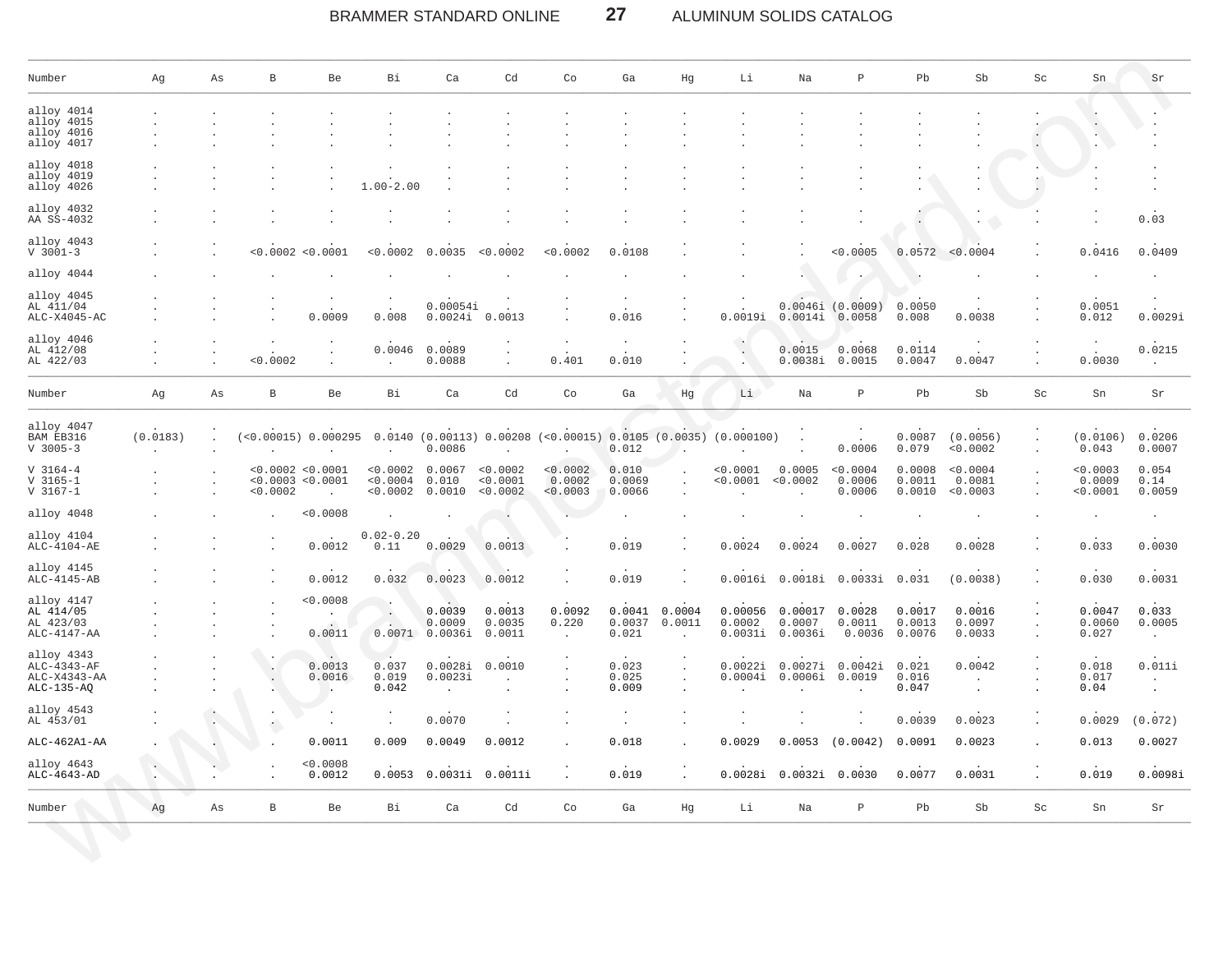| Number | Ag | As | B | Be | Bi | Ca | Cd | Co | Ga | Hg | Li | Na | P | Pb | Sb | Sc | Sn | Sr |
|---|---|---|---|---|---|---|---|---|---|---|---|---|---|---|---|---|---|---|
| alloy 4014 | . | . | . | . | . | . | . | . | . | . | . | . | . | . | . | . | . | . |
| alloy 4015 | . | . | . | . | . | . | . | . | . | . | . | . | . | . | . | . | . | . |
| alloy 4016 | . | . | . | . | . | . | . | . | . | . | . | . | . | . | . | . | . | . |
| alloy 4017 | . | . | . | . | . | . | . | . | . | . | . | . | . | . | . | . | . | . |
| alloy 4018 | . | . | . | . | . | . | . | . | . | . | . | . | . | . | . | . | . | . |
| alloy 4019 | . | . | . | . | . | . | . | . | . | . | . | . | . | . | . | . | . | . |
| alloy 4026 | . | . | . | . | 1.00-2.00 | . | . | . | . | . | . | . | . | . | . | . | . | . |
| alloy 4032 | . | . | . | . | . | . | . | . | . | . | . | . | . | . | . | . | . | . |
| AA SS-4032 | . | . | . | . | . | . | . | . | . | . | . | . | . | . | . | . | . | 0.03 |
| alloy 4043 | . | . | . | . | . | . | . | . | . | . | . | . | . | . | . | . | . | . |
| V 3001-3 | . | . | <0.0002 | <0.0001 | <0.0002 | 0.0035 | <0.0002 | <0.0002 | 0.0108 | . | . | . | <0.0005 | 0.0572 | <0.0004 | . | 0.0416 | 0.0409 |
| alloy 4044 | . | . | . | . | . | . | . | . | . | . | . | . | . | . | . | . | . | . |
| alloy 4045 | . | . | . | . | . | . | . | . | . | . | . | . | . | . | . | . | . | . |
| AL 411/04 | . | . | . | . | . | 0.00054i | . | . | . | . | . | 0.0046i | (0.0009) | 0.0050 | . | . | 0.0051 | . |
| ALC-X4045-AC | . | . | . | 0.0009 | 0.008 | 0.0024i | 0.0013 | . | 0.016 | . | 0.0019i | 0.0014i | 0.0058 | 0.008 | 0.0038 | . | 0.012 | 0.0029i |
| alloy 4046 | . | . | . | . | . | . | . | . | . | . | . | . | . | . | . | . | . | . |
| AL 412/08 | . | . | . | . | 0.0046 | 0.0089 | . | . | . | . | . | 0.0015 | 0.0068 | 0.0114 | . | . | . | 0.0215 |
| AL 422/03 | . | . | <0.0002 | . | . | 0.0088 | . | 0.401 | 0.010 | . | . | 0.0038i | 0.0015 | 0.0047 | 0.0047 | . | 0.0030 | . |
| alloy 4047 | . | . | . | . | . | . | . | . | . | . | . | . | . | . | . | . | . | . |
| BAM EB316 | (0.0183) | . | (<0.00015) | 0.000295 | 0.0140 | (0.00113) | 0.00208 | (<0.00015) | 0.0105 | (0.0035) | (0.000100) | . | . | 0.0087 | (0.0056) | . | (0.0106) | 0.0206 |
| V 3005-3 | . | . | . | . | . | 0.0086 | . | . | 0.012 | . | . | . | 0.0006 | 0.079 | <0.0002 | . | 0.043 | 0.0007 |
| V 3164-4 | . | . | <0.0002 | <0.0001 | <0.0002 | 0.0067 | <0.0002 | <0.0002 | 0.010 | . | <0.0001 | 0.0005 | <0.0004 | 0.0008 | <0.0004 | . | <0.0003 | 0.054 |
| V 3165-1 | . | . | <0.0003 | <0.0001 | <0.0004 | 0.010 | <0.0001 | 0.0002 | 0.0069 | . | <0.0001 | <0.0002 | 0.0006 | 0.0011 | 0.0081 | . | 0.0009 | 0.14 |
| V 3167-1 | . | . | <0.0002 | . | <0.0002 | 0.0010 | <0.0002 | <0.0003 | 0.0066 | . | . | . | 0.0006 | 0.0010 | <0.0003 | . | <0.0001 | 0.0059 |
| alloy 4048 | . | . | . | <0.0008 | . | . | . | . | . | . | . | . | . | . | . | . | . | . |
| alloy 4104 | . | . | . | . | 0.02-0.20 | . | . | . | . | . | . | . | . | . | . | . | . | . |
| ALC-4104-AE | . | . | . | 0.0012 | 0.11 | 0.0029 | 0.0013 | . | 0.019 | . | 0.0024 | 0.0024 | 0.0027 | 0.028 | 0.0028 | . | 0.033 | 0.0030 |
| alloy 4145 | . | . | . | . | . | . | . | . | . | . | . | . | . | . | . | . | . | . |
| ALC-4145-AB | . | . | . | 0.0012 | 0.032 | 0.0023 | 0.0012 | . | 0.019 | . | 0.0016i | 0.0018i | 0.0033i | 0.031 | (0.0038) | . | 0.030 | 0.0031 |
| alloy 4147 | . | . | . | <0.0008 | . | . | . | . | . | . | . | . | . | . | . | . | . | . |
| AL 414/05 | . | . | . | . | . | 0.0039 | 0.0013 | 0.0092 | 0.0041 | 0.0004 | 0.00056 | 0.00017 | 0.0028 | 0.0017 | 0.0016 | . | 0.0047 | 0.033 |
| AL 423/03 | . | . | . | . | . | 0.0009 | 0.0035 | 0.220 | 0.0037 | 0.0011 | 0.0002 | 0.0007 | 0.0011 | 0.0013 | 0.0097 | . | 0.0060 | 0.0005 |
| ALC-4147-AA | . | . | . | 0.0011 | 0.0071 | 0.0036i | 0.0011 | . | 0.021 | . | 0.0031i | 0.0036i | 0.0036 | 0.0076 | 0.0033 | . | 0.027 | . |
| alloy 4343 | . | . | . | . | . | . | . | . | . | . | . | . | . | . | . | . | . | . |
| ALC-4343-AF | . | . | . | 0.0013 | 0.037 | 0.0028i | 0.0010 | . | 0.023 | . | 0.0022i | 0.0027i | 0.0042i | 0.021 | 0.0042 | . | 0.018 | 0.011i |
| ALC-X4343-AA | . | . | . | 0.0016 | 0.019 | 0.0023i | . | . | 0.025 | . | 0.0004i | 0.0006i | 0.0019 | 0.016 | . | . | 0.017 | . |
| ALC-135-AQ | . | . | . | . | 0.042 | . | . | . | 0.009 | . | . | . | . | 0.047 | . | . | 0.04 | . |
| alloy 4543 | . | . | . | . | . | . | . | . | . | . | . | . | . | . | . | . | . | . |
| AL 453/01 | . | . | . | . | . | 0.0070 | . | . | . | . | . | . | . | 0.0039 | 0.0023 | . | 0.0029 | (0.072) |
| ALC-462A1-AA | . | . | . | 0.0011 | 0.009 | 0.0049 | 0.0012 | . | 0.018 | . | 0.0029 | 0.0053 | (0.0042) | 0.0091 | 0.0023 | . | 0.013 | 0.0027 |
| alloy 4643 | . | . | . | <0.0008 | . | . | . | . | . | . | . | . | . | . | . | . | . | . |
| ALC-4643-AD | . | . | . | 0.0012 | 0.0053 | 0.0031i | 0.0011i | . | 0.019 | . | 0.0028i | 0.0032i | 0.0030 | 0.0077 | 0.0031 | . | 0.019 | 0.0098i |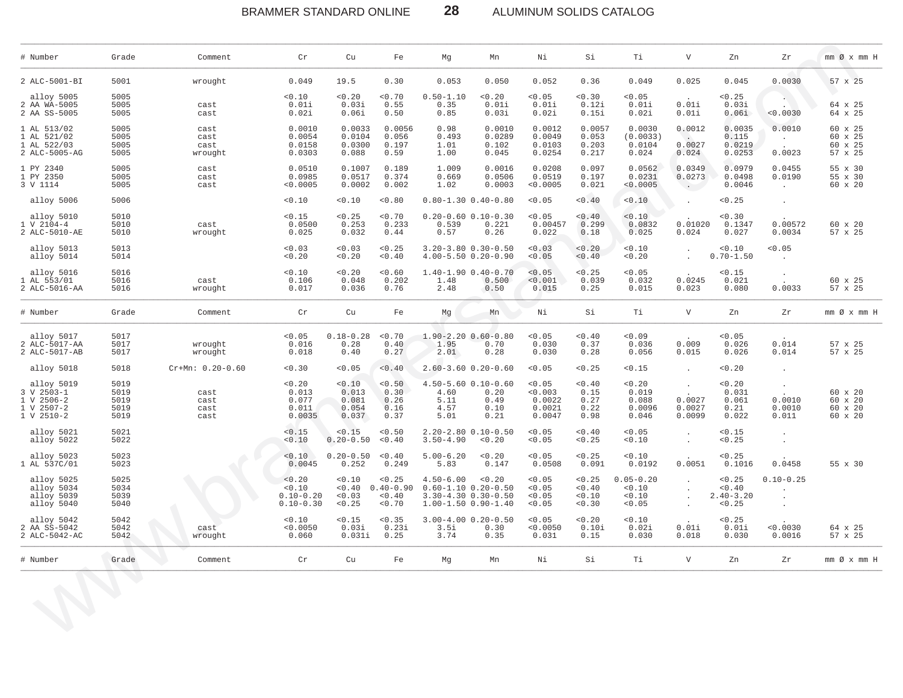| # Number | Grade | Comment | Cr | Cu | Fe | Mg | Mn | Ni | Si | Ti | V | Zn | Zr | mm Ø x mm H |
|---|---|---|---|---|---|---|---|---|---|---|---|---|---|---|
| 2 ALC-5001-BI | 5001 | wrought | 0.049 | 19.5 | 0.30 | 0.053 | 0.050 | 0.052 | 0.36 | 0.049 | 0.025 | 0.045 | 0.0030 | 57 x 25 |
| alloy 5005 | 5005 | | <0.10 | <0.20 | <0.70 | 0.50-1.10 | <0.20 | <0.05 | <0.30 | <0.05 | . | <0.25 | . | |
| 2 AA WA-5005 | 5005 | cast | 0.01i | 0.03i | 0.55 | 0.35 | 0.01i | 0.01i | 0.12i | 0.01i | 0.01i | 0.03i | . | 64 x 25 |
| 2 AA SS-5005 | 5005 | cast | 0.02i | 0.06i | 0.50 | 0.85 | 0.03i | 0.02i | 0.15i | 0.02i | 0.01i | 0.06i | <0.0030 | 64 x 25 |
| 1 AL 513/02 | 5005 | cast | 0.0010 | 0.0033 | 0.0056 | 0.98 | 0.0010 | 0.0012 | 0.0057 | 0.0030 | 0.0012 | 0.0035 | 0.0010 | 60 x 25 |
| 1 AL 521/02 | 5005 | cast | 0.0054 | 0.0104 | 0.056 | 0.493 | 0.0289 | 0.0049 | 0.053 | (0.0033) | . | 0.115 | . | 60 x 25 |
| 1 AL 522/03 | 5005 | cast | 0.0158 | 0.0300 | 0.197 | 1.01 | 0.102 | 0.0103 | 0.203 | 0.0104 | 0.0027 | 0.0219 | . | 60 x 25 |
| 2 ALC-5005-AG | 5005 | wrought | 0.0303 | 0.088 | 0.59 | 1.00 | 0.045 | 0.0254 | 0.217 | 0.024 | 0.024 | 0.0253 | 0.0023 | 57 x 25 |
| 1 PY 2340 | 5005 | cast | 0.0510 | 0.1007 | 0.189 | 1.009 | 0.0016 | 0.0208 | 0.097 | 0.0562 | 0.0349 | 0.0979 | 0.0455 | 55 x 30 |
| 1 PY 2350 | 5005 | cast | 0.0985 | 0.0517 | 0.374 | 0.669 | 0.0506 | 0.0519 | 0.197 | 0.0231 | 0.0273 | 0.0498 | 0.0190 | 55 x 30 |
| 3 V 1114 | 5005 | cast | <0.0005 | 0.0002 | 0.002 | 1.02 | 0.0003 | <0.0005 | 0.021 | <0.0005 | . | 0.0046 | . | 60 x 20 |
| alloy 5006 | 5006 | | <0.10 | <0.10 | <0.80 | 0.80-1.30 | 0.40-0.80 | <0.05 | <0.40 | <0.10 | . | <0.25 | . | |
| alloy 5010 | 5010 | | <0.15 | <0.25 | <0.70 | 0.20-0.60 | 0.10-0.30 | <0.05 | <0.40 | <0.10 | . | <0.30 | . | |
| 1 V 2104-4 | 5010 | cast | 0.0500 | 0.253 | 0.233 | 0.539 | 0.221 | 0.00457 | 0.299 | 0.0832 | 0.01020 | 0.1347 | 0.00572 | 60 x 20 |
| 2 ALC-5010-AE | 5010 | wrought | 0.025 | 0.032 | 0.44 | 0.57 | 0.26 | 0.022 | 0.18 | 0.025 | 0.024 | 0.027 | 0.0034 | 57 x 25 |
| alloy 5013 | 5013 | | <0.03 | <0.03 | <0.25 | 3.20-3.80 | 0.30-0.50 | <0.03 | <0.20 | <0.10 | . | <0.10 | <0.05 | |
| alloy 5014 | 5014 | | <0.20 | <0.20 | <0.40 | 4.00-5.50 | 0.20-0.90 | <0.05 | <0.40 | <0.20 | . | 0.70-1.50 | . | |
| alloy 5016 | 5016 | | <0.10 | <0.20 | <0.60 | 1.40-1.90 | 0.40-0.70 | <0.05 | <0.25 | <0.05 | . | <0.15 | . | |
| 1 AL 553/01 | 5016 | cast | 0.106 | 0.048 | 0.202 | 1.48 | 0.500 | <0.001 | 0.039 | 0.032 | 0.0245 | 0.021 | . | 60 x 25 |
| 2 ALC-5016-AA | 5016 | wrought | 0.017 | 0.036 | 0.76 | 2.48 | 0.50 | 0.015 | 0.25 | 0.015 | 0.023 | 0.080 | 0.0033 | 57 x 25 |
| alloy 5017 | 5017 | | <0.05 | 0.18-0.28 | <0.70 | 1.90-2.20 | 0.60-0.80 | <0.05 | <0.40 | <0.09 | . | <0.05 | . | |
| 2 ALC-5017-AA | 5017 | wrought | 0.016 | 0.28 | 0.40 | 1.95 | 0.70 | 0.030 | 0.37 | 0.036 | 0.009 | 0.026 | 0.014 | 57 x 25 |
| 2 ALC-5017-AB | 5017 | wrought | 0.018 | 0.40 | 0.27 | 2.01 | 0.28 | 0.030 | 0.28 | 0.056 | 0.015 | 0.026 | 0.014 | 57 x 25 |
| alloy 5018 | 5018 | Cr+Mn: 0.20-0.60 | <0.30 | <0.05 | <0.40 | 2.60-3.60 | 0.20-0.60 | <0.05 | <0.25 | <0.15 | . | <0.20 | . | |
| alloy 5019 | 5019 | | <0.20 | <0.10 | <0.50 | 4.50-5.60 | 0.10-0.60 | <0.05 | <0.40 | <0.20 | . | <0.20 | . | |
| 3 V 2503-1 | 5019 | cast | 0.013 | 0.013 | 0.30 | 4.60 | 0.20 | <0.003 | 0.15 | 0.019 | . | 0.031 | . | 60 x 20 |
| 1 V 2506-2 | 5019 | cast | 0.077 | 0.081 | 0.26 | 5.11 | 0.49 | 0.0022 | 0.27 | 0.088 | 0.0027 | 0.061 | 0.0010 | 60 x 20 |
| 1 V 2507-2 | 5019 | cast | 0.011 | 0.054 | 0.16 | 4.57 | 0.10 | 0.0021 | 0.22 | 0.0096 | 0.0027 | 0.21 | 0.0010 | 60 x 20 |
| 1 V 2510-2 | 5019 | cast | 0.0035 | 0.037 | 0.37 | 5.01 | 0.21 | 0.0047 | 0.98 | 0.046 | 0.0099 | 0.022 | 0.011 | 60 x 20 |
| alloy 5021 | 5021 | | <0.15 | <0.15 | <0.50 | 2.20-2.80 | 0.10-0.50 | <0.05 | <0.40 | <0.05 | . | <0.15 | . | |
| alloy 5022 | 5022 | | <0.10 | 0.20-0.50 | <0.40 | 3.50-4.90 | <0.20 | <0.05 | <0.25 | <0.10 | . | <0.25 | . | |
| alloy 5023 | 5023 | | <0.10 | 0.20-0.50 | <0.40 | 5.00-6.20 | <0.20 | <0.05 | <0.25 | <0.10 | . | <0.25 | . | |
| 1 AL 537C/01 | 5023 | | 0.0045 | 0.252 | 0.249 | 5.83 | 0.147 | 0.0508 | 0.091 | 0.0192 | 0.0051 | 0.1016 | 0.0458 | 55 x 30 |
| alloy 5025 | 5025 | | <0.20 | <0.10 | <0.25 | 4.50-6.00 | <0.20 | <0.05 | <0.25 | 0.05-0.20 | . | <0.25 | 0.10-0.25 | |
| alloy 5034 | 5034 | | <0.10 | <0.40 | 0.40-0.90 | 0.60-1.10 | 0.20-0.50 | <0.05 | <0.40 | <0.10 | . | <0.40 | . | |
| alloy 5039 | 5039 | | 0.10-0.20 | <0.03 | <0.40 | 3.30-4.30 | 0.30-0.50 | <0.05 | <0.10 | <0.10 | . | 2.40-3.20 | . | |
| alloy 5040 | 5040 | | 0.10-0.30 | <0.25 | <0.70 | 1.00-1.50 | 0.90-1.40 | <0.05 | <0.30 | <0.05 | . | <0.25 | . | |
| alloy 5042 | 5042 | | <0.10 | <0.15 | <0.35 | 3.00-4.00 | 0.20-0.50 | <0.05 | <0.20 | <0.10 | . | <0.25 | . | |
| 2 AA SS-5042 | 5042 | cast | <0.0050 | 0.03i | 0.23i | 3.5i | 0.30 | <0.0050 | 0.10i | 0.02i | 0.01i | 0.01i | <0.0030 | 64 x 25 |
| 2 ALC-5042-AC | 5042 | wrought | 0.060 | 0.031i | 0.25 | 3.74 | 0.35 | 0.031 | 0.15 | 0.030 | 0.018 | 0.030 | 0.0016 | 57 x 25 |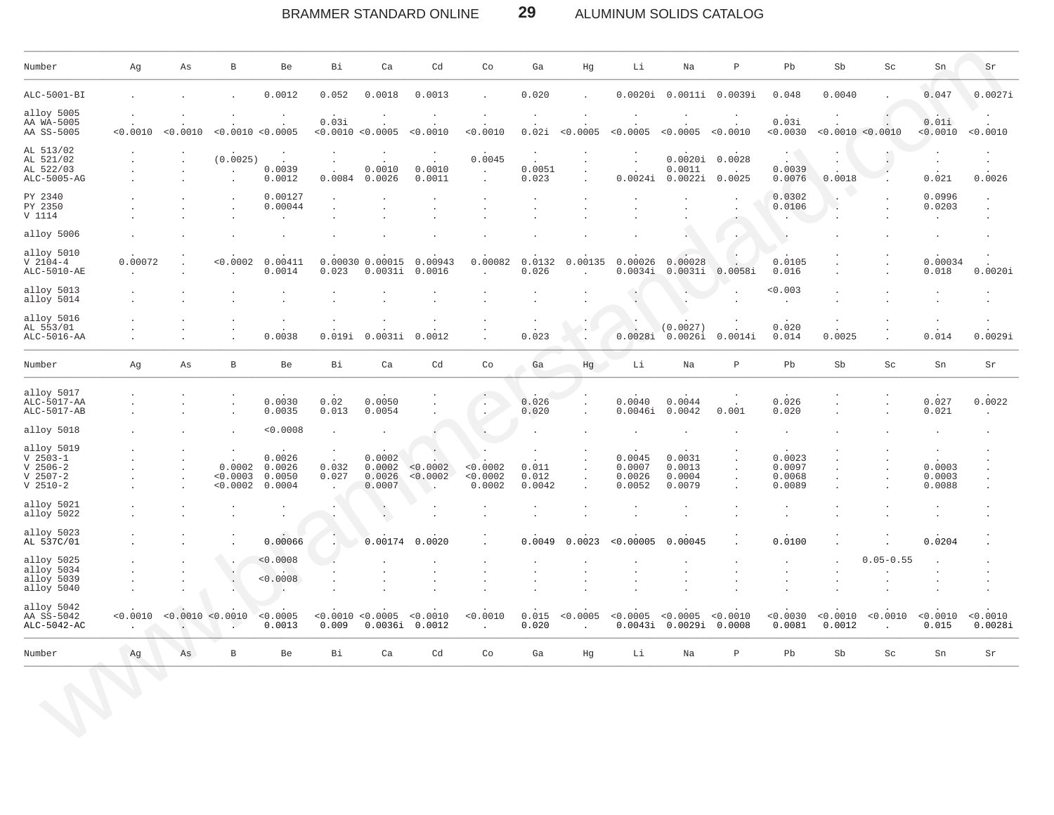| Number | Ag | As | B | Be | Bi | Ca | Cd | Co | Ga | Hg | Li | Na | P | Pb | Sb | Sc | Sn | Sr |
|---|---|---|---|---|---|---|---|---|---|---|---|---|---|---|---|---|---|---|
| ALC-5001-BI | . | . | . | 0.0012 | 0.052 | 0.0018 | 0.0013 | . | 0.020 | . | 0.0020i | 0.0011i | 0.0039i | 0.048 | 0.0040 | . | 0.047 | 0.0027i |
| alloy 5005 | . | . | . | . | . | . | . | . | . | . | . | . | . | . | . | . | . | . |
| AA WA-5005 | . | . | . | . | 0.03i | . | . | . | . | . | . | . | . | 0.03i | . | . | 0.01i | . |
| AA SS-5005 | <0.0010 | <0.0010 | <0.0010 | <0.0005 | <0.0010 | <0.0005 | <0.0010 | <0.0010 | 0.02i | <0.0005 | <0.0005 | <0.0005 | <0.0010 | <0.0030 | <0.0010 | <0.0010 | <0.0010 | <0.0010 |
| AL 513/02 | . | . | . | . | . | . | . | . | . | . | . | . | . | . | . | . | . | . |
| AL 521/02 | . | . | (0.0025) | . | . | . | . | 0.0045 | . | . | . | 0.0020i | 0.0028 | . | . | . | . | . |
| AL 522/03 | . | . | . | 0.0039 | . | 0.0010 | 0.0010 | . | 0.0051 | . | . | 0.0011 | . | 0.0039 | . | . | . | . |
| ALC-5005-AG | . | . | . | 0.0012 | 0.0084 | 0.0026 | 0.0011 | . | 0.023 | . | 0.0024i | 0.0022i | 0.0025 | 0.0076 | 0.0018 | . | 0.021 | 0.0026 |
| PY 2340 | . | . | . | 0.00127 | . | . | . | . | . | . | . | . | . | 0.0302 | . | . | 0.0996 | . |
| PY 2350 | . | . | . | 0.00044 | . | . | . | . | . | . | . | . | . | 0.0106 | . | . | 0.0203 | . |
| V 1114 | . | . | . | . | . | . | . | . | . | . | . | . | . | . | . | . | . | . |
| alloy 5006 | . | . | . | . | . | . | . | . | . | . | . | . | . | . | . | . | . | . |
| alloy 5010 | . | . | . | . | . | . | . | . | . | . | . | . | . | . | . | . | . | . |
| V 2104-4 | 0.00072 | . | <0.0002 | 0.00411 | 0.00030 | 0.00015 | 0.00943 | 0.00082 | 0.0132 | 0.00135 | 0.00026 | 0.00028 | . | 0.0105 | . | . | 0.00034 | . |
| ALC-5010-AE | . | . | . | 0.0014 | 0.023 | 0.0031i | 0.0016 | . | 0.026 | . | 0.0034i | 0.0031i | 0.0058i | 0.016 | . | . | 0.018 | 0.0020i |
| alloy 5013 | . | . | . | . | . | . | . | . | . | . | . | . | . | <0.003 | . | . | . | . |
| alloy 5014 | . | . | . | . | . | . | . | . | . | . | . | . | . | . | . | . | . | . |
| alloy 5016 | . | . | . | . | . | . | . | . | . | . | . | . | . | . | . | . | . | . |
| AL 553/01 | . | . | . | . | . | . | . | . | . | . | . | (0.0027) | . | 0.020 | . | . | . | . |
| ALC-5016-AA | . | . | . | 0.0038 | 0.019i | 0.0031i | 0.0012 | . | 0.023 | . | 0.0028i | 0.0026i | 0.0014i | 0.014 | 0.0025 | . | 0.014 | 0.0029i |
| alloy 5017 | . | . | . | . | . | . | . | . | . | . | . | . | . | . | . | . | . | . |
| ALC-5017-AA | . | . | . | 0.0030 | 0.02 | 0.0050 | . | . | 0.026 | . | 0.0040 | 0.0044 | . | 0.026 | . | . | 0.027 | 0.0022 |
| ALC-5017-AB | . | . | . | 0.0035 | 0.013 | 0.0054 | . | . | 0.020 | . | 0.0046i | 0.0042 | 0.001 | 0.020 | . | . | 0.021 | . |
| alloy 5018 | . | . | . | <0.0008 | . | . | . | . | . | . | . | . | . | . | . | . | . | . |
| alloy 5019 | . | . | . | . | . | . | . | . | . | . | . | . | . | . | . | . | . | . |
| V 2503-1 | . | . | . | 0.0026 | . | 0.0002 | . | . | . | . | 0.0045 | 0.0031 | . | 0.0023 | . | . | . | . |
| V 2506-2 | . | . | 0.0002 | 0.0026 | 0.032 | 0.0002 | <0.0002 | <0.0002 | 0.011 | . | 0.0007 | 0.0013 | . | 0.0097 | . | . | 0.0003 | . |
| V 2507-2 | . | . | <0.0003 | 0.0050 | 0.027 | 0.0026 | <0.0002 | <0.0002 | 0.012 | . | 0.0026 | 0.0004 | . | 0.0068 | . | . | 0.0003 | . |
| V 2510-2 | . | . | <0.0002 | 0.0004 | . | 0.0007 | . | 0.0002 | 0.0042 | . | 0.0052 | 0.0079 | . | 0.0089 | . | . | 0.0088 | . |
| alloy 5021 | . | . | . | . | . | . | . | . | . | . | . | . | . | . | . | . | . | . |
| alloy 5022 | . | . | . | . | . | . | . | . | . | . | . | . | . | . | . | . | . | . |
| alloy 5023 | . | . | . | . | . | . | . | . | . | . | . | . | . | . | . | . | . | . |
| AL 537C/01 | . | . | . | 0.00066 | . | 0.00174 | 0.0020 | . | 0.0049 | 0.0023 | <0.00005 | 0.00045 | . | 0.0100 | . | . | 0.0204 | . |
| alloy 5025 | . | . | . | <0.0008 | . | . | . | . | . | . | . | . | . | . | . | 0.05-0.55 | . | . |
| alloy 5034 | . | . | . | . | . | . | . | . | . | . | . | . | . | . | . | . | . | . |
| alloy 5039 | . | . | . | <0.0008 | . | . | . | . | . | . | . | . | . | . | . | . | . | . |
| alloy 5040 | . | . | . | . | . | . | . | . | . | . | . | . | . | . | . | . | . | . |
| alloy 5042 | . | . | . | . | . | . | . | . | . | . | . | . | . | . | . | . | . | . |
| AA SS-5042 | <0.0010 | <0.0010 | <0.0010 | <0.0005 | <0.0010 | <0.0005 | <0.0010 | <0.0010 | 0.015 | <0.0005 | <0.0005 | <0.0005 | <0.0010 | <0.0030 | <0.0010 | <0.0010 | <0.0010 | <0.0010 |
| ALC-5042-AC | . | . | . | 0.0013 | 0.009 | 0.0036i | 0.0012 | . | 0.020 | . | 0.0043i | 0.0029i | 0.0008 | 0.0081 | 0.0012 | . | 0.015 | 0.0028i |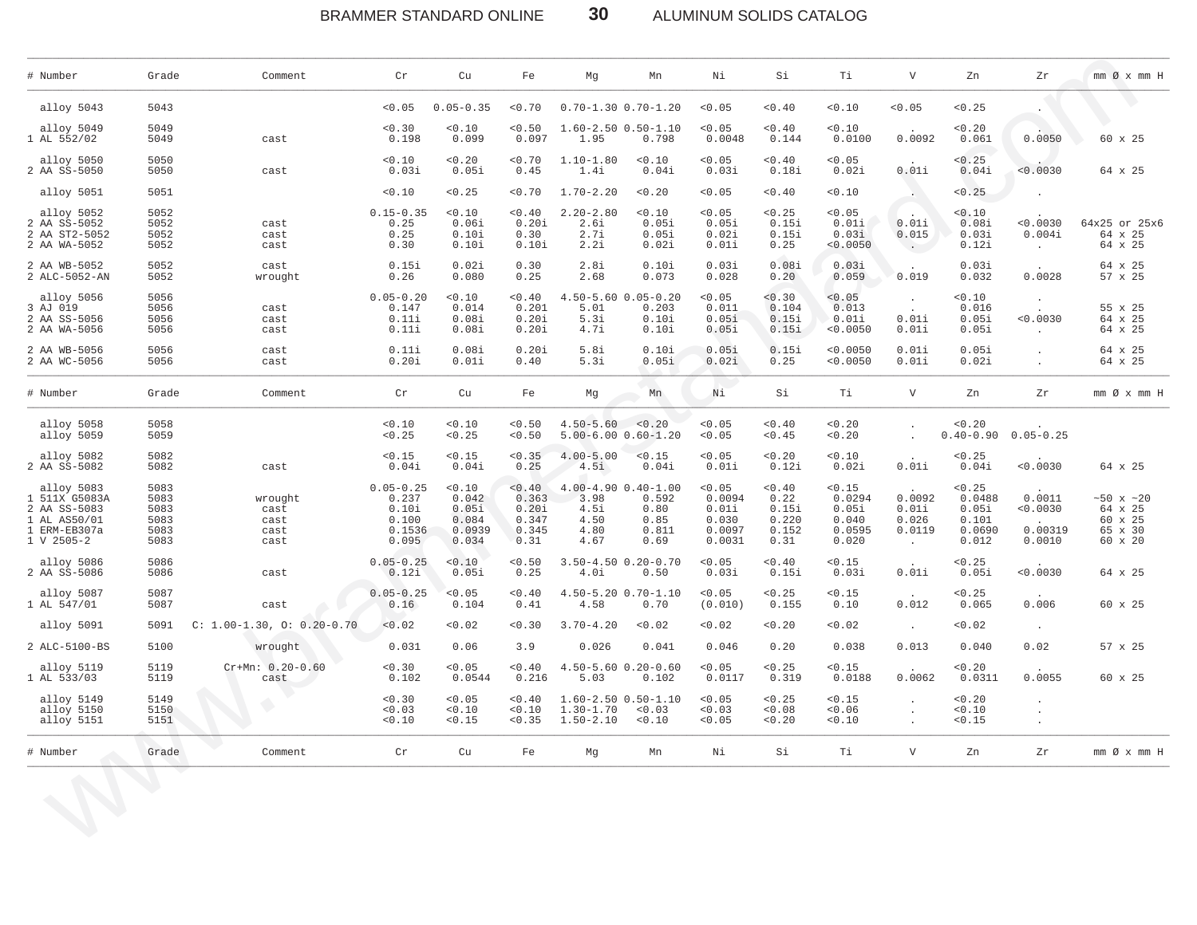| # Number | Grade | Comment | Cr | Cu | Fe | Mg | Mn | Ni | Si | Ti | V | Zn | Zr | mm Ø x mm H |
|---|---|---|---|---|---|---|---|---|---|---|---|---|---|---|
| alloy 5043 | 5043 | | <0.05 | 0.05-0.35 | <0.70 | 0.70-1.30 | 0.70-1.20 | <0.05 | <0.40 | <0.10 | <0.05 | <0.25 | . | |
| alloy 5049 | 5049 | | <0.30 | <0.10 | <0.50 | 1.60-2.50 | 0.50-1.10 | <0.05 | <0.40 | <0.10 | . | <0.20 | . | |
| 1 AL 552/02 | 5049 | cast | 0.198 | 0.099 | 0.097 | 1.95 | 0.798 | 0.0048 | 0.144 | 0.0100 | 0.0092 | 0.061 | 0.0050 | 60 x 25 |
| alloy 5050 | 5050 | | <0.10 | <0.20 | <0.70 | 1.10-1.80 | <0.10 | <0.05 | <0.40 | <0.05 | . | <0.25 | . | |
| 2 AA SS-5050 | 5050 | cast | 0.03i | 0.05i | 0.45 | 1.4i | 0.04i | 0.03i | 0.18i | 0.02i | 0.01i | 0.04i | <0.0030 | 64 x 25 |
| alloy 5051 | 5051 | | <0.10 | <0.25 | <0.70 | 1.70-2.20 | <0.20 | <0.05 | <0.40 | <0.10 | . | <0.25 | . | |
| alloy 5052 | 5052 | | 0.15-0.35 | <0.10 | <0.40 | 2.20-2.80 | <0.10 | <0.05 | <0.25 | <0.05 | . | <0.10 | . | |
| 2 AA SS-5052 | 5052 | cast | 0.25 | 0.06i | 0.20i | 2.6i | 0.05i | 0.05i | 0.15i | 0.01i | 0.01i | 0.08i | <0.0030 | 64x25 or 25x6 |
| 2 AA ST2-5052 | 5052 | cast | 0.25 | 0.10i | 0.30 | 2.7i | 0.05i | 0.02i | 0.15i | 0.03i | 0.015 | 0.03i | 0.004i | 64 x 25 |
| 2 AA WA-5052 | 5052 | cast | 0.30 | 0.10i | 0.10i | 2.2i | 0.02i | 0.01i | 0.25 | <0.0050 | . | 0.12i | . | 64 x 25 |
| 2 AA WB-5052 | 5052 | cast | 0.15i | 0.02i | 0.30 | 2.8i | 0.10i | 0.03i | 0.08i | 0.03i | . | 0.03i | . | 64 x 25 |
| 2 ALC-5052-AN | 5052 | wrought | 0.26 | 0.080 | 0.25 | 2.68 | 0.073 | 0.028 | 0.20 | 0.059 | 0.019 | 0.032 | 0.0028 | 57 x 25 |
| alloy 5056 | 5056 | | 0.05-0.20 | <0.10 | <0.40 | 4.50-5.60 | 0.05-0.20 | <0.05 | <0.30 | <0.05 | . | <0.10 | . | |
| 3 AJ 019 | 5056 | cast | 0.147 | 0.014 | 0.201 | 5.01 | 0.203 | 0.011 | 0.104 | 0.013 | . | 0.016 | . | 55 x 25 |
| 2 AA SS-5056 | 5056 | cast | 0.11i | 0.08i | 0.20i | 5.3i | 0.10i | 0.05i | 0.15i | 0.01i | 0.01i | 0.05i | <0.0030 | 64 x 25 |
| 2 AA WA-5056 | 5056 | cast | 0.11i | 0.08i | 0.20i | 4.7i | 0.10i | 0.05i | 0.15i | <0.0050 | 0.01i | 0.05i | . | 64 x 25 |
| 2 AA WB-5056 | 5056 | cast | 0.11i | 0.08i | 0.20i | 5.8i | 0.10i | 0.05i | 0.15i | <0.0050 | 0.01i | 0.05i | . | 64 x 25 |
| 2 AA WC-5056 | 5056 | cast | 0.20i | 0.01i | 0.40 | 5.3i | 0.05i | 0.02i | 0.25 | <0.0050 | 0.01i | 0.02i | . | 64 x 25 |
| alloy 5058 | 5058 | | <0.10 | <0.10 | <0.50 | 4.50-5.60 | <0.20 | <0.05 | <0.40 | <0.20 | . | <0.20 | . | |
| alloy 5059 | 5059 | | <0.25 | <0.25 | <0.50 | 5.00-6.00 | 0.60-1.20 | <0.05 | <0.45 | <0.20 | . | 0.40-0.90 | 0.05-0.25 | |
| alloy 5082 | 5082 | | <0.15 | <0.15 | <0.35 | 4.00-5.00 | <0.15 | <0.05 | <0.20 | <0.10 | . | <0.25 | . | |
| 2 AA SS-5082 | 5082 | cast | 0.04i | 0.04i | 0.25 | 4.5i | 0.04i | 0.01i | 0.12i | 0.02i | 0.01i | 0.04i | <0.0030 | 64 x 25 |
| alloy 5083 | 5083 | | 0.05-0.25 | <0.10 | <0.40 | 4.00-4.90 | 0.40-1.00 | <0.05 | <0.40 | <0.15 | . | <0.25 | . | |
| 1 511X G5083A | 5083 | wrought | 0.237 | 0.042 | 0.363 | 3.98 | 0.592 | 0.0094 | 0.22 | 0.0294 | 0.0092 | 0.0488 | 0.0011 | ~50 x ~20 |
| 2 AA SS-5083 | 5083 | cast | 0.10i | 0.05i | 0.20i | 4.5i | 0.80 | 0.01i | 0.15i | 0.05i | 0.01i | 0.05i | <0.0030 | 64 x 25 |
| 1 AL AS50/01 | 5083 | cast | 0.100 | 0.084 | 0.347 | 4.50 | 0.85 | 0.030 | 0.220 | 0.040 | 0.026 | 0.101 | . | 60 x 25 |
| 1 ERM-EB307a | 5083 | cast | 0.1536 | 0.0939 | 0.345 | 4.80 | 0.811 | 0.0097 | 0.152 | 0.0595 | 0.0119 | 0.0690 | 0.00319 | 65 x 30 |
| 1 V 2505-2 | 5083 | cast | 0.095 | 0.034 | 0.31 | 4.67 | 0.69 | 0.0031 | 0.31 | 0.020 | . | 0.012 | 0.0010 | 60 x 20 |
| alloy 5086 | 5086 | | 0.05-0.25 | <0.10 | <0.50 | 3.50-4.50 | 0.20-0.70 | <0.05 | <0.40 | <0.15 | . | <0.25 | . | |
| 2 AA SS-5086 | 5086 | cast | 0.12i | 0.05i | 0.25 | 4.0i | 0.50 | 0.03i | 0.15i | 0.03i | 0.01i | 0.05i | <0.0030 | 64 x 25 |
| alloy 5087 | 5087 | | 0.05-0.25 | <0.05 | <0.40 | 4.50-5.20 | 0.70-1.10 | <0.05 | <0.25 | <0.15 | . | <0.25 | . | |
| 1 AL 547/01 | 5087 | cast | 0.16 | 0.104 | 0.41 | 4.58 | 0.70 | (0.010) | 0.155 | 0.10 | 0.012 | 0.065 | 0.006 | 60 x 25 |
| alloy 5091 | 5091 | C: 1.00-1.30, O: 0.20-0.70 | <0.02 | <0.02 | <0.30 | 3.70-4.20 | <0.02 | <0.02 | <0.20 | <0.02 | . | <0.02 | . | |
| 2 ALC-5100-BS | 5100 | wrought | 0.031 | 0.06 | 3.9 | 0.026 | 0.041 | 0.046 | 0.20 | 0.038 | 0.013 | 0.040 | 0.02 | 57 x 25 |
| alloy 5119 | 5119 | Cr+Mn: 0.20-0.60 | <0.30 | <0.05 | <0.40 | 4.50-5.60 | 0.20-0.60 | <0.05 | <0.25 | <0.15 | . | <0.20 | . | |
| 1 AL 533/03 | 5119 | cast | 0.102 | 0.0544 | 0.216 | 5.03 | 0.102 | 0.0117 | 0.319 | 0.0188 | 0.0062 | 0.0311 | 0.0055 | 60 x 25 |
| alloy 5149 | 5149 | | <0.30 | <0.05 | <0.40 | 1.60-2.50 | 0.50-1.10 | <0.05 | <0.25 | <0.15 | . | <0.20 | . | |
| alloy 5150 | 5150 | | <0.03 | <0.10 | <0.10 | 1.30-1.70 | <0.03 | <0.03 | <0.08 | <0.06 | . | <0.10 | . | |
| alloy 5151 | 5151 | | <0.10 | <0.15 | <0.35 | 1.50-2.10 | <0.10 | <0.05 | <0.20 | <0.10 | . | <0.15 | . | |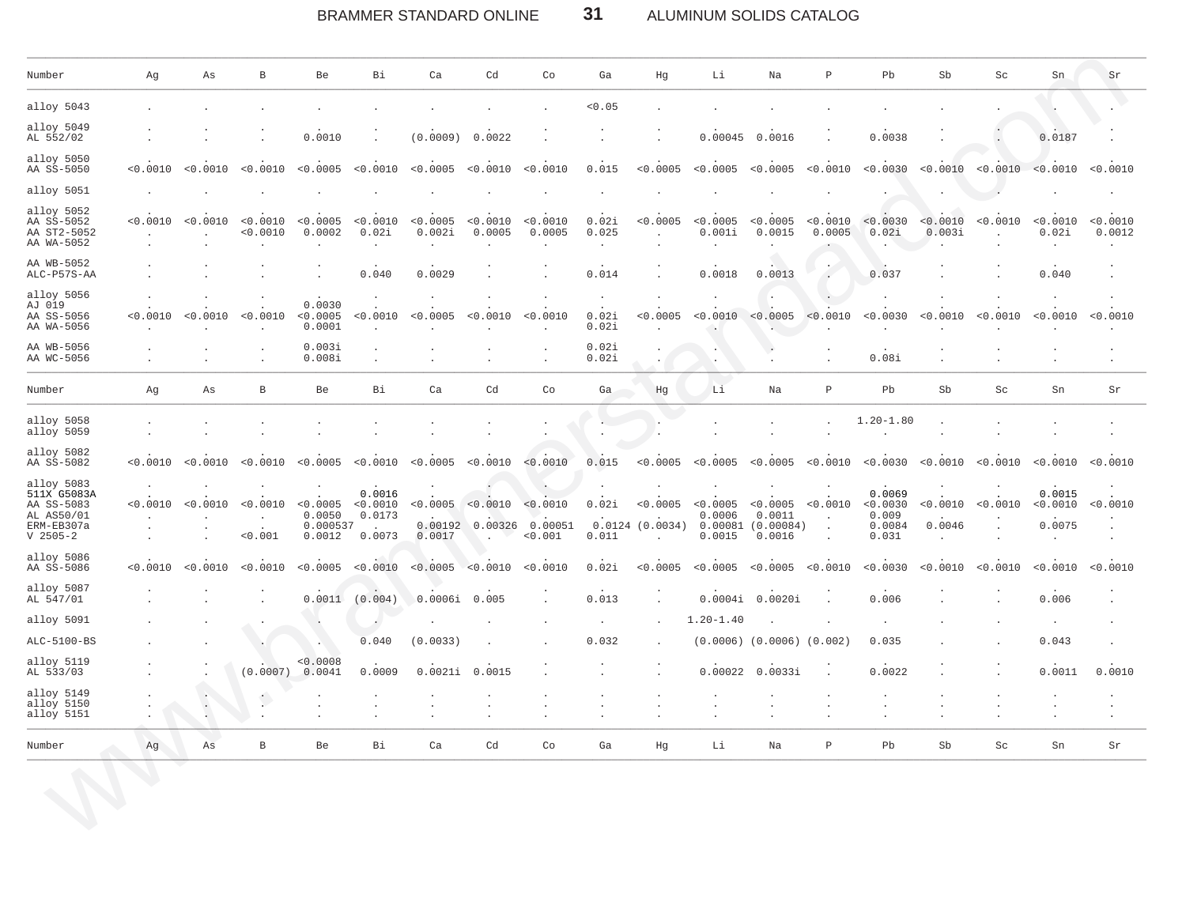| Number | Ag | As | B | Be | Bi | Ca | Cd | Co | Ga | Hg | Li | Na | P | Pb | Sb | Sc | Sn | Sr |
|---|---|---|---|---|---|---|---|---|---|---|---|---|---|---|---|---|---|---|
| alloy 5043 | . | . | . | . | . | . | . | . | <0.05 | . | . | . | . | . | . | . | . | . |
| alloy 5049 | . | . | . | . | . | . | . | . | . | . | . | . | . | . | . | . | . | . |
| AL 552/02 | . | . | . | 0.0010 | . | (0.0009) | 0.0022 | . | . | . | 0.00045 | 0.0016 | . | 0.0038 | . | . | 0.0187 | . |
| alloy 5050 | . | . | . | . | . | . | . | . | . | . | . | . | . | . | . | . | . | . |
| AA SS-5050 | <0.0010 | <0.0010 | <0.0010 | <0.0005 | <0.0010 | <0.0005 | <0.0010 | <0.0010 | 0.015 | <0.0005 | <0.0005 | <0.0005 | <0.0010 | <0.0030 | <0.0010 | <0.0010 | <0.0010 | <0.0010 |
| alloy 5051 | . | . | . | . | . | . | . | . | . | . | . | . | . | . | . | . | . | . |
| alloy 5052 | . | . | . | . | . | . | . | . | . | . | . | . | . | . | . | . | . | . |
| AA SS-5052 | <0.0010 | <0.0010 | <0.0010 | <0.0005 | <0.0010 | <0.0005 | <0.0010 | <0.0010 | 0.02i | <0.0005 | <0.0005 | <0.0005 | <0.0010 | <0.0030 | <0.0010 | <0.0010 | <0.0010 | <0.0010 |
| AA ST2-5052 | . | . | <0.0010 | 0.0002 | 0.02i | 0.002i | 0.0005 | 0.0005 | 0.025 | . | 0.001i | 0.0015 | 0.0005 | 0.02i | 0.003i | . | 0.02i | 0.0012 |
| AA WA-5052 | . | . | . | . | . | . | . | . | . | . | . | . | . | . | . | . | . | . |
| AA WB-5052 | . | . | . | . | . | . | . | . | . | . | . | . | . | . | . | . | . | . |
| ALC-P57S-AA | . | . | . | . | 0.040 | 0.0029 | . | . | 0.014 | . | 0.0018 | 0.0013 | . | 0.037 | . | . | 0.040 | . |
| alloy 5056 | . | . | . | . | . | . | . | . | . | . | . | . | . | . | . | . | . | . |
| AJ 019 | . | . | . | 0.0030 | . | . | . | . | . | . | . | . | . | . | . | . | . | . |
| AA SS-5056 | <0.0010 | <0.0010 | <0.0010 | <0.0005 | <0.0010 | <0.0005 | <0.0010 | <0.0010 | 0.02i | <0.0005 | <0.0010 | <0.0005 | <0.0010 | <0.0030 | <0.0010 | <0.0010 | <0.0010 | <0.0010 |
| AA WA-5056 | . | . | . | 0.0001 | . | . | . | . | 0.02i | . | . | . | . | . | . | . | . | . |
| AA WB-5056 | . | . | . | 0.003i | . | . | . | . | 0.02i | . | . | . | . | . | . | . | . | . |
| AA WC-5056 | . | . | . | 0.008i | . | . | . | . | 0.02i | . | . | . | . | 0.08i | . | . | . | . |

| Number | Ag | As | B | Be | Bi | Ca | Cd | Co | Ga | Hg | Li | Na | P | Pb | Sb | Sc | Sn | Sr |
|---|---|---|---|---|---|---|---|---|---|---|---|---|---|---|---|---|---|---|
| alloy 5058 | . | . | . | . | . | . | . | . | . | . | . | . | . | 1.20-1.80 | . | . | . | . |
| alloy 5059 | . | . | . | . | . | . | . | . | . | . | . | . | . | . | . | . | . | . |
| alloy 5082 | . | . | . | . | . | . | . | . | . | . | . | . | . | . | . | . | . | . |
| AA SS-5082 | <0.0010 | <0.0010 | <0.0010 | <0.0005 | <0.0010 | <0.0005 | <0.0010 | <0.0010 | 0.015 | <0.0005 | <0.0005 | <0.0005 | <0.0010 | <0.0030 | <0.0010 | <0.0010 | <0.0010 | <0.0010 |
| alloy 5083 | . | . | . | . | . | . | . | . | . | . | . | . | . | . | . | . | . | . |
| 511X G5083A | . | . | . | . | 0.0016 | . | . | . | . | . | . | . | . | 0.0069 | . | . | 0.0015 | . |
| AA SS-5083 | <0.0010 | <0.0010 | <0.0010 | <0.0005 | <0.0010 | <0.0005 | <0.0010 | <0.0010 | 0.02i | <0.0005 | <0.0005 | <0.0005 | <0.0010 | <0.0030 | <0.0010 | <0.0010 | <0.0010 | <0.0010 |
| AL AS50/01 | . | . | . | 0.0050 | 0.0173 | . | . | . | . | . | 0.0006 | 0.0011 | . | 0.009 | . | . | . | . |
| ERM-EB307a | . | . | . | 0.000537 | . | 0.00192 | 0.00326 | 0.00051 | 0.0124 | (0.0034) | 0.00081 | (0.00084) | . | 0.0084 | 0.0046 | . | 0.0075 | . |
| V 2505-2 | . | . | <0.001 | 0.0012 | 0.0073 | 0.0017 | . | <0.001 | 0.011 | . | 0.0015 | 0.0016 | . | 0.031 | . | . | . | . |
| alloy 5086 | . | . | . | . | . | . | . | . | . | . | . | . | . | . | . | . | . | . |
| AA SS-5086 | <0.0010 | <0.0010 | <0.0010 | <0.0005 | <0.0010 | <0.0005 | <0.0010 | <0.0010 | 0.02i | <0.0005 | <0.0005 | <0.0005 | <0.0010 | <0.0030 | <0.0010 | <0.0010 | <0.0010 | <0.0010 |
| alloy 5087 | . | . | . | . | . | . | . | . | . | . | . | . | . | . | . | . | . | . |
| AL 547/01 | . | . | . | 0.0011 | (0.004) | 0.0006i | 0.005 | . | 0.013 | . | 0.0004i | 0.0020i | . | 0.006 | . | . | 0.006 | . |
| alloy 5091 | . | . | . | . | . | . | . | . | . | . | 1.20-1.40 | . | . | . | . | . | . | . |
| ALC-5100-BS | . | . | . | . | 0.040 | (0.0033) | . | . | 0.032 | . | (0.0006) | (0.0006) | (0.002) | 0.035 | . | . | 0.043 | . |
| alloy 5119 | . | . | . | <0.0008 | . | . | . | . | . | . | . | . | . | . | . | . | . | . |
| AL 533/03 | . | . | (0.0007) | 0.0041 | 0.0009 | 0.0021i | 0.0015 | . | . | . | 0.00022 | 0.0033i | . | 0.0022 | . | . | 0.0011 | 0.0010 |
| alloy 5149 | . | . | . | . | . | . | . | . | . | . | . | . | . | . | . | . | . | . |
| alloy 5150 | . | . | . | . | . | . | . | . | . | . | . | . | . | . | . | . | . | . |
| alloy 5151 | . | . | . | . | . | . | . | . | . | . | . | . | . | . | . | . | . | . |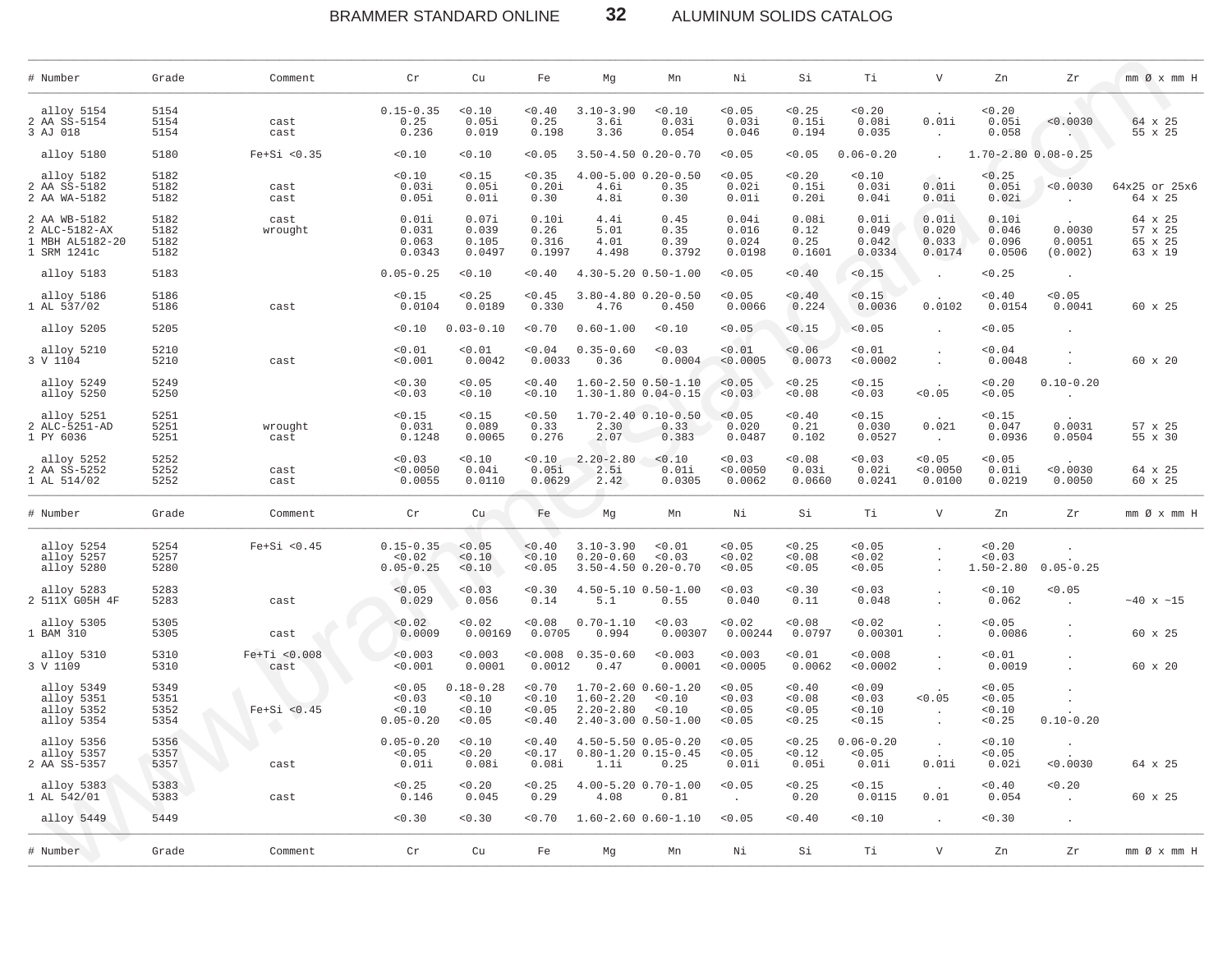| # Number | Grade | Comment | Cr | Cu | Fe | Mg | Mn | Ni | Si | Ti | V | Zn | Zr | mm Ø x mm H |
|---|---|---|---|---|---|---|---|---|---|---|---|---|---|---|
| alloy 5154 | 5154 | | 0.15-0.35 | <0.10 | <0.40 | 3.10-3.90 | <0.10 | <0.05 | <0.25 | <0.20 | . | <0.20 | . | |
| 2 AA SS-5154 | 5154 | cast | 0.25 | 0.05i | 0.25 | 3.6i | 0.03i | 0.03i | 0.15i | 0.08i | 0.01i | 0.05i | <0.0030 | 64 x 25 |
| 3 AJ 018 | 5154 | cast | 0.236 | 0.019 | 0.198 | 3.36 | 0.054 | 0.046 | 0.194 | 0.035 | . | 0.058 | . | 55 x 25 |
| alloy 5180 | 5180 | Fe+Si <0.35 | <0.10 | <0.10 | <0.05 | 3.50-4.50 | 0.20-0.70 | <0.05 | <0.05 | 0.06-0.20 | . | 1.70-2.80 | 0.08-0.25 | |
| alloy 5182 | 5182 | | <0.10 | <0.15 | <0.35 | 4.00-5.00 | 0.20-0.50 | <0.05 | <0.20 | <0.10 | . | <0.25 | . | |
| 2 AA SS-5182 | 5182 | cast | 0.03i | 0.05i | 0.20i | 4.6i | 0.35 | 0.02i | 0.15i | 0.03i | 0.01i | 0.05i | <0.0030 | 64x25 or 25x6 |
| 2 AA WA-5182 | 5182 | cast | 0.05i | 0.01i | 0.30 | 4.8i | 0.30 | 0.01i | 0.20i | 0.04i | 0.01i | 0.02i | . | 64 x 25 |
| 2 AA WB-5182 | 5182 | cast | 0.01i | 0.07i | 0.10i | 4.4i | 0.45 | 0.04i | 0.08i | 0.01i | 0.01i | 0.10i | . | 64 x 25 |
| 2 ALC-5182-AX | 5182 | wrought | 0.031 | 0.039 | 0.26 | 5.01 | 0.35 | 0.016 | 0.12 | 0.049 | 0.020 | 0.046 | 0.0030 | 57 x 25 |
| 1 MBH AL5182-20 | 5182 | | 0.063 | 0.105 | 0.316 | 4.01 | 0.39 | 0.024 | 0.25 | 0.042 | 0.033 | 0.096 | 0.0051 | 65 x 25 |
| 1 SRM 1241c | 5182 | | 0.0343 | 0.0497 | 0.1997 | 4.498 | 0.3792 | 0.0198 | 0.1601 | 0.0334 | 0.0174 | 0.0506 | (0.002) | 63 x 19 |
| alloy 5183 | 5183 | | 0.05-0.25 | <0.10 | <0.40 | 4.30-5.20 | 0.50-1.00 | <0.05 | <0.40 | <0.15 | . | <0.25 | . | |
| alloy 5186 | 5186 | | <0.15 | <0.25 | <0.45 | 3.80-4.80 | 0.20-0.50 | <0.05 | <0.40 | <0.15 | . | <0.40 | <0.05 | |
| 1 AL 537/02 | 5186 | cast | 0.0104 | 0.0189 | 0.330 | 4.76 | 0.450 | 0.0066 | 0.224 | 0.0036 | 0.0102 | 0.0154 | 0.0041 | 60 x 25 |
| alloy 5205 | 5205 | | <0.10 | 0.03-0.10 | <0.70 | 0.60-1.00 | <0.10 | <0.05 | <0.15 | <0.05 | . | <0.05 | . | |
| alloy 5210 | 5210 | | <0.01 | <0.01 | <0.04 | 0.35-0.60 | <0.03 | <0.01 | <0.06 | <0.01 | . | <0.04 | . | |
| 3 V 1104 | 5210 | cast | <0.001 | 0.0042 | 0.0033 | 0.36 | 0.0004 | <0.0005 | 0.0073 | <0.0002 | . | 0.0048 | . | 60 x 20 |
| alloy 5249 | 5249 | | <0.30 | <0.05 | <0.40 | 1.60-2.50 | 0.50-1.10 | <0.05 | <0.25 | <0.15 | . | <0.20 | 0.10-0.20 | |
| alloy 5250 | 5250 | | <0.03 | <0.10 | <0.10 | 1.30-1.80 | 0.04-0.15 | <0.03 | <0.08 | <0.03 | <0.05 | <0.05 | . | |
| alloy 5251 | 5251 | | <0.15 | <0.15 | <0.50 | 1.70-2.40 | 0.10-0.50 | <0.05 | <0.40 | <0.15 | . | <0.15 | . | |
| 2 ALC-5251-AD | 5251 | wrought | 0.031 | 0.089 | 0.33 | 2.30 | 0.33 | 0.020 | 0.21 | 0.030 | 0.021 | 0.047 | 0.0031 | 57 x 25 |
| 1 PY 6036 | 5251 | cast | 0.1248 | 0.0065 | 0.276 | 2.07 | 0.383 | 0.0487 | 0.102 | 0.0527 | . | 0.0936 | 0.0504 | 55 x 30 |
| alloy 5252 | 5252 | | <0.03 | <0.10 | <0.10 | 2.20-2.80 | <0.10 | <0.03 | <0.08 | <0.03 | <0.05 | <0.05 | . | |
| 2 AA SS-5252 | 5252 | cast | <0.0050 | 0.04i | 0.05i | 2.5i | 0.01i | <0.0050 | 0.03i | 0.02i | <0.0050 | 0.01i | <0.0030 | 64 x 25 |
| 1 AL 514/02 | 5252 | cast | 0.0055 | 0.0110 | 0.0629 | 2.42 | 0.0305 | 0.0062 | 0.0660 | 0.0241 | 0.0100 | 0.0219 | 0.0050 | 60 x 25 |

| # Number | Grade | Comment | Cr | Cu | Fe | Mg | Mn | Ni | Si | Ti | V | Zn | Zr | mm Ø x mm H |
|---|---|---|---|---|---|---|---|---|---|---|---|---|---|---|
| alloy 5254 | 5254 | Fe+Si <0.45 | 0.15-0.35 | <0.05 | <0.40 | 3.10-3.90 | <0.01 | <0.05 | <0.25 | <0.05 | . | <0.20 | . | |
| alloy 5257 | 5257 | | <0.02 | <0.10 | <0.10 | 0.20-0.60 | <0.03 | <0.02 | <0.08 | <0.02 | . | <0.03 | . | |
| alloy 5280 | 5280 | | 0.05-0.25 | <0.10 | <0.05 | 3.50-4.50 | 0.20-0.70 | <0.05 | <0.05 | <0.05 | . | 1.50-2.80 | 0.05-0.25 | |
| alloy 5283 | 5283 | | <0.05 | <0.03 | <0.30 | 4.50-5.10 | 0.50-1.00 | <0.03 | <0.30 | <0.03 | . | <0.10 | <0.05 | |
| 2 511X G05H 4F | 5283 | cast | 0.029 | 0.056 | 0.14 | 5.1 | 0.55 | 0.040 | 0.11 | 0.048 | . | 0.062 | . | ~40 x ~15 |
| alloy 5305 | 5305 | | <0.02 | <0.02 | <0.08 | 0.70-1.10 | <0.03 | <0.02 | <0.08 | <0.02 | . | <0.05 | . | |
| 1 BAM 310 | 5305 | cast | 0.0009 | 0.00169 | 0.0705 | 0.994 | 0.00307 | 0.00244 | 0.0797 | 0.00301 | . | 0.0086 | . | 60 x 25 |
| alloy 5310 | 5310 | Fe+Ti <0.008 | <0.003 | <0.003 | <0.008 | 0.35-0.60 | <0.003 | <0.003 | <0.01 | <0.008 | . | <0.01 | . | |
| 3 V 1109 | 5310 | cast | <0.001 | 0.0001 | 0.0012 | 0.47 | 0.0001 | <0.0005 | 0.0062 | <0.0002 | . | 0.0019 | . | 60 x 20 |
| alloy 5349 | 5349 | | <0.05 | 0.18-0.28 | <0.70 | 1.70-2.60 | 0.60-1.20 | <0.05 | <0.40 | <0.09 | . | <0.05 | . | |
| alloy 5351 | 5351 | | <0.03 | <0.10 | <0.10 | 1.60-2.20 | <0.10 | <0.03 | <0.08 | <0.03 | <0.05 | <0.05 | . | |
| alloy 5352 | 5352 | Fe+Si <0.45 | <0.10 | <0.10 | <0.05 | 2.20-2.80 | <0.10 | <0.05 | <0.05 | <0.10 | . | <0.10 | . | |
| alloy 5354 | 5354 | | 0.05-0.20 | <0.05 | <0.40 | 2.40-3.00 | 0.50-1.00 | <0.05 | <0.25 | <0.15 | . | <0.25 | 0.10-0.20 | |
| alloy 5356 | 5356 | | 0.05-0.20 | <0.10 | <0.40 | 4.50-5.50 | 0.05-0.20 | <0.05 | <0.25 | 0.06-0.20 | . | <0.10 | . | |
| alloy 5357 | 5357 | | <0.05 | <0.20 | <0.17 | 0.80-1.20 | 0.15-0.45 | <0.05 | <0.12 | <0.05 | . | <0.05 | . | |
| 2 AA SS-5357 | 5357 | cast | 0.01i | 0.08i | 0.08i | 1.1i | 0.25 | 0.01i | 0.05i | 0.01i | 0.01i | 0.02i | <0.0030 | 64 x 25 |
| alloy 5383 | 5383 | | <0.25 | <0.20 | <0.25 | 4.00-5.20 | 0.70-1.00 | <0.05 | <0.25 | <0.15 | . | <0.40 | <0.20 | |
| 1 AL 542/01 | 5383 | cast | 0.146 | 0.045 | 0.29 | 4.08 | 0.81 | . | 0.20 | 0.0115 | 0.01 | 0.054 | . | 60 x 25 |
| alloy 5449 | 5449 | | <0.30 | <0.30 | <0.70 | 1.60-2.60 | 0.60-1.10 | <0.05 | <0.40 | <0.10 | . | <0.30 | . | |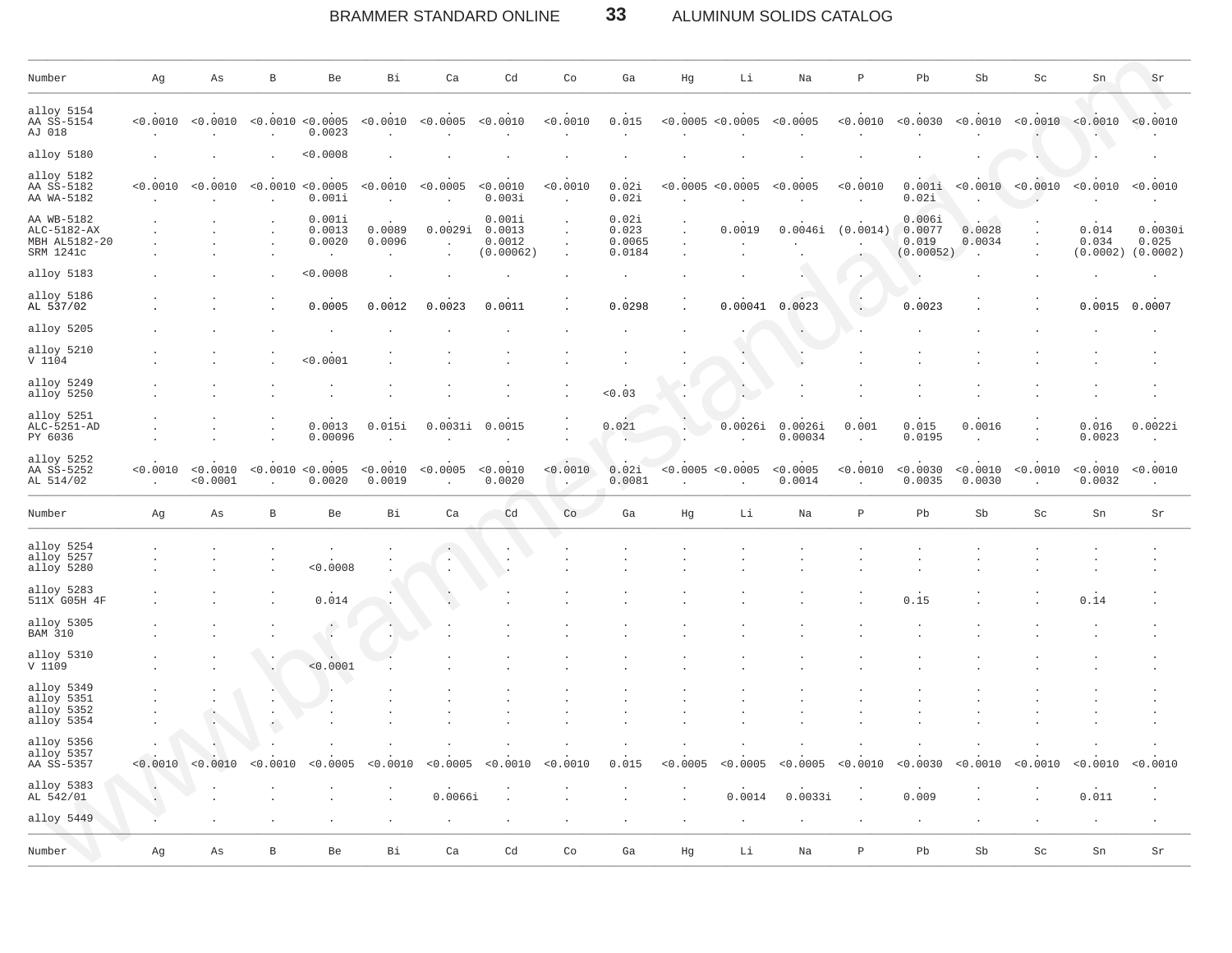| Number | Ag | As | B | Be | Bi | Ca | Cd | Co | Ga | Hg | Li | Na | P | Pb | Sb | Sc | Sn | Sr |
|---|---|---|---|---|---|---|---|---|---|---|---|---|---|---|---|---|---|---|
| alloy 5154 | . | . | . | . | . | . | . | . | . | . | . | . | . | . | . | . | . | . |
| AA SS-5154 | <0.0010 | <0.0010 | <0.0010 | <0.0005 | <0.0010 | <0.0005 | <0.0010 | <0.0010 | 0.015 | <0.0005 | <0.0005 | <0.0005 | <0.0010 | <0.0030 | <0.0010 | <0.0010 | <0.0010 | <0.0010 |
| AJ 018 | . | . | . | 0.0023 | . | . | . | . | . | . | . | . | . | . | . | . | . | . |
| alloy 5180 | . | . | . | <0.0008 | . | . | . | . | . | . | . | . | . | . | . | . | . | . |
| alloy 5182 | . | . | . | . | . | . | . | . | . | . | . | . | . | . | . | . | . | . |
| AA SS-5182 | <0.0010 | <0.0010 | <0.0010 | <0.0005 | <0.0010 | <0.0005 | <0.0010 | <0.0010 | 0.02i | <0.0005 | <0.0005 | <0.0005 | <0.0010 | 0.001i | <0.0010 | <0.0010 | <0.0010 | <0.0010 |
| AA WA-5182 | . | . | . | 0.001i | . | . | 0.003i | . | 0.02i | . | . | . | . | 0.02i | . | . | . | . |
| AA WB-5182 | . | . | . | 0.001i | . | . | 0.001i | . | 0.02i | . | . | . | . | 0.006i | . | . | . | . |
| ALC-5182-AX | . | . | . | 0.0013 | 0.0089 | 0.0029i | 0.0013 | . | 0.023 | . | 0.0019 | 0.0046i | (0.0014) | 0.0077 | 0.0028 | . | 0.014 | 0.0030i |
| MBH AL5182-20 | . | . | . | 0.0020 | 0.0096 | . | 0.0012 | . | 0.0065 | . | . | . | . | 0.019 | 0.0034 | . | 0.034 | 0.025 |
| SRM 1241c | . | . | . | . | . | . | (0.00062) | . | 0.0184 | . | . | . | . | (0.00052) | . | . | (0.0002) | (0.0002) |
| alloy 5183 | . | . | . | <0.0008 | . | . | . | . | . | . | . | . | . | . | . | . | . | . |
| alloy 5186 | . | . | . | . | . | . | . | . | . | . | . | . | . | . | . | . | . | . |
| AL 537/02 | . | . | . | 0.0005 | 0.0012 | 0.0023 | 0.0011 | . | 0.0298 | . | 0.00041 | 0.0023 | . | 0.0023 | . | . | 0.0015 | 0.0007 |
| alloy 5205 | . | . | . | . | . | . | . | . | . | . | . | . | . | . | . | . | . | . |
| alloy 5210 | . | . | . | . | . | . | . | . | . | . | . | . | . | . | . | . | . | . |
| V 1104 | . | . | . | <0.0001 | . | . | . | . | . | . | . | . | . | . | . | . | . | . |
| alloy 5249 | . | . | . | . | . | . | . | . | . | . | . | . | . | . | . | . | . | . |
| alloy 5250 | . | . | . | . | . | . | . | . | <0.03 | . | . | . | . | . | . | . | . | . |
| alloy 5251 | . | . | . | . | . | . | . | . | . | . | . | . | . | . | . | . | . | . |
| ALC-5251-AD | . | . | . | 0.0013 | 0.015i | 0.0031i | 0.0015 | . | 0.021 | . | 0.0026i | 0.0026i | 0.001 | 0.015 | 0.0016 | . | 0.016 | 0.0022i |
| PY 6036 | . | . | . | 0.00096 | . | . | . | . | . | . | . | 0.00034 | . | 0.0195 | . | . | 0.0023 | . |
| alloy 5252 | . | . | . | . | . | . | . | . | . | . | . | . | . | . | . | . | . | . |
| AA SS-5252 | <0.0010 | <0.0010 | <0.0010 | <0.0005 | <0.0010 | <0.0005 | <0.0010 | <0.0010 | 0.02i | <0.0005 | <0.0005 | <0.0005 | <0.0010 | <0.0030 | <0.0010 | <0.0010 | <0.0010 | <0.0010 |
| AL 514/02 | . | <0.0001 | . | 0.0020 | 0.0019 | . | 0.0020 | . | 0.0081 | . | . | 0.0014 | . | 0.0035 | 0.0030 | . | 0.0032 | . |
| alloy 5254 | . | . | . | . | . | . | . | . | . | . | . | . | . | . | . | . | . | . |
| alloy 5257 | . | . | . | . | . | . | . | . | . | . | . | . | . | . | . | . | . | . |
| alloy 5280 | . | . | . | <0.0008 | . | . | . | . | . | . | . | . | . | . | . | . | . | . |
| alloy 5283 | . | . | . | . | . | . | . | . | . | . | . | . | . | . | . | . | . | . |
| 511X G05H 4F | . | . | . | 0.014 | . | . | . | . | . | . | . | . | . | 0.15 | . | . | 0.14 | . |
| alloy 5305 | . | . | . | . | . | . | . | . | . | . | . | . | . | . | . | . | . | . |
| BAM 310 | . | . | . | . | . | . | . | . | . | . | . | . | . | . | . | . | . | . |
| alloy 5310 | . | . | . | . | . | . | . | . | . | . | . | . | . | . | . | . | . | . |
| V 1109 | . | . | . | <0.0001 | . | . | . | . | . | . | . | . | . | . | . | . | . | . |
| alloy 5349 | . | . | . | . | . | . | . | . | . | . | . | . | . | . | . | . | . | . |
| alloy 5351 | . | . | . | . | . | . | . | . | . | . | . | . | . | . | . | . | . | . |
| alloy 5352 | . | . | . | . | . | . | . | . | . | . | . | . | . | . | . | . | . | . |
| alloy 5354 | . | . | . | . | . | . | . | . | . | . | . | . | . | . | . | . | . | . |
| alloy 5356 | . | . | . | . | . | . | . | . | . | . | . | . | . | . | . | . | . | . |
| alloy 5357 | . | . | . | . | . | . | . | . | . | . | . | . | . | . | . | . | . | . |
| AA SS-5357 | <0.0010 | <0.0010 | <0.0010 | <0.0005 | <0.0010 | <0.0005 | <0.0010 | <0.0010 | 0.015 | <0.0005 | <0.0005 | <0.0005 | <0.0010 | <0.0030 | <0.0010 | <0.0010 | <0.0010 | <0.0010 |
| alloy 5383 | . | . | . | . | . | . | . | . | . | . | . | . | . | . | . | . | . | . |
| AL 542/01 | . | . | . | . | . | 0.0066i | . | . | . | . | 0.0014 | 0.0033i | . | 0.009 | . | . | 0.011 | . |
| alloy 5449 | . | . | . | . | . | . | . | . | . | . | . | . | . | . | . | . | . | . |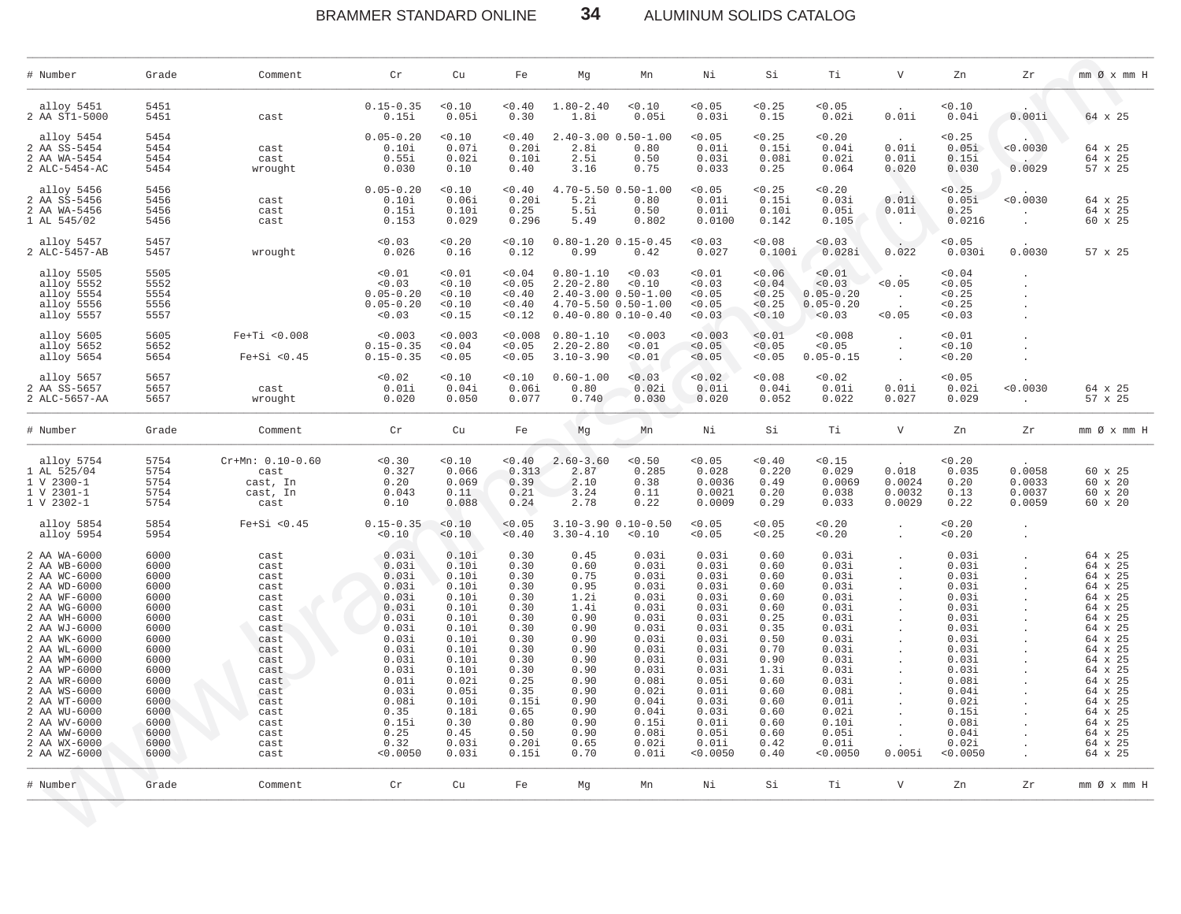| # Number | Grade | Comment | Cr | Cu | Fe | Mg | Mn | Ni | Si | Ti | V | Zn | Zr | mm Ø x mm H |
|---|---|---|---|---|---|---|---|---|---|---|---|---|---|---|
| alloy 5451 | 5451 | | 0.15-0.35 | <0.10 | <0.40 | 1.80-2.40 | <0.10 | <0.05 | <0.25 | <0.05 | . | <0.10 | . | |
| 2 AA ST1-5000 | 5451 | cast | 0.15i | 0.05i | 0.30 | 1.8i | 0.05i | 0.03i | 0.15 | 0.02i | 0.01i | 0.04i | 0.001i | 64 x 25 |
| alloy 5454 | 5454 | | 0.05-0.20 | <0.10 | <0.40 | 2.40-3.00 | 0.50-1.00 | <0.05 | <0.25 | <0.20 | . | <0.25 | . | |
| 2 AA SS-5454 | 5454 | cast | 0.10i | 0.07i | 0.20i | 2.8i | 0.80 | 0.01i | 0.15i | 0.04i | 0.01i | 0.05i | <0.0030 | 64 x 25 |
| 2 AA WA-5454 | 5454 | cast | 0.55i | 0.02i | 0.10i | 2.5i | 0.50 | 0.03i | 0.08i | 0.02i | 0.01i | 0.15i | . | 64 x 25 |
| 2 ALC-5454-AC | 5454 | wrought | 0.030 | 0.10 | 0.40 | 3.16 | 0.75 | 0.033 | 0.25 | 0.064 | 0.020 | 0.030 | 0.0029 | 57 x 25 |
| alloy 5456 | 5456 | | 0.05-0.20 | <0.10 | <0.40 | 4.70-5.50 | 0.50-1.00 | <0.05 | <0.25 | <0.20 | . | <0.25 | . | |
| 2 AA SS-5456 | 5456 | cast | 0.10i | 0.06i | 0.20i | 5.2i | 0.80 | 0.01i | 0.15i | 0.03i | 0.01i | 0.05i | <0.0030 | 64 x 25 |
| 2 AA WA-5456 | 5456 | cast | 0.15i | 0.10i | 0.25 | 5.5i | 0.50 | 0.01i | 0.10i | 0.05i | 0.01i | 0.25 | . | 64 x 25 |
| 1 AL 545/02 | 5456 | cast | 0.153 | 0.029 | 0.296 | 5.49 | 0.802 | 0.0100 | 0.142 | 0.105 | . | 0.0216 | . | 60 x 25 |
| alloy 5457 | 5457 | | <0.03 | <0.20 | <0.10 | 0.80-1.20 | 0.15-0.45 | <0.03 | <0.08 | <0.03 | . | <0.05 | . | |
| 2 ALC-5457-AB | 5457 | wrought | 0.026 | 0.16 | 0.12 | 0.99 | 0.42 | 0.027 | 0.100i | 0.028i | 0.022 | 0.030i | 0.0030 | 57 x 25 |
| alloy 5505 | 5505 | | <0.01 | <0.01 | <0.04 | 0.80-1.10 | <0.03 | <0.01 | <0.06 | <0.01 | . | <0.04 | . | |
| alloy 5552 | 5552 | | <0.03 | <0.10 | <0.05 | 2.20-2.80 | <0.10 | <0.03 | <0.04 | <0.03 | <0.05 | <0.05 | . | |
| alloy 5554 | 5554 | | 0.05-0.20 | <0.10 | <0.40 | 2.40-3.00 | 0.50-1.00 | <0.05 | <0.25 | 0.05-0.20 | . | <0.25 | . | |
| alloy 5556 | 5556 | | 0.05-0.20 | <0.10 | <0.40 | 4.70-5.50 | 0.50-1.00 | <0.05 | <0.25 | 0.05-0.20 | . | <0.25 | . | |
| alloy 5557 | 5557 | | <0.03 | <0.15 | <0.12 | 0.40-0.80 | 0.10-0.40 | <0.03 | <0.10 | <0.03 | <0.05 | <0.03 | . | |
| alloy 5605 | 5605 | Fe+Ti <0.008 | <0.003 | <0.003 | <0.008 | 0.80-1.10 | <0.003 | <0.003 | <0.01 | <0.008 | . | <0.01 | . | |
| alloy 5652 | 5652 | | 0.15-0.35 | <0.04 | <0.05 | 2.20-2.80 | <0.01 | <0.05 | <0.05 | <0.05 | . | <0.10 | . | |
| alloy 5654 | 5654 | Fe+Si <0.45 | 0.15-0.35 | <0.05 | <0.05 | 3.10-3.90 | <0.01 | <0.05 | <0.05 | 0.05-0.15 | . | <0.20 | . | |
| alloy 5657 | 5657 | | <0.02 | <0.10 | <0.10 | 0.60-1.00 | <0.03 | <0.02 | <0.08 | <0.02 | . | <0.05 | . | |
| 2 AA SS-5657 | 5657 | cast | 0.01i | 0.04i | 0.06i | 0.80 | 0.02i | 0.01i | 0.04i | 0.01i | 0.01i | 0.02i | <0.0030 | 64 x 25 |
| 2 ALC-5657-AA | 5657 | wrought | 0.020 | 0.050 | 0.077 | 0.740 | 0.030 | 0.020 | 0.052 | 0.022 | 0.027 | 0.029 | . | 57 x 25 |
| alloy 5754 | 5754 | Cr+Mn: 0.10-0.60 | <0.30 | <0.10 | <0.40 | 2.60-3.60 | <0.50 | <0.05 | <0.40 | <0.15 | . | <0.20 | . | |
| 1 AL 525/04 | 5754 | cast | 0.327 | 0.066 | 0.313 | 2.87 | 0.285 | 0.028 | 0.220 | 0.029 | 0.018 | 0.035 | 0.0058 | 60 x 25 |
| 1 V 2300-1 | 5754 | cast, In | 0.20 | 0.069 | 0.39 | 2.10 | 0.38 | 0.0036 | 0.49 | 0.0069 | 0.0024 | 0.20 | 0.0033 | 60 x 20 |
| 1 V 2301-1 | 5754 | cast, In | 0.043 | 0.11 | 0.21 | 3.24 | 0.11 | 0.0021 | 0.20 | 0.038 | 0.0032 | 0.13 | 0.0037 | 60 x 20 |
| 1 V 2302-1 | 5754 | cast | 0.10 | 0.088 | 0.24 | 2.78 | 0.22 | 0.0009 | 0.29 | 0.033 | 0.0029 | 0.22 | 0.0059 | 60 x 20 |
| alloy 5854 | 5854 | Fe+Si <0.45 | 0.15-0.35 | <0.10 | <0.05 | 3.10-3.90 | 0.10-0.50 | <0.05 | <0.05 | <0.20 | . | <0.20 | . | |
| alloy 5954 | 5954 | | <0.10 | <0.10 | <0.40 | 3.30-4.10 | <0.10 | <0.05 | <0.25 | <0.20 | . | <0.20 | . | |
| 2 AA WA-6000 | 6000 | cast | 0.03i | 0.10i | 0.30 | 0.45 | 0.03i | 0.03i | 0.60 | 0.03i | . | 0.03i | . | 64 x 25 |
| 2 AA WB-6000 | 6000 | cast | 0.03i | 0.10i | 0.30 | 0.60 | 0.03i | 0.03i | 0.60 | 0.03i | . | 0.03i | . | 64 x 25 |
| 2 AA WC-6000 | 6000 | cast | 0.03i | 0.10i | 0.30 | 0.75 | 0.03i | 0.03i | 0.60 | 0.03i | . | 0.03i | . | 64 x 25 |
| 2 AA WD-6000 | 6000 | cast | 0.03i | 0.10i | 0.30 | 0.95 | 0.03i | 0.03i | 0.60 | 0.03i | . | 0.03i | . | 64 x 25 |
| 2 AA WF-6000 | 6000 | cast | 0.03i | 0.10i | 0.30 | 1.2i | 0.03i | 0.03i | 0.60 | 0.03i | . | 0.03i | . | 64 x 25 |
| 2 AA WG-6000 | 6000 | cast | 0.03i | 0.10i | 0.30 | 1.4i | 0.03i | 0.03i | 0.60 | 0.03i | . | 0.03i | . | 64 x 25 |
| 2 AA WH-6000 | 6000 | cast | 0.03i | 0.10i | 0.30 | 0.90 | 0.03i | 0.03i | 0.25 | 0.03i | . | 0.03i | . | 64 x 25 |
| 2 AA WJ-6000 | 6000 | cast | 0.03i | 0.10i | 0.30 | 0.90 | 0.03i | 0.03i | 0.35 | 0.03i | . | 0.03i | . | 64 x 25 |
| 2 AA WK-6000 | 6000 | cast | 0.03i | 0.10i | 0.30 | 0.90 | 0.03i | 0.03i | 0.50 | 0.03i | . | 0.03i | . | 64 x 25 |
| 2 AA WL-6000 | 6000 | cast | 0.03i | 0.10i | 0.30 | 0.90 | 0.03i | 0.03i | 0.70 | 0.03i | . | 0.03i | . | 64 x 25 |
| 2 AA WM-6000 | 6000 | cast | 0.03i | 0.10i | 0.30 | 0.90 | 0.03i | 0.03i | 0.90 | 0.03i | . | 0.03i | . | 64 x 25 |
| 2 AA WP-6000 | 6000 | cast | 0.03i | 0.10i | 0.30 | 0.90 | 0.03i | 0.03i | 1.3i | 0.03i | . | 0.03i | . | 64 x 25 |
| 2 AA WR-6000 | 6000 | cast | 0.01i | 0.02i | 0.25 | 0.90 | 0.08i | 0.05i | 0.60 | 0.03i | . | 0.08i | . | 64 x 25 |
| 2 AA WS-6000 | 6000 | cast | 0.03i | 0.05i | 0.35 | 0.90 | 0.02i | 0.01i | 0.60 | 0.08i | . | 0.04i | . | 64 x 25 |
| 2 AA WT-6000 | 6000 | cast | 0.08i | 0.10i | 0.15i | 0.90 | 0.04i | 0.03i | 0.60 | 0.01i | . | 0.02i | . | 64 x 25 |
| 2 AA WU-6000 | 6000 | cast | 0.35 | 0.18i | 0.65 | 0.90 | 0.04i | 0.03i | 0.60 | 0.02i | . | 0.15i | . | 64 x 25 |
| 2 AA WV-6000 | 6000 | cast | 0.15i | 0.30 | 0.80 | 0.90 | 0.15i | 0.01i | 0.60 | 0.10i | . | 0.08i | . | 64 x 25 |
| 2 AA WW-6000 | 6000 | cast | 0.25 | 0.45 | 0.50 | 0.90 | 0.08i | 0.05i | 0.60 | 0.05i | . | 0.04i | . | 64 x 25 |
| 2 AA WX-6000 | 6000 | cast | 0.32 | 0.03i | 0.20i | 0.65 | 0.02i | 0.01i | 0.42 | 0.01i | . | 0.02i | . | 64 x 25 |
| 2 AA WZ-6000 | 6000 | cast | <0.0050 | 0.03i | 0.15i | 0.70 | 0.01i | <0.0050 | 0.40 | <0.0050 | 0.005i | <0.0050 | . | 64 x 25 |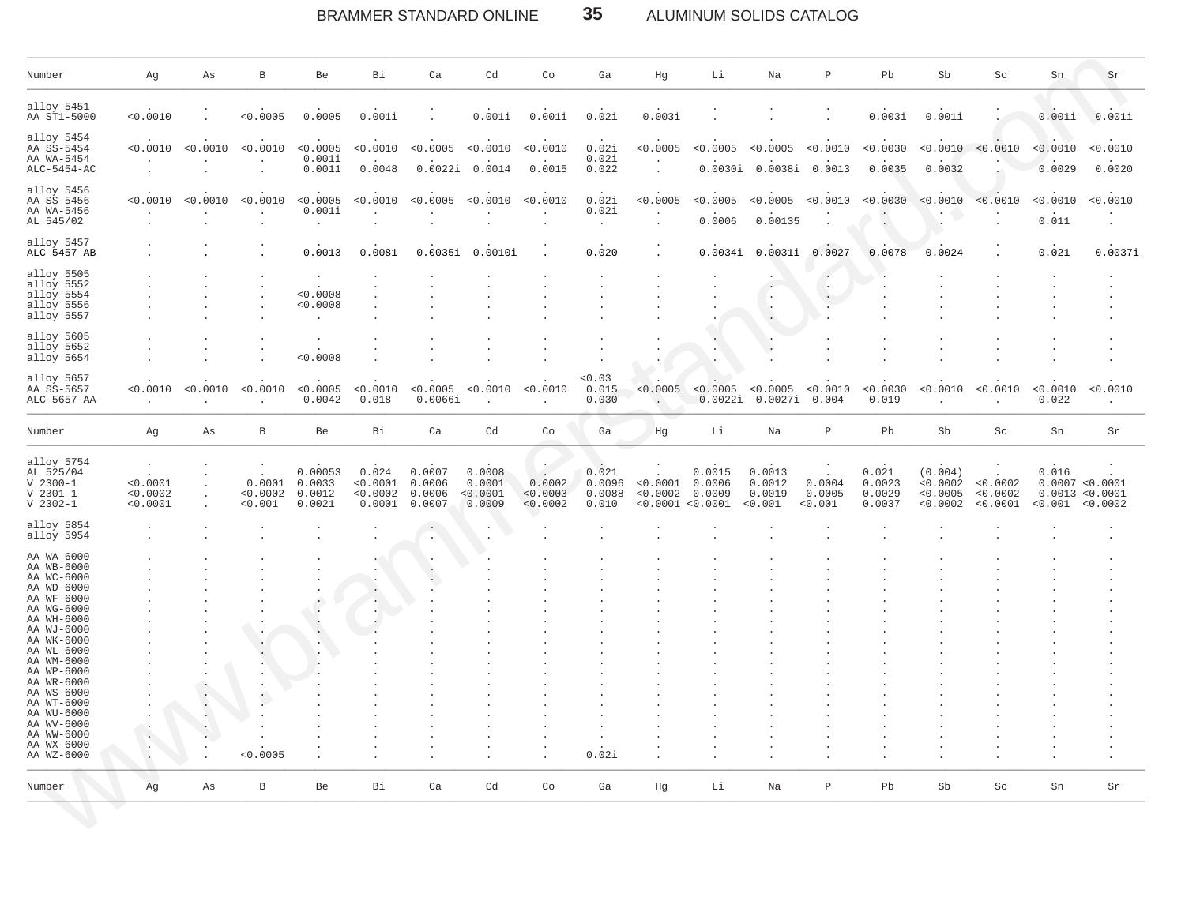| Number | Ag | As | B | Be | Bi | Ca | Cd | Co | Ga | Hg | Li | Na | P | Pb | Sb | Sc | Sn | Sr |
|---|---|---|---|---|---|---|---|---|---|---|---|---|---|---|---|---|---|---|
| alloy 5451 | . | . | . | . | . | . | . | . | . | . | . | . | . | . | . | . | . | . |
| AA ST1-5000 | <0.0010 | . | <0.0005 | 0.0005 | 0.001i | . | 0.001i | 0.001i | 0.02i | 0.003i | . | . | . | 0.003i | 0.001i | . | 0.001i | 0.001i |
| alloy 5454 | . | . | . | . | . | . | . | . | . | . | . | . | . | . | . | . | . | . |
| AA SS-5454 | <0.0010 | <0.0010 | <0.0010 | <0.0005 | <0.0010 | <0.0005 | <0.0010 | <0.0010 | 0.02i | <0.0005 | <0.0005 | <0.0005 | <0.0010 | <0.0030 | <0.0010 | <0.0010 | <0.0010 | <0.0010 |
| AA WA-5454 | . | . | . | 0.001i | . | . | . | . | 0.02i | . | . | . | . | . | . | . | . | . |
| ALC-5454-AC | . | . | . | 0.0011 | 0.0048 | 0.0022i | 0.0014 | 0.0015 | 0.022 | . | 0.0030i | 0.0038i | 0.0013 | 0.0035 | 0.0032 | . | 0.0029 | 0.0020 |
| alloy 5456 | . | . | . | . | . | . | . | . | . | . | . | . | . | . | . | . | . | . |
| AA SS-5456 | <0.0010 | <0.0010 | <0.0010 | <0.0005 | <0.0010 | <0.0005 | <0.0010 | <0.0010 | 0.02i | <0.0005 | <0.0005 | <0.0005 | <0.0010 | <0.0030 | <0.0010 | <0.0010 | <0.0010 | <0.0010 |
| AA WA-5456 | . | . | . | 0.001i | . | . | . | . | 0.02i | . | . | . | . | . | . | . | . | . |
| AL 545/02 | . | . | . | . | . | . | . | . | . | . | 0.0006 | 0.00135 | . | . | . | . | 0.011 | . |
| alloy 5457 | . | . | . | . | . | . | . | . | . | . | . | . | . | . | . | . | . | . |
| ALC-5457-AB | . | . | . | 0.0013 | 0.0081 | 0.0035i | 0.0010i | . | 0.020 | . | 0.0034i | 0.0031i | 0.0027 | 0.0078 | 0.0024 | . | 0.021 | 0.0037i |
| alloy 5505 | . | . | . | . | . | . | . | . | . | . | . | . | . | . | . | . | . | . |
| alloy 5552 | . | . | . | . | . | . | . | . | . | . | . | . | . | . | . | . | . | . |
| alloy 5554 | . | . | . | <0.0008 | . | . | . | . | . | . | . | . | . | . | . | . | . | . |
| alloy 5556 | . | . | . | <0.0008 | . | . | . | . | . | . | . | . | . | . | . | . | . | . |
| alloy 5557 | . | . | . | . | . | . | . | . | . | . | . | . | . | . | . | . | . | . |
| alloy 5605 | . | . | . | . | . | . | . | . | . | . | . | . | . | . | . | . | . | . |
| alloy 5652 | . | . | . | . | . | . | . | . | . | . | . | . | . | . | . | . | . | . |
| alloy 5654 | . | . | . | <0.0008 | . | . | . | . | . | . | . | . | . | . | . | . | . | . |
| alloy 5657 | . | . | . | . | . | . | . | . | <0.03 | . | . | . | . | . | . | . | . | . |
| AA SS-5657 | <0.0010 | <0.0010 | <0.0010 | <0.0005 | <0.0010 | <0.0005 | <0.0010 | <0.0010 | 0.015 | <0.0005 | <0.0005 | <0.0005 | <0.0010 | <0.0030 | <0.0010 | <0.0010 | <0.0010 | <0.0010 |
| ALC-5657-AA | . | . | . | 0.0042 | 0.018 | 0.0066i | . | . | 0.030 | . | 0.0022i | 0.0027i | 0.004 | 0.019 | . | . | 0.022 | . |

| Number | Ag | As | B | Be | Bi | Ca | Cd | Co | Ga | Hg | Li | Na | P | Pb | Sb | Sc | Sn | Sr |
|---|---|---|---|---|---|---|---|---|---|---|---|---|---|---|---|---|---|---|
| alloy 5754 | . | . | . | . | . | . | . | . | . | . | . | . | . | . | . | . | . | . |
| AL 525/04 | . | . | . | 0.00053 | 0.024 | 0.0007 | 0.0008 | . | 0.021 | . | 0.0015 | 0.0013 | . | 0.021 | (0.004) | . | 0.016 | . |
| V 2300-1 | <0.0001 | . | 0.0001 | 0.0033 | <0.0001 | 0.0006 | 0.0001 | 0.0002 | 0.0096 | <0.0001 | 0.0006 | 0.0012 | 0.0004 | 0.0023 | <0.0002 | <0.0002 | 0.0007 | <0.0001 |
| V 2301-1 | <0.0002 | . | <0.0002 | 0.0012 | <0.0002 | 0.0006 | <0.0001 | <0.0003 | 0.0088 | <0.0002 | 0.0009 | 0.0019 | 0.0005 | 0.0029 | <0.0005 | <0.0002 | 0.0013 | <0.0001 |
| V 2302-1 | <0.0001 | . | <0.001 | 0.0021 | 0.0001 | 0.0007 | 0.0009 | <0.0002 | 0.010 | <0.0001 | <0.0001 | <0.001 | <0.001 | 0.0037 | <0.0002 | <0.0001 | <0.001 | <0.0002 |
| alloy 5854 | . | . | . | . | . | . | . | . | . | . | . | . | . | . | . | . | . | . |
| alloy 5954 | . | . | . | . | . | . | . | . | . | . | . | . | . | . | . | . | . | . |
| AA WA-6000 | . | . | . | . | . | . | . | . | . | . | . | . | . | . | . | . | . | . |
| AA WB-6000 | . | . | . | . | . | . | . | . | . | . | . | . | . | . | . | . | . | . |
| AA WC-6000 | . | . | . | . | . | . | . | . | . | . | . | . | . | . | . | . | . | . |
| AA WD-6000 | . | . | . | . | . | . | . | . | . | . | . | . | . | . | . | . | . | . |
| AA WF-6000 | . | . | . | . | . | . | . | . | . | . | . | . | . | . | . | . | . | . |
| AA WG-6000 | . | . | . | . | . | . | . | . | . | . | . | . | . | . | . | . | . | . |
| AA WH-6000 | . | . | . | . | . | . | . | . | . | . | . | . | . | . | . | . | . | . |
| AA WJ-6000 | . | . | . | . | . | . | . | . | . | . | . | . | . | . | . | . | . | . |
| AA WK-6000 | . | . | . | . | . | . | . | . | . | . | . | . | . | . | . | . | . | . |
| AA WL-6000 | . | . | . | . | . | . | . | . | . | . | . | . | . | . | . | . | . | . |
| AA WM-6000 | . | . | . | . | . | . | . | . | . | . | . | . | . | . | . | . | . | . |
| AA WP-6000 | . | . | . | . | . | . | . | . | . | . | . | . | . | . | . | . | . | . |
| AA WR-6000 | . | . | . | . | . | . | . | . | . | . | . | . | . | . | . | . | . | . |
| AA WS-6000 | . | . | . | . | . | . | . | . | . | . | . | . | . | . | . | . | . | . |
| AA WT-6000 | . | . | . | . | . | . | . | . | . | . | . | . | . | . | . | . | . | . |
| AA WU-6000 | . | . | . | . | . | . | . | . | . | . | . | . | . | . | . | . | . | . |
| AA WV-6000 | . | . | . | . | . | . | . | . | . | . | . | . | . | . | . | . | . | . |
| AA WW-6000 | . | . | . | . | . | . | . | . | . | . | . | . | . | . | . | . | . | . |
| AA WX-6000 | . | . | . | . | . | . | . | . | . | . | . | . | . | . | . | . | . | . |
| AA WZ-6000 | . | . | <0.0005 | . | . | . | . | . | 0.02i | . | . | . | . | . | . | . | . | . |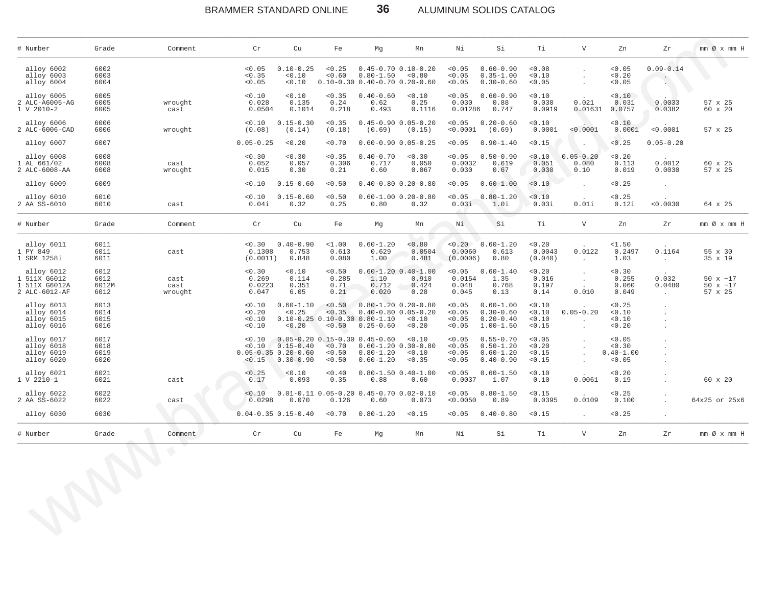| # | Number | Grade | Comment | Cr | Cu | Fe | Mg | Mn | Ni | Si | Ti | V | Zn | Zr | mm Ø x mm H |
|---|---|---|---|---|---|---|---|---|---|---|---|---|---|---|---|
| | alloy 6002 | 6002 | | <0.05 | 0.10-0.25 | <0.25 | 0.45-0.70 | 0.10-0.20 | <0.05 | 0.60-0.90 | <0.08 | . | <0.05 | 0.09-0.14 | |
| | alloy 6003 | 6003 | | <0.35 | <0.10 | <0.60 | 0.80-1.50 | <0.80 | <0.05 | 0.35-1.00 | <0.10 | . | <0.20 | . | |
| | alloy 6004 | 6004 | | <0.05 | <0.10 | 0.10-0.30 | 0.40-0.70 | 0.20-0.60 | <0.05 | 0.30-0.60 | <0.05 | . | <0.05 | . | |
| | alloy 6005 | 6005 | | <0.10 | <0.10 | <0.35 | 0.40-0.60 | <0.10 | <0.05 | 0.60-0.90 | <0.10 | . | <0.10 | . | |
| 2 | ALC-A6005-AG | 6005 | wrought | 0.028 | 0.135 | 0.24 | 0.62 | 0.25 | 0.030 | 0.88 | 0.030 | 0.021 | 0.031 | 0.0033 | 57 x 25 |
| 1 | V 2010-2 | 6005 | cast | 0.0504 | 0.1014 | 0.218 | 0.493 | 0.1116 | 0.01286 | 0.747 | 0.0919 | 0.01631 | 0.0757 | 0.0382 | 60 x 20 |
| | alloy 6006 | 6006 | | <0.10 | 0.15-0.30 | <0.35 | 0.45-0.90 | 0.05-0.20 | <0.05 | 0.20-0.60 | <0.10 | . | <0.10 | . | |
| 2 | ALC-6006-CAD | 6006 | wrought | (0.08) | (0.14) | (0.18) | (0.69) | (0.15) | <0.0001 | (0.69) | 0.0001 | <0.0001 | 0.0001 | <0.0001 | 57 x 25 |
| | alloy 6007 | 6007 | | 0.05-0.25 | <0.20 | <0.70 | 0.60-0.90 | 0.05-0.25 | <0.05 | 0.90-1.40 | <0.15 | . | <0.25 | 0.05-0.20 | |
| | alloy 6008 | 6008 | | <0.30 | <0.30 | <0.35 | 0.40-0.70 | <0.30 | <0.05 | 0.50-0.90 | <0.10 | 0.05-0.20 | <0.20 | . | |
| 1 | AL 661/02 | 6008 | cast | 0.052 | 0.057 | 0.306 | 0.717 | 0.050 | 0.0032 | 0.619 | 0.051 | 0.080 | 0.113 | 0.0012 | 60 x 25 |
| 2 | ALC-6008-AA | 6008 | wrought | 0.015 | 0.30 | 0.21 | 0.60 | 0.067 | 0.030 | 0.67 | 0.030 | 0.10 | 0.019 | 0.0030 | 57 x 25 |
| | alloy 6009 | 6009 | | <0.10 | 0.15-0.60 | <0.50 | 0.40-0.80 | 0.20-0.80 | <0.05 | 0.60-1.00 | <0.10 | . | <0.25 | . | |
| | alloy 6010 | 6010 | | <0.10 | 0.15-0.60 | <0.50 | 0.60-1.00 | 0.20-0.80 | <0.05 | 0.80-1.20 | <0.10 | . | <0.25 | . | |
| 2 | AA SS-6010 | 6010 | cast | 0.04i | 0.32 | 0.25 | 0.80 | 0.32 | 0.03i | 1.0i | 0.03i | 0.01i | 0.12i | <0.0030 | 64 x 25 |
| | alloy 6011 | 6011 | | <0.30 | 0.40-0.90 | <1.00 | 0.60-1.20 | <0.80 | <0.20 | 0.60-1.20 | <0.20 | . | <1.50 | . | |
| 1 | PY 849 | 6011 | cast | 0.1308 | 0.753 | 0.613 | 0.629 | 0.0504 | 0.0060 | 0.613 | 0.0043 | 0.0122 | 0.2497 | 0.1164 | 55 x 30 |
| 1 | SRM 1258i | 6011 | | (0.0011) | 0.848 | 0.080 | 1.00 | 0.481 | (0.0006) | 0.80 | (0.040) | . | 1.03 | . | 35 x 19 |
| | alloy 6012 | 6012 | | <0.30 | <0.10 | <0.50 | 0.60-1.20 | 0.40-1.00 | <0.05 | 0.60-1.40 | <0.20 | . | <0.30 | . | |
| 1 | 511X G6012 | 6012 | cast | 0.269 | 0.114 | 0.285 | 1.10 | 0.910 | 0.0154 | 1.35 | 0.016 | . | 0.255 | 0.032 | 50 x ~17 |
| 1 | 511X G6012A | 6012M | cast | 0.0223 | 0.351 | 0.71 | 0.712 | 0.424 | 0.048 | 0.768 | 0.197 | . | 0.060 | 0.0480 | 50 x ~17 |
| 2 | ALC-6012-AF | 6012 | wrought | 0.047 | 6.05 | 0.21 | 0.020 | 0.28 | 0.045 | 0.13 | 0.14 | 0.010 | 0.049 | . | 57 x 25 |
| | alloy 6013 | 6013 | | <0.10 | 0.60-1.10 | <0.50 | 0.80-1.20 | 0.20-0.80 | <0.05 | 0.60-1.00 | <0.10 | . | <0.25 | . | |
| | alloy 6014 | 6014 | | <0.20 | <0.25 | <0.35 | 0.40-0.80 | 0.05-0.20 | <0.05 | 0.30-0.60 | <0.10 | 0.05-0.20 | <0.10 | . | |
| | alloy 6015 | 6015 | | <0.10 | 0.10-0.25 | 0.10-0.30 | 0.80-1.10 | <0.10 | <0.05 | 0.20-0.40 | <0.10 | . | <0.10 | . | |
| | alloy 6016 | 6016 | | <0.10 | <0.20 | <0.50 | 0.25-0.60 | <0.20 | <0.05 | 1.00-1.50 | <0.15 | . | <0.20 | . | |
| | alloy 6017 | 6017 | | <0.10 | 0.05-0.20 | 0.15-0.30 | 0.45-0.60 | <0.10 | <0.05 | 0.55-0.70 | <0.05 | . | <0.05 | . | |
| | alloy 6018 | 6018 | | <0.10 | 0.15-0.40 | <0.70 | 0.60-1.20 | 0.30-0.80 | <0.05 | 0.50-1.20 | <0.20 | . | <0.30 | . | |
| | alloy 6019 | 6019 | | 0.05-0.35 | 0.20-0.60 | <0.50 | 0.80-1.20 | <0.10 | <0.05 | 0.60-1.20 | <0.15 | . | 0.40-1.00 | . | |
| | alloy 6020 | 6020 | | <0.15 | 0.30-0.90 | <0.50 | 0.60-1.20 | <0.35 | <0.05 | 0.40-0.90 | <0.15 | . | <0.05 | . | |
| | alloy 6021 | 6021 | | <0.25 | <0.10 | <0.40 | 0.80-1.50 | 0.40-1.00 | <0.05 | 0.60-1.50 | <0.10 | . | <0.20 | . | |
| 1 | V 2210-1 | 6021 | cast | 0.17 | 0.093 | 0.35 | 0.88 | 0.60 | 0.0037 | 1.07 | 0.10 | 0.0061 | 0.19 | . | 60 x 20 |
| | alloy 6022 | 6022 | | <0.10 | 0.01-0.11 | 0.05-0.20 | 0.45-0.70 | 0.02-0.10 | <0.05 | 0.80-1.50 | <0.15 | . | <0.25 | . | |
| 2 | AA SS-6022 | 6022 | cast | 0.0298 | 0.070 | 0.126 | 0.60 | 0.073 | <0.0050 | 0.89 | 0.0395 | 0.0109 | 0.100 | . | 64x25 or 25x6 |
| | alloy 6030 | 6030 | | 0.04-0.35 | 0.15-0.40 | <0.70 | 0.80-1.20 | <0.15 | <0.05 | 0.40-0.80 | <0.15 | . | <0.25 | . | |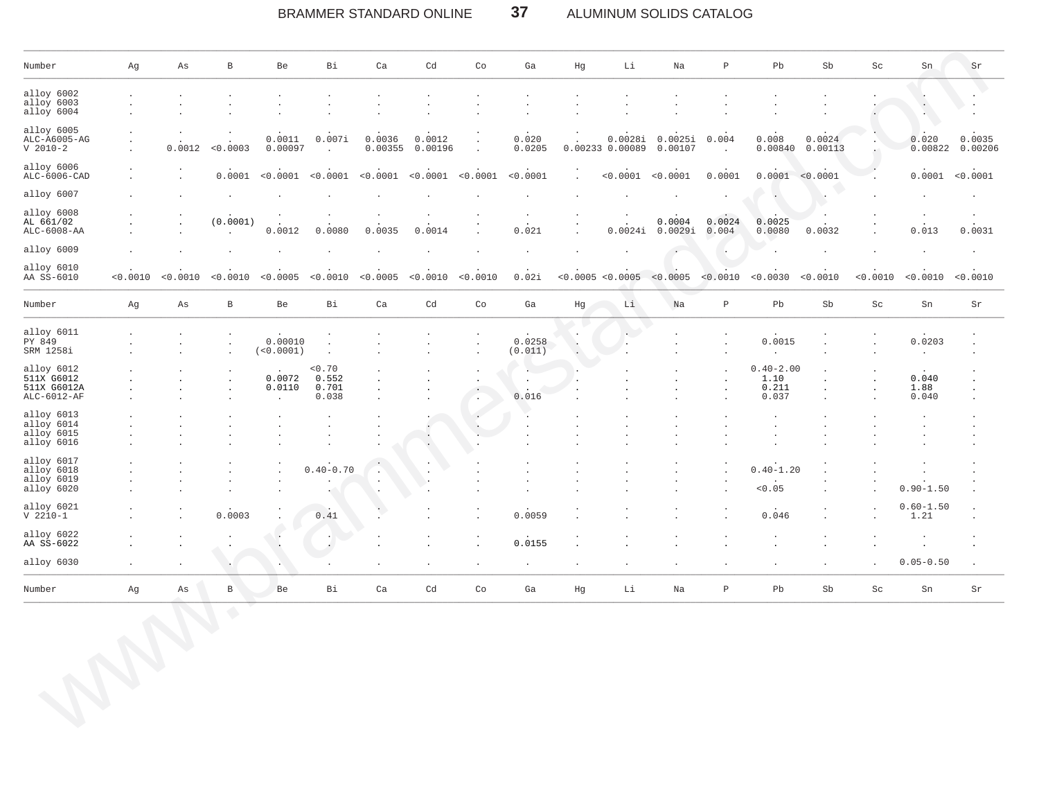| Number | Ag | As | B | Be | Bi | Ca | Cd | Co | Ga | Hg | Li | Na | P | Pb | Sb | Sc | Sn | Sr |
|---|---|---|---|---|---|---|---|---|---|---|---|---|---|---|---|---|---|---|
| alloy 6002 | . | . | . | . | . | . | . | . | . | . | . | . | . | . | . | . | . | . |
| alloy 6003 | . | . | . | . | . | . | . | . | . | . | . | . | . | . | . | . | . | . |
| alloy 6004 | . | . | . | . | . | . | . | . | . | . | . | . | . | . | . | . | . | . |
| alloy 6005 | . | . | . | . | . | . | . | . | . | . | . | . | . | . | . | . | . | . |
| ALC-A6005-AG | . | . | . | 0.0011 | 0.007i | 0.0036 | 0.0012 | . | 0.020 | . | 0.0028i | 0.0025i | 0.004 | 0.008 | 0.0024 | . | 0.020 | 0.0035 |
| V 2010-2 | . | 0.0012 | <0.0003 | 0.00097 | . | 0.00355 | 0.00196 | . | 0.0205 | 0.00233 | 0.00089 | 0.00107 | . | 0.00840 | 0.00113 | . | 0.00822 | 0.00206 |
| alloy 6006 | . | . | . | . | . | . | . | . | . | . | . | . | . | . | . | . | . | . |
| ALC-6006-CAD | . | . | 0.0001 | <0.0001 | <0.0001 | <0.0001 | <0.0001 | <0.0001 | <0.0001 | . | <0.0001 | <0.0001 | 0.0001 | 0.0001 | <0.0001 | . | 0.0001 | <0.0001 |
| alloy 6007 | . | . | . | . | . | . | . | . | . | . | . | . | . | . | . | . | . | . |
| alloy 6008 | . | . | . | . | . | . | . | . | . | . | . | . | . | . | . | . | . | . |
| AL 661/02 | . | . | (0.0001) | . | . | . | . | . | . | . | . | 0.0004 | 0.0024 | 0.0025 | . | . | . | . |
| ALC-6008-AA | . | . | . | 0.0012 | 0.0080 | 0.0035 | 0.0014 | . | 0.021 | . | 0.0024i | 0.0029i | 0.004 | 0.0080 | 0.0032 | . | 0.013 | 0.0031 |
| alloy 6009 | . | . | . | . | . | . | . | . | . | . | . | . | . | . | . | . | . | . |
| alloy 6010 | . | . | . | . | . | . | . | . | . | . | . | . | . | . | . | . | . | . |
| AA SS-6010 | <0.0010 | <0.0010 | <0.0010 | <0.0005 | <0.0010 | <0.0005 | <0.0010 | <0.0010 | 0.02i | <0.0005 | <0.0005 | <0.0005 | <0.0010 | <0.0030 | <0.0010 | <0.0010 | <0.0010 | <0.0010 |
| alloy 6011 | . | . | . | . | . | . | . | . | . | . | . | . | . | . | . | . | . | . |
| PY 849 | . | . | . | 0.00010 | . | . | . | . | 0.0258 | . | . | . | . | 0.0015 | . | . | 0.0203 | . |
| SRM 1258i | . | . | . | (<0.0001) | . | . | . | . | (0.011) | . | . | . | . | . | . | . | . | . |
| alloy 6012 | . | . | . | . | <0.70 | . | . | . | . | . | . | . | . | 0.40-2.00 | . | . | . | . |
| 511X G6012 | . | . | . | 0.0072 | 0.552 | . | . | . | . | . | . | . | . | 1.10 | . | . | 0.040 | . |
| 511X G6012A | . | . | . | 0.0110 | 0.701 | . | . | . | . | . | . | . | . | 0.211 | . | . | 1.88 | . |
| ALC-6012-AF | . | . | . | . | 0.038 | . | . | . | 0.016 | . | . | . | . | 0.037 | . | . | 0.040 | . |
| alloy 6013 | . | . | . | . | . | . | . | . | . | . | . | . | . | . | . | . | . | . |
| alloy 6014 | . | . | . | . | . | . | . | . | . | . | . | . | . | . | . | . | . | . |
| alloy 6015 | . | . | . | . | . | . | . | . | . | . | . | . | . | . | . | . | . | . |
| alloy 6016 | . | . | . | . | . | . | . | . | . | . | . | . | . | . | . | . | . | . |
| alloy 6017 | . | . | . | . | . | . | . | . | . | . | . | . | . | . | . | . | . | . |
| alloy 6018 | . | . | . | . | 0.40-0.70 | . | . | . | . | . | . | . | . | 0.40-1.20 | . | . | . | . |
| alloy 6019 | . | . | . | . | . | . | . | . | . | . | . | . | . | . | . | . | . | . |
| alloy 6020 | . | . | . | . | . | . | . | . | . | . | . | . | . | <0.05 | . | . | 0.90-1.50 | . |
| alloy 6021 | . | . | . | . | . | . | . | . | . | . | . | . | . | . | . | . | 0.60-1.50 | . |
| V 2210-1 | . | . | 0.0003 | . | 0.41 | . | . | . | 0.0059 | . | . | . | . | 0.046 | . | . | 1.21 | . |
| alloy 6022 | . | . | . | . | . | . | . | . | . | . | . | . | . | . | . | . | . | . |
| AA SS-6022 | . | . | . | . | . | . | . | . | 0.0155 | . | . | . | . | . | . | . | . | . |
| alloy 6030 | . | . | . | . | . | . | . | . | . | . | . | . | . | . | . | . | 0.05-0.50 | . |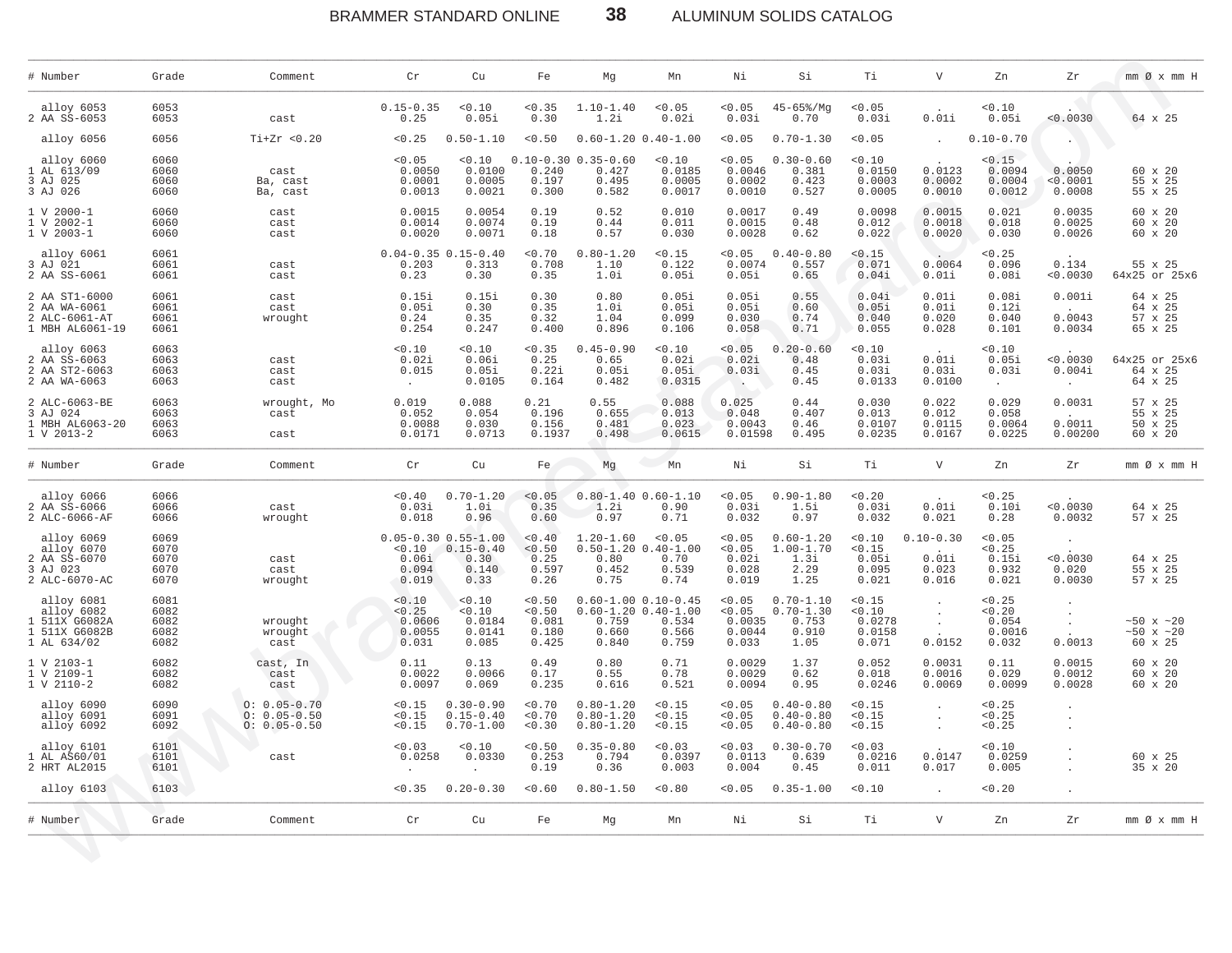| # Number | Grade | Comment | Cr | Cu | Fe | Mg | Mn | Ni | Si | Ti | V | Zn | Zr | mm Ø x mm H |
|---|---|---|---|---|---|---|---|---|---|---|---|---|---|---|
| alloy 6053 | 6053 | | 0.15-0.35 | <0.10 | <0.35 | 1.10-1.40 | <0.05 | <0.05 | 45-65%/Mg | <0.05 | . | <0.10 | . | |
| 2 AA SS-6053 | 6053 | cast | 0.25 | 0.05i | 0.30 | 1.2i | 0.02i | 0.03i | 0.70 | 0.03i | 0.01i | 0.05i | <0.0030 | 64 x 25 |
| alloy 6056 | 6056 | Ti+Zr <0.20 | <0.25 | 0.50-1.10 | <0.50 | 0.60-1.20 | 0.40-1.00 | <0.05 | 0.70-1.30 | <0.05 | . | 0.10-0.70 | . | |
| alloy 6060 | 6060 | | <0.05 | <0.10 | 0.10-0.30 | 0.35-0.60 | <0.10 | <0.05 | 0.30-0.60 | <0.10 | . | <0.15 | . | |
| 1 AL 613/09 | 6060 | cast | 0.0050 | 0.0100 | 0.240 | 0.427 | 0.0185 | 0.0046 | 0.381 | 0.0150 | 0.0123 | 0.0094 | 0.0050 | 60 x 20 |
| 3 AJ 025 | 6060 | Ba, cast | 0.0001 | 0.0005 | 0.197 | 0.495 | 0.0005 | 0.0002 | 0.423 | 0.0003 | 0.0002 | 0.0004 | <0.0001 | 55 x 25 |
| 3 AJ 026 | 6060 | Ba, cast | 0.0013 | 0.0021 | 0.300 | 0.582 | 0.0017 | 0.0010 | 0.527 | 0.0005 | 0.0010 | 0.0012 | 0.0008 | 55 x 25 |
| 1 V 2000-1 | 6060 | cast | 0.0015 | 0.0054 | 0.19 | 0.52 | 0.010 | 0.0017 | 0.49 | 0.0098 | 0.0015 | 0.021 | 0.0035 | 60 x 20 |
| 1 V 2002-1 | 6060 | cast | 0.0014 | 0.0074 | 0.19 | 0.44 | 0.011 | 0.0015 | 0.48 | 0.012 | 0.0018 | 0.018 | 0.0025 | 60 x 20 |
| 1 V 2003-1 | 6060 | cast | 0.0020 | 0.0071 | 0.18 | 0.57 | 0.030 | 0.0028 | 0.62 | 0.022 | 0.0020 | 0.030 | 0.0026 | 60 x 20 |
| alloy 6061 | 6061 | | 0.04-0.35 | 0.15-0.40 | <0.70 | 0.80-1.20 | <0.15 | <0.05 | 0.40-0.80 | <0.15 | . | <0.25 | . | |
| 3 AJ 021 | 6061 | cast | 0.203 | 0.313 | 0.708 | 1.10 | 0.122 | 0.0074 | 0.557 | 0.071 | 0.0064 | 0.096 | 0.134 | 55 x 25 |
| 2 AA SS-6061 | 6061 | cast | 0.23 | 0.30 | 0.35 | 1.0i | 0.05i | 0.05i | 0.65 | 0.04i | 0.01i | 0.08i | <0.0030 | 64x25 or 25x6 |
| 2 AA ST1-6000 | 6061 | cast | 0.15i | 0.15i | 0.30 | 0.80 | 0.05i | 0.05i | 0.55 | 0.04i | 0.01i | 0.08i | 0.001i | 64 x 25 |
| 2 AA WA-6061 | 6061 | cast | 0.05i | 0.30 | 0.35 | 1.0i | 0.05i | 0.05i | 0.60 | 0.05i | 0.01i | 0.12i | . | 64 x 25 |
| 2 ALC-6061-AT | 6061 | wrought | 0.24 | 0.35 | 0.32 | 1.04 | 0.099 | 0.030 | 0.74 | 0.040 | 0.020 | 0.040 | 0.0043 | 57 x 25 |
| 1 MBH AL6061-19 | 6061 | | 0.254 | 0.247 | 0.400 | 0.896 | 0.106 | 0.058 | 0.71 | 0.055 | 0.028 | 0.101 | 0.0034 | 65 x 25 |
| alloy 6063 | 6063 | | <0.10 | <0.10 | <0.35 | 0.45-0.90 | <0.10 | <0.05 | 0.20-0.60 | <0.10 | . | <0.10 | . | |
| 2 AA SS-6063 | 6063 | cast | 0.02i | 0.06i | 0.25 | 0.65 | 0.02i | 0.02i | 0.48 | 0.03i | 0.01i | 0.05i | <0.0030 | 64x25 or 25x6 |
| 2 AA ST2-6063 | 6063 | cast | 0.015 | 0.05i | 0.22i | 0.05i | 0.05i | 0.03i | 0.45 | 0.03i | 0.03i | 0.03i | 0.004i | 64 x 25 |
| 2 AA WA-6063 | 6063 | cast | . | 0.0105 | 0.164 | 0.482 | 0.0315 | . | 0.45 | 0.0133 | 0.0100 | . | . | 64 x 25 |
| 2 ALC-6063-BE | 6063 | wrought, Mo | 0.019 | 0.088 | 0.21 | 0.55 | 0.088 | 0.025 | 0.44 | 0.030 | 0.022 | 0.029 | 0.0031 | 57 x 25 |
| 3 AJ 024 | 6063 | cast | 0.052 | 0.054 | 0.196 | 0.655 | 0.013 | 0.048 | 0.407 | 0.013 | 0.012 | 0.058 | . | 55 x 25 |
| 1 MBH AL6063-20 | 6063 | | 0.0088 | 0.030 | 0.156 | 0.481 | 0.023 | 0.0043 | 0.46 | 0.0107 | 0.0115 | 0.0064 | 0.0011 | 50 x 25 |
| 1 V 2013-2 | 6063 | cast | 0.0171 | 0.0713 | 0.1937 | 0.498 | 0.0615 | 0.01598 | 0.495 | 0.0235 | 0.0167 | 0.0225 | 0.00200 | 60 x 20 |

| # Number | Grade | Comment | Cr | Cu | Fe | Mg | Mn | Ni | Si | Ti | V | Zn | Zr | mm Ø x mm H |
|---|---|---|---|---|---|---|---|---|---|---|---|---|---|---|
| alloy 6066 | 6066 | | <0.40 | 0.70-1.20 | <0.05 | 0.80-1.40 | 0.60-1.10 | <0.05 | 0.90-1.80 | <0.20 | . | <0.25 | . | |
| 2 AA SS-6066 | 6066 | cast | 0.03i | 1.0i | 0.35 | 1.2i | 0.90 | 0.03i | 1.5i | 0.03i | 0.01i | 0.10i | <0.0030 | 64 x 25 |
| 2 ALC-6066-AF | 6066 | wrought | 0.018 | 0.96 | 0.60 | 0.97 | 0.71 | 0.032 | 0.97 | 0.032 | 0.021 | 0.28 | 0.0032 | 57 x 25 |
| alloy 6069 | 6069 | | 0.05-0.30 | 0.55-1.00 | <0.40 | 1.20-1.60 | <0.05 | <0.05 | 0.60-1.20 | <0.10 | 0.10-0.30 | <0.05 | . | |
| alloy 6070 | 6070 | | <0.10 | 0.15-0.40 | <0.50 | 0.50-1.20 | 0.40-1.00 | <0.05 | 1.00-1.70 | <0.15 | . | <0.25 | . | |
| 2 AA SS-6070 | 6070 | cast | 0.06i | 0.30 | 0.25 | 0.80 | 0.70 | 0.02i | 1.3i | 0.05i | 0.01i | 0.15i | <0.0030 | 64 x 25 |
| 3 AJ 023 | 6070 | cast | 0.094 | 0.140 | 0.597 | 0.452 | 0.539 | 0.028 | 2.29 | 0.095 | 0.023 | 0.932 | 0.020 | 55 x 25 |
| 2 ALC-6070-AC | 6070 | wrought | 0.019 | 0.33 | 0.26 | 0.75 | 0.74 | 0.019 | 1.25 | 0.021 | 0.016 | 0.021 | 0.0030 | 57 x 25 |
| alloy 6081 | 6081 | | <0.10 | <0.10 | <0.50 | 0.60-1.00 | 0.10-0.45 | <0.05 | 0.70-1.10 | <0.15 | . | <0.25 | . | |
| alloy 6082 | 6082 | | <0.25 | <0.10 | <0.50 | 0.60-1.20 | 0.40-1.00 | <0.05 | 0.70-1.30 | <0.10 | . | <0.20 | . | |
| 1 511X G6082A | 6082 | wrought | 0.0606 | 0.0184 | 0.081 | 0.759 | 0.534 | 0.0035 | 0.753 | 0.0278 | . | 0.054 | . | ~50 x ~20 |
| 1 511X G6082B | 6082 | wrought | 0.0055 | 0.0141 | 0.180 | 0.660 | 0.566 | 0.0044 | 0.910 | 0.0158 | . | 0.0016 | . | ~50 x ~20 |
| 1 AL 634/02 | 6082 | cast | 0.031 | 0.085 | 0.425 | 0.840 | 0.759 | 0.033 | 1.05 | 0.071 | 0.0152 | 0.032 | 0.0013 | 60 x 25 |
| 1 V 2103-1 | 6082 | cast, In | 0.11 | 0.13 | 0.49 | 0.80 | 0.71 | 0.0029 | 1.37 | 0.052 | 0.0031 | 0.11 | 0.0015 | 60 x 20 |
| 1 V 2109-1 | 6082 | cast | 0.0022 | 0.0066 | 0.17 | 0.55 | 0.78 | 0.0029 | 0.62 | 0.018 | 0.0016 | 0.029 | 0.0012 | 60 x 20 |
| 1 V 2110-2 | 6082 | cast | 0.0097 | 0.069 | 0.235 | 0.616 | 0.521 | 0.0094 | 0.95 | 0.0246 | 0.0069 | 0.0099 | 0.0028 | 60 x 20 |
| alloy 6090 | 6090 | O: 0.05-0.70 | <0.15 | 0.30-0.90 | <0.70 | 0.80-1.20 | <0.15 | <0.05 | 0.40-0.80 | <0.15 | . | <0.25 | . | |
| alloy 6091 | 6091 | O: 0.05-0.50 | <0.15 | 0.15-0.40 | <0.70 | 0.80-1.20 | <0.15 | <0.05 | 0.40-0.80 | <0.15 | . | <0.25 | . | |
| alloy 6092 | 6092 | O: 0.05-0.50 | <0.15 | 0.70-1.00 | <0.30 | 0.80-1.20 | <0.15 | <0.05 | 0.40-0.80 | <0.15 | . | <0.25 | . | |
| alloy 6101 | 6101 | | <0.03 | <0.10 | <0.50 | 0.35-0.80 | <0.03 | <0.03 | 0.30-0.70 | <0.03 | . | <0.10 | . | |
| 1 AL AS60/01 | 6101 | cast | 0.0258 | 0.0330 | 0.253 | 0.794 | 0.0397 | 0.0113 | 0.639 | 0.0216 | 0.0147 | 0.0259 | . | 60 x 25 |
| 2 HRT AL2015 | 6101 | | . | . | 0.19 | 0.36 | 0.003 | 0.004 | 0.45 | 0.011 | 0.017 | 0.005 | . | 35 x 20 |
| alloy 6103 | 6103 | | <0.35 | 0.20-0.30 | <0.60 | 0.80-1.50 | <0.80 | <0.05 | 0.35-1.00 | <0.10 | . | <0.20 | . | |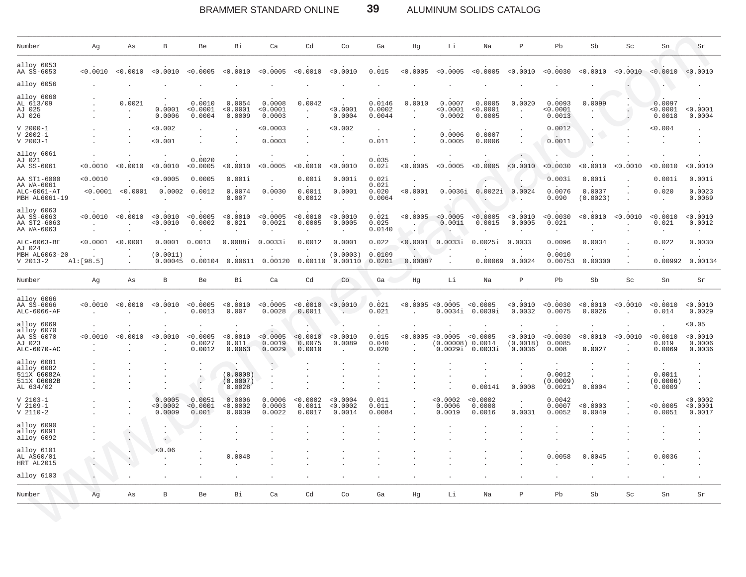| Number | Ag | As | B | Be | Bi | Ca | Cd | Co | Ga | Hg | Li | Na | P | Pb | Sb | Sc | Sn | Sr |
|---|---|---|---|---|---|---|---|---|---|---|---|---|---|---|---|---|---|---|
| alloy 6053 | . | . | . | . | . | . | . | . | . | . | . | . | . | . | . | . | . | . |
| AA SS-6053 | <0.0010 | <0.0010 | <0.0010 | <0.0005 | <0.0010 | <0.0005 | <0.0010 | <0.0010 | 0.015 | <0.0005 | <0.0005 | <0.0005 | <0.0010 | <0.0030 | <0.0010 | <0.0010 | <0.0010 | <0.0010 |
| alloy 6056 | . | . | . | . | . | . | . | . | . | . | . | . | . | . | . | . | . | . |
| alloy 6060 | . | . | . | . | . | . | . | . | . | . | . | . | . | . | . | . | . | . |
| AL 613/09 | . | 0.0021 | . | 0.0010 | 0.0054 | 0.0008 | 0.0042 | . | 0.0146 | 0.0010 | 0.0007 | 0.0005 | 0.0020 | 0.0093 | 0.0099 | . | 0.0097 | . |
| AJ 025 | . | . | 0.0001 | <0.0001 | <0.0001 | <0.0001 | . | <0.0001 | 0.0002 | . | <0.0001 | <0.0001 | . | <0.0001 | . | . | <0.0001 | <0.0001 |
| AJ 026 | . | . | 0.0006 | 0.0004 | 0.0009 | 0.0003 | . | 0.0004 | 0.0044 | . | 0.0002 | 0.0005 | . | 0.0013 | . | . | 0.0018 | 0.0004 |
| V 2000-1 | . | . | <0.002 | . | . | <0.0003 | . | <0.002 | . | . | . | . | . | 0.0012 | . | . | <0.004 | . |
| V 2002-1 | . | . | . | . | . | . | . | . | . | . | 0.0006 | 0.0007 | . | . | . | . | . | . |
| V 2003-1 | . | . | <0.001 | . | . | 0.0003 | . | . | 0.011 | . | 0.0005 | 0.0006 | . | 0.0011 | . | . | . | . |
| alloy 6061 | . | . | . | . | . | . | . | . | . | . | . | . | . | . | . | . | . | . |
| AJ 021 | . | . | . | 0.0020 | . | . | . | . | 0.035 | . | . | . | . | . | . | . | . | . |
| AA SS-6061 | <0.0010 | <0.0010 | <0.0010 | <0.0005 | <0.0010 | <0.0005 | <0.0010 | <0.0010 | 0.02i | <0.0005 | <0.0005 | <0.0005 | <0.0010 | <0.0030 | <0.0010 | <0.0010 | <0.0010 | <0.0010 |
| AA ST1-6000 | <0.0010 | . | <0.0005 | 0.0005 | 0.001i | . | 0.001i | 0.001i | 0.02i | . | . | . | . | 0.003i | 0.001i | . | 0.001i | 0.001i |
| AA WA-6061 | . | . | . | . | . | . | . | . | 0.02i | . | . | . | . | . | . | . | . | . |
| ALC-6061-AT | <0.0001 | <0.0001 | 0.0002 | 0.0012 | 0.0074 | 0.0030 | 0.0011 | 0.0001 | 0.020 | <0.0001 | 0.0036i | 0.0022i | 0.0024 | 0.0076 | 0.0037 | . | 0.020 | 0.0023 |
| MBH AL6061-19 | . | . | . | . | 0.007 | . | 0.0012 | . | 0.0064 | . | . | . | . | 0.090 | (0.0023) | . | . | 0.0069 |
| alloy 6063 | . | . | . | . | . | . | . | . | . | . | . | . | . | . | . | . | . | . |
| AA SS-6063 | <0.0010 | <0.0010 | <0.0010 | <0.0005 | <0.0010 | <0.0005 | <0.0010 | <0.0010 | 0.02i | <0.0005 | <0.0005 | <0.0005 | <0.0010 | <0.0030 | <0.0010 | <0.0010 | <0.0010 | <0.0010 |
| AA ST2-6063 | . | . | <0.0010 | 0.0002 | 0.02i | 0.002i | 0.0005 | 0.0005 | 0.025 | . | 0.001i | 0.0015 | 0.0005 | 0.02i | . | . | 0.02i | 0.0012 |
| AA WA-6063 | . | . | . | . | . | . | . | . | 0.0140 | . | . | . | . | . | . | . | . | . |
| ALC-6063-BE | <0.0001 | <0.0001 | 0.0001 | 0.0013 | 0.0088i | 0.0033i | 0.0012 | 0.0001 | 0.022 | <0.0001 | 0.0033i | 0.0025i | 0.0033 | 0.0096 | 0.0034 | . | 0.022 | 0.0030 |
| AJ 024 | . | . | . | . | . | . | . | . | . | . | . | . | . | . | . | . | . | . |
| MBH AL6063-20 | . | . | (0.0011) | . | . | . | . | (0.0003) | 0.0109 | . | . | . | . | 0.0010 | . | . | . | . |
| V 2013-2 | Al:[98.5] | . | 0.00045 | 0.00104 | 0.00611 | 0.00120 | 0.00110 | 0.00110 | 0.0201 | 0.00087 | . | 0.00069 | 0.0024 | 0.00753 | 0.00300 | . | 0.00992 | 0.00134 |
| alloy 6066 | . | . | . | . | . | . | . | . | . | . | . | . | . | . | . | . | . | . |
| AA SS-6066 | <0.0010 | <0.0010 | <0.0010 | <0.0005 | <0.0010 | <0.0005 | <0.0010 | <0.0010 | 0.02i | <0.0005 | <0.0005 | <0.0005 | <0.0010 | <0.0030 | <0.0010 | <0.0010 | <0.0010 | <0.0010 |
| ALC-6066-AF | . | . | . | 0.0013 | 0.007 | 0.0028 | 0.0011 | . | 0.021 | . | 0.0034i | 0.0039i | 0.0032 | 0.0075 | 0.0026 | . | 0.014 | 0.0029 |
| alloy 6069 | . | . | . | . | . | . | . | . | . | . | . | . | . | . | . | . | . | <0.05 |
| alloy 6070 | . | . | . | . | . | . | . | . | . | . | . | . | . | . | . | . | . | . |
| AA SS-6070 | <0.0010 | <0.0010 | <0.0010 | <0.0005 | <0.0010 | <0.0005 | <0.0010 | <0.0010 | 0.015 | <0.0005 | <0.0005 | <0.0005 | <0.0010 | <0.0030 | <0.0010 | <0.0010 | <0.0010 | <0.0010 |
| AJ 023 | . | . | . | 0.0027 | 0.011 | 0.0019 | 0.0075 | 0.0089 | 0.040 | . | (0.00008) | 0.0014 | (0.0018) | 0.0085 | . | . | 0.019 | 0.0006 |
| ALC-6070-AC | . | . | . | 0.0012 | 0.0063 | 0.0029 | 0.0010 | . | 0.020 | . | 0.0029i | 0.0033i | 0.0036 | 0.008 | 0.0027 | . | 0.0069 | 0.0036 |
| alloy 6081 | . | . | . | . | . | . | . | . | . | . | . | . | . | . | . | . | . | . |
| alloy 6082 | . | . | . | . | . | . | . | . | . | . | . | . | . | . | . | . | . | . |
| 511X G6082A | . | . | . | . | (0.0008) | . | . | . | . | . | . | . | . | 0.0012 | . | . | 0.0011 | . |
| 511X G6082B | . | . | . | . | (0.0007) | . | . | . | . | . | . | . | . | (0.0009) | . | . | (0.0006) | . |
| AL 634/02 | . | . | . | . | 0.0028 | . | . | . | . | . | . | 0.0014i | 0.0008 | 0.0021 | 0.0004 | . | 0.0009 | . |
| V 2103-1 | . | . | 0.0005 | 0.0051 | 0.0006 | 0.0006 | <0.0002 | <0.0004 | 0.011 | . | <0.0002 | <0.0002 | . | 0.0042 | . | . | . | <0.0002 |
| V 2109-1 | . | . | <0.0002 | <0.0001 | <0.0002 | 0.0003 | 0.0011 | <0.0002 | 0.011 | . | 0.0006 | 0.0008 | . | 0.0007 | <0.0003 | . | <0.0005 | <0.0001 |
| V 2110-2 | . | . | 0.0009 | 0.001 | 0.0039 | 0.0022 | 0.0017 | 0.0014 | 0.0084 | . | 0.0019 | 0.0016 | 0.0031 | 0.0052 | 0.0049 | . | 0.0051 | 0.0017 |
| alloy 6090 | . | . | . | . | . | . | . | . | . | . | . | . | . | . | . | . | . | . |
| alloy 6091 | . | . | . | . | . | . | . | . | . | . | . | . | . | . | . | . | . | . |
| alloy 6092 | . | . | . | . | . | . | . | . | . | . | . | . | . | . | . | . | . | . |
| alloy 6101 | . | . | <0.06 | . | . | . | . | . | . | . | . | . | . | . | . | . | . | . |
| AL AS60/01 | . | . | . | . | 0.0048 | . | . | . | . | . | . | . | . | 0.0058 | 0.0045 | . | 0.0036 | . |
| HRT AL2015 | . | . | . | . | . | . | . | . | . | . | . | . | . | . | . | . | . | . |
| alloy 6103 | . | . | . | . | . | . | . | . | . | . | . | . | . | . | . | . | . | . |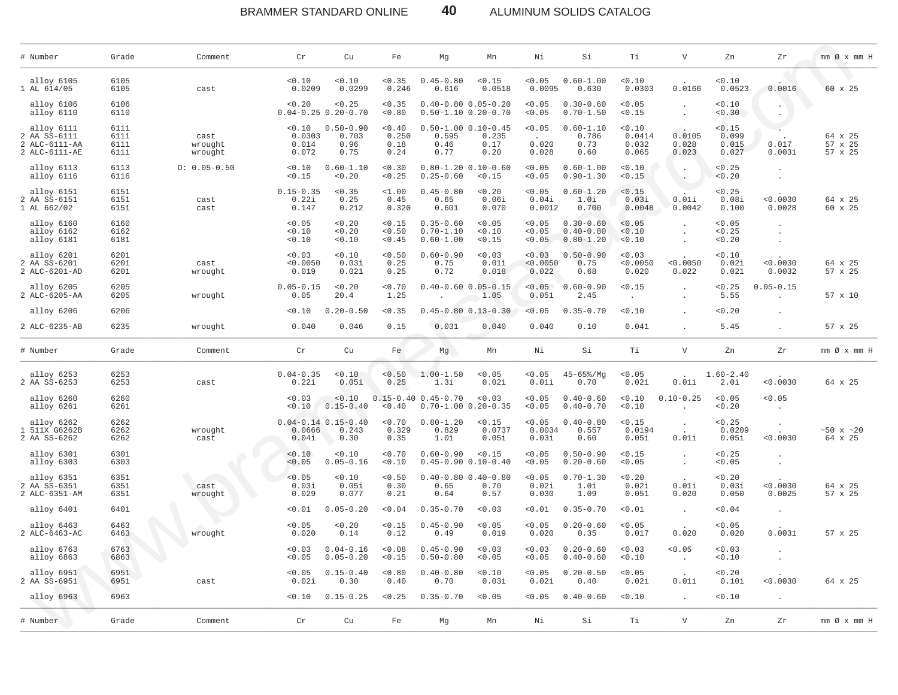| # | Number | Grade | Comment | Cr | Cu | Fe | Mg | Mn | Ni | Si | Ti | V | Zn | Zr | mm Ø x mm H |
|---|---|---|---|---|---|---|---|---|---|---|---|---|---|---|---|
| | alloy 6105 | 6105 | | <0.10 | <0.10 | <0.35 | 0.45-0.80 | <0.15 | <0.05 | 0.60-1.00 | <0.10 | . | <0.10 | . | |
| 1 | AL 614/05 | 6105 | cast | 0.0209 | 0.0299 | 0.246 | 0.616 | 0.0518 | 0.0095 | 0.630 | 0.0303 | 0.0166 | 0.0523 | 0.0016 | 60 x 25 |
| | alloy 6106 | 6106 | | <0.20 | <0.25 | <0.35 | 0.40-0.80 | 0.05-0.20 | <0.05 | 0.30-0.60 | <0.05 | . | <0.10 | . | |
| | alloy 6110 | 6110 | | 0.04-0.25 | 0.20-0.70 | <0.80 | 0.50-1.10 | 0.20-0.70 | <0.05 | 0.70-1.50 | <0.15 | . | <0.30 | . | |
| | alloy 6111 | 6111 | | <0.10 | 0.50-0.90 | <0.40 | 0.50-1.00 | 0.10-0.45 | <0.05 | 0.60-1.10 | <0.10 | . | <0.15 | . | |
| 2 | AA SS-6111 | 6111 | cast | 0.0303 | 0.703 | 0.250 | 0.595 | 0.235 | . | 0.786 | 0.0414 | 0.0105 | 0.099 | . | 64 x 25 |
| 2 | ALC-6111-AA | 6111 | wrought | 0.014 | 0.96 | 0.18 | 0.46 | 0.17 | 0.020 | 0.73 | 0.032 | 0.028 | 0.015 | 0.017 | 57 x 25 |
| 2 | ALC-6111-AE | 6111 | wrought | 0.072 | 0.75 | 0.24 | 0.77 | 0.20 | 0.028 | 0.60 | 0.065 | 0.023 | 0.027 | 0.0031 | 57 x 25 |
| | alloy 6113 | 6113 | O: 0.05-0.50 | <0.10 | 0.60-1.10 | <0.30 | 0.80-1.20 | 0.10-0.60 | <0.05 | 0.60-1.00 | <0.10 | . | <0.25 | . | |
| | alloy 6116 | 6116 | | <0.15 | <0.20 | <0.25 | 0.25-0.60 | <0.15 | <0.05 | 0.90-1.30 | <0.15 | . | <0.20 | . | |
| | alloy 6151 | 6151 | | 0.15-0.35 | <0.35 | <1.00 | 0.45-0.80 | <0.20 | <0.05 | 0.60-1.20 | <0.15 | . | <0.25 | . | |
| 2 | AA SS-6151 | 6151 | cast | 0.22i | 0.25 | 0.45 | 0.65 | 0.06i | 0.04i | 1.0i | 0.03i | 0.01i | 0.08i | <0.0030 | 64 x 25 |
| 1 | AL 662/02 | 6151 | cast | 0.147 | 0.212 | 0.320 | 0.601 | 0.070 | 0.0012 | 0.700 | 0.0048 | 0.0042 | 0.100 | 0.0028 | 60 x 25 |
| | alloy 6160 | 6160 | | <0.05 | <0.20 | <0.15 | 0.35-0.60 | <0.05 | <0.05 | 0.30-0.60 | <0.05 | . | <0.05 | . | |
| | alloy 6162 | 6162 | | <0.10 | <0.20 | <0.50 | 0.70-1.10 | <0.10 | <0.05 | 0.40-0.80 | <0.10 | . | <0.25 | . | |
| | alloy 6181 | 6181 | | <0.10 | <0.10 | <0.45 | 0.60-1.00 | <0.15 | <0.05 | 0.80-1.20 | <0.10 | . | <0.20 | . | |
| | alloy 6201 | 6201 | | <0.03 | <0.10 | <0.50 | 0.60-0.90 | <0.03 | <0.03 | 0.50-0.90 | <0.03 | . | <0.10 | . | |
| 2 | AA SS-6201 | 6201 | cast | <0.0050 | 0.03i | 0.25 | 0.75 | 0.01i | <0.0050 | 0.75 | <0.0050 | <0.0050 | 0.02i | <0.0030 | 64 x 25 |
| 2 | ALC-6201-AD | 6201 | wrought | 0.019 | 0.021 | 0.25 | 0.72 | 0.018 | 0.022 | 0.68 | 0.020 | 0.022 | 0.021 | 0.0032 | 57 x 25 |
| | alloy 6205 | 6205 | | 0.05-0.15 | <0.20 | <0.70 | 0.40-0.60 | 0.05-0.15 | <0.05 | 0.60-0.90 | <0.15 | . | <0.25 | 0.05-0.15 | |
| 2 | ALC-6205-AA | 6205 | wrought | 0.05 | 20.4 | 1.25 | . | 1.05 | 0.051 | 2.45 | . | . | 5.55 | . | 57 x 10 |
| | alloy 6206 | 6206 | | <0.10 | 0.20-0.50 | <0.35 | 0.45-0.80 | 0.13-0.30 | <0.05 | 0.35-0.70 | <0.10 | . | <0.20 | . | |
| 2 | ALC-6235-AB | 6235 | wrought | 0.040 | 0.046 | 0.15 | 0.031 | 0.040 | 0.040 | 0.10 | 0.041 | . | 5.45 | . | 57 x 25 |
| | alloy 6253 | 6253 | | 0.04-0.35 | <0.10 | <0.50 | 1.00-1.50 | <0.05 | <0.05 | 45-65%/Mg | <0.05 | . | 1.60-2.40 | . | |
| 2 | AA SS-6253 | 6253 | cast | 0.22i | 0.05i | 0.25 | 1.3i | 0.02i | 0.01i | 0.70 | 0.02i | 0.01i | 2.0i | <0.0030 | 64 x 25 |
| | alloy 6260 | 6260 | | <0.03 | <0.10 | 0.15-0.40 | 0.45-0.70 | <0.03 | <0.05 | 0.40-0.60 | <0.10 | 0.10-0.25 | <0.05 | <0.05 | |
| | alloy 6261 | 6261 | | <0.10 | 0.15-0.40 | <0.40 | 0.70-1.00 | 0.20-0.35 | <0.05 | 0.40-0.70 | <0.10 | . | <0.20 | . | |
| | alloy 6262 | 6262 | | 0.04-0.14 | 0.15-0.40 | <0.70 | 0.80-1.20 | <0.15 | <0.05 | 0.40-0.80 | <0.15 | . | <0.25 | . | |
| 1 | 511X G6262B | 6262 | wrought | 0.0666 | 0.243 | 0.329 | 0.829 | 0.0737 | 0.0034 | 0.557 | 0.0194 | . | 0.0209 | . | ~50 x ~20 |
| 2 | AA SS-6262 | 6262 | cast | 0.04i | 0.30 | 0.35 | 1.0i | 0.05i | 0.03i | 0.60 | 0.05i | 0.01i | 0.05i | <0.0030 | 64 x 25 |
| | alloy 6301 | 6301 | | <0.10 | <0.10 | <0.70 | 0.60-0.90 | <0.15 | <0.05 | 0.50-0.90 | <0.15 | . | <0.25 | . | |
| | alloy 6303 | 6303 | | <0.05 | 0.05-0.16 | <0.10 | 0.45-0.90 | 0.10-0.40 | <0.05 | 0.20-0.60 | <0.05 | . | <0.05 | . | |
| | alloy 6351 | 6351 | | <0.05 | <0.10 | <0.50 | 0.40-0.80 | 0.40-0.80 | <0.05 | 0.70-1.30 | <0.20 | . | <0.20 | . | |
| 2 | AA SS-6351 | 6351 | cast | 0.03i | 0.05i | 0.30 | 0.65 | 0.70 | 0.02i | 1.0i | 0.02i | 0.01i | 0.03i | <0.0030 | 64 x 25 |
| 2 | ALC-6351-AM | 6351 | wrought | 0.029 | 0.077 | 0.21 | 0.64 | 0.57 | 0.030 | 1.09 | 0.051 | 0.020 | 0.050 | 0.0025 | 57 x 25 |
| | alloy 6401 | 6401 | | <0.01 | 0.05-0.20 | <0.04 | 0.35-0.70 | <0.03 | <0.01 | 0.35-0.70 | <0.01 | . | <0.04 | . | |
| | alloy 6463 | 6463 | | <0.05 | <0.20 | <0.15 | 0.45-0.90 | <0.05 | <0.05 | 0.20-0.60 | <0.05 | . | <0.05 | . | |
| 2 | ALC-6463-AC | 6463 | wrought | 0.020 | 0.14 | 0.12 | 0.49 | 0.019 | 0.020 | 0.35 | 0.017 | 0.020 | 0.020 | 0.0031 | 57 x 25 |
| | alloy 6763 | 6763 | | <0.03 | 0.04-0.16 | <0.08 | 0.45-0.90 | <0.03 | <0.03 | 0.20-0.60 | <0.03 | <0.05 | <0.03 | . | |
| | alloy 6863 | 6863 | | <0.05 | 0.05-0.20 | <0.15 | 0.50-0.80 | <0.05 | <0.05 | 0.40-0.60 | <0.10 | . | <0.10 | . | |
| | alloy 6951 | 6951 | | <0.05 | 0.15-0.40 | <0.80 | 0.40-0.80 | <0.10 | <0.05 | 0.20-0.50 | <0.05 | . | <0.20 | . | |
| 2 | AA SS-6951 | 6951 | cast | 0.02i | 0.30 | 0.40 | 0.70 | 0.03i | 0.02i | 0.40 | 0.02i | 0.01i | 0.10i | <0.0030 | 64 x 25 |
| | alloy 6963 | 6963 | | <0.10 | 0.15-0.25 | <0.25 | 0.35-0.70 | <0.05 | <0.05 | 0.40-0.60 | <0.10 | . | <0.10 | . | |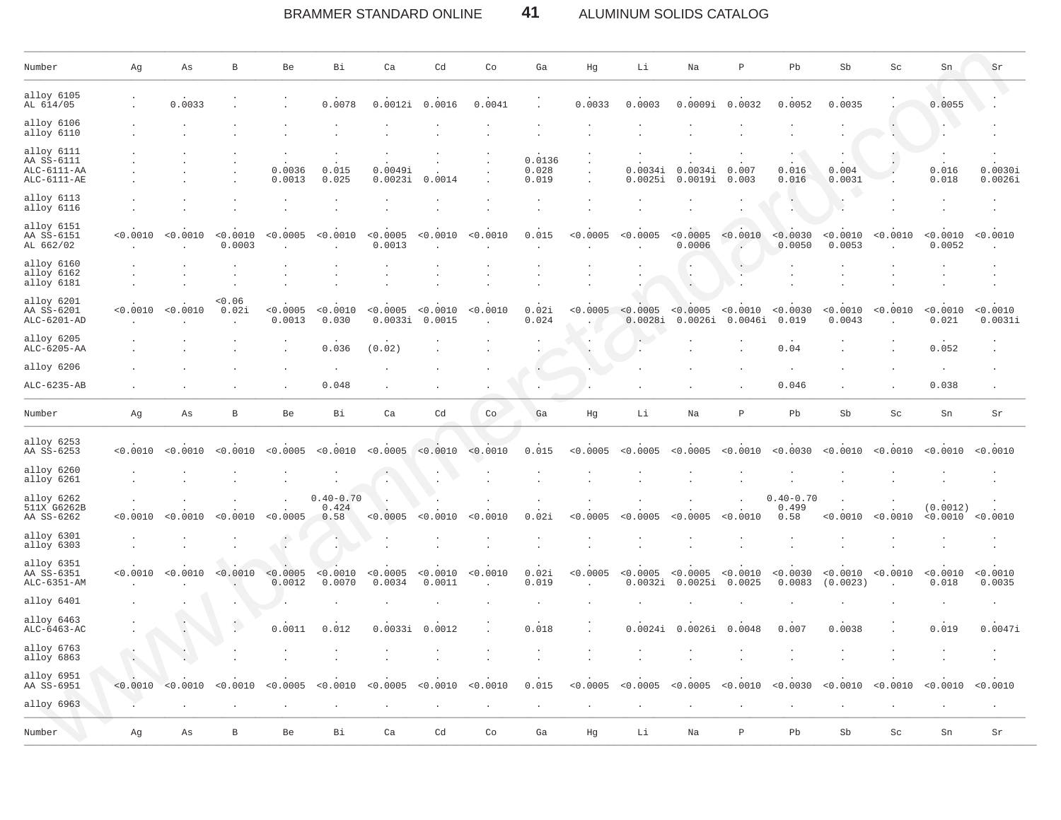| Number | Ag | As | B | Be | Bi | Ca | Cd | Co | Ga | Hg | Li | Na | P | Pb | Sb | Sc | Sn | Sr |
|---|---|---|---|---|---|---|---|---|---|---|---|---|---|---|---|---|---|---|
| alloy 6105 | . | . | . | . | . | . | . | . | . | . | . | . | . | . | . | . | . | . |
| AL 614/05 | . | 0.0033 | . | . | 0.0078 | 0.0012i | 0.0016 | 0.0041 | . | 0.0033 | 0.0003 | 0.0009i | 0.0032 | 0.0052 | 0.0035 | . | 0.0055 | . |
| alloy 6106 | . | . | . | . | . | . | . | . | . | . | . | . | . | . | . | . | . | . |
| alloy 6110 | . | . | . | . | . | . | . | . | . | . | . | . | . | . | . | . | . | . |
| alloy 6111 | . | . | . | . | . | . | . | . | . | . | . | . | . | . | . | . | . | . |
| AA SS-6111 | . | . | . | . | . | . | . | . | 0.0136 | . | . | . | . | . | . | . | . | . |
| ALC-6111-AA | . | . | . | 0.0036 | 0.015 | 0.0049i | . | . | 0.028 | . | 0.0034i | 0.0034i | 0.007 | 0.016 | 0.004 | . | 0.016 | 0.0030i |
| ALC-6111-AE | . | . | . | 0.0013 | 0.025 | 0.0023i | 0.0014 | . | 0.019 | . | 0.0025i | 0.0019i | 0.003 | 0.016 | 0.0031 | . | 0.018 | 0.0026i |
| alloy 6113 | . | . | . | . | . | . | . | . | . | . | . | . | . | . | . | . | . | . |
| alloy 6116 | . | . | . | . | . | . | . | . | . | . | . | . | . | . | . | . | . | . |
| alloy 6151 | . | . | . | . | . | . | . | . | . | . | . | . | . | . | . | . | . | . |
| AA SS-6151 | <0.0010 | <0.0010 | <0.0010 | <0.0005 | <0.0010 | <0.0005 | <0.0010 | <0.0010 | 0.015 | <0.0005 | <0.0005 | <0.0005 | <0.0010 | <0.0030 | <0.0010 | <0.0010 | <0.0010 | <0.0010 |
| AL 662/02 | . | . | 0.0003 | . | . | 0.0013 | . | . | . | . | . | 0.0006 | . | 0.0050 | 0.0053 | . | 0.0052 | . |
| alloy 6160 | . | . | . | . | . | . | . | . | . | . | . | . | . | . | . | . | . | . |
| alloy 6162 | . | . | . | . | . | . | . | . | . | . | . | . | . | . | . | . | . | . |
| alloy 6181 | . | . | . | . | . | . | . | . | . | . | . | . | . | . | . | . | . | . |
| alloy 6201 | . | . | <0.06 | . | . | . | . | . | . | . | . | . | . | . | . | . | . | . |
| AA SS-6201 | <0.0010 | <0.0010 | 0.02i | <0.0005 | <0.0010 | <0.0005 | <0.0010 | <0.0010 | 0.02i | <0.0005 | <0.0005 | <0.0005 | <0.0010 | <0.0030 | <0.0010 | <0.0010 | <0.0010 | <0.0010 |
| ALC-6201-AD | . | . | . | 0.0013 | 0.030 | 0.0033i | 0.0015 | . | 0.024 | . | 0.0028i | 0.0026i | 0.0046i | 0.019 | 0.0043 | . | 0.021 | 0.0031i |
| alloy 6205 | . | . | . | . | . | . | . | . | . | . | . | . | . | . | . | . | . | . |
| ALC-6205-AA | . | . | . | . | 0.036 | (0.02) | . | . | . | . | . | . | . | 0.04 | . | . | 0.052 | . |
| alloy 6206 | . | . | . | . | . | . | . | . | . | . | . | . | . | . | . | . | . | . |
| ALC-6235-AB | . | . | . | . | 0.048 | . | . | . | . | . | . | . | . | 0.046 | . | . | 0.038 | . |

| Number | Ag | As | B | Be | Bi | Ca | Cd | Co | Ga | Hg | Li | Na | P | Pb | Sb | Sc | Sn | Sr |
|---|---|---|---|---|---|---|---|---|---|---|---|---|---|---|---|---|---|---|
| alloy 6253 | . | . | . | . | . | . | . | . | . | . | . | . | . | . | . | . | . | . |
| AA SS-6253 | <0.0010 | <0.0010 | <0.0010 | <0.0005 | <0.0010 | <0.0005 | <0.0010 | <0.0010 | 0.015 | <0.0005 | <0.0005 | <0.0005 | <0.0010 | <0.0030 | <0.0010 | <0.0010 | <0.0010 | <0.0010 |
| alloy 6260 | . | . | . | . | . | . | . | . | . | . | . | . | . | . | . | . | . | . |
| alloy 6261 | . | . | . | . | . | . | . | . | . | . | . | . | . | . | . | . | . | . |
| alloy 6262 | . | . | . | . | 0.40-0.70 | . | . | . | . | . | . | . | . | 0.40-0.70 | . | . | . | . |
| 511X G6262B | . | . | . | . | 0.424 | . | . | . | . | . | . | . | . | 0.499 | . | . | (0.0012) | . |
| AA SS-6262 | <0.0010 | <0.0010 | <0.0010 | <0.0005 | 0.58 | <0.0005 | <0.0010 | <0.0010 | 0.02i | <0.0005 | <0.0005 | <0.0005 | <0.0010 | 0.58 | <0.0010 | <0.0010 | <0.0010 | <0.0010 |
| alloy 6301 | . | . | . | . | . | . | . | . | . | . | . | . | . | . | . | . | . | . |
| alloy 6303 | . | . | . | . | . | . | . | . | . | . | . | . | . | . | . | . | . | . |
| alloy 6351 | . | . | . | . | . | . | . | . | . | . | . | . | . | . | . | . | . | . |
| AA SS-6351 | <0.0010 | <0.0010 | <0.0010 | <0.0005 | <0.0010 | <0.0005 | <0.0010 | <0.0010 | 0.02i | <0.0005 | <0.0005 | <0.0005 | <0.0010 | <0.0030 | <0.0010 | <0.0010 | <0.0010 | <0.0010 |
| ALC-6351-AM | . | . | . | 0.0012 | 0.0070 | 0.0034 | 0.0011 | . | 0.019 | . | 0.0032i | 0.0025i | 0.0025 | 0.0083 | (0.0023) | . | 0.018 | 0.0035 |
| alloy 6401 | . | . | . | . | . | . | . | . | . | . | . | . | . | . | . | . | . | . |
| alloy 6463 | . | . | . | . | . | . | . | . | . | . | . | . | . | . | . | . | . | . |
| ALC-6463-AC | . | . | . | 0.0011 | 0.012 | 0.0033i | 0.0012 | . | 0.018 | . | 0.0024i | 0.0026i | 0.0048 | 0.007 | 0.0038 | . | 0.019 | 0.0047i |
| alloy 6763 | . | . | . | . | . | . | . | . | . | . | . | . | . | . | . | . | . | . |
| alloy 6863 | . | . | . | . | . | . | . | . | . | . | . | . | . | . | . | . | . | . |
| alloy 6951 | . | . | . | . | . | . | . | . | . | . | . | . | . | . | . | . | . | . |
| AA SS-6951 | <0.0010 | <0.0010 | <0.0010 | <0.0005 | <0.0010 | <0.0005 | <0.0010 | <0.0010 | 0.015 | <0.0005 | <0.0005 | <0.0005 | <0.0010 | <0.0030 | <0.0010 | <0.0010 | <0.0010 | <0.0010 |
| alloy 6963 | . | . | . | . | . | . | . | . | . | . | . | . | . | . | . | . | . | . |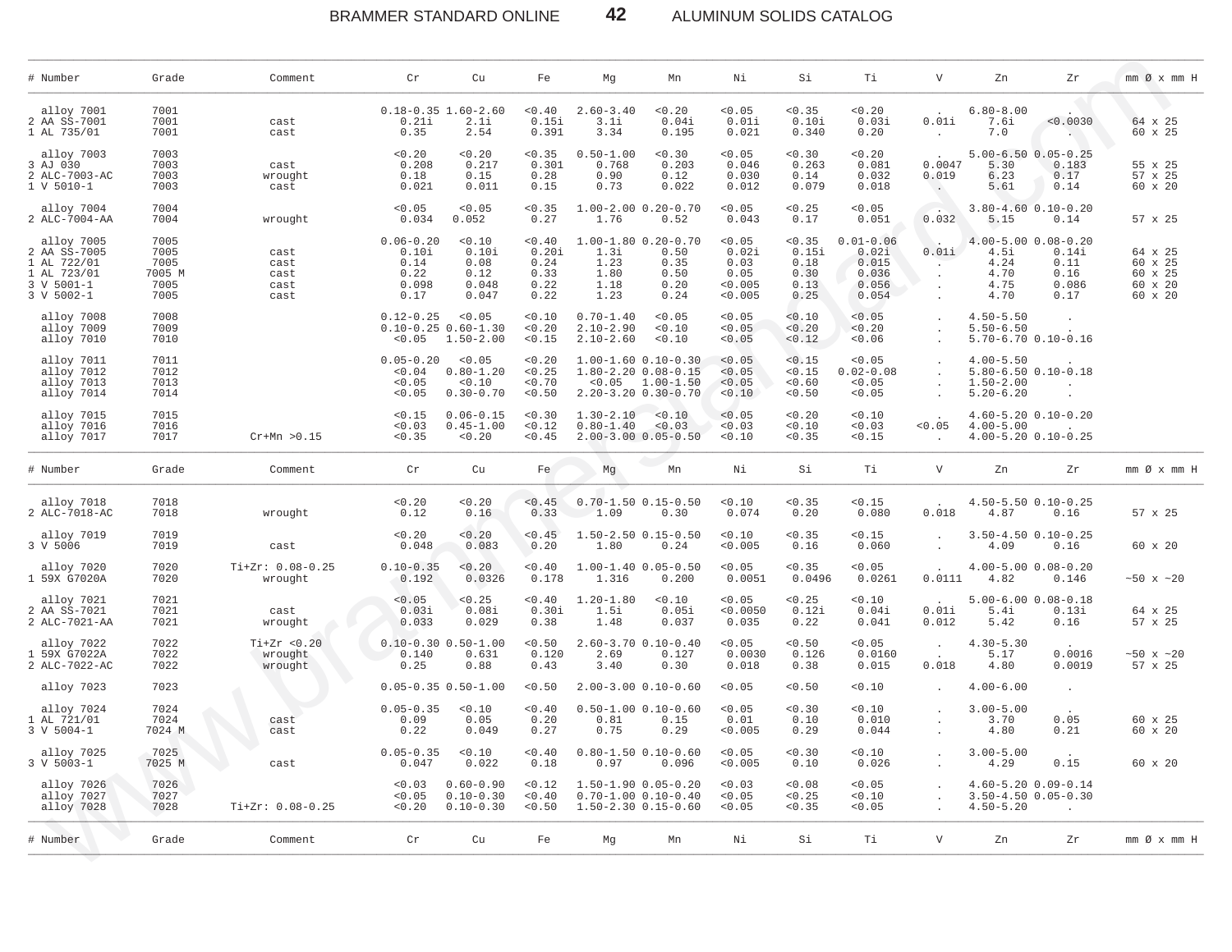| # Number | Grade | Comment | Cr | Cu | Fe | Mg | Mn | Ni | Si | Ti | V | Zn | Zr | mm Ø x mm H |
|---|---|---|---|---|---|---|---|---|---|---|---|---|---|---|
| alloy 7001 | 7001 | | 0.18-0.35 | 1.60-2.60 | <0.40 | 2.60-3.40 | <0.20 | <0.05 | <0.35 | <0.20 | . | 6.80-8.00 | . | |
| 2 AA SS-7001 | 7001 | cast | 0.21i | 2.1i | 0.15i | 3.1i | 0.04i | 0.01i | 0.10i | 0.03i | 0.01i | 7.6i | <0.0030 | 64 x 25 |
| 1 AL 735/01 | 7001 | cast | 0.35 | 2.54 | 0.391 | 3.34 | 0.195 | 0.021 | 0.340 | 0.20 | . | 7.0 | . | 60 x 25 |
| alloy 7003 | 7003 | | <0.20 | <0.20 | <0.35 | 0.50-1.00 | <0.30 | <0.05 | <0.30 | <0.20 | . | 5.00-6.50 | 0.05-0.25 | |
| 3 AJ 030 | 7003 | cast | 0.208 | 0.217 | 0.301 | 0.768 | 0.203 | 0.046 | 0.263 | 0.081 | 0.0047 | 5.30 | 0.183 | 55 x 25 |
| 2 ALC-7003-AC | 7003 | wrought | 0.18 | 0.15 | 0.28 | 0.90 | 0.12 | 0.030 | 0.14 | 0.032 | 0.019 | 6.23 | 0.17 | 57 x 25 |
| 1 V 5010-1 | 7003 | cast | 0.021 | 0.011 | 0.15 | 0.73 | 0.022 | 0.012 | 0.079 | 0.018 | . | 5.61 | 0.14 | 60 x 20 |
| alloy 7004 | 7004 | | <0.05 | <0.05 | <0.35 | 1.00-2.00 | 0.20-0.70 | <0.05 | <0.25 | <0.05 | . | 3.80-4.60 | 0.10-0.20 | |
| 2 ALC-7004-AA | 7004 | wrought | 0.034 | 0.052 | 0.27 | 1.76 | 0.52 | 0.043 | 0.17 | 0.051 | 0.032 | 5.15 | 0.14 | 57 x 25 |
| alloy 7005 | 7005 | | 0.06-0.20 | <0.10 | <0.40 | 1.00-1.80 | 0.20-0.70 | <0.05 | <0.35 | 0.01-0.06 | . | 4.00-5.00 | 0.08-0.20 | |
| 2 AA SS-7005 | 7005 | cast | 0.10i | 0.10i | 0.20i | 1.3i | 0.50 | 0.02i | 0.15i | 0.02i | 0.01i | 4.5i | 0.14i | 64 x 25 |
| 1 AL 722/01 | 7005 | cast | 0.14 | 0.08 | 0.24 | 1.23 | 0.35 | 0.03 | 0.18 | 0.015 | . | 4.24 | 0.11 | 60 x 25 |
| 1 AL 723/01 | 7005 M | cast | 0.22 | 0.12 | 0.33 | 1.80 | 0.50 | 0.05 | 0.30 | 0.036 | . | 4.70 | 0.16 | 60 x 25 |
| 3 V 5001-1 | 7005 | cast | 0.098 | 0.048 | 0.22 | 1.18 | 0.20 | <0.005 | 0.13 | 0.056 | . | 4.75 | 0.086 | 60 x 20 |
| 3 V 5002-1 | 7005 | cast | 0.17 | 0.047 | 0.22 | 1.23 | 0.24 | <0.005 | 0.25 | 0.054 | . | 4.70 | 0.17 | 60 x 20 |
| alloy 7008 | 7008 | | 0.12-0.25 | <0.05 | <0.10 | 0.70-1.40 | <0.05 | <0.05 | <0.10 | <0.05 | . | 4.50-5.50 | . | |
| alloy 7009 | 7009 | | 0.10-0.25 | 0.60-1.30 | <0.20 | 2.10-2.90 | <0.10 | <0.05 | <0.20 | <0.20 | . | 5.50-6.50 | . | |
| alloy 7010 | 7010 | | <0.05 | 1.50-2.00 | <0.15 | 2.10-2.60 | <0.10 | <0.05 | <0.12 | <0.06 | . | 5.70-6.70 | 0.10-0.16 | |
| alloy 7011 | 7011 | | 0.05-0.20 | <0.05 | <0.20 | 1.00-1.60 | 0.10-0.30 | <0.05 | <0.15 | <0.05 | . | 4.00-5.50 | . | |
| alloy 7012 | 7012 | | <0.04 | 0.80-1.20 | <0.25 | 1.80-2.20 | 0.08-0.15 | <0.05 | <0.15 | 0.02-0.08 | . | 5.80-6.50 | 0.10-0.18 | |
| alloy 7013 | 7013 | | <0.05 | <0.10 | <0.70 | <0.05 | 1.00-1.50 | <0.05 | <0.60 | <0.05 | . | 1.50-2.00 | . | |
| alloy 7014 | 7014 | | <0.05 | 0.30-0.70 | <0.50 | 2.20-3.20 | 0.30-0.70 | <0.10 | <0.50 | <0.05 | . | 5.20-6.20 | . | |
| alloy 7015 | 7015 | | <0.15 | 0.06-0.15 | <0.30 | 1.30-2.10 | <0.10 | <0.05 | <0.20 | <0.10 | . | 4.60-5.20 | 0.10-0.20 | |
| alloy 7016 | 7016 | | <0.03 | 0.45-1.00 | <0.12 | 0.80-1.40 | <0.03 | <0.03 | <0.10 | <0.03 | <0.05 | 4.00-5.00 | . | |
| alloy 7017 | 7017 | Cr+Mn >0.15 | <0.35 | <0.20 | <0.45 | 2.00-3.00 | 0.05-0.50 | <0.10 | <0.35 | <0.15 | . | 4.00-5.20 | 0.10-0.25 | |
| alloy 7018 | 7018 | | <0.20 | <0.20 | <0.45 | 0.70-1.50 | 0.15-0.50 | <0.10 | <0.35 | <0.15 | . | 4.50-5.50 | 0.10-0.25 | |
| 2 ALC-7018-AC | 7018 | wrought | 0.12 | 0.16 | 0.33 | 1.09 | 0.30 | 0.074 | 0.20 | 0.080 | 0.018 | 4.87 | 0.16 | 57 x 25 |
| alloy 7019 | 7019 | | <0.20 | <0.20 | <0.45 | 1.50-2.50 | 0.15-0.50 | <0.10 | <0.35 | <0.15 | . | 3.50-4.50 | 0.10-0.25 | |
| 3 V 5006 | 7019 | cast | 0.048 | 0.083 | 0.20 | 1.80 | 0.24 | <0.005 | 0.16 | 0.060 | . | 4.09 | 0.16 | 60 x 20 |
| alloy 7020 | 7020 | Ti+Zr: 0.08-0.25 | 0.10-0.35 | <0.20 | <0.40 | 1.00-1.40 | 0.05-0.50 | <0.05 | <0.35 | <0.05 | . | 4.00-5.00 | 0.08-0.20 | |
| 1 59X G7020A | 7020 | wrought | 0.192 | 0.0326 | 0.178 | 1.316 | 0.200 | 0.0051 | 0.0496 | 0.0261 | 0.0111 | 4.82 | 0.146 | ~50 x ~20 |
| alloy 7021 | 7021 | | <0.05 | <0.25 | <0.40 | 1.20-1.80 | <0.10 | <0.05 | <0.25 | <0.10 | . | 5.00-6.00 | 0.08-0.18 | |
| 2 AA SS-7021 | 7021 | cast | 0.03i | 0.08i | 0.30i | 1.5i | 0.05i | <0.0050 | 0.12i | 0.04i | 0.01i | 5.4i | 0.13i | 64 x 25 |
| 2 ALC-7021-AA | 7021 | wrought | 0.033 | 0.029 | 0.38 | 1.48 | 0.037 | 0.035 | 0.22 | 0.041 | 0.012 | 5.42 | 0.16 | 57 x 25 |
| alloy 7022 | 7022 | Ti+Zr <0.20 | 0.10-0.30 | 0.50-1.00 | <0.50 | 2.60-3.70 | 0.10-0.40 | <0.05 | <0.50 | <0.05 | . | 4.30-5.30 | . | |
| 1 59X G7022A | 7022 | wrought | 0.140 | 0.631 | 0.120 | 2.69 | 0.127 | 0.0030 | 0.126 | 0.0160 | . | 5.17 | 0.0016 | ~50 x ~20 |
| 2 ALC-7022-AC | 7022 | wrought | 0.25 | 0.88 | 0.43 | 3.40 | 0.30 | 0.018 | 0.38 | 0.015 | 0.018 | 4.80 | 0.0019 | 57 x 25 |
| alloy 7023 | 7023 | | 0.05-0.35 | 0.50-1.00 | <0.50 | 2.00-3.00 | 0.10-0.60 | <0.05 | <0.50 | <0.10 | . | 4.00-6.00 | . | |
| alloy 7024 | 7024 | | 0.05-0.35 | <0.10 | <0.40 | 0.50-1.00 | 0.10-0.60 | <0.05 | <0.30 | <0.10 | . | 3.00-5.00 | . | |
| 1 AL 721/01 | 7024 | cast | 0.09 | 0.05 | 0.20 | 0.81 | 0.15 | 0.01 | 0.10 | 0.010 | . | 3.70 | 0.05 | 60 x 25 |
| 3 V 5004-1 | 7024 M | cast | 0.22 | 0.049 | 0.27 | 0.75 | 0.29 | <0.005 | 0.29 | 0.044 | . | 4.80 | 0.21 | 60 x 20 |
| alloy 7025 | 7025 | | 0.05-0.35 | <0.10 | <0.40 | 0.80-1.50 | 0.10-0.60 | <0.05 | <0.30 | <0.10 | . | 3.00-5.00 | . | |
| 3 V 5003-1 | 7025 M | cast | 0.047 | 0.022 | 0.18 | 0.97 | 0.096 | <0.005 | 0.10 | 0.026 | . | 4.29 | 0.15 | 60 x 20 |
| alloy 7026 | 7026 | | <0.03 | 0.60-0.90 | <0.12 | 1.50-1.90 | 0.05-0.20 | <0.03 | <0.08 | <0.05 | . | 4.60-5.20 | 0.09-0.14 | |
| alloy 7027 | 7027 | | <0.05 | 0.10-0.30 | <0.40 | 0.70-1.00 | 0.10-0.40 | <0.05 | <0.25 | <0.10 | . | 3.50-4.50 | 0.05-0.30 | |
| alloy 7028 | 7028 | Ti+Zr: 0.08-0.25 | <0.20 | 0.10-0.30 | <0.50 | 1.50-2.30 | 0.15-0.60 | <0.05 | <0.35 | <0.05 | . | 4.50-5.20 | . | |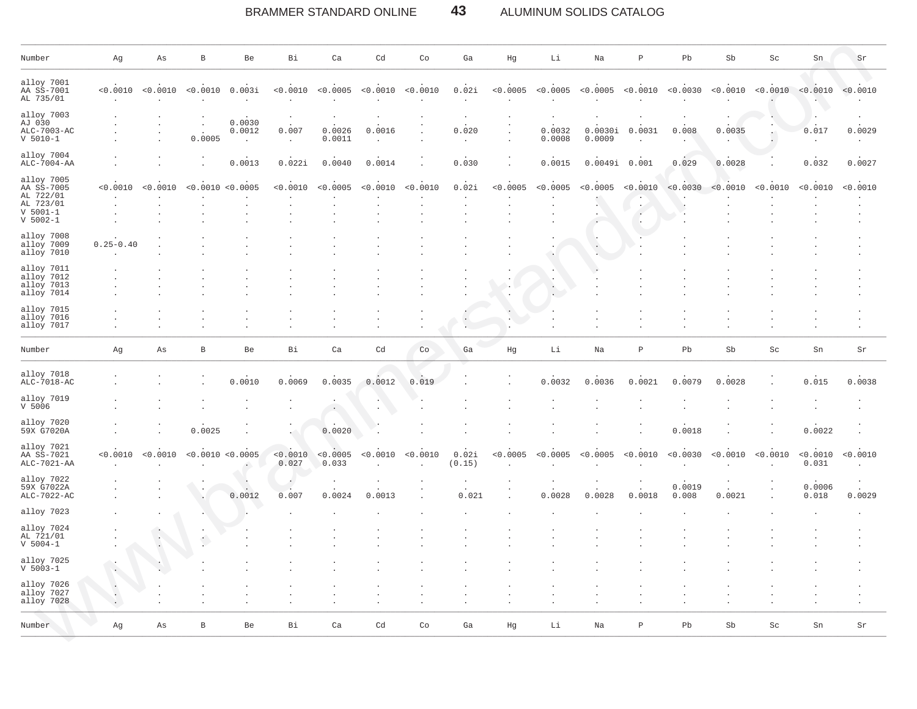| Number | Ag | As | B | Be | Bi | Ca | Cd | Co | Ga | Hg | Li | Na | P | Pb | Sb | Sc | Sn | Sr |
|---|---|---|---|---|---|---|---|---|---|---|---|---|---|---|---|---|---|---|
| alloy 7001 | . | . | . | . | . | . | . | . | . | . | . | . | . | . | . | . | . | . |
| AA SS-7001 | <0.0010 | <0.0010 | <0.0010 | 0.003i | <0.0010 | <0.0005 | <0.0010 | <0.0010 | 0.02i | <0.0005 | <0.0005 | <0.0005 | <0.0010 | <0.0030 | <0.0010 | <0.0010 | <0.0010 | <0.0010 |
| AL 735/01 | . | . | . | . | . | . | . | . | . | . | . | . | . | . | . | . | . | . |
| alloy 7003 | . | . | . | . | . | . | . | . | . | . | . | . | . | . | . | . | . | . |
| AJ 030 | . | . | . | 0.0030 | . | . | . | . | . | . | . | . | . | . | . | . | . | . |
| ALC-7003-AC | . | . | . | 0.0012 | 0.007 | 0.0026 | 0.0016 | . | 0.020 | . | 0.0032 | 0.0030i | 0.0031 | 0.008 | 0.0035 | . | 0.017 | 0.0029 |
| V 5010-1 | . | . | 0.0005 | . | . | 0.0011 | . | . | . | . | 0.0008 | 0.0009 | . | . | . | . | . | . |
| alloy 7004 | . | . | . | . | . | . | . | . | . | . | . | . | . | . | . | . | . | . |
| ALC-7004-AA | . | . | . | 0.0013 | 0.022i | 0.0040 | 0.0014 | . | 0.030 | . | 0.0015 | 0.0049i | 0.001 | 0.029 | 0.0028 | . | 0.032 | 0.0027 |
| alloy 7005 | . | . | . | . | . | . | . | . | . | . | . | . | . | . | . | . | . | . |
| AA SS-7005 | <0.0010 | <0.0010 | <0.0010 | <0.0005 | <0.0010 | <0.0005 | <0.0010 | <0.0010 | 0.02i | <0.0005 | <0.0005 | <0.0005 | <0.0010 | <0.0030 | <0.0010 | <0.0010 | <0.0010 | <0.0010 |
| AL 722/01 | . | . | . | . | . | . | . | . | . | . | . | . | . | . | . | . | . | . |
| AL 723/01 | . | . | . | . | . | . | . | . | . | . | . | . | . | . | . | . | . | . |
| V 5001-1 | . | . | . | . | . | . | . | . | . | . | . | . | . | . | . | . | . | . |
| V 5002-1 | . | . | . | . | . | . | . | . | . | . | . | . | . | . | . | . | . | . |
| alloy 7008 | . | . | . | . | . | . | . | . | . | . | . | . | . | . | . | . | . | . |
| alloy 7009 | 0.25-0.40 | . | . | . | . | . | . | . | . | . | . | . | . | . | . | . | . | . |
| alloy 7010 | . | . | . | . | . | . | . | . | . | . | . | . | . | . | . | . | . | . |
| alloy 7011 | . | . | . | . | . | . | . | . | . | . | . | . | . | . | . | . | . | . |
| alloy 7012 | . | . | . | . | . | . | . | . | . | . | . | . | . | . | . | . | . | . |
| alloy 7013 | . | . | . | . | . | . | . | . | . | . | . | . | . | . | . | . | . | . |
| alloy 7014 | . | . | . | . | . | . | . | . | . | . | . | . | . | . | . | . | . | . |
| alloy 7015 | . | . | . | . | . | . | . | . | . | . | . | . | . | . | . | . | . | . |
| alloy 7016 | . | . | . | . | . | . | . | . | . | . | . | . | . | . | . | . | . | . |
| alloy 7017 | . | . | . | . | . | . | . | . | . | . | . | . | . | . | . | . | . | . |

| Number | Ag | As | B | Be | Bi | Ca | Cd | Co | Ga | Hg | Li | Na | P | Pb | Sb | Sc | Sn | Sr |
|---|---|---|---|---|---|---|---|---|---|---|---|---|---|---|---|---|---|---|
| alloy 7018 | . | . | . | . | . | . | . | . | . | . | . | . | . | . | . | . | . | . |
| ALC-7018-AC | . | . | . | 0.0010 | 0.0069 | 0.0035 | 0.0012 | 0.019 | . | . | 0.0032 | 0.0036 | 0.0021 | 0.0079 | 0.0028 | . | 0.015 | 0.0038 |
| alloy 7019 | . | . | . | . | . | . | . | . | . | . | . | . | . | . | . | . | . | . |
| V 5006 | . | . | . | . | . | . | . | . | . | . | . | . | . | . | . | . | . | . |
| alloy 7020 | . | . | . | . | . | . | . | . | . | . | . | . | . | . | . | . | . | . |
| 59X G7020A | . | . | 0.0025 | . | . | 0.0020 | . | . | . | . | . | . | . | 0.0018 | . | . | 0.0022 | . |
| alloy 7021 | . | . | . | . | . | . | . | . | . | . | . | . | . | . | . | . | . | . |
| AA SS-7021 | <0.0010 | <0.0010 | <0.0010 | <0.0005 | <0.0010 | <0.0005 | <0.0010 | <0.0010 | 0.02i | <0.0005 | <0.0005 | <0.0005 | <0.0010 | <0.0030 | <0.0010 | <0.0010 | <0.0010 | <0.0010 |
| ALC-7021-AA | . | . | . | . | 0.027 | 0.033 | . | . | (0.15) | . | . | . | . | . | . | . | 0.031 | . |
| alloy 7022 | . | . | . | . | . | . | . | . | . | . | . | . | . | . | . | . | . | . |
| 59X G7022A | . | . | . | . | . | . | . | . | . | . | . | . | . | 0.0019 | . | . | 0.0006 | . |
| ALC-7022-AC | . | . | . | 0.0012 | 0.007 | 0.0024 | 0.0013 | . | 0.021 | . | 0.0028 | 0.0028 | 0.0018 | 0.008 | 0.0021 | . | 0.018 | 0.0029 |
| alloy 7023 | . | . | . | . | . | . | . | . | . | . | . | . | . | . | . | . | . | . |
| alloy 7024 | . | . | . | . | . | . | . | . | . | . | . | . | . | . | . | . | . | . |
| AL 721/01 | . | . | . | . | . | . | . | . | . | . | . | . | . | . | . | . | . | . |
| V 5004-1 | . | . | . | . | . | . | . | . | . | . | . | . | . | . | . | . | . | . |
| alloy 7025 | . | . | . | . | . | . | . | . | . | . | . | . | . | . | . | . | . | . |
| V 5003-1 | . | . | . | . | . | . | . | . | . | . | . | . | . | . | . | . | . | . |
| alloy 7026 | . | . | . | . | . | . | . | . | . | . | . | . | . | . | . | . | . | . |
| alloy 7027 | . | . | . | . | . | . | . | . | . | . | . | . | . | . | . | . | . | . |
| alloy 7028 | . | . | . | . | . | . | . | . | . | . | . | . | . | . | . | . | . | . |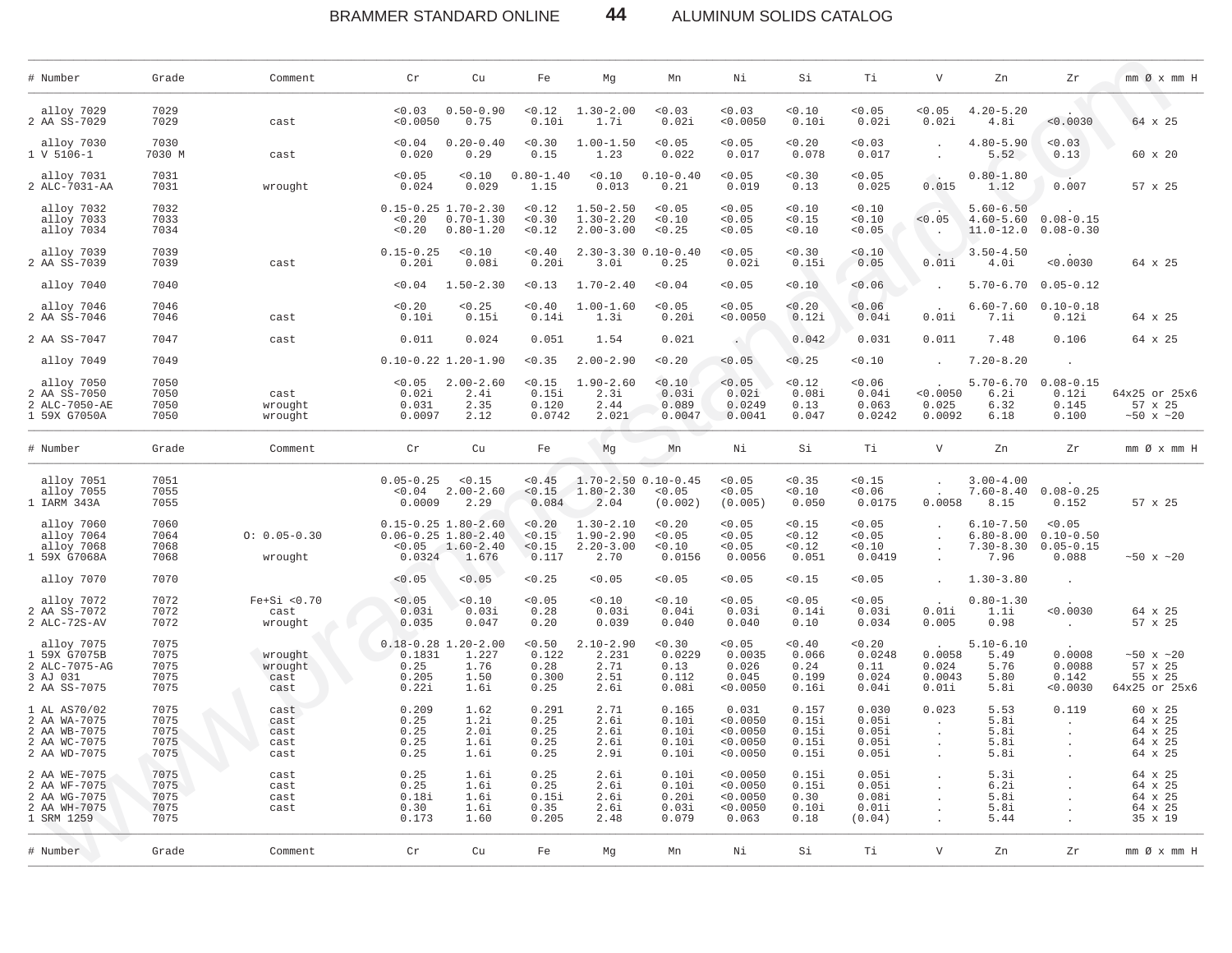| # Number | Grade | Comment | Cr | Cu | Fe | Mg | Mn | Ni | Si | Ti | V | Zn | Zr | mm Ø x mm H |
|---|---|---|---|---|---|---|---|---|---|---|---|---|---|---|
| alloy 7029 | 7029 | | <0.03 | 0.50-0.90 | <0.12 | 1.30-2.00 | <0.03 | <0.03 | <0.10 | <0.05 | <0.05 | 4.20-5.20 | . | |
| 2 AA SS-7029 | 7029 | cast | <0.0050 | 0.75 | 0.10i | 1.7i | 0.02i | <0.0050 | 0.10i | 0.02i | 0.02i | 4.8i | <0.0030 | 64 x 25 |
| alloy 7030 | 7030 | | <0.04 | 0.20-0.40 | <0.30 | 1.00-1.50 | <0.05 | <0.05 | <0.20 | <0.03 | . | 4.80-5.90 | <0.03 | |
| 1 V 5106-1 | 7030 M | cast | 0.020 | 0.29 | 0.15 | 1.23 | 0.022 | 0.017 | 0.078 | 0.017 | . | 5.52 | 0.13 | 60 x 20 |
| alloy 7031 | 7031 | | <0.05 | <0.10 | 0.80-1.40 | <0.10 | 0.10-0.40 | <0.05 | <0.30 | <0.05 | . | 0.80-1.80 | . | |
| 2 ALC-7031-AA | 7031 | wrought | 0.024 | 0.029 | 1.15 | 0.013 | 0.21 | 0.019 | 0.13 | 0.025 | 0.015 | 1.12 | 0.007 | 57 x 25 |
| alloy 7032 | 7032 | | 0.15-0.25 | 1.70-2.30 | <0.12 | 1.50-2.50 | <0.05 | <0.05 | <0.10 | <0.10 | . | 5.60-6.50 | . | |
| alloy 7033 | 7033 | | <0.20 | 0.70-1.30 | <0.30 | 1.30-2.20 | <0.10 | <0.05 | <0.15 | <0.10 | <0.05 | 4.60-5.60 | 0.08-0.15 | |
| alloy 7034 | 7034 | | <0.20 | 0.80-1.20 | <0.12 | 2.00-3.00 | <0.25 | <0.05 | <0.10 | <0.05 | . | 11.0-12.0 | 0.08-0.30 | |
| alloy 7039 | 7039 | | 0.15-0.25 | <0.10 | <0.40 | 2.30-3.30 | 0.10-0.40 | <0.05 | <0.30 | <0.10 | . | 3.50-4.50 | . | |
| 2 AA SS-7039 | 7039 | cast | 0.20i | 0.08i | 0.20i | 3.0i | 0.25 | 0.02i | 0.15i | 0.05 | 0.01i | 4.0i | <0.0030 | 64 x 25 |
| alloy 7040 | 7040 | | <0.04 | 1.50-2.30 | <0.13 | 1.70-2.40 | <0.04 | <0.05 | <0.10 | <0.06 | . | 5.70-6.70 | 0.05-0.12 | |
| alloy 7046 | 7046 | | <0.20 | <0.25 | <0.40 | 1.00-1.60 | <0.05 | <0.05 | <0.20 | <0.06 | . | 6.60-7.60 | 0.10-0.18 | |
| 2 AA SS-7046 | 7046 | cast | 0.10i | 0.15i | 0.14i | 1.3i | 0.20i | <0.0050 | 0.12i | 0.04i | 0.01i | 7.1i | 0.12i | 64 x 25 |
| 2 AA SS-7047 | 7047 | cast | 0.011 | 0.024 | 0.051 | 1.54 | 0.021 | . | 0.042 | 0.031 | 0.011 | 7.48 | 0.106 | 64 x 25 |
| alloy 7049 | 7049 | | 0.10-0.22 | 1.20-1.90 | <0.35 | 2.00-2.90 | <0.20 | <0.05 | <0.25 | <0.10 | . | 7.20-8.20 | . | |
| alloy 7050 | 7050 | | <0.05 | 2.00-2.60 | <0.15 | 1.90-2.60 | <0.10 | <0.05 | <0.12 | <0.06 | . | 5.70-6.70 | 0.08-0.15 | |
| 2 AA SS-7050 | 7050 | cast | 0.02i | 2.4i | 0.15i | 2.3i | 0.03i | 0.02i | 0.08i | 0.04i | <0.0050 | 6.2i | 0.12i | 64x25 or 25x6 |
| 2 ALC-7050-AE | 7050 | wrought | 0.031 | 2.35 | 0.120 | 2.44 | 0.089 | 0.0249 | 0.13 | 0.063 | 0.025 | 6.32 | 0.145 | 57 x 25 |
| 1 59X G7050A | 7050 | wrought | 0.0097 | 2.12 | 0.0742 | 2.021 | 0.0047 | 0.0041 | 0.047 | 0.0242 | 0.0092 | 6.18 | 0.100 | ~50 x ~20 |
| alloy 7051 | 7051 | | 0.05-0.25 | <0.15 | <0.45 | 1.70-2.50 | 0.10-0.45 | <0.05 | <0.35 | <0.15 | . | 3.00-4.00 | . | |
| alloy 7055 | 7055 | | <0.04 | 2.00-2.60 | <0.15 | 1.80-2.30 | <0.05 | <0.05 | <0.10 | <0.06 | . | 7.60-8.40 | 0.08-0.25 | |
| 1 IARM 343A | 7055 | | 0.0009 | 2.29 | 0.084 | 2.04 | (0.002) | (0.005) | 0.050 | 0.0175 | 0.0058 | 8.15 | 0.152 | 57 x 25 |
| alloy 7060 | 7060 | | 0.15-0.25 | 1.80-2.60 | <0.20 | 1.30-2.10 | <0.20 | <0.05 | <0.15 | <0.05 | . | 6.10-7.50 | <0.05 | |
| alloy 7064 | 7064 | O: 0.05-0.30 | 0.06-0.25 | 1.80-2.40 | <0.15 | 1.90-2.90 | <0.05 | <0.05 | <0.12 | <0.05 | . | 6.80-8.00 | 0.10-0.50 | |
| alloy 7068 | 7068 | | <0.05 | 1.60-2.40 | <0.15 | 2.20-3.00 | <0.10 | <0.05 | <0.12 | <0.10 | . | 7.30-8.30 | 0.05-0.15 | |
| 1 59X G7068A | 7068 | wrought | 0.0324 | 1.676 | 0.117 | 2.70 | 0.0156 | 0.0056 | 0.051 | 0.0419 | . | 7.96 | 0.088 | ~50 x ~20 |
| alloy 7070 | 7070 | | <0.05 | <0.05 | <0.25 | <0.05 | <0.05 | <0.05 | <0.15 | <0.05 | . | 1.30-3.80 | . | |
| alloy 7072 | 7072 | Fe+Si <0.70 | <0.05 | <0.10 | <0.05 | <0.10 | <0.10 | <0.05 | <0.05 | <0.05 | . | 0.80-1.30 | . | |
| 2 AA SS-7072 | 7072 | cast | 0.03i | 0.03i | 0.28 | 0.03i | 0.04i | 0.03i | 0.14i | 0.03i | 0.01i | 1.1i | <0.0030 | 64 x 25 |
| 2 ALC-72S-AV | 7072 | wrought | 0.035 | 0.047 | 0.20 | 0.039 | 0.040 | 0.040 | 0.10 | 0.034 | 0.005 | 0.98 | . | 57 x 25 |
| alloy 7075 | 7075 | | 0.18-0.28 | 1.20-2.00 | <0.50 | 2.10-2.90 | <0.30 | <0.05 | <0.40 | <0.20 | . | 5.10-6.10 | . | |
| 1 59X G7075B | 7075 | wrought | 0.1831 | 1.227 | 0.122 | 2.231 | 0.0229 | 0.0035 | 0.066 | 0.0248 | 0.0058 | 5.49 | 0.0008 | ~50 x ~20 |
| 2 ALC-7075-AG | 7075 | wrought | 0.25 | 1.76 | 0.28 | 2.71 | 0.13 | 0.026 | 0.24 | 0.11 | 0.024 | 5.76 | 0.0088 | 57 x 25 |
| 3 AJ 031 | 7075 | cast | 0.205 | 1.50 | 0.300 | 2.51 | 0.112 | 0.045 | 0.199 | 0.024 | 0.0043 | 5.80 | 0.142 | 55 x 25 |
| 2 AA SS-7075 | 7075 | cast | 0.22i | 1.6i | 0.25 | 2.6i | 0.08i | <0.0050 | 0.16i | 0.04i | 0.01i | 5.8i | <0.0030 | 64x25 or 25x6 |
| 1 AL AS70/02 | 7075 | cast | 0.209 | 1.62 | 0.291 | 2.71 | 0.165 | 0.031 | 0.157 | 0.030 | 0.023 | 5.53 | 0.119 | 60 x 25 |
| 2 AA WA-7075 | 7075 | cast | 0.25 | 1.2i | 0.25 | 2.6i | 0.10i | <0.0050 | 0.15i | 0.05i | . | 5.8i | . | 64 x 25 |
| 2 AA WB-7075 | 7075 | cast | 0.25 | 2.0i | 0.25 | 2.6i | 0.10i | <0.0050 | 0.15i | 0.05i | . | 5.8i | . | 64 x 25 |
| 2 AA WC-7075 | 7075 | cast | 0.25 | 1.6i | 0.25 | 2.6i | 0.10i | <0.0050 | 0.15i | 0.05i | . | 5.8i | . | 64 x 25 |
| 2 AA WD-7075 | 7075 | cast | 0.25 | 1.6i | 0.25 | 2.9i | 0.10i | <0.0050 | 0.15i | 0.05i | . | 5.8i | . | 64 x 25 |
| 2 AA WE-7075 | 7075 | cast | 0.25 | 1.6i | 0.25 | 2.6i | 0.10i | <0.0050 | 0.15i | 0.05i | . | 5.3i | . | 64 x 25 |
| 2 AA WF-7075 | 7075 | cast | 0.25 | 1.6i | 0.25 | 2.6i | 0.10i | <0.0050 | 0.15i | 0.05i | . | 6.2i | . | 64 x 25 |
| 2 AA WG-7075 | 7075 | cast | 0.18i | 1.6i | 0.15i | 2.6i | 0.20i | <0.0050 | 0.30 | 0.08i | . | 5.8i | . | 64 x 25 |
| 2 AA WH-7075 | 7075 | cast | 0.30 | 1.6i | 0.35 | 2.6i | 0.03i | <0.0050 | 0.10i | 0.01i | . | 5.8i | . | 64 x 25 |
| 1 SRM 1259 | 7075 | | 0.173 | 1.60 | 0.205 | 2.48 | 0.079 | 0.063 | 0.18 | (0.04) | . | 5.44 | . | 35 x 19 |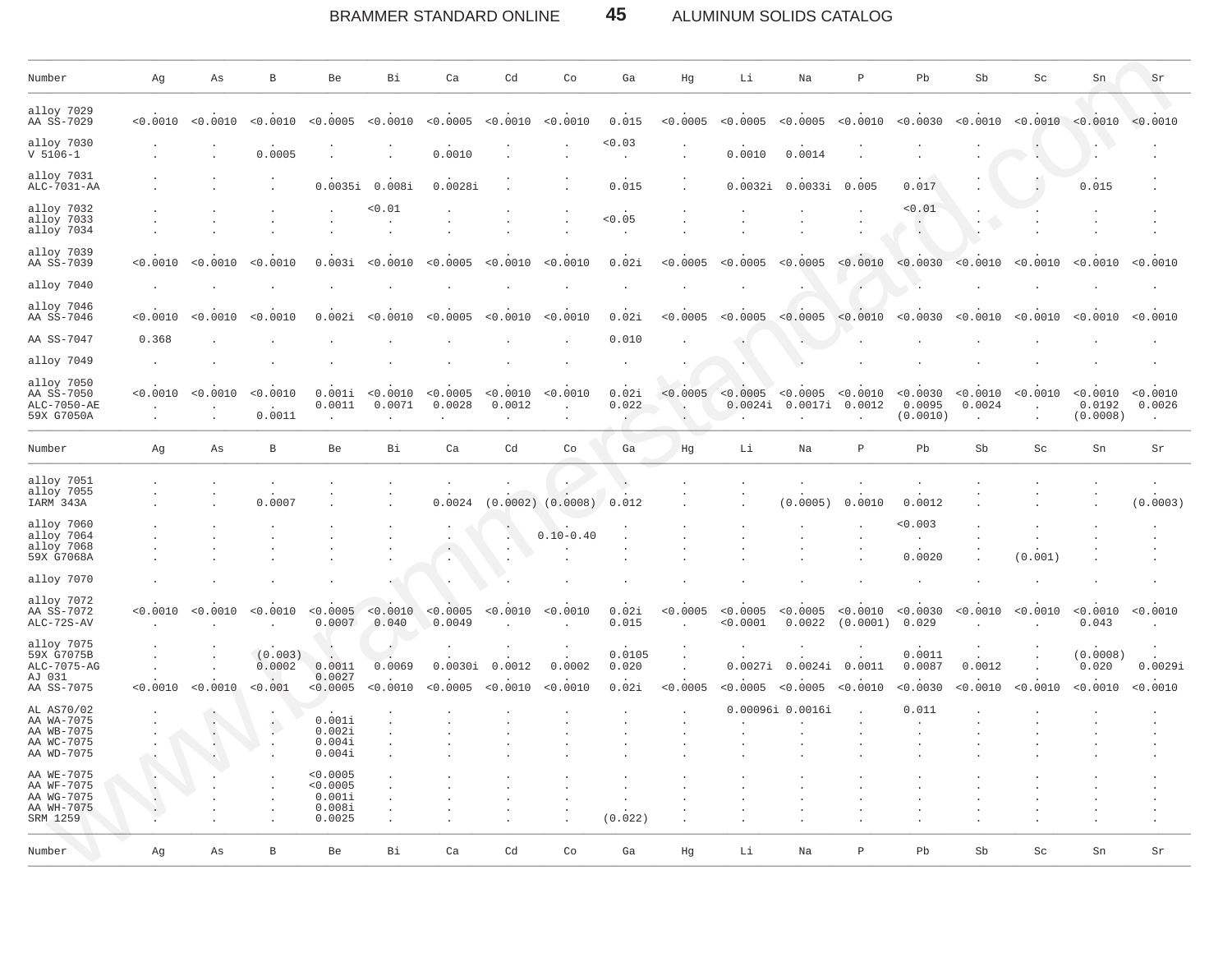| Number | Ag | As | B | Be | Bi | Ca | Cd | Co | Ga | Hg | Li | Na | P | Pb | Sb | Sc | Sn | Sr |
|---|---|---|---|---|---|---|---|---|---|---|---|---|---|---|---|---|---|---|
| alloy 7029 | . | . | . | . | . | . | . | . | . | . | . | . | . | . | . | . | . | . |
| AA SS-7029 | <0.0010 | <0.0010 | <0.0010 | <0.0005 | <0.0010 | <0.0005 | <0.0010 | <0.0010 | 0.015 | <0.0005 | <0.0005 | <0.0005 | <0.0010 | <0.0030 | <0.0010 | <0.0010 | <0.0010 | <0.0010 |
| alloy 7030 | . | . | . | . | . | . | . | . | <0.03 | . | . | . | . | . | . | . | . | . |
| V 5106-1 | . | . | 0.0005 | . | . | 0.0010 | . | . | . | . | 0.0010 | 0.0014 | . | . | . | . | . | . |
| alloy 7031 | . | . | . | . | . | . | . | . | . | . | . | . | . | . | . | . | . | . |
| ALC-7031-AA | . | . | . | 0.0035i | 0.008i | 0.0028i | . | . | 0.015 | . | 0.0032i | 0.0033i | 0.005 | 0.017 | . | . | 0.015 | . |
| alloy 7032 | . | . | . | . | <0.01 | . | . | . | . | . | . | . | . | <0.01 | . | . | . | . |
| alloy 7033 | . | . | . | . | . | . | . | . | <0.05 | . | . | . | . | . | . | . | . | . |
| alloy 7034 | . | . | . | . | . | . | . | . | . | . | . | . | . | . | . | . | . | . |
| alloy 7039 | . | . | . | . | . | . | . | . | . | . | . | . | . | . | . | . | . | . |
| AA SS-7039 | <0.0010 | <0.0010 | <0.0010 | 0.003i | <0.0010 | <0.0005 | <0.0010 | <0.0010 | 0.02i | <0.0005 | <0.0005 | <0.0005 | <0.0010 | <0.0030 | <0.0010 | <0.0010 | <0.0010 | <0.0010 |
| alloy 7040 | . | . | . | . | . | . | . | . | . | . | . | . | . | . | . | . | . | . |
| alloy 7046 | . | . | . | . | . | . | . | . | . | . | . | . | . | . | . | . | . | . |
| AA SS-7046 | <0.0010 | <0.0010 | <0.0010 | 0.002i | <0.0010 | <0.0005 | <0.0010 | <0.0010 | 0.02i | <0.0005 | <0.0005 | <0.0005 | <0.0010 | <0.0030 | <0.0010 | <0.0010 | <0.0010 | <0.0010 |
| AA SS-7047 | 0.368 | . | . | . | . | . | . | . | 0.010 | . | . | . | . | . | . | . | . | . |
| alloy 7049 | . | . | . | . | . | . | . | . | . | . | . | . | . | . | . | . | . | . |
| alloy 7050 | . | . | . | . | . | . | . | . | . | . | . | . | . | . | . | . | . | . |
| AA SS-7050 | <0.0010 | <0.0010 | <0.0010 | 0.001i | <0.0010 | <0.0005 | <0.0010 | <0.0010 | 0.02i | <0.0005 | <0.0005 | <0.0005 | <0.0010 | <0.0030 | <0.0010 | <0.0010 | <0.0010 | <0.0010 |
| ALC-7050-AE | . | . | . | 0.0011 | 0.0071 | 0.0028 | 0.0012 | . | 0.022 | . | 0.0024i | 0.0017i | 0.0012 | 0.0095 | 0.0024 | . | 0.0192 | 0.0026 |
| 59X G7050A | . | . | 0.0011 | . | . | . | . | . | . | . | . | . | . | (0.0010) | . | . | (0.0008) | . |
| alloy 7051 | . | . | . | . | . | . | . | . | . | . | . | . | . | . | . | . | . | . |
| alloy 7055 | . | . | . | . | . | . | . | . | . | . | . | . | . | . | . | . | . | . |
| IARM 343A | . | . | 0.0007 | . | . | 0.0024 | (0.0002) | (0.0008) | 0.012 | . | . | (0.0005) | 0.0010 | 0.0012 | . | . | . | (0.0003) |
| alloy 7060 | . | . | . | . | . | . | . | . | . | . | . | . | . | <0.003 | . | . | . | . |
| alloy 7064 | . | . | . | . | . | . | . | 0.10-0.40 | . | . | . | . | . | . | . | . | . | . |
| alloy 7068 | . | . | . | . | . | . | . | . | . | . | . | . | . | . | . | . | . | . |
| 59X G7068A | . | . | . | . | . | . | . | . | . | . | . | . | . | 0.0020 | . | (0.001) | . | . |
| alloy 7070 | . | . | . | . | . | . | . | . | . | . | . | . | . | . | . | . | . | . |
| alloy 7072 | . | . | . | . | . | . | . | . | . | . | . | . | . | . | . | . | . | . |
| AA SS-7072 | <0.0010 | <0.0010 | <0.0010 | <0.0005 | <0.0010 | <0.0005 | <0.0010 | <0.0010 | 0.02i | <0.0005 | <0.0005 | <0.0005 | <0.0010 | <0.0030 | <0.0010 | <0.0010 | <0.0010 | <0.0010 |
| ALC-72S-AV | . | . | . | 0.0007 | 0.040 | 0.0049 | . | . | 0.015 | . | <0.0001 | 0.0022 | (0.0001) | 0.029 | . | . | 0.043 | . |
| alloy 7075 | . | . | . | . | . | . | . | . | . | . | . | . | . | . | . | . | . | . |
| 59X G7075B | . | . | (0.003) | . | . | . | . | . | 0.0105 | . | . | . | . | 0.0011 | . | . | (0.0008) | . |
| ALC-7075-AG | . | . | 0.0002 | 0.0011 | 0.0069 | 0.0030i | 0.0012 | 0.0002 | 0.020 | . | 0.0027i | 0.0024i | 0.0011 | 0.0087 | 0.0012 | . | 0.020 | 0.0029i |
| AJ 031 | . | . | . | 0.0027 | . | . | . | . | . | . | . | . | . | . | . | . | . | . |
| AA SS-7075 | <0.0010 | <0.0010 | <0.001 | <0.0005 | <0.0010 | <0.0005 | <0.0010 | <0.0010 | 0.02i | <0.0005 | <0.0005 | <0.0005 | <0.0010 | <0.0030 | <0.0010 | <0.0010 | <0.0010 | <0.0010 |
| AL AS70/02 | . | . | . | . | . | . | . | . | . | . | 0.00096i | 0.0016i | . | 0.011 | . | . | . | . |
| AA WA-7075 | . | . | . | 0.001i | . | . | . | . | . | . | . | . | . | . | . | . | . | . |
| AA WB-7075 | . | . | . | 0.002i | . | . | . | . | . | . | . | . | . | . | . | . | . | . |
| AA WC-7075 | . | . | . | 0.004i | . | . | . | . | . | . | . | . | . | . | . | . | . | . |
| AA WD-7075 | . | . | . | 0.004i | . | . | . | . | . | . | . | . | . | . | . | . | . | . |
| AA WE-7075 | . | . | . | <0.0005 | . | . | . | . | . | . | . | . | . | . | . | . | . | . |
| AA WF-7075 | . | . | . | <0.0005 | . | . | . | . | . | . | . | . | . | . | . | . | . | . |
| AA WG-7075 | . | . | . | 0.001i | . | . | . | . | . | . | . | . | . | . | . | . | . | . |
| AA WH-7075 | . | . | . | 0.008i | . | . | . | . | . | . | . | . | . | . | . | . | . | . |
| SRM 1259 | . | . | . | 0.0025 | . | . | . | . | (0.022) | . | . | . | . | . | . | . | . | . |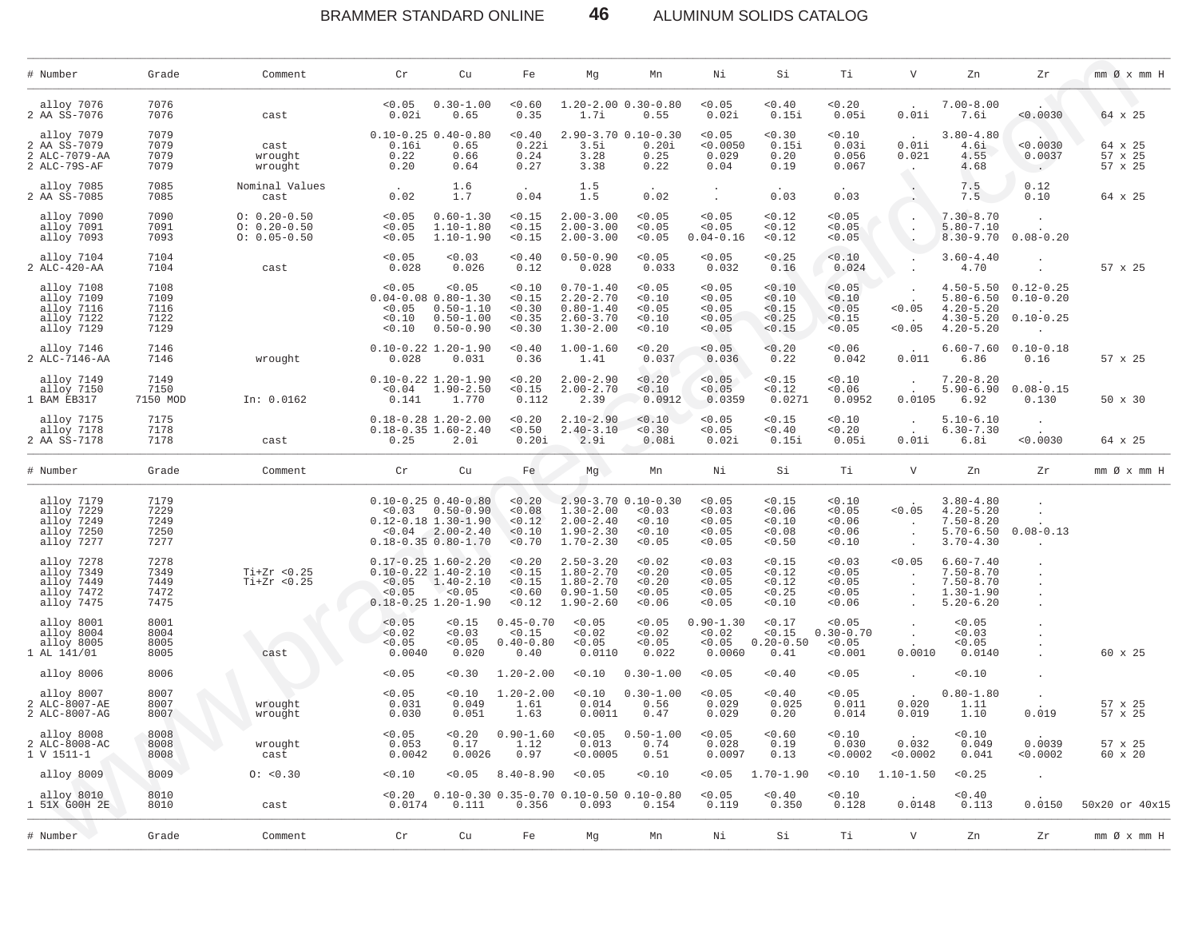| # Number | Grade | Comment | Cr | Cu | Fe | Mg | Mn | Ni | Si | Ti | V | Zn | Zr | mm Ø x mm H |
|---|---|---|---|---|---|---|---|---|---|---|---|---|---|---|
| alloy 7076 | 7076 | | <0.05 | 0.30-1.00 | <0.60 | 1.20-2.00 | 0.30-0.80 | <0.05 | <0.40 | <0.20 | . | 7.00-8.00 | . | |
| 2 AA SS-7076 | 7076 | cast | 0.02i | 0.65 | 0.35 | 1.7i | 0.55 | 0.02i | 0.15i | 0.05i | 0.01i | 7.6i | <0.0030 | 64 x 25 |
| alloy 7079 | 7079 | | 0.10-0.25 | 0.40-0.80 | <0.40 | 2.90-3.70 | 0.10-0.30 | <0.05 | <0.30 | <0.10 | . | 3.80-4.80 | . | |
| 2 AA SS-7079 | 7079 | cast | 0.16i | 0.65 | 0.22i | 3.5i | 0.20i | <0.0050 | 0.15i | 0.03i | 0.01i | 4.6i | <0.0030 | 64 x 25 |
| 2 ALC-7079-AA | 7079 | wrought | 0.22 | 0.66 | 0.24 | 3.28 | 0.25 | 0.029 | 0.20 | 0.056 | 0.021 | 4.55 | 0.0037 | 57 x 25 |
| 2 ALC-79S-AF | 7079 | wrought | 0.20 | 0.64 | 0.27 | 3.38 | 0.22 | 0.04 | 0.19 | 0.067 | . | 4.68 | . | 57 x 25 |
| alloy 7085 | 7085 | Nominal Values | . | 1.6 | . | 1.5 | . | . | . | . | . | 7.5 | 0.12 | |
| 2 AA SS-7085 | 7085 | cast | 0.02 | 1.7 | 0.04 | 1.5 | 0.02 | . | 0.03 | 0.03 | . | 7.5 | 0.10 | 64 x 25 |
| alloy 7090 | 7090 | O: 0.20-0.50 | <0.05 | 0.60-1.30 | <0.15 | 2.00-3.00 | <0.05 | <0.05 | <0.12 | <0.05 | . | 7.30-8.70 | . | |
| alloy 7091 | 7091 | O: 0.20-0.50 | <0.05 | 1.10-1.80 | <0.15 | 2.00-3.00 | <0.05 | <0.05 | <0.12 | <0.05 | . | 5.80-7.10 | . | |
| alloy 7093 | 7093 | O: 0.05-0.50 | <0.05 | 1.10-1.90 | <0.15 | 2.00-3.00 | <0.05 | 0.04-0.16 | <0.12 | <0.05 | . | 8.30-9.70 | 0.08-0.20 | |
| alloy 7104 | 7104 | | <0.05 | <0.03 | <0.40 | 0.50-0.90 | <0.05 | <0.05 | <0.25 | <0.10 | . | 3.60-4.40 | . | |
| 2 ALC-420-AA | 7104 | cast | 0.028 | 0.026 | 0.12 | 0.028 | 0.033 | 0.032 | 0.16 | 0.024 | . | 4.70 | . | 57 x 25 |
| alloy 7108 | 7108 | | <0.05 | <0.05 | <0.10 | 0.70-1.40 | <0.05 | <0.05 | <0.10 | <0.05 | . | 4.50-5.50 | 0.12-0.25 | |
| alloy 7109 | 7109 | | 0.04-0.08 | 0.80-1.30 | <0.15 | 2.20-2.70 | <0.10 | <0.05 | <0.10 | <0.10 | . | 5.80-6.50 | 0.10-0.20 | |
| alloy 7116 | 7116 | | <0.05 | 0.50-1.10 | <0.30 | 0.80-1.40 | <0.05 | <0.05 | <0.15 | <0.05 | <0.05 | 4.20-5.20 | . | |
| alloy 7122 | 7122 | | <0.10 | 0.50-1.00 | <0.35 | 2.60-3.70 | <0.10 | <0.05 | <0.25 | <0.15 | . | 4.30-5.20 | 0.10-0.25 | |
| alloy 7129 | 7129 | | <0.10 | 0.50-0.90 | <0.30 | 1.30-2.00 | <0.10 | <0.05 | <0.15 | <0.05 | <0.05 | 4.20-5.20 | . | |
| alloy 7146 | 7146 | | 0.10-0.22 | 1.20-1.90 | <0.40 | 1.00-1.60 | <0.20 | <0.05 | <0.20 | <0.06 | . | 6.60-7.60 | 0.10-0.18 | |
| 2 ALC-7146-AA | 7146 | wrought | 0.028 | 0.031 | 0.36 | 1.41 | 0.037 | 0.036 | 0.22 | 0.042 | 0.011 | 6.86 | 0.16 | 57 x 25 |
| alloy 7149 | 7149 | | 0.10-0.22 | 1.20-1.90 | <0.20 | 2.00-2.90 | <0.20 | <0.05 | <0.15 | <0.10 | . | 7.20-8.20 | . | |
| alloy 7150 | 7150 | | <0.04 | 1.90-2.50 | <0.15 | 2.00-2.70 | <0.10 | <0.05 | <0.12 | <0.06 | . | 5.90-6.90 | 0.08-0.15 | |
| 1 BAM EB317 | 7150 MOD | In: 0.0162 | 0.141 | 1.770 | 0.112 | 2.39 | 0.0912 | 0.0359 | 0.0271 | 0.0952 | 0.0105 | 6.92 | 0.130 | 50 x 30 |
| alloy 7175 | 7175 | | 0.18-0.28 | 1.20-2.00 | <0.20 | 2.10-2.90 | <0.10 | <0.05 | <0.15 | <0.10 | . | 5.10-6.10 | . | |
| alloy 7178 | 7178 | | 0.18-0.35 | 1.60-2.40 | <0.50 | 2.40-3.10 | <0.30 | <0.05 | <0.40 | <0.20 | . | 6.30-7.30 | . | |
| 2 AA SS-7178 | 7178 | cast | 0.25 | 2.0i | 0.20i | 2.9i | 0.08i | 0.02i | 0.15i | 0.05i | 0.01i | 6.8i | <0.0030 | 64 x 25 |

| # Number | Grade | Comment | Cr | Cu | Fe | Mg | Mn | Ni | Si | Ti | V | Zn | Zr | mm Ø x mm H |
|---|---|---|---|---|---|---|---|---|---|---|---|---|---|---|
| alloy 7179 | 7179 | | 0.10-0.25 | 0.40-0.80 | <0.20 | 2.90-3.70 | 0.10-0.30 | <0.05 | <0.15 | <0.10 | . | 3.80-4.80 | . | |
| alloy 7229 | 7229 | | <0.03 | 0.50-0.90 | <0.08 | 1.30-2.00 | <0.03 | <0.03 | <0.06 | <0.05 | <0.05 | 4.20-5.20 | . | |
| alloy 7249 | 7249 | | 0.12-0.18 | 1.30-1.90 | <0.12 | 2.00-2.40 | <0.10 | <0.05 | <0.10 | <0.06 | . | 7.50-8.20 | . | |
| alloy 7250 | 7250 | | <0.04 | 2.00-2.40 | <0.10 | 1.90-2.30 | <0.10 | <0.05 | <0.08 | <0.06 | . | 5.70-6.50 | 0.08-0.13 | |
| alloy 7277 | 7277 | | 0.18-0.35 | 0.80-1.70 | <0.70 | 1.70-2.30 | <0.05 | <0.05 | <0.50 | <0.10 | . | 3.70-4.30 | . | |
| alloy 7278 | 7278 | | 0.17-0.25 | 1.60-2.20 | <0.20 | 2.50-3.20 | <0.02 | <0.03 | <0.15 | <0.03 | <0.05 | 6.60-7.40 | . | |
| alloy 7349 | 7349 | Ti+Zr <0.25 | 0.10-0.22 | 1.40-2.10 | <0.15 | 1.80-2.70 | <0.20 | <0.05 | <0.12 | <0.05 | . | 7.50-8.70 | . | |
| alloy 7449 | 7449 | Ti+Zr <0.25 | <0.05 | 1.40-2.10 | <0.15 | 1.80-2.70 | <0.20 | <0.05 | <0.12 | <0.05 | . | 7.50-8.70 | . | |
| alloy 7472 | 7472 | | <0.05 | <0.05 | <0.60 | 0.90-1.50 | <0.05 | <0.05 | <0.25 | <0.05 | . | 1.30-1.90 | . | |
| alloy 7475 | 7475 | | 0.18-0.25 | 1.20-1.90 | <0.12 | 1.90-2.60 | <0.06 | <0.05 | <0.10 | <0.06 | . | 5.20-6.20 | . | |
| alloy 8001 | 8001 | | <0.05 | <0.15 | 0.45-0.70 | <0.05 | <0.05 | 0.90-1.30 | <0.17 | <0.05 | . | <0.05 | . | |
| alloy 8004 | 8004 | | <0.02 | <0.03 | <0.15 | <0.02 | <0.02 | <0.02 | <0.15 | 0.30-0.70 | . | <0.03 | . | |
| alloy 8005 | 8005 | | <0.05 | <0.05 | 0.40-0.80 | <0.05 | <0.05 | <0.05 | 0.20-0.50 | <0.05 | . | <0.05 | . | |
| 1 AL 141/01 | 8005 | cast | 0.0040 | 0.020 | 0.40 | 0.0110 | 0.022 | 0.0060 | 0.41 | <0.001 | 0.0010 | 0.0140 | . | 60 x 25 |
| alloy 8006 | 8006 | | <0.05 | <0.30 | 1.20-2.00 | <0.10 | 0.30-1.00 | <0.05 | <0.40 | <0.05 | . | <0.10 | . | |
| alloy 8007 | 8007 | | <0.05 | <0.10 | 1.20-2.00 | <0.10 | 0.30-1.00 | <0.05 | <0.40 | <0.05 | . | 0.80-1.80 | . | |
| 2 ALC-8007-AE | 8007 | wrought | 0.031 | 0.049 | 1.61 | 0.014 | 0.56 | 0.029 | 0.025 | 0.011 | 0.020 | 1.11 | . | 57 x 25 |
| 2 ALC-8007-AG | 8007 | wrought | 0.030 | 0.051 | 1.63 | 0.0011 | 0.47 | 0.029 | 0.20 | 0.014 | 0.019 | 1.10 | 0.019 | 57 x 25 |
| alloy 8008 | 8008 | | <0.05 | <0.20 | 0.90-1.60 | <0.05 | 0.50-1.00 | <0.05 | <0.60 | <0.10 | . | <0.10 | . | |
| 2 ALC-8008-AC | 8008 | wrought | 0.053 | 0.17 | 1.12 | 0.013 | 0.74 | 0.028 | 0.19 | 0.030 | 0.032 | 0.049 | 0.0039 | 57 x 25 |
| 1 V 1511-1 | 8008 | cast | 0.0042 | 0.0026 | 0.97 | <0.0005 | 0.51 | 0.0097 | 0.13 | <0.0002 | <0.0002 | 0.041 | <0.0002 | 60 x 20 |
| alloy 8009 | 8009 | O: <0.30 | <0.10 | <0.05 | 8.40-8.90 | <0.05 | <0.10 | <0.05 | 1.70-1.90 | <0.10 | 1.10-1.50 | <0.25 | . | |
| alloy 8010 | 8010 | | <0.20 | 0.10-0.30 | 0.35-0.70 | 0.10-0.50 | 0.10-0.80 | <0.05 | <0.40 | <0.10 | . | <0.40 | . | |
| 1 51X G00H 2E | 8010 | cast | 0.0174 | 0.111 | 0.356 | 0.093 | 0.154 | 0.119 | 0.350 | 0.128 | 0.0148 | 0.113 | 0.0150 | 50x20 or 40x15 |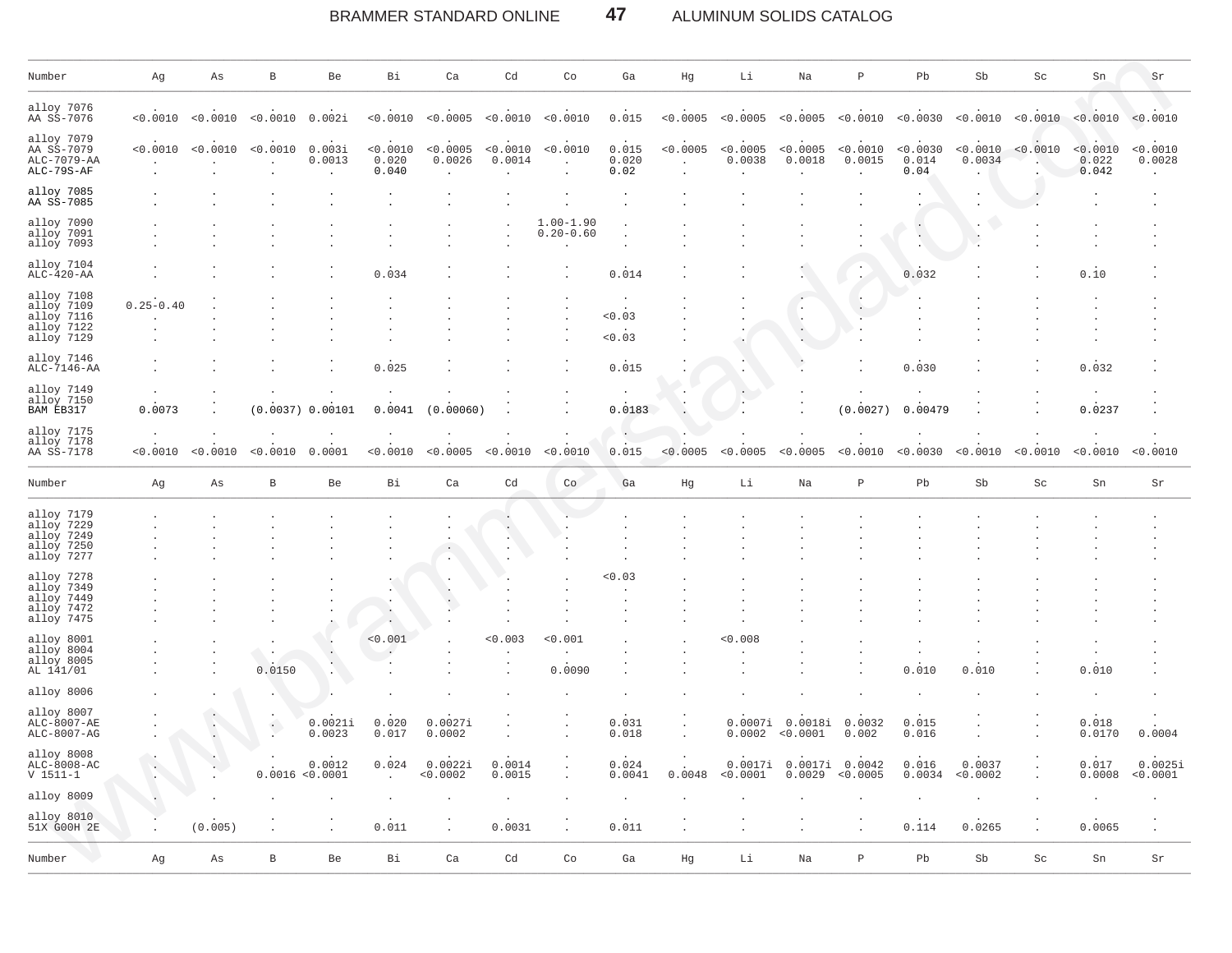| Number | Ag | As | B | Be | Bi | Ca | Cd | Co | Ga | Hg | Li | Na | P | Pb | Sb | Sc | Sn | Sr |
|---|---|---|---|---|---|---|---|---|---|---|---|---|---|---|---|---|---|---|
| alloy 7076 | . | . | . | . | . | . | . | . | . | . | . | . | . | . | . | . | . | . |
| AA SS-7076 | <0.0010 | <0.0010 | <0.0010 | 0.002i | <0.0010 | <0.0005 | <0.0010 | <0.0010 | 0.015 | <0.0005 | <0.0005 | <0.0005 | <0.0010 | <0.0030 | <0.0010 | <0.0010 | <0.0010 | <0.0010 |
| alloy 7079 | . | . | . | . | . | . | . | . | . | . | . | . | . | . | . | . | . | . |
| AA SS-7079 | <0.0010 | <0.0010 | <0.0010 | 0.003i | <0.0010 | <0.0005 | <0.0010 | <0.0010 | 0.015 | <0.0005 | <0.0005 | <0.0005 | <0.0010 | <0.0030 | <0.0010 | <0.0010 | <0.0010 | <0.0010 |
| ALC-7079-AA | . | . | . | 0.0013 | 0.020 | 0.0026 | 0.0014 | . | 0.020 | . | 0.0038 | 0.0018 | 0.0015 | 0.014 | 0.0034 | . | 0.022 | 0.0028 |
| ALC-79S-AF | . | . | . | . | 0.040 | . | . | . | 0.02 | . | . | . | . | 0.04 | . | . | 0.042 | . |
| alloy 7085 | . | . | . | . | . | . | . | . | . | . | . | . | . | . | . | . | . | . |
| AA SS-7085 | . | . | . | . | . | . | . | . | . | . | . | . | . | . | . | . | . | . |
| alloy 7090 | . | . | . | . | . | . | . | 1.00-1.90 | . | . | . | . | . | . | . | . | . | . |
| alloy 7091 | . | . | . | . | . | . | . | 0.20-0.60 | . | . | . | . | . | . | . | . | . | . |
| alloy 7093 | . | . | . | . | . | . | . | . | . | . | . | . | . | . | . | . | . | . |
| alloy 7104 | . | . | . | . | . | . | . | . | . | . | . | . | . | . | . | . | . | . |
| ALC-420-AA | . | . | . | . | 0.034 | . | . | . | 0.014 | . | . | . | . | 0.032 | . | . | 0.10 | . |
| alloy 7108 | . | . | . | . | . | . | . | . | . | . | . | . | . | . | . | . | . | . |
| alloy 7109 | 0.25-0.40 | . | . | . | . | . | . | . | . | . | . | . | . | . | . | . | . | . |
| alloy 7116 | . | . | . | . | . | . | . | . | <0.03 | . | . | . | . | . | . | . | . | . |
| alloy 7122 | . | . | . | . | . | . | . | . | . | . | . | . | . | . | . | . | . | . |
| alloy 7129 | . | . | . | . | . | . | . | . | <0.03 | . | . | . | . | . | . | . | . | . |
| alloy 7146 | . | . | . | . | . | . | . | . | . | . | . | . | . | . | . | . | . | . |
| ALC-7146-AA | . | . | . | . | 0.025 | . | . | . | 0.015 | . | . | . | . | 0.030 | . | . | 0.032 | . |
| alloy 7149 | . | . | . | . | . | . | . | . | . | . | . | . | . | . | . | . | . | . |
| alloy 7150 | . | . | . | . | . | . | . | . | . | . | . | . | . | . | . | . | . | . |
| BAM EB317 | 0.0073 | . | (0.0037) | 0.00101 | 0.0041 | (0.00060) | . | . | 0.0183 | . | . | . | (0.0027) | 0.00479 | . | . | 0.0237 | . |
| alloy 7175 | . | . | . | . | . | . | . | . | . | . | . | . | . | . | . | . | . | . |
| alloy 7178 | . | . | . | . | . | . | . | . | . | . | . | . | . | . | . | . | . | . |
| AA SS-7178 | <0.0010 | <0.0010 | <0.0010 | 0.0001 | <0.0010 | <0.0005 | <0.0010 | <0.0010 | 0.015 | <0.0005 | <0.0005 | <0.0005 | <0.0010 | <0.0030 | <0.0010 | <0.0010 | <0.0010 | <0.0010 |
| alloy 7179 | . | . | . | . | . | . | . | . | . | . | . | . | . | . | . | . | . | . |
| alloy 7229 | . | . | . | . | . | . | . | . | . | . | . | . | . | . | . | . | . | . |
| alloy 7249 | . | . | . | . | . | . | . | . | . | . | . | . | . | . | . | . | . | . |
| alloy 7250 | . | . | . | . | . | . | . | . | . | . | . | . | . | . | . | . | . | . |
| alloy 7277 | . | . | . | . | . | . | . | . | . | . | . | . | . | . | . | . | . | . |
| alloy 7278 | . | . | . | . | . | . | . | . | <0.03 | . | . | . | . | . | . | . | . | . |
| alloy 7349 | . | . | . | . | . | . | . | . | . | . | . | . | . | . | . | . | . | . |
| alloy 7449 | . | . | . | . | . | . | . | . | . | . | . | . | . | . | . | . | . | . |
| alloy 7472 | . | . | . | . | . | . | . | . | . | . | . | . | . | . | . | . | . | . |
| alloy 7475 | . | . | . | . | . | . | . | . | . | . | . | . | . | . | . | . | . | . |
| alloy 8001 | . | . | . | . | <0.001 | . | <0.003 | <0.001 | . | . | <0.008 | . | . | . | . | . | . | . |
| alloy 8004 | . | . | . | . | . | . | . | . | . | . | . | . | . | . | . | . | . | . |
| alloy 8005 | . | . | . | . | . | . | . | . | . | . | . | . | . | . | . | . | . | . |
| AL 141/01 | . | . | 0.0150 | . | . | . | . | 0.0090 | . | . | . | . | . | 0.010 | 0.010 | . | 0.010 | . |
| alloy 8006 | . | . | . | . | . | . | . | . | . | . | . | . | . | . | . | . | . | . |
| alloy 8007 | . | . | . | . | . | . | . | . | . | . | . | . | . | . | . | . | . | . |
| ALC-8007-AE | . | . | . | 0.0021i | 0.020 | 0.0027i | . | . | 0.031 | . | 0.0007i | 0.0018i | 0.0032 | 0.015 | . | . | 0.018 | . |
| ALC-8007-AG | . | . | . | 0.0023 | 0.017 | 0.0002 | . | . | 0.018 | . | 0.0002 | <0.0001 | 0.002 | 0.016 | . | . | 0.0170 | 0.0004 |
| alloy 8008 | . | . | . | . | . | . | . | . | . | . | . | . | . | . | . | . | . | . |
| ALC-8008-AC | . | . | . | 0.0012 | 0.024 | 0.0022i | 0.0014 | . | 0.024 | . | 0.0017i | 0.0017i | 0.0042 | 0.016 | 0.0037 | . | 0.017 | 0.0025i |
| V 1511-1 | . | . | 0.0016 | <0.0001 | . | <0.0002 | 0.0015 | . | 0.0041 | 0.0048 | <0.0001 | 0.0029 | <0.0005 | 0.0034 | <0.0002 | . | 0.0008 | <0.0001 |
| alloy 8009 | . | . | . | . | . | . | . | . | . | . | . | . | . | . | . | . | . | . |
| alloy 8010 | . | . | . | . | . | . | . | . | . | . | . | . | . | . | . | . | . | . |
| 51X G00H 2E | . | (0.005) | . | . | 0.011 | . | 0.0031 | . | 0.011 | . | . | . | . | 0.114 | 0.0265 | . | 0.0065 | . |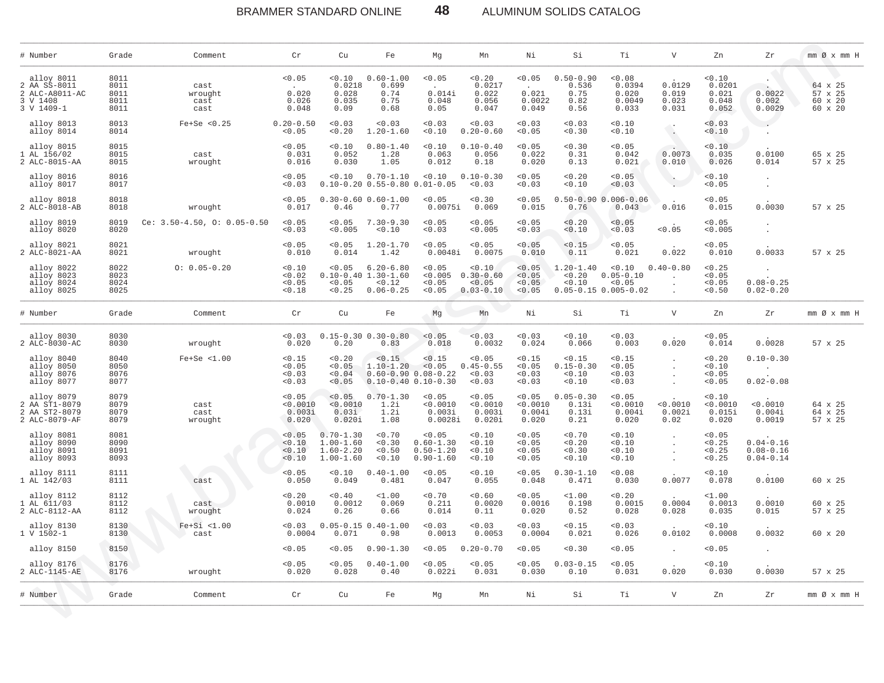| # Number | Grade | Comment | Cr | Cu | Fe | Mg | Mn | Ni | Si | Ti | V | Zn | Zr | mm Ø x mm H |
|---|---|---|---|---|---|---|---|---|---|---|---|---|---|---|
| alloy 8011 | 8011 | | <0.05 | <0.10 | 0.60-1.00 | <0.05 | <0.20 | <0.05 | 0.50-0.90 | <0.08 | . | <0.10 | . | |
| 2 AA SS-8011 | 8011 | cast | . | 0.0218 | 0.699 | . | 0.0217 | . | 0.536 | 0.0394 | 0.0129 | 0.0201 | . | 64 x 25 |
| 2 ALC-A8011-AC | 8011 | wrought | 0.020 | 0.028 | 0.74 | 0.014i | 0.022 | 0.021 | 0.75 | 0.020 | 0.019 | 0.021 | 0.0022 | 57 x 25 |
| 3 V 1408 | 8011 | cast | 0.026 | 0.035 | 0.75 | 0.048 | 0.056 | 0.0022 | 0.82 | 0.0049 | 0.023 | 0.048 | 0.002 | 60 x 20 |
| 3 V 1409-1 | 8011 | cast | 0.048 | 0.09 | 0.68 | 0.05 | 0.047 | 0.049 | 0.56 | 0.033 | 0.031 | 0.052 | 0.0029 | 60 x 20 |
| alloy 8013 | 8013 | Fe+Se <0.25 | 0.20-0.50 | <0.03 | <0.03 | <0.03 | <0.03 | <0.03 | <0.03 | <0.10 | . | <0.03 | . | |
| alloy 8014 | 8014 | | <0.05 | <0.20 | 1.20-1.60 | <0.10 | 0.20-0.60 | <0.05 | <0.30 | <0.10 | . | <0.10 | . | |
| alloy 8015 | 8015 | | <0.05 | <0.10 | 0.80-1.40 | <0.10 | 0.10-0.40 | <0.05 | <0.30 | <0.05 | . | <0.10 | . | |
| 1 AL 156/02 | 8015 | cast | 0.031 | 0.052 | 1.28 | 0.063 | 0.056 | 0.022 | 0.31 | 0.042 | 0.0073 | 0.035 | 0.0100 | 65 x 25 |
| 2 ALC-8015-AA | 8015 | wrought | 0.016 | 0.030 | 1.05 | 0.012 | 0.18 | 0.020 | 0.13 | 0.021 | 0.010 | 0.026 | 0.014 | 57 x 25 |
| alloy 8016 | 8016 | | <0.05 | <0.10 | 0.70-1.10 | <0.10 | 0.10-0.30 | <0.05 | <0.20 | <0.05 | . | <0.10 | . | |
| alloy 8017 | 8017 | | <0.03 | 0.10-0.20 | 0.55-0.80 | 0.01-0.05 | <0.03 | <0.03 | <0.10 | <0.03 | . | <0.05 | . | |
| alloy 8018 | 8018 | | <0.05 | 0.30-0.60 | 0.60-1.00 | <0.05 | <0.30 | <0.05 | 0.50-0.90 | 0.006-0.06 | . | <0.05 | . | |
| 2 ALC-8018-AB | 8018 | wrought | 0.017 | 0.46 | 0.77 | 0.0075i | 0.069 | 0.015 | 0.76 | 0.043 | 0.016 | 0.015 | 0.0030 | 57 x 25 |
| alloy 8019 | 8019 | Ce: 3.50-4.50, O: 0.05-0.50 | <0.05 | <0.05 | 7.30-9.30 | <0.05 | <0.05 | <0.05 | <0.20 | <0.05 | . | <0.05 | . | |
| alloy 8020 | 8020 | | <0.03 | <0.005 | <0.10 | <0.03 | <0.005 | <0.03 | <0.10 | <0.03 | <0.05 | <0.005 | . | |
| alloy 8021 | 8021 | | <0.05 | <0.05 | 1.20-1.70 | <0.05 | <0.05 | <0.05 | <0.15 | <0.05 | . | <0.05 | . | |
| 2 ALC-8021-AA | 8021 | wrought | 0.010 | 0.014 | 1.42 | 0.0048i | 0.0075 | 0.010 | 0.11 | 0.021 | 0.022 | 0.010 | 0.0033 | 57 x 25 |
| alloy 8022 | 8022 | O: 0.05-0.20 | <0.10 | <0.05 | 6.20-6.80 | <0.05 | <0.10 | <0.05 | 1.20-1.40 | <0.10 | 0.40-0.80 | <0.25 | . | |
| alloy 8023 | 8023 | | <0.02 | 0.10-0.40 | 1.30-1.60 | <0.005 | 0.30-0.60 | <0.05 | <0.20 | 0.05-0.10 | . | <0.05 | . | |
| alloy 8024 | 8024 | | <0.05 | <0.05 | <0.12 | <0.05 | <0.05 | <0.05 | <0.10 | <0.05 | . | <0.05 | 0.08-0.25 | |
| alloy 8025 | 8025 | | <0.18 | <0.25 | 0.06-0.25 | <0.05 | 0.03-0.10 | <0.05 | 0.05-0.15 | 0.005-0.02 | . | <0.50 | 0.02-0.20 | |
| alloy 8030 | 8030 | | <0.03 | 0.15-0.30 | 0.30-0.80 | <0.05 | <0.03 | <0.03 | <0.10 | <0.03 | . | <0.05 | . | |
| 2 ALC-8030-AC | 8030 | wrought | 0.020 | 0.20 | 0.83 | 0.018 | 0.0032 | 0.024 | 0.066 | 0.003 | 0.020 | 0.014 | 0.0028 | 57 x 25 |
| alloy 8040 | 8040 | Fe+Se <1.00 | <0.15 | <0.20 | <0.15 | <0.15 | <0.05 | <0.15 | <0.15 | <0.15 | . | <0.20 | 0.10-0.30 | |
| alloy 8050 | 8050 | | <0.05 | <0.05 | 1.10-1.20 | <0.05 | 0.45-0.55 | <0.05 | 0.15-0.30 | <0.05 | . | <0.10 | . | |
| alloy 8076 | 8076 | | <0.03 | <0.04 | 0.60-0.90 | 0.08-0.22 | <0.03 | <0.03 | <0.10 | <0.03 | . | <0.05 | . | |
| alloy 8077 | 8077 | | <0.03 | <0.05 | 0.10-0.40 | 0.10-0.30 | <0.03 | <0.03 | <0.10 | <0.03 | . | <0.05 | 0.02-0.08 | |
| alloy 8079 | 8079 | | <0.05 | <0.05 | 0.70-1.30 | <0.05 | <0.05 | <0.05 | 0.05-0.30 | <0.05 | . | <0.10 | . | |
| 2 AA ST1-8079 | 8079 | cast | <0.0010 | <0.0010 | 1.2i | <0.0010 | <0.0010 | <0.0010 | 0.13i | <0.0010 | <0.0010 | <0.0010 | <0.0010 | 64 x 25 |
| 2 AA ST2-8079 | 8079 | cast | 0.003i | 0.03i | 1.2i | 0.003i | 0.003i | 0.004i | 0.13i | 0.004i | 0.002i | 0.015i | 0.004i | 64 x 25 |
| 2 ALC-8079-AF | 8079 | wrought | 0.020 | 0.020i | 1.08 | 0.0028i | 0.020i | 0.020 | 0.21 | 0.020 | 0.02 | 0.020 | 0.0019 | 57 x 25 |
| alloy 8081 | 8081 | | <0.05 | 0.70-1.30 | <0.70 | <0.05 | <0.10 | <0.05 | <0.70 | <0.10 | . | <0.05 | . | |
| alloy 8090 | 8090 | | <0.10 | 1.00-1.60 | <0.30 | 0.60-1.30 | <0.10 | <0.05 | <0.20 | <0.10 | . | <0.25 | 0.04-0.16 | |
| alloy 8091 | 8091 | | <0.10 | 1.60-2.20 | <0.50 | 0.50-1.20 | <0.10 | <0.05 | <0.30 | <0.10 | . | <0.25 | 0.08-0.16 | |
| alloy 8093 | 8093 | | <0.10 | 1.00-1.60 | <0.10 | 0.90-1.60 | <0.10 | <0.05 | <0.10 | <0.10 | . | <0.25 | 0.04-0.14 | |
| alloy 8111 | 8111 | | <0.05 | <0.10 | 0.40-1.00 | <0.05 | <0.10 | <0.05 | 0.30-1.10 | <0.08 | . | <0.10 | . | |
| 1 AL 142/03 | 8111 | cast | 0.050 | 0.049 | 0.481 | 0.047 | 0.055 | 0.048 | 0.471 | 0.030 | 0.0077 | 0.078 | 0.0100 | 60 x 25 |
| alloy 8112 | 8112 | | <0.20 | <0.40 | <1.00 | <0.70 | <0.60 | <0.05 | <1.00 | <0.20 | . | <1.00 | . | |
| 1 AL 611/03 | 8112 | cast | 0.0010 | 0.0012 | 0.069 | 0.211 | 0.0020 | 0.0016 | 0.198 | 0.0015 | 0.0004 | 0.0013 | 0.0010 | 60 x 25 |
| 2 ALC-8112-AA | 8112 | wrought | 0.024 | 0.26 | 0.66 | 0.014 | 0.11 | 0.020 | 0.52 | 0.028 | 0.028 | 0.035 | 0.015 | 57 x 25 |
| alloy 8130 | 8130 | Fe+Si <1.00 | <0.03 | 0.05-0.15 | 0.40-1.00 | <0.03 | <0.03 | <0.03 | <0.15 | <0.03 | . | <0.10 | . | |
| 1 V 1502-1 | 8130 | cast | 0.0004 | 0.071 | 0.98 | 0.0013 | 0.0053 | 0.0004 | 0.021 | 0.026 | 0.0102 | 0.0008 | 0.0032 | 60 x 20 |
| alloy 8150 | 8150 | | <0.05 | <0.05 | 0.90-1.30 | <0.05 | 0.20-0.70 | <0.05 | <0.30 | <0.05 | . | <0.05 | . | |
| alloy 8176 | 8176 | | <0.05 | <0.05 | 0.40-1.00 | <0.05 | <0.05 | <0.05 | 0.03-0.15 | <0.05 | . | <0.10 | . | |
| 2 ALC-1145-AE | 8176 | wrought | 0.020 | 0.028 | 0.40 | 0.022i | 0.031 | 0.030 | 0.10 | 0.031 | 0.020 | 0.030 | 0.0030 | 57 x 25 |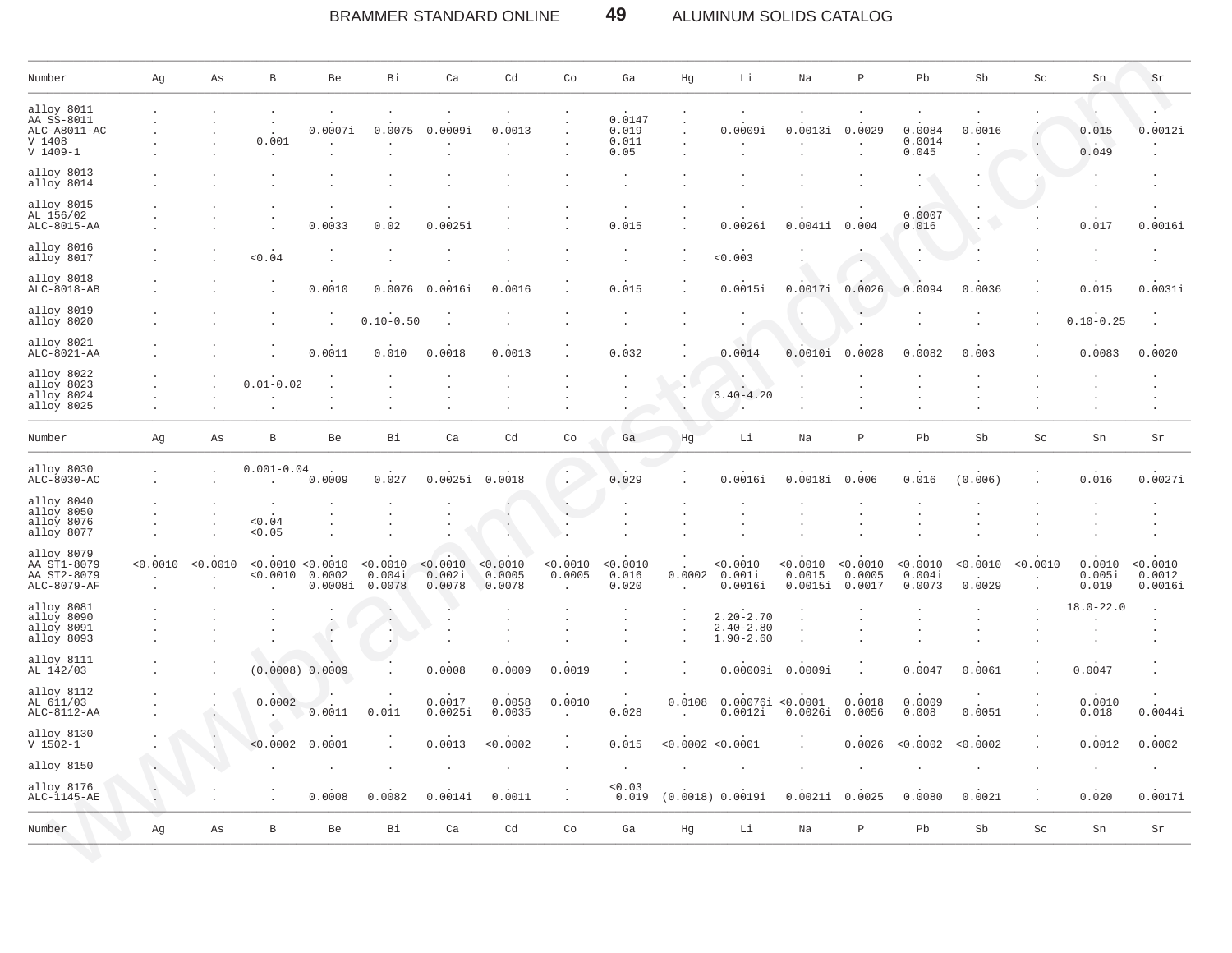| Number | Ag | As | B | Be | Bi | Ca | Cd | Co | Ga | Hg | Li | Na | P | Pb | Sb | Sc | Sn | Sr |
|---|---|---|---|---|---|---|---|---|---|---|---|---|---|---|---|---|---|---|
| alloy 8011 | . | . | . | . | . | . | . | . | . | . | . | . | . | . | . | . | . | . |
| AA SS-8011 | . | . | . | . | . | . | . | . | 0.0147 | . | . | . | . | . | . | . | . | . |
| ALC-A8011-AC | . | . | . | 0.0007i | 0.0075 | 0.0009i | 0.0013 | . | 0.019 | . | 0.0009i | 0.0013i | 0.0029 | 0.0084 | 0.0016 | . | 0.015 | 0.0012i |
| V 1408 | . | . | 0.001 | . | . | . | . | . | 0.011 | . | . | . | . | 0.0014 | . | . | . | . |
| V 1409-1 | . | . | . | . | . | . | . | . | 0.05 | . | . | . | . | 0.045 | . | . | 0.049 | . |
| alloy 8013 | . | . | . | . | . | . | . | . | . | . | . | . | . | . | . | . | . | . |
| alloy 8014 | . | . | . | . | . | . | . | . | . | . | . | . | . | . | . | . | . | . |
| alloy 8015 | . | . | . | . | . | . | . | . | . | . | . | . | . | . | . | . | . | . |
| AL 156/02 | . | . | . | . | . | . | . | . | . | . | . | . | . | 0.0007 | . | . | . | . |
| ALC-8015-AA | . | . | . | 0.0033 | 0.02 | 0.0025i | . | . | 0.015 | . | 0.0026i | 0.0041i | 0.004 | 0.016 | . | . | 0.017 | 0.0016i |
| alloy 8016 | . | . | . | . | . | . | . | . | . | . | . | . | . | . | . | . | . | . |
| alloy 8017 | . | . | <0.04 | . | . | . | . | . | . | . | <0.003 | . | . | . | . | . | . | . |
| alloy 8018 | . | . | . | . | . | . | . | . | . | . | . | . | . | . | . | . | . | . |
| ALC-8018-AB | . | . | . | 0.0010 | 0.0076 | 0.0016i | 0.0016 | . | 0.015 | . | 0.0015i | 0.0017i | 0.0026 | 0.0094 | 0.0036 | . | 0.015 | 0.0031i |
| alloy 8019 | . | . | . | . | . | . | . | . | . | . | . | . | . | . | . | . | . | . |
| alloy 8020 | . | . | . | . | 0.10-0.50 | . | . | . | . | . | . | . | . | . | . | . | 0.10-0.25 | . |
| alloy 8021 | . | . | . | . | . | . | . | . | . | . | . | . | . | . | . | . | . | . |
| ALC-8021-AA | . | . | . | 0.0011 | 0.010 | 0.0018 | 0.0013 | . | 0.032 | . | 0.0014 | 0.0010i | 0.0028 | 0.0082 | 0.003 | . | 0.0083 | 0.0020 |
| alloy 8022 | . | . | . | . | . | . | . | . | . | . | . | . | . | . | . | . | . | . |
| alloy 8023 | . | . | 0.01-0.02 | . | . | . | . | . | . | . | . | . | . | . | . | . | . | . |
| alloy 8024 | . | . | . | . | . | . | . | . | . | . | 3.40-4.20 | . | . | . | . | . | . | . |
| alloy 8025 | . | . | . | . | . | . | . | . | . | . | . | . | . | . | . | . | . | . |
| alloy 8030 | . | . | 0.001-0.04 | . | . | . | . | . | . | . | . | . | . | . | . | . | . | . |
| ALC-8030-AC | . | . | . | 0.0009 | 0.027 | 0.0025i | 0.0018 | . | 0.029 | . | 0.0016i | 0.0018i | 0.006 | 0.016 | (0.006) | . | 0.016 | 0.0027i |
| alloy 8040 | . | . | . | . | . | . | . | . | . | . | . | . | . | . | . | . | . | . |
| alloy 8050 | . | . | . | . | . | . | . | . | . | . | . | . | . | . | . | . | . | . |
| alloy 8076 | . | . | <0.04 | . | . | . | . | . | . | . | . | . | . | . | . | . | . | . |
| alloy 8077 | . | . | <0.05 | . | . | . | . | . | . | . | . | . | . | . | . | . | . | . |
| alloy 8079 | . | . | . | . | . | . | . | . | . | . | . | . | . | . | . | . | . | . |
| AA ST1-8079 | <0.0010 | <0.0010 | <0.0010 | <0.0010 | <0.0010 | <0.0010 | <0.0010 | <0.0010 | <0.0010 | . | <0.0010 | <0.0010 | <0.0010 | <0.0010 | <0.0010 | <0.0010 | 0.0010 | <0.0010 |
| AA ST2-8079 | . | . | <0.0010 | 0.0002 | 0.004i | 0.002i | 0.0005 | 0.0005 | 0.016 | 0.0002 | 0.001i | 0.0015 | 0.0005 | 0.004i | . | . | 0.005i | 0.0012 |
| ALC-8079-AF | . | . | . | 0.0008i | 0.0078 | 0.0078 | 0.0078 | . | 0.020 | . | 0.0016i | 0.0015i | 0.0017 | 0.0073 | 0.0029 | . | 0.019 | 0.0016i |
| alloy 8081 | . | . | . | . | . | . | . | . | . | . | . | . | . | . | . | . | 18.0-22.0 | . |
| alloy 8090 | . | . | . | . | . | . | . | . | . | . | 2.20-2.70 | . | . | . | . | . | . | . |
| alloy 8091 | . | . | . | . | . | . | . | . | . | . | 2.40-2.80 | . | . | . | . | . | . | . |
| alloy 8093 | . | . | . | . | . | . | . | . | . | . | 1.90-2.60 | . | . | . | . | . | . | . |
| alloy 8111 | . | . | . | . | . | . | . | . | . | . | . | . | . | . | . | . | . | . |
| AL 142/03 | . | . | (0.0008) | 0.0009 | . | 0.0008 | 0.0009 | 0.0019 | . | . | 0.00009i | 0.0009i | . | 0.0047 | 0.0061 | . | 0.0047 | . |
| alloy 8112 | . | . | . | . | . | . | . | . | . | . | . | . | . | . | . | . | . | . |
| AL 611/03 | . | . | 0.0002 | . | . | 0.0017 | 0.0058 | 0.0010 | . | 0.0108 | 0.00076i | <0.0001 | 0.0018 | 0.0009 | . | . | 0.0010 | . |
| ALC-8112-AA | . | . | . | 0.0011 | 0.011 | 0.0025i | 0.0035 | . | 0.028 | . | 0.0012i | 0.0026i | 0.0056 | 0.008 | 0.0051 | . | 0.018 | 0.0044i |
| alloy 8130 | . | . | . | . | . | . | . | . | . | . | . | . | . | . | . | . | . | . |
| V 1502-1 | . | . | <0.0002 | 0.0001 | . | 0.0013 | <0.0002 | . | 0.015 | <0.0002 | <0.0001 | . | 0.0026 | <0.0002 | <0.0002 | . | 0.0012 | 0.0002 |
| alloy 8150 | . | . | . | . | . | . | . | . | . | . | . | . | . | . | . | . | . | . |
| alloy 8176 | . | . | . | . | . | . | . | . | <0.03 | . | . | . | . | . | . | . | . | . |
| ALC-1145-AE | . | . | . | 0.0008 | 0.0082 | 0.0014i | 0.0011 | . | 0.019 | (0.0018) | 0.0019i | 0.0021i | 0.0025 | 0.0080 | 0.0021 | . | 0.020 | 0.0017i |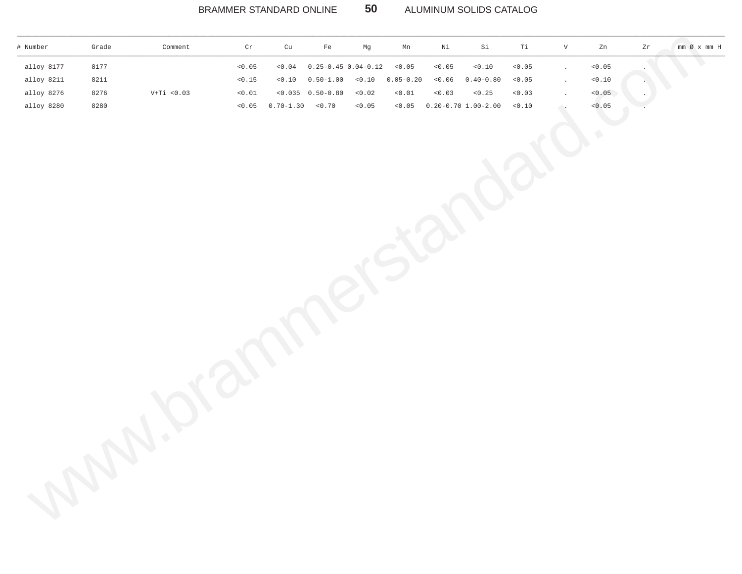| # Number | Grade | Comment | Cr | Cu | Fe | Mg | Mn | Ni | Si | Ti | V | Zn | Zr | mm Ø x mm H |
|---|---|---|---|---|---|---|---|---|---|---|---|---|---|---|
| alloy 8177 | 8177 | | <0.05 | <0.04 | 0.25-0.45 | 0.04-0.12 | <0.05 | <0.05 | <0.10 | <0.05 | . | <0.05 | . | |
| alloy 8211 | 8211 | | <0.15 | <0.10 | 0.50-1.00 | <0.10 | 0.05-0.20 | <0.06 | 0.40-0.80 | <0.05 | . | <0.10 | . | |
| alloy 8276 | 8276 | V+Ti <0.03 | <0.01 | <0.035 | 0.50-0.80 | <0.02 | <0.01 | <0.03 | <0.25 | <0.03 | . | <0.05 | . | |
| alloy 8280 | 8280 | | <0.05 | 0.70-1.30 | <0.70 | <0.05 | <0.05 | 0.20-0.70 | 1.00-2.00 | <0.10 | . | <0.05 | . | |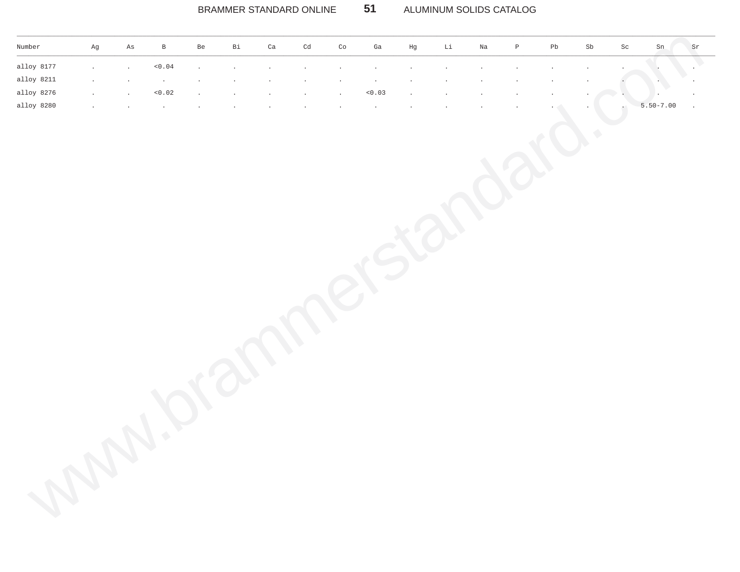| Number | Ag | As | B | Be | Bi | Ca | Cd | Co | Ga | Hg | Li | Na | P | Pb | Sb | Sc | Sn | Sr |
|---|---|---|---|---|---|---|---|---|---|---|---|---|---|---|---|---|---|---|
| alloy 8177 | . | . | <0.04 | . | . | . | . | . | . | . | . | . | . | . | . | . | . | . |
| alloy 8211 | . | . | . | . | . | . | . | . | . | . | . | . | . | . | . | . | . | . |
| alloy 8276 | . | . | <0.02 | . | . | . | . | . | <0.03 | . | . | . | . | . | . | . | . | . |
| alloy 8280 | . | . | . | . | . | . | . | . | . | . | . | . | . | . | . | . | 5.50-7.00 | . |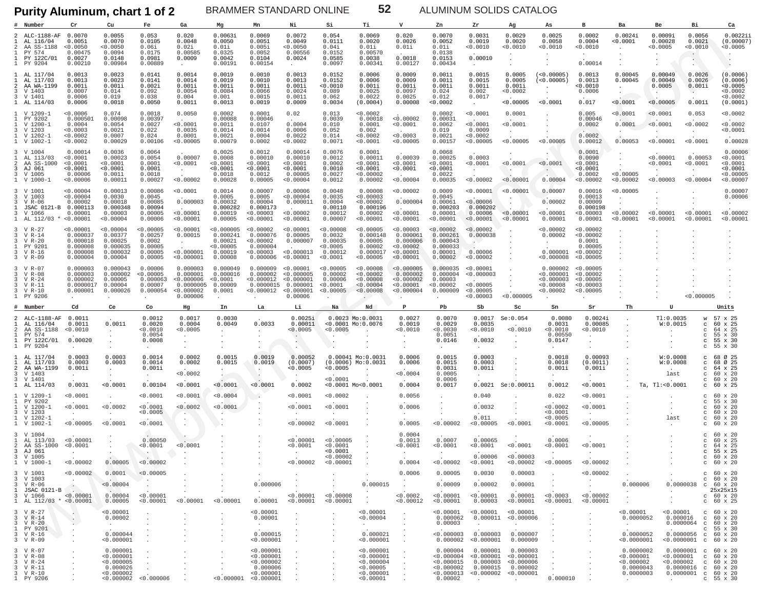# Purity Aluminum, chart 1 of 2

| # | Number | Cr | Cu | Fe | Ga | Mg | Mn | Ni | Si | Ti | V | Zn | Zr | Ag | As | B | Ba | Be | Bi | Ca |
|---|---|---|---|---|---|---|---|---|---|---|---|---|---|---|---|---|---|---|---|---|
| 2 | ALC-1188-AF | 0.0070 | 0.0055 | 0.053 | 0.020 | 0.0063i | 0.0069 | 0.0072 | 0.054 | 0.0069 | 0.020 | 0.0070 | 0.0031 | 0.0029 | 0.0025 | 0.0002 | 0.0024i | 0.0009i | 0.0056 | 0.0022i |
| 1 | AL 116/04 | 0.0051 | 0.0070 | 0.0105 | 0.0048 | 0.0050 | 0.0051 | 0.0049 | 0.0111 | 0.0020 | 0.0026 | 0.0052 | 0.0019 | 0.0020 | 0.0058 | 0.0004 | <0.0001 | 0.00028 | 0.0021 | (0.00007) |
| 2 | AA SS-1188 | <0.0050 | <0.0050 | 0.06i | 0.02i | 0.01i | 0.005i | <0.0050 | 0.04i | 0.01i | 0.01i | 0.01i | <0.0010 | <0.0010 | <0.0010 | <0.0010 | . | <0.0005 | <0.0010 | <0.0005 |
| 1 | PY 574 | 0.00475 | 0.0094 | 0.0175 | 0.00585 | 0.0325 | 0.0052 | 0.00556 | 0.0152 | 0.00570 | . | 0.0138 | . | . | . | . | . | . | . | . |
| 1 | PY 122C/01 | 0.0027 | 0.0148 | 0.0981 | 0.0009 | 0.0042 | 0.0104 | 0.0024 | 0.0585 | 0.0038 | 0.0018 | 0.0153 | 0.00010 | . | . | . | . | . | . | . |
| 1 | PY 9204 | 0.00210 | 0.00984 | 0.00889 | . | 0.00191 | 0.00154 | . | 0.0097 | 0.00341 | 0.00127 | 0.00434 | . | . | . | 0.00014 | . | . | . | . |
| 1 | AL 117/04 | 0.0013 | 0.0023 | 0.0141 | 0.0014 | 0.0019 | 0.0010 | 0.0013 | 0.0152 | 0.0006 | 0.0009 | 0.0011 | 0.0015 | 0.0005 | (<0.00005) | 0.0013 | 0.00045 | 0.00049 | 0.0026 | (0.0006) |
| 1 | AL 117/03 | 0.0013 | 0.0023 | 0.0141 | 0.0014 | 0.0019 | 0.0010 | 0.0013 | 0.0152 | 0.0006 | 0.0009 | 0.0011 | 0.0015 | 0.0005 | (<0.00005) | 0.0013 | 0.00045 | 0.00049 | 0.0026 | (0.0006) |
| 2 | AA WA-1199 | 0.001i | 0.001i | 0.002i | 0.001i | 0.001i | 0.001i | 0.001i | <0.0010 | 0.001i | 0.001i | 0.001i | 0.001i | 0.001i | . | <0.0010 | . | 0.0005 | 0.001i | <0.0005 |
| 3 | V 1403 | 0.0007 | 0.014 | 0.092 | 0.0054 | 0.0084 | 0.0066 | 0.0024 | 0.089 | 0.0025 | 0.0097 | 0.024 | 0.002 | <0.0002 | . | 0.0006 | . | . | . | <0.0002 |
| 3 | V 1401 | 0.0006 | 0.019 | 0.038 | 0.004 | 0.001 | 0.0015 | 0.0011 | 0.062 | 0.0022 | 0.0025 | 0.012 | 0.0017 | . | . | . | . | . | . | <0.0002 |
| 1 | AL 114/03 | 0.0006 | 0.0018 | 0.0050 | 0.0011 | 0.0013 | 0.0019 | 0.0009 | 0.0034 | (0.0004) | 0.00008 | <0.0002 | . | <0.00005 | <0.0001 | 0.017 | <0.0001 | <0.00005 | 0.0011 | (0.0001) |
| 1 | V 1209-1 | <0.0006 | 0.074 | 0.0018 | 0.0050 | 0.0002 | 0.0001 | 0.02 | 0.013 | <0.0002 | . | 0.0002 | <0.0001 | 0.0001 | . | 0.005 | <0.0001 | <0.0001 | 0.053 | <0.0002 |
| 1 | PY 9202 | 0.000501 | 0.00098 | 0.00397 | . | 0.00088 | 0.00046 | . | 0.0039 | 0.00018 | <0.00002 | 0.00031 | . | . | . | 0.00046 | . | . | . | . |
| 1 | V 1200-1 | 0.0004 | 0.0054 | 0.0027 | <0.0001 | 0.0011 | 0.0107 | 0.0004 | 0.010 | 0.0001 | <0.0001 | 0.0062 | <0.0001 | <0.0001 | . | 0.0002 | 0.0001 | <0.0001 | <0.0002 | <0.0002 |
| 3 | V 1203 | <0.0003 | 0.0021 | 0.022 | 0.0035 | 0.0014 | 0.0014 | 0.0006 | 0.052 | 0.002 | . | 0.019 | 0.0009 | . | . | . | . | . | . | <0.0001 |
| 1 | V 1202-1 | <0.0002 | 0.0007 | 0.024 | 0.0001 | 0.0004 | 0.0022 | 0.0004 | 0.014 | <0.0002 | <0.0003 | 0.0021 | <0.0002 | . | . | 0.0002 | . | . | . | . |
| 1 | V 1002-1 | <0.0002 | 0.00029 | 0.00106 | <0.00005 | 0.00079 | 0.0002 | <0.0002 | 0.0071 | <0.0001 | <0.00005 | 0.00157 | <0.00005 | <0.00005 | <0.00005 | 0.00012 | 0.00053 | <0.00001 | <0.0001 | 0.00028 |
| 3 | V 1004 | 0.00014 | 0.0036 | 0.0064 | . | 0.0025 | 0.0012 | 0.00014 | 0.0076 | 0.0001 | . | 0.0068 | . | . | . | 0.0001 | . | . | . | 0.00006 |
| 1 | AL 113/03 | <0.0001 | 0.00023 | 0.0054 | 0.00007 | 0.0008 | 0.00010 | 0.00010 | 0.0012 | 0.00011 | 0.00039 | 0.00025 | 0.0003 | . | . | 0.0090 | . | <0.00001 | 0.00053 | <0.0001 |
| 2 | AA SS-1000 | <0.0001 | <0.0001 | 0.0001 | <0.0001 | <0.0001 | <0.0001 | <0.0001 | 0.0002 | <0.0001 | <0.0001 | <0.0001 | <0.0001 | <0.0001 | <0.0001 | <0.0001 | . | <0.0001 | <0.0001 | <0.0001 |
| 3 | AJ 061 | <0.0001 | <0.0001 | 0.0001 | . | <0.0001 | <0.0001 | <0.0001 | 0.0010 | <0.0001 | <0.0001 | <0.0001 | . | . | . | <0.0001 | . | . | . | <0.0001 |
| 3 | V 1005 | 0.00006 | 0.0011 | 0.0018 | . | 0.0018 | 0.0012 | 0.00005 | 0.0027 | <0.00002 | . | 0.0022 | . | . | . | 0.0002 | <0.00005 | . | . | <0.00005 |
| 1 | V 1000-1 | <0.00006 | 0.00011 | 0.00027 | <0.00002 | 0.00028 | 0.00005 | <0.00004 | 0.0012 | 0.00002 | <0.00004 | 0.00035 | <0.00002 | <0.00001 | 0.00004 | <0.00002 | <0.00002 | <0.00003 | <0.00004 | <0.00007 |
| 3 | V 1001 | <0.00004 | 0.00013 | 0.00086 | <0.0001 | 0.0014 | 0.00007 | 0.00006 | 0.0048 | 0.00008 | <0.00002 | 0.0009 | <0.00001 | <0.00001 | 0.00007 | 0.00016 | <0.00005 | . | . | 0.00007 |
| 3 | V 1003 | <0.00004 | 0.0030 | 0.0045 | . | 0.0005 | 0.0005 | <0.00004 | 0.0035 | <0.00003 | . | 0.0045 | . | . | . | 0.00013 | . | . | . | 0.00006 |
| 3 | V R-06 | 0.00002 | 0.00018 | 0.00085 | 0.000003 | 0.00032 | 0.00004 | 0.000011 | 0.0004 | <0.00002 | 0.000004 | 0.00061 | <0.00006 | . | 0.00002 | 0.00009 | . | . | . | . |
| 1 | JSAC 0121-B | 0.000113 | 0.000348 | 0.00094 | . | 0.000282 | 0.000173 | . | 0.00110 | 0.000196 | . | 0.000203 | 0.000202 | . | . | 0.000198 | . | . | . | . |
| 3 | V 1066 | 0.00001 | 0.00003 | 0.00005 | <0.00001 | 0.00019 | <0.00003 | <0.00002 | 0.00012 | 0.00002 | <0.00001 | 0.00001 | 0.00006 | <0.00001 | <0.00001 | <0.00003 | <0.00002 | <0.00001 | <0.00001 | <0.00002 |
| 1 | AL 112/03 * | <0.00001 | <0.00004 | 0.00006 | <0.00001 | 0.00005 | <0.00001 | <0.00001 | 0.00007 | <0.00001 | <0.00001 | <0.00001 | 0.00001 | <0.00001 | 0.00001 | 0.00001 | <0.00001 | <0.00001 | <0.00001 | <0.00001 |
| 3 | V R-27 | <0.00001 | <0.00004 | <0.00005 | <0.00001 | <0.000005 | <0.00002 | <0.00001 | <0.00008 | <0.00005 | <0.00003 | <0.00002 | <0.00002 | . | <0.00002 | <0.00002 | . | . | . | . |
| 3 | V R-14 | 0.000037 | 0.00377 | 0.00257 | 0.00015 | 0.000241 | 0.000076 | 0.00005 | 0.0032 | 0.000148 | 0.000061 | 0.000261 | 0.000038 | . | 0.00002 | <0.00002 | . | . | . | . |
| 3 | V R-20 | 0.000018 | 0.00025 | 0.0002 | . | 0.00021 | <0.00002 | 0.000007 | 0.00035 | 0.00005 | 0.000006 | 0.000043 | . | . | . | 0.0001 | . | . | . | . |
| 1 | PY 9201 | 0.000008 | 0.000035 | 0.00005 | . | <0.00005 | 0.000004 | . | <0.0005 | 0.00002 | <0.00002 | 0.000033 | . | . | . | 0.00005 | . | . | . | . |
| 3 | V R-16 | 0.000008 | 0.000032 | 0.00005 | <0.000001 | 0.00019 | <0.00003 | <0.000013 | 0.00012 | 0.000017 | <0.00001 | 0.00001 | 0.00006 | . | 0.000001 | <0.00002 | . | . | . | . |
| 3 | V R-09 | 0.000004 | 0.00004 | 0.00005 | <0.000001 | 0.00008 | 0.000006 | <0.00001 | <0.0001 | <0.00005 | <0.00001 | 0.00002 | <0.00002 | . | <0.000008 | <0.00005 | . | . | . | . |
| 3 | V R-07 | 0.000003 | 0.000043 | 0.00006 | 0.000003 | 0.000049 | 0.000009 | <0.00001 | <0.00005 | <0.00008 | <0.000005 | 0.000035 | <0.00001 | . | 0.000002 | <0.00005 | . | . | . | . |
| 3 | V R-08 | 0.000003 | 0.000002 | <0.00005 | 0.000001 | 0.000016 | 0.000002 | <0.000005 | 0.00002 | <0.00002 | 0.000002 | 0.000004 | <0.000003 | . | <0.000001 | <0.00002 | . | . | . | . |
| 3 | V R-24 | 0.000002 | 0.00005 | 0.000063 | 0.000006 | <0.0001 | <0.000012 | <0.000001 | 0.00006 | <0.00008 | <0.000002 | 0.00003 | . | . | <0.000003 | <0.00005 | . | . | . | . |
| 3 | V R-11 | 0.0000017 | 0.00004 | 0.00007 | 0.0000005 | 0.00009 | 0.0000015 | 0.000001 | <0.0001 | <0.00004 | <0.00001 | <0.00002 | <0.00005 | . | 0.00008 | <0.00003 | . | . | . | . |
| 3 | V R-10 | 0.000001 | 0.000026 | 0.000054 | <0.000002 | 0.0001 | <0.000012 | <0.000001 | <0.00005 | <0.00008 | <0.000004 | 0.000009 | <0.00005 | . | <0.00002 | <0.00005 | . | . | . | . |
| 1 | PY 9206 | . | . | . | 0.000006 | . | . | 0.00006 | . | . | . | . | <0.00003 | <0.000005 | . | . | . | . | <0.000005 | . |

| # | Number | Cd | Ce | Co | Hg | In | La | Li | Na | Nd | P | Pb | Sb | Sc | Sn | Sr | Th | U | Units |
|---|---|---|---|---|---|---|---|---|---|---|---|---|---|---|---|---|---|---|---|
| 2 | ALC-1188-AF | 0.0011 | . | 0.0012 | 0.0017 | 0.0030 | . | 0.0025i | 0.0023 | Mo:0.0031 | 0.0027 | 0.0070 | 0.0017 | Se:0.054 | 0.0080 | 0.0024i | . | Tl:0.0035 | w 57 x 25 |
| 1 | AL 116/04 | 0.0011 | 0.0011 | 0.0020 | 0.0004 | 0.0049 | 0.0033 | 0.00011 | <0.0001 | Mo:0.0076 | 0.0019 | 0.0029 | 0.0035 | . | 0.0031 | 0.00085 | . | W:0.0015 | c 60 x 25 |
| 2 | AA SS-1188 | <0.0010 | . | <0.0010 | <0.0005 | . | . | <0.0005 | <0.0005 | . | <0.0010 | <0.0030 | <0.0010 | <0.0010 | <0.0010 | <0.0010 | . | . | c 64 x 25 |
| 1 | PY 574 | . | . | 0.0054 | . | . | . | . | . | . | . | 0.0051 | . | . | 0.00550 | . | . | . | c 55 x 30 |
| 1 | PY 122C/01 | 0.00020 | . | 0.0008 | . | . | . | . | . | . | . | 0.0146 | 0.0032 | . | 0.0147 | . | . | . | c 55 x 30 |
| 1 | PY 9204 | . | . | . | . | . | . | . | . | . | . | . | . | . | . | . | . | . | c 55 x 30 |
| 1 | AL 117/04 | 0.0003 | 0.0003 | 0.0014 | 0.0002 | 0.0015 | 0.0019 | 0.00052 | 0.00041 | Mo:0.0031 | 0.0006 | 0.0015 | 0.0003 | . | 0.0018 | 0.00093 | . | W:0.0008 | c 68 Ø 25 |
| 1 | AL 117/03 | 0.0003 | 0.0003 | 0.0014 | 0.0002 | 0.0015 | 0.0019 | (0.0007) | (0.0006) | Mo:0.0031 | 0.0006 | 0.0015 | 0.0003 | . | 0.0018 | (0.0011) | . | W:0.0008 | c 68 Ø 25 |
| 2 | AA WA-1199 | 0.001i | . | 0.001i | . | . | . | <0.0005 | <0.0005 | . | . | 0.003i | 0.001i | . | 0.001i | 0.001i | . | . | c 64 x 25 |
| 3 | V 1403 | . | . | . | <0.0002 | . | . | . | . | . | <0.0004 | 0.0005 | . | . | . | . | . | last | c 60 x 20 |
| 3 | V 1401 | . | . | . | . | . | . | . | <0.0001 | . | . | 0.0006 | . | . | . | . | . | . | c 60 x 20 |
| 1 | AL 114/03 | 0.0031 | <0.0001 | 0.00104 | <0.0001 | <0.0001 | <0.0001 | 0.0002 | <0.0001 | Mo<0.0001 | 0.0004 | 0.0017 | 0.0021 | Se:0.00011 | 0.0012 | <0.0001 | . | Ta, Tl:<0.0001 | c 60 x 25 |
| 1 | V 1209-1 | <0.0001 | . | <0.0001 | <0.0001 | <0.0004 | . | <0.0001 | <0.0002 | . | 0.0056 | . | 0.040 | . | 0.022 | <0.0001 | . | . | c 60 x 20 |
| 1 | PY 9202 | . | . | . | . | . | . | . | . | . | . | . | . | . | . | . | . | . | c 55 x 30 |
| 1 | V 1200-1 | <0.0001 | <0.0002 | <0.0001 | <0.0002 | <0.0001 | . | <0.0001 | <0.0001 | . | 0.0006 | . | 0.0032 | . | <0.0002 | <0.0001 | . | . | c 60 x 20 |
| 3 | V 1203 | . | . | <0.0005 | . | . | . | . | . | . | . | . | . | . | <0.0001 | . | . | . | c 60 x 20 |
| 1 | V 1202-1 | . | . | . | . | . | . | . | . | . | . | . | 0.011 | . | <0.0005 | . | . | last | c 60 x 20 |
| 1 | V 1002-1 | <0.00005 | <0.0001 | <0.0001 | . | . | . | <0.00002 | <0.0001 | . | 0.0005 | <0.00002 | <0.00005 | <0.0001 | <0.0001 | <0.00005 | . | . | c 60 x 20 |
| 3 | V 1004 | . | . | . | . | . | . | . | . | . | 0.0004 | . | . | . | . | . | . | . | c 60 x 20 |
| 1 | AL 113/03 | <0.00001 | . | 0.00050 | . | . | . | <0.00001 | <0.00005 | . | 0.0013 | 0.0007 | 0.00065 | . | 0.0006 | . | . | . | c 60 x 25 |
| 2 | AA SS-1000 | <0.0001 | . | <0.0001 | <0.0001 | . | . | <0.0001 | <0.0001 | . | <0.0001 | <0.0001 | <0.0001 | <0.0001 | <0.0001 | <0.0001 | . | . | c 64 x 25 |
| 3 | AJ 061 | . | . | . | . | . | . | . | <0.0001 | . | . | . | . | . | . | . | . | . | c 55 x 25 |
| 3 | V 1005 | . | . | . | . | . | . | . | <0.00002 | . | . | . | 0.00006 | <0.00003 | . | . | . | . | c 60 x 20 |
| 1 | V 1000-1 | <0.00002 | 0.00005 | <0.00002 | . | . | . | <0.00002 | <0.00001 | . | 0.0004 | <0.00002 | <0.0001 | <0.00002 | <0.00005 | <0.00002 | . | . | c 60 x 20 |
| 3 | V 1001 | <0.00002 | 0.0001 | <0.00005 | . | . | . | . | . | . | 0.0006 | 0.00005 | 0.0030 | 0.00003 | . | <0.00002 | . | . | c 60 x 20 |
| 3 | V 1003 | . | . | . | . | . | . | . | . | . | . | . | . | . | . | . | . | . | c 60 x 20 |
| 3 | V R-06 | . | <0.00004 | . | . | . | 0.000006 | . | . | 0.000015 | . | 0.00009 | 0.00002 | 0.00001 | . | . | 0.000006 | 0.0000038 | c 60 x 20 |
| 1 | JSAC 0121-B | . | . | . | . | . | . | . | . | . | . | . | . | . | . | . | . | . | 25x25x15 |
| 3 | V 1066 | <0.00001 | 0.00004 | <0.00001 | . | . | . | <0.00001 | <0.00008 | . | <0.0002 | <0.00001 | <0.00001 | 0.00001 | <0.00003 | <0.00002 | . | . | c 60 x 20 |
| 1 | AL 112/03 * | <0.00001 | 0.00005 | <0.00001 | <0.00001 | <0.00001 | 0.00001 | <0.00001 | <0.00001 | . | <0.00012 | <0.00001 | 0.00003 | <0.00001 | <0.00001 | <0.00001 | . | . | c 60 x 25 |
| 3 | V R-27 | . | <0.00001 | . | . | . | <0.00001 | . | . | <0.00001 | . | <0.00001 | <0.00001 | <0.00001 | . | . | <0.00001 | <0.00001 | c 60 x 20 |
| 3 | V R-14 | . | 0.00002 | . | . | . | 0.00001 | . | . | <0.00004 | . | 0.000062 | 0.000011 | <0.000006 | . | . | 0.0000052 | 0.000016 | c 60 x 20 |
| 3 | V R-20 | . | . | . | . | . | . | . | . | . | . | 0.00003 | . | . | . | . | . | 0.0000064 | c 60 x 20 |
| 1 | PY 9201 | . | . | . | . | . | . | . | . | . | . | . | . | . | . | . | . | . | c 55 x 30 |
| 3 | V R-16 | . | 0.000044 | . | . | . | 0.000015 | . | . | 0.000021 | . | <0.000003 | 0.000003 | 0.000007 | . | . | 0.0000052 | 0.0000056 | c 60 x 20 |
| 3 | V R-09 | . | <0.000001 | . | . | . | <0.000001 | . | . | <0.000001 | . | 0.000002 | <0.000001 | 0.000009 | . | . | <0.0000001 | <0.0000001 | c 60 x 20 |
| 3 | V R-07 | . | 0.000001 | . | . | . | <0.000001 | . | . | <0.000001 | . | 0.000004 | 0.000001 | 0.000003 | . | . | 0.0000002 | 0.0000001 | c 60 x 20 |
| 3 | V R-08 | . | <0.000001 | . | . | . | <0.000001 | . | . | <0.000001 | . | <0.000004 | <0.000001 | <0.000001 | . | . | <0.000001 | <0.000001 | c 60 x 20 |
| 3 | V R-24 | . | <0.000005 | . | . | . | <0.000002 | . | . | <0.000004 | . | <0.000015 | 0.000003 | <0.000006 | . | . | <0.000002 | <0.000002 | c 60 x 20 |
| 3 | V R-11 | . | 0.000026 | . | . | . | 0.000006 | . | . | <0.00005 | . | <0.000002 | 0.000015 | 0.000002 | . | . | 0.0000043 | 0.0000016 | c 60 x 20 |
| 3 | V R-10 | . | <0.000002 | . | . | . | <0.000001 | . | . | <0.000001 | . | <0.000013 | <0.000002 | <0.000001 | . | . | 0.0000003 | 0.0000001 | c 60 x 20 |
| 1 | PY 9206 | . | <0.000002 | <0.000006 | . | <0.0000001 | <0.000001 | . | . | <0.00001 | . | 0.00002 | . | . | 0.000010 | . | . | . | c 55 x 30 |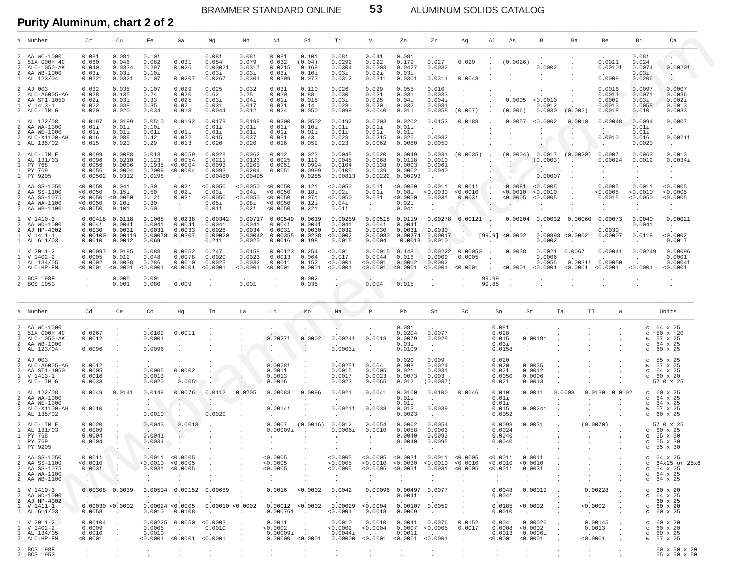## Purity Aluminum, chart 2 of 2

| # | Number | Cr | Cu | Fe | Ga | Mg | Mn | Ni | Si | Ti | V | Zn | Zr | Ag | Al | As | B | Ba | Be | Bi | Ca |
|---|---|---|---|---|---|---|---|---|---|---|---|---|---|---|---|---|---|---|---|---|---|
| 2 | AA WC-1000 | 0.08i | 0.08i | 0.10i | . | 0.08i | 0.08i | 0.08i | 0.10i | 0.08i | 0.04i | 0.08i | . | . | . | . | . | . | . | 0.08i | . |
| 1 | 51X G00H 4C | 0.060 | 0.046 | 0.082 | 0.031 | 0.054 | 0.079 | 0.032 | (0.04) | 0.0292 | 0.022 | 0.179 | 0.027 | 0.020 | . | (0.0026) | . | . | 0.0011 | 0.024 | . |
| 2 | ALC-1050-AK | 0.040 | 0.0334 | 0.297 | 0.026 | 0.0302i | 0.0317 | 0.0215 | 0.169 | 0.0304 | 0.0203 | 0.0427 | 0.0032 | . | . | . | 0.0002 | . | 0.0010i | 0.0074 | 0.0020i |
| 2 | AA WB-1000 | 0.03i | 0.03i | 0.10i | . | 0.03i | 0.03i | 0.03i | 0.10i | 0.03i | 0.02i | 0.03i | . | . | . | . | . | . | . | 0.03i | . |
| 1 | AL 123/04 | 0.0321 | 0.0321 | 0.107 | 0.0207 | 0.0267 | 0.0301 | 0.0309 | 0.073 | 0.0312 | 0.0311 | 0.0301 | 0.0311 | 0.0048 | . | . | . | . | 0.0008 | 0.0206 | . |
| 2 | AJ 003 | 0.032 | 0.035 | 0.107 | 0.029 | 0.025 | 0.032 | 0.031 | 0.110 | 0.026 | 0.029 | 0.055 | 0.010 | . | . | . | . | . | 0.0016 | 0.0097 | 0.0007 |
| 2 | ALC-A6005-AG | 0.028 | 0.135 | 0.24 | 0.020 | 0.62 | 0.25 | 0.030 | 0.88 | 0.030 | 0.021 | 0.031 | 0.0033 | . | . | . | . | . | 0.0011 | 0.007i | 0.0036 |
| 2 | AA ST1-1050 | 0.02i | 0.03i | 0.33 | 0.025 | 0.03i | 0.04i | 0.01i | 0.015 | 0.03i | 0.025 | 0.04i | 0.004i | . | . | 0.0005 | <0.0010 | . | 0.0002 | 0.03i | 0.002i |
| 1 | V 1413-1 | 0.022 | 0.038 | 0.35 | 0.02 | 0.031 | 0.017 | 0.021 | 0.14 | 0.028 | 0.020 | 0.032 | 0.0031 | . | . | . | 0.0012 | . | 0.0013 | 0.0058 | 0.0013 |
| 2 | ALC-LIM G | 0.020 | 0.020 | 0.034 | 0.013 | 0.0044 | 0.012 | 0.024 | 0.050 | 0.0099 | 0.0040 | 0.011 | 0.0058 | (0.007) | . | (0.006) | 0.0030 | (0.002) | 0.0018 | 0.010 | 0.0033 |
| 1 | AL 122/08 | 0.0197 | 0.0199 | 0.0510 | 0.0192 | 0.0179 | 0.0198 | 0.0200 | 0.0502 | 0.0192 | 0.0203 | 0.0202 | 0.0153 | 0.0188 | . | 0.0057 | <0.0002 | 0.0010 | 0.00048 | 0.0094 | 0.0007 |
| 2 | AA WA-1000 | 0.01i | 0.01i | 0.10i | . | 0.01i | 0.01i | 0.01i | 0.10i | 0.01i | 0.01i | 0.01i | . | . | . | . | . | . | . | 0.01i | . |
| 2 | AA WE-1000 | 0.01i | 0.01i | 0.01i | 0.01i | 0.01i | 0.01i | 0.01i | 0.01i | 0.01i | 0.01i | 0.01i | . | . | . | . | . | . | . | 0.01i | . |
| 2 | ALC-X1100-AH | 0.016 | 0.088 | 0.42 | 0.022 | 0.015 | 0.037 | 0.031 | 0.43 | 0.028 | 0.0215 | 0.026 | 0.0032 | . | . | . | . | . | 0.0010 | 0.016 | 0.0021i |
| 1 | AL 135/02 | 0.015 | 0.020 | 0.29 | 0.013 | 0.020 | 0.020 | 0.016 | 0.052 | 0.023 | 0.0062 | 0.0080 | 0.0050 | . | . | . | . | . | . | 0.0020 | . |
| 2 | ALC-LIM E | 0.0099 | 0.0088 | 0.013 | 0.0059 | 0.0028 | 0.0062 | 0.012 | 0.023 | 0.0045 | 0.0020 | 0.0049 | 0.0031 | (0.0035) | . | (0.0004) | 0.0017 | (0.0020) | 0.0007 | 0.0063 | 0.0013 |
| 1 | AL 131/03 | 0.0096 | 0.0210 | 0.123 | 0.0054 | 0.0211 | 0.0123 | 0.0025 | 0.112 | 0.0045 | 0.0068 | 0.0118 | 0.0010 | . | . | . | (0.0003) | . | 0.00024 | 0.0012 | 0.0034i |
| 1 | PY 768 | 0.0056 | 0.0006 | 0.1935 | <0.0004 | 0.0093 | 0.0203 | 0.0051 | 0.0994 | 0.0104 | 0.0138 | 0.0003 | 0.0061 | . | . | . | . | . | . | . | . |
| 1 | PY 769 | 0.0056 | 0.0004 | 0.2009 | <0.0004 | 0.0093 | 0.0204 | 0.0051 | 0.0999 | 0.0105 | 0.0139 | 0.0002 | 0.0040 | . | . | . | . | . | . | . | . |
| 1 | PY 9205 | 0.00502 | 0.0312 | 0.0298 | . | 0.00480 | 0.00495 | . | 0.0285 | 0.00813 | 0.00222 | 0.00993 | . | . | . | . | 0.00007 | . | . | . | . |
| 2 | AA SS-1050 | <0.0050 | 0.04i | 0.30 | 0.02i | <0.0050 | <0.0050 | <0.0050 | 0.12i | <0.0050 | 0.01i | <0.0050 | 0.001i | 0.001i | . | 0.008i | <0.0005 | . | 0.0005 | 0.001i | <0.0005 |
| 2 | AA SS-1100 | <0.0050 | 0.15i | 0.50 | 0.02i | 0.03i | 0.04i | <0.0050 | 0.18i | 0.02i | 0.01i | 0.08i | <0.0030 | <0.0010 | . | <0.0010 | <0.0010 | . | <0.0005 | <0.0010 | <0.0005 |
| 2 | AA SS-1075 | <0.0050 | <0.0050 | 0.12i | 0.02i | <0.0050 | <0.0050 | <0.0050 | 0.07i | <0.0050 | 0.03i | <0.0050 | 0.003i | 0.003i | . | <0.0005 | <0.0005 | . | 0.0015 | <0.0050 | <0.0005 |
| 2 | AA WA-1100 | <0.0050 | 0.20i | 0.30 | . | 0.05i | 0.08i | <0.0050 | 0.12i | 0.04i | . | 0.02i | . | . | . | . | . | . | . | . | . |
| 2 | AA WB-1100 | <0.0050 | 0.10i | 0.60 | . | 0.01i | 0.02i | <0.0050 | 0.22i | 0.01i | . | 0.04i | . | . | . | . | . | . | . | . | . |
| 1 | V 1410-3 | 0.00418 | 0.0118 | 0.1068 | 0.0238 | 0.00342 | 0.00717 | 0.00549 | 0.0619 | 0.00289 | 0.00518 | 0.0119 | 0.00278 | 0.00121 | . | 0.00204 | 0.00032 | 0.00060 | 0.00073 | 0.0040 | 0.00021 |
| 2 | AA WD-1000 | 0.004i | 0.004i | 0.004i | 0.004i | 0.004i | 0.004i | 0.004i | 0.004i | 0.004i | 0.004i | 0.004i | . | . | . | . | . | . | . | 0.004i | . |
| 2 | AJ HP-4002 | 0.0030 | 0.0031 | 0.0031 | 0.0033 | 0.0028 | 0.0034 | 0.0031 | 0.0030 | 0.0032 | 0.0030 | 0.0031 | 0.0030 | . | . | . | . | . | 0.0030 | . | . |
| 1 | V 1411-1 | 0.00100 | 0.00119 | 0.00078 | 0.0307 | 0.00020 | 0.00042 | 0.00355 | 0.0238 | <0.0002 | 0.00080 | 0.00274 | 0.00017 | . | [99.9] | <0.0002 | 0.00893 | <0.0002 | 0.00007 | 0.0118 | <0.0002 |
| 1 | AL 611/03 | 0.0010 | 0.0012 | 0.069 | . | 0.211 | 0.0020 | 0.0016 | 0.198 | 0.0015 | 0.0004 | 0.0013 | 0.0010 | . | . | . | 0.0002 | . | . | . | 0.0017 |
| 1 | V 2011-2 | 0.00097 | 0.0195 | 0.088 | 0.0052 | 0.247 | 0.0158 | 0.00123 | 0.254 | <0.001 | 0.00015 | 0.148 | 0.00222 | 0.00050 | . | 0.0038 | 0.0021 | 0.0067 | 0.00041 | 0.00249 | 0.00096 |
| 1 | V 1402-2 | 0.0005 | 0.012 | 0.048 | 0.0078 | 0.0020 | 0.0023 | 0.0013 | 0.064 | 0.017 | 0.0044 | 0.016 | 0.0009 | 0.0005 | . | . | 0.0006 | . | . | . | 0.0001 |
| 1 | AL 134/05 | 0.0002 | 0.0038 | 0.286 | 0.0010 | 0.0025 | 0.0032 | 0.0011 | 0.152 | <0.0001 | <0.0001 | 0.0012 | 0.0002 | . | . | . | 0.0055 | 0.0031i | 0.00050 | . | 0.0004i |
| 2 | ALC-HP-FM | <0.0001 | <0.0001 | <0.0001 | <0.0001 | <0.0001 | <0.0001 | <0.0001 | 0.0001 | <0.0001 | <0.0001 | <0.0001 | <0.0001 | <0.0001 | . | <0.0001 | <0.0001 | <0.0001 | <0.0001 | <0.0001 | <0.0001 |
| 2 | BCS 198F | . | 0.005 | 0.001 | . | . | . | . | 0.002 | . | . | . | . | . | 99.99 | . | . | . | . | . | . |
| 2 | BCS 195G | . | 0.001 | 0.080 | 0.009 | . | 0.001 | . | 0.035 | . | 0.004 | 0.015 | . | . | 99.85 | . | . | . | . | . | . |

| # | Number | Cd | Ce | Co | Hg | In | La | Li | Mo | Na | P | Pb | Sb | Sc | Sn | Sr | Ta | Tl | W | Units |
|---|---|---|---|---|---|---|---|---|---|---|---|---|---|---|---|---|---|---|---|---|
| 2 | AA WC-1000 | . | . | . | . | . | . | . | . | . | . | 0.08i | . | . | 0.08i | . | . | . | . | c 64 x 25 |
| 1 | 51X G00H 4C | 0.0267 | . | 0.0109 | 0.0011 | . | . | . | . | . | . | 0.0204 | 0.0077 | . | 0.028 | . | . | . | . | c ~50 x ~20 |
| 2 | ALC-1050-AK | 0.0012 | . | 0.0001 | . | . | . | 0.0027i | 0.0002 | 0.0024i | 0.0018 | 0.0079 | 0.0028 | . | 0.015 | 0.0019i | . | . | . | w 57 x 25 |
| 2 | AA WB-1000 | . | . | . | . | . | . | . | . | . | . | 0.03i | . | . | 0.03i | . | . | . | . | c 64 x 25 |
| 1 | AL 123/04 | 0.0096 | . | 0.0096 | . | . | . | . | . | 0.0003i | . | 0.0109 | . | . | 0.0158 | . | . | . | . | c 60 x 25 |
| 2 | AJ 003 | . | . | . | . | . | . | . | . | . | . | 0.020 | 0.009 | . | 0.020 | . | . | . | . | c 55 x 25 |
| 2 | ALC-A6005-AG | 0.0012 | . | . | . | . | . | 0.0028i | . | 0.0025i | 0.004 | 0.008 | 0.0024 | . | 0.020 | 0.0035 | . | . | . | w 57 x 25 |
| 2 | AA ST1-1050 | 0.0005 | . | 0.0005 | 0.0002 | . | . | 0.001i | . | 0.0015 | 0.0005 | 0.02i | 0.003i | . | 0.02i | 0.0012 | . | . | . | c 64 x 25 |
| 1 | V 1413-1 | 0.0016 | . | 0.0013 | . | . | . | 0.0013 | . | 0.0017 | 0.0023 | 0.0073 | 0.003 | . | 0.0050 | 0.0006 | . | . | . | c 60 x 20 |
| 2 | ALC-LIM G | 0.0038 | . | 0.0020 | 0.0051 | . | . | 0.0016 | . | 0.0023 | 0.0065 | 0.012 | (0.0087) | . | 0.021 | 0.0013 | . | . | . | 57 Ø x 25 |
| 1 | AL 122/08 | 0.0049 | 0.0141 | 0.0149 | 0.0076 | 0.0112 | 0.0205 | 0.00083 | 0.0096 | 0.0021 | 0.0041 | 0.0100 | 0.0100 | 0.0046 | 0.0101 | 0.0011 | 0.0008 | 0.0130 | 0.0102 | c 60 x 25 |
| 2 | AA WA-1000 | . | . | . | . | . | . | . | . | . | . | 0.01i | . | . | 0.01i | . | . | . | . | c 64 x 25 |
| 2 | AA WE-1000 | . | . | . | . | . | . | . | . | . | . | 0.01i | . | . | 0.01i | . | . | . | . | c 64 x 25 |
| 2 | ALC-X1100-AH | 0.0010 | . | . | . | . | . | 0.0014i | . | 0.0021i | 0.0038 | 0.013 | 0.0039 | . | 0.015 | 0.0024i | . | . | . | w 57 x 25 |
| 1 | AL 135/02 | . | . | 0.0010 | . | 0.0020 | . | . | . | . | . | 0.0023 | . | . | 0.0052 | . | . | . | . | c 60 x 25 |
| 2 | ALC-LIM E | 0.0020 | . | 0.0043 | 0.0018 | . | . | 0.0007 | (0.0016) | 0.0012 | 0.0054 | 0.0062 | 0.0054 | . | 0.0098 | 0.0031 | . | (0.0070) | . | 57 Ø x 25 |
| 1 | AL 131/03 | 0.0009 | . | . | . | . | . | 0.00009i | . | 0.0006i | 0.0010 | 0.0058 | 0.0003 | . | 0.0024 | . | . | . | . | c 60 x 25 |
| 1 | PY 768 | 0.0004 | . | 0.0041 | . | . | . | . | . | . | . | 0.0040 | 0.0093 | . | 0.0040 | . | . | . | . | c 55 x 30 |
| 1 | PY 769 | 0.0004 | . | 0.0034 | . | . | . | . | . | . | . | 0.0040 | 0.0095 | . | 0.0040 | . | . | . | . | c 55 x 30 |
| 1 | PY 9205 | . | . | . | . | . | . | . | . | . | . | . | . | . | . | . | . | . | . | c 55 x 30 |
| 2 | AA SS-1050 | 0.001i | . | 0.001i | <0.0005 | . | . | <0.0005 | . | <0.0005 | <0.0005 | <0.003i | 0.001i | <0.0005 | <0.001i | 0.001i | . | . | . | c 64 x 25 |
| 2 | AA SS-1100 | <0.0010 | . | <0.0010 | <0.0005 | . | . | <0.0005 | . | <0.0005 | <0.0010 | <0.0030 | <0.0010 | <0.0010 | <0.0010 | <0.0010 | . | . | . | c 64x25 or 25x6 |
| 2 | AA SS-1075 | 0.003i | . | 0.003i | <0.0005 | . | . | <0.0005 | . | <0.0005 | <0.0005 | <0.003i | 0.003i | <0.0005 | <0.001i | 0.003i | . | . | . | c 64 x 25 |
| 2 | AA WA-1100 | . | . | . | . | . | . | . | . | . | . | . | . | . | . | . | . | . | . | c 64 x 25 |
| 2 | AA WB-1100 | . | . | . | . | . | . | . | . | . | . | . | . | . | . | . | . | . | . | c 64 x 25 |
| 1 | V 1410-3 | 0.00308 | 0.0039 | 0.00504 | 0.00152 | 0.00689 | . | 0.0016 | <0.0002 | 0.0042 | 0.00096 | 0.00497 | 0.0077 | . | 0.0048 | 0.00019 | . | 0.00228 | . | c 60 x 20 |
| 2 | AA WD-1000 | . | . | . | . | . | . | . | . | . | . | 0.004i | . | . | 0.004i | . | . | . | . | c 64 x 25 |
| 2 | AJ HP-4002 | . | . | . | . | . | . | . | . | . | . | . | . | . | . | . | . | . | . | 60 x 25 |
| 1 | V 1411-1 | 0.00030 | <0.0002 | 0.00024 | <0.0005 | 0.00010 | <0.0002 | 0.00012 | <0.0002 | 0.00029 | <0.0004 | 0.00107 | 0.0059 | . | 0.0185 | <0.0002 | . | <0.0002 | . | c 60 x 20 |
| 1 | AL 611/03 | 0.0058 | . | 0.0010 | 0.0108 | . | . | 0.00076i | . | <0.0001 | 0.0018 | 0.0009 | . | . | 0.0010 | . | . | . | . | c 60 x 25 |
| 1 | V 2011-2 | 0.00104 | . | 0.00225 | 0.0050 | <0.0003 | . | 0.0011 | . | 0.0010 | 0.0010 | 0.0041 | 0.0076 | 0.0152 | 0.0041 | 0.00026 | . | 0.00145 | . | c 60 x 20 |
| 1 | V 1402-2 | 0.0009 | . | 0.0005 | . | 0.0010 | . | <0.0002 | . | <0.0002 | <0.0004 | 0.0007 | <0.0005 | 0.0017 | 0.0008 | <0.0002 | . | 0.0013 | . | c 60 x 20 |
| 1 | AL 134/05 | 0.0010 | . | 0.0010 | . | . | . | 0.00009i | . | 0.0044i | . | 0.0011 | . | . | 0.0013 | 0.0006i | . | . | . | c 60 x 25 |
| 2 | ALC-HP-FM | <0.0001 | . | <0.0001 | <0.0001 | <0.0001 | . | 0.00000 | <0.0001 | 0.00000 | <0.0001 | <0.0001 | <0.0001 | . | <0.0001 | <0.0001 | . | <0.0001 | . | w 57 x 25 |
| 2 | BCS 198F | . | . | . | . | . | . | . | . | . | . | . | . | . | . | . | . | . | . | 50 x 50 x 20 |
| 2 | BCS 195G | . | . | . | . | . | . | . | . | . | . | . | . | . | . | . | . | . | . | 55 x 50 x 50 |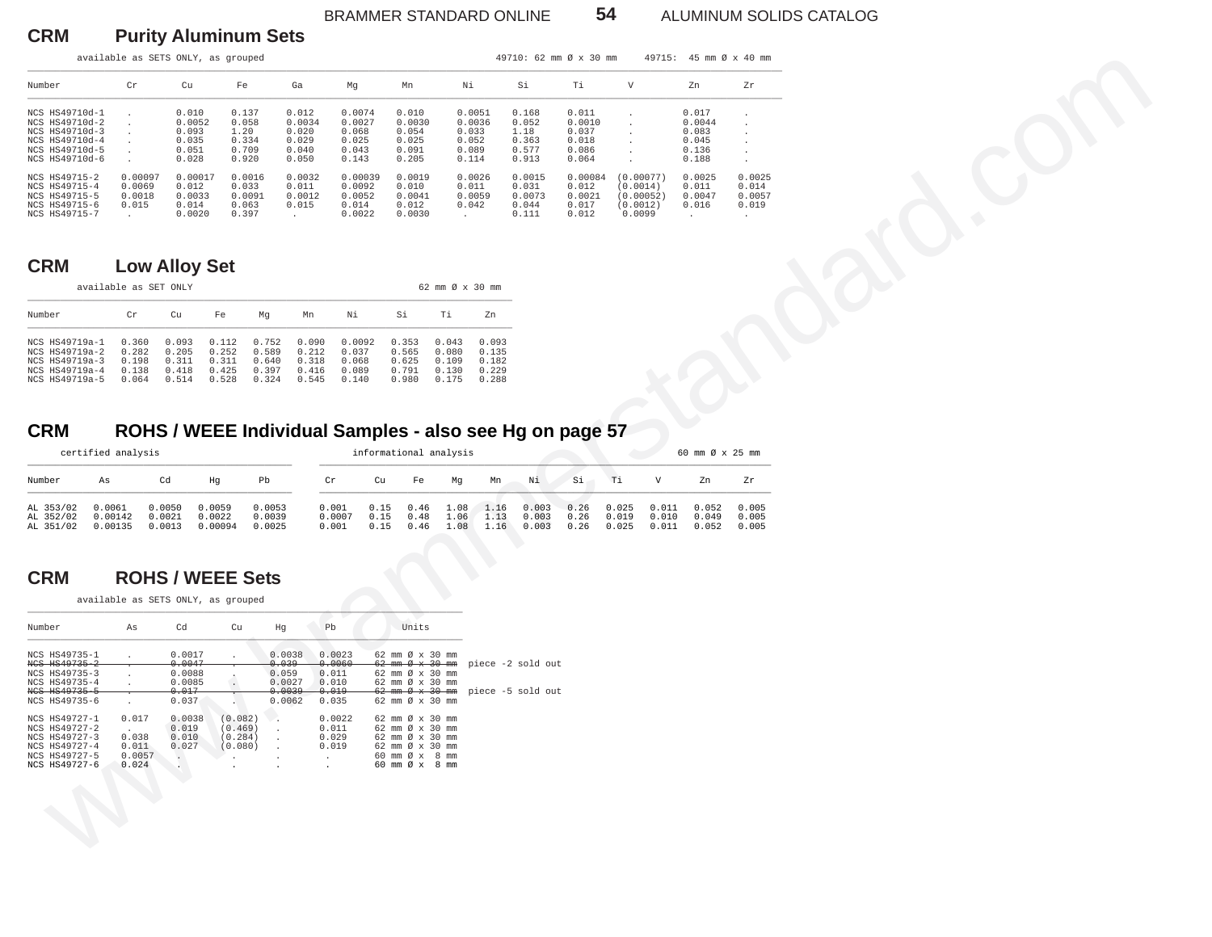## CRM Purity Aluminum Sets

available as SETS ONLY, as grouped — 49710: 62 mm Ø x 30 mm — 49715: 45 mm Ø x 40 mm

| Number | Cr | Cu | Fe | Ga | Mg | Mn | Ni | Si | Ti | V | Zn | Zr |
|---|---|---|---|---|---|---|---|---|---|---|---|---|
| NCS HS49710d-1 | . | 0.010 | 0.137 | 0.012 | 0.0074 | 0.010 | 0.0051 | 0.168 | 0.011 | . | 0.017 | . |
| NCS HS49710d-2 | . | 0.0052 | 0.058 | 0.0034 | 0.0027 | 0.0030 | 0.0036 | 0.052 | 0.0010 | . | 0.0044 | . |
| NCS HS49710d-3 | . | 0.093 | 1.20 | 0.020 | 0.068 | 0.054 | 0.033 | 1.18 | 0.037 | . | 0.083 | . |
| NCS HS49710d-4 | . | 0.035 | 0.334 | 0.029 | 0.025 | 0.025 | 0.052 | 0.363 | 0.018 | . | 0.045 | . |
| NCS HS49710d-5 | . | 0.051 | 0.709 | 0.040 | 0.043 | 0.091 | 0.089 | 0.577 | 0.086 | . | 0.136 | . |
| NCS HS49710d-6 | . | 0.028 | 0.920 | 0.050 | 0.143 | 0.205 | 0.114 | 0.913 | 0.064 | . | 0.188 | . |
| NCS HS49715-2 | 0.00097 | 0.00017 | 0.0016 | 0.0032 | 0.00039 | 0.0019 | 0.0026 | 0.0015 | 0.00084 | (0.00077) | 0.0025 | 0.0025 |
| NCS HS49715-4 | 0.0069 | 0.012 | 0.033 | 0.011 | 0.0092 | 0.010 | 0.011 | 0.031 | 0.012 | (0.0014) | 0.011 | 0.014 |
| NCS HS49715-5 | 0.0018 | 0.0033 | 0.0091 | 0.0012 | 0.0052 | 0.0041 | 0.0059 | 0.0073 | 0.0021 | (0.00052) | 0.0047 | 0.0057 |
| NCS HS49715-6 | 0.015 | 0.014 | 0.063 | 0.015 | 0.014 | 0.012 | 0.042 | 0.044 | 0.017 | (0.0012) | 0.016 | 0.019 |
| NCS HS49715-7 | . | 0.0020 | 0.397 | . | 0.0022 | 0.0030 | . | 0.111 | 0.012 | 0.0099 | . | . |

## CRM Low Alloy Set

available as SET ONLY — 62 mm Ø x 30 mm

| Number | Cr | Cu | Fe | Mg | Mn | Ni | Si | Ti | Zn |
|---|---|---|---|---|---|---|---|---|---|
| NCS HS49719a-1 | 0.360 | 0.093 | 0.112 | 0.752 | 0.090 | 0.0092 | 0.353 | 0.043 | 0.093 |
| NCS HS49719a-2 | 0.282 | 0.205 | 0.252 | 0.589 | 0.212 | 0.037 | 0.565 | 0.080 | 0.135 |
| NCS HS49719a-3 | 0.198 | 0.311 | 0.311 | 0.640 | 0.318 | 0.068 | 0.625 | 0.109 | 0.182 |
| NCS HS49719a-4 | 0.138 | 0.418 | 0.425 | 0.397 | 0.416 | 0.089 | 0.791 | 0.130 | 0.229 |
| NCS HS49719a-5 | 0.064 | 0.514 | 0.528 | 0.324 | 0.545 | 0.140 | 0.980 | 0.175 | 0.288 |

## CRM ROHS / WEEE Individual Samples - also see Hg on page 57

60 mm Ø x 25 mm

| | certified analysis | | | | informational analysis | | | | | | | | | | | |
|---|---|---|---|---|---|---|---|---|---|---|---|---|---|---|---|---|
| Number | As | Cd | Hg | Pb | Cr | Cu | Fe | Mg | Mn | Ni | Si | Ti | V | Zn | Zr |
| AL 353/02 | 0.0061 | 0.0050 | 0.0059 | 0.0053 | 0.001 | 0.15 | 0.46 | 1.08 | 1.16 | 0.003 | 0.26 | 0.025 | 0.011 | 0.052 | 0.005 |
| AL 352/02 | 0.00142 | 0.0021 | 0.0022 | 0.0039 | 0.0007 | 0.15 | 0.48 | 1.06 | 1.13 | 0.003 | 0.26 | 0.019 | 0.010 | 0.049 | 0.005 |
| AL 351/02 | 0.00135 | 0.0013 | 0.00094 | 0.0025 | 0.001 | 0.15 | 0.46 | 1.08 | 1.16 | 0.003 | 0.26 | 0.025 | 0.011 | 0.052 | 0.005 |

## CRM ROHS / WEEE Sets

available as SETS ONLY, as grouped

| Number | As | Cd | Cu | Hg | Pb | Units | |
|---|---|---|---|---|---|---|---|
| NCS HS49735-1 | . | 0.0017 | . | 0.0038 | 0.0023 | 62 mm Ø x 30 mm | |
| ~~NCS HS49735-2~~ | ~~.~~ | ~~0.0047~~ | ~~.~~ | ~~0.039~~ | ~~0.0060~~ | ~~62 mm Ø x 30 mm~~ | piece -2 sold out |
| NCS HS49735-3 | . | 0.0088 | . | 0.059 | 0.011 | 62 mm Ø x 30 mm | |
| NCS HS49735-4 | . | 0.0085 | . | 0.0027 | 0.010 | 62 mm Ø x 30 mm | |
| ~~NCS HS49735-5~~ | ~~.~~ | ~~0.017~~ | ~~.~~ | ~~0.0039~~ | ~~0.019~~ | ~~62 mm Ø x 30 mm~~ | piece -5 sold out |
| NCS HS49735-6 | . | 0.037 | . | 0.0062 | 0.035 | 62 mm Ø x 30 mm | |
| NCS HS49727-1 | 0.017 | 0.0038 | (0.082) | . | 0.0022 | 62 mm Ø x 30 mm | |
| NCS HS49727-2 | . | 0.019 | (0.469) | . | 0.011 | 62 mm Ø x 30 mm | |
| NCS HS49727-3 | 0.038 | 0.010 | (0.284) | . | 0.029 | 62 mm Ø x 30 mm | |
| NCS HS49727-4 | 0.011 | 0.027 | (0.080) | . | 0.019 | 62 mm Ø x 30 mm | |
| NCS HS49727-5 | 0.0057 | . | . | . | . | 60 mm Ø x 8 mm | |
| NCS HS49727-6 | 0.024 | . | . | . | . | 60 mm Ø x 8 mm | |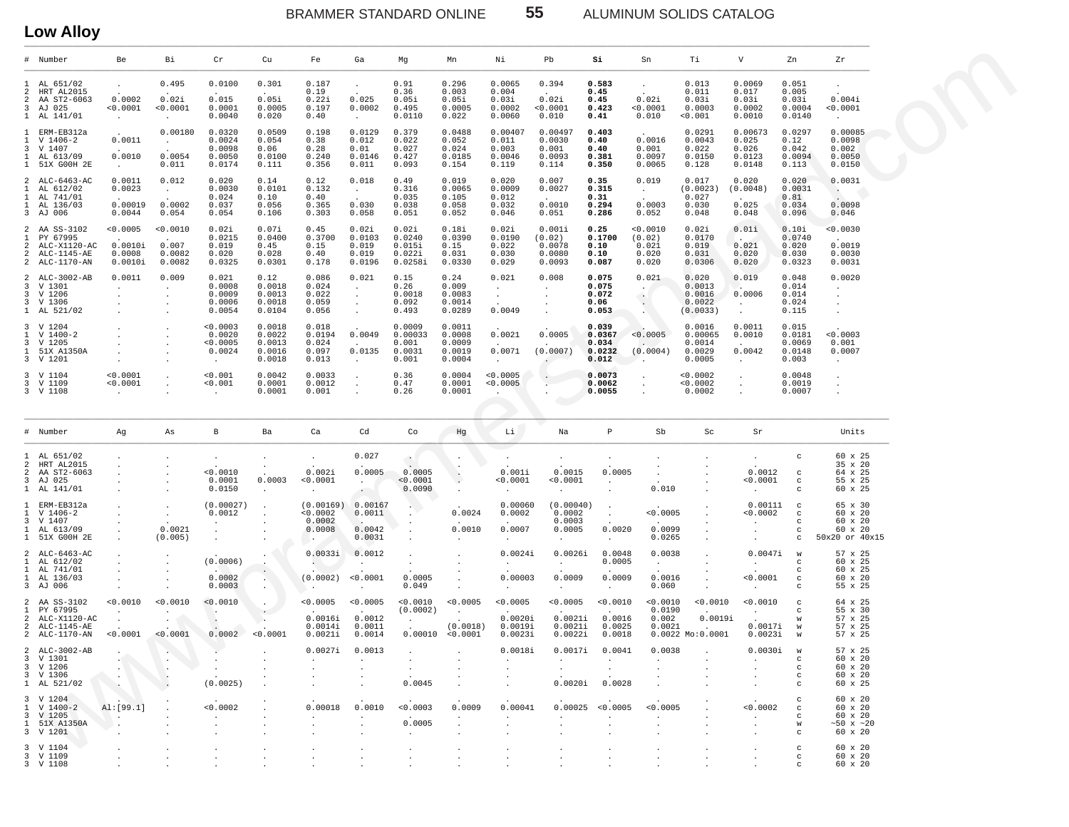## Low Alloy

| # | Number | Be | Bi | Cr | Cu | Fe | Ga | Mg | Mn | Ni | Pb | **Si** | Sn | Ti | V | Zn | Zr |
|---|---|---|---|---|---|---|---|---|---|---|---|---|---|---|---|---|---|
| 1 | AL 651/02 | . | 0.495 | 0.0100 | 0.301 | 0.187 | . | 0.91 | 0.296 | 0.0065 | 0.394 | **0.583** | . | 0.013 | 0.0069 | 0.051 | . |
| 2 | HRT AL2015 | . | . | . | . | 0.19 | . | 0.36 | 0.003 | 0.004 | . | **0.45** | . | 0.011 | 0.017 | 0.005 | . |
| 2 | AA ST2-6063 | 0.0002 | 0.02i | 0.015 | 0.05i | 0.22i | 0.025 | 0.05i | 0.05i | 0.03i | 0.02i | **0.45** | 0.02i | 0.03i | 0.03i | 0.03i | 0.004i |
| 3 | AJ 025 | <0.0001 | <0.0001 | 0.0001 | 0.0005 | 0.197 | 0.0002 | 0.495 | 0.0005 | 0.0002 | <0.0001 | **0.423** | <0.0001 | 0.0003 | 0.0002 | 0.0004 | <0.0001 |
| 1 | AL 141/01 | . | . | 0.0040 | 0.020 | 0.40 | . | 0.0110 | 0.022 | 0.0060 | 0.010 | **0.41** | 0.010 | <0.001 | 0.0010 | 0.0140 | . |
| 1 | ERM-EB312a | . | 0.00180 | 0.0320 | 0.0509 | 0.198 | 0.0129 | 0.379 | 0.0488 | 0.00407 | 0.00497 | **0.403** | . | 0.0291 | 0.00673 | 0.0297 | 0.00085 |
| 1 | V 1406-2 | 0.0011 | . | 0.0024 | 0.054 | 0.38 | 0.012 | 0.022 | 0.052 | 0.011 | 0.0030 | **0.40** | 0.0016 | 0.0043 | 0.025 | 0.12 | 0.0098 |
| 3 | V 1407 | . | . | 0.0098 | 0.06 | 0.28 | 0.01 | 0.027 | 0.024 | 0.003 | 0.001 | **0.40** | 0.001 | 0.022 | 0.026 | 0.042 | 0.002 |
| 1 | AL 613/09 | 0.0010 | 0.0054 | 0.0050 | 0.0100 | 0.240 | 0.0146 | 0.427 | 0.0185 | 0.0046 | 0.0093 | **0.381** | 0.0097 | 0.0150 | 0.0123 | 0.0094 | 0.0050 |
| 1 | 51X G00H 2E | . | 0.011 | 0.0174 | 0.111 | 0.356 | 0.011 | 0.093 | 0.154 | 0.119 | 0.114 | **0.350** | 0.0065 | 0.128 | 0.0148 | 0.113 | 0.0150 |
| 2 | ALC-6463-AC | 0.0011 | 0.012 | 0.020 | 0.14 | 0.12 | 0.018 | 0.49 | 0.019 | 0.020 | 0.007 | **0.35** | 0.019 | 0.017 | 0.020 | 0.020 | 0.0031 |
| 1 | AL 612/02 | 0.0023 | . | 0.0030 | 0.0101 | 0.132 | . | 0.316 | 0.0065 | 0.0009 | 0.0027 | **0.315** | . | (0.0023) | (0.0048) | 0.0031 | . |
| 1 | AL 741/01 | . | . | 0.024 | 0.10 | 0.40 | . | 0.035 | 0.105 | 0.012 | . | **0.31** | . | 0.027 | . | 0.81 | . |
| 1 | AL 136/03 | 0.00019 | 0.0002 | 0.037 | 0.056 | 0.365 | 0.030 | 0.038 | 0.058 | 0.032 | 0.0010 | **0.294** | 0.0003 | 0.030 | 0.025 | 0.034 | 0.0098 |
| 3 | AJ 006 | 0.0044 | 0.054 | 0.054 | 0.106 | 0.303 | 0.058 | 0.051 | 0.052 | 0.046 | 0.051 | **0.286** | 0.052 | 0.048 | 0.048 | 0.096 | 0.046 |
| 2 | AA SS-3102 | <0.0005 | <0.0010 | 0.02i | 0.07i | 0.45 | 0.02i | 0.02i | 0.18i | 0.02i | 0.001i | **0.25** | <0.0010 | 0.02i | 0.01i | 0.10i | <0.0030 |
| 1 | PY 67995 | . | . | 0.0215 | 0.0400 | 0.3700 | 0.0103 | 0.0240 | 0.0390 | 0.0190 | (0.02) | **0.1700** | (0.02) | 0.0170 | . | 0.0740 | . |
| 2 | ALC-X1120-AC | 0.0010i | 0.007 | 0.019 | 0.45 | 0.15 | 0.019 | 0.015i | 0.15 | 0.022 | 0.0078 | **0.10** | 0.021 | 0.019 | 0.021 | 0.020 | 0.0019 |
| 2 | ALC-1145-AE | 0.0008 | 0.0082 | 0.020 | 0.028 | 0.40 | 0.019 | 0.022i | 0.031 | 0.030 | 0.0080 | **0.10** | 0.020 | 0.031 | 0.020 | 0.030 | 0.0030 |
| 2 | ALC-1170-AN | 0.0010i | 0.0082 | 0.0325 | 0.0301 | 0.178 | 0.0196 | 0.0258i | 0.0330 | 0.029 | 0.0093 | **0.087** | 0.020 | 0.0306 | 0.020 | 0.0323 | 0.0031 |
| 2 | ALC-3002-AB | 0.0011 | 0.009 | 0.021 | 0.12 | 0.086 | 0.021 | 0.15 | 0.24 | 0.021 | 0.008 | **0.075** | 0.021 | 0.020 | 0.019 | 0.048 | 0.0020 |
| 3 | V 1301 | . | . | 0.0008 | 0.0018 | 0.024 | . | 0.26 | 0.009 | . | . | **0.075** | . | 0.0013 | . | 0.014 | . |
| 3 | V 1206 | . | . | 0.0009 | 0.0013 | 0.022 | . | 0.0018 | 0.0083 | . | . | **0.072** | . | 0.0016 | 0.0006 | 0.014 | . |
| 3 | V 1306 | . | . | 0.0006 | 0.0018 | 0.059 | . | 0.092 | 0.0014 | . | . | **0.06** | . | 0.0022 | . | 0.024 | . |
| 1 | AL 521/02 | . | . | 0.0054 | 0.0104 | 0.056 | . | 0.493 | 0.0289 | 0.0049 | . | **0.053** | . | (0.0033) | . | 0.115 | . |
| 3 | V 1204 | . | . | <0.0003 | 0.0018 | 0.018 | . | 0.0009 | 0.0011 | . | . | **0.039** | . | 0.0016 | 0.0011 | 0.015 | . |
| 1 | V 1400-2 | . | . | 0.0020 | 0.0022 | 0.0194 | 0.0049 | 0.00033 | 0.0008 | 0.0021 | 0.0005 | **0.0367** | <0.0005 | 0.00065 | 0.0010 | 0.0181 | <0.0003 |
| 3 | V 1205 | . | . | <0.0005 | 0.0013 | 0.024 | . | 0.001 | 0.0009 | . | . | **0.034** | . | 0.0014 | . | 0.0069 | 0.001 |
| 1 | 51X A1350A | . | . | 0.0024 | 0.0016 | 0.097 | 0.0135 | 0.0031 | 0.0019 | 0.0071 | (0.0007) | **0.0232** | (0.0004) | 0.0029 | 0.0042 | 0.0148 | 0.0007 |
| 3 | V 1201 | . | . | . | 0.0018 | 0.013 | . | 0.001 | 0.0004 | . | . | **0.012** | . | 0.0005 | . | 0.003 | . |
| 3 | V 1104 | <0.0001 | . | <0.001 | 0.0042 | 0.0033 | . | 0.36 | 0.0004 | <0.0005 | . | **0.0073** | . | <0.0002 | . | 0.0048 | . |
| 3 | V 1109 | <0.0001 | . | <0.001 | 0.0001 | 0.0012 | . | 0.47 | 0.0001 | <0.0005 | . | **0.0062** | . | <0.0002 | . | 0.0019 | . |
| 3 | V 1108 | . | . | . | 0.0001 | 0.001 | . | 0.26 | 0.0001 | . | . | **0.0055** | . | 0.0002 | . | 0.0007 | . |

| # | Number | Ag | As | B | Ba | Ca | Cd | Co | Hg | Li | Na | P | Sb | Sc | Sr | | Units |
|---|---|---|---|---|---|---|---|---|---|---|---|---|---|---|---|---|---|
| 1 | AL 651/02 | . | . | . | . | . | 0.027 | . | . | . | . | . | . | . | . | c | 60 x 25 |
| 2 | HRT AL2015 | . | . | . | . | . | . | . | . | . | . | . | . | . | . | | 35 x 20 |
| 2 | AA ST2-6063 | . | . | <0.0010 | . | 0.002i | 0.0005 | 0.0005 | . | 0.001i | 0.0015 | 0.0005 | . | . | 0.0012 | c | 64 x 25 |
| 3 | AJ 025 | . | . | 0.0001 | 0.0003 | <0.0001 | . | <0.0001 | . | <0.0001 | <0.0001 | . | . | . | <0.0001 | c | 55 x 25 |
| 1 | AL 141/01 | . | . | 0.0150 | . | . | . | 0.0090 | . | . | . | . | 0.010 | . | . | c | 60 x 25 |
| 1 | ERM-EB312a | . | . | (0.00027) | . | (0.00169) | 0.00167 | . | . | 0.00060 | (0.00040) | . | . | . | 0.00111 | c | 65 x 30 |
| 1 | V 1406-2 | . | . | 0.0012 | . | <0.0002 | 0.0011 | . | 0.0024 | 0.0002 | 0.0002 | . | <0.0005 | . | <0.0002 | c | 60 x 20 |
| 3 | V 1407 | . | . | . | . | 0.0002 | . | . | . | . | 0.0003 | . | . | . | . | c | 60 x 20 |
| 1 | AL 613/09 | . | 0.0021 | . | . | 0.0008 | 0.0042 | . | 0.0010 | 0.0007 | 0.0005 | 0.0020 | 0.0099 | . | . | c | 60 x 20 |
| 1 | 51X G00H 2E | . | (0.005) | . | . | . | 0.0031 | . | . | . | . | . | 0.0265 | . | . | c | 50x20 or 40x15 |
| 2 | ALC-6463-AC | . | . | . | . | 0.0033i | 0.0012 | . | . | 0.0024i | 0.0026i | 0.0048 | 0.0038 | . | 0.0047i | w | 57 x 25 |
| 1 | AL 612/02 | . | . | (0.0006) | . | . | . | . | . | . | . | 0.0005 | . | . | . | c | 60 x 25 |
| 1 | AL 741/01 | . | . | . | . | . | . | . | . | . | . | . | . | . | . | c | 60 x 25 |
| 1 | AL 136/03 | . | . | 0.0002 | . | (0.0002) | <0.0001 | 0.0005 | . | 0.00003 | 0.0009 | 0.0009 | 0.0016 | . | <0.0001 | c | 60 x 20 |
| 3 | AJ 006 | . | . | 0.0003 | . | . | . | 0.049 | . | . | . | . | 0.060 | . | . | c | 55 x 25 |
| 2 | AA SS-3102 | <0.0010 | <0.0010 | <0.0010 | . | <0.0005 | <0.0005 | <0.0010 | <0.0005 | <0.0005 | <0.0005 | <0.0010 | <0.0010 | <0.0010 | <0.0010 | c | 64 x 25 |
| 1 | PY 67995 | . | . | . | . | . | . | (0.0002) | . | . | . | . | 0.0190 | . | . | c | 55 x 30 |
| 2 | ALC-X1120-AC | . | . | . | . | 0.0016i | 0.0012 | . | . | 0.0020i | 0.0021i | 0.0016 | 0.002 | 0.0019i | . | w | 57 x 25 |
| 2 | ALC-1145-AE | . | . | . | . | 0.0014i | 0.0011 | . | (0.0018) | 0.0019i | 0.0021i | 0.0025 | 0.0021 | . | 0.0017i | w | 57 x 25 |
| 2 | ALC-1170-AN | <0.0001 | <0.0001 | 0.0002 | <0.0001 | 0.0021i | 0.0014 | 0.00010 | <0.0001 | 0.0023i | 0.0022i | 0.0018 | 0.0022 Mo:0.0001 | | 0.0023i | w | 57 x 25 |
| 2 | ALC-3002-AB | . | . | . | . | 0.0027i | 0.0013 | . | . | 0.0018i | 0.0017i | 0.0041 | 0.0038 | . | 0.0030i | w | 57 x 25 |
| 3 | V 1301 | . | . | . | . | . | . | . | . | . | . | . | . | . | . | c | 60 x 20 |
| 3 | V 1206 | . | . | . | . | . | . | . | . | . | . | . | . | . | . | c | 60 x 20 |
| 3 | V 1306 | . | . | . | . | . | . | . | . | . | . | . | . | . | . | c | 60 x 20 |
| 1 | AL 521/02 | . | . | (0.0025) | . | . | . | 0.0045 | . | . | 0.0020i | 0.0028 | . | . | . | c | 60 x 25 |
| 3 | V 1204 | . | . | . | . | . | . | . | . | . | . | . | . | . | . | c | 60 x 20 |
| 1 | V 1400-2 | Al:[99.1] | . | <0.0002 | . | 0.00018 | 0.0010 | <0.0003 | 0.0009 | 0.00041 | 0.00025 | <0.0005 | <0.0005 | . | <0.0002 | c | 60 x 20 |
| 3 | V 1205 | . | . | . | . | . | . | . | . | . | . | . | . | . | . | c | 60 x 20 |
| 1 | 51X A1350A | . | . | . | . | . | . | 0.0005 | . | . | . | . | . | . | . | w | ~50 x ~20 |
| 3 | V 1201 | . | . | . | . | . | . | . | . | . | . | . | . | . | . | c | 60 x 20 |
| 3 | V 1104 | . | . | . | . | . | . | . | . | . | . | . | . | . | . | c | 60 x 20 |
| 3 | V 1109 | . | . | . | . | . | . | . | . | . | . | . | . | . | . | c | 60 x 20 |
| 3 | V 1108 | . | . | . | . | . | . | . | . | . | . | . | . | . | . | c | 60 x 20 |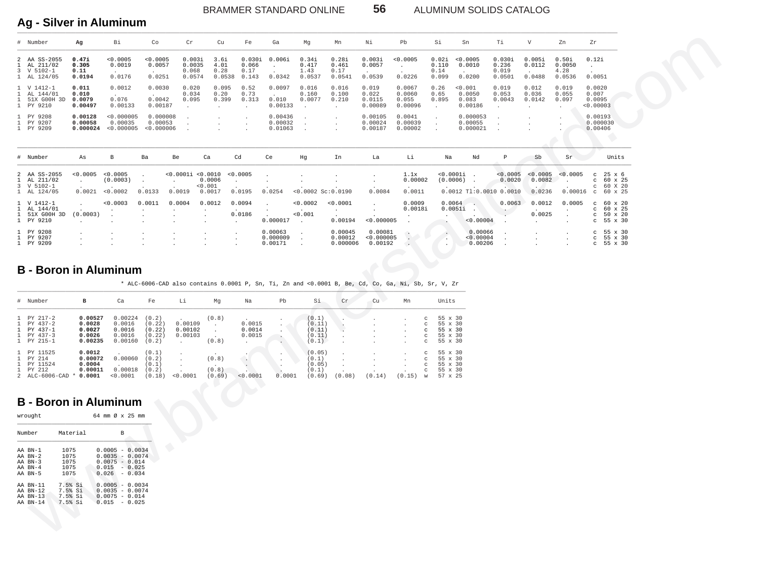## Ag - Silver in Aluminum

| # | Number | Ag | Bi | Co | Cr | Cu | Fe | Ga | Mg | Mn | Ni | Pb | Si | Sn | Ti | V | Zn | Zr |
|---|---|---|---|---|---|---|---|---|---|---|---|---|---|---|---|---|---|---|
| 2 | AA SS-2055 | **0.47i** | <0.0005 | <0.0005 | 0.003i | 3.6i | 0.030i | 0.006i | 0.34i | 0.28i | 0.003i | <0.0005 | 0.02i | <0.0005 | 0.030i | 0.005i | 0.50i | 0.12i |
| 1 | AL 211/02 | **0.305** | 0.0019 | 0.0057 | 0.0035 | 4.01 | 0.066 | . | 0.417 | 0.461 | 0.0057 | . | 0.110 | 0.0010 | 0.236 | 0.0112 | 0.0050 | . |
| 3 | V 5102-1 | **0.11** | . | . | 0.068 | 0.28 | 0.17 | . | 1.43 | 0.17 | . | . | 0.14 | . | 0.019 | . | 4.28 | . |
| 1 | AL 124/05 | **0.0194** | 0.0176 | 0.0251 | 0.0574 | 0.0538 | 0.143 | 0.0342 | 0.0537 | 0.0541 | 0.0539 | 0.0226 | 0.099 | 0.0200 | 0.0501 | 0.0488 | 0.0536 | 0.0051 |
| 1 | V 1412-1 | **0.011** | 0.0012 | 0.0030 | 0.020 | 0.095 | 0.52 | 0.0097 | 0.016 | 0.016 | 0.019 | 0.0067 | 0.26 | <0.001 | 0.019 | 0.012 | 0.019 | 0.0020 |
| 1 | AL 144/01 | **0.010** | . | . | 0.034 | 0.20 | 0.73 | . | 0.160 | 0.100 | 0.022 | 0.0060 | 0.65 | 0.0050 | 0.053 | 0.036 | 0.055 | 0.007 |
| 1 | 51X G00H 3D | **0.0079** | 0.076 | 0.0042 | 0.095 | 0.399 | 0.313 | 0.010 | 0.0077 | 0.210 | 0.0115 | 0.055 | 0.895 | 0.083 | 0.0043 | 0.0142 | 0.097 | 0.0095 |
| 1 | PY 9210 | **0.00497** | 0.00133 | 0.00187 | . | . | . | 0.00133 | . | . | 0.00089 | 0.00096 | . | 0.00186 | . | . | . | <0.00003 |
| 1 | PY 9208 | **0.00128** | <0.000005 | 0.000008 | . | . | . | 0.00436 | . | . | 0.00105 | 0.0041 | . | 0.000053 | . | . | . | 0.00193 |
| 1 | PY 9207 | **0.00058** | 0.00035 | 0.00053 | . | . | . | 0.00032 | . | . | 0.00024 | 0.00039 | . | 0.00055 | . | . | . | 0.000030 |
| 1 | PY 9209 | **0.000024** | <0.000005 | <0.000006 | . | . | . | 0.01063 | . | . | 0.00187 | 0.00002 | . | 0.000021 | . | . | . | 0.00406 |

| # | Number | As | B | Ba | Be | Ca | Cd | Ce | Hg | In | La | Li | Na | Nd | P | Sb | Sr | | Units |
|---|---|---|---|---|---|---|---|---|---|---|---|---|---|---|---|---|---|---|---|
| 2 | AA SS-2055 | <0.0005 | <0.0005 | . | <0.0001i | <0.0010 | <0.0005 | . | . | . | . | 1.1x | <0.0001i | . | <0.0005 | <0.0005 | <0.0005 | c | 25 x 6 |
| 1 | AL 211/02 | . | (0.0003) | . | . | 0.0006 | . | . | . | . | . | 0.00002 | (0.0006) | . | 0.0020 | 0.0082 | . | c | 60 x 25 |
| 3 | V 5102-1 | . | . | . | . | <0.001 | . | . | . | . | . | . | . | . | . | . | . | c | 60 X 20 |
| 1 | AL 124/05 | 0.0021 | <0.0002 | 0.0133 | 0.0019 | 0.0017 | 0.0195 | 0.0254 | <0.0002 Sc:0.0190 | | 0.0084 | 0.0011 | 0.0012 | Tl:0.0010 | 0.0010 | 0.0236 | 0.00016 | c | 60 x 25 |
| 1 | V 1412-1 | . | <0.0003 | 0.0011 | 0.0004 | 0.0012 | 0.0094 | . | <0.0002 | <0.0001 | . | 0.0009 | 0.0064 | . | 0.0063 | 0.0012 | 0.0005 | c | 60 x 20 |
| 1 | AL 144/01 | . | . | . | . | . | . | . | . | . | . | 0.0018i | 0.0051i | . | . | . | . | c | 60 x 25 |
| 1 | 51X G00H 3D | (0.0003) | . | . | . | . | 0.0186 | . | <0.001 | . | . | . | . | . | . | 0.0025 | . | c | 50 x 20 |
| 1 | PY 9210 | . | . | . | . | . | . | 0.000017 | . | 0.00194 | <0.000005 | . | . | <0.00004 | . | . | . | c | 55 x 30 |
| 1 | PY 9208 | . | . | . | . | . | . | 0.00063 | . | 0.00045 | 0.00081 | . | . | 0.00066 | . | . | . | c | 55 x 30 |
| 1 | PY 9207 | . | . | . | . | . | . | 0.000009 | . | 0.00012 | <0.000005 | . | . | <0.00004 | . | . | . | c | 55 x 30 |
| 1 | PY 9209 | . | . | . | . | . | . | 0.00171 | . | 0.000006 | 0.00192 | . | . | 0.00206 | . | . | . | c | 55 x 30 |

## B - Boron in Aluminum

* ALC-6006-CAD also contains 0.0001 P, Sn, Ti, Zn and <0.0001 B, Be, Cd, Co, Ga, Ni, Sb, Sr, V, Zr

| # | Number | B | Ca | Fe | Li | Mg | Na | Pb | Si | Cr | Cu | Mn | | Units |
|---|---|---|---|---|---|---|---|---|---|---|---|---|---|---|
| 1 | PY 217-2 | **0.00527** | 0.00224 | (0.2) | . | (0.8) | . | . | (0.1) | . | . | . | c | 55 x 30 |
| 1 | PY 437-2 | **0.0028** | 0.0016 | (0.22) | 0.00109 | . | 0.0015 | . | (0.11) | . | . | . | c | 55 x 30 |
| 1 | PY 437-1 | **0.0027** | 0.0016 | (0.22) | 0.00102 | . | 0.0014 | . | (0.11) | . | . | . | c | 55 x 30 |
| 1 | PY 437-3 | **0.0026** | 0.0016 | (0.22) | 0.00103 | . | 0.0015 | . | (0.11) | . | . | . | c | 55 x 30 |
| 1 | PY 215-1 | **0.00235** | 0.00160 | (0.2) | . | (0.8) | . | . | (0.1) | . | . | . | c | 55 x 30 |
| 1 | PY 11525 | **0.0012** | . | (0.1) | . | . | . | . | (0.05) | . | . | . | c | 55 x 30 |
| 1 | PY 214 | **0.00072** | 0.00060 | (0.2) | . | (0.8) | . | . | (0.1) | . | . | . | c | 55 x 30 |
| 1 | PY 11524 | **0.0004** | . | (0.1) | . | . | . | . | (0.05) | . | . | . | c | 55 x 30 |
| 1 | PY 212 | **0.00011** | 0.00018 | (0.2) | . | (0.8) | . | . | (0.1) | . | . | . | c | 55 x 30 |
| 2 | ALC-6006-CAD * | **0.0001** | <0.0001 | (0.18) | <0.0001 | (0.69) | <0.0001 | 0.0001 | (0.69) | (0.08) | (0.14) | (0.15) | w | 57 x 25 |

## B - Boron in Aluminum

wrought 64 mm Ø x 25 mm

| Number | Material | B |
|---|---|---|
| AA BN-1 | 1075 | 0.0005 - 0.0034 |
| AA BN-2 | 1075 | 0.0035 - 0.0074 |
| AA BN-3 | 1075 | 0.0075 - 0.014 |
| AA BN-4 | 1075 | 0.015 - 0.025 |
| AA BN-5 | 1075 | 0.026 - 0.034 |
| AA BN-11 | 7.5% Si | 0.0005 - 0.0034 |
| AA BN-12 | 7.5% Si | 0.0035 - 0.0074 |
| AA BN-13 | 7.5% Si | 0.0075 - 0.014 |
| AA BN-14 | 7.5% Si | 0.015 - 0.025 |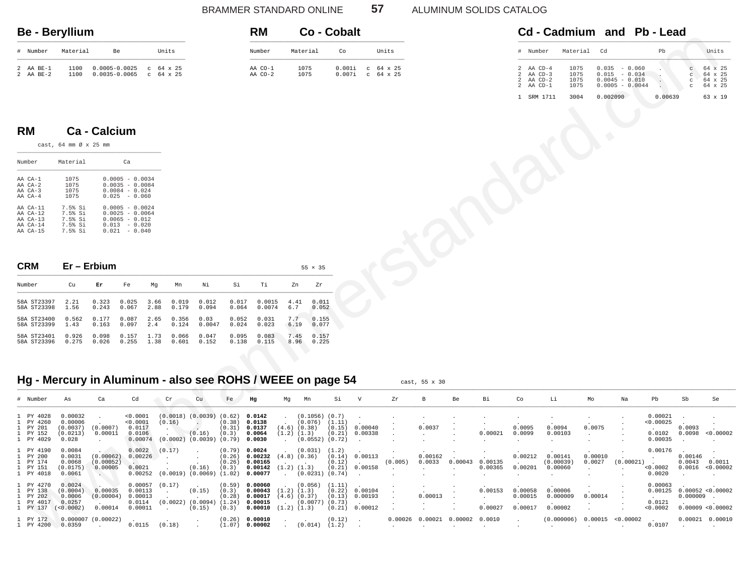## Be - Beryllium

| # | Number | Material | Be | | Units |
|---|---|---|---|---|---|
| 2 | AA BE-1 | 1100 | 0.0005-0.0025 | c | 64 x 25 |
| 2 | AA BE-2 | 1100 | 0.0035-0.0065 | c | 64 x 25 |

## RM Co - Cobalt

| Number | Material | Co | | Units |
|---|---|---|---|---|
| AA CO-1 | 1075 | 0.001i | c | 64 x 25 |
| AA CO-2 | 1075 | 0.007i | c | 64 x 25 |

## Cd - Cadmium and Pb - Lead

| # | Number | Material | Cd | Pb | | Units |
|---|---|---|---|---|---|---|
| 2 | AA CD-4 | 1075 | 0.035 - 0.060 | . | c | 64 x 25 |
| 2 | AA CD-3 | 1075 | 0.015 - 0.034 | . | c | 64 x 25 |
| 2 | AA CD-2 | 1075 | 0.0045 - 0.010 | . | c | 64 x 25 |
| 2 | AA CD-1 | 1075 | 0.0005 - 0.0044 | . | c | 64 x 25 |
| 1 | SRM 1711 | 3004 | 0.002090 | 0.00639 | | 63 x 19 |

## RM Ca - Calcium

cast, 64 mm Ø x 25 mm

| Number | Material | Ca |
|---|---|---|
| AA CA-1 | 1075 | 0.0005 - 0.0034 |
| AA CA-2 | 1075 | 0.0035 - 0.0084 |
| AA CA-3 | 1075 | 0.0084 - 0.024 |
| AA CA-4 | 1075 | 0.025 - 0.060 |
| AA CA-11 | 7.5% Si | 0.0005 - 0.0024 |
| AA CA-12 | 7.5% Si | 0.0025 - 0.0064 |
| AA CA-13 | 7.5% Si | 0.0065 - 0.012 |
| AA CA-14 | 7.5% Si | 0.013 - 0.020 |
| AA CA-15 | 7.5% Si | 0.021 - 0.040 |

## CRM Er – Erbium

55 × 35

| Number | Cu | **Er** | Fe | Mg | Mn | Ni | Si | Ti | Zn | Zr |
|---|---|---|---|---|---|---|---|---|---|---|
| 58A ST23397 | 2.21 | 0.323 | 0.025 | 3.66 | 0.019 | 0.012 | 0.017 | 0.0015 | 4.41 | 0.011 |
| 58A ST23398 | 1.56 | 0.243 | 0.067 | 2.88 | 0.179 | 0.094 | 0.064 | 0.0074 | 6.7 | 0.052 |
| 58A ST23400 | 0.562 | 0.177 | 0.087 | 2.65 | 0.356 | 0.03 | 0.052 | 0.031 | 7.7 | 0.155 |
| 58A ST23399 | 1.43 | 0.163 | 0.097 | 2.4 | 0.124 | 0.0047 | 0.024 | 0.023 | 6.19 | 0.077 |
| 58A ST23401 | 0.926 | 0.098 | 0.157 | 1.73 | 0.066 | 0.047 | 0.095 | 0.083 | 7.45 | 0.157 |
| 58A ST23396 | 0.275 | 0.026 | 0.255 | 1.38 | 0.601 | 0.152 | 0.138 | 0.115 | 8.96 | 0.225 |

## Hg - Mercury in Aluminum - also see ROHS / WEEE on page 54

cast, 55 x 30

| # | Number | As | Ca | Cd | Cr | Cu | Fe | **Hg** | Mg | Mn | Si | V | Zr | B | Be | Bi | Co | Li | Mo | Na | Pb | Sb | Se |
|---|---|---|---|---|---|---|---|---|---|---|---|---|---|---|---|---|---|---|---|---|---|---|---|
| 1 | PY 4028 | 0.00032 | . | <0.0001 | (0.0018) | (0.0039) | (0.62) | **0.0142** | . | (0.1056) | (0.7) | . | . | . | . | . | . | . | . | . | 0.00021 | . | . |
| 1 | PY 4260 | 0.00006 | . | <0.0001 | (0.16) | . | (0.38) | **0.0138** | . | (0.076) | (1.11) | . | . | . | . | . | . | . | . | . | <0.00025 | . | . |
| 1 | PY 201 | (0.0037) | (0.0007) | 0.0117 | . | . | (0.31) | **0.0137** | (4.6) | (0.38) | (0.15) | 0.00040 | . | 0.0037 | . | . | 0.0095 | 0.0094 | 0.0075 | . | . | 0.0093 | . |
| 1 | PY 152 | (0.0213) | 0.00011 | 0.0106 | . | (0.16) | (0.3) | **0.0064** | (1.2) | (1.3) | (0.21) | 0.00338 | . | . | . | 0.00021 | 0.0099 | 0.00103 | . | . | 0.0102 | 0.0098 | <0.00002 |
| 1 | PY 4029 | 0.028 | . | 0.00074 | (0.0002) | (0.0039) | (0.79) | **0.0030** | . | (0.0552) | (0.72) | . | . | . | . | . | . | . | . | . | 0.00035 | . | . |
| 1 | PY 4190 | 0.0084 | . | 0.0022 | (0.17) | . | (0.79) | **0.0024** | . | (0.031) | (1.2) | . | . | . | . | . | . | . | . | . | 0.00176 | . | . |
| 1 | PY 200 | 0.0031 | (0.00062) | 0.00226 | . | . | (0.26) | **0.00232** | (4.8) | (0.36) | (0.14) | 0.00113 | . | 0.00162 | . | . | 0.00212 | 0.00141 | 0.00010 | . | . | 0.00146 | . |
| 1 | PY 174 | 0.0068 | (0.00052) | . | . | . | (0.26) | **0.00165** | . | . | (0.12) | . | (0.005) | 0.0033 | 0.00043 | 0.00135 | . | (0.00039) | 0.0027 | (0.00021) | . | 0.0043 | 0.0011 |
| 1 | PY 151 | (0.0175) | 0.00005 | 0.0021 | . | (0.16) | (0.3) | **0.00142** | (1.2) | (1.3) | (0.21) | 0.00158 | . | . | . | 0.00365 | 0.00201 | 0.00060 | . | . | <0.0002 | 0.0016 | <0.00002 |
| 1 | PY 4018 | 0.0061 | . | 0.00252 | (0.0019) | (0.0069) | (1.02) | **0.00077** | . | (0.0231) | (0.74) | . | . | . | . | . | . | . | . | . | 0.0020 | . | . |
| 1 | PY 4270 | 0.0024 | . | 0.00057 | (0.17) | . | (0.59) | **0.00060** | . | (0.056) | (1.11) | . | . | . | . | . | . | . | . | . | 0.00063 | . | . |
| 1 | PY 138 | (0.0004) | 0.00035 | 0.00113 | . | (0.15) | (0.3) | **0.00043** | (1.2) | (1.3) | (0.22) | 0.00104 | . | . | . | 0.00153 | 0.00058 | 0.00006 | . | . | 0.00125 | 0.00052 | <0.00002 |
| 1 | PY 202 | 0.0006 | (0.00004) | 0.00013 | . | . | (0.28) | **0.00017** | (4.6) | (0.37) | (0.13) | 0.00193 | . | 0.00013 | . | . | 0.00015 | 0.000009 | 0.00014 | . | . | 0.000009 | . |
| 1 | PY 4017 | 0.0257 | . | 0.0114 | (0.0022) | (0.0094) | (1.24) | **0.00015** | . | (0.0077) | (0.73) | . | . | . | . | . | . | . | . | . | 0.0121 | . | . |
| 1 | PY 137 | (<0.0002) | 0.00014 | 0.00011 | . | (0.15) | (0.3) | **0.00010** | (1.2) | (1.3) | (0.21) | 0.00012 | . | . | . | 0.00027 | 0.00017 | 0.00002 | . | . | <0.0002 | 0.00009 | <0.00002 |
| 1 | PY 172 | 0.000007 | (0.00022) | . | . | . | (0.26) | **0.00010** | . | . | (0.12) | . | 0.00026 | 0.00021 | 0.00002 | 0.0010 | . | (0.000006) | 0.00015 | <0.00002 | . | 0.00021 | 0.00010 |
| 1 | PY 4200 | 0.0359 | . | 0.0115 | (0.18) | . | (1.07) | **0.00002** | . | (0.014) | (1.2) | . | . | . | . | . | . | . | . | . | 0.0107 | . | . |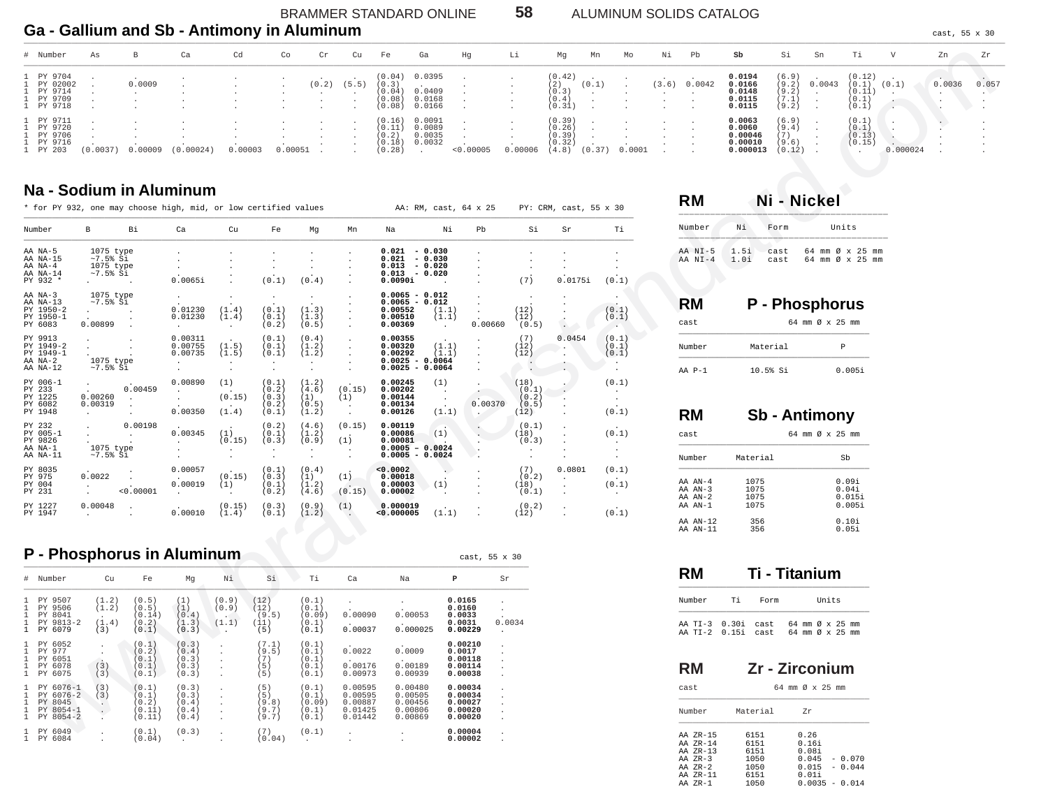## Ga - Gallium and Sb - Antimony in Aluminum

cast, 55 x 30

| # | Number | As | B | Ca | Cd | Co | Cr | Cu | Fe | Ga | Hg | Li | Mg | Mn | Mo | Ni | Pb | Sb | Si | Sn | Ti | V | Zn | Zr |
|---|---|---|---|---|---|---|---|---|---|---|---|---|---|---|---|---|---|---|---|---|---|---|---|---|
| 1 | PY 9704 | . | . | . | . | . | . | . | (0.04) | 0.0395 | . | . | (0.42) | . | . | . | . | **0.0194** | (6.9) | . | (0.12) | . | . | . |
| 1 | PY 02002 | . | 0.0009 | . | . | . | (0.2) | (5.5) | (0.3) | . | . | . | (2) | (0.1) | . | (3.6) | 0.0042 | **0.0166** | (9.2) | 0.0043 | (0.1) | (0.1) | 0.0036 | 0.057 |
| 1 | PY 9714 | . | . | . | . | . | . | . | (0.04) | 0.0409 | . | . | (0.3) | . | . | . | . | **0.0148** | (9.2) | . | (0.11) | . | . | . |
| 1 | PY 9709 | . | . | . | . | . | . | . | (0.08) | 0.0168 | . | . | (0.4) | . | . | . | . | **0.0115** | (7.1) | . | (0.1) | . | . | . |
| 1 | PY 9718 | . | . | . | . | . | . | . | (0.08) | 0.0166 | . | . | (0.31) | . | . | . | . | **0.0115** | (9.2) | . | (0.1) | . | . | . |
| 1 | PY 9711 | . | . | . | . | . | . | . | (0.16) | 0.0091 | . | . | (0.39) | . | . | . | . | **0.0063** | (6.9) | . | (0.1) | . | . | . |
| 1 | PY 9720 | . | . | . | . | . | . | . | (0.11) | 0.0089 | . | . | (0.26) | . | . | . | . | **0.0060** | (9.4) | . | (0.1) | . | . | . |
| 1 | PY 9706 | . | . | . | . | . | . | . | (0.2) | 0.0035 | . | . | (0.39) | . | . | . | . | **0.00046** | (7) | . | (0.13) | . | . | . |
| 1 | PY 9716 | . | . | . | . | . | . | . | (0.18) | 0.0032 | . | . | (0.32) | . | . | . | . | **0.00010** | (9.6) | . | (0.15) | . | . | . |
| 1 | PY 203 | (0.0037) | 0.00009 | (0.00024) | 0.00003 | 0.00051 | . | . | (0.28) | . | <0.00005 | 0.00006 | (4.8) | (0.37) | 0.0001 | . | . | **0.000013** | (0.12) | . | . | 0.000024 | . | . |

## Na - Sodium in Aluminum

\* for PY 932, one may choose high, mid, or low certified values — AA: RM, cast, 64 x 25 — PY: CRM, cast, 55 x 30

| Number | B | Bi | Ca | Cu | Fe | Mg | Mn | Na | Ni | Pb | Si | Sr | Ti |
|---|---|---|---|---|---|---|---|---|---|---|---|---|---|
| AA NA-5 | 1075 type | | . | . | . | . | . | **0.021 - 0.030** | . | . | . | . | . |
| AA NA-15 | ~7.5% Si | | . | . | . | . | . | **0.021 - 0.030** | . | . | . | . | . |
| AA NA-4 | 1075 type | | . | . | . | . | . | **0.013 - 0.020** | . | . | . | . | . |
| AA NA-14 | ~7.5% Si | | . | . | . | . | . | **0.013 - 0.020** | . | . | . | . | . |
| PY 932 * | . | . | 0.0065i | . | (0.1) | (0.4) | . | **0.0090i** | . | . | (7) | 0.0175i | (0.1) |
| AA NA-3 | 1075 type | | . | . | . | . | . | **0.0065 - 0.012** | . | . | . | . | . |
| AA NA-13 | ~7.5% Si | | . | . | . | . | . | **0.0065 - 0.012** | . | . | . | . | . |
| PY 1950-2 | . | . | 0.01230 | (1.4) | (0.1) | (1.3) | . | **0.00552** | (1.1) | . | (12) | . | (0.1) |
| PY 1950-1 | . | . | 0.01230 | (1.4) | (0.1) | (1.3) | . | **0.00510** | (1.1) | . | (12) | . | (0.1) |
| PY 6083 | 0.00899 | . | . | . | (0.2) | (0.5) | . | **0.00369** | . | 0.00660 | (0.5) | . | . |
| PY 9913 | . | . | 0.00311 | . | (0.1) | (0.4) | . | **0.00355** | . | . | (7) | 0.0454 | (0.1) |
| PY 1949-2 | . | . | 0.00755 | (1.5) | (0.1) | (1.2) | . | **0.00320** | (1.1) | . | (12) | . | (0.1) |
| PY 1949-1 | . | . | 0.00735 | (1.5) | (0.1) | (1.2) | . | **0.00292** | (1.1) | . | (12) | . | (0.1) |
| AA NA-2 | 1075 type | | . | . | . | . | . | **0.0025 - 0.0064** | . | . | . | . | . |
| AA NA-12 | ~7.5% Si | | . | . | . | . | . | **0.0025 - 0.0064** | . | . | . | . | . |
| PY 006-1 | . | . | 0.00890 | (1) | (0.1) | (1.2) | . | **0.00245** | (1) | . | (18) | . | (0.1) |
| PY 233 | . | 0.00459 | . | . | (0.2) | (4.6) | (0.15) | **0.00202** | . | . | (0.1) | . | . |
| PY 1225 | 0.00260 | . | . | (0.15) | (0.3) | (1) | (1) | **0.00144** | . | . | (0.2) | . | . |
| PY 6082 | 0.00319 | . | . | . | (0.2) | (0.5) | . | **0.00134** | . | 0.00370 | (0.5) | . | . |
| PY 1948 | . | . | 0.00350 | (1.4) | (0.1) | (1.2) | . | **0.00126** | (1.1) | . | (12) | . | (0.1) |
| PY 232 | . | 0.00198 | . | . | (0.2) | (4.6) | (0.15) | **0.00119** | . | . | (0.1) | . | . |
| PY 005-1 | . | . | 0.00345 | (1) | (0.1) | (1.2) | . | **0.00086** | (1) | . | (18) | . | (0.1) |
| PY 9826 | . | . | . | (0.15) | (0.3) | (0.9) | (1) | **0.00081** | . | . | (0.3) | . | . |
| AA NA-1 | 1075 type | | . | . | . | . | . | **0.0005 - 0.0024** | . | . | . | . | . |
| AA NA-11 | ~7.5% Si | | . | . | . | . | . | **0.0005 - 0.0024** | . | . | . | . | . |
| PY 8035 | . | . | 0.00057 | . | (0.1) | (0.4) | . | **<0.0002** | . | . | (7) | 0.0801 | (0.1) |
| PY 975 | 0.0022 | . | . | (0.15) | (0.3) | (1) | (1) | **0.00018** | . | . | (0.2) | . | . |
| PY 004 | . | . | 0.00019 | (1) | (0.1) | (1.2) | . | **0.00003** | (1) | . | (18) | . | (0.1) |
| PY 231 | . | <0.00001 | . | . | (0.2) | (4.6) | (0.15) | **0.00002** | . | . | (0.1) | . | . |
| PY 1227 | 0.00048 | . | . | (0.15) | (0.3) | (0.9) | (1) | **0.000019** | . | . | (0.2) | . | . |
| PY 1947 | . | . | 0.00010 | (1.4) | (0.1) | (1.2) | . | **<0.000005** | (1.1) | . | (12) | . | (0.1) |

## P - Phosphorus in Aluminum

cast, 55 x 30

| # | Number | Cu | Fe | Mg | Ni | Si | Ti | Ca | Na | P | Sr |
|---|---|---|---|---|---|---|---|---|---|---|---|
| 1 | PY 9507 | (1.2) | (0.5) | (1) | (0.9) | (12) | (0.1) | . | . | **0.0165** | . |
| 1 | PY 9506 | (1.2) | (0.5) | (1) | (0.9) | (12) | (0.1) | . | . | **0.0160** | . |
| 1 | PY 8041 | . | (0.14) | (0.4) | . | (9.5) | (0.09) | 0.00090 | 0.00053 | **0.0033** | . |
| 1 | PY 9813-2 | (1.4) | (0.2) | (1.3) | (1.1) | (11) | (0.1) | . | . | **0.0031** | 0.0034 |
| 1 | PY 6079 | (3) | (0.1) | (0.3) | . | (5) | (0.1) | 0.00037 | 0.000025 | **0.00229** | . |
| 1 | PY 6052 | . | (0.1) | (0.3) | . | (7.1) | (0.1) | . | . | **0.00210** | . |
| 1 | PY 977 | . | (0.2) | (0.4) | . | (9.5) | (0.1) | 0.0022 | 0.0009 | **0.0017** | . |
| 1 | PY 6051 | . | (0.1) | (0.3) | . | (7) | (0.1) | . | . | **0.00118** | . |
| 1 | PY 6078 | (3) | (0.1) | (0.3) | . | (5) | (0.1) | 0.00176 | 0.00189 | **0.00114** | . |
| 1 | PY 6075 | (3) | (0.1) | (0.3) | . | (5) | (0.1) | 0.00973 | 0.00939 | **0.00038** | . |
| 1 | PY 6076-1 | (3) | (0.1) | (0.3) | . | (5) | (0.1) | 0.00595 | 0.00480 | **0.00034** | . |
| 1 | PY 6076-2 | (3) | (0.1) | (0.3) | . | (5) | (0.1) | 0.00595 | 0.00505 | **0.00034** | . |
| 1 | PY 8045 | . | (0.2) | (0.4) | . | (9.8) | (0.09) | 0.00887 | 0.00456 | **0.00027** | . |
| 1 | PY 8054-1 | . | (0.11) | (0.4) | . | (9.7) | (0.1) | 0.01425 | 0.00806 | **0.00020** | . |
| 1 | PY 8054-2 | . | (0.11) | (0.4) | . | (9.7) | (0.1) | 0.01442 | 0.00869 | **0.00020** | . |
| 1 | PY 6049 | . | (0.1) | (0.3) | . | (7) | (0.1) | . | . | **0.00004** | . |
| 1 | PY 6084 | . | (0.04) | . | . | (0.04) | . | . | . | **0.00002** | . |

## RM Ni - Nickel

| Number | Ni | Form | Units |
|---|---|---|---|
| AA NI-5 | 1.5i | cast | 64 mm Ø x 25 mm |
| AA NI-4 | 1.0i | cast | 64 mm Ø x 25 mm |

## RM P - Phosphorus

cast, 64 mm Ø x 25 mm

| Number | Material | P |
|---|---|---|
| AA P-1 | 10.5% Si | 0.005i |

## RM Sb - Antimony

cast, 64 mm Ø x 25 mm

| Number | Material | Sb |
|---|---|---|
| AA AN-4 | 1075 | 0.09i |
| AA AN-3 | 1075 | 0.04i |
| AA AN-2 | 1075 | 0.015i |
| AA AN-1 | 1075 | 0.005i |
| AA AN-12 | 356 | 0.10i |
| AA AN-11 | 356 | 0.05i |

## RM Ti - Titanium

| Number | Ti | Form | Units |
|---|---|---|---|
| AA TI-3 | 0.30i | cast | 64 mm Ø x 25 mm |
| AA TI-2 | 0.15i | cast | 64 mm Ø x 25 mm |

## RM Zr - Zirconium

cast, 64 mm Ø x 25 mm

| Number | Material | Zr |
|---|---|---|
| AA ZR-15 | 6151 | 0.26 |
| AA ZR-14 | 6151 | 0.16i |
| AA ZR-13 | 6151 | 0.08i |
| AA ZR-3 | 1050 | 0.045 - 0.070 |
| AA ZR-2 | 1050 | 0.015 - 0.044 |
| AA ZR-11 | 6151 | 0.01i |
| AA ZR-1 | 1050 | 0.0035 - 0.014 |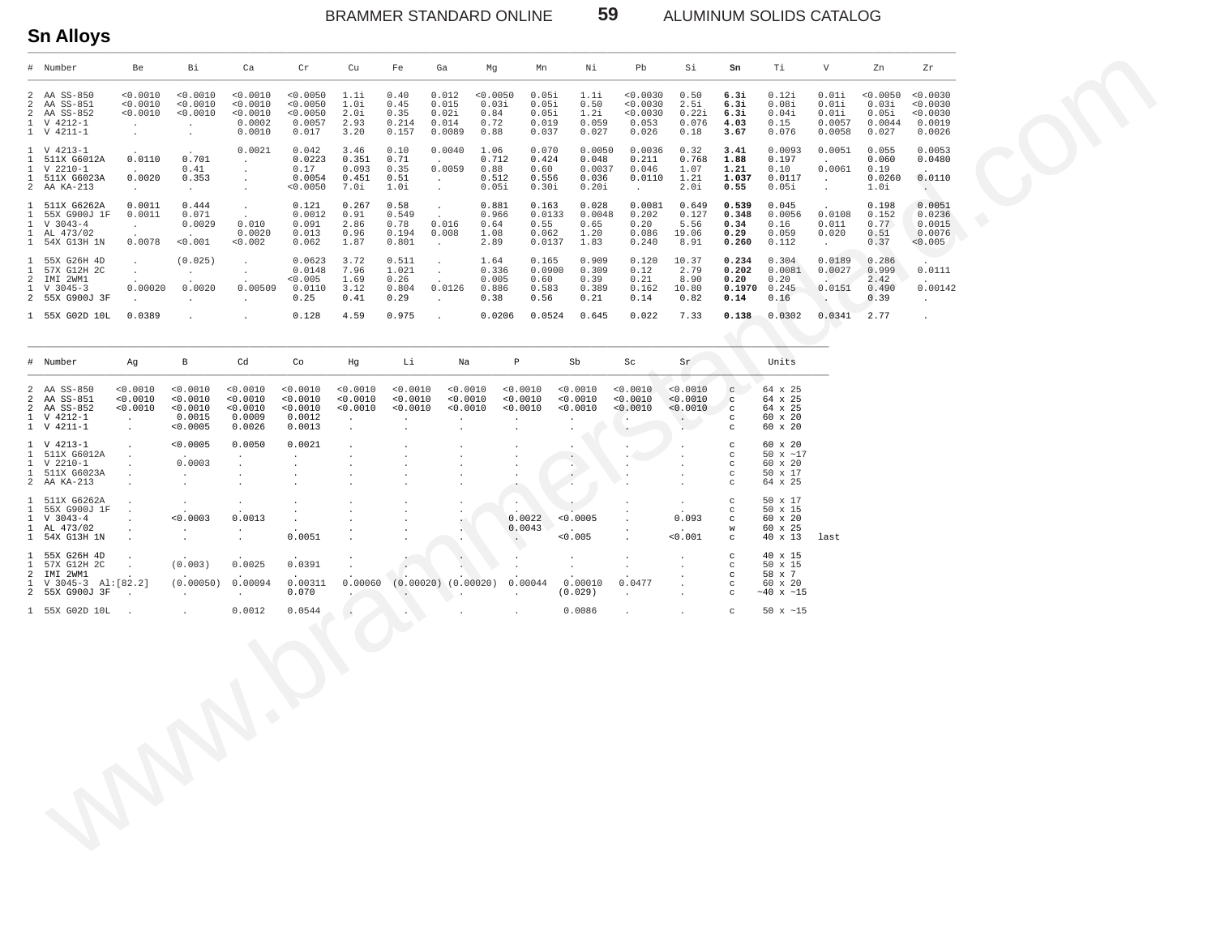## Sn Alloys

| # | Number | Be | Bi | Ca | Cr | Cu | Fe | Ga | Mg | Mn | Ni | Pb | Si | **Sn** | Ti | V | Zn | Zr |
|---|---|---|---|---|---|---|---|---|---|---|---|---|---|---|---|---|---|---|
| 2 | AA SS-850 | <0.0010 | <0.0010 | <0.0010 | <0.0050 | 1.1i | 0.40 | 0.012 | <0.0050 | 0.05i | 1.1i | <0.0030 | 0.50 | **6.3i** | 0.12i | 0.01i | <0.0050 | <0.0030 |
| 2 | AA SS-851 | <0.0010 | <0.0010 | <0.0010 | <0.0050 | 1.0i | 0.45 | 0.015 | 0.03i | 0.05i | 0.50 | <0.0030 | 2.5i | **6.3i** | 0.08i | 0.01i | 0.03i | <0.0030 |
| 2 | AA SS-852 | <0.0010 | <0.0010 | <0.0010 | <0.0050 | 2.0i | 0.35 | 0.02i | 0.84 | 0.05i | 1.2i | <0.0030 | 0.22i | **6.3i** | 0.04i | 0.01i | 0.05i | <0.0030 |
| 1 | V 4212-1 | . | . | 0.0002 | 0.0057 | 2.93 | 0.214 | 0.014 | 0.72 | 0.019 | 0.059 | 0.053 | 0.076 | **4.03** | 0.15 | 0.0057 | 0.0044 | 0.0019 |
| 1 | V 4211-1 | . | . | 0.0010 | 0.017 | 3.20 | 0.157 | 0.0089 | 0.88 | 0.037 | 0.027 | 0.026 | 0.18 | **3.67** | 0.076 | 0.0058 | 0.027 | 0.0026 |
| 1 | V 4213-1 | . | . | 0.0021 | 0.042 | 3.46 | 0.10 | 0.0040 | 1.06 | 0.070 | 0.0050 | 0.0036 | 0.32 | **3.41** | 0.0093 | 0.0051 | 0.055 | 0.0053 |
| 1 | 511X G6012A | 0.0110 | 0.701 | . | 0.0223 | 0.351 | 0.71 | . | 0.712 | 0.424 | 0.048 | 0.211 | 0.768 | **1.88** | 0.197 | . | 0.060 | 0.0480 |
| 1 | V 2210-1 | . | 0.41 | . | 0.17 | 0.093 | 0.35 | 0.0059 | 0.88 | 0.60 | 0.0037 | 0.046 | 1.07 | **1.21** | 0.10 | 0.0061 | 0.19 | . |
| 1 | 511X G6023A | 0.0020 | 0.353 | . | 0.0054 | 0.451 | 0.51 | . | 0.512 | 0.556 | 0.036 | 0.0110 | 1.21 | **1.037** | 0.0117 | . | 0.0260 | 0.0110 |
| 2 | AA KA-213 | . | . | . | <0.0050 | 7.0i | 1.0i | . | 0.05i | 0.30i | 0.20i | . | 2.0i | **0.55** | 0.05i | . | 1.0i | . |
| 1 | 511X G6262A | 0.0011 | 0.444 | . | 0.121 | 0.267 | 0.58 | . | 0.881 | 0.163 | 0.028 | 0.0081 | 0.649 | **0.539** | 0.045 | . | 0.198 | 0.0051 |
| 1 | 55X G900J 1F | 0.0011 | 0.071 | . | 0.0012 | 0.91 | 0.549 | . | 0.966 | 0.0133 | 0.0048 | 0.202 | 0.127 | **0.348** | 0.0056 | 0.0108 | 0.152 | 0.0236 |
| 1 | V 3043-4 | . | 0.0029 | 0.010 | 0.091 | 2.86 | 0.78 | 0.016 | 0.64 | 0.55 | 0.65 | 0.20 | 5.56 | **0.34** | 0.16 | 0.011 | 0.77 | 0.0015 |
| 1 | AL 473/02 | . | . | 0.0020 | 0.013 | 0.96 | 0.194 | 0.008 | 1.08 | 0.062 | 1.20 | 0.086 | 19.06 | **0.29** | 0.059 | 0.020 | 0.51 | 0.0076 |
| 1 | 54X G13H 1N | 0.0078 | <0.001 | <0.002 | 0.062 | 1.87 | 0.801 | . | 2.89 | 0.0137 | 1.83 | 0.240 | 8.91 | **0.260** | 0.112 | . | 0.37 | <0.005 |
| 1 | 55X G26H 4D | . | (0.025) | . | 0.0623 | 3.72 | 0.511 | . | 1.64 | 0.165 | 0.909 | 0.120 | 10.37 | **0.234** | 0.304 | 0.0189 | 0.286 | . |
| 1 | 57X G12H 2C | . | . | . | 0.0148 | 7.96 | 1.021 | . | 0.336 | 0.0900 | 0.309 | 0.12 | 2.79 | **0.202** | 0.0081 | 0.0027 | 0.999 | 0.0111 |
| 2 | IMI 2WM1 | . | . | . | <0.005 | 1.69 | 0.26 | . | 0.005 | 0.60 | 0.39 | 0.21 | 8.90 | **0.20** | 0.20 | . | 2.42 | . |
| 1 | V 3045-3 | 0.00020 | 0.0020 | 0.00509 | 0.0110 | 3.12 | 0.804 | 0.0126 | 0.886 | 0.583 | 0.389 | 0.162 | 10.80 | **0.1970** | 0.245 | 0.0151 | 0.490 | 0.00142 |
| 2 | 55X G900J 3F | . | . | . | 0.25 | 0.41 | 0.29 | . | 0.38 | 0.56 | 0.21 | 0.14 | 0.82 | **0.14** | 0.16 | . | 0.39 | . |
| 1 | 55X G02D 10L | 0.0389 | . | . | 0.128 | 4.59 | 0.975 | . | 0.0206 | 0.0524 | 0.645 | 0.022 | 7.33 | **0.138** | 0.0302 | 0.0341 | 2.77 | . |

| # | Number | Ag | B | Cd | Co | Hg | Li | Na | P | Sb | Sc | Sr | | Units | |
|---|---|---|---|---|---|---|---|---|---|---|---|---|---|---|---|
| 2 | AA SS-850 | <0.0010 | <0.0010 | <0.0010 | <0.0010 | <0.0010 | <0.0010 | <0.0010 | <0.0010 | <0.0010 | <0.0010 | <0.0010 | c | 64 x 25 | |
| 2 | AA SS-851 | <0.0010 | <0.0010 | <0.0010 | <0.0010 | <0.0010 | <0.0010 | <0.0010 | <0.0010 | <0.0010 | <0.0010 | <0.0010 | c | 64 x 25 | |
| 2 | AA SS-852 | <0.0010 | <0.0010 | <0.0010 | <0.0010 | <0.0010 | <0.0010 | <0.0010 | <0.0010 | <0.0010 | <0.0010 | <0.0010 | c | 64 x 25 | |
| 1 | V 4212-1 | . | 0.0015 | 0.0009 | 0.0012 | . | . | . | . | . | . | . | c | 60 x 20 | |
| 1 | V 4211-1 | . | <0.0005 | 0.0026 | 0.0013 | . | . | . | . | . | . | . | c | 60 x 20 | |
| 1 | V 4213-1 | . | <0.0005 | 0.0050 | 0.0021 | . | . | . | . | . | . | . | c | 60 x 20 | |
| 1 | 511X G6012A | . | . | . | . | . | . | . | . | . | . | . | c | 50 x ~17 | |
| 1 | V 2210-1 | . | 0.0003 | . | . | . | . | . | . | . | . | . | c | 60 x 20 | |
| 1 | 511X G6023A | . | . | . | . | . | . | . | . | . | . | . | c | 50 x 17 | |
| 2 | AA KA-213 | . | . | . | . | . | . | . | . | . | . | . | c | 64 x 25 | |
| 1 | 511X G6262A | . | . | . | . | . | . | . | . | . | . | . | c | 50 x 17 | |
| 1 | 55X G900J 1F | . | . | . | . | . | . | . | . | . | . | . | c | 50 x 15 | |
| 1 | V 3043-4 | . | <0.0003 | 0.0013 | . | . | . | . | 0.0022 | <0.0005 | . | 0.093 | c | 60 x 20 | |
| 1 | AL 473/02 | . | . | . | . | . | . | . | 0.0043 | . | . | . | w | 60 x 25 | |
| 1 | 54X G13H 1N | . | . | . | 0.0051 | . | . | . | . | <0.005 | . | <0.001 | c | 40 x 13 | last |
| 1 | 55X G26H 4D | . | . | . | . | . | . | . | . | . | . | . | c | 40 x 15 | |
| 1 | 57X G12H 2C | . | (0.003) | 0.0025 | 0.0391 | . | . | . | . | . | . | . | c | 50 x 15 | |
| 2 | IMI 2WM1 | . | . | . | . | . | . | . | . | . | . | . | c | 58 x 7 | |
| 1 | V 3045-3 | Al:[82.2] | (0.00050) | 0.00094 | 0.00311 | 0.00060 | (0.00020) | (0.00020) | 0.00044 | 0.00010 | 0.0477 | . | c | 60 x 20 | |
| 2 | 55X G900J 3F | . | . | . | 0.070 | . | . | . | . | (0.029) | . | . | c | ~40 x ~15 | |
| 1 | 55X G02D 10L | . | . | 0.0012 | 0.0544 | . | . | . | . | 0.0086 | . | . | c | 50 x ~15 | |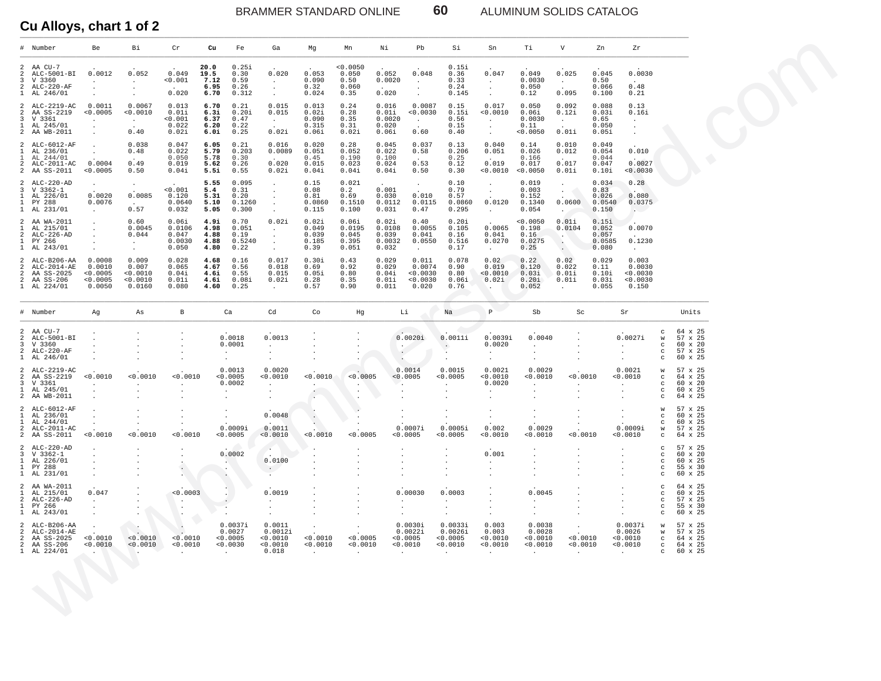## Cu Alloys, chart 1 of 2

| # | Number | Be | Bi | Cr | Cu | Fe | Ga | Mg | Mn | Ni | Pb | Si | Sn | Ti | V | Zn | Zr |
|---|---|---|---|---|---|---|---|---|---|---|---|---|---|---|---|---|---|
| 2 | AA CU-7 | . | . | . | **20.0** | 0.25i | . | . | <0.0050 | . | . | 0.15i | . | . | . | . | . |
| 2 | ALC-5001-BI | 0.0012 | 0.052 | 0.049 | **19.5** | 0.30 | 0.020 | 0.053 | 0.050 | 0.052 | 0.048 | 0.36 | 0.047 | 0.049 | 0.025 | 0.045 | 0.0030 |
| 3 | V 3360 | . | . | <0.001 | **7.12** | 0.59 | . | 0.090 | 0.50 | 0.0020 | . | 0.33 | . | 0.0030 | . | 0.50 | . |
| 2 | ALC-220-AF | . | . | . | **6.95** | 0.26 | . | 0.32 | 0.060 | . | . | 0.24 | . | 0.050 | . | 0.066 | 0.48 |
| 1 | AL 246/01 | . | . | 0.020 | **6.70** | 0.312 | . | 0.024 | 0.35 | 0.020 | . | 0.145 | . | 0.12 | 0.095 | 0.100 | 0.21 |
| 2 | ALC-2219-AC | 0.0011 | 0.0067 | 0.013 | **6.70** | 0.21 | 0.015 | 0.013 | 0.24 | 0.016 | 0.0087 | 0.15 | 0.017 | 0.050 | 0.092 | 0.088 | 0.13 |
| 2 | AA SS-2219 | <0.0005 | <0.0010 | 0.01i | **6.3i** | 0.20i | 0.015 | 0.02i | 0.28 | 0.01i | <0.0030 | 0.15i | <0.0010 | 0.06i | 0.12i | 0.03i | 0.16i |
| 3 | V 3361 | . | . | <0.001 | **6.37** | 0.47 | . | 0.090 | 0.35 | 0.0020 | . | 0.56 | . | 0.0030 | . | 0.65 | . |
| 1 | AL 245/01 | . | . | 0.022 | **6.20** | 0.22 | . | 0.315 | 0.31 | 0.020 | . | 0.15 | . | 0.11 | . | 0.050 | . |
| 2 | AA WB-2011 | . | 0.40 | 0.02i | **6.0i** | 0.25 | 0.02i | 0.06i | 0.02i | 0.06i | 0.60 | 0.40 | . | <0.0050 | 0.01i | 0.05i | . |
| 2 | ALC-6012-AF | . | 0.038 | 0.047 | **6.05** | 0.21 | 0.016 | 0.020 | 0.28 | 0.045 | 0.037 | 0.13 | 0.040 | 0.14 | 0.010 | 0.049 | . |
| 1 | AL 236/01 | . | 0.48 | 0.022 | **5.79** | 0.203 | 0.0089 | 0.051 | 0.052 | 0.022 | 0.58 | 0.206 | 0.051 | 0.026 | 0.012 | 0.054 | 0.010 |
| 1 | AL 244/01 | . | . | 0.050 | **5.78** | 0.30 | . | 0.45 | 0.190 | 0.100 | . | 0.25 | . | 0.166 | . | 0.044 | . |
| 2 | ALC-2011-AC | 0.0004 | 0.49 | 0.019 | **5.62** | 0.26 | 0.020 | 0.015 | 0.023 | 0.024 | 0.53 | 0.12 | 0.019 | 0.017 | 0.017 | 0.047 | 0.0027 |
| 2 | AA SS-2011 | <0.0005 | 0.50 | 0.04i | **5.5i** | 0.55 | 0.02i | 0.04i | 0.04i | 0.04i | 0.50 | 0.30 | <0.0010 | <0.0050 | 0.01i | 0.10i | <0.0030 |
| 2 | ALC-220-AD | . | . | . | **5.55** | 0.095 | . | 0.15 | 0.021 | . | . | 0.10 | . | 0.019 | . | 0.034 | 0.28 |
| 3 | V 3362-1 | . | . | <0.001 | **5.4** | 0.31 | . | 0.08 | 0.2 | 0.001 | . | 0.79 | . | 0.003 | . | 0.83 | . |
| 1 | AL 226/01 | 0.0020 | 0.0085 | 0.120 | **5.31** | 0.20 | . | 0.81 | 0.69 | 0.030 | 0.010 | 0.57 | . | 0.152 | . | 0.026 | 0.080 |
| 1 | PY 288 | 0.0076 | . | 0.0640 | **5.10** | 0.1260 | . | 0.0860 | 0.1510 | 0.0112 | 0.0115 | 0.0860 | 0.0120 | 0.1340 | 0.0600 | 0.0540 | 0.0375 |
| 1 | AL 231/01 | . | 0.57 | 0.032 | **5.05** | 0.300 | . | 0.115 | 0.100 | 0.031 | 0.47 | 0.295 | . | 0.054 | . | 0.150 | . |
| 2 | AA WA-2011 | . | 0.60 | 0.06i | **4.9i** | 0.70 | 0.02i | 0.02i | 0.06i | 0.02i | 0.40 | 0.20i | . | <0.0050 | 0.01i | 0.15i | . |
| 1 | AL 215/01 | . | 0.0045 | 0.0106 | **4.98** | 0.051 | . | 0.049 | 0.0195 | 0.0108 | 0.0055 | 0.105 | 0.0065 | 0.198 | 0.0104 | 0.052 | 0.0070 |
| 2 | ALC-226-AD | . | 0.044 | 0.047 | **4.88** | 0.19 | . | 0.039 | 0.045 | 0.039 | 0.041 | 0.16 | 0.041 | 0.16 | . | 0.057 | . |
| 1 | PY 266 | . | . | 0.0030 | **4.88** | 0.5240 | . | 0.185 | 0.395 | 0.0032 | 0.0550 | 0.516 | 0.0270 | 0.0275 | . | 0.0585 | 0.1230 |
| 1 | AL 243/01 | . | . | 0.050 | **4.80** | 0.22 | . | 0.39 | 0.051 | 0.032 | . | 0.17 | . | 0.25 | . | 0.080 | . |
| 2 | ALC-B206-AA | 0.0008 | 0.009 | 0.028 | **4.68** | 0.16 | 0.017 | 0.30i | 0.43 | 0.029 | 0.011 | 0.078 | 0.02 | 0.22 | 0.02 | 0.029 | 0.003 |
| 2 | ALC-2014-AE | 0.0010 | 0.007 | 0.065 | **4.67** | 0.56 | 0.018 | 0.69 | 0.92 | 0.029 | 0.0074 | 0.90 | 0.019 | 0.120 | 0.022 | 0.11 | 0.0030 |
| 2 | AA SS-2025 | <0.0005 | <0.0010 | 0.04i | **4.6i** | 0.55 | 0.015 | 0.05i | 0.80 | 0.04i | <0.0030 | 0.80 | <0.0010 | 0.03i | 0.01i | 0.10i | <0.0030 |
| 2 | AA SS-206 | <0.0005 | <0.0010 | 0.01i | **4.6i** | 0.08i | 0.02i | 0.28 | 0.35 | 0.01i | <0.0030 | 0.06i | 0.02i | 0.20i | 0.01i | 0.03i | <0.0030 |
| 1 | AL 224/01 | 0.0050 | 0.0160 | 0.080 | **4.60** | 0.25 | . | 0.57 | 0.90 | 0.011 | 0.020 | 0.76 | . | 0.052 | . | 0.055 | 0.150 |

| # | Number | Ag | As | B | Ca | Cd | Co | Hg | Li | Na | P | Sb | Sc | Sr | | Units |
|---|---|---|---|---|---|---|---|---|---|---|---|---|---|---|---|---|
| 2 | AA CU-7 | . | . | . | . | . | . | . | . | . | . | . | . | . | c | 64 x 25 |
| 2 | ALC-5001-BI | . | . | . | 0.0018 | 0.0013 | . | . | 0.0020i | 0.0011i | 0.0039i | 0.0040 | . | 0.0027i | w | 57 x 25 |
| 3 | V 3360 | . | . | . | 0.0001 | . | . | . | . | . | 0.0020 | . | . | . | c | 60 x 20 |
| 2 | ALC-220-AF | . | . | . | . | . | . | . | . | . | . | . | . | . | c | 57 x 25 |
| 1 | AL 246/01 | . | . | . | . | . | . | . | . | . | . | . | . | . | c | 60 x 25 |
| 2 | ALC-2219-AC | . | . | . | 0.0013 | 0.0020 | . | . | 0.0014 | 0.0015 | 0.0021 | 0.0029 | . | 0.0021 | w | 57 x 25 |
| 2 | AA SS-2219 | <0.0010 | <0.0010 | <0.0010 | <0.0005 | <0.0010 | <0.0010 | <0.0005 | <0.0005 | <0.0005 | <0.0010 | <0.0010 | <0.0010 | <0.0010 | c | 64 x 25 |
| 3 | V 3361 | . | . | . | 0.0002 | . | . | . | . | . | 0.0020 | . | . | . | c | 60 x 20 |
| 1 | AL 245/01 | . | . | . | . | . | . | . | . | . | . | . | . | . | c | 60 x 25 |
| 2 | AA WB-2011 | . | . | . | . | . | . | . | . | . | . | . | . | . | c | 64 x 25 |
| 2 | ALC-6012-AF | . | . | . | . | . | . | . | . | . | . | . | . | . | w | 57 x 25 |
| 1 | AL 236/01 | . | . | . | . | 0.0048 | . | . | . | . | . | . | . | . | c | 60 x 25 |
| 1 | AL 244/01 | . | . | . | . | . | . | . | . | . | . | . | . | . | c | 60 x 25 |
| 2 | ALC-2011-AC | . | . | . | 0.0009i | 0.0011 | . | . | 0.0007i | 0.0005i | 0.002 | 0.0029 | . | 0.0009i | w | 57 x 25 |
| 2 | AA SS-2011 | <0.0010 | <0.0010 | <0.0010 | <0.0005 | <0.0010 | <0.0010 | <0.0005 | <0.0005 | <0.0005 | <0.0010 | <0.0010 | <0.0010 | <0.0010 | c | 64 x 25 |
| 2 | ALC-220-AD | . | . | . | . | . | . | . | . | . | . | . | . | . | c | 57 x 25 |
| 3 | V 3362-1 | . | . | . | 0.0002 | . | . | . | . | . | 0.001 | . | . | . | c | 60 x 20 |
| 1 | AL 226/01 | . | . | . | . | 0.0100 | . | . | . | . | . | . | . | . | c | 60 x 25 |
| 1 | PY 288 | . | . | . | . | . | . | . | . | . | . | . | . | . | c | 55 x 30 |
| 1 | AL 231/01 | . | . | . | . | . | . | . | . | . | . | . | . | . | c | 60 x 25 |
| 2 | AA WA-2011 | . | . | . | . | . | . | . | . | . | . | . | . | . | c | 64 x 25 |
| 1 | AL 215/01 | 0.047 | . | <0.0003 | . | 0.0019 | . | . | 0.00030 | 0.0003 | . | 0.0045 | . | . | c | 60 x 25 |
| 2 | ALC-226-AD | . | . | . | . | . | . | . | . | . | . | . | . | . | c | 57 x 25 |
| 1 | PY 266 | . | . | . | . | . | . | . | . | . | . | . | . | . | c | 55 x 30 |
| 1 | AL 243/01 | . | . | . | . | . | . | . | . | . | . | . | . | . | c | 60 x 25 |
| 2 | ALC-B206-AA | . | . | . | 0.0037i | 0.0011 | . | . | 0.0030i | 0.0033i | 0.003 | 0.0038 | . | 0.0037i | w | 57 x 25 |
| 2 | ALC-2014-AE | . | . | . | 0.0027 | 0.0012i | . | . | 0.0022i | 0.0026i | 0.003 | 0.0028 | . | 0.0026 | w | 57 x 25 |
| 2 | AA SS-2025 | <0.0010 | <0.0010 | <0.0010 | <0.0005 | <0.0010 | <0.0010 | <0.0005 | <0.0005 | <0.0005 | <0.0010 | <0.0010 | <0.0010 | <0.0010 | c | 64 x 25 |
| 2 | AA SS-206 | <0.0010 | <0.0010 | <0.0010 | <0.0030 | <0.0010 | <0.0010 | <0.0010 | <0.0010 | <0.0010 | <0.0010 | <0.0010 | <0.0010 | <0.0010 | c | 64 x 25 |
| 1 | AL 224/01 | . | . | . | . | 0.018 | . | . | . | . | . | . | . | . | c | 60 x 25 |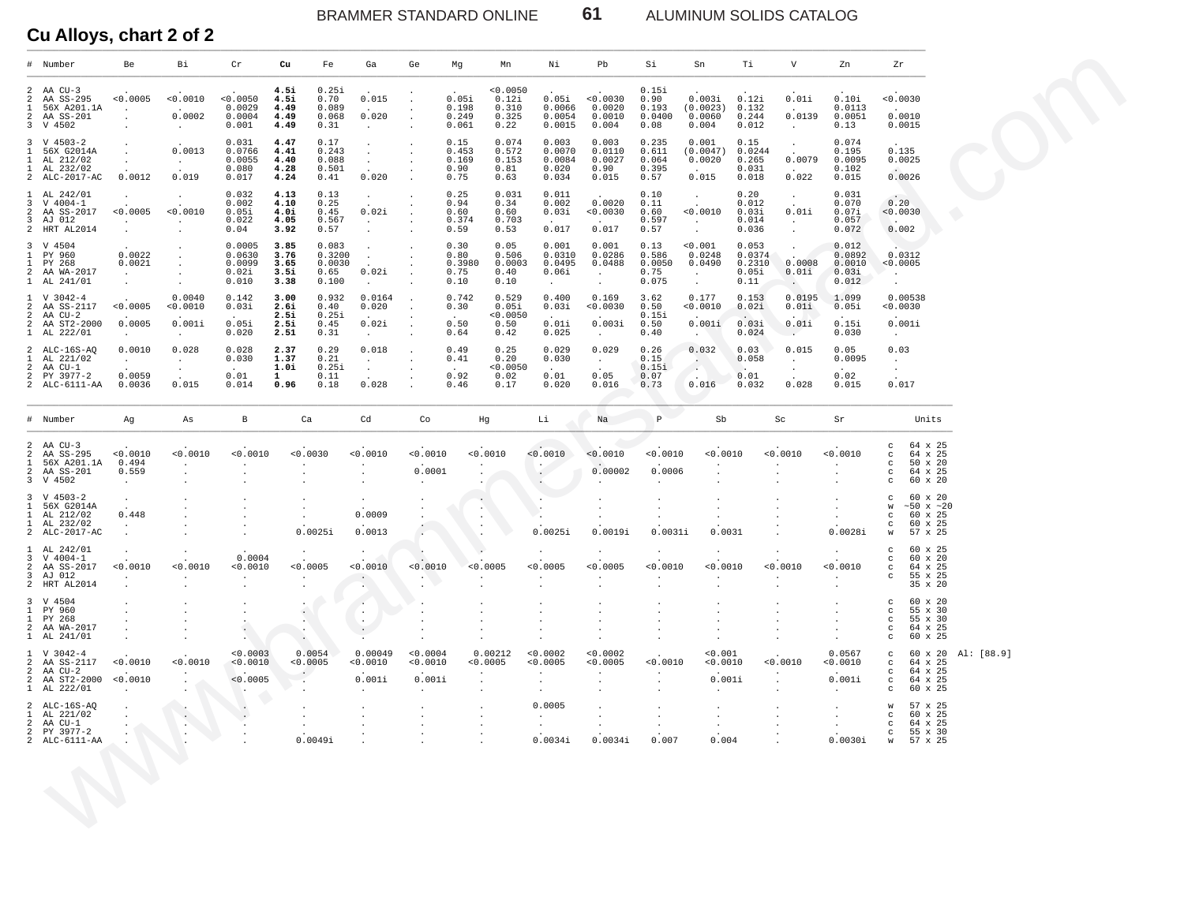## Cu Alloys, chart 2 of 2

| # | Number | Be | Bi | Cr | Cu | Fe | Ga | Ge | Mg | Mn | Ni | Pb | Si | Sn | Ti | V | Zn | Zr |
|---|---|---|---|---|---|---|---|---|---|---|---|---|---|---|---|---|---|---|
| 2 | AA CU-3 | . | . | . | **4.5i** | 0.25i | . | . | . | <0.0050 | . | . | 0.15i | . | . | . | . | . |
| 2 | AA SS-295 | <0.0005 | <0.0010 | <0.0050 | **4.5i** | 0.70 | 0.015 | . | 0.05i | 0.12i | 0.05i | <0.0030 | 0.90 | 0.003i | 0.12i | 0.01i | 0.10i | <0.0030 |
| 1 | 56X A201.1A | . | . | 0.0029 | **4.49** | 0.089 | . | . | 0.198 | 0.310 | 0.0066 | 0.0020 | 0.193 | (0.0023) | 0.132 | . | 0.0113 | . |
| 2 | AA SS-201 | . | 0.0002 | 0.0004 | **4.49** | 0.068 | 0.020 | . | 0.249 | 0.325 | 0.0054 | 0.0010 | 0.0400 | 0.0060 | 0.244 | 0.0139 | 0.0051 | 0.0010 |
| 3 | V 4502 | . | . | 0.001 | **4.49** | 0.31 | . | . | 0.061 | 0.22 | 0.0015 | 0.004 | 0.08 | 0.004 | 0.012 | . | 0.13 | 0.0015 |
| 3 | V 4503-2 | . | . | 0.031 | **4.47** | 0.17 | . | . | 0.15 | 0.074 | 0.003 | 0.003 | 0.235 | 0.001 | 0.15 | . | 0.074 | . |
| 1 | 56X G2014A | . | 0.0013 | 0.0766 | **4.41** | 0.243 | . | . | 0.453 | 0.572 | 0.0070 | 0.0110 | 0.611 | (0.0047) | 0.0244 | . | 0.195 | 0.135 |
| 1 | AL 212/02 | . | . | 0.0055 | **4.40** | 0.088 | . | . | 0.169 | 0.153 | 0.0084 | 0.0027 | 0.064 | 0.0020 | 0.265 | 0.0079 | 0.0095 | 0.0025 |
| 1 | AL 232/02 | . | . | 0.080 | **4.28** | 0.501 | . | . | 0.90 | 0.81 | 0.020 | 0.90 | 0.395 | . | 0.031 | . | 0.102 | . |
| 2 | ALC-2017-AC | 0.0012 | 0.019 | 0.017 | **4.24** | 0.41 | 0.020 | . | 0.75 | 0.63 | 0.034 | 0.015 | 0.57 | 0.015 | 0.018 | 0.022 | 0.015 | 0.0026 |
| 1 | AL 242/01 | . | . | 0.032 | **4.13** | 0.13 | . | . | 0.25 | 0.031 | 0.011 | . | 0.10 | . | 0.20 | . | 0.031 | . |
| 3 | V 4004-1 | . | . | 0.002 | **4.10** | 0.25 | . | . | 0.94 | 0.34 | 0.002 | 0.0020 | 0.11 | . | 0.012 | . | 0.070 | 0.20 |
| 2 | AA SS-2017 | <0.0005 | <0.0010 | 0.05i | **4.0i** | 0.45 | 0.02i | . | 0.60 | 0.60 | 0.03i | <0.0030 | 0.60 | <0.0010 | 0.03i | 0.01i | 0.07i | <0.0030 |
| 3 | AJ 012 | . | . | 0.022 | **4.05** | 0.567 | . | . | 0.374 | 0.703 | . | . | 0.597 | . | 0.014 | . | 0.057 | . |
| 2 | HRT AL2014 | . | . | 0.04 | **3.92** | 0.57 | . | . | 0.59 | 0.53 | 0.017 | 0.017 | 0.57 | . | 0.036 | . | 0.072 | 0.002 |
| 3 | V 4504 | . | . | 0.0005 | **3.85** | 0.083 | . | . | 0.30 | 0.05 | 0.001 | 0.001 | 0.13 | <0.001 | 0.053 | . | 0.012 | . |
| 1 | PY 960 | 0.0022 | . | 0.0630 | **3.76** | 0.3200 | . | . | 0.80 | 0.506 | 0.0310 | 0.0286 | 0.586 | 0.0248 | 0.0374 | . | 0.0892 | 0.0312 |
| 1 | PY 268 | 0.0021 | . | 0.0099 | **3.65** | 0.0030 | . | . | 0.3980 | 0.0003 | 0.0495 | 0.0488 | 0.0050 | 0.0490 | 0.2310 | 0.0008 | 0.0010 | <0.0005 |
| 2 | AA WA-2017 | . | . | 0.02i | **3.5i** | 0.65 | 0.02i | . | 0.75 | 0.40 | 0.06i | . | 0.75 | . | 0.05i | 0.01i | 0.03i | . |
| 1 | AL 241/01 | . | . | 0.010 | **3.38** | 0.100 | . | . | 0.10 | 0.10 | . | . | 0.075 | . | 0.11 | . | 0.012 | . |
| 1 | V 3042-4 | . | 0.0040 | 0.142 | **3.00** | 0.932 | 0.0164 | . | 0.742 | 0.529 | 0.400 | 0.169 | 3.62 | 0.177 | 0.153 | 0.0195 | 1.099 | 0.00538 |
| 2 | AA SS-2117 | <0.0005 | <0.0010 | 0.03i | **2.6i** | 0.40 | 0.020 | . | 0.30 | 0.05i | 0.03i | <0.0030 | 0.50 | <0.0010 | 0.02i | 0.01i | 0.05i | <0.0030 |
| 2 | AA CU-2 | . | . | . | **2.5i** | 0.25i | . | . | . | <0.0050 | . | . | 0.15i | . | . | . | . | . |
| 2 | AA ST2-2000 | 0.0005 | 0.001i | 0.05i | **2.5i** | 0.45 | 0.02i | . | 0.50 | 0.50 | 0.01i | 0.003i | 0.50 | 0.001i | 0.03i | 0.01i | 0.15i | 0.001i |
| 1 | AL 222/01 | . | . | 0.020 | **2.51** | 0.31 | . | . | 0.64 | 0.42 | 0.025 | . | 0.40 | . | 0.024 | . | 0.030 | . |
| 2 | ALC-16S-AQ | 0.0010 | 0.028 | 0.028 | **2.37** | 0.29 | 0.018 | . | 0.49 | 0.25 | 0.029 | 0.029 | 0.26 | 0.032 | 0.03 | 0.015 | 0.05 | 0.03 |
| 1 | AL 221/02 | . | . | 0.030 | **1.37** | 0.21 | . | . | 0.41 | 0.20 | 0.030 | . | 0.15 | . | 0.058 | . | 0.0095 | . |
| 2 | AA CU-1 | . | . | . | **1.0i** | 0.25i | . | . | . | <0.0050 | . | . | 0.15i | . | . | . | . | . |
| 2 | PY 3977-2 | 0.0059 | . | 0.01 | **1** | 0.11 | . | . | 0.92 | 0.02 | 0.01 | 0.05 | 0.07 | . | 0.01 | . | 0.02 | . |
| 2 | ALC-6111-AA | 0.0036 | 0.015 | 0.014 | **0.96** | 0.18 | 0.028 | . | 0.46 | 0.17 | 0.020 | 0.016 | 0.73 | 0.016 | 0.032 | 0.028 | 0.015 | 0.017 |

| # | Number | Ag | As | B | Ca | Cd | Co | Hg | Li | Na | P | Sb | Sc | Sr | Units | |
|---|---|---|---|---|---|---|---|---|---|---|---|---|---|---|---|---|
| 2 | AA CU-3 | . | . | . | . | . | . | . | . | . | . | . | . | . | c 64 x 25 | |
| 2 | AA SS-295 | <0.0010 | <0.0010 | <0.0010 | <0.0030 | <0.0010 | <0.0010 | <0.0010 | <0.0010 | <0.0010 | <0.0010 | <0.0010 | <0.0010 | <0.0010 | c 64 x 25 | |
| 1 | 56X A201.1A | 0.494 | . | . | . | . | . | . | . | . | . | . | . | . | c 50 x 20 | |
| 2 | AA SS-201 | 0.559 | . | . | . | . | 0.0001 | . | . | 0.00002 | 0.0006 | . | . | . | c 64 x 25 | |
| 3 | V 4502 | . | . | . | . | . | . | . | . | . | . | . | . | . | c 60 x 20 | |
| 3 | V 4503-2 | . | . | . | . | . | . | . | . | . | . | . | . | . | c 60 x 20 | |
| 1 | 56X G2014A | . | . | . | . | . | . | . | . | . | . | . | . | . | w ~50 x ~20 | |
| 1 | AL 212/02 | 0.448 | . | . | . | 0.0009 | . | . | . | . | . | . | . | . | c 60 x 25 | |
| 1 | AL 232/02 | . | . | . | . | . | . | . | . | . | . | . | . | . | c 60 x 25 | |
| 2 | ALC-2017-AC | . | . | . | 0.0025i | 0.0013 | . | . | 0.0025i | 0.0019i | 0.0031i | 0.0031 | . | 0.0028i | w 57 x 25 | |
| 1 | AL 242/01 | . | . | . | . | . | . | . | . | . | . | . | . | . | c 60 x 25 | |
| 3 | V 4004-1 | . | . | 0.0004 | . | . | . | . | . | . | . | . | . | . | c 60 x 20 | |
| 2 | AA SS-2017 | <0.0010 | <0.0010 | <0.0010 | <0.0005 | <0.0010 | <0.0010 | <0.0005 | <0.0005 | <0.0005 | <0.0010 | <0.0010 | <0.0010 | <0.0010 | c 64 x 25 | |
| 3 | AJ 012 | . | . | . | . | . | . | . | . | . | . | . | . | . | c 55 x 25 | |
| 2 | HRT AL2014 | . | . | . | . | . | . | . | . | . | . | . | . | . | 35 x 20 | |
| 3 | V 4504 | . | . | . | . | . | . | . | . | . | . | . | . | . | c 60 x 20 | |
| 1 | PY 960 | . | . | . | . | . | . | . | . | . | . | . | . | . | c 55 x 30 | |
| 1 | PY 268 | . | . | . | . | . | . | . | . | . | . | . | . | . | c 55 x 30 | |
| 2 | AA WA-2017 | . | . | . | . | . | . | . | . | . | . | . | . | . | c 64 x 25 | |
| 1 | AL 241/01 | . | . | . | . | . | . | . | . | . | . | . | . | . | c 60 x 25 | |
| 1 | V 3042-4 | . | . | <0.0003 | 0.0054 | 0.00049 | <0.0004 | 0.00212 | <0.0002 | <0.0002 | . | <0.001 | . | 0.0567 | c 60 x 20 | Al: [88.9] |
| 2 | AA SS-2117 | <0.0010 | <0.0010 | <0.0010 | <0.0005 | <0.0010 | <0.0010 | <0.0005 | <0.0005 | <0.0005 | <0.0010 | <0.0010 | <0.0010 | <0.0010 | c 64 x 25 | |
| 2 | AA CU-2 | . | . | . | . | . | . | . | . | . | . | . | . | . | c 64 x 25 | |
| 2 | AA ST2-2000 | <0.0010 | . | <0.0005 | . | 0.001i | 0.001i | . | . | . | . | 0.001i | . | 0.001i | c 64 x 25 | |
| 1 | AL 222/01 | . | . | . | . | . | . | . | . | . | . | . | . | . | c 60 x 25 | |
| 2 | ALC-16S-AQ | . | . | . | . | . | . | . | 0.0005 | . | . | . | . | . | w 57 x 25 | |
| 1 | AL 221/02 | . | . | . | . | . | . | . | . | . | . | . | . | . | c 60 x 25 | |
| 2 | AA CU-1 | . | . | . | . | . | . | . | . | . | . | . | . | . | c 64 x 25 | |
| 2 | PY 3977-2 | . | . | . | . | . | . | . | . | . | . | . | . | . | c 55 x 30 | |
| 2 | ALC-6111-AA | . | . | . | 0.0049i | . | . | . | 0.0034i | 0.0034i | 0.007 | 0.004 | . | 0.0030i | w 57 x 25 | |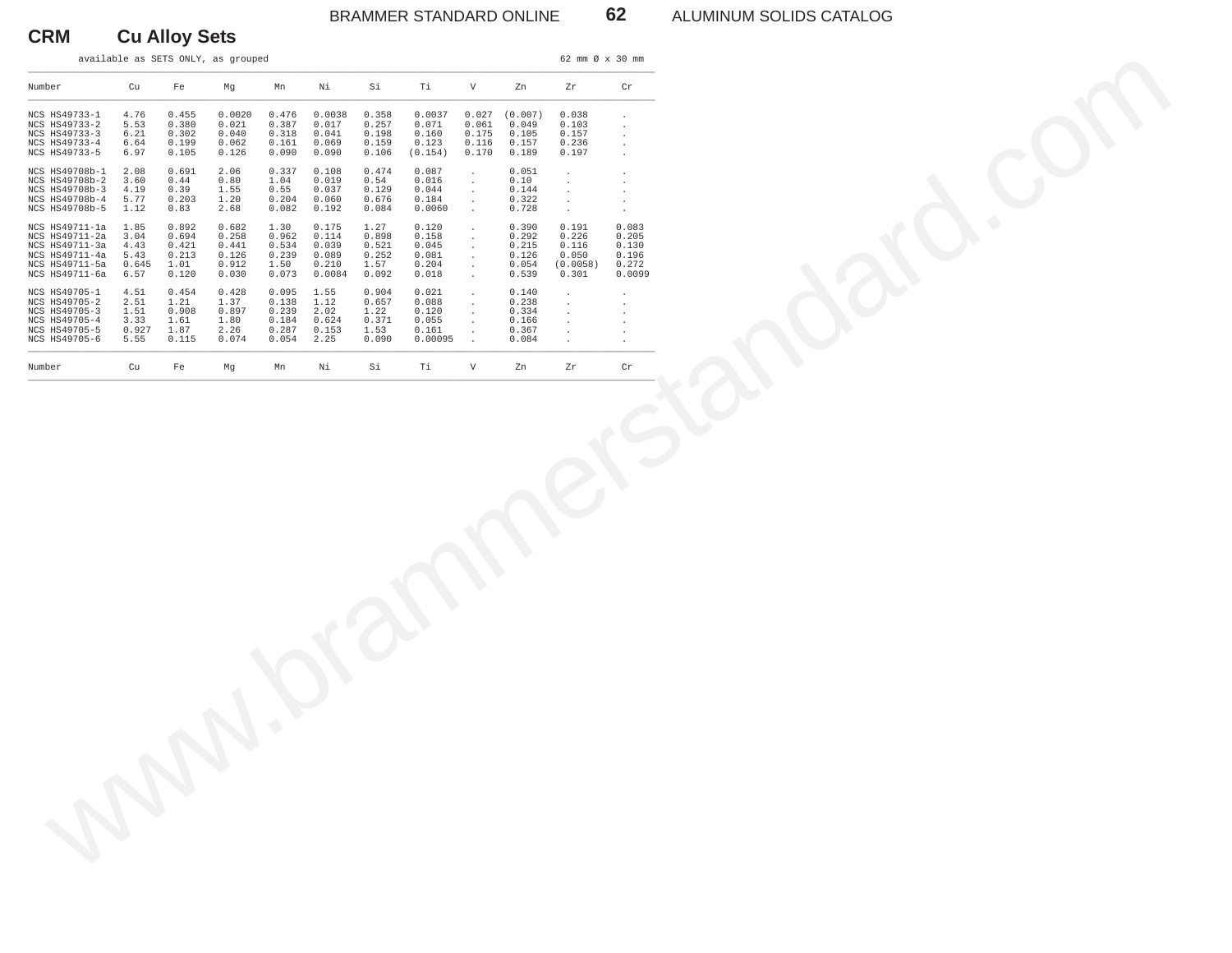## CRM Cu Alloy Sets

available as SETS ONLY, as grouped — 62 mm Ø x 30 mm

| Number | Cu | Fe | Mg | Mn | Ni | Si | Ti | V | Zn | Zr | Cr |
|---|---|---|---|---|---|---|---|---|---|---|---|
| NCS HS49733-1 | 4.76 | 0.455 | 0.0020 | 0.476 | 0.0038 | 0.358 | 0.0037 | 0.027 | (0.007) | 0.038 | . |
| NCS HS49733-2 | 5.53 | 0.380 | 0.021 | 0.387 | 0.017 | 0.257 | 0.071 | 0.061 | 0.049 | 0.103 | . |
| NCS HS49733-3 | 6.21 | 0.302 | 0.040 | 0.318 | 0.041 | 0.198 | 0.160 | 0.175 | 0.105 | 0.157 | . |
| NCS HS49733-4 | 6.64 | 0.199 | 0.062 | 0.161 | 0.069 | 0.159 | 0.123 | 0.116 | 0.157 | 0.236 | . |
| NCS HS49733-5 | 6.97 | 0.105 | 0.126 | 0.090 | 0.090 | 0.106 | (0.154) | 0.170 | 0.189 | 0.197 | . |
| NCS HS49708b-1 | 2.08 | 0.691 | 2.06 | 0.337 | 0.108 | 0.474 | 0.087 | . | 0.051 | . | . |
| NCS HS49708b-2 | 3.60 | 0.44 | 0.80 | 1.04 | 0.019 | 0.54 | 0.016 | . | 0.10 | . | . |
| NCS HS49708b-3 | 4.19 | 0.39 | 1.55 | 0.55 | 0.037 | 0.129 | 0.044 | . | 0.144 | . | . |
| NCS HS49708b-4 | 5.77 | 0.203 | 1.20 | 0.204 | 0.060 | 0.676 | 0.184 | . | 0.322 | . | . |
| NCS HS49708b-5 | 1.12 | 0.83 | 2.68 | 0.082 | 0.192 | 0.084 | 0.0060 | . | 0.728 | . | . |
| NCS HS49711-1a | 1.85 | 0.892 | 0.682 | 1.30 | 0.175 | 1.27 | 0.120 | . | 0.390 | 0.191 | 0.083 |
| NCS HS49711-2a | 3.04 | 0.694 | 0.258 | 0.962 | 0.114 | 0.898 | 0.158 | . | 0.292 | 0.226 | 0.205 |
| NCS HS49711-3a | 4.43 | 0.421 | 0.441 | 0.534 | 0.039 | 0.521 | 0.045 | . | 0.215 | 0.116 | 0.130 |
| NCS HS49711-4a | 5.43 | 0.213 | 0.126 | 0.239 | 0.089 | 0.252 | 0.081 | . | 0.126 | 0.050 | 0.196 |
| NCS HS49711-5a | 0.645 | 1.01 | 0.912 | 1.50 | 0.210 | 1.57 | 0.204 | . | 0.054 | (0.0058) | 0.272 |
| NCS HS49711-6a | 6.57 | 0.120 | 0.030 | 0.073 | 0.0084 | 0.092 | 0.018 | . | 0.539 | 0.301 | 0.0099 |
| NCS HS49705-1 | 4.51 | 0.454 | 0.428 | 0.095 | 1.55 | 0.904 | 0.021 | . | 0.140 | . | . |
| NCS HS49705-2 | 2.51 | 1.21 | 1.37 | 0.138 | 1.12 | 0.657 | 0.088 | . | 0.238 | . | . |
| NCS HS49705-3 | 1.51 | 0.908 | 0.897 | 0.239 | 2.02 | 1.22 | 0.120 | . | 0.334 | . | . |
| NCS HS49705-4 | 3.33 | 1.61 | 1.80 | 0.184 | 0.624 | 0.371 | 0.055 | . | 0.166 | . | . |
| NCS HS49705-5 | 0.927 | 1.87 | 2.26 | 0.287 | 0.153 | 1.53 | 0.161 | . | 0.367 | . | . |
| NCS HS49705-6 | 5.55 | 0.115 | 0.074 | 0.054 | 2.25 | 0.090 | 0.00095 | . | 0.084 | . | . |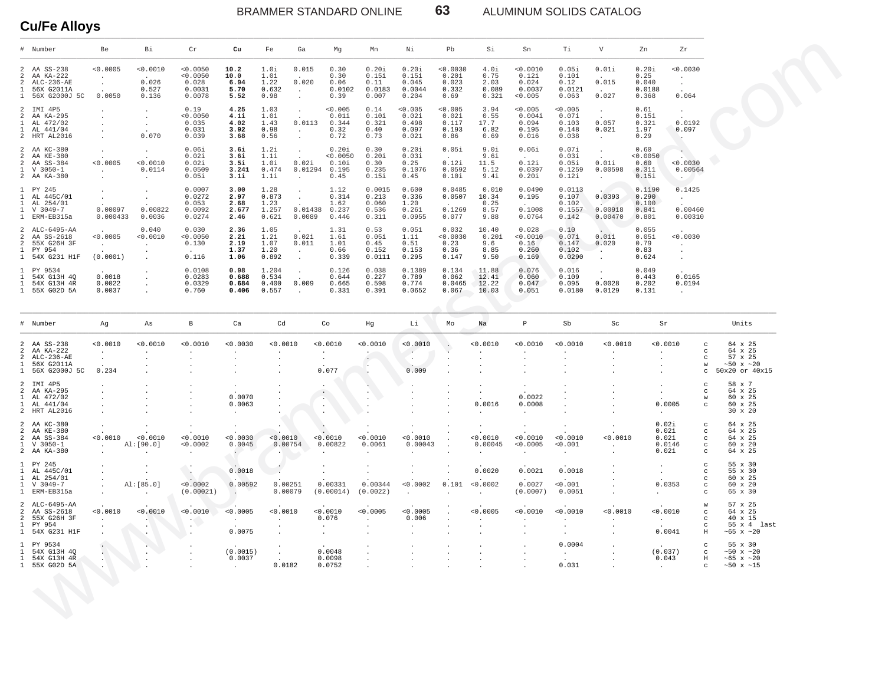## Cu/Fe Alloys

| # | Number | Be | Bi | Cr | Cu | Fe | Ga | Mg | Mn | Ni | Pb | Si | Sn | Ti | V | Zn | Zr |
|---|---|---|---|---|---|---|---|---|---|---|---|---|---|---|---|---|---|
| 2 | AA SS-238 | <0.0005 | <0.0010 | <0.0050 | **10.2** | 1.0i | 0.015 | 0.30 | 0.20i | 0.20i | <0.0030 | 4.0i | <0.0010 | 0.05i | 0.01i | 0.20i | <0.0030 |
| 2 | AA KA-222 | . | . | <0.0050 | **10.0** | 1.0i | . | 0.30 | 0.15i | 0.15i | 0.20i | 0.75 | 0.12i | 0.10i | . | 0.25 | . |
| 2 | ALC-236-AE | . | 0.026 | 0.028 | **6.94** | 1.22 | 0.020 | 0.06 | 0.11 | 0.045 | 0.023 | 2.03 | 0.024 | 0.12 | 0.015 | 0.040 | . |
| 1 | 56X G2011A | . | 0.527 | 0.0031 | **5.70** | 0.632 | . | 0.0102 | 0.0183 | 0.0044 | 0.332 | 0.089 | 0.0037 | 0.0121 | . | 0.0188 | . |
| 1 | 56X G2000J 5C | 0.0050 | 0.136 | 0.0078 | **5.52** | 0.98 | . | 0.39 | 0.007 | 0.204 | 0.69 | 0.321 | <0.005 | 0.063 | 0.027 | 0.368 | 0.064 |
| 2 | IMI 4P5 | . | . | 0.19 | **4.25** | 1.03 | . | <0.005 | 0.14 | <0.005 | <0.005 | 3.94 | <0.005 | <0.005 | . | 0.61 | . |
| 2 | AA KA-295 | . | . | <0.0050 | **4.1i** | 1.0i | . | 0.01i | 0.10i | 0.02i | 0.02i | 0.55 | 0.004i | 0.07i | . | 0.15i | . |
| 1 | AL 472/02 | . | . | 0.035 | **4.02** | 1.43 | 0.0113 | 0.344 | 0.321 | 0.498 | 0.117 | 17.7 | 0.094 | 0.103 | 0.057 | 0.321 | 0.0192 |
| 1 | AL 441/04 | . | . | 0.031 | **3.92** | 0.98 | . | 0.32 | 0.40 | 0.097 | 0.193 | 6.82 | 0.195 | 0.148 | 0.021 | 1.97 | 0.097 |
| 2 | HRT AL2016 | . | 0.070 | 0.039 | **3.68** | 0.56 | . | 0.72 | 0.73 | 0.021 | 0.86 | 0.69 | 0.016 | 0.038 | . | 0.29 | . |
| 2 | AA KC-380 | . | . | 0.06i | **3.6i** | 1.2i | . | 0.20i | 0.30 | 0.20i | 0.05i | 9.0i | 0.06i | 0.07i | . | 0.60 | . |
| 2 | AA KE-380 | . | . | 0.02i | **3.6i** | 1.1i | . | <0.0050 | 0.20i | 0.03i | . | 9.6i | . | 0.03i | . | <0.0050 | . |
| 2 | AA SS-384 | <0.0005 | <0.0010 | 0.02i | **3.5i** | 1.0i | 0.02i | 0.10i | 0.30 | 0.25 | 0.12i | 11.5 | 0.12i | 0.05i | 0.01i | 0.60 | <0.0030 |
| 1 | V 3050-1 | . | 0.0114 | 0.0509 | **3.241** | 0.474 | 0.01294 | 0.195 | 0.235 | 0.1076 | 0.0592 | 5.12 | 0.0397 | 0.1259 | 0.00598 | 0.311 | 0.00564 |
| 2 | AA KA-380 | . | . | 0.05i | **3.1i** | 1.1i | . | 0.45 | 0.15i | 0.45 | 0.10i | 9.4i | 0.20i | 0.12i | . | 0.15i | . |
| 1 | PY 245 | . | . | 0.0007 | **3.00** | 1.28 | . | 1.12 | 0.0015 | 0.600 | 0.0485 | 0.010 | 0.0490 | 0.0113 | . | 0.1190 | 0.1425 |
| 1 | AL 445C/01 | . | . | 0.0272 | **2.97** | 0.873 | . | 0.314 | 0.213 | 0.336 | 0.0507 | 10.34 | 0.195 | 0.107 | 0.0393 | 0.290 | . |
| 1 | AL 254/01 | . | . | 0.053 | **2.68** | 1.23 | . | 1.62 | 0.060 | 1.20 | . | 0.25 | . | 0.102 | . | 0.100 | . |
| 1 | V 3049-7 | 0.00097 | 0.00822 | 0.0092 | **2.677** | 1.257 | 0.01438 | 0.237 | 0.536 | 0.261 | 0.1269 | 8.57 | 0.1008 | 0.1557 | 0.00918 | 0.841 | 0.00460 |
| 1 | ERM-EB315a | 0.000433 | 0.0036 | 0.0274 | **2.46** | 0.621 | 0.0089 | 0.446 | 0.311 | 0.0955 | 0.077 | 9.88 | 0.0764 | 0.142 | 0.00470 | 0.801 | 0.00310 |
| 2 | ALC-6495-AA | . | 0.040 | 0.030 | **2.36** | 1.05 | . | 1.31 | 0.53 | 0.051 | 0.032 | 10.40 | 0.028 | 0.10 | . | 0.055 | . |
| 2 | AA SS-2618 | <0.0005 | <0.0010 | <0.0050 | **2.2i** | 1.2i | 0.02i | 1.6i | 0.05i | 1.1i | <0.0030 | 0.20i | <0.0010 | 0.07i | 0.01i | 0.05i | <0.0030 |
| 2 | 55X G26H 3F | . | . | 0.130 | **2.19** | 1.07 | 0.011 | 1.01 | 0.45 | 0.51 | 0.23 | 9.6 | 0.16 | 0.147 | 0.020 | 0.79 | . |
| 1 | PY 954 | . | . | . | **1.37** | 1.20 | . | 0.66 | 0.152 | 0.153 | 0.36 | 8.85 | 0.260 | 0.102 | . | 0.83 | . |
| 1 | 54X G231 H1F | (0.0001) | . | 0.116 | **1.06** | 0.892 | . | 0.339 | 0.0111 | 0.295 | 0.147 | 9.50 | 0.169 | 0.0290 | . | 0.624 | . |
| 1 | PY 9534 | . | . | 0.0108 | **0.98** | 1.204 | . | 0.126 | 0.038 | 0.1389 | 0.134 | 11.88 | 0.076 | 0.016 | . | 0.049 | . |
| 1 | 54X G13H 4Q | 0.0018 | . | 0.0283 | **0.688** | 0.534 | . | 0.644 | 0.227 | 0.789 | 0.062 | 12.41 | 0.060 | 0.109 | . | 0.443 | 0.0165 |
| 1 | 54X G13H 4R | 0.0022 | . | 0.0329 | **0.684** | 0.400 | 0.009 | 0.665 | 0.598 | 0.774 | 0.0465 | 12.22 | 0.047 | 0.095 | 0.0028 | 0.202 | 0.0194 |
| 1 | 55X G02D 5A | 0.0037 | . | 0.760 | **0.406** | 0.557 | . | 0.331 | 0.391 | 0.0652 | 0.067 | 10.03 | 0.051 | 0.0180 | 0.0129 | 0.131 | . |

| # | Number | Ag | As | B | Ca | Cd | Co | Hg | Li | Mo | Na | P | Sb | Sc | Sr | | Units |
|---|---|---|---|---|---|---|---|---|---|---|---|---|---|---|---|---|---|
| 2 | AA SS-238 | <0.0010 | <0.0010 | <0.0010 | <0.0030 | <0.0010 | <0.0010 | <0.0010 | <0.0010 | . | <0.0010 | <0.0010 | <0.0010 | <0.0010 | <0.0010 | c | 64 x 25 |
| 2 | AA KA-222 | . | . | . | . | . | . | . | . | . | . | . | . | . | . | c | 64 x 25 |
| 2 | ALC-236-AE | . | . | . | . | . | . | . | . | . | . | . | . | . | . | c | 57 x 25 |
| 1 | 56X G2011A | . | . | . | . | . | . | . | . | . | . | . | . | . | . | w | ~50 x ~20 |
| 1 | 56X G2000J 5C | 0.234 | . | . | . | . | 0.077 | . | 0.009 | . | . | . | . | . | . | c | 50x20 or 40x15 |
| 2 | IMI 4P5 | . | . | . | . | . | . | . | . | . | . | . | . | . | . | c | 58 x 7 |
| 2 | AA KA-295 | . | . | . | . | . | . | . | . | . | . | . | . | . | . | c | 64 x 25 |
| 1 | AL 472/02 | . | . | . | 0.0070 | . | . | . | . | . | . | 0.0022 | . | . | . | w | 60 x 25 |
| 1 | AL 441/04 | . | . | . | 0.0063 | . | . | . | . | . | 0.0016 | 0.0008 | . | . | 0.0005 | c | 60 x 25 |
| 2 | HRT AL2016 | . | . | . | . | . | . | . | . | . | . | . | . | . | . | | 30 x 20 |
| 2 | AA KC-380 | . | . | . | . | . | . | . | . | . | . | . | . | . | 0.02i | c | 64 x 25 |
| 2 | AA KE-380 | . | . | . | . | . | . | . | . | . | . | . | . | . | 0.02i | c | 64 x 25 |
| 2 | AA SS-384 | <0.0010 | <0.0010 | <0.0010 | <0.0030 | <0.0010 | <0.0010 | <0.0010 | <0.0010 | . | <0.0010 | <0.0010 | <0.0010 | <0.0010 | 0.02i | c | 64 x 25 |
| 1 | V 3050-1 | . | Al:[90.0] | <0.0002 | 0.0045 | 0.00754 | 0.00822 | 0.0061 | 0.00043 | . | 0.00045 | <0.0005 | <0.001 | . | 0.0146 | c | 60 x 20 |
| 2 | AA KA-380 | . | . | . | . | . | . | . | . | . | . | . | . | . | 0.02i | c | 64 x 25 |
| 1 | PY 245 | . | . | . | . | . | . | . | . | . | . | . | . | . | . | c | 55 x 30 |
| 1 | AL 445C/01 | . | . | . | 0.0018 | . | . | . | . | . | 0.0020 | 0.0021 | 0.0018 | . | . | c | 55 x 30 |
| 1 | AL 254/01 | . | . | . | . | . | . | . | . | . | . | . | . | . | . | c | 60 x 25 |
| 1 | V 3049-7 | . | Al:[85.0] | <0.0002 | 0.00592 | 0.00251 | 0.00331 | 0.00344 | <0.0002 | 0.101 | <0.0002 | 0.0027 | <0.001 | . | 0.0353 | c | 60 x 20 |
| 1 | ERM-EB315a | . | . | (0.00021) | . | 0.00079 | (0.00014) | (0.0022) | . | . | . | (0.0007) | 0.0051 | . | . | c | 65 x 30 |
| 2 | ALC-6495-AA | . | . | . | . | . | . | . | . | . | . | . | . | . | . | w | 57 x 25 |
| 2 | AA SS-2618 | <0.0010 | <0.0010 | <0.0010 | <0.0005 | <0.0010 | <0.0010 | <0.0005 | <0.0005 | . | <0.0005 | <0.0010 | <0.0010 | <0.0010 | <0.0010 | c | 64 x 25 |
| 2 | 55X G26H 3F | . | . | . | . | . | 0.076 | . | 0.006 | . | . | . | . | . | . | c | 40 x 15 |
| 1 | PY 954 | . | . | . | . | . | . | . | . | . | . | . | . | . | . | c | 55 x 4 last |
| 1 | 54X G231 H1F | . | . | . | 0.0075 | . | . | . | . | . | . | . | . | . | 0.0041 | H | ~65 x ~20 |
| 1 | PY 9534 | . | . | . | . | . | . | . | . | . | . | . | 0.0004 | . | . | c | 55 x 30 |
| 1 | 54X G13H 4Q | . | . | . | (0.0015) | . | 0.0048 | . | . | . | . | . | . | . | (0.037) | c | ~50 x ~20 |
| 1 | 54X G13H 4R | . | . | . | 0.0037 | . | 0.0098 | . | . | . | . | . | . | . | 0.043 | H | ~65 x ~20 |
| 1 | 55X G02D 5A | . | . | . | . | 0.0182 | 0.0752 | . | . | . | . | . | 0.031 | . | . | c | ~50 x ~15 |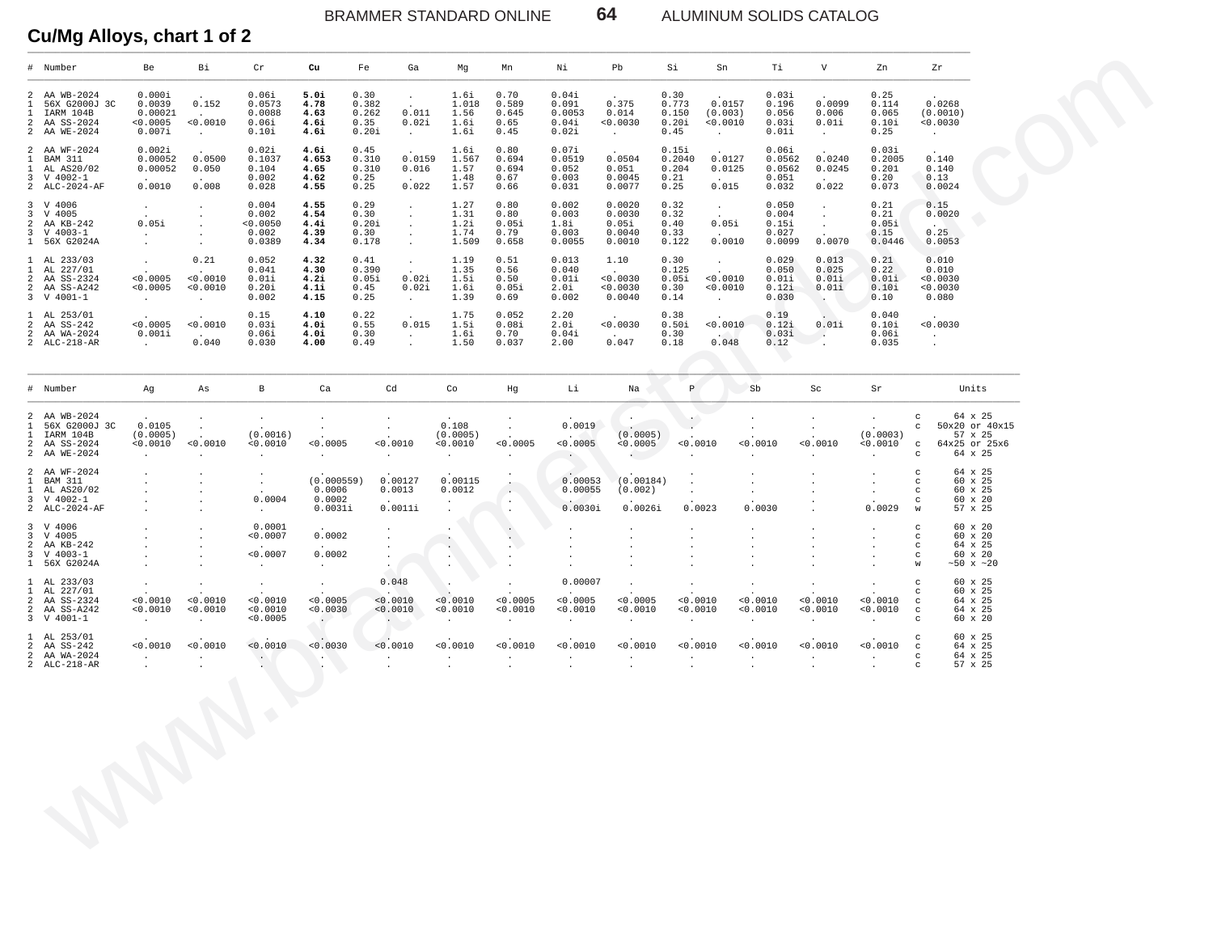## Cu/Mg Alloys, chart 1 of 2

| # | Number | Be | Bi | Cr | Cu | Fe | Ga | Mg | Mn | Ni | Pb | Si | Sn | Ti | V | Zn | Zr |
|---|---|---|---|---|---|---|---|---|---|---|---|---|---|---|---|---|---|
| 2 | AA WB-2024 | 0.000i | . | 0.06i | **5.0i** | 0.30 | . | 1.6i | 0.70 | 0.04i | . | 0.30 | . | 0.03i | . | 0.25 | . |
| 1 | 56X G2000J 3C | 0.0039 | 0.152 | 0.0573 | **4.78** | 0.382 | . | 1.018 | 0.589 | 0.091 | 0.375 | 0.773 | 0.0157 | 0.196 | 0.0099 | 0.114 | 0.0268 |
| 1 | IARM 104B | 0.00021 | . | 0.0088 | **4.63** | 0.262 | 0.011 | 1.56 | 0.645 | 0.0053 | 0.014 | 0.150 | (0.003) | 0.056 | 0.006 | 0.065 | (0.0010) |
| 2 | AA SS-2024 | <0.0005 | <0.0010 | 0.06i | **4.6i** | 0.35 | 0.02i | 1.6i | 0.65 | 0.04i | <0.0030 | 0.20i | <0.0010 | 0.03i | 0.01i | 0.10i | <0.0030 |
| 2 | AA WE-2024 | 0.007i | . | 0.10i | **4.6i** | 0.20i | . | 1.6i | 0.45 | 0.02i | . | 0.45 | . | 0.01i | . | 0.25 | . |
| 2 | AA WF-2024 | 0.002i | . | 0.02i | **4.6i** | 0.45 | . | 1.6i | 0.80 | 0.07i | . | 0.15i | . | 0.06i | . | 0.03i | . |
| 1 | BAM 311 | 0.00052 | 0.0500 | 0.1037 | **4.653** | 0.310 | 0.0159 | 1.567 | 0.694 | 0.0519 | 0.0504 | 0.2040 | 0.0127 | 0.0562 | 0.0240 | 0.2005 | 0.140 |
| 1 | AL AS20/02 | 0.00052 | 0.050 | 0.104 | **4.65** | 0.310 | 0.016 | 1.57 | 0.694 | 0.052 | 0.051 | 0.204 | 0.0125 | 0.0562 | 0.0245 | 0.201 | 0.140 |
| 3 | V 4002-1 | . | . | 0.002 | **4.62** | 0.25 | . | 1.48 | 0.67 | 0.003 | 0.0045 | 0.21 | . | 0.051 | . | 0.20 | 0.13 |
| 2 | ALC-2024-AF | 0.0010 | 0.008 | 0.028 | **4.55** | 0.25 | 0.022 | 1.57 | 0.66 | 0.031 | 0.0077 | 0.25 | 0.015 | 0.032 | 0.022 | 0.073 | 0.0024 |
| 3 | V 4006 | . | . | 0.004 | **4.55** | 0.29 | . | 1.27 | 0.80 | 0.002 | 0.0020 | 0.32 | . | 0.050 | . | 0.21 | 0.15 |
| 3 | V 4005 | . | . | 0.002 | **4.54** | 0.30 | . | 1.31 | 0.80 | 0.003 | 0.0030 | 0.32 | . | 0.004 | . | 0.21 | 0.0020 |
| 2 | AA KB-242 | 0.05i | . | <0.0050 | **4.4i** | 0.20i | . | 1.2i | 0.05i | 1.8i | 0.05i | 0.40 | 0.05i | 0.15i | . | 0.05i | . |
| 3 | V 4003-1 | . | . | 0.002 | **4.39** | 0.30 | . | 1.74 | 0.79 | 0.003 | 0.0040 | 0.33 | . | 0.027 | . | 0.15 | 0.25 |
| 1 | 56X G2024A | . | . | 0.0389 | **4.34** | 0.178 | . | 1.509 | 0.658 | 0.0055 | 0.0010 | 0.122 | 0.0010 | 0.0099 | 0.0070 | 0.0446 | 0.0053 |
| 1 | AL 233/03 | . | 0.21 | 0.052 | **4.32** | 0.41 | . | 1.19 | 0.51 | 0.013 | 1.10 | 0.30 | . | 0.029 | 0.013 | 0.21 | 0.010 |
| 1 | AL 227/01 | . | . | 0.041 | **4.30** | 0.390 | . | 1.35 | 0.56 | 0.040 | . | 0.125 | . | 0.050 | 0.025 | 0.22 | 0.010 |
| 2 | AA SS-2324 | <0.0005 | <0.0010 | 0.01i | **4.2i** | 0.05i | 0.02i | 1.5i | 0.50 | 0.01i | <0.0030 | 0.05i | <0.0010 | 0.01i | 0.01i | 0.01i | <0.0030 |
| 2 | AA SS-A242 | <0.0005 | <0.0010 | 0.20i | **4.1i** | 0.45 | 0.02i | 1.6i | 0.05i | 2.0i | <0.0030 | 0.30 | <0.0010 | 0.12i | 0.01i | 0.10i | <0.0030 |
| 3 | V 4001-1 | . | . | 0.002 | **4.15** | 0.25 | . | 1.39 | 0.69 | 0.002 | 0.0040 | 0.14 | . | 0.030 | . | 0.10 | 0.080 |
| 1 | AL 253/01 | . | . | 0.15 | **4.10** | 0.22 | . | 1.75 | 0.052 | 2.20 | . | 0.38 | . | 0.19 | . | 0.040 | . |
| 2 | AA SS-242 | <0.0005 | <0.0010 | 0.03i | **4.0i** | 0.55 | 0.015 | 1.5i | 0.08i | 2.0i | <0.0030 | 0.50i | <0.0010 | 0.12i | 0.01i | 0.10i | <0.0030 |
| 2 | AA WA-2024 | 0.001i | . | 0.06i | **4.0i** | 0.30 | . | 1.6i | 0.70 | 0.04i | . | 0.30 | . | 0.03i | . | 0.06i | . |
| 2 | ALC-218-AR | . | 0.040 | 0.030 | **4.00** | 0.49 | . | 1.50 | 0.037 | 2.00 | 0.047 | 0.18 | 0.048 | 0.12 | . | 0.035 | . |

| # | Number | Ag | As | B | Ca | Cd | Co | Hg | Li | Na | P | Sb | Sc | Sr | | Units |
|---|---|---|---|---|---|---|---|---|---|---|---|---|---|---|---|---|
| 2 | AA WB-2024 | . | . | . | . | . | . | . | . | . | . | . | . | . | c | 64 x 25 |
| 1 | 56X G2000J 3C | 0.0105 | . | . | . | . | 0.108 | . | 0.0019 | . | . | . | . | . | c | 50x20 or 40x15 |
| 1 | IARM 104B | (0.0005) | . | (0.0016) | . | . | (0.0005) | . | . | (0.0005) | . | . | . | (0.0003) | c | 57 x 25 |
| 2 | AA SS-2024 | <0.0010 | <0.0010 | <0.0010 | <0.0005 | <0.0010 | <0.0010 | <0.0005 | <0.0005 | <0.0005 | <0.0010 | <0.0010 | <0.0010 | <0.0010 | c | 64x25 or 25x6 |
| 2 | AA WE-2024 | . | . | . | . | . | . | . | . | . | . | . | . | . | c | 64 x 25 |
| 2 | AA WF-2024 | . | . | . | . | . | . | . | . | . | . | . | . | . | c | 64 x 25 |
| 1 | BAM 311 | . | . | . | (0.000559) | 0.00127 | 0.00115 | . | 0.00053 | (0.00184) | . | . | . | . | c | 60 x 25 |
| 1 | AL AS20/02 | . | . | . | 0.0006 | 0.0013 | 0.0012 | . | 0.00055 | (0.002) | . | . | . | . | c | 60 x 25 |
| 3 | V 4002-1 | . | . | 0.0004 | 0.0002 | . | . | . | . | . | . | . | . | . | c | 60 x 20 |
| 2 | ALC-2024-AF | . | . | . | 0.0031i | 0.0011i | . | . | 0.0030i | 0.0026i | 0.0023 | 0.0030 | . | 0.0029 | w | 57 x 25 |
| 3 | V 4006 | . | . | 0.0001 | . | . | . | . | . | . | . | . | . | . | c | 60 x 20 |
| 3 | V 4005 | . | . | <0.0007 | 0.0002 | . | . | . | . | . | . | . | . | . | c | 60 x 20 |
| 2 | AA KB-242 | . | . | . | . | . | . | . | . | . | . | . | . | . | c | 64 x 25 |
| 3 | V 4003-1 | . | . | <0.0007 | 0.0002 | . | . | . | . | . | . | . | . | . | c | 60 x 20 |
| 1 | 56X G2024A | . | . | . | . | . | . | . | . | . | . | . | . | . | w | ~50 x ~20 |
| 1 | AL 233/03 | . | . | . | . | 0.048 | . | . | 0.00007 | . | . | . | . | . | c | 60 x 25 |
| 1 | AL 227/01 | . | . | . | . | . | . | . | . | . | . | . | . | . | c | 60 x 25 |
| 2 | AA SS-2324 | <0.0010 | <0.0010 | <0.0010 | <0.0005 | <0.0010 | <0.0010 | <0.0005 | <0.0005 | <0.0005 | <0.0010 | <0.0010 | <0.0010 | <0.0010 | c | 64 x 25 |
| 2 | AA SS-A242 | <0.0010 | <0.0010 | <0.0010 | <0.0030 | <0.0010 | <0.0010 | <0.0010 | <0.0010 | <0.0010 | <0.0010 | <0.0010 | <0.0010 | <0.0010 | c | 64 x 25 |
| 3 | V 4001-1 | . | . | <0.0005 | . | . | . | . | . | . | . | . | . | . | c | 60 x 20 |
| 1 | AL 253/01 | . | . | . | . | . | . | . | . | . | . | . | . | . | c | 60 x 25 |
| 2 | AA SS-242 | <0.0010 | <0.0010 | <0.0010 | <0.0030 | <0.0010 | <0.0010 | <0.0010 | <0.0010 | <0.0010 | <0.0010 | <0.0010 | <0.0010 | <0.0010 | c | 64 x 25 |
| 2 | AA WA-2024 | . | . | . | . | . | . | . | . | . | . | . | . | . | c | 64 x 25 |
| 2 | ALC-218-AR | . | . | . | . | . | . | . | . | . | . | . | . | . | c | 57 x 25 |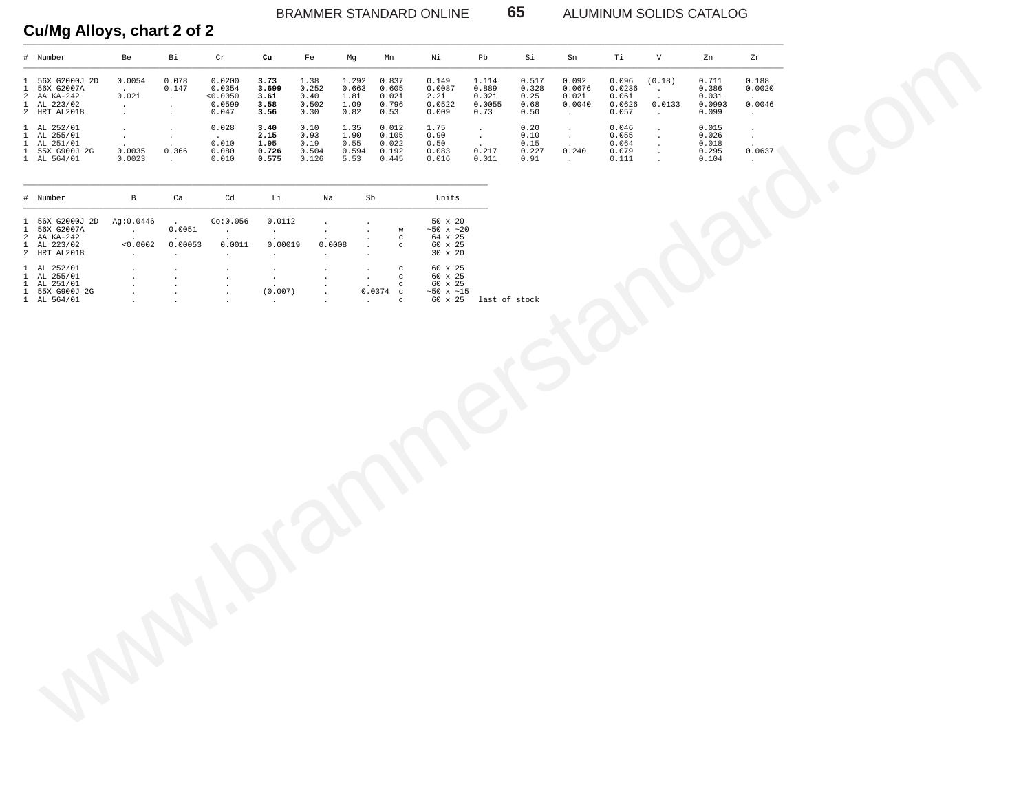## Cu/Mg Alloys, chart 2 of 2

| # | Number | Be | Bi | Cr | **Cu** | Fe | Mg | Mn | Ni | Pb | Si | Sn | Ti | V | Zn | Zr |
|---|---|---|---|---|---|---|---|---|---|---|---|---|---|---|---|---|
| 1 | 56X G2000J 2D | 0.0054 | 0.078 | 0.0200 | **3.73** | 1.38 | 1.292 | 0.837 | 0.149 | 1.114 | 0.517 | 0.092 | 0.096 | (0.18) | 0.711 | 0.188 |
| 1 | 56X G2007A | . | 0.147 | 0.0354 | **3.699** | 0.252 | 0.663 | 0.605 | 0.0087 | 0.889 | 0.328 | 0.0676 | 0.0236 | . | 0.386 | 0.0020 |
| 2 | AA KA-242 | 0.02i | . | <0.0050 | **3.6i** | 0.40 | 1.8i | 0.02i | 2.2i | 0.02i | 0.25 | 0.02i | 0.06i | . | 0.03i | . |
| 1 | AL 223/02 | . | . | 0.0599 | **3.58** | 0.502 | 1.09 | 0.796 | 0.0522 | 0.0055 | 0.68 | 0.0040 | 0.0626 | 0.0133 | 0.0993 | 0.0046 |
| 2 | HRT AL2018 | . | . | 0.047 | **3.56** | 0.30 | 0.82 | 0.53 | 0.009 | 0.73 | 0.50 | . | 0.057 | . | 0.099 | . |
| 1 | AL 252/01 | . | . | 0.028 | **3.40** | 0.10 | 1.35 | 0.012 | 1.75 | . | 0.20 | . | 0.046 | . | 0.015 | . |
| 1 | AL 255/01 | . | . | . | **2.15** | 0.93 | 1.90 | 0.105 | 0.90 | . | 0.10 | . | 0.055 | . | 0.026 | . |
| 1 | AL 251/01 | . | . | 0.010 | **1.95** | 0.19 | 0.55 | 0.022 | 0.50 | . | 0.15 | . | 0.064 | . | 0.018 | . |
| 1 | 55X G900J 2G | 0.0035 | 0.366 | 0.080 | **0.726** | 0.504 | 0.594 | 0.192 | 0.083 | 0.217 | 0.227 | 0.240 | 0.079 | . | 0.295 | 0.0637 |
| 1 | AL 564/01 | 0.0023 | . | 0.010 | **0.575** | 0.126 | 5.53 | 0.445 | 0.016 | 0.011 | 0.91 | . | 0.111 | . | 0.104 | . |

| # | Number | B | Ca | Cd | Li | Na | Sb | | Units | |
|---|---|---|---|---|---|---|---|---|---|---|
| 1 | 56X G2000J 2D | Ag:0.0446 | . | Co:0.056 | 0.0112 | . | . | | 50 x 20 | |
| 1 | 56X G2007A | . | 0.0051 | . | . | . | . | w | ~50 x ~20 | |
| 2 | AA KA-242 | . | . | . | . | . | . | c | 64 x 25 | |
| 1 | AL 223/02 | <0.0002 | 0.00053 | 0.0011 | 0.00019 | 0.0008 | . | c | 60 x 25 | |
| 2 | HRT AL2018 | . | . | . | . | . | . | | 30 x 20 | |
| 1 | AL 252/01 | . | . | . | . | . | . | c | 60 x 25 | |
| 1 | AL 255/01 | . | . | . | . | . | . | c | 60 x 25 | |
| 1 | AL 251/01 | . | . | . | . | . | . | c | 60 x 25 | |
| 1 | 55X G900J 2G | . | . | . | (0.007) | . | 0.0374 | c | ~50 x ~15 | |
| 1 | AL 564/01 | . | . | . | . | . | . | c | 60 x 25 | last of stock |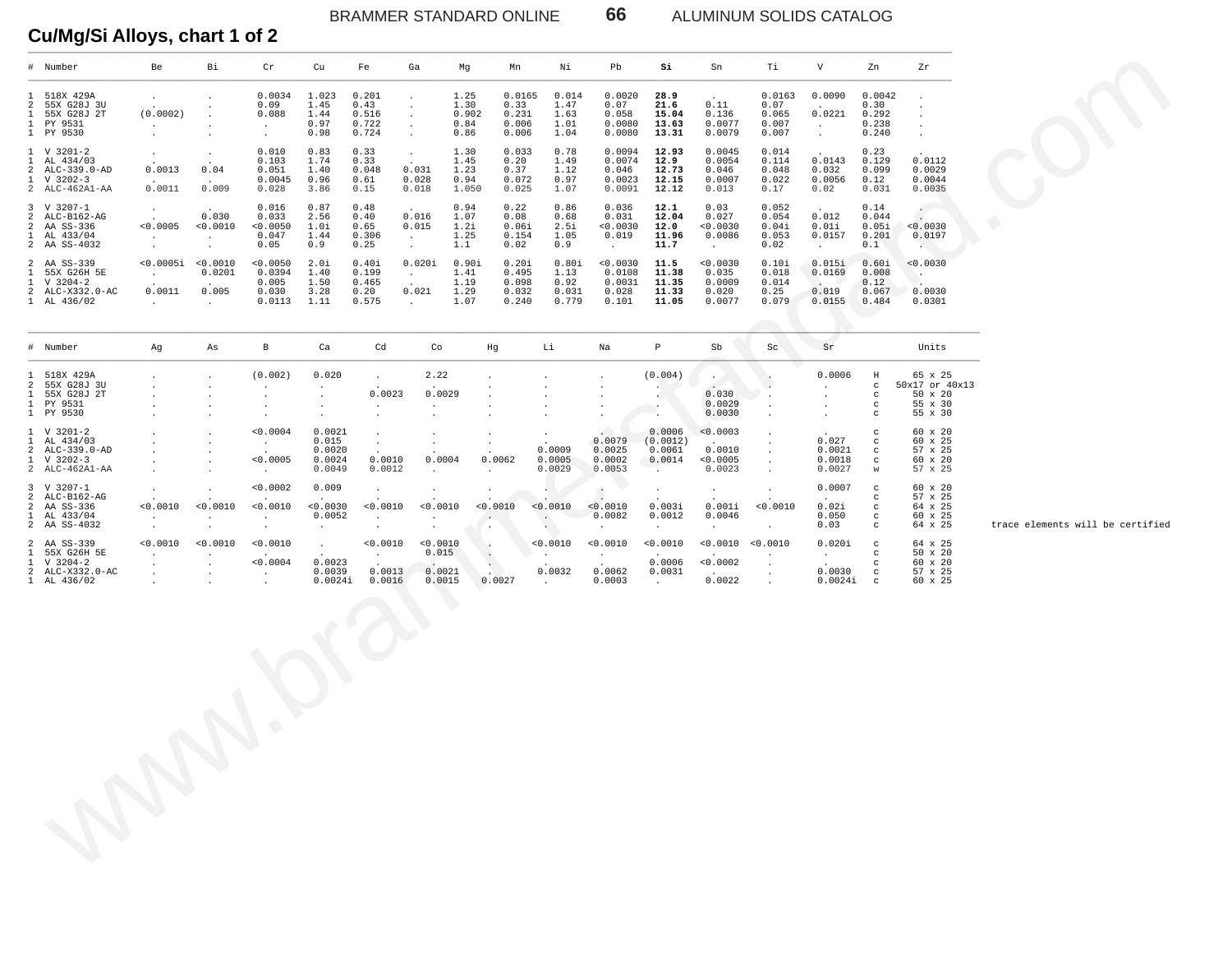## Cu/Mg/Si Alloys, chart 1 of 2

| # | Number | Be | Bi | Cr | Cu | Fe | Ga | Mg | Mn | Ni | Pb | Si | Sn | Ti | V | Zn | Zr |
|---|---|---|---|---|---|---|---|---|---|---|---|---|---|---|---|---|---|
| 1 | 518X 429A | . | . | 0.0034 | 1.023 | 0.201 | . | 1.25 | 0.0165 | 0.014 | 0.0020 | **28.9** | . | 0.0163 | 0.0090 | 0.0042 | . |
| 2 | 55X G28J 3U | . | . | 0.09 | 1.45 | 0.43 | . | 1.30 | 0.33 | 1.47 | 0.07 | **21.6** | 0.11 | 0.07 | . | 0.30 | . |
| 1 | 55X G28J 2T | (0.0002) | . | 0.088 | 1.44 | 0.516 | . | 0.902 | 0.231 | 1.63 | 0.058 | **15.04** | 0.136 | 0.065 | 0.0221 | 0.292 | . |
| 1 | PY 9531 | . | . | . | 0.97 | 0.722 | . | 0.84 | 0.006 | 1.01 | 0.0080 | **13.63** | 0.0077 | 0.007 | . | 0.238 | . |
| 1 | PY 9530 | . | . | . | 0.98 | 0.724 | . | 0.86 | 0.006 | 1.04 | 0.0080 | **13.31** | 0.0079 | 0.007 | . | 0.240 | . |
| 1 | V 3201-2 | . | . | 0.010 | 0.83 | 0.33 | . | 1.30 | 0.033 | 0.78 | 0.0094 | **12.93** | 0.0045 | 0.014 | . | 0.23 | . |
| 1 | AL 434/03 | . | . | 0.103 | 1.74 | 0.33 | . | 1.45 | 0.20 | 1.49 | 0.0074 | **12.9** | 0.0054 | 0.114 | 0.0143 | 0.129 | 0.0112 |
| 2 | ALC-339.0-AD | 0.0013 | 0.04 | 0.051 | 1.40 | 0.048 | 0.031 | 1.23 | 0.37 | 1.12 | 0.046 | **12.73** | 0.046 | 0.048 | 0.032 | 0.099 | 0.0029 |
| 1 | V 3202-3 | . | . | 0.0045 | 0.96 | 0.61 | 0.028 | 0.94 | 0.072 | 0.97 | 0.0023 | **12.15** | 0.0007 | 0.022 | 0.0056 | 0.12 | 0.0044 |
| 2 | ALC-462A1-AA | 0.0011 | 0.009 | 0.028 | 3.86 | 0.15 | 0.018 | 1.050 | 0.025 | 1.07 | 0.0091 | **12.12** | 0.013 | 0.17 | 0.02 | 0.031 | 0.0035 |
| 3 | V 3207-1 | . | . | 0.016 | 0.87 | 0.48 | . | 0.94 | 0.22 | 0.86 | 0.036 | **12.1** | 0.03 | 0.052 | . | 0.14 | . |
| 2 | ALC-B162-AG | . | 0.030 | 0.033 | 2.56 | 0.40 | 0.016 | 1.07 | 0.08 | 0.68 | 0.031 | **12.04** | 0.027 | 0.054 | 0.012 | 0.044 | . |
| 2 | AA SS-336 | <0.0005 | <0.0010 | <0.0050 | 1.0i | 0.65 | 0.015 | 1.2i | 0.06i | 2.5i | <0.0030 | **12.0** | <0.0030 | 0.04i | 0.01i | 0.05i | <0.0030 |
| 1 | AL 433/04 | . | . | 0.047 | 1.44 | 0.306 | . | 1.25 | 0.154 | 1.05 | 0.019 | **11.96** | 0.0086 | 0.053 | 0.0157 | 0.201 | 0.0197 |
| 2 | AA SS-4032 | . | . | 0.05 | 0.9 | 0.25 | . | 1.1 | 0.02 | 0.9 | . | **11.7** | . | 0.02 | . | 0.1 | . |
| 2 | AA SS-339 | <0.0005i | <0.0010 | <0.0050 | 2.0i | 0.40i | 0.020i | 0.90i | 0.20i | 0.80i | <0.0030 | **11.5** | <0.0030 | 0.10i | 0.015i | 0.60i | <0.0030 |
| 1 | 55X G26H 5E | . | 0.0201 | 0.0394 | 1.40 | 0.199 | . | 1.41 | 0.495 | 1.13 | 0.0108 | **11.38** | 0.035 | 0.018 | 0.0169 | 0.008 | . |
| 1 | V 3204-2 | . | . | 0.005 | 1.50 | 0.465 | . | 1.19 | 0.098 | 0.92 | 0.0031 | **11.35** | 0.0009 | 0.014 | . | 0.12 | . |
| 2 | ALC-X332.0-AC | 0.0011 | 0.005 | 0.030 | 3.28 | 0.20 | 0.021 | 1.29 | 0.032 | 0.031 | 0.028 | **11.33** | 0.020 | 0.25 | 0.019 | 0.067 | 0.0030 |
| 1 | AL 436/02 | . | . | 0.0113 | 1.11 | 0.575 | . | 1.07 | 0.240 | 0.779 | 0.101 | **11.05** | 0.0077 | 0.079 | 0.0155 | 0.484 | 0.0301 |

| # | Number | Ag | As | B | Ca | Cd | Co | Hg | Li | Na | P | Sb | Sc | Sr | | Units |
|---|---|---|---|---|---|---|---|---|---|---|---|---|---|---|---|---|
| 1 | 518X 429A | . | . | (0.002) | 0.020 | . | 2.22 | . | . | . | (0.004) | . | . | 0.0006 | H | 65 x 25 |
| 2 | 55X G28J 3U | . | . | . | . | . | . | . | . | . | . | . | . | . | c | 50x17 or 40x13 |
| 1 | 55X G28J 2T | . | . | . | . | 0.0023 | 0.0029 | . | . | . | . | 0.030 | . | . | c | 50 x 20 |
| 1 | PY 9531 | . | . | . | . | . | . | . | . | . | . | 0.0029 | . | . | c | 55 x 30 |
| 1 | PY 9530 | . | . | . | . | . | . | . | . | . | . | 0.0030 | . | . | c | 55 x 30 |
| 1 | V 3201-2 | . | . | <0.0004 | 0.0021 | . | . | . | . | . | 0.0006 | <0.0003 | . | . | c | 60 x 20 |
| 1 | AL 434/03 | . | . | . | 0.015 | . | . | . | . | 0.0079 | (0.0012) | . | . | 0.027 | c | 60 x 25 |
| 2 | ALC-339.0-AD | . | . | . | 0.0020 | . | . | . | 0.0009 | 0.0025 | 0.0061 | 0.0010 | . | 0.0021 | c | 57 x 25 |
| 1 | V 3202-3 | . | . | <0.0005 | 0.0024 | 0.0010 | 0.0004 | 0.0062 | 0.0005 | 0.0002 | 0.0014 | <0.0005 | . | 0.0018 | c | 60 x 20 |
| 2 | ALC-462A1-AA | . | . | . | 0.0049 | 0.0012 | . | . | 0.0029 | 0.0053 | . | 0.0023 | . | 0.0027 | w | 57 x 25 |
| 3 | V 3207-1 | . | . | <0.0002 | 0.009 | . | . | . | . | . | . | . | . | 0.0007 | c | 60 x 20 |
| 2 | ALC-B162-AG | . | . | . | . | . | . | . | . | . | . | . | . | . | c | 57 x 25 |
| 2 | AA SS-336 | <0.0010 | <0.0010 | <0.0010 | <0.0030 | <0.0010 | <0.0010 | <0.0010 | <0.0010 | <0.0010 | 0.003i | 0.001i | <0.0010 | 0.02i | c | 64 x 25 |
| 1 | AL 433/04 | . | . | . | 0.0052 | . | . | . | . | 0.0082 | 0.0012 | 0.0046 | . | 0.050 | c | 60 x 25 |
| 2 | AA SS-4032 | . | . | . | . | . | . | . | . | . | . | . | . | 0.03 | c | 64 x 25 |
| 2 | AA SS-339 | <0.0010 | <0.0010 | <0.0010 | . | <0.0010 | <0.0010 | . | <0.0010 | <0.0010 | <0.0010 | <0.0010 | <0.0010 | 0.020i | c | 64 x 25 |
| 1 | 55X G26H 5E | . | . | . | . | . | 0.015 | . | . | . | . | . | . | . | c | 50 x 20 |
| 1 | V 3204-2 | . | . | <0.0004 | 0.0023 | . | . | . | . | . | 0.0006 | <0.0002 | . | . | c | 60 x 20 |
| 2 | ALC-X332.0-AC | . | . | . | 0.0039 | 0.0013 | 0.0021 | . | 0.0032 | 0.0062 | 0.0031 | . | . | 0.0030 | c | 57 x 25 |
| 1 | AL 436/02 | . | . | . | 0.0024i | 0.0016 | 0.0015 | 0.0027 | . | 0.0003 | . | 0.0022 | . | 0.0024i | c | 60 x 25 |

trace elements will be certified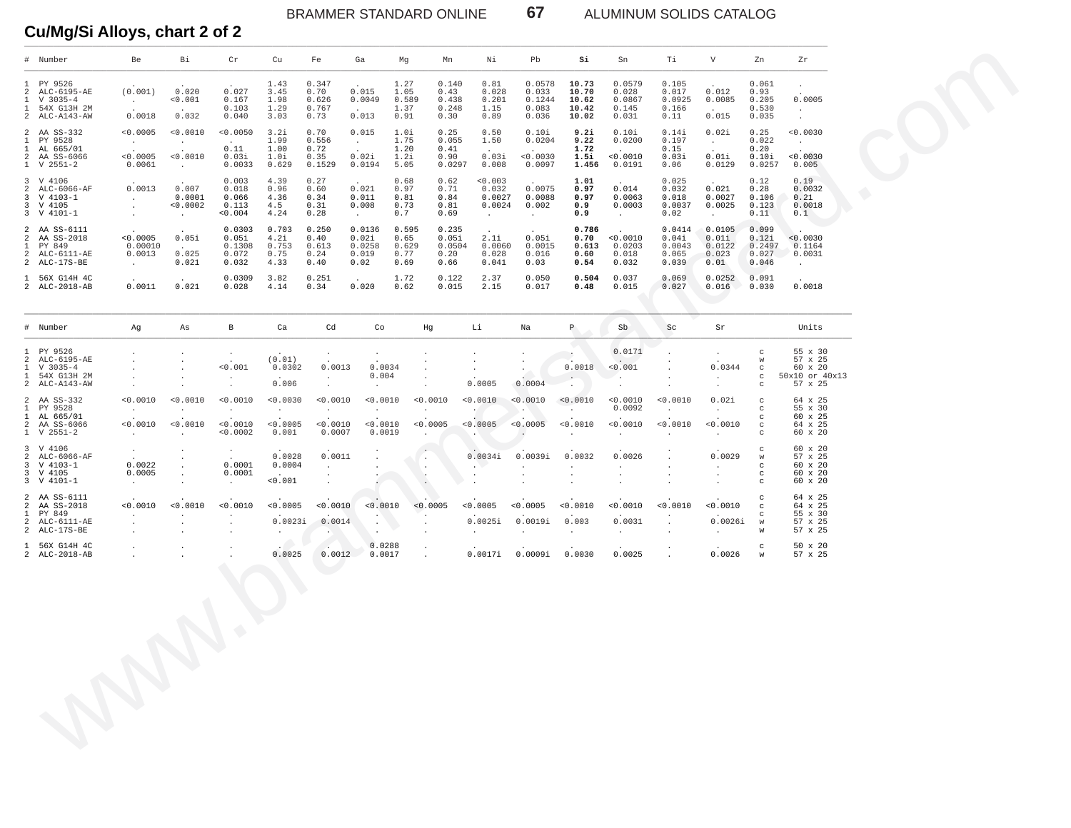## Cu/Mg/Si Alloys, chart 2 of 2

| # | Number | Be | Bi | Cr | Cu | Fe | Ga | Mg | Mn | Ni | Pb | **Si** | Sn | Ti | V | Zn | Zr |
|---|---|---|---|---|---|---|---|---|---|---|---|---|---|---|---|---|---|
| 1 | PY 9526 | . | . | . | 1.43 | 0.347 | . | 1.27 | 0.140 | 0.81 | 0.0578 | **10.73** | 0.0579 | 0.105 | . | 0.061 | . |
| 2 | ALC-6195-AE | (0.001) | 0.020 | 0.027 | 3.45 | 0.70 | 0.015 | 1.05 | 0.43 | 0.028 | 0.033 | **10.70** | 0.028 | 0.017 | 0.012 | 0.93 | . |
| 1 | V 3035-4 | . | <0.001 | 0.167 | 1.98 | 0.626 | 0.0049 | 0.589 | 0.438 | 0.201 | 0.1244 | **10.62** | 0.0867 | 0.0925 | 0.0085 | 0.205 | 0.0005 |
| 1 | 54X G13H 2M | . | . | 0.103 | 1.29 | 0.767 | . | 1.37 | 0.248 | 1.15 | 0.083 | **10.42** | 0.145 | 0.166 | . | 0.530 | . |
| 2 | ALC-A143-AW | 0.0018 | 0.032 | 0.040 | 3.03 | 0.73 | 0.013 | 0.91 | 0.30 | 0.89 | 0.036 | **10.02** | 0.031 | 0.11 | 0.015 | 0.035 | . |
| 2 | AA SS-332 | <0.0005 | <0.0010 | <0.0050 | 3.2i | 0.70 | 0.015 | 1.0i | 0.25 | 0.50 | 0.10i | **9.2i** | 0.10i | 0.14i | 0.02i | 0.25 | <0.0030 |
| 1 | PY 9528 | . | . | . | 1.99 | 0.556 | . | 1.75 | 0.055 | 1.50 | 0.0204 | **9.22** | 0.0200 | 0.197 | . | 0.022 | . |
| 1 | AL 665/01 | . | . | 0.11 | 1.00 | 0.72 | . | 1.20 | 0.41 | . | . | **1.72** | . | 0.15 | . | 0.20 | . |
| 2 | AA SS-6066 | <0.0005 | <0.0010 | 0.03i | 1.0i | 0.35 | 0.02i | 1.2i | 0.90 | 0.03i | <0.0030 | **1.5i** | <0.0010 | 0.03i | 0.01i | 0.10i | <0.0030 |
| 1 | V 2551-2 | 0.0061 | . | 0.0033 | 0.629 | 0.1529 | 0.0194 | 5.05 | 0.0297 | 0.008 | 0.0097 | **1.456** | 0.0191 | 0.06 | 0.0129 | 0.0257 | 0.005 |
| 3 | V 4106 | . | . | 0.003 | 4.39 | 0.27 | . | 0.68 | 0.62 | <0.003 | . | **1.01** | . | 0.025 | . | 0.12 | 0.19 |
| 2 | ALC-6066-AF | 0.0013 | 0.007 | 0.018 | 0.96 | 0.60 | 0.021 | 0.97 | 0.71 | 0.032 | 0.0075 | **0.97** | 0.014 | 0.032 | 0.021 | 0.28 | 0.0032 |
| 3 | V 4103-1 | . | 0.0001 | 0.066 | 4.36 | 0.34 | 0.011 | 0.81 | 0.84 | 0.0027 | 0.0088 | **0.97** | 0.0063 | 0.018 | 0.0027 | 0.106 | 0.21 |
| 3 | V 4105 | . | <0.0002 | 0.113 | 4.5 | 0.31 | 0.008 | 0.73 | 0.81 | 0.0024 | 0.002 | **0.9** | 0.0003 | 0.0037 | 0.0025 | 0.123 | 0.0018 |
| 3 | V 4101-1 | . | . | <0.004 | 4.24 | 0.28 | . | 0.7 | 0.69 | . | . | **0.9** | . | 0.02 | . | 0.11 | 0.1 |
| 2 | AA SS-6111 | . | . | 0.0303 | 0.703 | 0.250 | 0.0136 | 0.595 | 0.235 | . | . | **0.786** | . | 0.0414 | 0.0105 | 0.099 | . |
| 2 | AA SS-2018 | <0.0005 | 0.05i | 0.05i | 4.2i | 0.40 | 0.02i | 0.65 | 0.05i | 2.1i | 0.05i | **0.70** | <0.0010 | 0.04i | 0.01i | 0.12i | <0.0030 |
| 1 | PY 849 | 0.00010 | . | 0.1308 | 0.753 | 0.613 | 0.0258 | 0.629 | 0.0504 | 0.0060 | 0.0015 | **0.613** | 0.0203 | 0.0043 | 0.0122 | 0.2497 | 0.1164 |
| 2 | ALC-6111-AE | 0.0013 | 0.025 | 0.072 | 0.75 | 0.24 | 0.019 | 0.77 | 0.20 | 0.028 | 0.016 | **0.60** | 0.018 | 0.065 | 0.023 | 0.027 | 0.0031 |
| 2 | ALC-17S-BE | . | 0.021 | 0.032 | 4.33 | 0.40 | 0.02 | 0.69 | 0.66 | 0.041 | 0.03 | **0.54** | 0.032 | 0.039 | 0.01 | 0.046 | . |
| 1 | 56X G14H 4C | . | . | 0.0309 | 3.82 | 0.251 | . | 1.72 | 0.122 | 2.37 | 0.050 | **0.504** | 0.037 | 0.069 | 0.0252 | 0.091 | . |
| 2 | ALC-2018-AB | 0.0011 | 0.021 | 0.028 | 4.14 | 0.34 | 0.020 | 0.62 | 0.015 | 2.15 | 0.017 | **0.48** | 0.015 | 0.027 | 0.016 | 0.030 | 0.0018 |

| # | Number | Ag | As | B | Ca | Cd | Co | Hg | Li | Na | P | Sb | Sc | Sr | | Units |
|---|---|---|---|---|---|---|---|---|---|---|---|---|---|---|---|---|
| 1 | PY 9526 | . | . | . | . | . | . | . | . | . | . | 0.0171 | . | . | c | 55 x 30 |
| 2 | ALC-6195-AE | . | . | . | (0.01) | . | . | . | . | . | . | . | . | . | w | 57 x 25 |
| 1 | V 3035-4 | . | . | <0.001 | 0.0302 | 0.0013 | 0.0034 | . | . | . | 0.0018 | <0.001 | . | 0.0344 | c | 60 x 20 |
| 1 | 54X G13H 2M | . | . | . | . | . | 0.004 | . | . | . | . | . | . | . | c | 50x10 or 40x13 |
| 2 | ALC-A143-AW | . | . | . | 0.006 | . | . | . | 0.0005 | 0.0004 | . | . | . | . | c | 57 x 25 |
| 2 | AA SS-332 | <0.0010 | <0.0010 | <0.0010 | <0.0030 | <0.0010 | <0.0010 | <0.0010 | <0.0010 | <0.0010 | <0.0010 | <0.0010 | <0.0010 | 0.02i | c | 64 x 25 |
| 1 | PY 9528 | . | . | . | . | . | . | . | . | . | . | 0.0092 | . | . | c | 55 x 30 |
| 1 | AL 665/01 | . | . | . | . | . | . | . | . | . | . | . | . | . | c | 60 x 25 |
| 2 | AA SS-6066 | <0.0010 | <0.0010 | <0.0010 | <0.0005 | <0.0010 | <0.0010 | <0.0005 | <0.0005 | <0.0005 | <0.0010 | <0.0010 | <0.0010 | <0.0010 | c | 64 x 25 |
| 1 | V 2551-2 | . | . | <0.0002 | 0.001 | 0.0007 | 0.0019 | . | . | . | . | . | . | . | c | 60 x 20 |
| 3 | V 4106 | . | . | . | . | . | . | . | . | . | . | . | . | . | c | 60 x 20 |
| 2 | ALC-6066-AF | . | . | . | 0.0028 | 0.0011 | . | . | 0.0034i | 0.0039i | 0.0032 | 0.0026 | . | 0.0029 | w | 57 x 25 |
| 3 | V 4103-1 | 0.0022 | . | 0.0001 | 0.0004 | . | . | . | . | . | . | . | . | . | c | 60 x 20 |
| 3 | V 4105 | 0.0005 | . | 0.0001 | . | . | . | . | . | . | . | . | . | . | c | 60 x 20 |
| 3 | V 4101-1 | . | . | . | <0.001 | . | . | . | . | . | . | . | . | . | c | 60 x 20 |
| 2 | AA SS-6111 | . | . | . | . | . | . | . | . | . | . | . | . | . | c | 64 x 25 |
| 2 | AA SS-2018 | <0.0010 | <0.0010 | <0.0010 | <0.0005 | <0.0010 | <0.0010 | <0.0005 | <0.0005 | <0.0005 | <0.0010 | <0.0010 | <0.0010 | <0.0010 | c | 64 x 25 |
| 1 | PY 849 | . | . | . | . | . | . | . | . | . | . | . | . | . | c | 55 x 30 |
| 2 | ALC-6111-AE | . | . | . | 0.0023i | 0.0014 | . | . | 0.0025i | 0.0019i | 0.003 | 0.0031 | . | 0.0026i | w | 57 x 25 |
| 2 | ALC-17S-BE | . | . | . | . | . | . | . | . | . | . | . | . | . | w | 57 x 25 |
| 1 | 56X G14H 4C | . | . | . | . | . | 0.0288 | . | . | . | . | . | . | . | c | 50 x 20 |
| 2 | ALC-2018-AB | . | . | . | 0.0025 | 0.0012 | 0.0017 | . | 0.0017i | 0.0009i | 0.0030 | 0.0025 | . | 0.0026 | w | 57 x 25 |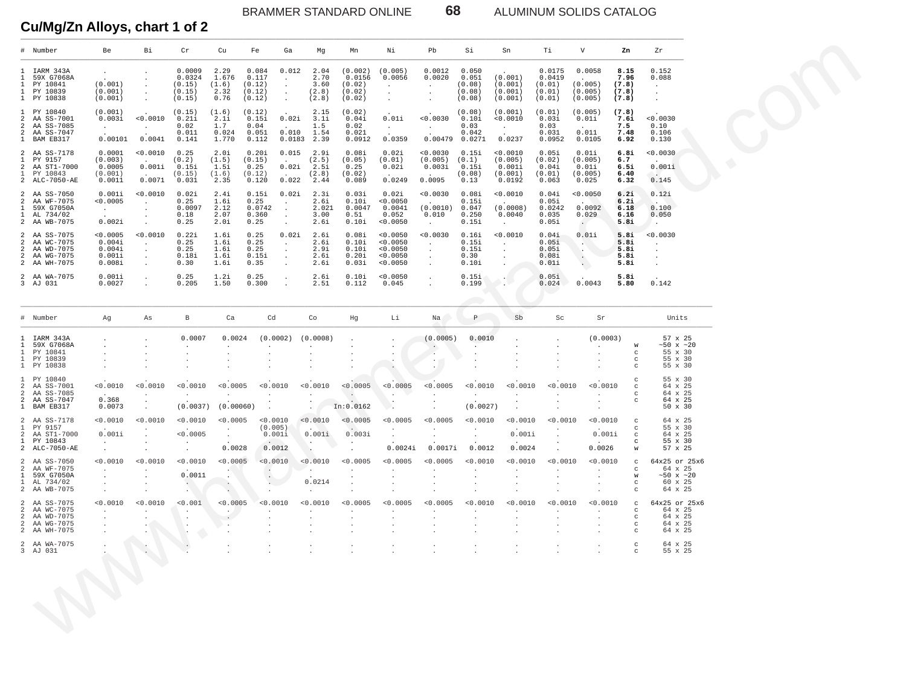## Cu/Mg/Zn Alloys, chart 1 of 2

| # | Number | Be | Bi | Cr | Cu | Fe | Ga | Mg | Mn | Ni | Pb | Si | Sn | Ti | V | **Zn** | Zr |
|---|---|---|---|---|---|---|---|---|---|---|---|---|---|---|---|---|---|
| 1 | IARM 343A | . | . | 0.0009 | 2.29 | 0.084 | 0.012 | 2.04 | (0.002) | (0.005) | 0.0012 | 0.050 | . | 0.0175 | 0.0058 | **8.15** | 0.152 |
| 1 | 59X G7068A | . | . | 0.0324 | 1.676 | 0.117 | . | 2.70 | 0.0156 | 0.0056 | 0.0020 | 0.051 | (0.001) | 0.0419 | . | **7.96** | 0.088 |
| 1 | PY 10841 | (0.001) | . | (0.15) | (1.6) | (0.12) | . | 3.60 | (0.02) | . | . | (0.08) | (0.001) | (0.01) | (0.005) | **(7.8)** | . |
| 1 | PY 10839 | (0.001) | . | (0.15) | 2.32 | (0.12) | . | (2.8) | (0.02) | . | . | (0.08) | (0.001) | (0.01) | (0.005) | **(7.8)** | . |
| 1 | PY 10838 | (0.001) | . | (0.15) | 0.76 | (0.12) | . | (2.8) | (0.02) | . | . | (0.08) | (0.001) | (0.01) | (0.005) | **(7.8)** | . |
| 1 | PY 10840 | (0.001) | . | (0.15) | (1.6) | (0.12) | . | 2.15 | (0.02) | . | . | (0.08) | (0.001) | (0.01) | (0.005) | **(7.8)** | . |
| 2 | AA SS-7001 | 0.003i | <0.0010 | 0.21i | 2.1i | 0.15i | 0.02i | 3.1i | 0.04i | 0.01i | <0.0030 | 0.10i | <0.0010 | 0.03i | 0.01i | **7.6i** | <0.0030 |
| 2 | AA SS-7085 | . | . | 0.02 | 1.7 | 0.04 | . | 1.5 | 0.02 | . | . | 0.03 | . | 0.03 | . | **7.5** | 0.10 |
| 2 | AA SS-7047 | . | . | 0.011 | 0.024 | 0.051 | 0.010 | 1.54 | 0.021 | . | . | 0.042 | . | 0.031 | 0.011 | **7.48** | 0.106 |
| 1 | BAM EB317 | 0.00101 | 0.0041 | 0.141 | 1.770 | 0.112 | 0.0183 | 2.39 | 0.0912 | 0.0359 | 0.00479 | 0.0271 | 0.0237 | 0.0952 | 0.0105 | **6.92** | 0.130 |
| 2 | AA SS-7178 | 0.0001 | <0.0010 | 0.25 | 2.0i | 0.20i | 0.015 | 2.9i | 0.08i | 0.02i | <0.0030 | 0.15i | <0.0010 | 0.05i | 0.01i | **6.8i** | <0.0030 |
| 1 | PY 9157 | (0.003) | . | (0.2) | (1.5) | (0.15) | . | (2.5) | (0.05) | (0.01) | (0.005) | (0.1) | (0.005) | (0.02) | (0.005) | **6.7** | . |
| 2 | AA ST1-7000 | 0.0005 | 0.001i | 0.15i | 1.5i | 0.25 | 0.02i | 2.5i | 0.25 | 0.02i | 0.003i | 0.15i | 0.001i | 0.04i | 0.01i | **6.5i** | 0.001i |
| 1 | PY 10843 | (0.001) | . | (0.15) | (1.6) | (0.12) | . | (2.8) | (0.02) | . | . | (0.08) | (0.001) | (0.01) | (0.005) | **6.40** | . |
| 2 | ALC-7050-AE | 0.0011 | 0.0071 | 0.031 | 2.35 | 0.120 | 0.022 | 2.44 | 0.089 | 0.0249 | 0.0095 | 0.13 | 0.0192 | 0.063 | 0.025 | **6.32** | 0.145 |
| 2 | AA SS-7050 | 0.001i | <0.0010 | 0.02i | 2.4i | 0.15i | 0.02i | 2.3i | 0.03i | 0.02i | <0.0030 | 0.08i | <0.0010 | 0.04i | <0.0050 | **6.2i** | 0.12i |
| 2 | AA WF-7075 | <0.0005 | . | 0.25 | 1.6i | 0.25 | . | 2.6i | 0.10i | <0.0050 | . | 0.15i | . | 0.05i | . | **6.2i** | . |
| 1 | 59X G7050A | . | . | 0.0097 | 2.12 | 0.0742 | . | 2.021 | 0.0047 | 0.0041 | (0.0010) | 0.047 | (0.0008) | 0.0242 | 0.0092 | **6.18** | 0.100 |
| 1 | AL 734/02 | . | . | 0.18 | 2.07 | 0.360 | . | 3.00 | 0.51 | 0.052 | 0.010 | 0.250 | 0.0040 | 0.035 | 0.029 | **6.16** | 0.050 |
| 2 | AA WB-7075 | 0.002i | . | 0.25 | 2.0i | 0.25 | . | 2.6i | 0.10i | <0.0050 | . | 0.15i | . | 0.05i | . | **5.8i** | . |
| 2 | AA SS-7075 | <0.0005 | <0.0010 | 0.22i | 1.6i | 0.25 | 0.02i | 2.6i | 0.08i | <0.0050 | <0.0030 | 0.16i | <0.0010 | 0.04i | 0.01i | **5.8i** | <0.0030 |
| 2 | AA WC-7075 | 0.004i | . | 0.25 | 1.6i | 0.25 | . | 2.6i | 0.10i | <0.0050 | . | 0.15i | . | 0.05i | . | **5.8i** | . |
| 2 | AA WD-7075 | 0.004i | . | 0.25 | 1.6i | 0.25 | . | 2.9i | 0.10i | <0.0050 | . | 0.15i | . | 0.05i | . | **5.8i** | . |
| 2 | AA WG-7075 | 0.001i | . | 0.18i | 1.6i | 0.15i | . | 2.6i | 0.20i | <0.0050 | . | 0.30 | . | 0.08i | . | **5.8i** | . |
| 2 | AA WH-7075 | 0.008i | . | 0.30 | 1.6i | 0.35 | . | 2.6i | 0.03i | <0.0050 | . | 0.10i | . | 0.01i | . | **5.8i** | . |
| 2 | AA WA-7075 | 0.001i | . | 0.25 | 1.2i | 0.25 | . | 2.6i | 0.10i | <0.0050 | . | 0.15i | . | 0.05i | . | **5.8i** | . |
| 3 | AJ 031 | 0.0027 | . | 0.205 | 1.50 | 0.300 | . | 2.51 | 0.112 | 0.045 | . | 0.199 | . | 0.024 | 0.0043 | **5.80** | 0.142 |

| # | Number | Ag | As | B | Ca | Cd | Co | Hg | Li | Na | P | Sb | Sc | Sr | | Units |
|---|---|---|---|---|---|---|---|---|---|---|---|---|---|---|---|---|
| 1 | IARM 343A | . | . | 0.0007 | 0.0024 | (0.0002) | (0.0008) | . | . | (0.0005) | 0.0010 | . | . | (0.0003) | | 57 x 25 |
| 1 | 59X G7068A | . | . | . | . | . | . | . | . | . | . | . | . | . | w | ~50 x ~20 |
| 1 | PY 10841 | . | . | . | . | . | . | . | . | . | . | . | . | . | c | 55 x 30 |
| 1 | PY 10839 | . | . | . | . | . | . | . | . | . | . | . | . | . | c | 55 x 30 |
| 1 | PY 10838 | . | . | . | . | . | . | . | . | . | . | . | . | . | c | 55 x 30 |
| 1 | PY 10840 | . | . | . | . | . | . | . | . | . | . | . | . | . | c | 55 x 30 |
| 2 | AA SS-7001 | <0.0010 | <0.0010 | <0.0010 | <0.0005 | <0.0010 | <0.0010 | <0.0005 | <0.0005 | <0.0005 | <0.0010 | <0.0010 | <0.0010 | <0.0010 | c | 64 x 25 |
| 2 | AA SS-7085 | . | . | . | . | . | . | . | . | . | . | . | . | . | c | 64 x 25 |
| 2 | AA SS-7047 | 0.368 | . | . | . | . | . | . | . | . | . | . | . | . | c | 64 x 25 |
| 1 | BAM EB317 | 0.0073 | . | (0.0037) | (0.00060) | . | . | In:0.0162 | . | . | (0.0027) | . | . | . | | 50 x 30 |
| 2 | AA SS-7178 | <0.0010 | <0.0010 | <0.0010 | <0.0005 | <0.0010 | <0.0010 | <0.0005 | <0.0005 | <0.0005 | <0.0010 | <0.0010 | <0.0010 | <0.0010 | c | 64 x 25 |
| 1 | PY 9157 | . | . | . | . | (0.005) | . | . | . | . | . | . | . | . | c | 55 x 30 |
| 2 | AA ST1-7000 | 0.001i | . | <0.0005 | . | 0.001i | 0.001i | 0.003i | . | . | . | 0.001i | . | 0.001i | c | 64 x 25 |
| 1 | PY 10843 | . | . | . | . | . | . | . | . | . | . | . | . | . | c | 55 x 30 |
| 2 | ALC-7050-AE | . | . | . | 0.0028 | 0.0012 | . | . | 0.0024i | 0.0017i | 0.0012 | 0.0024 | . | 0.0026 | w | 57 x 25 |
| 2 | AA SS-7050 | <0.0010 | <0.0010 | <0.0010 | <0.0005 | <0.0010 | <0.0010 | <0.0005 | <0.0005 | <0.0005 | <0.0010 | <0.0010 | <0.0010 | <0.0010 | c | 64x25 or 25x6 |
| 2 | AA WF-7075 | . | . | . | . | . | . | . | . | . | . | . | . | . | c | 64 x 25 |
| 1 | 59X G7050A | . | . | 0.0011 | . | . | . | . | . | . | . | . | . | . | w | ~50 x ~20 |
| 1 | AL 734/02 | . | . | . | . | . | 0.0214 | . | . | . | . | . | . | . | c | 60 x 25 |
| 2 | AA WB-7075 | . | . | . | . | . | . | . | . | . | . | . | . | . | c | 64 x 25 |
| 2 | AA SS-7075 | <0.0010 | <0.0010 | <0.001 | <0.0005 | <0.0010 | <0.0010 | <0.0005 | <0.0005 | <0.0005 | <0.0010 | <0.0010 | <0.0010 | <0.0010 | c | 64x25 or 25x6 |
| 2 | AA WC-7075 | . | . | . | . | . | . | . | . | . | . | . | . | . | c | 64 x 25 |
| 2 | AA WD-7075 | . | . | . | . | . | . | . | . | . | . | . | . | . | c | 64 x 25 |
| 2 | AA WG-7075 | . | . | . | . | . | . | . | . | . | . | . | . | . | c | 64 x 25 |
| 2 | AA WH-7075 | . | . | . | . | . | . | . | . | . | . | . | . | . | c | 64 x 25 |
| 2 | AA WA-7075 | . | . | . | . | . | . | . | . | . | . | . | . | . | c | 64 x 25 |
| 3 | AJ 031 | . | . | . | . | . | . | . | . | . | . | . | . | . | c | 55 x 25 |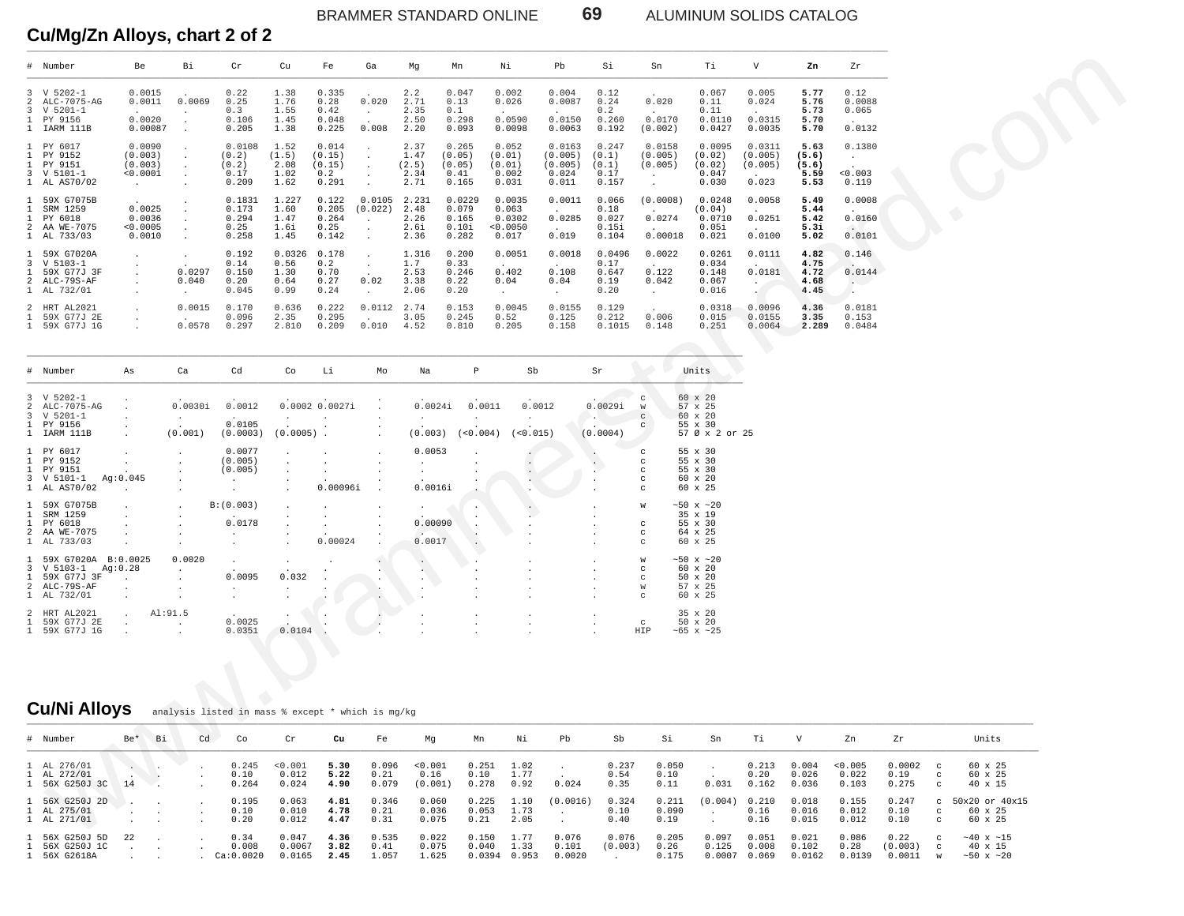## Cu/Mg/Zn Alloys, chart 2 of 2

| # | Number | Be | Bi | Cr | Cu | Fe | Ga | Mg | Mn | Ni | Pb | Si | Sn | Ti | V | **Zn** | Zr |
|---|---|---|---|---|---|---|---|---|---|---|---|---|---|---|---|---|---|
| 3 | V 5202-1 | 0.0015 | . | 0.22 | 1.38 | 0.335 | . | 2.2 | 0.047 | 0.002 | 0.004 | 0.12 | . | 0.067 | 0.005 | **5.77** | 0.12 |
| 2 | ALC-7075-AG | 0.0011 | 0.0069 | 0.25 | 1.76 | 0.28 | 0.020 | 2.71 | 0.13 | 0.026 | 0.0087 | 0.24 | 0.020 | 0.11 | 0.024 | **5.76** | 0.0088 |
| 3 | V 5201-1 | . | . | 0.3 | 1.55 | 0.42 | . | 2.35 | 0.1 | . | . | 0.2 | . | 0.11 | . | **5.73** | 0.065 |
| 1 | PY 9156 | 0.0020 | . | 0.106 | 1.45 | 0.048 | . | 2.50 | 0.298 | 0.0590 | 0.0150 | 0.260 | 0.0170 | 0.0110 | 0.0315 | **5.70** | . |
| 1 | IARM 111B | 0.00087 | . | 0.205 | 1.38 | 0.225 | 0.008 | 2.20 | 0.093 | 0.0098 | 0.0063 | 0.192 | (0.002) | 0.0427 | 0.0035 | **5.70** | 0.0132 |
| 1 | PY 6017 | 0.0090 | . | 0.0108 | 1.52 | 0.014 | . | 2.37 | 0.265 | 0.052 | 0.0163 | 0.247 | 0.0158 | 0.0095 | 0.0311 | **5.63** | 0.1380 |
| 1 | PY 9152 | (0.003) | . | (0.2) | (1.5) | (0.15) | . | 1.47 | (0.05) | (0.01) | (0.005) | (0.1) | (0.005) | (0.02) | (0.005) | **(5.6)** | . |
| 1 | PY 9151 | (0.003) | . | (0.2) | 2.08 | (0.15) | . | (2.5) | (0.05) | (0.01) | (0.005) | (0.1) | (0.005) | (0.02) | (0.005) | **(5.6)** | . |
| 3 | V 5101-1 | <0.0001 | . | 0.17 | 1.02 | 0.2 | . | 2.34 | 0.41 | 0.002 | 0.024 | 0.17 | . | 0.047 | . | **5.59** | <0.003 |
| 1 | AL AS70/02 | . | . | 0.209 | 1.62 | 0.291 | . | 2.71 | 0.165 | 0.031 | 0.011 | 0.157 | . | 0.030 | 0.023 | **5.53** | 0.119 |
| 1 | 59X G7075B | . | . | 0.1831 | 1.227 | 0.122 | 0.0105 | 2.231 | 0.0229 | 0.0035 | 0.0011 | 0.066 | (0.0008) | 0.0248 | 0.0058 | **5.49** | 0.0008 |
| 1 | SRM 1259 | 0.0025 | . | 0.173 | 1.60 | 0.205 | (0.022) | 2.48 | 0.079 | 0.063 | . | 0.18 | . | (0.04) | . | **5.44** | . |
| 1 | PY 6018 | 0.0036 | . | 0.294 | 1.47 | 0.264 | . | 2.26 | 0.165 | 0.0302 | 0.0285 | 0.027 | 0.0274 | 0.0710 | 0.0251 | **5.42** | 0.0160 |
| 2 | AA WE-7075 | <0.0005 | . | 0.25 | 1.6i | 0.25 | . | 2.6i | 0.10i | <0.0050 | . | 0.15i | . | 0.05i | . | **5.3i** | . |
| 1 | AL 733/03 | 0.0010 | . | 0.258 | 1.45 | 0.142 | . | 2.36 | 0.282 | 0.017 | 0.019 | 0.104 | 0.00018 | 0.021 | 0.0100 | **5.02** | 0.0101 |
| 1 | 59X G7020A | . | . | 0.192 | 0.0326 | 0.178 | . | 1.316 | 0.200 | 0.0051 | 0.0018 | 0.0496 | 0.0022 | 0.0261 | 0.0111 | **4.82** | 0.146 |
| 3 | V 5103-1 | . | . | 0.14 | 0.56 | 0.2 | . | 1.7 | 0.33 | . | . | 0.17 | . | 0.034 | . | **4.75** | . |
| 1 | 59X G77J 3F | . | 0.0297 | 0.150 | 1.30 | 0.70 | . | 2.53 | 0.246 | 0.402 | 0.108 | 0.647 | 0.122 | 0.148 | 0.0181 | **4.72** | 0.0144 |
| 2 | ALC-79S-AF | . | 0.040 | 0.20 | 0.64 | 0.27 | 0.02 | 3.38 | 0.22 | 0.04 | 0.04 | 0.19 | 0.042 | 0.067 | . | **4.68** | . |
| 1 | AL 732/01 | . | . | 0.045 | 0.99 | 0.24 | . | 2.06 | 0.20 | . | . | 0.20 | . | 0.016 | . | **4.45** | . |
| 2 | HRT AL2021 | . | 0.0015 | 0.170 | 0.636 | 0.222 | 0.0112 | 2.74 | 0.153 | 0.0045 | 0.0155 | 0.129 | . | 0.0318 | 0.0096 | **4.36** | 0.0181 |
| 1 | 59X G77J 2E | . | . | 0.096 | 2.35 | 0.295 | . | 3.05 | 0.245 | 0.52 | 0.125 | 0.212 | 0.006 | 0.015 | 0.0155 | **3.35** | 0.153 |
| 1 | 59X G77J 1G | . | 0.0578 | 0.297 | 2.810 | 0.209 | 0.010 | 4.52 | 0.810 | 0.205 | 0.158 | 0.1015 | 0.148 | 0.251 | 0.0064 | **2.289** | 0.0484 |

| # | Number | As | Ca | Cd | Co | Li | Mo | Na | P | Sb | Sr | | Units |
|---|---|---|---|---|---|---|---|---|---|---|---|---|---|
| 3 | V 5202-1 | . | . | . | . | . | . | . | . | . | . | c | 60 x 20 |
| 2 | ALC-7075-AG | . | 0.0030i | 0.0012 | 0.0002 | 0.0027i | . | 0.0024i | 0.0011 | 0.0012 | 0.0029i | w | 57 x 25 |
| 3 | V 5201-1 | . | . | . | . | . | . | . | . | . | . | c | 60 x 20 |
| 1 | PY 9156 | . | . | 0.0105 | . | . | . | . | . | . | . | c | 55 x 30 |
| 1 | IARM 111B | . | (0.001) | (0.0003) | (0.0005) | . | . | (0.003) | (<0.004) | (<0.015) | (0.0004) | | 57 Ø x 2 or 25 |
| 1 | PY 6017 | . | . | 0.0077 | . | . | . | 0.0053 | . | . | . | c | 55 x 30 |
| 1 | PY 9152 | . | . | (0.005) | . | . | . | . | . | . | . | c | 55 x 30 |
| 1 | PY 9151 | . | . | (0.005) | . | . | . | . | . | . | . | c | 55 x 30 |
| 3 | V 5101-1 | Ag:0.045 | . | . | . | . | . | . | . | . | . | c | 60 x 20 |
| 1 | AL AS70/02 | . | . | . | . | 0.00096i | . | 0.0016i | . | . | . | c | 60 x 25 |
| 1 | 59X G7075B | . | . | B:(0.003) | . | . | . | . | . | . | . | w | ~50 x ~20 |
| 1 | SRM 1259 | . | . | . | . | . | . | . | . | . | . | | 35 x 19 |
| 1 | PY 6018 | . | . | 0.0178 | . | . | . | 0.00090 | . | . | . | c | 55 x 30 |
| 2 | AA WE-7075 | . | . | . | . | . | . | . | . | . | . | c | 64 x 25 |
| 1 | AL 733/03 | . | . | . | . | 0.00024 | . | 0.0017 | . | . | . | c | 60 x 25 |
| 1 | 59X G7020A | B:0.0025 | 0.0020 | . | . | . | . | . | . | . | . | w | ~50 x ~20 |
| 3 | V 5103-1 | Ag:0.28 | . | . | . | . | . | . | . | . | . | c | 60 x 20 |
| 1 | 59X G77J 3F | . | . | 0.0095 | 0.032 | . | . | . | . | . | . | c | 50 x 20 |
| 2 | ALC-79S-AF | . | . | . | . | . | . | . | . | . | . | w | 57 x 25 |
| 1 | AL 732/01 | . | . | . | . | . | . | . | . | . | . | c | 60 x 25 |
| 2 | HRT AL2021 | . | Al:91.5 | . | . | . | . | . | . | . | . | | 35 x 20 |
| 1 | 59X G77J 2E | . | . | 0.0025 | . | . | . | . | . | . | . | c | 50 x 20 |
| 1 | 59X G77J 1G | . | . | 0.0351 | 0.0104 | . | . | . | . | . | . | HIP | ~65 x ~25 |

## Cu/Ni Alloys

analysis listed in mass % except * which is mg/kg

| # | Number | Be* | Bi | Cd | Co | Cr | **Cu** | Fe | Mg | Mn | Ni | Pb | Sb | Si | Sn | Ti | V | Zn | Zr | | Units |
|---|---|---|---|---|---|---|---|---|---|---|---|---|---|---|---|---|---|---|---|---|---|
| 1 | AL 276/01 | . | . | . | 0.245 | <0.001 | **5.30** | 0.096 | <0.001 | 0.251 | 1.02 | . | 0.237 | 0.050 | . | 0.213 | 0.004 | <0.005 | 0.0002 | c | 60 x 25 |
| 1 | AL 272/01 | . | . | . | 0.10 | 0.012 | **5.22** | 0.21 | 0.16 | 0.10 | 1.77 | . | 0.54 | 0.10 | . | 0.20 | 0.026 | 0.022 | 0.19 | c | 60 x 25 |
| 1 | 56X G250J 3C | 14 | . | . | 0.264 | 0.024 | **4.90** | 0.079 | (0.001) | 0.278 | 0.92 | 0.024 | 0.35 | 0.11 | 0.031 | 0.162 | 0.036 | 0.103 | 0.275 | c | 40 x 15 |
| 1 | 56X G250J 2D | . | . | . | 0.195 | 0.063 | **4.81** | 0.346 | 0.060 | 0.225 | 1.10 | (0.0016) | 0.324 | 0.211 | (0.004) | 0.210 | 0.018 | 0.155 | 0.247 | c | 50x20 or 40x15 |
| 1 | AL 275/01 | . | . | . | 0.10 | 0.010 | **4.78** | 0.21 | 0.036 | 0.053 | 1.73 | . | 0.10 | 0.090 | . | 0.16 | 0.016 | 0.012 | 0.10 | c | 60 x 25 |
| 1 | AL 271/01 | . | . | . | 0.20 | 0.012 | **4.47** | 0.31 | 0.075 | 0.21 | 2.05 | . | 0.40 | 0.19 | . | 0.16 | 0.015 | 0.012 | 0.10 | c | 60 x 25 |
| 1 | 56X G250J 5D | 22 | . | . | 0.34 | 0.047 | **4.36** | 0.535 | 0.022 | 0.150 | 1.77 | 0.076 | 0.076 | 0.205 | 0.097 | 0.051 | 0.021 | 0.086 | 0.22 | c | ~40 x ~15 |
| 1 | 56X G250J 1C | . | . | . | 0.008 | 0.0067 | **3.82** | 0.41 | 0.075 | 0.040 | 1.33 | 0.101 | (0.003) | 0.26 | 0.125 | 0.008 | 0.102 | 0.28 | (0.003) | c | 40 x 15 |
| 1 | 56X G2618A | . | . | . | Ca:0.0020 | 0.0165 | **2.45** | 1.057 | 1.625 | 0.0394 | 0.953 | 0.0020 | . | 0.175 | 0.0007 | 0.069 | 0.0162 | 0.0139 | 0.0011 | w | ~50 x ~20 |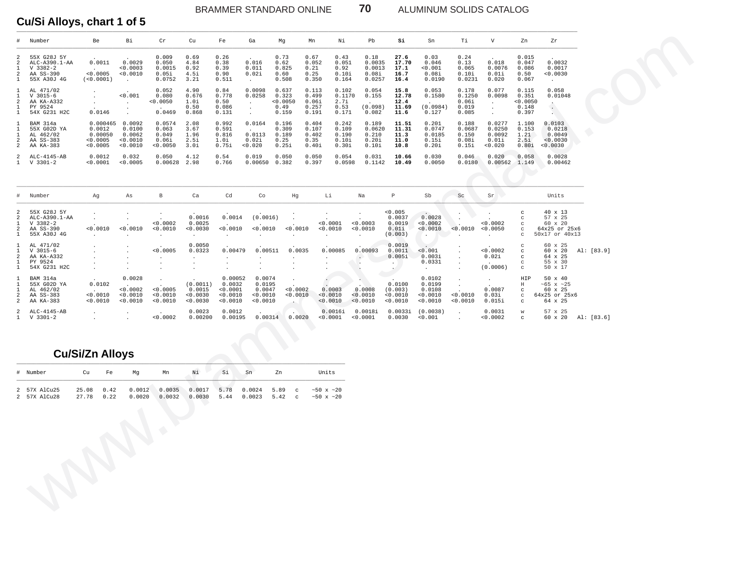## Cu/Si Alloys, chart 1 of 5

| # | Number | Be | Bi | Cr | Cu | Fe | Ga | Mg | Mn | Ni | Pb | **Si** | Sn | Ti | V | Zn | Zr |
|---|---|---|---|---|---|---|---|---|---|---|---|---|---|---|---|---|---|
| 2 | 55X G28J 5Y | . | . | 0.009 | 0.69 | 0.26 | . | 0.73 | 0.67 | 0.43 | 0.18 | **27.6** | 0.03 | 0.24 | . | 0.015 | . |
| 2 | ALC-A390.1-AA | 0.0011 | 0.0029 | 0.050 | 4.84 | 0.38 | 0.016 | 0.62 | 0.052 | 0.051 | 0.0035 | **17.70** | 0.046 | 0.13 | 0.018 | 0.047 | 0.0032 |
| 1 | V 3382-2 | . | <0.0003 | 0.0015 | 0.92 | 0.39 | 0.011 | 0.825 | 0.21 | 0.92 | 0.0013 | **17.1** | <0.001 | 0.065 | 0.0076 | 0.086 | 0.0017 |
| 2 | AA SS-390 | <0.0005 | <0.0010 | 0.05i | 4.5i | 0.90 | 0.02i | 0.60 | 0.25 | 0.10i | 0.08i | **16.7** | 0.08i | 0.10i | 0.01i | 0.50 | <0.0030 |
| 1 | 55X A30J 4G | (<0.0001) | . | 0.0752 | 3.21 | 0.511 | . | 0.508 | 0.350 | 0.164 | 0.0257 | **16.4** | 0.0190 | 0.0231 | 0.020 | 0.067 | . |
| 1 | AL 471/02 | . | . | 0.052 | 4.90 | 0.84 | 0.0098 | 0.637 | 0.113 | 0.102 | 0.054 | **15.8** | 0.053 | 0.178 | 0.077 | 0.115 | 0.058 |
| 1 | V 3015-6 | . | <0.001 | 0.080 | 0.676 | 0.778 | 0.0258 | 0.323 | 0.499 | 0.1170 | 0.155 | **12.78** | 0.1580 | 0.1250 | 0.0098 | 0.351 | 0.01048 |
| 2 | AA KA-A332 | . | . | <0.0050 | 1.0i | 0.50 | . | <0.0050 | 0.06i | 2.7i | . | **12.4** | . | 0.06i | . | <0.0050 | . |
| 1 | PY 9524 | . | . | . | 0.50 | 0.086 | . | 0.49 | 0.257 | 0.53 | (0.098) | **11.69** | (0.0984) | 0.019 | . | 0.148 | . |
| 1 | 54X G231 H2C | 0.0146 | . | 0.0469 | 0.868 | 0.131 | . | 0.159 | 0.191 | 0.171 | 0.082 | **11.6** | 0.127 | 0.085 | . | 0.397 | . |
| 1 | BAM 314a | 0.000465 | 0.0092 | 0.0574 | 2.08 | 0.992 | 0.0164 | 0.196 | 0.404 | 0.242 | 0.189 | **11.51** | 0.201 | 0.188 | 0.0277 | 1.100 | 0.0103 |
| 1 | 55X G02D YA | 0.0012 | 0.0100 | 0.063 | 3.67 | 0.591 | . | 0.309 | 0.107 | 0.109 | 0.0620 | **11.31** | 0.0747 | 0.0687 | 0.0250 | 0.153 | 0.0218 |
| 1 | AL 462/02 | 0.00050 | 0.0062 | 0.049 | 1.96 | 0.816 | 0.0113 | 0.189 | 0.402 | 0.190 | 0.210 | **11.3** | 0.0185 | 0.150 | 0.0092 | 1.21 | 0.0049 |
| 2 | AA SS-383 | <0.0005 | <0.0010 | 0.06i | 2.5i | 1.0i | 0.02i | 0.25 | 0.35 | 0.10i | 0.20i | **11.0** | 0.15i | 0.08i | 0.01i | 2.5i | <0.0030 |
| 2 | AA KA-383 | <0.0005 | <0.0010 | <0.0050 | 3.0i | 0.75i | <0.020 | 0.25i | 0.40i | 0.30i | 0.10i | **10.8** | 0.20i | 0.15i | <0.020 | 0.80i | <0.0030 |
| 2 | ALC-4145-AB | 0.0012 | 0.032 | 0.050 | 4.12 | 0.54 | 0.019 | 0.050 | 0.050 | 0.054 | 0.031 | **10.66** | 0.030 | 0.046 | 0.020 | 0.058 | 0.0028 |
| 1 | V 3301-2 | <0.0001 | <0.0005 | 0.00628 | 2.98 | 0.766 | 0.00650 | 0.382 | 0.397 | 0.0598 | 0.1142 | **10.49** | 0.0050 | 0.0180 | 0.00562 | 1.149 | 0.00462 |

| # | Number | Ag | As | B | Ca | Cd | Co | Hg | Li | Na | P | Sb | Sc | Sr | | Units | |
|---|---|---|---|---|---|---|---|---|---|---|---|---|---|---|---|---|---|
| 2 | 55X G28J 5Y | . | . | . | . | . | . | . | . | . | <0.005 | . | . | . | c | 40 x 13 | |
| 2 | ALC-A390.1-AA | . | . | . | 0.0016 | 0.0014 | (0.0016) | . | . | . | 0.0037 | 0.0028 | . | . | c | 57 x 25 | |
| 1 | V 3382-2 | . | . | <0.0002 | 0.0025 | . | . | . | <0.0001 | <0.0003 | 0.0019 | <0.0002 | . | <0.0002 | c | 60 x 20 | |
| 2 | AA SS-390 | <0.0010 | <0.0010 | <0.0010 | <0.0030 | <0.0010 | <0.0010 | <0.0010 | <0.0010 | <0.0010 | 0.01i | <0.0010 | <0.0010 | <0.0050 | c | 64x25 or 25x6 | |
| 1 | 55X A30J 4G | . | . | . | . | . | . | . | . | . | (0.003) | . | . | . | c | 50x17 or 40x13 | |
| 1 | AL 471/02 | . | . | . | 0.0050 | . | . | . | . | . | 0.0019 | . | . | . | c | 60 x 25 | |
| 1 | V 3015-6 | . | . | <0.0005 | 0.0323 | 0.00479 | 0.00511 | 0.0035 | 0.00085 | 0.00093 | 0.0011 | <0.001 | . | <0.0002 | c | 60 x 20 | Al: [83.9] |
| 2 | AA KA-A332 | . | . | . | . | . | . | . | . | . | 0.005i | 0.003i | . | 0.02i | c | 64 x 25 | |
| 1 | PY 9524 | . | . | . | . | . | . | . | . | . | . | 0.0331 | . | . | c | 55 x 30 | |
| 1 | 54X G231 H2C | . | . | . | . | . | . | . | . | . | . | . | . | (0.0006) | c | 50 x 17 | |
| 1 | BAM 314a | . | 0.0028 | . | . | 0.00052 | 0.0074 | . | . | . | . | 0.0102 | . | . | HIP | 50 x 40 | |
| 1 | 55X G02D YA | 0.0102 | . | . | (0.0011) | 0.0032 | 0.0195 | . | . | . | 0.0100 | 0.0199 | . | . | H | ~65 x ~25 | |
| 1 | AL 462/02 | . | <0.0002 | <0.0005 | 0.0015 | <0.0001 | 0.0047 | <0.0002 | 0.0003 | 0.0008 | (0.003) | 0.0108 | . | 0.0087 | c | 60 x 25 | |
| 2 | AA SS-383 | <0.0010 | <0.0010 | <0.0010 | <0.0030 | <0.0010 | <0.0010 | <0.0010 | <0.0010 | <0.0010 | <0.0010 | <0.0010 | <0.0010 | 0.03i | c | 64x25 or 25x6 | |
| 2 | AA KA-383 | <0.0010 | <0.0010 | <0.0010 | <0.0030 | <0.0010 | <0.0010 | . | <0.0010 | <0.0010 | <0.0010 | <0.0010 | <0.0010 | 0.015i | c | 64 x 25 | |
| 2 | ALC-4145-AB | . | . | . | 0.0023 | 0.0012 | . | . | 0.0016i | 0.0018i | 0.0033i | (0.0038) | . | 0.0031 | w | 57 x 25 | |
| 1 | V 3301-2 | . | . | <0.0002 | 0.00200 | 0.00195 | 0.00314 | 0.0020 | <0.0001 | <0.0001 | 0.0030 | <0.001 | . | <0.0002 | c | 60 x 20 | Al: [83.6] |

## Cu/Si/Zn Alloys

| # | Number | Cu | Fe | Mg | Mn | Ni | Si | Sn | Zn | | Units |
|---|---|---|---|---|---|---|---|---|---|---|---|
| 2 | 57X AlCu25 | 25.08 | 0.42 | 0.0012 | 0.0035 | 0.0017 | 5.78 | 0.0024 | 5.89 | c | ~50 x ~20 |
| 2 | 57X AlCu28 | 27.78 | 0.22 | 0.0020 | 0.0032 | 0.0030 | 5.44 | 0.0023 | 5.42 | c | ~50 x ~20 |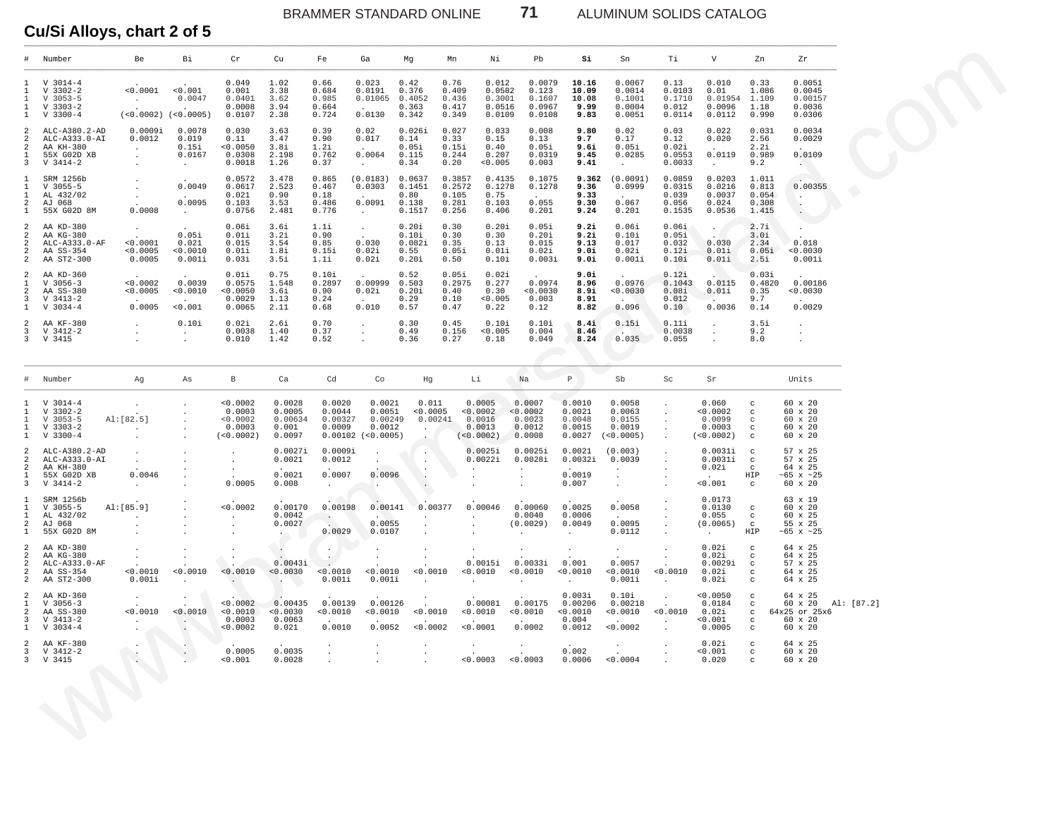## Cu/Si Alloys, chart 2 of 5

| # | Number | Be | Bi | Cr | Cu | Fe | Ga | Mg | Mn | Ni | Pb | **Si** | Sn | Ti | V | Zn | Zr |
|---|---|---|---|---|---|---|---|---|---|---|---|---|---|---|---|---|---|
| 1 | V 3014-4 | . | . | 0.049 | 1.02 | 0.66 | 0.023 | 0.42 | 0.76 | 0.012 | 0.0079 | **10.16** | 0.0067 | 0.13 | 0.010 | 0.33 | 0.0051 |
| 1 | V 3302-2 | <0.0001 | <0.001 | 0.001 | 3.38 | 0.684 | 0.0191 | 0.376 | 0.409 | 0.0582 | 0.123 | **10.09** | 0.0014 | 0.0103 | 0.01 | 1.086 | 0.0045 |
| 1 | V 3053-5 | . | 0.0047 | 0.0401 | 3.62 | 0.985 | 0.01065 | 0.4052 | 0.436 | 0.3001 | 0.1607 | **10.08** | 0.1001 | 0.1710 | 0.01954 | 1.109 | 0.00157 |
| 1 | V 3303-2 | . | . | 0.0008 | 3.94 | 0.664 | . | 0.363 | 0.417 | 0.0516 | 0.0967 | **9.99** | 0.0004 | 0.012 | 0.0096 | 1.18 | 0.0036 |
| 1 | V 3300-4 | (<0.0002) | (<0.0005) | 0.0107 | 2.38 | 0.724 | 0.0130 | 0.342 | 0.349 | 0.0109 | 0.0108 | **9.83** | 0.0051 | 0.0114 | 0.0112 | 0.990 | 0.0306 |
| 2 | ALC-A380.2-AD | 0.0009i | 0.0078 | 0.030 | 3.63 | 0.39 | 0.02 | 0.026i | 0.027 | 0.033 | 0.008 | **9.80** | 0.02 | 0.03 | 0.022 | 0.031 | 0.0034 |
| 2 | ALC-A333.0-AI | 0.0012 | 0.019 | 0.11 | 3.47 | 0.90 | 0.017 | 0.14 | 0.33 | 0.15 | 0.13 | **9.7** | 0.17 | 0.12 | 0.020 | 2.56 | 0.0029 |
| 2 | AA KH-380 | . | 0.15i | <0.0050 | 3.8i | 1.2i | . | 0.05i | 0.15i | 0.40 | 0.05i | **9.6i** | 0.05i | 0.02i | . | 2.2i | . |
| 1 | 55X G02D XB | . | 0.0167 | 0.0308 | 2.198 | 0.762 | 0.0064 | 0.115 | 0.244 | 0.207 | 0.0319 | **9.45** | 0.0285 | 0.0553 | 0.0119 | 0.989 | 0.0109 |
| 3 | V 3414-2 | . | . | 0.0018 | 1.26 | 0.37 | . | 0.34 | 0.20 | <0.005 | 0.003 | **9.41** | . | 0.0033 | . | 9.2 | . |
| 1 | SRM 1256b | . | . | 0.0572 | 3.478 | 0.865 | (0.0183) | 0.0637 | 0.3857 | 0.4135 | 0.1075 | **9.362** | (0.0091) | 0.0859 | 0.0203 | 1.011 | . |
| 1 | V 3055-5 | . | 0.0049 | 0.0617 | 2.523 | 0.467 | 0.0303 | 0.1451 | 0.2572 | 0.1278 | 0.1278 | **9.36** | 0.0999 | 0.0315 | 0.0216 | 0.813 | 0.00355 |
| 1 | AL 432/02 | . | . | 0.021 | 0.90 | 0.18 | . | 0.80 | 0.105 | 0.75 | . | **9.33** | . | 0.039 | 0.0037 | 0.054 | . |
| 2 | AJ 068 | . | 0.0095 | 0.103 | 3.53 | 0.486 | 0.0091 | 0.138 | 0.281 | 0.103 | 0.055 | **9.30** | 0.067 | 0.056 | 0.024 | 0.308 | . |
| 1 | 55X G02D 8M | 0.0008 | . | 0.0756 | 2.481 | 0.776 | . | 0.1517 | 0.256 | 0.406 | 0.201 | **9.24** | 0.201 | 0.1535 | 0.0536 | 1.415 | . |
| 2 | AA KD-380 | . | . | 0.06i | 3.6i | 1.1i | . | 0.20i | 0.30 | 0.20i | 0.05i | **9.2i** | 0.06i | 0.06i | . | 2.7i | . |
| 2 | AA KG-380 | . | 0.05i | 0.01i | 3.2i | 0.90 | . | 0.10i | 0.30 | 0.30 | 0.20i | **9.2i** | 0.10i | 0.05i | . | 3.0i | . |
| 2 | ALC-A333.0-AF | <0.0001 | 0.021 | 0.015 | 3.54 | 0.85 | 0.030 | 0.082i | 0.35 | 0.13 | 0.015 | **9.13** | 0.017 | 0.032 | 0.030 | 2.34 | 0.018 |
| 2 | AA SS-354 | <0.0005 | <0.0010 | 0.01i | 1.8i | 0.15i | 0.02i | 0.55 | 0.05i | 0.01i | 0.02i | **9.0i** | 0.02i | 0.12i | 0.01i | 0.05i | <0.0030 |
| 2 | AA ST2-300 | 0.0005 | 0.001i | 0.03i | 3.5i | 1.1i | 0.02i | 0.20i | 0.50 | 0.10i | 0.003i | **9.0i** | 0.001i | 0.10i | 0.01i | 2.5i | 0.001i |
| 2 | AA KD-360 | . | . | 0.01i | 0.75 | 0.10i | . | 0.52 | 0.05i | 0.02i | . | **9.0i** | . | 0.12i | . | 0.03i | . |
| 1 | V 3056-3 | <0.0002 | 0.0039 | 0.0575 | 1.548 | 0.2897 | 0.00999 | 0.503 | 0.2975 | 0.277 | 0.0974 | **8.96** | 0.0976 | 0.1043 | 0.0115 | 0.4820 | 0.00186 |
| 2 | AA SS-380 | <0.0005 | <0.0010 | <0.0050 | 3.6i | 0.90 | 0.02i | 0.20i | 0.40 | 0.30 | <0.0030 | **8.9i** | <0.0030 | 0.08i | 0.01i | 0.35 | <0.0030 |
| 3 | V 3413-2 | . | . | 0.0029 | 1.13 | 0.24 | . | 0.29 | 0.10 | <0.005 | 0.003 | **8.91** | . | 0.012 | . | 9.7 | . |
| 1 | V 3034-4 | 0.0005 | <0.001 | 0.0065 | 2.11 | 0.68 | 0.010 | 0.57 | 0.47 | 0.22 | 0.12 | **8.82** | 0.096 | 0.10 | 0.0036 | 0.14 | 0.0029 |
| 2 | AA KF-380 | . | 0.10i | 0.02i | 2.6i | 0.70 | . | 0.30 | 0.45 | 0.10i | 0.10i | **8.4i** | 0.15i | 0.11i | . | 3.5i | . |
| 3 | V 3412-2 | . | . | 0.0038 | 1.40 | 0.37 | . | 0.49 | 0.156 | <0.005 | 0.004 | **8.46** | . | 0.0038 | . | 9.2 | . |
| 3 | V 3415 | . | . | 0.010 | 1.42 | 0.52 | . | 0.36 | 0.27 | 0.18 | 0.049 | **8.24** | 0.035 | 0.055 | . | 8.0 | . |

| # | Number | Ag | As | B | Ca | Cd | Co | Hg | Li | Na | P | Sb | Sc | Sr | | Units | |
|---|---|---|---|---|---|---|---|---|---|---|---|---|---|---|---|---|---|
| 1 | V 3014-4 | . | . | <0.0002 | 0.0028 | 0.0020 | 0.0021 | 0.011 | 0.0005 | 0.0007 | 0.0010 | 0.0058 | . | 0.060 | c | 60 x 20 | |
| 1 | V 3302-2 | . | . | 0.0003 | 0.0005 | 0.0044 | 0.0051 | <0.0005 | <0.0002 | <0.0002 | 0.0021 | 0.0063 | . | <0.0002 | c | 60 x 20 | |
| 1 | V 3053-5 | Al:[82.5] | . | <0.0002 | 0.00634 | 0.00327 | 0.00249 | 0.00241 | 0.0016 | 0.0023 | 0.0048 | 0.0155 | . | 0.0099 | c | 60 x 20 | |
| 1 | V 3303-2 | . | . | 0.0003 | 0.001 | 0.0009 | 0.0012 | . | 0.0013 | 0.0012 | 0.0015 | 0.0019 | . | 0.0003 | c | 60 x 20 | |
| 1 | V 3300-4 | . | . | (<0.0002) | 0.0097 | 0.00102 | (<0.0005) | . | (<0.0002) | 0.0008 | 0.0027 | (<0.0005) | . | (<0.0002) | c | 60 x 20 | |
| 2 | ALC-A380.2-AD | . | . | . | 0.0027i | 0.0009i | . | . | 0.0025i | 0.0025i | 0.0021 | (0.003) | . | 0.0031i | c | 57 x 25 | |
| 2 | ALC-A333.0-AI | . | . | . | 0.0021 | 0.0012 | . | . | 0.0022i | 0.0028i | 0.0032i | 0.0039 | . | 0.0031i | c | 57 x 25 | |
| 2 | AA KH-380 | . | . | . | . | . | . | . | . | . | . | . | . | 0.02i | c | 64 x 25 | |
| 1 | 55X G02D XB | 0.0046 | . | . | 0.0021 | 0.0007 | 0.0096 | . | . | . | 0.0019 | . | . | . | HIP | ~65 x ~25 | |
| 3 | V 3414-2 | . | . | 0.0005 | 0.008 | . | . | . | . | . | 0.007 | . | . | <0.001 | c | 60 x 20 | |
| 1 | SRM 1256b | . | . | . | . | . | . | . | . | . | . | . | . | 0.0173 | | 63 x 19 | |
| 1 | V 3055-5 | Al:[85.9] | . | <0.0002 | 0.00170 | 0.00198 | 0.00141 | 0.00377 | 0.00046 | 0.00060 | 0.0025 | 0.0058 | . | 0.0130 | c | 60 x 20 | |
| 1 | AL 432/02 | . | . | . | 0.0042 | . | . | . | . | 0.0040 | 0.0006 | . | . | 0.055 | c | 60 x 25 | |
| 2 | AJ 068 | . | . | . | 0.0027 | . | 0.0055 | . | . | (0.0029) | 0.0049 | 0.0095 | . | (0.0065) | c | 55 x 25 | |
| 1 | 55X G02D 8M | . | . | . | . | 0.0029 | 0.0107 | . | . | . | . | 0.0112 | . | . | HIP | ~65 x ~25 | |
| 2 | AA KD-380 | . | . | . | . | . | . | . | . | . | . | . | . | 0.02i | c | 64 x 25 | |
| 2 | AA KG-380 | . | . | . | . | . | . | . | . | . | . | . | . | 0.02i | c | 64 x 25 | |
| 2 | ALC-A333.0-AF | . | . | . | 0.0043i | . | . | . | 0.0015i | 0.0033i | 0.001 | 0.0057 | . | 0.0029i | c | 57 x 25 | |
| 2 | AA SS-354 | <0.0010 | <0.0010 | <0.0010 | <0.0030 | <0.0010 | <0.0010 | <0.0010 | <0.0010 | <0.0010 | <0.0010 | <0.0010 | <0.0010 | 0.02i | c | 64 x 25 | |
| 2 | AA ST2-300 | 0.001i | . | . | . | 0.001i | 0.001i | . | . | . | . | 0.001i | . | 0.02i | c | 64 x 25 | |
| 2 | AA KD-360 | . | . | . | . | . | . | . | . | . | 0.003i | 0.10i | . | <0.0050 | c | 64 x 25 | |
| 1 | V 3056-3 | . | . | <0.0002 | 0.00435 | 0.00139 | 0.00126 | . | 0.00081 | 0.00175 | 0.00206 | 0.00218 | . | 0.0184 | c | 60 x 20 | Al: [87.2] |
| 2 | AA SS-380 | <0.0010 | <0.0010 | <0.0010 | <0.0030 | <0.0010 | <0.0010 | <0.0010 | <0.0010 | <0.0010 | <0.0010 | <0.0010 | <0.0010 | 0.02i | c | 64x25 or 25x6 | |
| 3 | V 3413-2 | . | . | 0.0003 | 0.0063 | . | . | . | . | . | 0.004 | . | . | <0.001 | c | 60 x 20 | |
| 1 | V 3034-4 | . | . | <0.0002 | 0.021 | 0.0010 | 0.0052 | <0.0002 | <0.0001 | 0.0002 | 0.0012 | <0.0002 | . | 0.0005 | c | 60 x 20 | |
| 2 | AA KF-380 | . | . | . | . | . | . | . | . | . | . | . | . | 0.02i | c | 64 x 25 | |
| 3 | V 3412-2 | . | . | 0.0005 | 0.0035 | . | . | . | . | . | 0.002 | . | . | <0.001 | c | 60 x 20 | |
| 3 | V 3415 | . | . | <0.001 | 0.0028 | . | . | . | <0.0003 | <0.0003 | 0.0006 | <0.0004 | . | 0.020 | c | 60 x 20 | |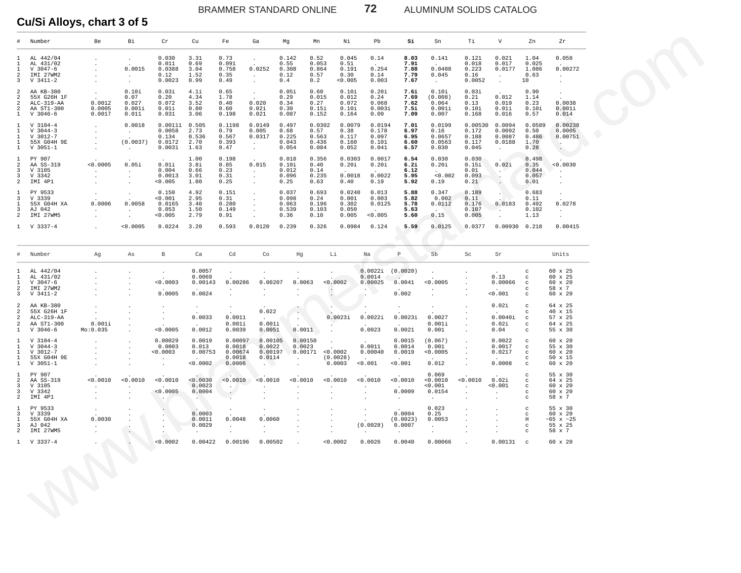## Cu/Si Alloys, chart 3 of 5

| # | Number | Be | Bi | Cr | Cu | Fe | Ga | Mg | Mn | Ni | Pb | Si | Sn | Ti | V | Zn | Zr |
|---|---|---|---|---|---|---|---|---|---|---|---|---|---|---|---|---|---|
| 1 | AL 442/04 | . | . | 0.030 | 3.31 | 0.73 | . | 0.142 | 0.52 | 0.045 | 0.14 | **8.03** | 0.141 | 0.121 | 0.021 | 1.04 | 0.058 |
| 1 | AL 431/02 | . | . | 0.011 | 0.69 | 0.091 | . | 0.55 | 0.053 | 0.51 | . | **7.91** | . | 0.018 | 0.017 | 0.025 | . |
| 1 | V 3047-6 | . | 0.0015 | 0.0388 | 3.04 | 0.758 | 0.0252 | 0.308 | 0.864 | 0.191 | 0.254 | **7.88** | 0.0488 | 0.223 | 0.0177 | 1.086 | 0.00272 |
| 2 | IMI 27WM2 | . | . | 0.12 | 1.52 | 0.35 | . | 0.12 | 0.57 | 0.30 | 0.14 | **7.79** | 0.045 | 0.16 | . | 0.63 | . |
| 3 | V 3411-2 | . | . | 0.0023 | 0.99 | 0.49 | . | 0.4 | 0.2 | <0.005 | 0.003 | **7.67** | . | 0.0052 | . | 10 | . |
| 2 | AA KB-380 | . | 0.10i | 0.03i | 4.1i | 0.65 | . | 0.05i | 0.60 | 0.10i | 0.20i | **7.6i** | 0.10i | 0.03i | . | 0.90 | . |
| 2 | 55X G26H 1F | . | 0.07 | 0.20 | 4.34 | 1.78 | . | 0.29 | 0.015 | 0.012 | 0.24 | **7.69** | (0.008) | 0.21 | 0.012 | 1.14 | . |
| 2 | ALC-319-AA | 0.0012 | 0.027 | 0.072 | 3.52 | 0.40 | 0.020 | 0.34 | 0.27 | 0.072 | 0.068 | **7.62** | 0.064 | 0.13 | 0.019 | 0.23 | 0.0038 |
| 2 | AA ST1-300 | 0.0005 | 0.001i | 0.01i | 0.80 | 0.60 | 0.02i | 0.30 | 0.15i | 0.10i | 0.003i | **7.5i** | 0.001i | 0.10i | 0.01i | 0.10i | 0.001i |
| 1 | V 3046-6 | 0.0017 | 0.011 | 0.031 | 3.06 | 0.198 | 0.021 | 0.087 | 0.152 | 0.164 | 0.09 | **7.09** | 0.007 | 0.168 | 0.016 | 0.57 | 0.014 |
| 1 | V 3104-4 | . | 0.0018 | 0.00111 | 0.505 | 0.1198 | 0.0149 | 0.497 | 0.0302 | 0.0079 | 0.0194 | **7.01** | 0.0199 | 0.00530 | 0.0094 | 0.0589 | 0.00238 |
| 1 | V 3044-3 | . | . | 0.0058 | 2.73 | 0.79 | 0.005 | 0.68 | 0.57 | 0.38 | 0.178 | **6.97** | 0.16 | 0.172 | 0.0092 | 0.50 | 0.0005 |
| 1 | V 3012-7 | . | . | 0.134 | 0.536 | 0.567 | 0.0317 | 0.225 | 0.563 | 0.117 | 0.097 | **6.95** | 0.0657 | 0.188 | 0.0087 | 0.486 | 0.00751 |
| 1 | 55X G04H 9E | . | (0.0037) | 0.0172 | 2.70 | 0.393 | . | 0.043 | 0.436 | 0.160 | 0.101 | **6.60** | 0.0563 | 0.117 | 0.0188 | 1.70 | . |
| 1 | V 3051-1 | . | . | 0.0031 | 1.63 | 0.47 | . | 0.054 | 0.084 | 0.052 | 0.041 | **6.57** | 0.030 | 0.045 | . | 0.28 | . |
| 1 | PY 907 | . | . | . | 1.00 | 0.198 | . | 0.018 | 0.356 | 0.0303 | 0.0017 | **6.54** | 0.030 | 0.030 | . | 0.498 | . |
| 2 | AA SS-319 | <0.0005 | 0.05i | 0.01i | 3.8i | 0.85 | 0.015 | 0.10i | 0.40 | 0.20i | 0.20i | **6.2i** | 0.20i | 0.15i | 0.02i | 0.35 | <0.0030 |
| 3 | V 3105 | . | . | 0.004 | 0.66 | 0.23 | . | 0.012 | 0.14 | . | . | **6.12** | . | 0.01 | . | 0.044 | . |
| 3 | V 3342 | . | . | 0.0013 | 3.01 | 0.31 | . | 0.096 | 0.235 | 0.0018 | 0.0022 | **5.95** | <0.002 | 0.093 | . | 0.057 | . |
| 2 | IMI 4P1 | . | . | <0.005 | 1.80 | 0.25 | . | 0.25 | 0.63 | 0.40 | 0.19 | **5.92** | 0.19 | 0.21 | . | 0.01 | . |
| 1 | PY 9533 | . | . | 0.150 | 4.92 | 0.151 | . | 0.037 | 0.693 | 0.0240 | 0.013 | **5.88** | 0.347 | 0.189 | . | 0.683 | . |
| 3 | V 3339 | . | . | <0.001 | 2.95 | 0.31 | . | 0.098 | 0.24 | 0.001 | 0.003 | **5.82** | 0.002 | 0.11 | . | 0.11 | . |
| 1 | 55X G04H XA | 0.0006 | 0.0058 | 0.0165 | 3.40 | 0.280 | . | 0.063 | 0.196 | 0.302 | 0.0125 | **5.78** | 0.0112 | 0.176 | 0.0183 | 0.492 | 0.0278 |
| 3 | AJ 042 | . | . | 0.053 | 1.50 | 0.149 | . | 0.539 | 0.103 | 0.050 | . | **5.63** | . | 0.107 | . | 0.102 | . |
| 2 | IMI 27WM5 | . | . | <0.005 | 2.79 | 0.91 | . | 0.36 | 0.10 | 0.005 | <0.005 | **5.60** | 0.15 | 0.005 | . | 1.13 | . |
| 1 | V 3337-4 | . | <0.0005 | 0.0224 | 3.20 | 0.593 | 0.0120 | 0.239 | 0.326 | 0.0984 | 0.124 | **5.59** | 0.0125 | 0.0377 | 0.00930 | 0.218 | 0.00415 |

| # | Number | Ag | As | B | Ca | Cd | Co | Hg | Li | Na | P | Sb | Sc | Sr | | Units |
|---|---|---|---|---|---|---|---|---|---|---|---|---|---|---|---|---|
| 1 | AL 442/04 | . | . | . | 0.0057 | . | . | . | . | 0.0022i | (0.0020) | . | . | . | c | 60 x 25 |
| 1 | AL 431/02 | . | . | . | 0.0069 | . | . | . | . | 0.0014 | . | . | . | 0.13 | c | 60 x 25 |
| 1 | V 3047-6 | . | . | <0.0003 | 0.00143 | 0.00286 | 0.00207 | 0.0063 | <0.0002 | 0.00025 | 0.0041 | <0.0005 | . | 0.00066 | c | 60 x 20 |
| 2 | IMI 27WM2 | . | . | . | . | . | . | . | . | . | . | . | . | . | c | 58 x 7 |
| 3 | V 3411-2 | . | . | 0.0005 | 0.0024 | . | . | . | . | . | 0.002 | . | . | <0.001 | c | 60 x 20 |
| 2 | AA KB-380 | . | . | . | . | . | . | . | . | . | . | . | . | 0.02i | c | 64 x 25 |
| 2 | 55X G26H 1F | . | . | . | . | . | 0.022 | . | . | . | . | . | . | . | c | 40 x 15 |
| 2 | ALC-319-AA | . | . | . | 0.0033 | 0.0011 | . | . | 0.0023i | 0.0022i | 0.0023i | 0.0027 | . | 0.0040i | c | 57 x 25 |
| 2 | AA ST1-300 | 0.001i | . | . | . | 0.001i | 0.001i | . | . | . | . | 0.001i | . | 0.02i | c | 64 x 25 |
| 1 | V 3046-6 | Mo:0.035 | . | <0.0005 | 0.0012 | 0.0039 | 0.0051 | 0.0011 | . | 0.0023 | 0.0021 | 0.001 | . | 0.04 | c | 55 x 30 |
| 1 | V 3104-4 | . | . | 0.00029 | 0.0019 | 0.00097 | 0.00105 | 0.00150 | . | . | 0.0015 | (0.067) | . | 0.0022 | c | 60 x 20 |
| 1 | V 3044-3 | . | . | 0.0003 | 0.013 | 0.0018 | 0.0022 | 0.0023 | . | 0.0011 | 0.0014 | 0.001 | . | 0.0017 | c | 55 x 30 |
| 1 | V 3012-7 | . | . | <0.0003 | 0.00753 | 0.00674 | 0.00197 | 0.00171 | <0.0002 | 0.00040 | 0.0019 | <0.0005 | . | 0.0217 | c | 60 x 20 |
| 1 | 55X G04H 9E | . | . | . | . | 0.0018 | 0.0114 | . | (0.0028) | . | . | . | . | . | c | 50 x 15 |
| 1 | V 3051-1 | . | . | . | <0.0002 | 0.0006 | . | . | 0.0003 | <0.001 | <0.001 | 0.012 | . | 0.0008 | c | 60 x 20 |
| 1 | PY 907 | . | . | . | . | . | . | . | . | . | . | 0.069 | . | . | c | 55 x 30 |
| 2 | AA SS-319 | <0.0010 | <0.0010 | <0.0010 | <0.0030 | <0.0010 | <0.0010 | <0.0010 | <0.0010 | <0.0010 | <0.0010 | <0.0010 | <0.0010 | 0.02i | c | 64 x 25 |
| 3 | V 3105 | . | . | . | 0.0023 | . | . | . | . | . | . | <0.001 | . | <0.001 | c | 60 x 20 |
| 3 | V 3342 | . | . | <0.0005 | 0.0004 | . | . | . | . | . | 0.0009 | 0.0154 | . | . | c | 60 x 20 |
| 2 | IMI 4P1 | . | . | . | . | . | . | . | . | . | . | . | . | . | c | 58 x 7 |
| 1 | PY 9533 | . | . | . | . | . | . | . | . | . | . | 0.023 | . | . | c | 55 x 30 |
| 3 | V 3339 | . | . | . | 0.0003 | . | . | . | . | . | 0.0004 | 0.25 | . | . | c | 60 x 20 |
| 1 | 55X G04H XA | 0.0030 | . | . | 0.0011 | 0.0048 | 0.0060 | . | . | . | (0.0023) | 0.0053 | . | . | H | ~65 x ~25 |
| 3 | AJ 042 | . | . | . | 0.0029 | . | . | . | . | (0.0028) | 0.0007 | . | . | . | c | 55 x 25 |
| 2 | IMI 27WM5 | . | . | . | . | . | . | . | . | . | . | . | . | . | c | 58 x 7 |
| 1 | V 3337-4 | . | . | <0.0002 | 0.00422 | 0.00196 | 0.00502 | . | <0.0002 | 0.0026 | 0.0040 | 0.00066 | . | 0.00131 | c | 60 x 20 |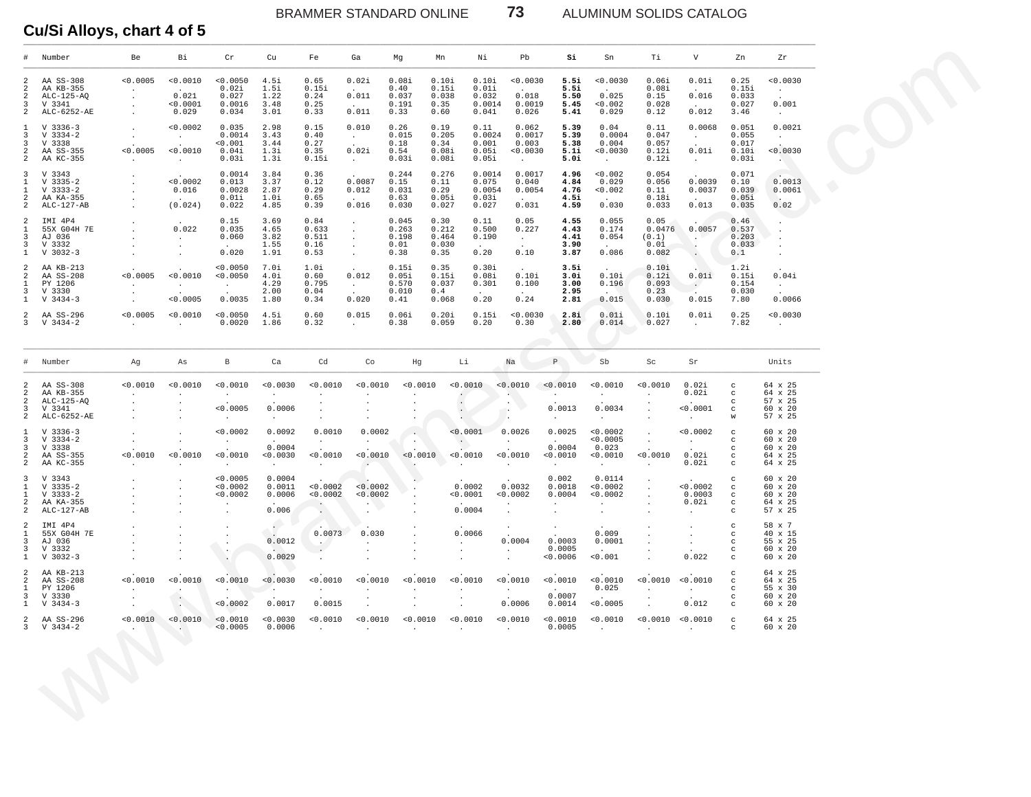## Cu/Si Alloys, chart 4 of 5

| # | Number | Be | Bi | Cr | Cu | Fe | Ga | Mg | Mn | Ni | Pb | **Si** | Sn | Ti | V | Zn | Zr |
|---|---|---|---|---|---|---|---|---|---|---|---|---|---|---|---|---|---|
| 2 | AA SS-308 | <0.0005 | <0.0010 | <0.0050 | 4.5i | 0.65 | 0.02i | 0.08i | 0.10i | 0.10i | <0.0030 | **5.5i** | <0.0030 | 0.06i | 0.01i | 0.25 | <0.0030 |
| 2 | AA KB-355 | . | . | 0.02i | 1.5i | 0.15i | . | 0.40 | 0.15i | 0.01i | . | **5.5i** | . | 0.08i | . | 0.15i | . |
| 2 | ALC-125-AQ | . | 0.021 | 0.027 | 1.22 | 0.24 | 0.011 | 0.037 | 0.038 | 0.032 | 0.018 | **5.50** | 0.025 | 0.15 | 0.016 | 0.033 | . |
| 3 | V 3341 | . | <0.0001 | 0.0016 | 3.48 | 0.25 | . | 0.191 | 0.35 | 0.0014 | 0.0019 | **5.45** | <0.002 | 0.028 | . | 0.027 | 0.001 |
| 2 | ALC-6252-AE | . | 0.029 | 0.034 | 3.01 | 0.33 | 0.011 | 0.33 | 0.60 | 0.041 | 0.026 | **5.41** | 0.029 | 0.12 | 0.012 | 3.46 | . |
| 1 | V 3336-3 | . | <0.0002 | 0.035 | 2.98 | 0.15 | 0.010 | 0.26 | 0.19 | 0.11 | 0.062 | **5.39** | 0.04 | 0.11 | 0.0068 | 0.051 | 0.0021 |
| 3 | V 3334-2 | . | . | 0.0014 | 3.43 | 0.40 | . | 0.015 | 0.205 | 0.0024 | 0.0017 | **5.39** | 0.0004 | 0.047 | . | 0.055 | . |
| 3 | V 3338 | . | . | <0.001 | 3.44 | 0.27 | . | 0.18 | 0.34 | 0.001 | 0.003 | **5.38** | 0.004 | 0.057 | . | 0.017 | . |
| 2 | AA SS-355 | <0.0005 | <0.0010 | 0.04i | 1.3i | 0.35 | 0.02i | 0.54 | 0.08i | 0.05i | <0.0030 | **5.1i** | <0.0030 | 0.12i | 0.01i | 0.10i | <0.0030 |
| 2 | AA KC-355 | . | . | 0.03i | 1.3i | 0.15i | . | 0.03i | 0.08i | 0.05i | . | **5.0i** | . | 0.12i | . | 0.03i | . |
| 3 | V 3343 | . | . | 0.0014 | 3.84 | 0.36 | . | 0.244 | 0.276 | 0.0014 | 0.0017 | **4.96** | <0.002 | 0.054 | . | 0.071 | . |
| 1 | V 3335-2 | . | <0.0002 | 0.013 | 3.37 | 0.12 | 0.0087 | 0.15 | 0.11 | 0.075 | 0.040 | **4.84** | 0.029 | 0.056 | 0.0039 | 0.10 | 0.0013 |
| 1 | V 3333-2 | . | 0.016 | 0.0028 | 2.87 | 0.29 | 0.012 | 0.031 | 0.29 | 0.0054 | 0.0054 | **4.76** | <0.002 | 0.11 | 0.0037 | 0.039 | 0.0061 |
| 2 | AA KA-355 | . | . | 0.01i | 1.0i | 0.65 | . | 0.63 | 0.05i | 0.03i | . | **4.5i** | . | 0.18i | . | 0.05i | . |
| 2 | ALC-127-AB | . | (0.024) | 0.022 | 4.85 | 0.39 | 0.016 | 0.030 | 0.027 | 0.027 | 0.031 | **4.59** | 0.030 | 0.033 | 0.013 | 0.035 | 0.02 |
| 2 | IMI 4P4 | . | . | 0.15 | 3.69 | 0.84 | . | 0.045 | 0.30 | 0.11 | 0.05 | **4.55** | 0.055 | 0.05 | . | 0.46 | . |
| 1 | 55X G04H 7E | . | 0.022 | 0.035 | 4.65 | 0.633 | . | 0.263 | 0.212 | 0.500 | 0.227 | **4.43** | 0.174 | 0.0476 | 0.0057 | 0.537 | . |
| 3 | AJ 036 | . | . | 0.060 | 3.82 | 0.511 | . | 0.198 | 0.464 | 0.190 | . | **4.41** | 0.054 | (0.1) | . | 0.203 | . |
| 3 | V 3332 | . | . | . | 1.55 | 0.16 | . | 0.01 | 0.030 | . | . | **3.90** | . | 0.01 | . | 0.033 | . |
| 1 | V 3032-3 | . | . | 0.020 | 1.91 | 0.53 | . | 0.38 | 0.35 | 0.20 | 0.10 | **3.87** | 0.086 | 0.082 | . | 0.1 | . |
| 2 | AA KB-213 | . | . | <0.0050 | 7.0i | 1.0i | . | 0.15i | 0.35 | 0.30i | . | **3.5i** | . | 0.10i | . | 1.2i | . |
| 2 | AA SS-208 | <0.0005 | <0.0010 | <0.0050 | 4.0i | 0.60 | 0.012 | 0.05i | 0.15i | 0.08i | 0.10i | **3.0i** | 0.10i | 0.12i | 0.01i | 0.15i | 0.04i |
| 1 | PY 1206 | . | . | . | 4.29 | 0.795 | . | 0.570 | 0.037 | 0.301 | 0.100 | **3.00** | 0.196 | 0.093 | . | 0.154 | . |
| 3 | V 3330 | . | . | . | 2.00 | 0.04 | . | 0.010 | 0.4 | . | . | **2.95** | . | 0.23 | . | 0.030 | . |
| 1 | V 3434-3 | . | <0.0005 | 0.0035 | 1.80 | 0.34 | 0.020 | 0.41 | 0.068 | 0.20 | 0.24 | **2.81** | 0.015 | 0.030 | 0.015 | 7.80 | 0.0066 |
| 2 | AA SS-296 | <0.0005 | <0.0010 | <0.0050 | 4.5i | 0.60 | 0.015 | 0.06i | 0.20i | 0.15i | <0.0030 | **2.8i** | 0.01i | 0.10i | 0.01i | 0.25 | <0.0030 |
| 3 | V 3434-2 | . | . | 0.0020 | 1.86 | 0.32 | . | 0.38 | 0.059 | 0.20 | 0.30 | **2.80** | 0.014 | 0.027 | . | 7.82 | . |

| # | Number | Ag | As | B | Ca | Cd | Co | Hg | Li | Na | P | Sb | Sc | Sr | | Units |
|---|---|---|---|---|---|---|---|---|---|---|---|---|---|---|---|---|
| 2 | AA SS-308 | <0.0010 | <0.0010 | <0.0010 | <0.0030 | <0.0010 | <0.0010 | <0.0010 | <0.0010 | <0.0010 | <0.0010 | <0.0010 | <0.0010 | 0.02i | c | 64 x 25 |
| 2 | AA KB-355 | . | . | . | . | . | . | . | . | . | . | . | . | 0.02i | c | 64 x 25 |
| 2 | ALC-125-AQ | . | . | . | . | . | . | . | . | . | . | . | . | . | c | 57 x 25 |
| 3 | V 3341 | . | . | <0.0005 | 0.0006 | . | . | . | . | . | 0.0013 | 0.0034 | . | <0.0001 | c | 60 x 20 |
| 2 | ALC-6252-AE | . | . | . | . | . | . | . | . | . | . | . | . | . | w | 57 x 25 |
| 1 | V 3336-3 | . | . | <0.0002 | 0.0092 | 0.0010 | 0.0002 | . | <0.0001 | 0.0026 | 0.0025 | <0.0002 | . | <0.0002 | c | 60 x 20 |
| 3 | V 3334-2 | . | . | . | . | . | . | . | . | . | . | <0.0005 | . | . | c | 60 x 20 |
| 3 | V 3338 | . | . | . | 0.0004 | . | . | . | . | . | 0.0004 | 0.023 | . | . | c | 60 x 20 |
| 2 | AA SS-355 | <0.0010 | <0.0010 | <0.0010 | <0.0030 | <0.0010 | <0.0010 | <0.0010 | <0.0010 | <0.0010 | <0.0010 | <0.0010 | <0.0010 | 0.02i | c | 64 x 25 |
| 2 | AA KC-355 | . | . | . | . | . | . | . | . | . | . | . | . | 0.02i | c | 64 x 25 |
| 3 | V 3343 | . | . | <0.0005 | 0.0004 | . | . | . | . | . | 0.002 | 0.0114 | . | . | c | 60 x 20 |
| 1 | V 3335-2 | . | . | <0.0002 | 0.0011 | <0.0002 | <0.0002 | . | 0.0002 | 0.0032 | 0.0018 | <0.0002 | . | <0.0002 | c | 60 x 20 |
| 1 | V 3333-2 | . | . | <0.0002 | 0.0006 | <0.0002 | <0.0002 | . | <0.0001 | <0.0002 | 0.0004 | <0.0002 | . | 0.0003 | c | 60 x 20 |
| 2 | AA KA-355 | . | . | . | . | . | . | . | . | . | . | . | . | 0.02i | c | 64 x 25 |
| 2 | ALC-127-AB | . | . | . | 0.006 | . | . | . | 0.0004 | . | . | . | . | . | c | 57 x 25 |
| 2 | IMI 4P4 | . | . | . | . | . | . | . | . | . | . | . | . | . | c | 58 x 7 |
| 1 | 55X G04H 7E | . | . | . | . | 0.0073 | 0.030 | . | 0.0066 | . | . | 0.009 | . | . | c | 40 x 15 |
| 3 | AJ 036 | . | . | . | 0.0012 | . | . | . | . | 0.0004 | 0.0003 | 0.0001 | . | . | c | 55 x 25 |
| 3 | V 3332 | . | . | . | . | . | . | . | . | . | 0.0005 | . | . | . | c | 60 x 20 |
| 1 | V 3032-3 | . | . | . | 0.0029 | . | . | . | . | . | <0.0006 | <0.001 | . | 0.022 | c | 60 x 20 |
| 2 | AA KB-213 | . | . | . | . | . | . | . | . | . | . | . | . | . | c | 64 x 25 |
| 2 | AA SS-208 | <0.0010 | <0.0010 | <0.0010 | <0.0030 | <0.0010 | <0.0010 | <0.0010 | <0.0010 | <0.0010 | <0.0010 | <0.0010 | <0.0010 | <0.0010 | c | 64 x 25 |
| 1 | PY 1206 | . | . | . | . | . | . | . | . | . | . | 0.025 | . | . | c | 55 x 30 |
| 3 | V 3330 | . | . | . | . | . | . | . | . | . | 0.0007 | . | . | . | c | 60 x 20 |
| 1 | V 3434-3 | . | . | <0.0002 | 0.0017 | 0.0015 | . | . | . | 0.0006 | 0.0014 | <0.0005 | . | 0.012 | c | 60 x 20 |
| 2 | AA SS-296 | <0.0010 | <0.0010 | <0.0010 | <0.0030 | <0.0010 | <0.0010 | <0.0010 | <0.0010 | <0.0010 | <0.0010 | <0.0010 | <0.0010 | <0.0010 | c | 64 x 25 |
| 3 | V 3434-2 | . | . | <0.0005 | 0.0006 | . | . | . | . | . | 0.0005 | . | . | . | c | 60 x 20 |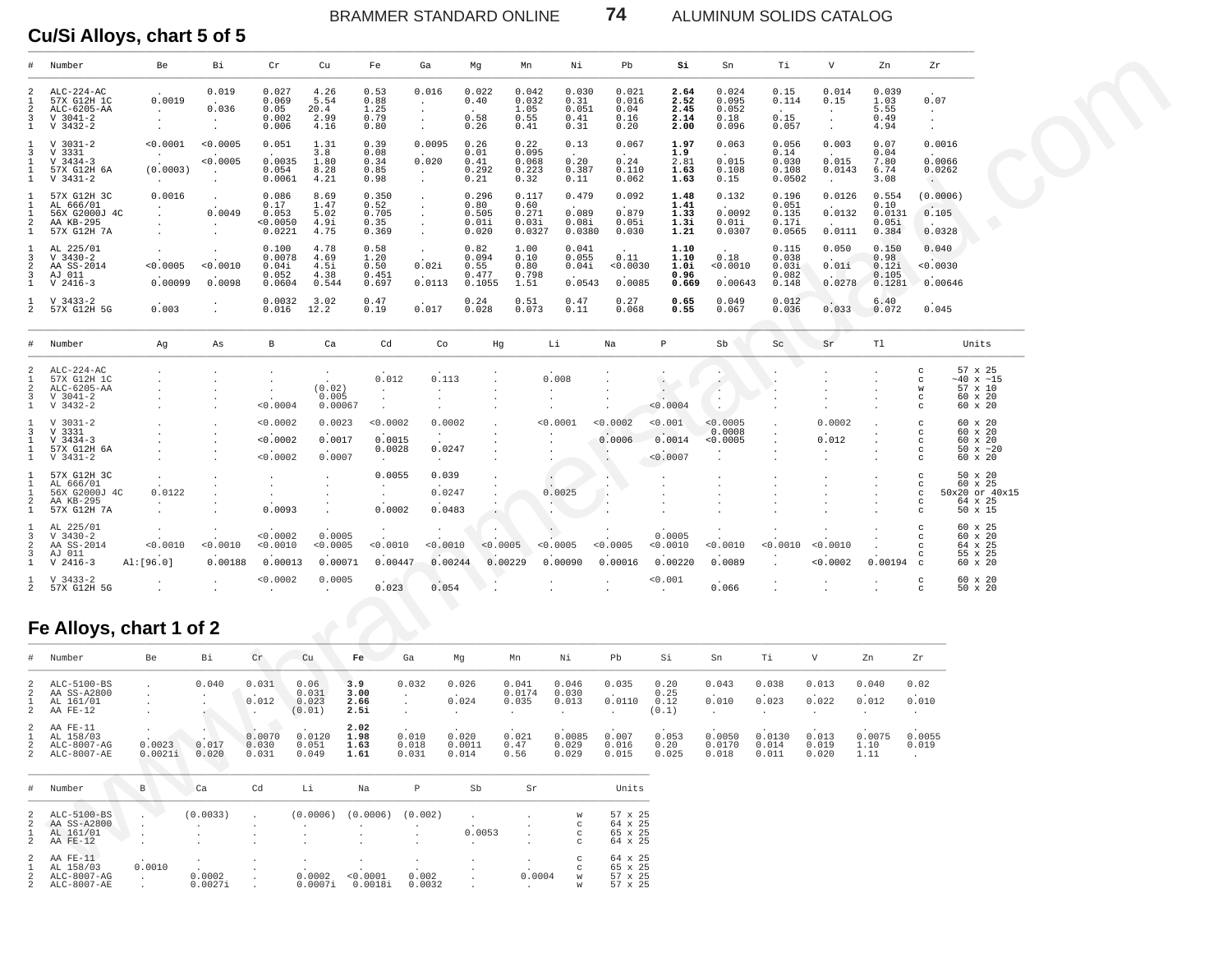## Cu/Si Alloys, chart 5 of 5

| # | Number | Be | Bi | Cr | Cu | Fe | Ga | Mg | Mn | Ni | Pb | **Si** | Sn | Ti | V | Zn | Zr |
|---|---|---|---|---|---|---|---|---|---|---|---|---|---|---|---|---|---|
| 2 | ALC-224-AC | . | 0.019 | 0.027 | 4.26 | 0.53 | 0.016 | 0.022 | 0.042 | 0.030 | 0.021 | **2.64** | 0.024 | 0.15 | 0.014 | 0.039 | . |
| 1 | 57X G12H 1C | 0.0019 | . | 0.069 | 5.54 | 0.88 | . | 0.40 | 0.032 | 0.31 | 0.016 | **2.52** | 0.095 | 0.114 | 0.15 | 1.03 | 0.07 |
| 2 | ALC-6205-AA | . | 0.036 | 0.05 | 20.4 | 1.25 | . | . | 1.05 | 0.051 | 0.04 | **2.45** | 0.052 | . | . | 5.55 | . |
| 3 | V 3041-2 | . | . | 0.002 | 2.99 | 0.79 | . | 0.58 | 0.55 | 0.41 | 0.16 | **2.14** | 0.18 | 0.15 | . | 0.49 | . |
| 1 | V 3432-2 | . | . | 0.006 | 4.16 | 0.80 | . | 0.26 | 0.41 | 0.31 | 0.20 | **2.00** | 0.096 | 0.057 | . | 4.94 | . |
| 1 | V 3031-2 | <0.0001 | <0.0005 | 0.051 | 1.31 | 0.39 | 0.0095 | 0.26 | 0.22 | 0.13 | 0.067 | **1.97** | 0.063 | 0.056 | 0.003 | 0.07 | 0.0016 |
| 3 | V 3331 | . | . | . | 3.8 | 0.08 | . | 0.01 | 0.095 | . | . | **1.9** | . | 0.14 | . | 0.04 | . |
| 1 | V 3434-3 | . | <0.0005 | 0.0035 | 1.80 | 0.34 | 0.020 | 0.41 | 0.068 | 0.20 | 0.24 | 2.81 | 0.015 | 0.030 | 0.015 | 7.80 | 0.0066 |
| 1 | 57X G12H 6A | (0.0003) | . | 0.054 | 8.28 | 0.85 | . | 0.292 | 0.223 | 0.387 | 0.110 | **1.63** | 0.108 | 0.108 | 0.0143 | 6.74 | 0.0262 |
| 1 | V 3431-2 | . | . | 0.0061 | 4.21 | 0.98 | . | 0.21 | 0.32 | 0.11 | 0.062 | **1.63** | 0.15 | 0.0502 | . | 3.08 | . |
| 1 | 57X G12H 3C | 0.0016 | . | 0.086 | 8.69 | 0.350 | . | 0.296 | 0.117 | 0.479 | 0.092 | **1.48** | 0.132 | 0.196 | 0.0126 | 0.554 | (0.0006) |
| 1 | AL 666/01 | . | . | 0.17 | 1.47 | 0.52 | . | 0.80 | 0.60 | . | . | **1.41** | . | 0.051 | . | 0.10 | . |
| 1 | 56X G2000J 4C | . | 0.0049 | 0.053 | 5.02 | 0.705 | . | 0.505 | 0.271 | 0.089 | 0.879 | **1.33** | 0.0092 | 0.135 | 0.0132 | 0.0131 | 0.105 |
| 2 | AA KB-295 | . | . | <0.0050 | 4.9i | 0.35 | . | 0.01i | 0.03i | 0.08i | 0.05i | **1.3i** | 0.01i | 0.17i | . | 0.05i | . |
| 1 | 57X G12H 7A | . | . | 0.0221 | 4.75 | 0.369 | . | 0.020 | 0.0327 | 0.0380 | 0.030 | **1.21** | 0.0307 | 0.0565 | 0.0111 | 0.384 | 0.0328 |
| 1 | AL 225/01 | . | . | 0.100 | 4.78 | 0.58 | . | 0.82 | 1.00 | 0.041 | . | **1.10** | . | 0.115 | 0.050 | 0.150 | 0.040 |
| 3 | V 3430-2 | . | . | 0.0078 | 4.69 | 1.20 | . | 0.094 | 0.10 | 0.055 | 0.11 | **1.10** | 0.18 | 0.038 | . | 0.98 | . |
| 2 | AA SS-2014 | <0.0005 | <0.0010 | 0.04i | 4.5i | 0.50 | 0.02i | 0.55 | 0.80 | 0.04i | <0.0030 | **1.0i** | <0.0010 | 0.03i | 0.01i | 0.12i | <0.0030 |
| 3 | AJ 011 | . | . | 0.052 | 4.38 | 0.451 | . | 0.477 | 0.798 | . | . | **0.96** | . | 0.082 | . | 0.105 | . |
| 1 | V 2416-3 | 0.00099 | 0.0098 | 0.0604 | 0.544 | 0.697 | 0.0113 | 0.1055 | 1.51 | 0.0543 | 0.0085 | **0.669** | 0.00643 | 0.148 | 0.0278 | 0.1281 | 0.00646 |
| 1 | V 3433-2 | . | . | 0.0032 | 3.02 | 0.47 | . | 0.24 | 0.51 | 0.47 | 0.27 | **0.65** | 0.049 | 0.012 | . | 6.40 | . |
| 2 | 57X G12H 5G | 0.003 | . | 0.016 | 12.2 | 0.19 | 0.017 | 0.028 | 0.073 | 0.11 | 0.068 | **0.55** | 0.067 | 0.036 | 0.033 | 0.072 | 0.045 |

| # | Number | Ag | As | B | Ca | Cd | Co | Hg | Li | Na | P | Sb | Sc | Sr | Tl | Units | |
|---|---|---|---|---|---|---|---|---|---|---|---|---|---|---|---|---|---|
| 2 | ALC-224-AC | . | . | . | . | . | . | . | . | . | . | . | . | . | . | c | 57 x 25 |
| 1 | 57X G12H 1C | . | . | . | . | 0.012 | 0.113 | . | 0.008 | . | . | . | . | . | . | c | ~40 x ~15 |
| 2 | ALC-6205-AA | . | . | . | (0.02) | . | . | . | . | . | . | . | . | . | . | w | 57 x 10 |
| 3 | V 3041-2 | . | . | . | 0.005 | . | . | . | . | . | . | . | . | . | . | c | 60 x 20 |
| 1 | V 3432-2 | . | . | <0.0004 | 0.00067 | . | . | . | . | . | <0.0004 | . | . | . | . | c | 60 x 20 |
| 1 | V 3031-2 | . | . | <0.0002 | 0.0023 | <0.0002 | 0.0002 | . | <0.0001 | <0.0002 | <0.001 | <0.0005 | . | 0.0002 | . | c | 60 x 20 |
| 3 | V 3331 | . | . | . | . | . | . | . | . | . | . | 0.0008 | . | . | . | c | 60 x 20 |
| 1 | V 3434-3 | . | . | <0.0002 | 0.0017 | 0.0015 | . | . | . | 0.0006 | 0.0014 | <0.0005 | . | 0.012 | . | c | 60 x 20 |
| 1 | 57X G12H 6A | . | . | . | . | 0.0028 | 0.0247 | . | . | . | . | . | . | . | . | c | 50 x ~20 |
| 1 | V 3431-2 | . | . | <0.0002 | 0.0007 | . | . | . | . | . | <0.0007 | . | . | . | . | c | 60 x 20 |
| 1 | 57X G12H 3C | . | . | . | . | 0.0055 | 0.039 | . | . | . | . | . | . | . | . | c | 50 x 20 |
| 1 | AL 666/01 | . | . | . | . | . | . | . | . | . | . | . | . | . | . | c | 60 x 25 |
| 1 | 56X G2000J 4C | 0.0122 | . | . | . | . | 0.0247 | . | 0.0025 | . | . | . | . | . | . | c | 50x20 or 40x15 |
| 2 | AA KB-295 | . | . | . | . | . | . | . | . | . | . | . | . | . | . | c | 64 x 25 |
| 1 | 57X G12H 7A | . | . | 0.0093 | . | 0.0002 | 0.0483 | . | . | . | . | . | . | . | . | c | 50 x 15 |
| 1 | AL 225/01 | . | . | . | . | . | . | . | . | . | . | . | . | . | . | c | 60 x 25 |
| 3 | V 3430-2 | . | . | <0.0002 | 0.0005 | . | . | . | . | . | 0.0005 | . | . | . | . | c | 60 x 20 |
| 2 | AA SS-2014 | <0.0010 | <0.0010 | <0.0010 | <0.0005 | <0.0010 | <0.0010 | <0.0005 | <0.0005 | <0.0005 | <0.0010 | <0.0010 | <0.0010 | <0.0010 | . | c | 64 x 25 |
| 3 | AJ 011 | . | . | . | . | . | . | . | . | . | . | . | . | . | . | c | 55 x 25 |
| 1 | V 2416-3 | Al:[96.0] | 0.00188 | 0.00013 | 0.00071 | 0.00447 | 0.00244 | 0.00229 | 0.00090 | 0.00016 | 0.00220 | 0.0089 | . | <0.0002 | 0.00194 | c | 60 x 20 |
| 1 | V 3433-2 | . | . | <0.0002 | 0.0005 | . | . | . | . | . | <0.001 | . | . | . | . | c | 60 x 20 |
| 2 | 57X G12H 5G | . | . | . | . | 0.023 | 0.054 | . | . | . | . | 0.066 | . | . | . | c | 50 x 20 |

## Fe Alloys, chart 1 of 2

| # | Number | Be | Bi | Cr | Cu | **Fe** | Ga | Mg | Mn | Ni | Pb | Si | Sn | Ti | V | Zn | Zr |
|---|---|---|---|---|---|---|---|---|---|---|---|---|---|---|---|---|---|
| 2 | ALC-5100-BS | . | 0.040 | 0.031 | 0.06 | **3.9** | 0.032 | 0.026 | 0.041 | 0.046 | 0.035 | 0.20 | 0.043 | 0.038 | 0.013 | 0.040 | 0.02 |
| 2 | AA SS-A2800 | . | . | . | 0.031 | **3.00** | . | . | 0.0174 | 0.030 | . | 0.25 | . | . | . | . | . |
| 1 | AL 161/01 | . | . | 0.012 | 0.023 | **2.66** | . | 0.024 | 0.035 | 0.013 | 0.0110 | 0.12 | 0.010 | 0.023 | 0.022 | 0.012 | 0.010 |
| 2 | AA FE-12 | . | . | . | (0.01) | **2.5i** | . | . | . | . | . | (0.1) | . | . | . | . | . |
| 2 | AA FE-11 | . | . | . | . | **2.02** | . | . | . | . | . | . | . | . | . | . | . |
| 1 | AL 158/03 | . | . | 0.0070 | 0.0120 | **1.98** | 0.010 | 0.020 | 0.021 | 0.0085 | 0.007 | 0.053 | 0.0050 | 0.0130 | 0.013 | 0.0075 | 0.0055 |
| 2 | ALC-8007-AG | 0.0023 | 0.017 | 0.030 | 0.051 | **1.63** | 0.018 | 0.0011 | 0.47 | 0.029 | 0.016 | 0.20 | 0.0170 | 0.014 | 0.019 | 1.10 | 0.019 |
| 2 | ALC-8007-AE | 0.0021i | 0.020 | 0.031 | 0.049 | **1.61** | 0.031 | 0.014 | 0.56 | 0.029 | 0.015 | 0.025 | 0.018 | 0.011 | 0.020 | 1.11 | . |

| # | Number | B | Ca | Cd | Li | Na | P | Sb | Sr | Units | |
|---|---|---|---|---|---|---|---|---|---|---|---|
| 2 | ALC-5100-BS | . | (0.0033) | . | (0.0006) | (0.0006) | (0.002) | . | . | w | 57 x 25 |
| 2 | AA SS-A2800 | . | . | . | . | . | . | . | . | c | 64 x 25 |
| 1 | AL 161/01 | . | . | . | . | . | . | 0.0053 | . | c | 65 x 25 |
| 2 | AA FE-12 | . | . | . | . | . | . | . | . | c | 64 x 25 |
| 2 | AA FE-11 | . | . | . | . | . | . | . | . | c | 64 x 25 |
| 1 | AL 158/03 | 0.0010 | . | . | . | . | . | . | . | c | 65 x 25 |
| 2 | ALC-8007-AG | . | 0.0002 | . | 0.0002 | <0.0001 | 0.002 | . | 0.0004 | w | 57 x 25 |
| 2 | ALC-8007-AE | . | 0.0027i | . | 0.0007i | 0.0018i | 0.0032 | . | . | w | 57 x 25 |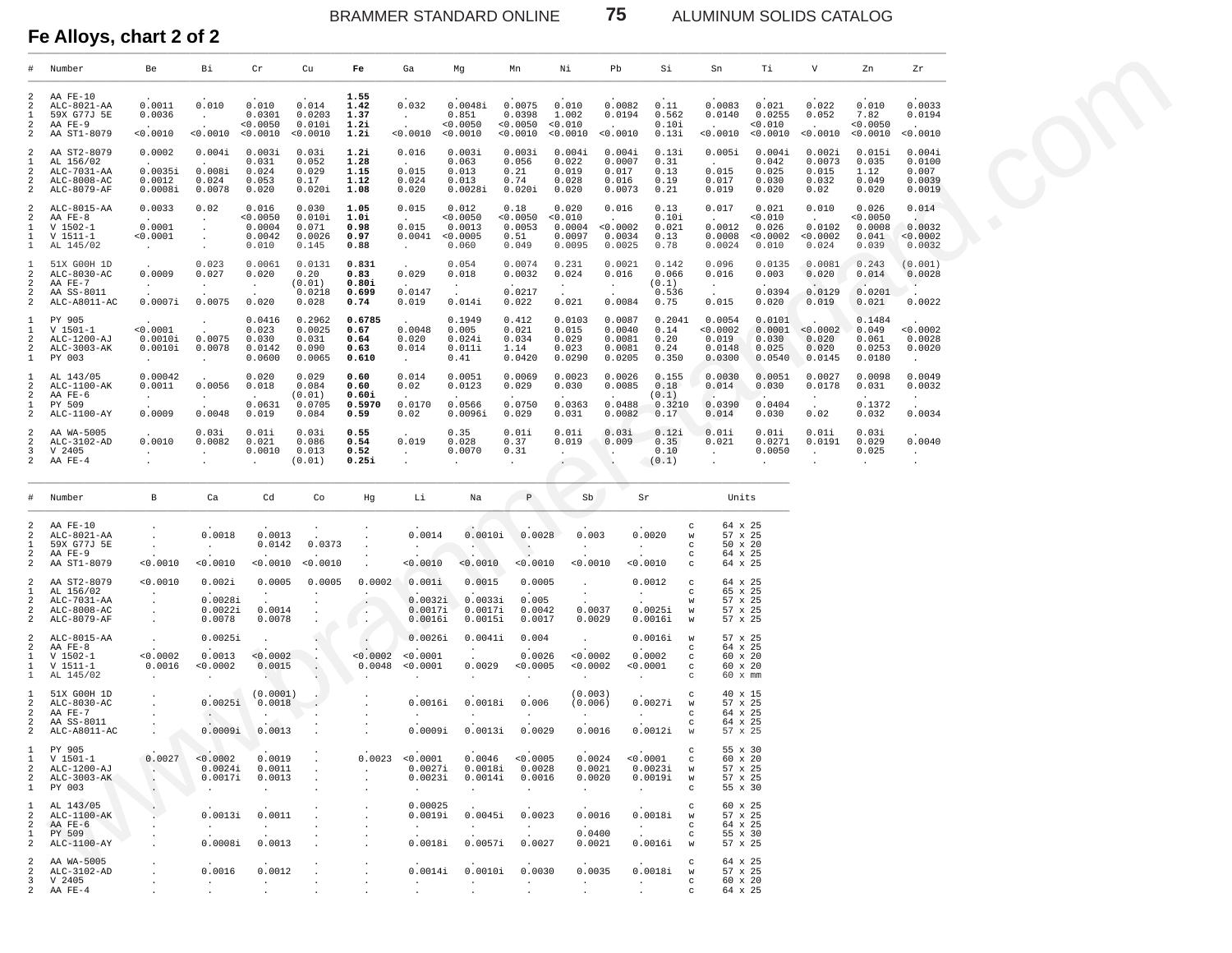## Fe Alloys, chart 2 of 2

| # | Number | Be | Bi | Cr | Cu | **Fe** | Ga | Mg | Mn | Ni | Pb | Si | Sn | Ti | V | Zn | Zr |
|---|---|---|---|---|---|---|---|---|---|---|---|---|---|---|---|---|---|
| 2 | AA FE-10 | . | . | . | . | **1.55** | . | . | . | . | . | . | . | . | . | . | . |
| 2 | ALC-8021-AA | 0.0011 | 0.010 | 0.010 | 0.014 | **1.42** | 0.032 | 0.0048i | 0.0075 | 0.010 | 0.0082 | 0.11 | 0.0083 | 0.021 | 0.022 | 0.010 | 0.0033 |
| 1 | 59X G77J 5E | 0.0036 | . | 0.0301 | 0.0203 | **1.37** | . | 0.851 | 0.0398 | 1.002 | 0.0194 | 0.562 | 0.0140 | 0.0255 | 0.052 | 7.82 | 0.0194 |
| 2 | AA FE-9 | . | . | <0.0050 | 0.010i | **1.2i** | . | <0.0050 | <0.0050 | <0.010 | . | 0.10i | . | <0.010 | . | <0.0050 | . |
| 2 | AA ST1-8079 | <0.0010 | <0.0010 | <0.0010 | <0.0010 | **1.2i** | <0.0010 | <0.0010 | <0.0010 | <0.0010 | <0.0010 | 0.13i | <0.0010 | <0.0010 | <0.0010 | <0.0010 | <0.0010 |
| 2 | AA ST2-8079 | 0.0002 | 0.004i | 0.003i | 0.03i | **1.2i** | 0.016 | 0.003i | 0.003i | 0.004i | 0.004i | 0.13i | 0.005i | 0.004i | 0.002i | 0.015i | 0.004i |
| 1 | AL 156/02 | . | . | 0.031 | 0.052 | **1.28** | . | 0.063 | 0.056 | 0.022 | 0.0007 | 0.31 | . | 0.042 | 0.0073 | 0.035 | 0.0100 |
| 2 | ALC-7031-AA | 0.0035i | 0.008i | 0.024 | 0.029 | **1.15** | 0.015 | 0.013 | 0.21 | 0.019 | 0.017 | 0.13 | 0.015 | 0.025 | 0.015 | 1.12 | 0.007 |
| 2 | ALC-8008-AC | 0.0012 | 0.024 | 0.053 | 0.17 | **1.12** | 0.024 | 0.013 | 0.74 | 0.028 | 0.016 | 0.19 | 0.017 | 0.030 | 0.032 | 0.049 | 0.0039 |
| 2 | ALC-8079-AF | 0.0008i | 0.0078 | 0.020 | 0.020i | **1.08** | 0.020 | 0.0028i | 0.020i | 0.020 | 0.0073 | 0.21 | 0.019 | 0.020 | 0.02 | 0.020 | 0.0019 |
| 2 | ALC-8015-AA | 0.0033 | 0.02 | 0.016 | 0.030 | **1.05** | 0.015 | 0.012 | 0.18 | 0.020 | 0.016 | 0.13 | 0.017 | 0.021 | 0.010 | 0.026 | 0.014 |
| 2 | AA FE-8 | . | . | <0.0050 | 0.010i | **1.0i** | . | <0.0050 | <0.0050 | <0.010 | . | 0.10i | . | <0.010 | . | <0.0050 | . |
| 1 | V 1502-1 | 0.0001 | . | 0.0004 | 0.071 | **0.98** | 0.015 | 0.0013 | 0.0053 | 0.0004 | <0.0002 | 0.021 | 0.0012 | 0.026 | 0.0102 | 0.0008 | 0.0032 |
| 1 | V 1511-1 | <0.0001 | . | 0.0042 | 0.0026 | **0.97** | 0.0041 | <0.0005 | 0.51 | 0.0097 | 0.0034 | 0.13 | 0.0008 | <0.0002 | <0.0002 | 0.041 | <0.0002 |
| 1 | AL 145/02 | . | . | 0.010 | 0.145 | **0.88** | . | 0.060 | 0.049 | 0.0095 | 0.0025 | 0.78 | 0.0024 | 0.010 | 0.024 | 0.039 | 0.0032 |
| 1 | 51X G00H 1D | . | 0.023 | 0.0061 | 0.0131 | **0.831** | . | 0.054 | 0.0074 | 0.231 | 0.0021 | 0.142 | 0.096 | 0.0135 | 0.0081 | 0.243 | (0.001) |
| 2 | ALC-8030-AC | 0.0009 | 0.027 | 0.020 | 0.20 | **0.83** | 0.029 | 0.018 | 0.0032 | 0.024 | 0.016 | 0.066 | 0.016 | 0.003 | 0.020 | 0.014 | 0.0028 |
| 2 | AA FE-7 | . | . | . | (0.01) | **0.80i** | . | . | . | . | . | (0.1) | . | . | . | . | . |
| 2 | AA SS-8011 | . | . | . | 0.0218 | **0.699** | 0.0147 | . | 0.0217 | . | . | 0.536 | . | 0.0394 | 0.0129 | 0.0201 | . |
| 2 | ALC-A8011-AC | 0.0007i | 0.0075 | 0.020 | 0.028 | **0.74** | 0.019 | 0.014i | 0.022 | 0.021 | 0.0084 | 0.75 | 0.015 | 0.020 | 0.019 | 0.021 | 0.0022 |
| 1 | PY 905 | . | . | 0.0416 | 0.2962 | **0.6785** | . | 0.1949 | 0.412 | 0.0103 | 0.0087 | 0.2041 | 0.0054 | 0.0101 | . | 0.1484 | . |
| 1 | V 1501-1 | <0.0001 | . | 0.023 | 0.0025 | **0.67** | 0.0048 | 0.005 | 0.021 | 0.015 | 0.0040 | 0.14 | <0.0002 | 0.0001 | <0.0002 | 0.049 | <0.0002 |
| 2 | ALC-1200-AJ | 0.0010i | 0.0075 | 0.030 | 0.031 | **0.64** | 0.020 | 0.024i | 0.034 | 0.029 | 0.0081 | 0.20 | 0.019 | 0.030 | 0.020 | 0.061 | 0.0028 |
| 2 | ALC-3003-AK | 0.0010i | 0.0078 | 0.0142 | 0.090 | **0.63** | 0.014 | 0.011i | 1.14 | 0.023 | 0.0081 | 0.24 | 0.0148 | 0.025 | 0.020 | 0.0253 | 0.0020 |
| 1 | PY 003 | . | . | 0.0600 | 0.0065 | **0.610** | . | 0.41 | 0.0420 | 0.0290 | 0.0205 | 0.350 | 0.0300 | 0.0540 | 0.0145 | 0.0180 | . |
| 1 | AL 143/05 | 0.00042 | . | 0.020 | 0.029 | **0.60** | 0.014 | 0.0051 | 0.0069 | 0.0023 | 0.0026 | 0.155 | 0.0030 | 0.0051 | 0.0027 | 0.0098 | 0.0049 |
| 2 | ALC-1100-AK | 0.0011 | 0.0056 | 0.018 | 0.084 | **0.60** | 0.02 | 0.0123 | 0.029 | 0.030 | 0.0085 | 0.18 | 0.014 | 0.030 | 0.0178 | 0.031 | 0.0032 |
| 2 | AA FE-6 | . | . | . | (0.01) | **0.60i** | . | . | . | . | . | (0.1) | . | . | . | . | . |
| 1 | PY 509 | . | . | 0.0631 | 0.0705 | **0.5970** | 0.0170 | 0.0566 | 0.0750 | 0.0363 | 0.0488 | 0.3210 | 0.0390 | 0.0404 | . | 0.1372 | . |
| 2 | ALC-1100-AY | 0.0009 | 0.0048 | 0.019 | 0.084 | **0.59** | 0.02 | 0.0096i | 0.029 | 0.031 | 0.0082 | 0.17 | 0.014 | 0.030 | 0.02 | 0.032 | 0.0034 |
| 2 | AA WA-5005 | . | 0.03i | 0.01i | 0.03i | **0.55** | . | 0.35 | 0.01i | 0.01i | 0.03i | 0.12i | 0.01i | 0.01i | 0.01i | 0.03i | . |
| 2 | ALC-3102-AD | 0.0010 | 0.0082 | 0.021 | 0.086 | **0.54** | 0.019 | 0.028 | 0.37 | 0.019 | 0.009 | 0.35 | 0.021 | 0.0271 | 0.0191 | 0.029 | 0.0040 |
| 3 | V 2405 | . | . | 0.0010 | 0.013 | **0.52** | . | 0.0070 | 0.31 | . | . | 0.10 | . | 0.0050 | . | 0.025 | . |
| 2 | AA FE-4 | . | . | . | (0.01) | **0.25i** | . | . | . | . | . | (0.1) | . | . | . | . | . |

| # | Number | B | Ca | Cd | Co | Hg | Li | Na | P | Sb | Sr | | Units |
|---|---|---|---|---|---|---|---|---|---|---|---|---|---|
| 2 | AA FE-10 | . | . | . | . | . | . | . | . | . | . | c | 64 x 25 |
| 2 | ALC-8021-AA | . | 0.0018 | 0.0013 | . | . | 0.0014 | 0.0010i | 0.0028 | 0.003 | 0.0020 | w | 57 x 25 |
| 1 | 59X G77J 5E | . | . | 0.0142 | 0.0373 | . | . | . | . | . | . | c | 50 x 20 |
| 2 | AA FE-9 | . | . | . | . | . | . | . | . | . | . | c | 64 x 25 |
| 2 | AA ST1-8079 | <0.0010 | <0.0010 | <0.0010 | <0.0010 | . | <0.0010 | <0.0010 | <0.0010 | <0.0010 | <0.0010 | c | 64 x 25 |
| 2 | AA ST2-8079 | <0.0010 | 0.002i | 0.0005 | 0.0005 | 0.0002 | 0.001i | 0.0015 | 0.0005 | . | 0.0012 | c | 64 x 25 |
| 1 | AL 156/02 | . | . | . | . | . | . | . | . | . | . | c | 65 x 25 |
| 2 | ALC-7031-AA | . | 0.0028i | . | . | . | 0.0032i | 0.0033i | 0.005 | . | . | w | 57 x 25 |
| 2 | ALC-8008-AC | . | 0.0022i | 0.0014 | . | . | 0.0017i | 0.0017i | 0.0042 | 0.0037 | 0.0025i | w | 57 x 25 |
| 2 | ALC-8079-AF | . | 0.0078 | 0.0078 | . | . | 0.0016i | 0.0015i | 0.0017 | 0.0029 | 0.0016i | w | 57 x 25 |
| 2 | ALC-8015-AA | . | 0.0025i | . | . | . | 0.0026i | 0.0041i | 0.004 | . | 0.0016i | w | 57 x 25 |
| 2 | AA FE-8 | . | . | . | . | . | . | . | . | . | . | c | 64 x 25 |
| 1 | V 1502-1 | <0.0002 | 0.0013 | <0.0002 | . | <0.0002 | <0.0001 | . | 0.0026 | <0.0002 | 0.0002 | c | 60 x 20 |
| 1 | V 1511-1 | 0.0016 | <0.0002 | 0.0015 | . | 0.0048 | <0.0001 | 0.0029 | <0.0005 | <0.0002 | <0.0001 | c | 60 x 20 |
| 1 | AL 145/02 | . | . | . | . | . | . | . | . | . | . | c | 60 x mm |
| 1 | 51X G00H 1D | . | . | (0.0001) | . | . | . | . | . | (0.003) | . | c | 40 x 15 |
| 2 | ALC-8030-AC | . | 0.0025i | 0.0018 | . | . | 0.0016i | 0.0018i | 0.006 | (0.006) | 0.0027i | w | 57 x 25 |
| 2 | AA FE-7 | . | . | . | . | . | . | . | . | . | . | c | 64 x 25 |
| 2 | AA SS-8011 | . | . | . | . | . | . | . | . | . | . | c | 64 x 25 |
| 2 | ALC-A8011-AC | . | 0.0009i | 0.0013 | . | . | 0.0009i | 0.0013i | 0.0029 | 0.0016 | 0.0012i | w | 57 x 25 |
| 1 | PY 905 | . | . | . | . | . | . | . | . | . | . | c | 55 x 30 |
| 1 | V 1501-1 | 0.0027 | <0.0002 | 0.0019 | . | 0.0023 | <0.0001 | 0.0046 | <0.0005 | 0.0024 | <0.0001 | c | 60 x 20 |
| 2 | ALC-1200-AJ | . | 0.0024i | 0.0011 | . | . | 0.0027i | 0.0018i | 0.0028 | 0.0021 | 0.0023i | w | 57 x 25 |
| 2 | ALC-3003-AK | . | 0.0017i | 0.0013 | . | . | 0.0023i | 0.0014i | 0.0016 | 0.0020 | 0.0019i | w | 57 x 25 |
| 1 | PY 003 | . | . | . | . | . | . | . | . | . | . | c | 55 x 30 |
| 1 | AL 143/05 | . | . | . | . | . | 0.00025 | . | . | . | . | c | 60 x 25 |
| 2 | ALC-1100-AK | . | 0.0013i | 0.0011 | . | . | 0.0019i | 0.0045i | 0.0023 | 0.0016 | 0.0018i | w | 57 x 25 |
| 2 | AA FE-6 | . | . | . | . | . | . | . | . | . | . | c | 64 x 25 |
| 1 | PY 509 | . | . | . | . | . | . | . | . | 0.0400 | . | c | 55 x 30 |
| 2 | ALC-1100-AY | . | 0.0008i | 0.0013 | . | . | 0.0018i | 0.0057i | 0.0027 | 0.0021 | 0.0016i | w | 57 x 25 |
| 2 | AA WA-5005 | . | . | . | . | . | . | . | . | . | . | c | 64 x 25 |
| 2 | ALC-3102-AD | . | 0.0016 | 0.0012 | . | . | 0.0014i | 0.0010i | 0.0030 | 0.0035 | 0.0018i | w | 57 x 25 |
| 3 | V 2405 | . | . | . | . | . | . | . | . | . | . | c | 60 x 20 |
| 2 | AA FE-4 | . | . | . | . | . | . | . | . | . | . | c | 64 x 25 |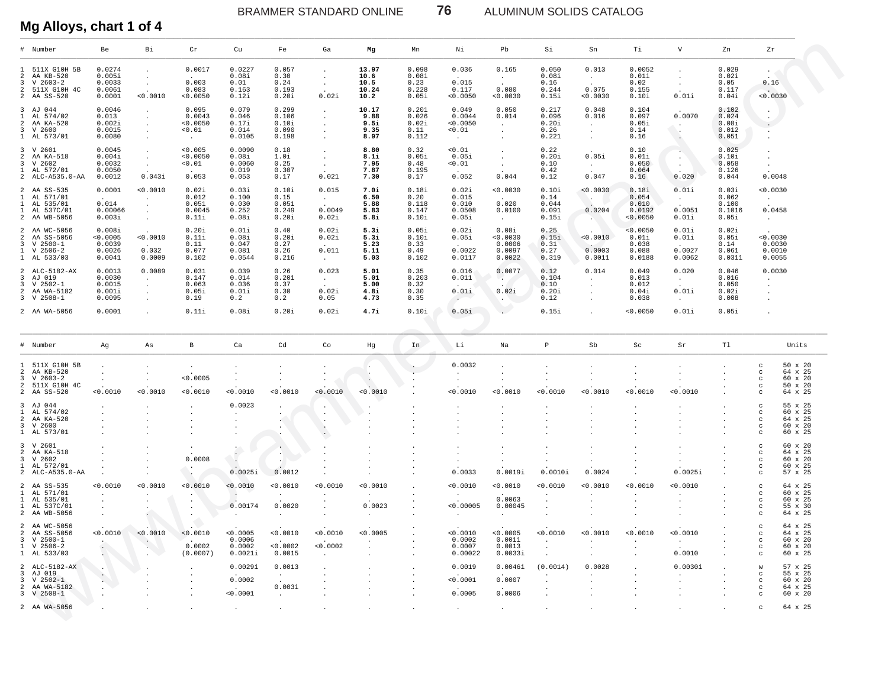## Mg Alloys, chart 1 of 4

| # | Number | Be | Bi | Cr | Cu | Fe | Ga | Mg | Mn | Ni | Pb | Si | Sn | Ti | V | Zn | Zr |
|---|---|---|---|---|---|---|---|---|---|---|---|---|---|---|---|---|---|
| 1 | 511X G10H 5B | 0.0274 | . | 0.0017 | 0.0227 | 0.057 | . | **13.97** | 0.098 | 0.036 | 0.165 | 0.050 | 0.013 | 0.0052 | . | 0.029 | . |
| 2 | AA KB-520 | 0.005i | . | . | 0.08i | 0.30 | . | **10.6** | 0.08i | . | . | 0.08i | . | 0.01i | . | 0.02i | . |
| 3 | V 2603-2 | 0.0033 | . | 0.003 | 0.01 | 0.24 | . | **10.5** | 0.23 | 0.015 | . | 0.16 | . | 0.02 | . | 0.05 | 0.16 |
| 2 | 511X G10H 4C | 0.0061 | . | 0.083 | 0.163 | 0.193 | . | **10.24** | 0.228 | 0.117 | 0.080 | 0.244 | 0.075 | 0.155 | . | 0.117 | . |
| 2 | AA SS-520 | 0.0001 | <0.0010 | <0.0050 | 0.12i | 0.20i | 0.02i | **10.2** | 0.05i | <0.0050 | <0.0030 | 0.15i | <0.0030 | 0.10i | 0.01i | 0.04i | <0.0030 |
| 3 | AJ 044 | 0.0046 | . | 0.095 | 0.079 | 0.299 | . | **10.17** | 0.201 | 0.049 | 0.050 | 0.217 | 0.048 | 0.104 | . | 0.102 | . |
| 1 | AL 574/02 | 0.013 | . | 0.0043 | 0.046 | 0.106 | . | **9.88** | 0.026 | 0.0044 | 0.014 | 0.096 | 0.016 | 0.097 | 0.0070 | 0.024 | . |
| 2 | AA KA-520 | 0.002i | . | <0.0050 | 0.17i | 0.10i | . | **9.5i** | 0.02i | <0.0050 | . | 0.20i | . | 0.05i | . | 0.08i | . |
| 3 | V 2600 | 0.0015 | . | <0.01 | 0.014 | 0.090 | . | **9.35** | 0.11 | <0.01 | . | 0.26 | . | 0.14 | . | 0.012 | . |
| 1 | AL 573/01 | 0.0080 | . | . | 0.0105 | 0.198 | . | **8.97** | 0.112 | . | . | 0.221 | . | 0.16 | . | 0.051 | . |
| 3 | V 2601 | 0.0045 | . | <0.005 | 0.0090 | 0.18 | . | **8.80** | 0.32 | <0.01 | . | 0.22 | . | 0.10 | . | 0.025 | . |
| 2 | AA KA-518 | 0.004i | . | <0.0050 | 0.08i | 1.0i | . | **8.1i** | 0.05i | 0.05i | . | 0.20i | 0.05i | 0.01i | . | 0.10i | . |
| 3 | V 2602 | 0.0032 | . | <0.01 | 0.0060 | 0.25 | . | **7.95** | 0.48 | <0.01 | . | 0.10 | . | 0.050 | . | 0.058 | . |
| 1 | AL 572/01 | 0.0050 | . | . | 0.019 | 0.307 | . | **7.87** | 0.195 | . | . | 0.42 | . | 0.064 | . | 0.126 | . |
| 2 | ALC-A535.0-AA | 0.0012 | 0.043i | 0.053 | 0.053 | 0.17 | 0.021 | **7.30** | 0.17 | 0.052 | 0.044 | 0.12 | 0.047 | 0.16 | 0.020 | 0.044 | 0.0048 |
| 2 | AA SS-535 | 0.0001 | <0.0010 | 0.02i | 0.03i | 0.10i | 0.015 | **7.0i** | 0.18i | 0.02i | <0.0030 | 0.10i | <0.0030 | 0.18i | 0.01i | 0.03i | <0.0030 |
| 1 | AL 571/01 | . | . | 0.012 | 0.100 | 0.15 | . | **6.50** | 0.20 | 0.015 | . | 0.14 | . | 0.054 | . | 0.062 | . |
| 1 | AL 535/01 | 0.014 | . | 0.051 | 0.030 | 0.051 | . | **5.88** | 0.118 | 0.010 | 0.020 | 0.044 | . | 0.010 | . | 0.100 | . |
| 1 | AL 537C/01 | 0.00066 | . | 0.0045 | 0.252 | 0.249 | 0.0049 | **5.83** | 0.147 | 0.0508 | 0.0100 | 0.091 | 0.0204 | 0.0192 | 0.0051 | 0.1016 | 0.0458 |
| 2 | AA WB-5056 | 0.003i | . | 0.11i | 0.08i | 0.20i | 0.02i | **5.8i** | 0.10i | 0.05i | . | 0.15i | . | <0.0050 | 0.01i | 0.05i | . |
| 2 | AA WC-5056 | 0.008i | . | 0.20i | 0.01i | 0.40 | 0.02i | **5.3i** | 0.05i | 0.02i | 0.08i | 0.25 | . | <0.0050 | 0.01i | 0.02i | . |
| 2 | AA SS-5056 | <0.0005 | <0.0010 | 0.11i | 0.08i | 0.20i | 0.02i | **5.3i** | 0.10i | 0.05i | <0.0030 | 0.15i | <0.0010 | 0.01i | 0.01i | 0.05i | <0.0030 |
| 3 | V 2500-1 | 0.0039 | . | 0.11 | 0.047 | 0.27 | . | **5.23** | 0.33 | . | 0.0006 | 0.31 | . | 0.038 | . | 0.14 | 0.0030 |
| 1 | V 2506-2 | 0.0026 | 0.032 | 0.077 | 0.081 | 0.26 | 0.011 | **5.11** | 0.49 | 0.0022 | 0.0097 | 0.27 | 0.0003 | 0.088 | 0.0027 | 0.061 | 0.0010 |
| 1 | AL 533/03 | 0.0041 | 0.0009 | 0.102 | 0.0544 | 0.216 | . | **5.03** | 0.102 | 0.0117 | 0.0022 | 0.319 | 0.0011 | 0.0188 | 0.0062 | 0.0311 | 0.0055 |
| 2 | ALC-5182-AX | 0.0013 | 0.0089 | 0.031 | 0.039 | 0.26 | 0.023 | **5.01** | 0.35 | 0.016 | 0.0077 | 0.12 | 0.014 | 0.049 | 0.020 | 0.046 | 0.0030 |
| 3 | AJ 019 | 0.0030 | . | 0.147 | 0.014 | 0.201 | . | **5.01** | 0.203 | 0.011 | . | 0.104 | . | 0.013 | . | 0.016 | . |
| 3 | V 2502-1 | 0.0015 | . | 0.063 | 0.036 | 0.37 | . | **5.00** | 0.32 | . | . | 0.10 | . | 0.012 | . | 0.050 | . |
| 2 | AA WA-5182 | 0.001i | . | 0.05i | 0.01i | 0.30 | 0.02i | **4.8i** | 0.30 | 0.01i | 0.02i | 0.20i | . | 0.04i | 0.01i | 0.02i | . |
| 3 | V 2508-1 | 0.0095 | . | 0.19 | 0.2 | 0.2 | 0.05 | **4.73** | 0.35 | . | . | 0.12 | . | 0.038 | . | 0.008 | . |
| 2 | AA WA-5056 | 0.0001 | . | 0.11i | 0.08i | 0.20i | 0.02i | **4.7i** | 0.10i | 0.05i | . | 0.15i | . | <0.0050 | 0.01i | 0.05i | . |

| # | Number | Ag | As | B | Ca | Cd | Co | Hg | In | Li | Na | P | Sb | Sc | Sr | Tl | Units | |
|---|---|---|---|---|---|---|---|---|---|---|---|---|---|---|---|---|---|---|
| 1 | 511X G10H 5B | . | . | . | . | . | . | . | . | 0.0032 | . | . | . | . | . | . | c | 50 x 20 |
| 2 | AA KB-520 | . | . | . | . | . | . | . | . | . | . | . | . | . | . | . | c | 64 x 25 |
| 3 | V 2603-2 | . | . | <0.0005 | . | . | . | . | . | . | . | . | . | . | . | . | c | 60 x 20 |
| 2 | 511X G10H 4C | . | . | . | . | . | . | . | . | . | . | . | . | . | . | . | c | 50 x 20 |
| 2 | AA SS-520 | <0.0010 | <0.0010 | <0.0010 | <0.0010 | <0.0010 | <0.0010 | <0.0010 | . | <0.0010 | <0.0010 | <0.0010 | <0.0010 | <0.0010 | <0.0010 | . | c | 64 x 25 |
| 3 | AJ 044 | . | . | . | 0.0023 | . | . | . | . | . | . | . | . | . | . | . | c | 55 x 25 |
| 1 | AL 574/02 | . | . | . | . | . | . | . | . | . | . | . | . | . | . | . | c | 60 x 25 |
| 2 | AA KA-520 | . | . | . | . | . | . | . | . | . | . | . | . | . | . | . | c | 64 x 25 |
| 3 | V 2600 | . | . | . | . | . | . | . | . | . | . | . | . | . | . | . | c | 60 x 20 |
| 1 | AL 573/01 | . | . | . | . | . | . | . | . | . | . | . | . | . | . | . | c | 60 x 25 |
| 3 | V 2601 | . | . | . | . | . | . | . | . | . | . | . | . | . | . | . | c | 60 x 20 |
| 2 | AA KA-518 | . | . | . | . | . | . | . | . | . | . | . | . | . | . | . | c | 64 x 25 |
| 3 | V 2602 | . | . | 0.0008 | . | . | . | . | . | . | . | . | . | . | . | . | c | 60 x 20 |
| 1 | AL 572/01 | . | . | . | . | . | . | . | . | . | . | . | . | . | . | . | c | 60 x 25 |
| 2 | ALC-A535.0-AA | . | . | . | 0.0025i | 0.0012 | . | . | . | 0.0033 | 0.0019i | 0.0010i | 0.0024 | . | 0.0025i | . | c | 57 x 25 |
| 2 | AA SS-535 | <0.0010 | <0.0010 | <0.0010 | <0.0010 | <0.0010 | <0.0010 | <0.0010 | . | <0.0010 | <0.0010 | <0.0010 | <0.0010 | <0.0010 | <0.0010 | . | c | 64 x 25 |
| 1 | AL 571/01 | . | . | . | . | . | . | . | . | . | . | . | . | . | . | . | c | 60 x 25 |
| 1 | AL 535/01 | . | . | . | . | . | . | . | . | . | 0.0063 | . | . | . | . | . | c | 60 x 25 |
| 1 | AL 537C/01 | . | . | . | 0.00174 | 0.0020 | . | 0.0023 | . | <0.00005 | 0.00045 | . | . | . | . | . | c | 55 x 30 |
| 2 | AA WB-5056 | . | . | . | . | . | . | . | . | . | . | . | . | . | . | . | c | 64 x 25 |
| 2 | AA WC-5056 | . | . | . | . | . | . | . | . | . | . | . | . | . | . | . | c | 64 x 25 |
| 2 | AA SS-5056 | <0.0010 | <0.0010 | <0.0010 | <0.0005 | <0.0010 | <0.0010 | <0.0005 | . | <0.0010 | <0.0005 | <0.0010 | <0.0010 | <0.0010 | <0.0010 | . | c | 64 x 25 |
| 3 | V 2500-1 | . | . | . | 0.0006 | . | . | . | . | 0.0002 | 0.0011 | . | . | . | . | . | c | 60 x 20 |
| 1 | V 2506-2 | . | . | 0.0002 | 0.0002 | <0.0002 | <0.0002 | . | . | 0.0007 | 0.0013 | . | . | . | . | . | c | 60 x 20 |
| 1 | AL 533/03 | . | . | (0.0007) | 0.0021i | 0.0015 | . | . | . | 0.00022 | 0.0033i | . | . | . | 0.0010 | . | c | 60 x 25 |
| 2 | ALC-5182-AX | . | . | . | 0.0029i | 0.0013 | . | . | . | 0.0019 | 0.0046i | (0.0014) | 0.0028 | . | 0.0030i | . | w | 57 x 25 |
| 3 | AJ 019 | . | . | . | . | . | . | . | . | . | . | . | . | . | . | . | c | 55 x 25 |
| 3 | V 2502-1 | . | . | . | 0.0002 | . | . | . | . | <0.0001 | 0.0007 | . | . | . | . | . | c | 60 x 20 |
| 2 | AA WA-5182 | . | . | . | . | 0.003i | . | . | . | . | . | . | . | . | . | . | c | 64 x 25 |
| 3 | V 2508-1 | . | . | . | <0.0001 | . | . | . | . | 0.0005 | 0.0006 | . | . | . | . | . | c | 60 x 20 |
| 2 | AA WA-5056 | . | . | . | . | . | . | . | . | . | . | . | . | . | . | . | c | 64 x 25 |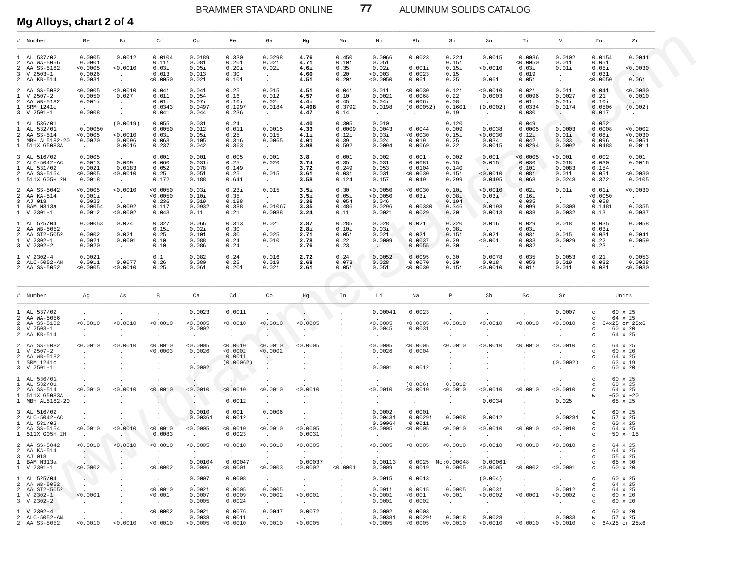## Mg Alloys, chart 2 of 4

| # | Number | Be | Bi | Cr | Cu | Fe | Ga | Mg | Mn | Ni | Pb | Si | Sn | Ti | V | Zn | Zr |
|---|---|---|---|---|---|---|---|---|---|---|---|---|---|---|---|---|---|
| 1 | AL 537/02 | 0.0005 | 0.0012 | 0.0104 | 0.0189 | 0.330 | 0.0298 | **4.76** | 0.450 | 0.0066 | 0.0023 | 0.224 | 0.0015 | 0.0036 | 0.0102 | 0.0154 | 0.0041 |
| 2 | AA WA-5056 | 0.0001 | . | 0.11i | 0.08i | 0.20i | 0.02i | **4.7i** | 0.10i | 0.05i | . | 0.15i | . | <0.0050 | 0.01i | 0.05i | . |
| 2 | AA SS-5182 | <0.0005 | <0.0010 | 0.03i | 0.05i | 0.20i | 0.02i | **4.6i** | 0.35 | 0.02i | 0.001i | 0.15i | <0.0010 | 0.03i | 0.01i | 0.05i | <0.0030 |
| 3 | V 2503-1 | 0.0026 | . | 0.013 | 0.013 | 0.30 | . | **4.60** | 0.20 | <0.003 | 0.0023 | 0.15 | . | 0.019 | . | 0.031 | . |
| 2 | AA KB-514 | 0.003i | . | <0.0050 | 0.02i | 0.10i | . | **4.5i** | 0.20i | <0.0050 | 0.06i | 0.25 | 0.06i | 0.05i | . | <0.0050 | 0.06i |
| 2 | AA SS-5082 | <0.0005 | <0.0010 | 0.04i | 0.04i | 0.25 | 0.015 | **4.5i** | 0.04i | 0.01i | <0.0030 | 0.12i | <0.0010 | 0.02i | 0.01i | 0.04i | <0.0030 |
| 1 | V 2507-2 | 0.0050 | 0.027 | 0.011 | 0.054 | 0.16 | 0.012 | **4.57** | 0.10 | 0.0021 | 0.0068 | 0.22 | 0.0003 | 0.0096 | 0.0027 | 0.21 | 0.0010 |
| 2 | AA WB-5182 | 0.001i | . | 0.01i | 0.07i | 0.10i | 0.02i | **4.4i** | 0.45 | 0.04i | 0.006i | 0.08i | . | 0.01i | 0.01i | 0.10i | . |
| 1 | SRM 1241c | . | . | 0.0343 | 0.0497 | 0.1997 | 0.0184 | **4.498** | 0.3792 | 0.0198 | (0.00052) | 0.1601 | (0.0002) | 0.0334 | 0.0174 | 0.0506 | (0.002) |
| 3 | V 2501-1 | 0.0008 | . | 0.041 | 0.044 | 0.236 | . | **4.47** | 0.14 | . | . | 0.19 | . | 0.030 | . | 0.017 | . |
| 1 | AL 536/01 | . | (0.0019) | 0.055 | 0.031 | 0.24 | . | **4.40** | 0.305 | 0.010 | . | 0.120 | . | 0.049 | . | 0.052 | . |
| 1 | AL 532/01 | 0.00050 | . | 0.0050 | 0.012 | 0.011 | 0.0015 | **4.33** | 0.0009 | 0.0043 | 0.0044 | 0.009 | 0.0038 | 0.0005 | 0.0003 | 0.0008 | <0.0002 |
| 2 | AA SS-514 | <0.0005 | <0.0010 | 0.03i | 0.05i | 0.25 | 0.015 | **4.1i** | 0.12i | 0.03i | <0.0030 | 0.15i | <0.0030 | 0.12i | 0.01i | 0.08i | <0.0030 |
| 2 | MBH AL5182-20 | 0.0020 | 0.0096 | 0.063 | 0.105 | 0.316 | 0.0065 | **4.01** | 0.39 | 0.024 | 0.019 | 0.25 | 0.034 | 0.042 | 0.033 | 0.096 | 0.0051 |
| 1 | 511X G5083A | . | 0.0016 | 0.237 | 0.042 | 0.363 | . | **3.98** | 0.592 | 0.0094 | 0.0069 | 0.22 | 0.0015 | 0.0294 | 0.0092 | 0.0488 | 0.0011 |
| 3 | AL 516/02 | 0.0005 | . | 0.001 | 0.001 | 0.005 | 0.001 | **3.8** | 0.001 | 0.002 | 0.001 | 0.002 | 0.001 | <0.0005 | <0.001 | 0.002 | 0.001 |
| 2 | ALC-5042-AC | 0.0013 | 0.009 | 0.060 | 0.031i | 0.25 | 0.020 | **3.74** | 0.35 | 0.031 | 0.0081 | 0.15 | 0.015 | 0.030 | 0.018 | 0.030 | 0.0016 |
| 1 | AL 531/02 | 0.0021 | 0.0183 | 0.052 | 0.078 | 0.149 | . | **3.72** | 0.249 | 0.053 | 0.0104 | 0.140 | . | 0.101 | 0.0083 | 0.154 | . |
| 2 | AA SS-5154 | <0.0005 | <0.0010 | 0.25 | 0.05i | 0.25 | 0.015 | **3.6i** | 0.03i | 0.03i | <0.0030 | 0.15i | <0.0010 | 0.08i | 0.01i | 0.05i | <0.0030 |
| 1 | 511X G05H 2H | 0.0018 | . | 0.172 | 0.188 | 0.641 | . | **3.58** | 0.124 | 0.157 | 0.049 | 0.299 | 0.0495 | 0.068 | 0.0248 | 0.372 | 0.0105 |
| 2 | AA SS-5042 | <0.0005 | <0.0010 | <0.0050 | 0.03i | 0.23i | 0.015 | **3.5i** | 0.30 | <0.0050 | <0.0030 | 0.10i | <0.0010 | 0.02i | 0.01i | 0.01i | <0.0030 |
| 2 | AA KA-514 | 0.001i | . | <0.0050 | 0.10i | 0.35 | . | **3.5i** | 0.05i | <0.0050 | 0.03i | 0.08i | 0.03i | 0.16i | . | <0.0050 | . |
| 3 | AJ 018 | 0.0023 | . | 0.236 | 0.019 | 0.198 | . | **3.36** | 0.054 | 0.046 | . | 0.194 | . | 0.035 | . | 0.058 | . |
| 1 | BAM M313a | 0.00054 | 0.0092 | 0.117 | 0.0932 | 0.388 | 0.01067 | **3.35** | 0.486 | 0.0296 | 0.00380 | 0.346 | 0.0193 | 0.099 | 0.0308 | 0.1481 | 0.0355 |
| 1 | V 2301-1 | 0.0012 | <0.0002 | 0.043 | 0.11 | 0.21 | 0.0088 | **3.24** | 0.11 | 0.0021 | 0.0029 | 0.20 | 0.0013 | 0.038 | 0.0032 | 0.13 | 0.0037 |
| 1 | AL 525/04 | 0.00053 | 0.024 | 0.327 | 0.066 | 0.313 | 0.021 | **2.87** | 0.285 | 0.028 | 0.021 | 0.220 | 0.016 | 0.029 | 0.018 | 0.035 | 0.0058 |
| 2 | AA WB-5052 | . | . | 0.15i | 0.02i | 0.30 | . | **2.8i** | 0.10i | 0.03i | . | 0.08i | . | 0.03i | . | 0.03i | . |
| 2 | AA ST2-5052 | 0.0002 | 0.02i | 0.25 | 0.10i | 0.30 | 0.025 | **2.7i** | 0.05i | 0.02i | 0.02i | 0.15i | 0.02i | 0.03i | 0.015 | 0.03i | 0.004i |
| 1 | V 2302-1 | 0.0021 | 0.0001 | 0.10 | 0.088 | 0.24 | 0.010 | **2.78** | 0.22 | 0.0009 | 0.0037 | 0.29 | <0.001 | 0.033 | 0.0029 | 0.22 | 0.0059 |
| 3 | V 2302-2 | 0.0020 | . | 0.10 | 0.086 | 0.24 | . | **2.76** | 0.23 | . | 0.0055 | 0.30 | . | 0.032 | . | 0.23 | . |
| 1 | V 2302-4 | 0.0021 | . | 0.1 | 0.082 | 0.24 | 0.016 | **2.72** | 0.24 | 0.0052 | 0.0095 | 0.30 | 0.0078 | 0.035 | 0.0053 | 0.21 | 0.0053 |
| 2 | ALC-5052-AN | 0.0011 | 0.0077 | 0.26 | 0.080 | 0.25 | 0.019 | **2.68** | 0.073 | 0.028 | 0.0070 | 0.20 | 0.018 | 0.059 | 0.019 | 0.032 | 0.0028 |
| 2 | AA SS-5052 | <0.0005 | <0.0010 | 0.25 | 0.06i | 0.20i | 0.02i | **2.6i** | 0.05i | 0.05i | <0.0030 | 0.15i | <0.0010 | 0.01i | 0.01i | 0.08i | <0.0030 |

| # | Number | Ag | As | B | Ca | Cd | Co | Hg | In | Li | Na | P | Sb | Sc | Sr | Units | |
|---|---|---|---|---|---|---|---|---|---|---|---|---|---|---|---|---|---|
| 1 | AL 537/02 | . | . | . | 0.0023 | 0.0011 | . | . | . | 0.00041 | 0.0023 | . | . | . | 0.0007 | c | 60 x 25 |
| 2 | AA WA-5056 | . | . | . | . | . | . | . | . | . | . | . | . | . | . | c | 64 x 25 |
| 2 | AA SS-5182 | <0.0010 | <0.0010 | <0.0010 | <0.0005 | <0.0010 | <0.0010 | <0.0005 | . | <0.0005 | <0.0005 | <0.0010 | <0.0010 | <0.0010 | <0.0010 | c | 64x25 or 25x6 |
| 3 | V 2503-1 | . | . | . | 0.0002 | . | . | . | . | 0.0045 | 0.0031 | . | . | . | . | c | 60 x 20 |
| 2 | AA KB-514 | . | . | . | . | . | . | . | . | . | . | . | . | . | . | c | 64 x 25 |
| 2 | AA SS-5082 | <0.0010 | <0.0010 | <0.0010 | <0.0005 | <0.0010 | <0.0010 | <0.0005 | . | <0.0005 | <0.0005 | <0.0010 | <0.0010 | <0.0010 | <0.0010 | c | 64 x 25 |
| 1 | V 2507-2 | . | . | <0.0003 | 0.0026 | <0.0002 | <0.0002 | . | . | 0.0026 | 0.0004 | . | . | . | . | c | 60 x 20 |
| 2 | AA WB-5182 | . | . | . | . | 0.001i | . | . | . | . | . | . | . | . | . | c | 64 x 25 |
| 1 | SRM 1241c | . | . | . | . | (0.00062) | . | . | . | . | . | . | . | . | (0.0002) | | 63 x 19 |
| 3 | V 2501-1 | . | . | . | 0.0002 | . | . | . | . | 0.0001 | 0.0012 | . | . | . | . | c | 60 x 20 |
| 1 | AL 536/01 | . | . | . | . | . | . | . | . | . | . | . | . | . | . | c | 60 x 25 |
| 1 | AL 532/01 | . | . | . | . | . | . | . | . | . | (0.006) | 0.0012 | . | . | . | c | 60 x 25 |
| 2 | AA SS-514 | <0.0010 | <0.0010 | <0.0010 | <0.0010 | <0.0010 | <0.0010 | <0.0010 | . | <0.0010 | <0.0010 | <0.0010 | <0.0010 | <0.0010 | <0.0010 | c | 64 x 25 |
| 1 | 511X G5083A | . | . | . | . | . | . | . | . | . | . | . | 0.0034 | . | 0.025 | w | ~50 x ~20 |
| 1 | MBH AL5182-20 | . | . | . | . | 0.0012 | . | . | . | . | . | . | . | . | . | | 65 x 25 |
| 3 | AL 516/02 | . | . | . | 0.0010 | 0.001 | 0.0006 | . | . | 0.0002 | 0.0001 | . | . | . | . | C | 60 x 25 |
| 2 | ALC-5042-AC | . | . | . | 0.0036i | 0.0012 | . | . | . | 0.0043i | 0.0029i | 0.0008 | 0.0012 | . | 0.0028i | w | 57 x 25 |
| 1 | AL 531/02 | . | . | . | . | . | . | . | . | 0.00064 | 0.0011 | . | . | . | . | c | 60 x 25 |
| 2 | AA SS-5154 | <0.0010 | <0.0010 | <0.0010 | <0.0005 | <0.0010 | <0.0010 | <0.0005 | . | <0.0005 | <0.0005 | <0.0010 | <0.0010 | <0.0010 | <0.0010 | c | 64 x 25 |
| 1 | 511X G05H 2H | . | . | 0.0083 | . | 0.0023 | . | 0.0031 | . | . | . | . | . | . | . | c | ~50 x ~15 |
| 2 | AA SS-5042 | <0.0010 | <0.0010 | <0.0010 | <0.0005 | <0.0010 | <0.0010 | <0.0005 | . | <0.0005 | <0.0005 | <0.0010 | <0.0010 | <0.0010 | <0.0010 | c | 64 x 25 |
| 2 | AA KA-514 | . | . | . | . | . | . | . | . | . | . | . | . | . | . | c | 64 x 25 |
| 3 | AJ 018 | . | . | . | . | . | . | . | . | . | . | . | . | . | . | c | 55 x 25 |
| 1 | BAM M313a | . | . | . | 0.00104 | 0.00047 | . | 0.00037 | . | 0.00113 | 0.0025 | Mo:0.00048 | 0.00061 | . | . | c | 65 x 30 |
| 1 | V 2301-1 | <0.0002 | . | <0.0002 | 0.0006 | <0.0001 | <0.0003 | <0.0002 | <0.0001 | 0.0009 | 0.0019 | 0.0005 | <0.0005 | <0.0002 | <0.0001 | c | 60 x 20 |
| 1 | AL 525/04 | . | . | . | 0.0007 | 0.0008 | . | . | . | 0.0015 | 0.0013 | . | (0.004) | . | . | c | 60 x 25 |
| 2 | AA WB-5052 | . | . | . | . | . | . | . | . | . | . | . | . | . | . | c | 64 x 25 |
| 2 | AA ST2-5052 | . | . | <0.0010 | 0.002i | 0.0005 | 0.0005 | . | . | 0.001i | 0.0015 | 0.0005 | 0.003i | . | 0.0012 | c | 64 x 25 |
| 1 | V 2302-1 | <0.0001 | . | <0.001 | 0.0007 | 0.0009 | <0.0002 | <0.0001 | . | <0.0001 | <0.001 | <0.001 | <0.0002 | <0.0001 | <0.0002 | c | 60 x 20 |
| 3 | V 2302-2 | . | . | . | 0.0005 | 0.0024 | . | . | . | 0.0001 | 0.0002 | . | . | . | . | c | 60 x 20 |
| 1 | V 2302-4 | . | . | <0.0002 | 0.0021 | 0.0076 | 0.0047 | 0.0072 | . | 0.0002 | 0.0003 | . | . | . | . | c | 60 x 20 |
| 2 | ALC-5052-AN | . | . | . | 0.0038 | 0.0011 | . | . | . | 0.0038i | 0.0029i | 0.0018 | 0.0028 | . | 0.0033 | w | 57 x 25 |
| 2 | AA SS-5052 | <0.0010 | <0.0010 | <0.0010 | <0.0005 | <0.0010 | <0.0010 | <0.0005 | . | <0.0005 | <0.0005 | <0.0010 | <0.0010 | <0.0010 | <0.0010 | c | 64x25 or 25x6 |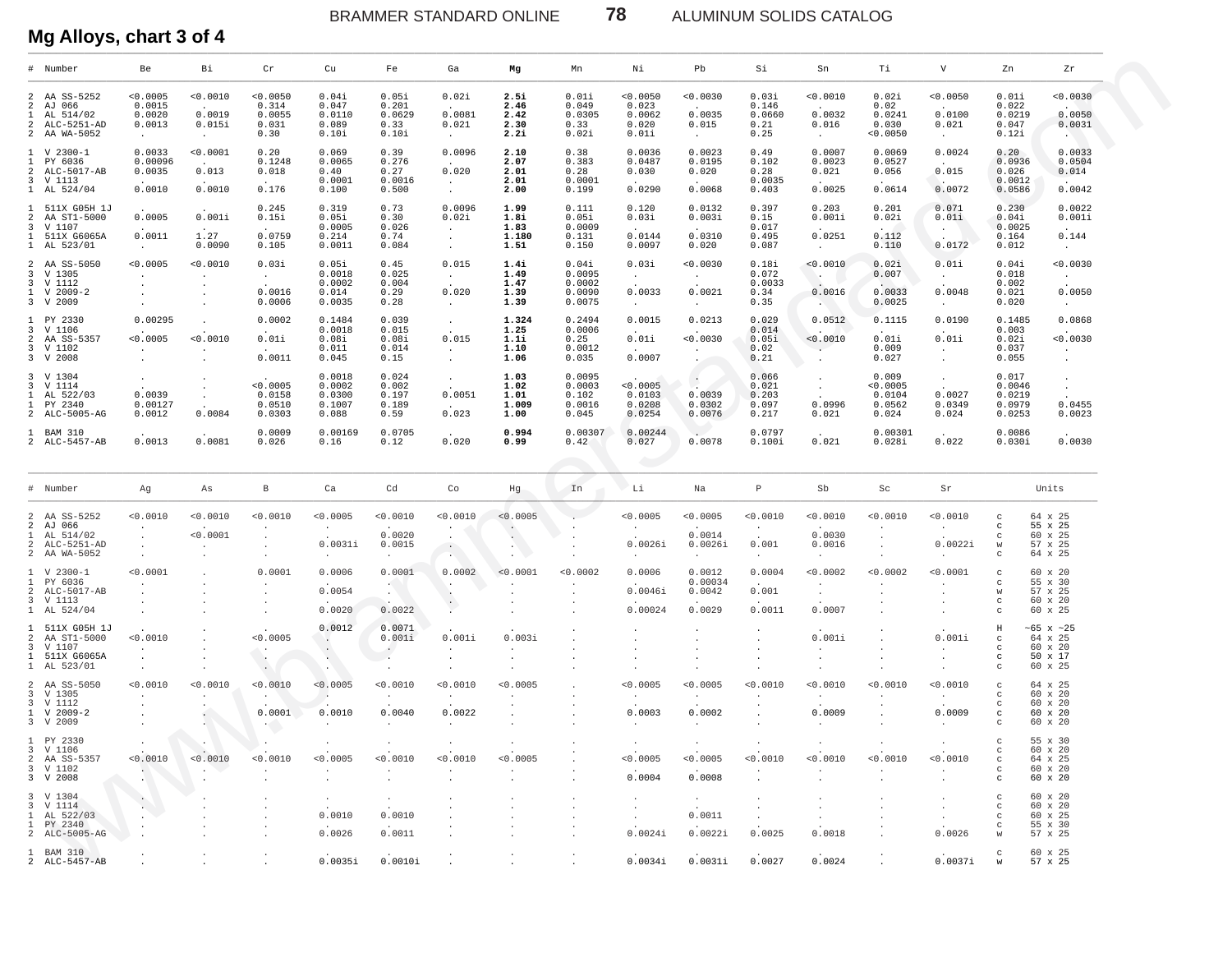## Mg Alloys, chart 3 of 4

| # | Number | Be | Bi | Cr | Cu | Fe | Ga | Mg | Mn | Ni | Pb | Si | Sn | Ti | V | Zn | Zr |
|---|---|---|---|---|---|---|---|---|---|---|---|---|---|---|---|---|---|
| 2 | AA SS-5252 | <0.0005 | <0.0010 | <0.0050 | 0.04i | 0.05i | 0.02i | **2.5i** | 0.01i | <0.0050 | <0.0030 | 0.03i | <0.0010 | 0.02i | <0.0050 | 0.01i | <0.0030 |
| 2 | AJ 066 | 0.0015 | . | 0.314 | 0.047 | 0.201 | . | **2.46** | 0.049 | 0.023 | . | 0.146 | . | 0.02 | . | 0.022 | . |
| 1 | AL 514/02 | 0.0020 | 0.0019 | 0.0055 | 0.0110 | 0.0629 | 0.0081 | **2.42** | 0.0305 | 0.0062 | 0.0035 | 0.0660 | 0.0032 | 0.0241 | 0.0100 | 0.0219 | 0.0050 |
| 2 | ALC-5251-AD | 0.0013 | 0.015i | 0.031 | 0.089 | 0.33 | 0.021 | **2.30** | 0.33 | 0.020 | 0.015 | 0.21 | 0.016 | 0.030 | 0.021 | 0.047 | 0.0031 |
| 2 | AA WA-5052 | . | . | 0.30 | 0.10i | 0.10i | . | **2.2i** | 0.02i | 0.01i | . | 0.25 | . | <0.0050 | . | 0.12i | . |
| 1 | V 2300-1 | 0.0033 | <0.0001 | 0.20 | 0.069 | 0.39 | 0.0096 | **2.10** | 0.38 | 0.0036 | 0.0023 | 0.49 | 0.0007 | 0.0069 | 0.0024 | 0.20 | 0.0033 |
| 1 | PY 6036 | 0.00096 | . | 0.1248 | 0.0065 | 0.276 | . | **2.07** | 0.383 | 0.0487 | 0.0195 | 0.102 | 0.0023 | 0.0527 | . | 0.0936 | 0.0504 |
| 2 | ALC-5017-AB | 0.0035 | 0.013 | 0.018 | 0.40 | 0.27 | 0.020 | **2.01** | 0.28 | 0.030 | 0.020 | 0.28 | 0.021 | 0.056 | 0.015 | 0.026 | 0.014 |
| 3 | V 1113 | . | . | . | 0.0001 | 0.0016 | . | **2.01** | 0.0001 | . | . | 0.0035 | . | . | . | 0.0012 | . |
| 1 | AL 524/04 | 0.0010 | 0.0010 | 0.176 | 0.100 | 0.500 | . | **2.00** | 0.199 | 0.0290 | 0.0068 | 0.403 | 0.0025 | 0.0614 | 0.0072 | 0.0586 | 0.0042 |
| 1 | 511X G05H 1J | . | . | 0.245 | 0.319 | 0.73 | 0.0096 | **1.99** | 0.111 | 0.120 | 0.0132 | 0.397 | 0.203 | 0.201 | 0.071 | 0.230 | 0.0022 |
| 2 | AA ST1-5000 | 0.0005 | 0.001i | 0.15i | 0.05i | 0.30 | 0.02i | **1.8i** | 0.05i | 0.03i | 0.003i | 0.15 | 0.001i | 0.02i | 0.01i | 0.04i | 0.001i |
| 3 | V 1107 | . | . | . | 0.0005 | 0.026 | . | **1.83** | 0.0009 | . | . | 0.017 | . | . | . | 0.0025 | . |
| 1 | 511X G6065A | 0.0011 | 1.27 | 0.0759 | 0.214 | 0.74 | . | **1.180** | 0.131 | 0.0144 | 0.0310 | 0.495 | 0.0251 | 0.112 | . | 0.164 | 0.144 |
| 1 | AL 523/01 | . | 0.0090 | 0.105 | 0.0011 | 0.084 | . | **1.51** | 0.150 | 0.0097 | 0.020 | 0.087 | . | 0.110 | 0.0172 | 0.012 | . |
| 2 | AA SS-5050 | <0.0005 | <0.0010 | 0.03i | 0.05i | 0.45 | 0.015 | **1.4i** | 0.04i | 0.03i | <0.0030 | 0.18i | <0.0010 | 0.02i | 0.01i | 0.04i | <0.0030 |
| 3 | V 1305 | . | . | . | 0.0018 | 0.025 | . | **1.49** | 0.0095 | . | . | 0.072 | . | 0.007 | . | 0.018 | . |
| 3 | V 1112 | . | . | . | 0.0002 | 0.004 | . | **1.47** | 0.0002 | . | . | 0.0033 | . | . | . | 0.002 | . |
| 1 | V 2009-2 | . | . | 0.0016 | 0.014 | 0.29 | 0.020 | **1.39** | 0.0090 | 0.0033 | 0.0021 | 0.34 | 0.0016 | 0.0033 | 0.0048 | 0.021 | 0.0050 |
| 3 | V 2009 | . | . | 0.0006 | 0.0035 | 0.28 | . | **1.39** | 0.0075 | . | . | 0.35 | . | 0.0025 | . | 0.020 | . |
| 1 | PY 2330 | 0.00295 | . | 0.0002 | 0.1484 | 0.039 | . | **1.324** | 0.2494 | 0.0015 | 0.0213 | 0.029 | 0.0512 | 0.1115 | 0.0190 | 0.1485 | 0.0868 |
| 3 | V 1106 | . | . | . | 0.0018 | 0.015 | . | **1.25** | 0.0006 | . | . | 0.014 | . | . | . | 0.003 | . |
| 2 | AA SS-5357 | <0.0005 | <0.0010 | 0.01i | 0.08i | 0.08i | 0.015 | **1.1i** | 0.25 | 0.01i | <0.0030 | 0.05i | <0.0010 | 0.01i | 0.01i | 0.02i | <0.0030 |
| 3 | V 1102 | . | . | . | 0.011 | 0.014 | . | **1.10** | 0.0012 | . | . | 0.02 | . | 0.009 | . | 0.037 | . |
| 3 | V 2008 | . | . | 0.0011 | 0.045 | 0.15 | . | **1.06** | 0.035 | 0.0007 | . | 0.21 | . | 0.027 | . | 0.055 | . |
| 3 | V 1304 | . | . | . | 0.0018 | 0.024 | . | **1.03** | 0.0095 | . | . | 0.066 | . | 0.009 | . | 0.017 | . |
| 3 | V 1114 | . | . | <0.0005 | 0.0002 | 0.002 | . | **1.02** | 0.0003 | <0.0005 | . | 0.021 | . | <0.0005 | . | 0.0046 | . |
| 1 | AL 522/03 | 0.0039 | . | 0.0158 | 0.0300 | 0.197 | 0.0051 | **1.01** | 0.102 | 0.0103 | 0.0039 | 0.203 | . | 0.0104 | 0.0027 | 0.0219 | . |
| 1 | PY 2340 | 0.00127 | . | 0.0510 | 0.1007 | 0.189 | . | **1.009** | 0.0016 | 0.0208 | 0.0302 | 0.097 | 0.0996 | 0.0562 | 0.0349 | 0.0979 | 0.0455 |
| 2 | ALC-5005-AG | 0.0012 | 0.0084 | 0.0303 | 0.088 | 0.59 | 0.023 | **1.00** | 0.045 | 0.0254 | 0.0076 | 0.217 | 0.021 | 0.024 | 0.024 | 0.0253 | 0.0023 |
| 1 | BAM 310 | . | . | 0.0009 | 0.00169 | 0.0705 | . | **0.994** | 0.00307 | 0.00244 | . | 0.0797 | . | 0.00301 | . | 0.0086 | . |
| 2 | ALC-5457-AB | 0.0013 | 0.0081 | 0.026 | 0.16 | 0.12 | 0.020 | **0.99** | 0.42 | 0.027 | 0.0078 | 0.100i | 0.021 | 0.028i | 0.022 | 0.030i | 0.0030 |

| # | Number | Ag | As | B | Ca | Cd | Co | Hg | In | Li | Na | P | Sb | Sc | Sr | Units | |
|---|---|---|---|---|---|---|---|---|---|---|---|---|---|---|---|---|---|
| 2 | AA SS-5252 | <0.0010 | <0.0010 | <0.0010 | <0.0005 | <0.0010 | <0.0010 | <0.0005 | . | <0.0005 | <0.0005 | <0.0010 | <0.0010 | <0.0010 | <0.0010 | c | 64 x 25 |
| 2 | AJ 066 | . | . | . | . | . | . | . | . | . | . | . | . | . | . | c | 55 x 25 |
| 1 | AL 514/02 | . | <0.0001 | . | . | 0.0020 | . | . | . | . | 0.0014 | . | 0.0030 | . | . | c | 60 x 25 |
| 2 | ALC-5251-AD | . | . | . | 0.0031i | 0.0015 | . | . | . | 0.0026i | 0.0026i | 0.001 | 0.0016 | . | 0.0022i | w | 57 x 25 |
| 2 | AA WA-5052 | . | . | . | . | . | . | . | . | . | . | . | . | . | . | c | 64 x 25 |
| 1 | V 2300-1 | <0.0001 | . | 0.0001 | 0.0006 | 0.0001 | 0.0002 | <0.0001 | <0.0002 | 0.0006 | 0.0012 | 0.0004 | <0.0002 | <0.0002 | <0.0001 | c | 60 x 20 |
| 1 | PY 6036 | . | . | . | . | . | . | . | . | . | 0.00034 | . | . | . | . | c | 55 x 30 |
| 2 | ALC-5017-AB | . | . | . | 0.0054 | . | . | . | . | 0.0046i | 0.0042 | 0.001 | . | . | . | w | 57 x 25 |
| 3 | V 1113 | . | . | . | . | . | . | . | . | . | . | . | . | . | . | c | 60 x 20 |
| 1 | AL 524/04 | . | . | . | 0.0020 | 0.0022 | . | . | . | 0.00024 | 0.0029 | 0.0011 | 0.0007 | . | . | c | 60 x 25 |
| 1 | 511X G05H 1J | . | . | . | 0.0012 | 0.0071 | . | . | . | . | . | . | . | . | . | H | ~65 x ~25 |
| 2 | AA ST1-5000 | <0.0010 | . | <0.0005 | . | 0.001i | 0.001i | 0.003i | . | . | . | . | 0.001i | . | 0.001i | c | 64 x 25 |
| 3 | V 1107 | . | . | . | . | . | . | . | . | . | . | . | . | . | . | c | 60 x 20 |
| 1 | 511X G6065A | . | . | . | . | . | . | . | . | . | . | . | . | . | . | c | 50 x 17 |
| 1 | AL 523/01 | . | . | . | . | . | . | . | . | . | . | . | . | . | . | c | 60 x 25 |
| 2 | AA SS-5050 | <0.0010 | <0.0010 | <0.0010 | <0.0005 | <0.0010 | <0.0010 | <0.0005 | . | <0.0005 | <0.0005 | <0.0010 | <0.0010 | <0.0010 | <0.0010 | c | 64 x 25 |
| 3 | V 1305 | . | . | . | . | . | . | . | . | . | . | . | . | . | . | c | 60 x 20 |
| 3 | V 1112 | . | . | . | . | . | . | . | . | . | . | . | . | . | . | c | 60 x 20 |
| 1 | V 2009-2 | . | . | 0.0001 | 0.0010 | 0.0040 | 0.0022 | . | . | 0.0003 | 0.0002 | . | 0.0009 | . | 0.0009 | c | 60 x 25 |
| 3 | V 2009 | . | . | . | . | . | . | . | . | . | . | . | . | . | . | c | 60 x 20 |
| 1 | PY 2330 | . | . | . | . | . | . | . | . | . | . | . | . | . | . | c | 55 x 30 |
| 3 | V 1106 | . | . | . | . | . | . | . | . | . | . | . | . | . | . | c | 60 x 20 |
| 2 | AA SS-5357 | <0.0010 | <0.0010 | <0.0010 | <0.0005 | <0.0010 | <0.0010 | <0.0005 | . | <0.0005 | <0.0005 | <0.0010 | <0.0010 | <0.0010 | <0.0010 | c | 64 x 25 |
| 3 | V 1102 | . | . | . | . | . | . | . | . | . | . | . | . | . | . | c | 60 x 20 |
| 3 | V 2008 | . | . | . | . | . | . | . | . | 0.0004 | 0.0008 | . | . | . | . | c | 60 x 20 |
| 3 | V 1304 | . | . | . | . | . | . | . | . | . | . | . | . | . | . | c | 60 x 20 |
| 3 | V 1114 | . | . | . | . | . | . | . | . | . | . | . | . | . | . | c | 60 x 20 |
| 1 | AL 522/03 | . | . | . | 0.0010 | 0.0010 | . | . | . | . | 0.0011 | . | . | . | . | c | 60 x 25 |
| 1 | PY 2340 | . | . | . | . | . | . | . | . | . | . | . | . | . | . | c | 55 x 30 |
| 2 | ALC-5005-AG | . | . | . | 0.0026 | 0.0011 | . | . | . | 0.0024i | 0.0022i | 0.0025 | 0.0018 | . | 0.0026 | w | 57 x 25 |
| 1 | BAM 310 | . | . | . | . | . | . | . | . | . | . | . | . | . | . | c | 60 x 25 |
| 2 | ALC-5457-AB | . | . | . | 0.0035i | 0.0010i | . | . | . | 0.0034i | 0.0031i | 0.0027 | 0.0024 | . | 0.0037i | w | 57 x 25 |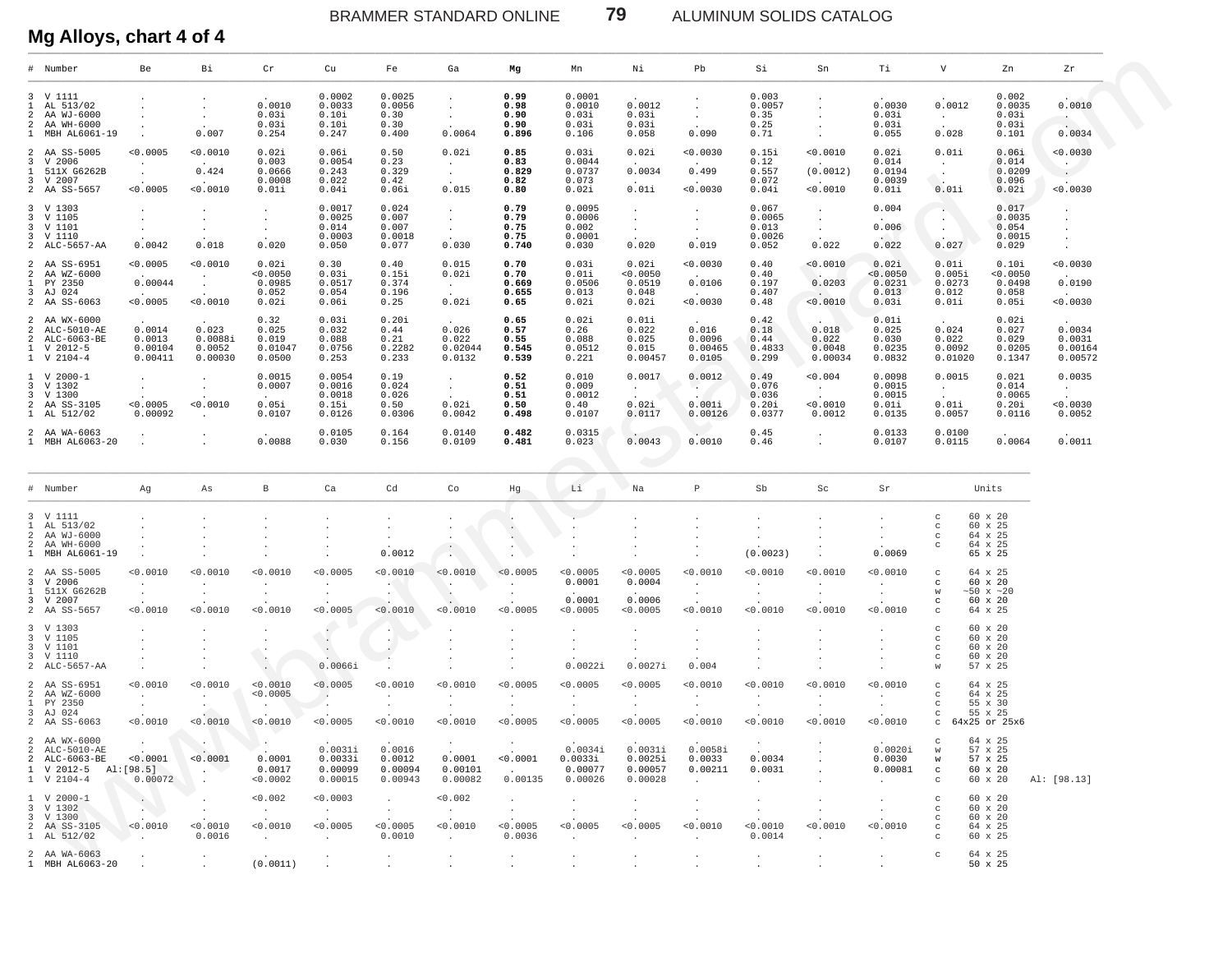## Mg Alloys, chart 4 of 4

| # | Number | Be | Bi | Cr | Cu | Fe | Ga | Mg | Mn | Ni | Pb | Si | Sn | Ti | V | Zn | Zr |
|---|---|---|---|---|---|---|---|---|---|---|---|---|---|---|---|---|---|
| 3 | V 1111 | . | . | . | 0.0002 | 0.0025 | . | **0.99** | 0.0001 | . | . | 0.003 | . | . | . | 0.002 | . |
| 1 | AL 513/02 | . | . | 0.0010 | 0.0033 | 0.0056 | . | **0.98** | 0.0010 | 0.0012 | . | 0.0057 | . | 0.0030 | 0.0012 | 0.0035 | 0.0010 |
| 2 | AA WJ-6000 | . | . | 0.03i | 0.10i | 0.30 | . | **0.90** | 0.03i | 0.03i | . | 0.35 | . | 0.03i | . | 0.03i | . |
| 2 | AA WH-6000 | . | . | 0.03i | 0.10i | 0.30 | . | **0.90** | 0.03i | 0.03i | . | 0.25 | . | 0.03i | . | 0.03i | . |
| 1 | MBH AL6061-19 | . | 0.007 | 0.254 | 0.247 | 0.400 | 0.0064 | **0.896** | 0.106 | 0.058 | 0.090 | 0.71 | . | 0.055 | 0.028 | 0.101 | 0.0034 |
| 2 | AA SS-5005 | <0.0005 | <0.0010 | 0.02i | 0.06i | 0.50 | 0.02i | **0.85** | 0.03i | 0.02i | <0.0030 | 0.15i | <0.0010 | 0.02i | 0.01i | 0.06i | <0.0030 |
| 3 | V 2006 | . | . | 0.003 | 0.0054 | 0.23 | . | **0.83** | 0.0044 | . | . | 0.12 | . | 0.014 | . | 0.014 | . |
| 1 | 511X G6262B | . | 0.424 | 0.0666 | 0.243 | 0.329 | . | **0.829** | 0.0737 | 0.0034 | 0.499 | 0.557 | (0.0012) | 0.0194 | . | 0.0209 | . |
| 3 | V 2007 | . | . | 0.0008 | 0.022 | 0.42 | . | **0.82** | 0.073 | . | . | 0.072 | . | 0.0039 | . | 0.096 | . |
| 2 | AA SS-5657 | <0.0005 | <0.0010 | 0.01i | 0.04i | 0.06i | 0.015 | **0.80** | 0.02i | 0.01i | <0.0030 | 0.04i | <0.0010 | 0.01i | 0.01i | 0.02i | <0.0030 |
| 3 | V 1303 | . | . | . | 0.0017 | 0.024 | . | **0.79** | 0.0095 | . | . | 0.067 | . | 0.004 | . | 0.017 | . |
| 3 | V 1105 | . | . | . | 0.0025 | 0.007 | . | **0.79** | 0.0006 | . | . | 0.0065 | . | . | . | 0.0035 | . |
| 3 | V 1101 | . | . | . | 0.014 | 0.007 | . | **0.75** | 0.002 | . | . | 0.013 | . | 0.006 | . | 0.054 | . |
| 3 | V 1110 | . | . | . | 0.0003 | 0.0018 | . | **0.75** | 0.0001 | . | . | 0.0026 | . | . | . | 0.0015 | . |
| 2 | ALC-5657-AA | 0.0042 | 0.018 | 0.020 | 0.050 | 0.077 | 0.030 | **0.740** | 0.030 | 0.020 | 0.019 | 0.052 | 0.022 | 0.022 | 0.027 | 0.029 | . |
| 2 | AA SS-6951 | <0.0005 | <0.0010 | 0.02i | 0.30 | 0.40 | 0.015 | **0.70** | 0.03i | 0.02i | <0.0030 | 0.40 | <0.0010 | 0.02i | 0.01i | 0.10i | <0.0030 |
| 2 | AA WZ-6000 | . | . | <0.0050 | 0.03i | 0.15i | 0.02i | **0.70** | 0.01i | <0.0050 | . | 0.40 | . | <0.0050 | 0.005i | <0.0050 | . |
| 1 | PY 2350 | 0.00044 | . | 0.0985 | 0.0517 | 0.374 | . | **0.669** | 0.0506 | 0.0519 | 0.0106 | 0.197 | 0.0203 | 0.0231 | 0.0273 | 0.0498 | 0.0190 |
| 3 | AJ 024 | . | . | 0.052 | 0.054 | 0.196 | . | **0.655** | 0.013 | 0.048 | . | 0.407 | . | 0.013 | 0.012 | 0.058 | . |
| 2 | AA SS-6063 | <0.0005 | <0.0010 | 0.02i | 0.06i | 0.25 | 0.02i | **0.65** | 0.02i | 0.02i | <0.0030 | 0.48 | <0.0010 | 0.03i | 0.01i | 0.05i | <0.0030 |
| 2 | AA WX-6000 | . | . | 0.32 | 0.03i | 0.20i | . | **0.65** | 0.02i | 0.01i | . | 0.42 | . | 0.01i | . | 0.02i | . |
| 2 | ALC-5010-AE | 0.0014 | 0.023 | 0.025 | 0.032 | 0.44 | 0.026 | **0.57** | 0.26 | 0.022 | 0.016 | 0.18 | 0.018 | 0.025 | 0.024 | 0.027 | 0.0034 |
| 2 | ALC-6063-BE | 0.0013 | 0.0088i | 0.019 | 0.088 | 0.21 | 0.022 | **0.55** | 0.088 | 0.025 | 0.0096 | 0.44 | 0.022 | 0.030 | 0.022 | 0.029 | 0.0031 |
| 1 | V 2012-5 | 0.00104 | 0.0052 | 0.01047 | 0.0756 | 0.2282 | 0.02044 | **0.545** | 0.0512 | 0.015 | 0.00465 | 0.4833 | 0.0048 | 0.0235 | 0.0092 | 0.0205 | 0.00164 |
| 1 | V 2104-4 | 0.00411 | 0.00030 | 0.0500 | 0.253 | 0.233 | 0.0132 | **0.539** | 0.221 | 0.00457 | 0.0105 | 0.299 | 0.00034 | 0.0832 | 0.01020 | 0.1347 | 0.00572 |
| 1 | V 2000-1 | . | . | 0.0015 | 0.0054 | 0.19 | . | **0.52** | 0.010 | 0.0017 | 0.0012 | 0.49 | <0.004 | 0.0098 | 0.0015 | 0.021 | 0.0035 |
| 3 | V 1302 | . | . | 0.0007 | 0.0016 | 0.024 | . | **0.51** | 0.009 | . | . | 0.076 | . | 0.0015 | . | 0.014 | . |
| 3 | V 1300 | . | . | . | 0.0018 | 0.026 | . | **0.51** | 0.0012 | . | . | 0.036 | . | 0.0015 | . | 0.0065 | . |
| 2 | AA SS-3105 | <0.0005 | <0.0010 | 0.05i | 0.15i | 0.50 | 0.02i | **0.50** | 0.40 | 0.02i | 0.001i | 0.20i | <0.0010 | 0.01i | 0.01i | 0.20i | <0.0030 |
| 1 | AL 512/02 | 0.00092 | . | 0.0107 | 0.0126 | 0.0306 | 0.0042 | **0.498** | 0.0107 | 0.0117 | 0.00126 | 0.0377 | 0.0012 | 0.0135 | 0.0057 | 0.0116 | 0.0052 |
| 2 | AA WA-6063 | . | . | . | 0.0105 | 0.164 | 0.0140 | **0.482** | 0.0315 | . | . | 0.45 | . | 0.0133 | 0.0100 | . | . |
| 1 | MBH AL6063-20 | . | . | 0.0088 | 0.030 | 0.156 | 0.0109 | **0.481** | 0.023 | 0.0043 | 0.0010 | 0.46 | . | 0.0107 | 0.0115 | 0.0064 | 0.0011 |

| # | Number | Ag | As | B | Ca | Cd | Co | Hg | Li | Na | P | Sb | Sc | Sr | Units | | |
|---|---|---|---|---|---|---|---|---|---|---|---|---|---|---|---|---|---|
| 3 | V 1111 | . | . | . | . | . | . | . | . | . | . | . | . | . | c | 60 x 20 | |
| 1 | AL 513/02 | . | . | . | . | . | . | . | . | . | . | . | . | . | c | 60 x 25 | |
| 2 | AA WJ-6000 | . | . | . | . | . | . | . | . | . | . | . | . | . | c | 64 x 25 | |
| 2 | AA WH-6000 | . | . | . | . | . | . | . | . | . | . | . | . | . | c | 64 x 25 | |
| 1 | MBH AL6061-19 | . | . | . | . | 0.0012 | . | . | . | . | . | (0.0023) | . | 0.0069 | | 65 x 25 | |
| 2 | AA SS-5005 | <0.0010 | <0.0010 | <0.0010 | <0.0005 | <0.0010 | <0.0010 | <0.0005 | <0.0005 | <0.0005 | <0.0010 | <0.0010 | <0.0010 | <0.0010 | c | 64 x 25 | |
| 3 | V 2006 | . | . | . | . | . | . | . | 0.0001 | 0.0004 | . | . | . | . | c | 60 x 20 | |
| 1 | 511X G6262B | . | . | . | . | . | . | . | . | . | . | . | . | . | w | ~50 x ~20 | |
| 3 | V 2007 | . | . | . | . | . | . | . | 0.0001 | 0.0006 | . | . | . | . | c | 60 x 20 | |
| 2 | AA SS-5657 | <0.0010 | <0.0010 | <0.0010 | <0.0005 | <0.0010 | <0.0010 | <0.0005 | <0.0005 | <0.0005 | <0.0010 | <0.0010 | <0.0010 | <0.0010 | c | 64 x 25 | |
| 3 | V 1303 | . | . | . | . | . | . | . | . | . | . | . | . | . | c | 60 x 20 | |
| 3 | V 1105 | . | . | . | . | . | . | . | . | . | . | . | . | . | c | 60 x 20 | |
| 3 | V 1101 | . | . | . | . | . | . | . | . | . | . | . | . | . | c | 60 x 20 | |
| 3 | V 1110 | . | . | . | . | . | . | . | . | . | . | . | . | . | c | 60 x 20 | |
| 2 | ALC-5657-AA | . | . | . | 0.0066i | . | . | . | 0.0022i | 0.0027i | 0.004 | . | . | . | w | 57 x 25 | |
| 2 | AA SS-6951 | <0.0010 | <0.0010 | <0.0010 | <0.0005 | <0.0010 | <0.0010 | <0.0005 | <0.0005 | <0.0005 | <0.0010 | <0.0010 | <0.0010 | <0.0010 | c | 64 x 25 | |
| 2 | AA WZ-6000 | . | . | <0.0005 | . | . | . | . | . | . | . | . | . | . | c | 64 x 25 | |
| 1 | PY 2350 | . | . | . | . | . | . | . | . | . | . | . | . | . | c | 55 x 30 | |
| 3 | AJ 024 | . | . | . | . | . | . | . | . | . | . | . | . | . | c | 55 x 25 | |
| 2 | AA SS-6063 | <0.0010 | <0.0010 | <0.0010 | <0.0005 | <0.0010 | <0.0010 | <0.0005 | <0.0005 | <0.0005 | <0.0010 | <0.0010 | <0.0010 | <0.0010 | c | 64x25 or 25x6 | |
| 2 | AA WX-6000 | . | . | . | . | . | . | . | . | . | . | . | . | . | c | 64 x 25 | |
| 2 | ALC-5010-AE | . | . | . | 0.0031i | 0.0016 | . | . | 0.0034i | 0.0031i | 0.0058i | . | . | 0.0020i | w | 57 x 25 | |
| 2 | ALC-6063-BE | <0.0001 | <0.0001 | 0.0001 | 0.0033i | 0.0012 | 0.0001 | <0.0001 | 0.0033i | 0.0025i | 0.0033 | 0.0034 | . | 0.0030 | w | 57 x 25 | |
| 1 | V 2012-5 | Al:[98.5] | . | 0.0017 | 0.00099 | 0.00094 | 0.00101 | . | 0.00077 | 0.00057 | 0.00211 | 0.0031 | . | 0.00081 | c | 60 x 20 | |
| 1 | V 2104-4 | 0.00072 | . | <0.0002 | 0.00015 | 0.00943 | 0.00082 | 0.00135 | 0.00026 | 0.00028 | . | . | . | . | c | 60 x 20 | Al: [98.13] |
| 1 | V 2000-1 | . | . | <0.002 | <0.0003 | . | <0.002 | . | . | . | . | . | . | . | c | 60 x 20 | |
| 3 | V 1302 | . | . | . | . | . | . | . | . | . | . | . | . | . | c | 60 x 20 | |
| 3 | V 1300 | . | . | . | . | . | . | . | . | . | . | . | . | . | c | 60 x 20 | |
| 2 | AA SS-3105 | <0.0010 | <0.0010 | <0.0010 | <0.0005 | <0.0005 | <0.0010 | <0.0005 | <0.0005 | <0.0005 | <0.0010 | <0.0010 | <0.0010 | <0.0010 | c | 64 x 25 | |
| 1 | AL 512/02 | . | 0.0016 | . | . | 0.0010 | . | 0.0036 | . | . | . | 0.0014 | . | . | c | 60 x 25 | |
| 2 | AA WA-6063 | . | . | . | . | . | . | . | . | . | . | . | . | . | c | 64 x 25 | |
| 1 | MBH AL6063-20 | . | . | (0.0011) | . | . | . | . | . | . | . | . | . | . | | 50 x 25 | |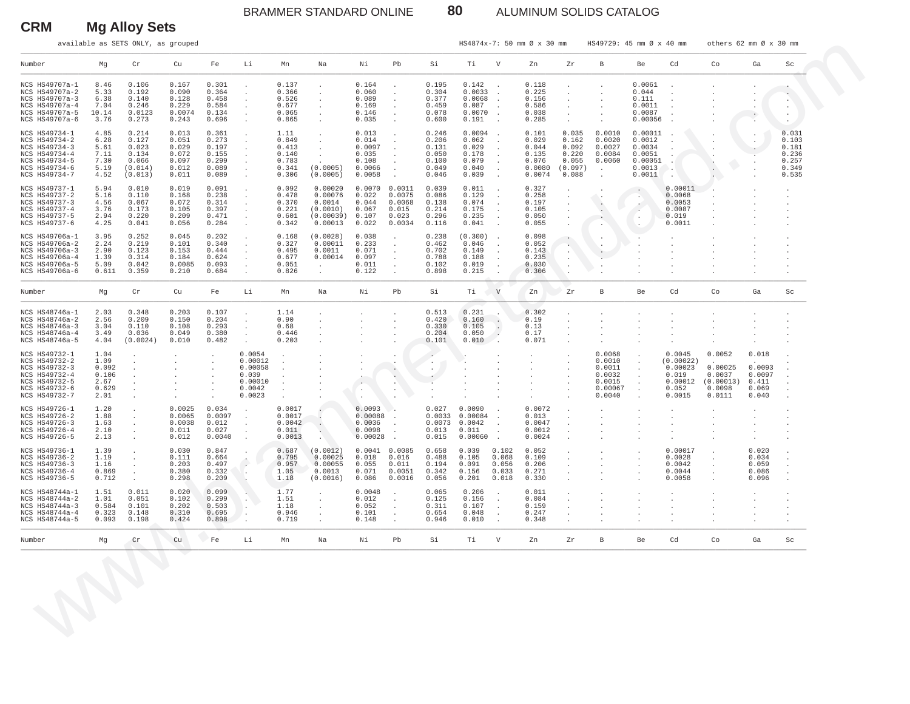## CRM Mg Alloy Sets

available as SETS ONLY, as grouped

HS4874x-7: 50 mm Ø x 30 mm HS49729: 45 mm Ø x 40 mm others 62 mm Ø x 30 mm

| Number | Mg | Cr | Cu | Fe | Li | Mn | Na | Ni | Pb | Si | Ti | V | Zn | Zr | B | Be | Cd | Co | Ga | Sc |
|---|---|---|---|---|---|---|---|---|---|---|---|---|---|---|---|---|---|---|---|---|
| NCS HS49707a-1 | 8.46 | 0.106 | 0.167 | 0.301 | . | 0.137 | . | 0.164 | . | 0.195 | 0.142 | . | 0.118 | . | . | 0.0061 | . | . | . | . |
| NCS HS49707a-2 | 5.33 | 0.192 | 0.090 | 0.364 | . | 0.366 | . | 0.060 | . | 0.304 | 0.0033 | . | 0.225 | . | . | 0.044 | . | . | . | . |
| NCS HS49707a-3 | 6.38 | 0.140 | 0.128 | 0.458 | . | 0.526 | . | 0.089 | . | 0.377 | 0.0068 | . | 0.156 | . | . | 0.111 | . | . | . | . |
| NCS HS49707a-4 | 7.04 | 0.246 | 0.229 | 0.584 | . | 0.677 | . | 0.169 | . | 0.459 | 0.087 | . | 0.586 | . | . | 0.0011 | . | . | . | . |
| NCS HS49707a-5 | 10.14 | 0.0123 | 0.0074 | 0.134 | . | 0.065 | . | 0.146 | . | 0.078 | 0.0070 | . | 0.038 | . | . | 0.0087 | . | . | . | . |
| NCS HS49707a-6 | 3.76 | 0.273 | 0.243 | 0.696 | . | 0.865 | . | 0.035 | . | 0.600 | 0.191 | . | 0.285 | . | . | 0.00056 | . | . | . | . |
| NCS HS49734-1 | 4.85 | 0.214 | 0.013 | 0.361 | . | 1.11 | . | 0.013 | . | 0.246 | 0.0094 | . | 0.101 | 0.035 | 0.0010 | 0.00011 | . | . | . | 0.031 |
| NCS HS49734-2 | 6.28 | 0.127 | 0.051 | 0.273 | . | 0.849 | . | 0.014 | . | 0.206 | 0.062 | . | 0.029 | 0.162 | 0.0020 | 0.0012 | . | . | . | 0.103 |
| NCS HS49734-3 | 5.61 | 0.023 | 0.029 | 0.197 | . | 0.413 | . | 0.0097 | . | 0.131 | 0.029 | . | 0.044 | 0.092 | 0.0027 | 0.0034 | . | . | . | 0.181 |
| NCS HS49734-4 | 7.11 | 0.134 | 0.072 | 0.155 | . | 0.140 | . | 0.035 | . | 0.050 | 0.178 | . | 0.135 | 0.220 | 0.0084 | 0.0051 | . | . | . | 0.236 |
| NCS HS49734-5 | 7.30 | 0.066 | 0.097 | 0.299 | . | 0.783 | . | 0.108 | . | 0.100 | 0.079 | . | 0.076 | 0.055 | 0.0060 | 0.00051 | . | . | . | 0.257 |
| NCS HS49734-6 | 5.19 | (0.014) | 0.012 | 0.089 | . | 0.341 | (0.0005) | 0.0066 | . | 0.049 | 0.040 | . | 0.0080 | (0.097) | . | 0.0013 | . | . | . | 0.349 |
| NCS HS49734-7 | 4.52 | (0.013) | 0.011 | 0.089 | . | 0.306 | (0.0005) | 0.0058 | . | 0.046 | 0.039 | . | 0.0074 | 0.088 | . | 0.0011 | . | . | . | 0.535 |
| NCS HS49737-1 | 5.94 | 0.010 | 0.019 | 0.091 | . | 0.092 | 0.00020 | 0.0070 | 0.0011 | 0.039 | 0.011 | . | 0.327 | . | . | . | 0.00011 | . | . | . |
| NCS HS49737-2 | 5.16 | 0.110 | 0.168 | 0.238 | . | 0.478 | 0.00076 | 0.022 | 0.0075 | 0.086 | 0.129 | . | 0.258 | . | . | . | 0.0068 | . | . | . |
| NCS HS49737-3 | 4.56 | 0.067 | 0.072 | 0.314 | . | 0.370 | 0.0014 | 0.044 | 0.0068 | 0.138 | 0.074 | . | 0.197 | . | . | . | 0.0053 | . | . | . |
| NCS HS49737-4 | 3.76 | 0.173 | 0.105 | 0.397 | . | 0.221 | (0.0010) | 0.067 | 0.015 | 0.214 | 0.175 | . | 0.105 | . | . | . | 0.0087 | . | . | . |
| NCS HS49737-5 | 2.94 | 0.220 | 0.209 | 0.471 | . | 0.601 | (0.00039) | 0.107 | 0.023 | 0.296 | 0.235 | . | 0.050 | . | . | . | 0.019 | . | . | . |
| NCS HS49737-6 | 4.25 | 0.041 | 0.056 | 0.284 | . | 0.342 | 0.00013 | 0.022 | 0.0034 | 0.116 | 0.041 | . | 0.055 | . | . | . | 0.0011 | . | . | . |
| NCS HS49706a-1 | 3.95 | 0.252 | 0.045 | 0.202 | . | 0.168 | (0.0028) | 0.038 | . | 0.238 | (0.300) | . | 0.098 | . | . | . | . | . | . | . |
| NCS HS49706a-2 | 2.24 | 0.219 | 0.101 | 0.340 | . | 0.327 | 0.00011 | 0.233 | . | 0.462 | 0.046 | . | 0.052 | . | . | . | . | . | . | . |
| NCS HS49706a-3 | 2.90 | 0.123 | 0.153 | 0.444 | . | 0.495 | 0.0011 | 0.071 | . | 0.702 | 0.149 | . | 0.143 | . | . | . | . | . | . | . |
| NCS HS49706a-4 | 1.39 | 0.314 | 0.184 | 0.624 | . | 0.677 | 0.00014 | 0.097 | . | 0.788 | 0.188 | . | 0.235 | . | . | . | . | . | . | . |
| NCS HS49706a-5 | 5.09 | 0.042 | 0.0085 | 0.093 | . | 0.051 | . | 0.011 | . | 0.102 | 0.019 | . | 0.030 | . | . | . | . | . | . | . |
| NCS HS49706a-6 | 0.611 | 0.359 | 0.210 | 0.684 | . | 0.826 | . | 0.122 | . | 0.898 | 0.215 | . | 0.306 | . | . | . | . | . | . | . |

| Number | Mg | Cr | Cu | Fe | Li | Mn | Na | Ni | Pb | Si | Ti | V | Zn | Zr | B | Be | Cd | Co | Ga | Sc |
|---|---|---|---|---|---|---|---|---|---|---|---|---|---|---|---|---|---|---|---|---|
| NCS HS48746a-1 | 2.03 | 0.348 | 0.203 | 0.107 | . | 1.14 | . | . | . | 0.513 | 0.231 | . | 0.302 | . | . | . | . | . | . | . |
| NCS HS48746a-2 | 2.56 | 0.209 | 0.150 | 0.204 | . | 0.90 | . | . | . | 0.420 | 0.160 | . | 0.19 | . | . | . | . | . | . | . |
| NCS HS48746a-3 | 3.04 | 0.110 | 0.108 | 0.293 | . | 0.68 | . | . | . | 0.330 | 0.105 | . | 0.13 | . | . | . | . | . | . | . |
| NCS HS48746a-4 | 3.49 | 0.036 | 0.049 | 0.380 | . | 0.446 | . | . | . | 0.204 | 0.050 | . | 0.17 | . | . | . | . | . | . | . |
| NCS HS48746a-5 | 4.04 | (0.0024) | 0.010 | 0.482 | . | 0.203 | . | . | . | 0.101 | 0.010 | . | 0.071 | . | . | . | . | . | . | . |
| NCS HS49732-1 | 1.04 | . | . | . | 0.0054 | . | . | . | . | . | . | . | . | . | 0.0068 | . | 0.0045 | 0.0052 | 0.018 | . |
| NCS HS49732-2 | 1.09 | . | . | . | 0.00012 | . | . | . | . | . | . | . | . | . | 0.0010 | . | (0.00022) | . | . | . |
| NCS HS49732-3 | 0.092 | . | . | . | 0.00058 | . | . | . | . | . | . | . | . | . | 0.0011 | . | 0.00023 | 0.00025 | 0.0093 | . |
| NCS HS49732-4 | 0.106 | . | . | . | 0.039 | . | . | . | . | . | . | . | . | . | 0.0032 | . | 0.019 | 0.0037 | 0.0097 | . |
| NCS HS49732-5 | 2.67 | . | . | . | 0.00010 | . | . | . | . | . | . | . | . | . | 0.0015 | . | 0.00012 | (0.00013) | 0.411 | . |
| NCS HS49732-6 | 0.629 | . | . | . | 0.0042 | . | . | . | . | . | . | . | . | . | 0.00067 | . | 0.052 | 0.0098 | 0.069 | . |
| NCS HS49732-7 | 2.01 | . | . | . | 0.0023 | . | . | . | . | . | . | . | . | . | 0.0040 | . | 0.0015 | 0.0111 | 0.040 | . |
| NCS HS49726-1 | 1.20 | . | 0.0025 | 0.034 | . | 0.0017 | . | 0.0093 | . | 0.027 | 0.0090 | . | 0.0072 | . | . | . | . | . | . | . |
| NCS HS49726-2 | 1.88 | . | 0.0065 | 0.0097 | . | 0.0017 | . | 0.00088 | . | 0.0033 | 0.00084 | . | 0.013 | . | . | . | . | . | . | . |
| NCS HS49726-3 | 1.63 | . | 0.0038 | 0.012 | . | 0.0042 | . | 0.0036 | . | 0.0073 | 0.0042 | . | 0.0047 | . | . | . | . | . | . | . |
| NCS HS49726-4 | 2.10 | . | 0.011 | 0.027 | . | 0.011 | . | 0.0098 | . | 0.013 | 0.011 | . | 0.0012 | . | . | . | . | . | . | . |
| NCS HS49726-5 | 2.13 | . | 0.012 | 0.0040 | . | 0.0013 | . | 0.00028 | . | 0.015 | 0.00060 | . | 0.0024 | . | . | . | . | . | . | . |
| NCS HS49736-1 | 1.39 | . | 0.030 | 0.847 | . | 0.687 | (0.0012) | 0.0041 | 0.0085 | 0.658 | 0.039 | 0.102 | 0.052 | . | . | . | 0.00017 | . | 0.020 | . |
| NCS HS49736-2 | 1.19 | . | 0.111 | 0.664 | . | 0.795 | 0.00025 | 0.018 | 0.016 | 0.488 | 0.105 | 0.068 | 0.109 | . | . | . | 0.0028 | . | 0.034 | . |
| NCS HS49736-3 | 1.16 | . | 0.203 | 0.497 | . | 0.957 | 0.00055 | 0.055 | 0.011 | 0.194 | 0.091 | 0.056 | 0.206 | . | . | . | 0.0042 | . | 0.059 | . |
| NCS HS49736-4 | 0.869 | . | 0.380 | 0.332 | . | 1.05 | 0.0013 | 0.071 | 0.0051 | 0.342 | 0.156 | 0.033 | 0.271 | . | . | . | 0.0044 | . | 0.086 | . |
| NCS HS49736-5 | 0.712 | . | 0.298 | 0.209 | . | 1.18 | (0.0016) | 0.086 | 0.0016 | 0.056 | 0.201 | 0.018 | 0.330 | . | . | . | 0.0058 | . | 0.096 | . |
| NCS HS48744a-1 | 1.51 | 0.011 | 0.020 | 0.099 | . | 1.77 | . | 0.0048 | . | 0.065 | 0.206 | . | 0.011 | . | . | . | . | . | . | . |
| NCS HS48744a-2 | 1.01 | 0.051 | 0.102 | 0.299 | . | 1.51 | . | 0.012 | . | 0.125 | 0.156 | . | 0.084 | . | . | . | . | . | . | . |
| NCS HS48744a-3 | 0.584 | 0.101 | 0.202 | 0.503 | . | 1.18 | . | 0.052 | . | 0.311 | 0.107 | . | 0.159 | . | . | . | . | . | . | . |
| NCS HS48744a-4 | 0.323 | 0.148 | 0.310 | 0.695 | . | 0.946 | . | 0.101 | . | 0.654 | 0.048 | . | 0.247 | . | . | . | . | . | . | . |
| NCS HS48744a-5 | 0.093 | 0.198 | 0.424 | 0.898 | . | 0.719 | . | 0.148 | . | 0.946 | 0.010 | . | 0.348 | . | . | . | . | . | . | . |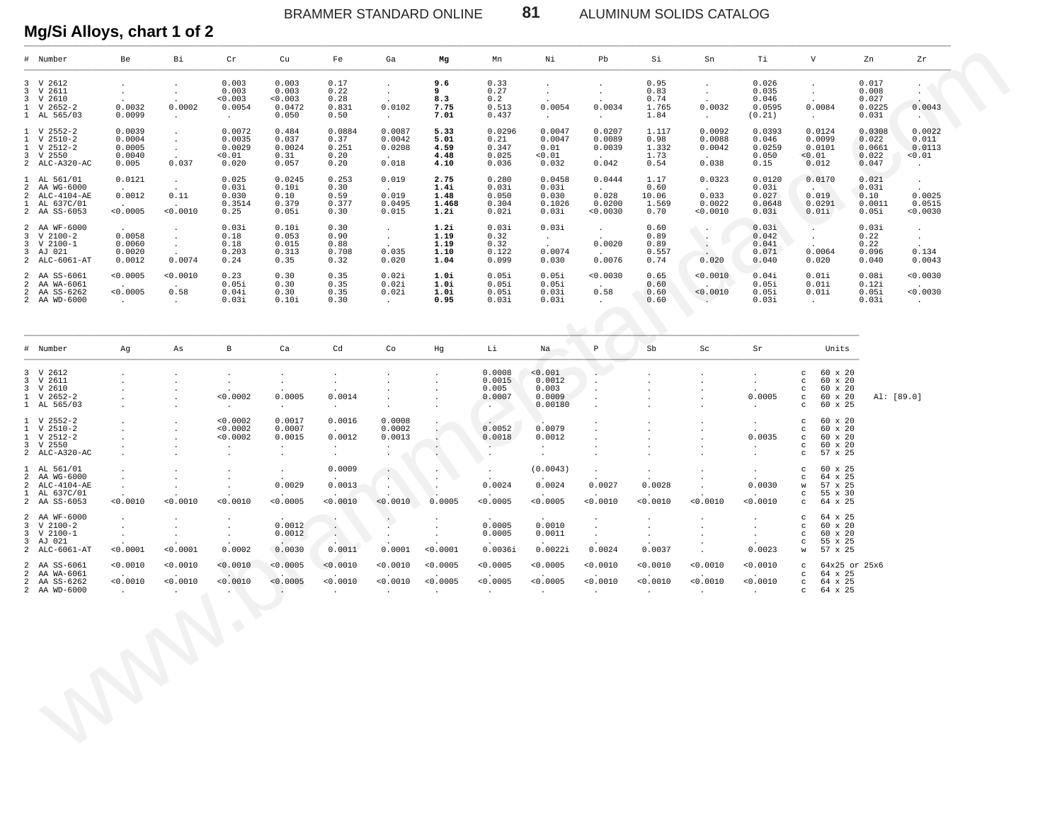## Mg/Si Alloys, chart 1 of 2

| # | Number | Be | Bi | Cr | Cu | Fe | Ga | **Mg** | Mn | Ni | Pb | Si | Sn | Ti | V | Zn | Zr |
|---|---|---|---|---|---|---|---|---|---|---|---|---|---|---|---|---|---|
| 3 | V 2612 | . | . | 0.003 | 0.003 | 0.17 | . | **9.6** | 0.33 | . | . | 0.95 | . | 0.026 | . | 0.017 | . |
| 3 | V 2611 | . | . | 0.003 | 0.003 | 0.22 | . | **9** | 0.27 | . | . | 0.83 | . | 0.035 | . | 0.008 | . |
| 3 | V 2610 | . | . | <0.003 | <0.003 | 0.28 | . | **8.3** | 0.2 | . | . | 0.74 | . | 0.046 | . | 0.027 | . |
| 1 | V 2652-2 | 0.0032 | 0.0002 | 0.0054 | 0.0472 | 0.831 | 0.0102 | **7.75** | 0.513 | 0.0054 | 0.0034 | 1.765 | 0.0032 | 0.0595 | 0.0084 | 0.0225 | 0.0043 |
| 1 | AL 565/03 | 0.0099 | . | . | 0.050 | 0.50 | . | **7.01** | 0.437 | . | . | 1.84 | . | (0.21) | . | 0.031 | . |
| 1 | V 2552-2 | 0.0039 | . | 0.0072 | 0.484 | 0.0884 | 0.0087 | **5.33** | 0.0296 | 0.0047 | 0.0207 | 1.117 | 0.0092 | 0.0393 | 0.0124 | 0.0308 | 0.0022 |
| 1 | V 2510-2 | 0.0004 | . | 0.0035 | 0.037 | 0.37 | 0.0042 | **5.01** | 0.21 | 0.0047 | 0.0089 | 0.98 | 0.0088 | 0.046 | 0.0099 | 0.022 | 0.011 |
| 1 | V 2512-2 | 0.0005 | . | 0.0029 | 0.0024 | 0.251 | 0.0208 | **4.59** | 0.347 | 0.01 | 0.0039 | 1.332 | 0.0042 | 0.0259 | 0.0101 | 0.0661 | 0.0113 |
| 3 | V 2550 | 0.0040 | . | <0.01 | 0.31 | 0.20 | . | **4.48** | 0.025 | <0.01 | . | 1.73 | . | 0.050 | <0.01 | 0.022 | <0.01 |
| 2 | ALC-A320-AC | 0.005 | 0.037 | 0.020 | 0.057 | 0.20 | 0.018 | **4.10** | 0.036 | 0.032 | 0.042 | 0.54 | 0.038 | 0.15 | 0.012 | 0.047 | . |
| 1 | AL 561/01 | 0.0121 | . | 0.025 | 0.0245 | 0.253 | 0.019 | **2.75** | 0.280 | 0.0458 | 0.0444 | 1.17 | 0.0323 | 0.0120 | 0.0170 | 0.021 | . |
| 2 | AA WG-6000 | . | . | 0.03i | 0.10i | 0.30 | . | **1.4i** | 0.03i | 0.03i | . | 0.60 | . | 0.03i | . | 0.03i | . |
| 2 | ALC-4104-AE | 0.0012 | 0.11 | 0.030 | 0.10 | 0.59 | 0.019 | **1.48** | 0.050 | 0.030 | 0.028 | 10.06 | 0.033 | 0.027 | 0.019 | 0.10 | 0.0025 |
| 1 | AL 637C/01 | . | . | 0.3514 | 0.379 | 0.377 | 0.0495 | **1.468** | 0.304 | 0.1026 | 0.0200 | 1.569 | 0.0022 | 0.0648 | 0.0291 | 0.0011 | 0.0515 |
| 2 | AA SS-6053 | <0.0005 | <0.0010 | 0.25 | 0.05i | 0.30 | 0.015 | **1.2i** | 0.02i | 0.03i | <0.0030 | 0.70 | <0.0010 | 0.03i | 0.01i | 0.05i | <0.0030 |
| 2 | AA WF-6000 | . | . | 0.03i | 0.10i | 0.30 | . | **1.2i** | 0.03i | 0.03i | . | 0.60 | . | 0.03i | . | 0.03i | . |
| 3 | V 2100-2 | 0.0058 | . | 0.18 | 0.053 | 0.90 | . | **1.19** | 0.32 | . | . | 0.89 | . | 0.042 | . | 0.22 | . |
| 3 | V 2100-1 | 0.0060 | . | 0.18 | 0.015 | 0.88 | . | **1.19** | 0.32 | . | 0.0020 | 0.89 | . | 0.041 | . | 0.22 | . |
| 3 | AJ 021 | 0.0020 | . | 0.203 | 0.313 | 0.708 | 0.035 | **1.10** | 0.122 | 0.0074 | . | 0.557 | . | 0.071 | 0.0064 | 0.096 | 0.134 |
| 2 | ALC-6061-AT | 0.0012 | 0.0074 | 0.24 | 0.35 | 0.32 | 0.020 | **1.04** | 0.099 | 0.030 | 0.0076 | 0.74 | 0.020 | 0.040 | 0.020 | 0.040 | 0.0043 |
| 2 | AA SS-6061 | <0.0005 | <0.0010 | 0.23 | 0.30 | 0.35 | 0.02i | **1.0i** | 0.05i | 0.05i | <0.0030 | 0.65 | <0.0010 | 0.04i | 0.01i | 0.08i | <0.0030 |
| 2 | AA WA-6061 | . | . | 0.05i | 0.30 | 0.35 | 0.02i | **1.0i** | 0.05i | 0.05i | . | 0.60 | . | 0.05i | 0.01i | 0.12i | . |
| 2 | AA SS-6262 | <0.0005 | 0.58 | 0.04i | 0.30 | 0.35 | 0.02i | **1.0i** | 0.05i | 0.03i | 0.58 | 0.60 | <0.0010 | 0.05i | 0.01i | 0.05i | <0.0030 |
| 2 | AA WD-6000 | . | . | 0.03i | 0.10i | 0.30 | . | **0.95** | 0.03i | 0.03i | . | 0.60 | . | 0.03i | . | 0.03i | . |

| # | Number | Ag | As | B | Ca | Cd | Co | Hg | Li | Na | P | Sb | Sc | Sr | Units | |
|---|---|---|---|---|---|---|---|---|---|---|---|---|---|---|---|---|
| 3 | V 2612 | . | . | . | . | . | . | . | 0.0008 | <0.001 | . | . | . | . | c 60 x 20 | |
| 3 | V 2611 | . | . | . | . | . | . | . | 0.0015 | 0.0012 | . | . | . | . | c 60 x 20 | |
| 3 | V 2610 | . | . | . | . | . | . | . | 0.005 | 0.003 | . | . | . | . | c 60 x 20 | |
| 1 | V 2652-2 | . | . | <0.0002 | 0.0005 | 0.0014 | . | . | 0.0007 | 0.0009 | . | . | . | 0.0005 | c 60 x 20 | Al: [89.0] |
| 1 | AL 565/03 | . | . | . | . | . | . | . | . | 0.00180 | . | . | . | . | c 60 x 25 | |
| 1 | V 2552-2 | . | . | <0.0002 | 0.0017 | 0.0016 | 0.0008 | . | . | . | . | . | . | . | c 60 x 20 | |
| 1 | V 2510-2 | . | . | <0.0002 | 0.0007 | . | 0.0002 | . | 0.0052 | 0.0079 | . | . | . | . | c 60 x 20 | |
| 1 | V 2512-2 | . | . | <0.0002 | 0.0015 | 0.0012 | 0.0013 | . | 0.0018 | 0.0012 | . | . | . | 0.0035 | c 60 x 20 | |
| 3 | V 2550 | . | . | . | . | . | . | . | . | . | . | . | . | . | c 60 x 20 | |
| 2 | ALC-A320-AC | . | . | . | . | . | . | . | . | . | . | . | . | . | c 57 x 25 | |
| 1 | AL 561/01 | . | . | . | . | 0.0009 | . | . | . | (0.0043) | . | . | . | . | c 60 x 25 | |
| 2 | AA WG-6000 | . | . | . | . | . | . | . | . | . | . | . | . | . | c 64 x 25 | |
| 2 | ALC-4104-AE | . | . | . | 0.0029 | 0.0013 | . | . | 0.0024 | 0.0024 | 0.0027 | 0.0028 | . | 0.0030 | w 57 x 25 | |
| 1 | AL 637C/01 | . | . | . | . | . | . | . | . | . | . | . | . | . | c 55 x 30 | |
| 2 | AA SS-6053 | <0.0010 | <0.0010 | <0.0010 | <0.0005 | <0.0010 | <0.0010 | 0.0005 | <0.0005 | <0.0005 | <0.0010 | <0.0010 | <0.0010 | <0.0010 | c 64 x 25 | |
| 2 | AA WF-6000 | . | . | . | . | . | . | . | . | . | . | . | . | . | c 64 x 25 | |
| 3 | V 2100-2 | . | . | . | 0.0012 | . | . | . | 0.0005 | 0.0010 | . | . | . | . | c 60 x 20 | |
| 3 | V 2100-1 | . | . | . | 0.0012 | . | . | . | 0.0005 | 0.0011 | . | . | . | . | c 60 x 20 | |
| 3 | AJ 021 | . | . | . | . | . | . | . | . | . | . | . | . | . | c 55 x 25 | |
| 2 | ALC-6061-AT | <0.0001 | <0.0001 | 0.0002 | 0.0030 | 0.0011 | 0.0001 | <0.0001 | 0.0036i | 0.0022i | 0.0024 | 0.0037 | . | 0.0023 | w 57 x 25 | |
| 2 | AA SS-6061 | <0.0010 | <0.0010 | <0.0010 | <0.0005 | <0.0010 | <0.0010 | <0.0005 | <0.0005 | <0.0005 | <0.0010 | <0.0010 | <0.0010 | <0.0010 | c 64x25 or 25x6 | |
| 2 | AA WA-6061 | . | . | . | . | . | . | . | . | . | . | . | . | . | c 64 x 25 | |
| 2 | AA SS-6262 | <0.0010 | <0.0010 | <0.0010 | <0.0005 | <0.0010 | <0.0010 | <0.0005 | <0.0005 | <0.0005 | <0.0010 | <0.0010 | <0.0010 | <0.0010 | c 64 x 25 | |
| 2 | AA WD-6000 | . | . | . | . | . | . | . | . | . | . | . | . | . | c 64 x 25 | |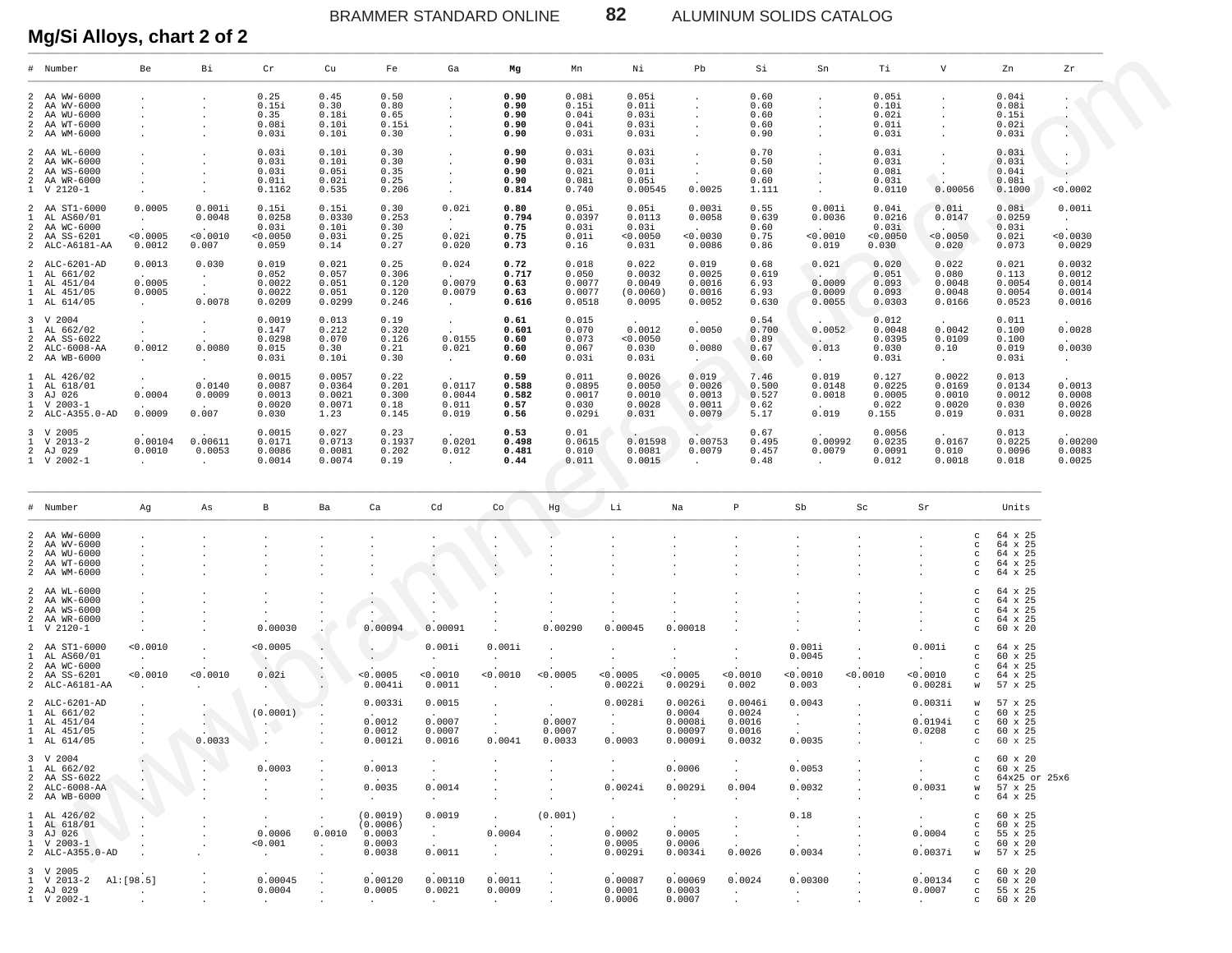## Mg/Si Alloys, chart 2 of 2

| # | Number | Be | Bi | Cr | Cu | Fe | Ga | Mg | Mn | Ni | Pb | Si | Sn | Ti | V | Zn | Zr |
|---|---|---|---|---|---|---|---|---|---|---|---|---|---|---|---|---|---|
| 2 | AA WW-6000 | . | . | 0.25 | 0.45 | 0.50 | . | **0.90** | 0.08i | 0.05i | . | 0.60 | . | 0.05i | . | 0.04i | . |
| 2 | AA WV-6000 | . | . | 0.15i | 0.30 | 0.80 | . | **0.90** | 0.15i | 0.01i | . | 0.60 | . | 0.10i | . | 0.08i | . |
| 2 | AA WU-6000 | . | . | 0.35 | 0.18i | 0.65 | . | **0.90** | 0.04i | 0.03i | . | 0.60 | . | 0.02i | . | 0.15i | . |
| 2 | AA WT-6000 | . | . | 0.08i | 0.10i | 0.15i | . | **0.90** | 0.04i | 0.03i | . | 0.60 | . | 0.01i | . | 0.02i | . |
| 2 | AA WM-6000 | . | . | 0.03i | 0.10i | 0.30 | . | **0.90** | 0.03i | 0.03i | . | 0.90 | . | 0.03i | . | 0.03i | . |
| 2 | AA WL-6000 | . | . | 0.03i | 0.10i | 0.30 | . | **0.90** | 0.03i | 0.03i | . | 0.70 | . | 0.03i | . | 0.03i | . |
| 2 | AA WK-6000 | . | . | 0.03i | 0.10i | 0.30 | . | **0.90** | 0.03i | 0.03i | . | 0.50 | . | 0.03i | . | 0.03i | . |
| 2 | AA WS-6000 | . | . | 0.03i | 0.05i | 0.35 | . | **0.90** | 0.02i | 0.01i | . | 0.60 | . | 0.08i | . | 0.04i | . |
| 2 | AA WR-6000 | . | . | 0.01i | 0.02i | 0.25 | . | **0.90** | 0.08i | 0.05i | . | 0.60 | . | 0.03i | . | 0.08i | . |
| 1 | V 2120-1 | . | . | 0.1162 | 0.535 | 0.206 | . | **0.814** | 0.740 | 0.00545 | 0.0025 | 1.111 | . | 0.0110 | 0.00056 | 0.1000 | <0.0002 |
| 2 | AA ST1-6000 | 0.0005 | 0.001i | 0.15i | 0.15i | 0.30 | 0.02i | **0.80** | 0.05i | 0.05i | 0.003i | 0.55 | 0.001i | 0.04i | 0.01i | 0.08i | 0.001i |
| 1 | AL AS60/01 | . | 0.0048 | 0.0258 | 0.0330 | 0.253 | . | **0.794** | 0.0397 | 0.0113 | 0.0058 | 0.639 | 0.0036 | 0.0216 | 0.0147 | 0.0259 | . |
| 2 | AA WC-6000 | . | . | 0.03i | 0.10i | 0.30 | . | **0.75** | 0.03i | 0.03i | . | 0.60 | . | 0.03i | . | 0.03i | . |
| 2 | AA SS-6201 | <0.0005 | <0.0010 | <0.0050 | 0.03i | 0.25 | 0.02i | **0.75** | 0.01i | <0.0050 | <0.0030 | 0.75 | <0.0010 | <0.0050 | <0.0050 | 0.02i | <0.0030 |
| 2 | ALC-A6181-AA | 0.0012 | 0.007 | 0.059 | 0.14 | 0.27 | 0.020 | **0.73** | 0.16 | 0.031 | 0.0086 | 0.86 | 0.019 | 0.030 | 0.020 | 0.073 | 0.0029 |
| 2 | ALC-6201-AD | 0.0013 | 0.030 | 0.019 | 0.021 | 0.25 | 0.024 | **0.72** | 0.018 | 0.022 | 0.019 | 0.68 | 0.021 | 0.020 | 0.022 | 0.021 | 0.0032 |
| 1 | AL 661/02 | . | . | 0.052 | 0.057 | 0.306 | . | **0.717** | 0.050 | 0.0032 | 0.0025 | 0.619 | . | 0.051 | 0.080 | 0.113 | 0.0012 |
| 1 | AL 451/04 | 0.0005 | . | 0.0022 | 0.051 | 0.120 | 0.0079 | **0.63** | 0.0077 | 0.0049 | 0.0016 | 6.93 | 0.0009 | 0.093 | 0.0048 | 0.0054 | 0.0014 |
| 1 | AL 451/05 | 0.0005 | . | 0.0022 | 0.051 | 0.120 | 0.0079 | **0.63** | 0.0077 | (0.0060) | 0.0016 | 6.93 | 0.0009 | 0.093 | 0.0048 | 0.0054 | 0.0014 |
| 1 | AL 614/05 | . | 0.0078 | 0.0209 | 0.0299 | 0.246 | . | **0.616** | 0.0518 | 0.0095 | 0.0052 | 0.630 | 0.0055 | 0.0303 | 0.0166 | 0.0523 | 0.0016 |
| 3 | V 2004 | . | . | 0.0019 | 0.013 | 0.19 | . | **0.61** | 0.015 | . | . | 0.54 | . | 0.012 | . | 0.011 | . |
| 1 | AL 662/02 | . | . | 0.147 | 0.212 | 0.320 | . | **0.601** | 0.070 | 0.0012 | 0.0050 | 0.700 | 0.0052 | 0.0048 | 0.0042 | 0.100 | 0.0028 |
| 2 | AA SS-6022 | . | . | 0.0298 | 0.070 | 0.126 | 0.0155 | **0.60** | 0.073 | <0.0050 | . | 0.89 | . | 0.0395 | 0.0109 | 0.100 | . |
| 2 | ALC-6008-AA | 0.0012 | 0.0080 | 0.015 | 0.30 | 0.21 | 0.021 | **0.60** | 0.067 | 0.030 | 0.0080 | 0.67 | 0.013 | 0.030 | 0.10 | 0.019 | 0.0030 |
| 2 | AA WB-6000 | . | . | 0.03i | 0.10i | 0.30 | . | **0.60** | 0.03i | 0.03i | . | 0.60 | . | 0.03i | . | 0.03i | . |
| 1 | AL 426/02 | . | . | 0.0015 | 0.0057 | 0.22 | . | **0.59** | 0.011 | 0.0026 | 0.019 | 7.46 | 0.019 | 0.127 | 0.0022 | 0.013 | . |
| 1 | AL 618/01 | . | 0.0140 | 0.0087 | 0.0364 | 0.201 | 0.0117 | **0.588** | 0.0895 | 0.0050 | 0.0026 | 0.500 | 0.0148 | 0.0225 | 0.0169 | 0.0134 | 0.0013 |
| 3 | AJ 026 | 0.0004 | 0.0009 | 0.0013 | 0.0021 | 0.300 | 0.0044 | **0.582** | 0.0017 | 0.0010 | 0.0013 | 0.527 | 0.0018 | 0.0005 | 0.0010 | 0.0012 | 0.0008 |
| 1 | V 2003-1 | . | . | 0.0020 | 0.0071 | 0.18 | 0.011 | **0.57** | 0.030 | 0.0028 | 0.0011 | 0.62 | . | 0.022 | 0.0020 | 0.030 | 0.0026 |
| 2 | ALC-A355.0-AD | 0.0009 | 0.007 | 0.030 | 1.23 | 0.145 | 0.019 | **0.56** | 0.029i | 0.031 | 0.0079 | 5.17 | 0.019 | 0.155 | 0.019 | 0.020 | 0.0028 |
| 3 | V 2005 | . | . | 0.0015 | 0.027 | 0.23 | . | **0.53** | 0.01 | . | . | 0.67 | . | 0.0056 | . | 0.013 | . |
| 1 | V 2013-2 | 0.00104 | 0.00611 | 0.0171 | 0.0713 | 0.1937 | 0.0201 | **0.498** | 0.0615 | 0.01598 | 0.00753 | 0.495 | 0.00992 | 0.0235 | 0.0167 | 0.0225 | 0.00200 |
| 2 | AJ 029 | 0.0010 | 0.0053 | 0.0086 | 0.0081 | 0.202 | 0.012 | **0.481** | 0.010 | 0.0081 | 0.0079 | 0.457 | 0.0079 | 0.0091 | 0.010 | 0.0096 | 0.0083 |
| 1 | V 2002-1 | . | . | 0.0014 | 0.0074 | 0.19 | . | **0.44** | 0.011 | 0.0015 | . | 0.48 | . | 0.012 | 0.0018 | 0.018 | 0.0025 |

| # | Number | Ag | As | B | Ba | Ca | Cd | Co | Hg | Li | Na | P | Sb | Sc | Sr | | Units |
|---|---|---|---|---|---|---|---|---|---|---|---|---|---|---|---|---|---|
| 2 | AA WW-6000 | . | . | . | . | . | . | . | . | . | . | . | . | . | . | c | 64 x 25 |
| 2 | AA WV-6000 | . | . | . | . | . | . | . | . | . | . | . | . | . | . | c | 64 x 25 |
| 2 | AA WU-6000 | . | . | . | . | . | . | . | . | . | . | . | . | . | . | c | 64 x 25 |
| 2 | AA WT-6000 | . | . | . | . | . | . | . | . | . | . | . | . | . | . | c | 64 x 25 |
| 2 | AA WM-6000 | . | . | . | . | . | . | . | . | . | . | . | . | . | . | c | 64 x 25 |
| 2 | AA WL-6000 | . | . | . | . | . | . | . | . | . | . | . | . | . | . | c | 64 x 25 |
| 2 | AA WK-6000 | . | . | . | . | . | . | . | . | . | . | . | . | . | . | c | 64 x 25 |
| 2 | AA WS-6000 | . | . | . | . | . | . | . | . | . | . | . | . | . | . | c | 64 x 25 |
| 2 | AA WR-6000 | . | . | . | . | . | . | . | . | . | . | . | . | . | . | c | 64 x 25 |
| 1 | V 2120-1 | . | . | 0.00030 | . | 0.00094 | 0.00091 | . | 0.00290 | 0.00045 | 0.00018 | . | . | . | . | c | 60 x 20 |
| 2 | AA ST1-6000 | <0.0010 | . | <0.0005 | . | . | 0.001i | 0.001i | . | . | . | . | 0.001i | . | 0.001i | c | 64 x 25 |
| 1 | AL AS60/01 | . | . | . | . | . | . | . | . | . | . | . | 0.0045 | . | . | c | 60 x 25 |
| 2 | AA WC-6000 | . | . | . | . | . | . | . | . | . | . | . | . | . | . | c | 64 x 25 |
| 2 | AA SS-6201 | <0.0010 | <0.0010 | 0.02i | . | <0.0005 | <0.0010 | <0.0010 | <0.0005 | <0.0005 | <0.0005 | <0.0010 | <0.0010 | <0.0010 | <0.0010 | c | 64 x 25 |
| 2 | ALC-A6181-AA | . | . | . | . | 0.0041i | 0.0011 | . | . | 0.0022i | 0.0029i | 0.002 | 0.003 | . | 0.0028i | w | 57 x 25 |
| 2 | ALC-6201-AD | . | . | . | . | 0.0033i | 0.0015 | . | . | 0.0028i | 0.0026i | 0.0046i | 0.0043 | . | 0.0031i | w | 57 x 25 |
| 1 | AL 661/02 | . | . | (0.0001) | . | . | . | . | . | . | 0.0004 | 0.0024 | . | . | . | c | 60 x 25 |
| 1 | AL 451/04 | . | . | . | . | 0.0012 | 0.0007 | . | 0.0007 | . | 0.0008i | 0.0016 | . | . | 0.0194i | c | 60 x 25 |
| 1 | AL 451/05 | . | . | . | . | 0.0012 | 0.0007 | . | 0.0007 | . | 0.00097 | 0.0016 | . | . | 0.0208 | c | 60 x 25 |
| 1 | AL 614/05 | . | 0.0033 | . | . | 0.0012i | 0.0016 | 0.0041 | 0.0033 | 0.0003 | 0.0009i | 0.0032 | 0.0035 | . | . | c | 60 x 25 |
| 3 | V 2004 | . | . | . | . | . | . | . | . | . | . | . | . | . | . | c | 60 x 20 |
| 1 | AL 662/02 | . | . | 0.0003 | . | 0.0013 | . | . | . | . | 0.0006 | . | 0.0053 | . | . | c | 60 x 25 |
| 2 | AA SS-6022 | . | . | . | . | . | . | . | . | . | . | . | . | . | . | c | 64x25 or 25x6 |
| 2 | ALC-6008-AA | . | . | . | . | 0.0035 | 0.0014 | . | . | 0.0024i | 0.0029i | 0.004 | 0.0032 | . | 0.0031 | w | 57 x 25 |
| 2 | AA WB-6000 | . | . | . | . | . | . | . | . | . | . | . | . | . | . | c | 64 x 25 |
| 1 | AL 426/02 | . | . | . | . | (0.0019) | 0.0019 | . | (0.001) | . | . | . | 0.18 | . | . | c | 60 x 25 |
| 1 | AL 618/01 | . | . | . | . | (0.0006) | . | . | . | . | . | . | . | . | . | c | 60 x 25 |
| 3 | AJ 026 | . | . | 0.0006 | 0.0010 | 0.0003 | . | 0.0004 | . | 0.0002 | 0.0005 | . | . | . | 0.0004 | c | 55 x 25 |
| 1 | V 2003-1 | . | . | <0.001 | . | 0.0003 | . | . | . | 0.0005 | 0.0006 | . | . | . | . | c | 60 x 20 |
| 2 | ALC-A355.0-AD | . | . | . | . | 0.0038 | 0.0011 | . | . | 0.0029i | 0.0034i | 0.0026 | 0.0034 | . | 0.0037i | w | 57 x 25 |
| 3 | V 2005 | . | . | . | . | . | . | . | . | . | . | . | . | . | . | c | 60 x 20 |
| 1 | V 2013-2 | Al:[98.5] | . | 0.00045 | . | 0.00120 | 0.00110 | 0.0011 | . | 0.00087 | 0.00069 | 0.0024 | 0.00300 | . | 0.00134 | c | 60 x 20 |
| 2 | AJ 029 | . | . | 0.0004 | . | 0.0005 | 0.0021 | 0.0009 | . | 0.0001 | 0.0003 | . | . | . | 0.0007 | c | 55 x 25 |
| 1 | V 2002-1 | . | . | . | . | . | . | . | . | 0.0006 | 0.0007 | . | . | . | . | c | 60 x 20 |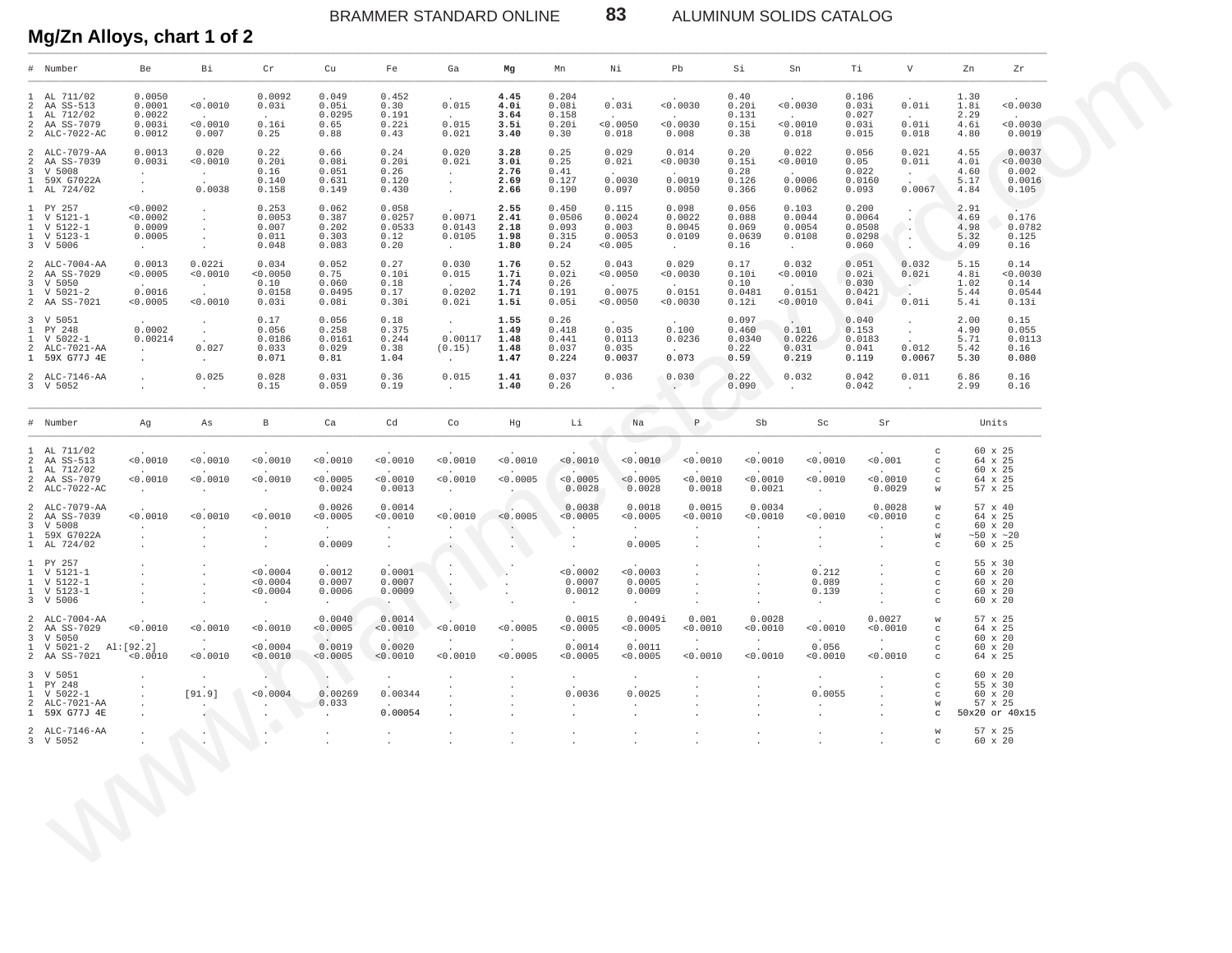## Mg/Zn Alloys, chart 1 of 2

| # | Number | Be | Bi | Cr | Cu | Fe | Ga | **Mg** | Mn | Ni | Pb | Si | Sn | Ti | V | Zn | Zr |
|---|---|---|---|---|---|---|---|---|---|---|---|---|---|---|---|---|---|
| 1 | AL 711/02 | 0.0050 | . | 0.0092 | 0.049 | 0.452 | . | **4.45** | 0.204 | . | . | 0.40 | . | 0.106 | . | 1.30 | . |
| 2 | AA SS-513 | 0.0001 | <0.0010 | 0.03i | 0.05i | 0.30 | 0.015 | **4.0i** | 0.08i | 0.03i | <0.0030 | 0.20i | <0.0030 | 0.03i | 0.01i | 1.8i | <0.0030 |
| 1 | AL 712/02 | 0.0022 | . | . | 0.0295 | 0.191 | . | **3.64** | 0.158 | . | . | 0.131 | . | 0.027 | . | 2.29 | . |
| 2 | AA SS-7079 | 0.003i | <0.0010 | 0.16i | 0.65 | 0.22i | 0.015 | **3.5i** | 0.20i | <0.0050 | <0.0030 | 0.15i | <0.0010 | 0.03i | 0.01i | 4.6i | <0.0030 |
| 2 | ALC-7022-AC | 0.0012 | 0.007 | 0.25 | 0.88 | 0.43 | 0.021 | **3.40** | 0.30 | 0.018 | 0.008 | 0.38 | 0.018 | 0.015 | 0.018 | 4.80 | 0.0019 |
| 2 | ALC-7079-AA | 0.0013 | 0.020 | 0.22 | 0.66 | 0.24 | 0.020 | **3.28** | 0.25 | 0.029 | 0.014 | 0.20 | 0.022 | 0.056 | 0.021 | 4.55 | 0.0037 |
| 2 | AA SS-7039 | 0.003i | <0.0010 | 0.20i | 0.08i | 0.20i | 0.02i | **3.0i** | 0.25 | 0.02i | <0.0030 | 0.15i | <0.0010 | 0.05 | 0.01i | 4.0i | <0.0030 |
| 3 | V 5008 | . | . | 0.16 | 0.051 | 0.26 | . | **2.76** | 0.41 | . | . | 0.28 | . | 0.022 | . | 4.60 | 0.002 |
| 1 | 59X G7022A | . | . | 0.140 | 0.631 | 0.120 | . | **2.69** | 0.127 | 0.0030 | 0.0019 | 0.126 | 0.0006 | 0.0160 | . | 5.17 | 0.0016 |
| 1 | AL 724/02 | . | 0.0038 | 0.158 | 0.149 | 0.430 | . | **2.66** | 0.190 | 0.097 | 0.0050 | 0.366 | 0.0062 | 0.093 | 0.0067 | 4.84 | 0.105 |
| 1 | PY 257 | <0.0002 | . | 0.253 | 0.062 | 0.058 | . | **2.55** | 0.450 | 0.115 | 0.098 | 0.056 | 0.103 | 0.200 | . | 2.91 | . |
| 1 | V 5121-1 | <0.0002 | . | 0.0053 | 0.387 | 0.0257 | 0.0071 | **2.41** | 0.0506 | 0.0024 | 0.0022 | 0.088 | 0.0044 | 0.0064 | . | 4.69 | 0.176 |
| 1 | V 5122-1 | 0.0009 | . | 0.007 | 0.202 | 0.0533 | 0.0143 | **2.18** | 0.093 | 0.003 | 0.0045 | 0.069 | 0.0054 | 0.0508 | . | 4.98 | 0.0782 |
| 1 | V 5123-1 | 0.0005 | . | 0.011 | 0.303 | 0.12 | 0.0105 | **1.98** | 0.315 | 0.0053 | 0.0109 | 0.0639 | 0.0108 | 0.0298 | . | 5.32 | 0.125 |
| 3 | V 5006 | . | . | 0.048 | 0.083 | 0.20 | . | **1.80** | 0.24 | <0.005 | . | 0.16 | . | 0.060 | . | 4.09 | 0.16 |
| 2 | ALC-7004-AA | 0.0013 | 0.022i | 0.034 | 0.052 | 0.27 | 0.030 | **1.76** | 0.52 | 0.043 | 0.029 | 0.17 | 0.032 | 0.051 | 0.032 | 5.15 | 0.14 |
| 2 | AA SS-7029 | <0.0005 | <0.0010 | <0.0050 | 0.75 | 0.10i | 0.015 | **1.7i** | 0.02i | <0.0050 | <0.0030 | 0.10i | <0.0010 | 0.02i | 0.02i | 4.8i | <0.0030 |
| 3 | V 5050 | . | . | 0.10 | 0.060 | 0.18 | . | **1.74** | 0.26 | . | . | 0.10 | . | 0.030 | . | 1.02 | 0.14 |
| 1 | V 5021-2 | 0.0016 | . | 0.0158 | 0.0495 | 0.17 | 0.0202 | **1.71** | 0.191 | 0.0075 | 0.0151 | 0.0481 | 0.0151 | 0.0421 | . | 5.44 | 0.0544 |
| 2 | AA SS-7021 | <0.0005 | <0.0010 | 0.03i | 0.08i | 0.30i | 0.02i | **1.5i** | 0.05i | <0.0050 | <0.0030 | 0.12i | <0.0010 | 0.04i | 0.01i | 5.4i | 0.13i |
| 3 | V 5051 | . | . | 0.17 | 0.056 | 0.18 | . | **1.55** | 0.26 | . | . | 0.097 | . | 0.040 | . | 2.00 | 0.15 |
| 1 | PY 248 | 0.0002 | . | 0.056 | 0.258 | 0.375 | . | **1.49** | 0.418 | 0.035 | 0.100 | 0.460 | 0.101 | 0.153 | . | 4.90 | 0.055 |
| 1 | V 5022-1 | 0.00214 | . | 0.0186 | 0.0161 | 0.244 | 0.00117 | **1.48** | 0.441 | 0.0113 | 0.0236 | 0.0340 | 0.0226 | 0.0183 | . | 5.71 | 0.0113 |
| 2 | ALC-7021-AA | . | 0.027 | 0.033 | 0.029 | 0.38 | (0.15) | **1.48** | 0.037 | 0.035 | . | 0.22 | 0.031 | 0.041 | 0.012 | 5.42 | 0.16 |
| 1 | 59X G77J 4E | . | . | 0.071 | 0.81 | 1.04 | . | **1.47** | 0.224 | 0.0037 | 0.073 | 0.59 | 0.219 | 0.119 | 0.0067 | 5.30 | 0.080 |
| 2 | ALC-7146-AA | . | 0.025 | 0.028 | 0.031 | 0.36 | 0.015 | **1.41** | 0.037 | 0.036 | 0.030 | 0.22 | 0.032 | 0.042 | 0.011 | 6.86 | 0.16 |
| 3 | V 5052 | . | . | 0.15 | 0.059 | 0.19 | . | **1.40** | 0.26 | . | . | 0.090 | . | 0.042 | . | 2.99 | 0.16 |

| # | Number | Ag | As | B | Ca | Cd | Co | Hg | Li | Na | P | Sb | Sc | Sr | | Units |
|---|---|---|---|---|---|---|---|---|---|---|---|---|---|---|---|---|
| 1 | AL 711/02 | . | . | . | . | . | . | . | . | . | . | . | . | . | c | 60 x 25 |
| 2 | AA SS-513 | <0.0010 | <0.0010 | <0.0010 | <0.0010 | <0.0010 | <0.0010 | <0.0010 | <0.0010 | <0.0010 | <0.0010 | <0.0010 | <0.0010 | <0.001 | c | 64 x 25 |
| 1 | AL 712/02 | . | . | . | . | . | . | . | . | . | . | . | . | . | c | 60 x 25 |
| 2 | AA SS-7079 | <0.0010 | <0.0010 | <0.0010 | <0.0005 | <0.0010 | <0.0010 | <0.0005 | <0.0005 | <0.0005 | <0.0010 | <0.0010 | <0.0010 | <0.0010 | c | 64 x 25 |
| 2 | ALC-7022-AC | . | . | . | 0.0024 | 0.0013 | . | . | 0.0028 | 0.0028 | 0.0018 | 0.0021 | . | 0.0029 | w | 57 x 25 |
| 2 | ALC-7079-AA | . | . | . | 0.0026 | 0.0014 | . | . | 0.0038 | 0.0018 | 0.0015 | 0.0034 | . | 0.0028 | w | 57 x 40 |
| 2 | AA SS-7039 | <0.0010 | <0.0010 | <0.0010 | <0.0005 | <0.0010 | <0.0010 | <0.0005 | <0.0005 | <0.0005 | <0.0010 | <0.0010 | <0.0010 | <0.0010 | c | 64 x 25 |
| 3 | V 5008 | . | . | . | . | . | . | . | . | . | . | . | . | . | c | 60 x 20 |
| 1 | 59X G7022A | . | . | . | . | . | . | . | . | . | . | . | . | . | w | ~50 x ~20 |
| 1 | AL 724/02 | . | . | . | 0.0009 | . | . | . | . | 0.0005 | . | . | . | . | c | 60 x 25 |
| 1 | PY 257 | . | . | . | . | . | . | . | . | . | . | . | . | . | c | 55 x 30 |
| 1 | V 5121-1 | . | . | <0.0004 | 0.0012 | 0.0001 | . | . | <0.0002 | <0.0003 | . | . | 0.212 | . | c | 60 x 20 |
| 1 | V 5122-1 | . | . | <0.0004 | 0.0007 | 0.0007 | . | . | 0.0007 | 0.0005 | . | . | 0.089 | . | c | 60 x 20 |
| 1 | V 5123-1 | . | . | <0.0004 | 0.0006 | 0.0009 | . | . | 0.0012 | 0.0009 | . | . | 0.139 | . | c | 60 x 20 |
| 3 | V 5006 | . | . | . | . | . | . | . | . | . | . | . | . | . | c | 60 x 20 |
| 2 | ALC-7004-AA | . | . | . | 0.0040 | 0.0014 | . | . | 0.0015 | 0.0049i | 0.001 | 0.0028 | . | 0.0027 | w | 57 x 25 |
| 2 | AA SS-7029 | <0.0010 | <0.0010 | <0.0010 | <0.0005 | <0.0010 | <0.0010 | <0.0005 | <0.0005 | <0.0005 | <0.0010 | <0.0010 | <0.0010 | <0.0010 | c | 64 x 25 |
| 3 | V 5050 | . | . | . | . | . | . | . | . | . | . | . | . | . | c | 60 x 20 |
| 1 | V 5021-2 | Al:[92.2] | . | <0.0004 | 0.0019 | 0.0020 | . | . | 0.0014 | 0.0011 | . | . | 0.056 | . | c | 60 x 20 |
| 2 | AA SS-7021 | <0.0010 | <0.0010 | <0.0010 | <0.0005 | <0.0010 | <0.0010 | <0.0005 | <0.0005 | <0.0005 | <0.0010 | <0.0010 | <0.0010 | <0.0010 | c | 64 x 25 |
| 3 | V 5051 | . | . | . | . | . | . | . | . | . | . | . | . | . | c | 60 x 20 |
| 1 | PY 248 | . | . | . | . | . | . | . | . | . | . | . | . | . | c | 55 x 30 |
| 1 | V 5022-1 | . | [91.9] | <0.0004 | 0.00269 | 0.00344 | . | . | 0.0036 | 0.0025 | . | . | 0.0055 | . | c | 60 x 20 |
| 2 | ALC-7021-AA | . | . | . | 0.033 | . | . | . | . | . | . | . | . | . | w | 57 x 25 |
| 1 | 59X G77J 4E | . | . | . | . | 0.00054 | . | . | . | . | . | . | . | . | c | 50x20 or 40x15 |
| 2 | ALC-7146-AA | . | . | . | . | . | . | . | . | . | . | . | . | . | w | 57 x 25 |
| 3 | V 5052 | . | . | . | . | . | . | . | . | . | . | . | . | . | c | 60 x 20 |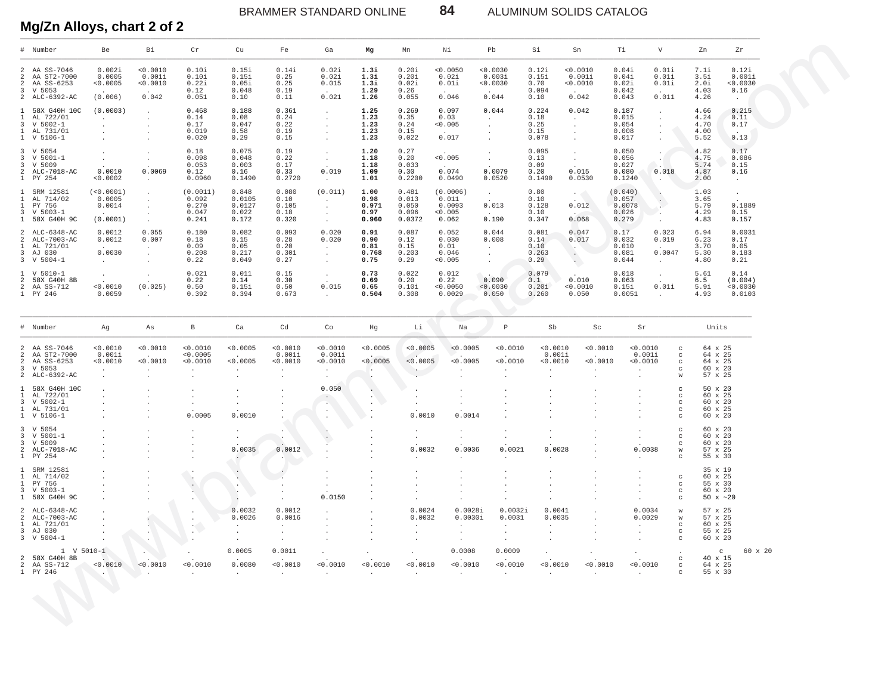## Mg/Zn Alloys, chart 2 of 2

| # | Number | Be | Bi | Cr | Cu | Fe | Ga | Mg | Mn | Ni | Pb | Si | Sn | Ti | V | Zn | Zr |
|---|---|---|---|---|---|---|---|---|---|---|---|---|---|---|---|---|---|
| 2 | AA SS-7046 | 0.002i | <0.0010 | 0.10i | 0.15i | 0.14i | 0.02i | **1.3i** | 0.20i | <0.0050 | <0.0030 | 0.12i | <0.0010 | 0.04i | 0.01i | 7.1i | 0.12i |
| 2 | AA ST2-7000 | 0.0005 | 0.001i | 0.10i | 0.15i | 0.25 | 0.02i | **1.3i** | 0.20i | 0.02i | 0.003i | 0.15i | 0.001i | 0.04i | 0.01i | 3.5i | 0.001i |
| 2 | AA SS-6253 | <0.0005 | <0.0010 | 0.22i | 0.05i | 0.25 | 0.015 | **1.3i** | 0.02i | 0.01i | <0.0030 | 0.70 | <0.0010 | 0.02i | 0.01i | 2.0i | <0.0030 |
| 3 | V 5053 | . | . | 0.12 | 0.048 | 0.19 | . | **1.29** | 0.26 | . | . | 0.094 | . | 0.042 | . | 4.03 | 0.16 |
| 2 | ALC-6392-AC | (0.006) | 0.042 | 0.051 | 0.10 | 0.11 | 0.021 | **1.26** | 0.055 | 0.046 | 0.044 | 0.10 | 0.042 | 0.043 | 0.011 | 4.26 | . |
| 1 | 58X G40H 10C | (0.0003) | . | 0.468 | 0.188 | 0.361 | . | **1.25** | 0.269 | 0.097 | 0.044 | 0.224 | 0.042 | 0.187 | . | 4.66 | 0.215 |
| 1 | AL 722/01 | . | . | 0.14 | 0.08 | 0.24 | . | **1.23** | 0.35 | 0.03 | . | 0.18 | . | 0.015 | . | 4.24 | 0.11 |
| 3 | V 5002-1 | . | . | 0.17 | 0.047 | 0.22 | . | **1.23** | 0.24 | <0.005 | . | 0.25 | . | 0.054 | . | 4.70 | 0.17 |
| 1 | AL 731/01 | . | . | 0.019 | 0.58 | 0.19 | . | **1.23** | 0.15 | . | . | 0.15 | . | 0.008 | . | 4.00 | . |
| 1 | V 5106-1 | . | . | 0.020 | 0.29 | 0.15 | . | **1.23** | 0.022 | 0.017 | . | 0.078 | . | 0.017 | . | 5.52 | 0.13 |
| 3 | V 5054 | . | . | 0.18 | 0.075 | 0.19 | . | **1.20** | 0.27 | . | . | 0.095 | . | 0.050 | . | 4.82 | 0.17 |
| 3 | V 5001-1 | . | . | 0.098 | 0.048 | 0.22 | . | **1.18** | 0.20 | <0.005 | . | 0.13 | . | 0.056 | . | 4.75 | 0.086 |
| 3 | V 5009 | . | . | 0.053 | 0.003 | 0.17 | . | **1.18** | 0.033 | . | . | 0.09 | . | 0.027 | . | 5.74 | 0.15 |
| 2 | ALC-7018-AC | 0.0010 | 0.0069 | 0.12 | 0.16 | 0.33 | 0.019 | **1.09** | 0.30 | 0.074 | 0.0079 | 0.20 | 0.015 | 0.080 | 0.018 | 4.87 | 0.16 |
| 1 | PY 254 | <0.0002 | . | 0.0960 | 0.1490 | 0.2720 | . | **1.01** | 0.2200 | 0.0490 | 0.0520 | 0.1490 | 0.0530 | 0.1240 | . | 2.00 | . |
| 1 | SRM 1258i | (<0.0001) | . | (0.0011) | 0.848 | 0.080 | (0.011) | **1.00** | 0.481 | (0.0006) | . | 0.80 | . | (0.040) | . | 1.03 | . |
| 1 | AL 714/02 | 0.0005 | . | 0.092 | 0.0105 | 0.10 | . | **0.98** | 0.013 | 0.011 | . | 0.10 | . | 0.057 | . | 3.65 | . |
| 1 | PY 756 | 0.0014 | . | 0.270 | 0.0127 | 0.105 | . | **0.971** | 0.050 | 0.0093 | 0.013 | 0.128 | 0.012 | 0.0078 | . | 5.79 | 0.1889 |
| 3 | V 5003-1 | . | . | 0.047 | 0.022 | 0.18 | . | **0.97** | 0.096 | <0.005 | . | 0.10 | . | 0.026 | . | 4.29 | 0.15 |
| 1 | 58X G40H 9C | (0.0001) | . | 0.241 | 0.172 | 0.320 | . | **0.960** | 0.0372 | 0.062 | 0.190 | 0.347 | 0.068 | 0.279 | . | 4.83 | 0.157 |
| 2 | ALC-6348-AC | 0.0012 | 0.055 | 0.180 | 0.082 | 0.093 | 0.020 | **0.91** | 0.087 | 0.052 | 0.044 | 0.081 | 0.047 | 0.17 | 0.023 | 6.94 | 0.0031 |
| 2 | ALC-7003-AC | 0.0012 | 0.007 | 0.18 | 0.15 | 0.28 | 0.020 | **0.90** | 0.12 | 0.030 | 0.008 | 0.14 | 0.017 | 0.032 | 0.019 | 6.23 | 0.17 |
| 1 | AL 721/01 | . | . | 0.09 | 0.05 | 0.20 | . | **0.81** | 0.15 | 0.01 | . | 0.10 | . | 0.010 | . | 3.70 | 0.05 |
| 3 | AJ 030 | 0.0030 | . | 0.208 | 0.217 | 0.301 | . | **0.768** | 0.203 | 0.046 | . | 0.263 | . | 0.081 | 0.0047 | 5.30 | 0.183 |
| 3 | V 5004-1 | . | . | 0.22 | 0.049 | 0.27 | . | **0.75** | 0.29 | <0.005 | . | 0.29 | . | 0.044 | . | 4.80 | 0.21 |
| 1 | V 5010-1 | . | . | 0.021 | 0.011 | 0.15 | . | **0.73** | 0.022 | 0.012 | . | 0.079 | . | 0.018 | . | 5.61 | 0.14 |
| 2 | 58X G40H 8B | . | . | 0.22 | 0.14 | 0.30 | . | **0.69** | 0.20 | 0.22 | 0.090 | 0.1 | 0.010 | 0.063 | . | 6.5 | (0.004) |
| 2 | AA SS-712 | <0.0010 | (0.025) | 0.50 | 0.15i | 0.50 | 0.015 | **0.65** | 0.10i | <0.0050 | <0.0030 | 0.20i | <0.0010 | 0.15i | 0.01i | 5.9i | <0.0030 |
| 1 | PY 246 | 0.0059 | . | 0.392 | 0.394 | 0.673 | . | **0.504** | 0.308 | 0.0029 | 0.050 | 0.260 | 0.050 | 0.0051 | . | 4.93 | 0.0103 |

| # | Number | Ag | As | B | Ca | Cd | Co | Hg | Li | Na | P | Sb | Sc | Sr | | Units |
|---|---|---|---|---|---|---|---|---|---|---|---|---|---|---|---|---|
| 2 | AA SS-7046 | <0.0010 | <0.0010 | <0.0010 | <0.0005 | <0.0010 | <0.0010 | <0.0005 | <0.0005 | <0.0005 | <0.0010 | <0.0010 | <0.0010 | <0.0010 | c | 64 x 25 |
| 2 | AA ST2-7000 | 0.001i | . | <0.0005 | . | 0.001i | 0.001i | . | . | . | . | 0.001i | . | 0.001i | c | 64 x 25 |
| 2 | AA SS-6253 | <0.0010 | <0.0010 | <0.0010 | <0.0005 | <0.0010 | <0.0010 | <0.0005 | <0.0005 | <0.0005 | <0.0010 | <0.0010 | <0.0010 | <0.0010 | c | 64 x 25 |
| 3 | V 5053 | . | . | . | . | . | . | . | . | . | . | . | . | . | c | 60 x 20 |
| 2 | ALC-6392-AC | . | . | . | . | . | . | . | . | . | . | . | . | . | w | 57 x 25 |
| 1 | 58X G40H 10C | . | . | . | . | . | 0.050 | . | . | . | . | . | . | . | c | 50 x 20 |
| 1 | AL 722/01 | . | . | . | . | . | . | . | . | . | . | . | . | . | c | 60 x 25 |
| 3 | V 5002-1 | . | . | . | . | . | . | . | . | . | . | . | . | . | c | 60 x 20 |
| 1 | AL 731/01 | . | . | . | . | . | . | . | . | . | . | . | . | . | c | 60 x 25 |
| 1 | V 5106-1 | . | . | 0.0005 | 0.0010 | . | . | . | 0.0010 | 0.0014 | . | . | . | . | c | 60 x 20 |
| 3 | V 5054 | . | . | . | . | . | . | . | . | . | . | . | . | . | c | 60 x 20 |
| 3 | V 5001-1 | . | . | . | . | . | . | . | . | . | . | . | . | . | c | 60 x 20 |
| 3 | V 5009 | . | . | . | . | . | . | . | . | . | . | . | . | . | c | 60 x 20 |
| 2 | ALC-7018-AC | . | . | . | 0.0035 | 0.0012 | . | . | 0.0032 | 0.0036 | 0.0021 | 0.0028 | . | 0.0038 | w | 57 x 25 |
| 1 | PY 254 | . | . | . | . | . | . | . | . | . | . | . | . | . | c | 55 x 30 |
| 1 | SRM 1258i | . | . | . | . | . | . | . | . | . | . | . | . | . | | 35 x 19 |
| 1 | AL 714/02 | . | . | . | . | . | . | . | . | . | . | . | . | . | c | 60 x 25 |
| 1 | PY 756 | . | . | . | . | . | . | . | . | . | . | . | . | . | c | 55 x 30 |
| 3 | V 5003-1 | . | . | . | . | . | . | . | . | . | . | . | . | . | c | 60 x 20 |
| 1 | 58X G40H 9C | . | . | . | . | . | 0.0150 | . | . | . | . | . | . | . | c | 50 x ~20 |
| 2 | ALC-6348-AC | . | . | . | 0.0032 | 0.0012 | . | . | 0.0024 | 0.0028i | 0.0032i | 0.0041 | . | 0.0034 | w | 57 x 25 |
| 2 | ALC-7003-AC | . | . | . | 0.0026 | 0.0016 | . | . | 0.0032 | 0.0030i | 0.0031 | 0.0035 | . | 0.0029 | w | 57 x 25 |
| 1 | AL 721/01 | . | . | . | . | . | . | . | . | . | . | . | . | . | c | 60 x 25 |
| 3 | AJ 030 | . | . | . | . | . | . | . | . | . | . | . | . | . | c | 55 x 25 |
| 3 | V 5004-1 | . | . | . | . | . | . | . | . | . | . | . | . | . | c | 60 x 20 |
| 1 | V 5010-1 | . | . | . | 0.0005 | 0.0011 | . | . | . | 0.0008 | 0.0009 | . | . | . | c | 60 x 20 |
| 2 | 58X G40H 8B | . | . | . | . | . | . | . | . | . | . | . | . | . | c | 40 x 15 |
| 2 | AA SS-712 | <0.0010 | <0.0010 | <0.0010 | 0.0080 | <0.0010 | <0.0010 | <0.0010 | <0.0010 | <0.0010 | <0.0010 | <0.0010 | <0.0010 | <0.0010 | c | 64 x 25 |
| 1 | PY 246 | . | . | . | . | . | . | . | . | . | . | . | . | . | c | 55 x 30 |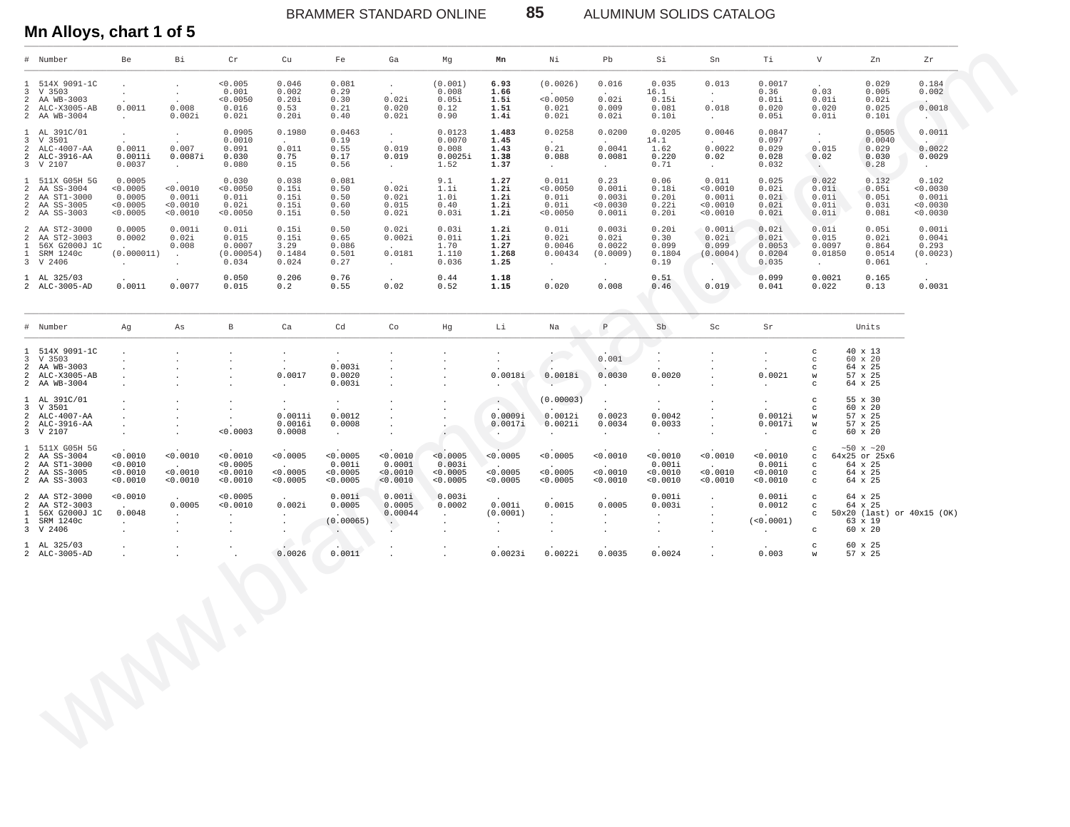## Mn Alloys, chart 1 of 5

| # | Number | Be | Bi | Cr | Cu | Fe | Ga | Mg | **Mn** | Ni | Pb | Si | Sn | Ti | V | Zn | Zr |
|---|---|---|---|---|---|---|---|---|---|---|---|---|---|---|---|---|---|
| 1 | 514X 9091-1C | . | . | <0.005 | 0.046 | 0.081 | . | (0.001) | **6.93** | (0.0026) | 0.016 | 0.035 | 0.013 | 0.0017 | . | 0.029 | 0.184 |
| 3 | V 3503 | . | . | 0.001 | 0.002 | 0.29 | . | 0.008 | **1.66** | . | . | 16.1 | . | 0.36 | 0.03 | 0.005 | 0.002 |
| 2 | AA WB-3003 | . | . | <0.0050 | 0.20i | 0.30 | 0.02i | 0.05i | **1.5i** | <0.0050 | 0.02i | 0.15i | . | 0.01i | 0.01i | 0.02i | . |
| 2 | ALC-X3005-AB | 0.0011 | 0.008 | 0.016 | 0.53 | 0.21 | 0.020 | 0.12 | **1.51** | 0.021 | 0.009 | 0.081 | 0.018 | 0.020 | 0.020 | 0.025 | 0.0018 |
| 2 | AA WB-3004 | . | 0.002i | 0.02i | 0.20i | 0.40 | 0.02i | 0.90 | **1.4i** | 0.02i | 0.02i | 0.10i | . | 0.05i | 0.01i | 0.10i | . |
| 1 | AL 391C/01 | . | . | 0.0905 | 0.1980 | 0.0463 | . | 0.0123 | **1.483** | 0.0258 | 0.0200 | 0.0205 | 0.0046 | 0.0847 | . | 0.0505 | 0.0011 |
| 3 | V 3501 | . | . | 0.0010 | . | 0.19 | . | 0.0070 | **1.45** | . | . | 14.1 | . | 0.097 | . | 0.0040 | . |
| 2 | ALC-4007-AA | 0.0011 | 0.007 | 0.091 | 0.011 | 0.55 | 0.019 | 0.008 | **1.43** | 0.21 | 0.0041 | 1.62 | 0.0022 | 0.029 | 0.015 | 0.029 | 0.0022 |
| 2 | ALC-3916-AA | 0.0011i | 0.0087i | 0.030 | 0.75 | 0.17 | 0.019 | 0.0025i | **1.38** | 0.088 | 0.0081 | 0.220 | 0.02 | 0.028 | 0.02 | 0.030 | 0.0029 |
| 3 | V 2107 | 0.0037 | . | 0.080 | 0.15 | 0.56 | . | 1.52 | **1.37** | . | . | 0.71 | . | 0.032 | . | 0.28 | . |
| 1 | 511X G05H 5G | 0.0005 | . | 0.030 | 0.038 | 0.081 | . | 9.1 | **1.27** | 0.011 | 0.23 | 0.06 | 0.011 | 0.025 | 0.022 | 0.132 | 0.102 |
| 2 | AA SS-3004 | <0.0005 | <0.0010 | <0.0050 | 0.15i | 0.50 | 0.02i | 1.1i | **1.2i** | <0.0050 | 0.001i | 0.18i | <0.0010 | 0.02i | 0.01i | 0.05i | <0.0030 |
| 2 | AA ST1-3000 | 0.0005 | 0.001i | 0.01i | 0.15i | 0.50 | 0.02i | 1.0i | **1.2i** | 0.01i | 0.003i | 0.20i | 0.001i | 0.02i | 0.01i | 0.05i | 0.001i |
| 2 | AA SS-3005 | <0.0005 | <0.0010 | 0.02i | 0.15i | 0.60 | 0.015 | 0.40 | **1.2i** | 0.01i | <0.0030 | 0.22i | <0.0010 | 0.02i | 0.01i | 0.03i | <0.0030 |
| 2 | AA SS-3003 | <0.0005 | <0.0010 | <0.0050 | 0.15i | 0.50 | 0.02i | 0.03i | **1.2i** | <0.0050 | 0.001i | 0.20i | <0.0010 | 0.02i | 0.01i | 0.08i | <0.0030 |
| 2 | AA ST2-3000 | 0.0005 | 0.001i | 0.01i | 0.15i | 0.50 | 0.02i | 0.03i | **1.2i** | 0.01i | 0.003i | 0.20i | 0.001i | 0.02i | 0.01i | 0.05i | 0.001i |
| 2 | AA ST2-3003 | 0.0002 | 0.02i | 0.015 | 0.15i | 0.65 | 0.002i | 0.01i | **1.2i** | 0.02i | 0.02i | 0.30 | 0.02i | 0.02i | 0.015 | 0.02i | 0.004i |
| 1 | 56X G2000J 1C | . | 0.008 | 0.0007 | 3.29 | 0.086 | . | 1.70 | **1.27** | 0.0046 | 0.0022 | 0.099 | 0.099 | 0.0053 | 0.0097 | 0.864 | 0.293 |
| 1 | SRM 1240c | (0.000011) | . | (0.00054) | 0.1484 | 0.501 | 0.0181 | 1.110 | **1.268** | 0.00434 | (0.0009) | 0.1804 | (0.0004) | 0.0204 | 0.01850 | 0.0514 | (0.0023) |
| 3 | V 2406 | . | . | 0.034 | 0.024 | 0.27 | . | 0.036 | **1.25** | . | . | 0.19 | . | 0.035 | . | 0.061 | . |
| 1 | AL 325/03 | . | . | 0.050 | 0.206 | 0.76 | . | 0.44 | **1.18** | . | . | 0.51 | . | 0.099 | 0.0021 | 0.165 | . |
| 2 | ALC-3005-AD | 0.0011 | 0.0077 | 0.015 | 0.2 | 0.55 | 0.02 | 0.52 | **1.15** | 0.020 | 0.008 | 0.46 | 0.019 | 0.041 | 0.022 | 0.13 | 0.0031 |

| # | Number | Ag | As | B | Ca | Cd | Co | Hg | Li | Na | P | Sb | Sc | Sr | Units | |
|---|---|---|---|---|---|---|---|---|---|---|---|---|---|---|---|---|
| 1 | 514X 9091-1C | . | . | . | . | . | . | . | . | . | . | . | . | . | c | 40 x 13 |
| 3 | V 3503 | . | . | . | . | . | . | . | . | . | 0.001 | . | . | . | c | 60 x 20 |
| 2 | AA WB-3003 | . | . | . | . | 0.003i | . | . | . | . | . | . | . | . | c | 64 x 25 |
| 2 | ALC-X3005-AB | . | . | . | 0.0017 | 0.0020 | . | . | 0.0018i | 0.0018i | 0.0030 | 0.0020 | . | 0.0021 | w | 57 x 25 |
| 2 | AA WB-3004 | . | . | . | . | 0.003i | . | . | . | . | . | . | . | . | c | 64 x 25 |
| 1 | AL 391C/01 | . | . | . | . | . | . | . | . | (0.00003) | . | . | . | . | c | 55 x 30 |
| 3 | V 3501 | . | . | . | . | . | . | . | . | . | . | . | . | . | c | 60 x 20 |
| 2 | ALC-4007-AA | . | . | . | 0.0011i | 0.0012 | . | . | 0.0009i | 0.0012i | 0.0023 | 0.0042 | . | 0.0012i | w | 57 x 25 |
| 2 | ALC-3916-AA | . | . | . | 0.0016i | 0.0008 | . | . | 0.0017i | 0.0021i | 0.0034 | 0.0033 | . | 0.0017i | w | 57 x 25 |
| 3 | V 2107 | . | . | <0.0003 | 0.0008 | . | . | . | . | . | . | . | . | . | c | 60 x 20 |
| 1 | 511X G05H 5G | . | . | . | . | . | . | . | . | . | . | . | . | . | c | ~50 x ~20 |
| 2 | AA SS-3004 | <0.0010 | <0.0010 | <0.0010 | <0.0005 | <0.0005 | <0.0010 | <0.0005 | <0.0005 | <0.0005 | <0.0010 | <0.0010 | <0.0010 | <0.0010 | c | 64x25 or 25x6 |
| 2 | AA ST1-3000 | <0.0010 | . | <0.0005 | . | 0.001i | 0.0001 | 0.003i | . | . | . | 0.001i | . | 0.001i | c | 64 x 25 |
| 2 | AA SS-3005 | <0.0010 | <0.0010 | <0.0010 | <0.0005 | <0.0005 | <0.0010 | <0.0005 | <0.0005 | <0.0005 | <0.0010 | <0.0010 | <0.0010 | <0.0010 | c | 64 x 25 |
| 2 | AA SS-3003 | <0.0010 | <0.0010 | <0.0010 | <0.0005 | <0.0005 | <0.0010 | <0.0005 | <0.0005 | <0.0005 | <0.0010 | <0.0010 | <0.0010 | <0.0010 | c | 64 x 25 |
| 2 | AA ST2-3000 | <0.0010 | . | <0.0005 | . | 0.001i | 0.001i | 0.003i | . | . | . | 0.001i | . | 0.001i | c | 64 x 25 |
| 2 | AA ST2-3003 | . | 0.0005 | <0.0010 | 0.002i | 0.0005 | 0.0005 | 0.0002 | 0.001i | 0.0015 | 0.0005 | 0.003i | . | 0.0012 | c | 64 x 25 |
| 1 | 56X G2000J 1C | 0.0048 | . | . | . | . | 0.00044 | . | (0.0001) | . | . | . | . | . | c | 50x20 (last) or 40x15 (OK) |
| 1 | SRM 1240c | . | . | . | . | (0.00065) | . | . | . | . | . | . | . | (<0.0001) | | 63 x 19 |
| 3 | V 2406 | . | . | . | . | . | . | . | . | . | . | . | . | . | c | 60 x 20 |
| 1 | AL 325/03 | . | . | . | . | . | . | . | . | . | . | . | . | . | c | 60 x 25 |
| 2 | ALC-3005-AD | . | . | . | 0.0026 | 0.0011 | . | . | 0.0023i | 0.0022i | 0.0035 | 0.0024 | . | 0.003 | w | 57 x 25 |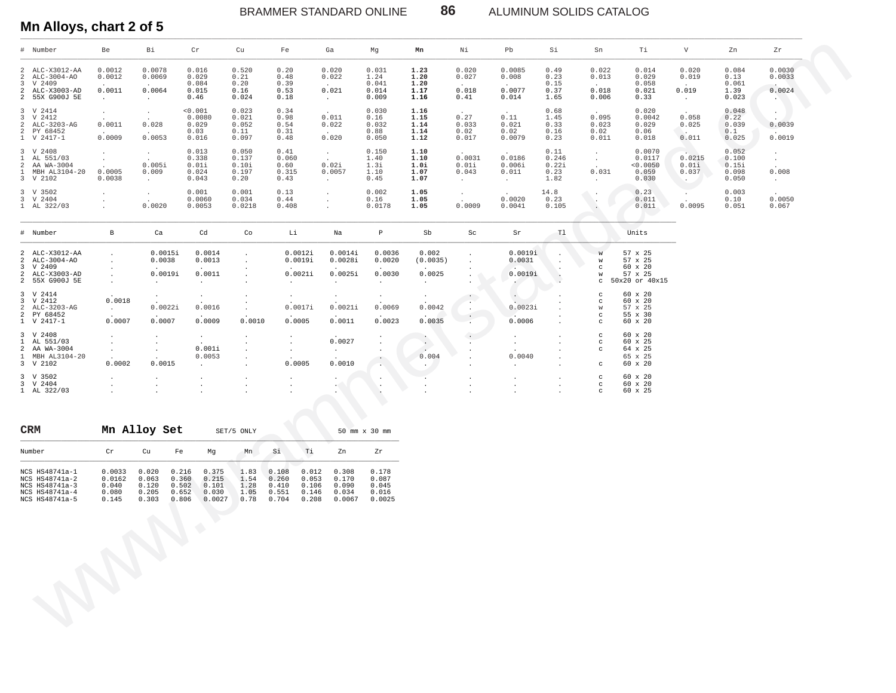## Mn Alloys, chart 2 of 5

| # | Number | Be | Bi | Cr | Cu | Fe | Ga | Mg | Mn | Ni | Pb | Si | Sn | Ti | V | Zn | Zr |
|---|---|---|---|---|---|---|---|---|---|---|---|---|---|---|---|---|---|
| 2 | ALC-X3012-AA | 0.0012 | 0.0078 | 0.016 | 0.520 | 0.20 | 0.020 | 0.031 | **1.23** | 0.020 | 0.0085 | 0.49 | 0.022 | 0.014 | 0.020 | 0.084 | 0.0030 |
| 2 | ALC-3004-AO | 0.0012 | 0.0069 | 0.029 | 0.21 | 0.48 | 0.022 | 1.24 | **1.20** | 0.027 | 0.008 | 0.23 | 0.013 | 0.029 | 0.019 | 0.13 | 0.0033 |
| 3 | V 2409 | . | . | 0.084 | 0.20 | 0.39 | . | 0.041 | **1.20** | . | . | 0.15 | . | 0.058 | . | 0.061 | . |
| 2 | ALC-X3003-AD | 0.0011 | 0.0064 | 0.015 | 0.16 | 0.53 | 0.021 | 0.014 | **1.17** | 0.018 | 0.0077 | 0.37 | 0.018 | 0.021 | 0.019 | 1.39 | 0.0024 |
| 2 | 55X G900J 5E | . | . | 0.46 | 0.024 | 0.18 | . | 0.009 | **1.16** | 0.41 | 0.014 | 1.65 | 0.006 | 0.33 | . | 0.023 | . |
| 3 | V 2414 | . | . | <0.001 | 0.023 | 0.34 | . | 0.030 | **1.16** | . | . | 0.68 | . | 0.020 | . | 0.048 | . |
| 3 | V 2412 | . | . | 0.0080 | 0.021 | 0.98 | 0.011 | 0.16 | **1.15** | 0.27 | 0.11 | 1.45 | 0.095 | 0.0042 | 0.058 | 0.22 | . |
| 2 | ALC-3203-AG | 0.0011 | 0.028 | 0.029 | 0.052 | 0.54 | 0.022 | 0.032 | **1.14** | 0.033 | 0.021 | 0.33 | 0.023 | 0.029 | 0.025 | 0.039 | 0.0039 |
| 2 | PY 68452 | . | . | 0.03 | 0.11 | 0.31 | . | 0.88 | **1.14** | 0.02 | 0.02 | 0.16 | 0.02 | 0.06 | . | 0.1 | . |
| 1 | V 2417-1 | 0.0009 | 0.0053 | 0.016 | 0.097 | 0.48 | 0.020 | 0.050 | **1.12** | 0.017 | 0.0079 | 0.23 | 0.011 | 0.018 | 0.011 | 0.025 | 0.0019 |
| 3 | V 2408 | . | . | 0.013 | 0.050 | 0.41 | . | 0.150 | **1.10** | . | . | 0.11 | . | 0.0070 | . | 0.052 | . |
| 1 | AL 551/03 | . | . | 0.338 | 0.137 | 0.060 | . | 1.40 | **1.10** | 0.0031 | 0.0186 | 0.246 | . | 0.0117 | 0.0215 | 0.100 | . |
| 2 | AA WA-3004 | . | 0.005i | 0.01i | 0.10i | 0.60 | 0.02i | 1.3i | **1.0i** | 0.01i | 0.006i | 0.22i | . | <0.0050 | 0.01i | 0.15i | . |
| 1 | MBH AL3104-20 | 0.0005 | 0.009 | 0.024 | 0.197 | 0.315 | 0.0057 | 1.10 | **1.07** | 0.043 | 0.011 | 0.23 | 0.031 | 0.059 | 0.037 | 0.098 | 0.008 |
| 3 | V 2102 | 0.0038 | . | 0.043 | 0.20 | 0.43 | . | 0.45 | **1.07** | . | . | 1.82 | . | 0.030 | . | 0.050 | . |
| 3 | V 3502 | . | . | 0.001 | 0.001 | 0.13 | . | 0.002 | **1.05** | . | . | 14.8 | . | 0.23 | . | 0.003 | . |
| 3 | V 2404 | . | . | 0.0060 | 0.034 | 0.44 | . | 0.16 | **1.05** | . | 0.0020 | 0.23 | . | 0.011 | . | 0.10 | 0.0050 |
| 1 | AL 322/03 | . | 0.0020 | 0.0053 | 0.0218 | 0.408 | . | 0.0178 | **1.05** | 0.0009 | 0.0041 | 0.105 | . | 0.011 | 0.0095 | 0.051 | 0.067 |

| # | Number | B | Ca | Cd | Co | Li | Na | P | Sb | Sc | Sr | Tl | Units |
|---|---|---|---|---|---|---|---|---|---|---|---|---|---|
| 2 | ALC-X3012-AA | . | 0.0015i | 0.0014 | . | 0.0012i | 0.0014i | 0.0036 | 0.002 | . | 0.0019i | . | w 57 x 25 |
| 2 | ALC-3004-AO | . | 0.0038 | 0.0013 | . | 0.0019i | 0.0028i | 0.0020 | (0.0035) | . | 0.0031 | . | w 57 x 25 |
| 3 | V 2409 | . | . | . | . | . | . | . | . | . | . | . | c 60 x 20 |
| 2 | ALC-X3003-AD | . | 0.0019i | 0.0011 | . | 0.0021i | 0.0025i | 0.0030 | 0.0025 | . | 0.0019i | . | w 57 x 25 |
| 2 | 55X G900J 5E | . | . | . | . | . | . | . | . | . | . | . | c 50x20 or 40x15 |
| 3 | V 2414 | . | . | . | . | . | . | . | . | . | . | . | c 60 x 20 |
| 3 | V 2412 | 0.0018 | . | . | . | . | . | . | . | . | . | . | c 60 x 20 |
| 2 | ALC-3203-AG | . | 0.0022i | 0.0016 | . | 0.0017i | 0.0021i | 0.0069 | 0.0042 | . | 0.0023i | . | w 57 x 25 |
| 2 | PY 68452 | . | . | . | . | . | . | . | . | . | . | . | c 55 x 30 |
| 1 | V 2417-1 | 0.0007 | 0.0007 | 0.0009 | 0.0010 | 0.0005 | 0.0011 | 0.0023 | 0.0035 | . | 0.0006 | . | c 60 x 20 |
| 3 | V 2408 | . | . | . | . | . | . | . | . | . | . | . | c 60 x 20 |
| 1 | AL 551/03 | . | . | . | . | . | 0.0027 | . | . | . | . | . | c 60 x 25 |
| 2 | AA WA-3004 | . | . | 0.001i | . | . | . | . | . | . | . | . | c 64 x 25 |
| 1 | MBH AL3104-20 | . | . | 0.0053 | . | . | . | . | 0.004 | . | 0.0040 | . | 65 x 25 |
| 3 | V 2102 | 0.0002 | 0.0015 | . | . | 0.0005 | 0.0010 | . | . | . | . | . | c 60 x 20 |
| 3 | V 3502 | . | . | . | . | . | . | . | . | . | . | . | c 60 x 20 |
| 3 | V 2404 | . | . | . | . | . | . | . | . | . | . | . | c 60 x 20 |
| 1 | AL 322/03 | . | . | . | . | . | . | . | . | . | . | . | c 60 x 25 |

### CRM — Mn Alloy Set — SET/5 ONLY — 50 mm x 30 mm

| Number | Cr | Cu | Fe | Mg | Mn | Si | Ti | Zn | Zr |
|---|---|---|---|---|---|---|---|---|---|
| NCS HS48741a-1 | 0.0033 | 0.020 | 0.216 | 0.375 | 1.83 | 0.108 | 0.012 | 0.308 | 0.178 |
| NCS HS48741a-2 | 0.0162 | 0.063 | 0.360 | 0.215 | 1.54 | 0.260 | 0.053 | 0.170 | 0.087 |
| NCS HS48741a-3 | 0.040 | 0.120 | 0.502 | 0.101 | 1.28 | 0.410 | 0.106 | 0.090 | 0.045 |
| NCS HS48741a-4 | 0.080 | 0.205 | 0.652 | 0.030 | 1.05 | 0.551 | 0.146 | 0.034 | 0.016 |
| NCS HS48741a-5 | 0.145 | 0.303 | 0.806 | 0.0027 | 0.78 | 0.704 | 0.208 | 0.0067 | 0.0025 |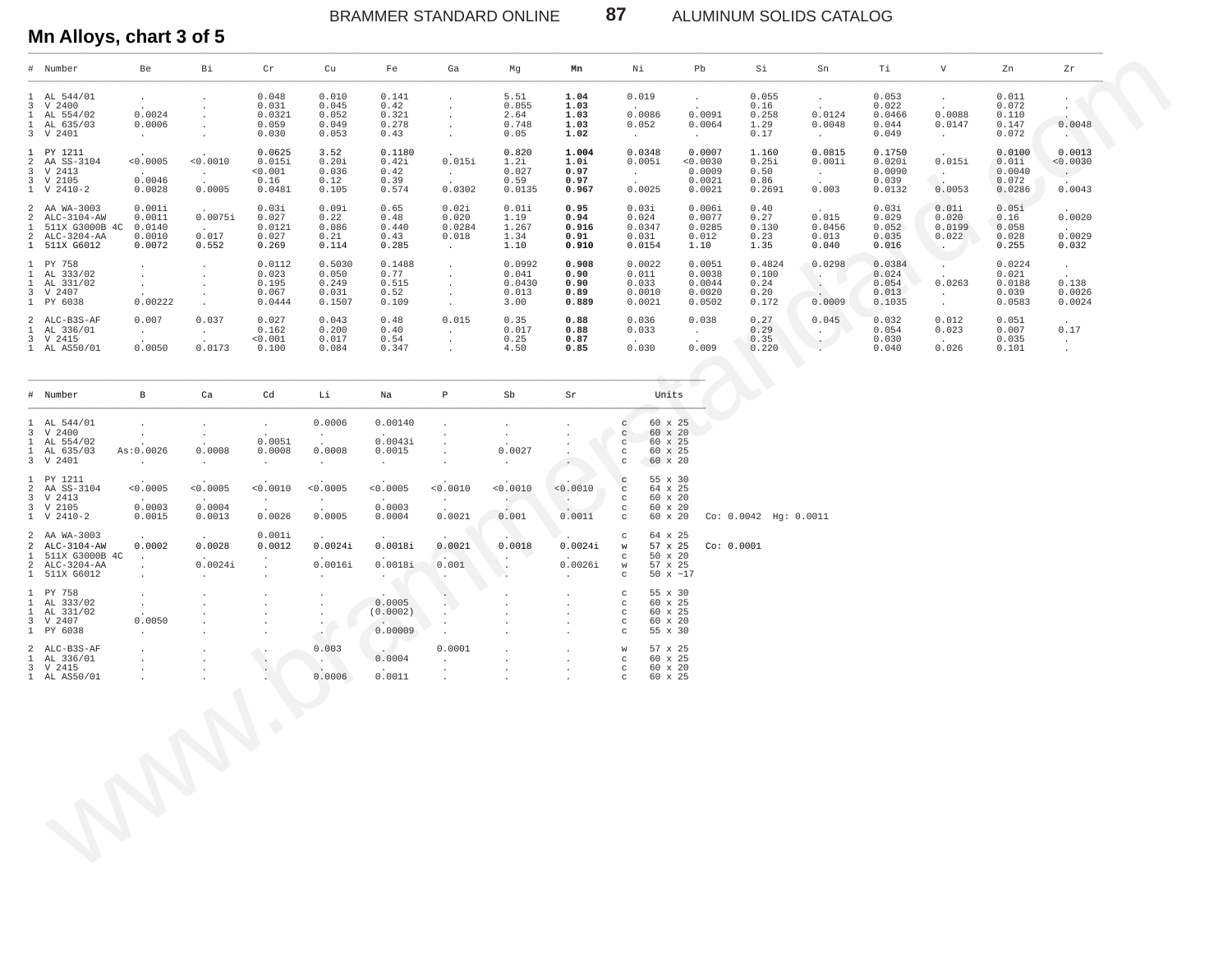## Mn Alloys, chart 3 of 5

| # | Number | Be | Bi | Cr | Cu | Fe | Ga | Mg | Mn | Ni | Pb | Si | Sn | Ti | V | Zn | Zr |
|---|---|---|---|---|---|---|---|---|---|---|---|---|---|---|---|---|---|
| 1 | AL 544/01 | . | . | 0.048 | 0.010 | 0.141 | . | 5.51 | **1.04** | 0.019 | . | 0.055 | . | 0.053 | . | 0.011 | . |
| 3 | V 2400 | . | . | 0.031 | 0.045 | 0.42 | . | 0.055 | **1.03** | . | . | 0.16 | . | 0.022 | . | 0.072 | . |
| 1 | AL 554/02 | 0.0024 | . | 0.0321 | 0.052 | 0.321 | . | 2.64 | **1.03** | 0.0086 | 0.0091 | 0.258 | 0.0124 | 0.0466 | 0.0088 | 0.110 | . |
| 1 | AL 635/03 | 0.0006 | . | 0.059 | 0.049 | 0.278 | . | 0.748 | **1.03** | 0.052 | 0.0064 | 1.29 | 0.0048 | 0.044 | 0.0147 | 0.147 | 0.0048 |
| 3 | V 2401 | . | . | 0.030 | 0.053 | 0.43 | . | 0.05 | **1.02** | . | . | 0.17 | . | 0.049 | . | 0.072 | . |
| 1 | PY 1211 | . | . | 0.0625 | 3.52 | 0.1180 | . | 0.820 | **1.004** | 0.0348 | 0.0007 | 1.160 | 0.0815 | 0.1750 | . | 0.0100 | 0.0013 |
| 2 | AA SS-3104 | <0.0005 | <0.0010 | 0.015i | 0.20i | 0.42i | 0.015i | 1.2i | **1.0i** | 0.005i | <0.0030 | 0.25i | 0.001i | 0.020i | 0.015i | 0.01i | <0.0030 |
| 3 | V 2413 | . | . | <0.001 | 0.036 | 0.42 | . | 0.027 | **0.97** | . | 0.0009 | 0.50 | . | 0.0090 | . | 0.0040 | . |
| 3 | V 2105 | 0.0046 | . | 0.16 | 0.12 | 0.39 | . | 0.59 | **0.97** | . | 0.0021 | 0.86 | . | 0.039 | . | 0.072 | . |
| 1 | V 2410-2 | 0.0028 | 0.0005 | 0.0481 | 0.105 | 0.574 | 0.0302 | 0.0135 | **0.967** | 0.0025 | 0.0021 | 0.2691 | 0.003 | 0.0132 | 0.0053 | 0.0286 | 0.0043 |
| 2 | AA WA-3003 | 0.001i | . | 0.03i | 0.09i | 0.65 | 0.02i | 0.01i | **0.95** | 0.03i | 0.006i | 0.40 | . | 0.03i | 0.01i | 0.05i | . |
| 2 | ALC-3104-AW | 0.0011 | 0.0075i | 0.027 | 0.22 | 0.48 | 0.020 | 1.19 | **0.94** | 0.024 | 0.0077 | 0.27 | 0.015 | 0.029 | 0.020 | 0.16 | 0.0020 |
| 1 | 511X G3000B 4C | 0.0140 | . | 0.0121 | 0.086 | 0.440 | 0.0284 | 1.267 | **0.916** | 0.0347 | 0.0285 | 0.130 | 0.0456 | 0.052 | 0.0199 | 0.058 | . |
| 2 | ALC-3204-AA | 0.0010 | 0.017 | 0.027 | 0.21 | 0.43 | 0.018 | 1.34 | **0.91** | 0.031 | 0.012 | 0.23 | 0.013 | 0.035 | 0.022 | 0.028 | 0.0029 |
| 1 | 511X G6012 | 0.0072 | 0.552 | 0.269 | 0.114 | 0.285 | . | 1.10 | **0.910** | 0.0154 | 1.10 | 1.35 | 0.040 | 0.016 | . | 0.255 | 0.032 |
| 1 | PY 758 | . | . | 0.0112 | 0.5030 | 0.1488 | . | 0.0992 | **0.908** | 0.0022 | 0.0051 | 0.4824 | 0.0298 | 0.0384 | . | 0.0224 | . |
| 1 | AL 333/02 | . | . | 0.023 | 0.050 | 0.77 | . | 0.041 | **0.90** | 0.011 | 0.0038 | 0.100 | . | 0.024 | . | 0.021 | . |
| 1 | AL 331/02 | . | . | 0.195 | 0.249 | 0.515 | . | 0.0430 | **0.90** | 0.033 | 0.0044 | 0.24 | . | 0.054 | 0.0263 | 0.0188 | 0.138 |
| 3 | V 2407 | . | . | 0.067 | 0.031 | 0.52 | . | 0.013 | **0.89** | 0.0010 | 0.0020 | 0.20 | . | 0.013 | . | 0.039 | 0.0026 |
| 1 | PY 6038 | 0.00222 | . | 0.0444 | 0.1507 | 0.109 | . | 3.00 | **0.889** | 0.0021 | 0.0502 | 0.172 | 0.0009 | 0.1035 | . | 0.0583 | 0.0024 |
| 2 | ALC-B3S-AF | 0.007 | 0.037 | 0.027 | 0.043 | 0.48 | 0.015 | 0.35 | **0.88** | 0.036 | 0.038 | 0.27 | 0.045 | 0.032 | 0.012 | 0.051 | . |
| 1 | AL 336/01 | . | . | 0.162 | 0.200 | 0.40 | . | 0.017 | **0.88** | 0.033 | . | 0.29 | . | 0.054 | 0.023 | 0.007 | 0.17 |
| 3 | V 2415 | . | . | <0.001 | 0.017 | 0.54 | . | 0.25 | **0.87** | . | . | 0.35 | . | 0.030 | . | 0.035 | . |
| 1 | AL AS50/01 | 0.0050 | 0.0173 | 0.100 | 0.084 | 0.347 | . | 4.50 | **0.85** | 0.030 | 0.009 | 0.220 | . | 0.040 | 0.026 | 0.101 | . |

| # | Number | B | Ca | Cd | Li | Na | P | Sb | Sr | Units | |
|---|---|---|---|---|---|---|---|---|---|---|---|
| 1 | AL 544/01 | . | . | . | 0.0006 | 0.00140 | . | . | . | c 60 x 25 | |
| 3 | V 2400 | . | . | . | . | . | . | . | . | c 60 x 20 | |
| 1 | AL 554/02 | . | . | 0.0051 | . | 0.0043i | . | . | . | c 60 x 25 | |
| 1 | AL 635/03 | As:0.0026 | 0.0008 | 0.0008 | 0.0008 | 0.0015 | . | 0.0027 | . | c 60 x 25 | |
| 3 | V 2401 | . | . | . | . | . | . | . | . | c 60 x 20 | |
| 1 | PY 1211 | . | . | . | . | . | . | . | . | c 55 x 30 | |
| 2 | AA SS-3104 | <0.0005 | <0.0005 | <0.0010 | <0.0005 | <0.0005 | <0.0010 | <0.0010 | <0.0010 | c 64 x 25 | |
| 3 | V 2413 | . | . | . | . | . | . | . | . | c 60 x 20 | |
| 3 | V 2105 | 0.0003 | 0.0004 | . | . | 0.0003 | . | . | . | c 60 x 20 | |
| 1 | V 2410-2 | 0.0015 | 0.0013 | 0.0026 | 0.0005 | 0.0004 | 0.0021 | 0.001 | 0.0011 | c 60 x 20 | Co: 0.0042 Hg: 0.0011 |
| 2 | AA WA-3003 | . | . | 0.001i | . | . | . | . | . | c 64 x 25 | |
| 2 | ALC-3104-AW | 0.0002 | 0.0028 | 0.0012 | 0.0024i | 0.0018i | 0.0021 | 0.0018 | 0.0024i | w 57 x 25 | Co: 0.0001 |
| 1 | 511X G3000B 4C | . | . | . | . | . | . | . | . | c 50 x 20 | |
| 2 | ALC-3204-AA | . | 0.0024i | . | 0.0016i | 0.0018i | 0.001 | . | 0.0026i | w 57 x 25 | |
| 1 | 511X G6012 | . | . | . | . | . | . | . | . | c 50 x ~17 | |
| 1 | PY 758 | . | . | . | . | . | . | . | . | c 55 x 30 | |
| 1 | AL 333/02 | . | . | . | . | 0.0005 | . | . | . | c 60 x 25 | |
| 1 | AL 331/02 | . | . | . | . | (0.0002) | . | . | . | c 60 x 25 | |
| 3 | V 2407 | 0.0050 | . | . | . | . | . | . | . | c 60 x 20 | |
| 1 | PY 6038 | . | . | . | . | 0.00009 | . | . | . | c 55 x 30 | |
| 2 | ALC-B3S-AF | . | . | . | 0.003 | . | 0.0001 | . | . | w 57 x 25 | |
| 1 | AL 336/01 | . | . | . | . | 0.0004 | . | . | . | c 60 x 25 | |
| 3 | V 2415 | . | . | . | . | . | . | . | . | c 60 x 20 | |
| 1 | AL AS50/01 | . | . | . | 0.0006 | 0.0011 | . | . | . | c 60 x 25 | |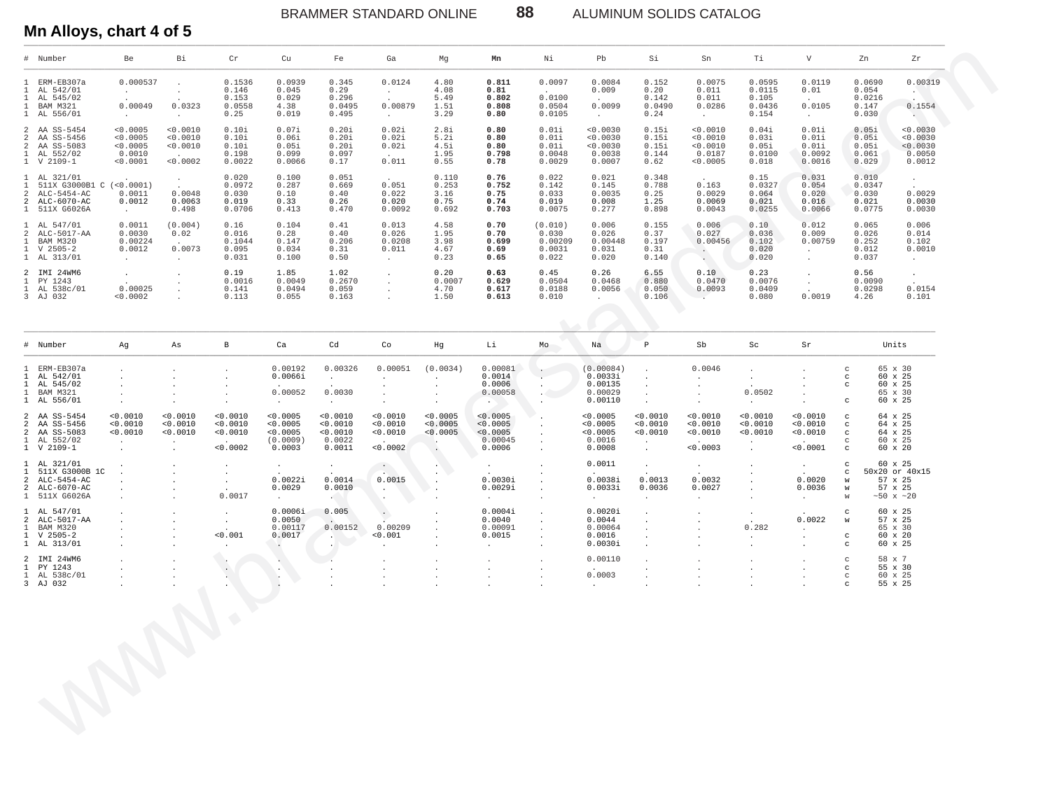## Mn Alloys, chart 4 of 5

| # | Number | Be | Bi | Cr | Cu | Fe | Ga | Mg | **Mn** | Ni | Pb | Si | Sn | Ti | V | Zn | Zr |
|---|---|---|---|---|---|---|---|---|---|---|---|---|---|---|---|---|---|
| 1 | ERM-EB307a | 0.000537 | . | 0.1536 | 0.0939 | 0.345 | 0.0124 | 4.80 | **0.811** | 0.0097 | 0.0084 | 0.152 | 0.0075 | 0.0595 | 0.0119 | 0.0690 | 0.00319 |
| 1 | AL 542/01 | . | . | 0.146 | 0.045 | 0.29 | . | 4.08 | **0.81** | . | 0.009 | 0.20 | 0.011 | 0.0115 | 0.01 | 0.054 | . |
| 1 | AL 545/02 | . | . | 0.153 | 0.029 | 0.296 | . | 5.49 | **0.802** | 0.0100 | . | 0.142 | 0.011 | 0.105 | . | 0.0216 | . |
| 1 | BAM M321 | 0.00049 | 0.0323 | 0.0558 | 4.38 | 0.0495 | 0.00879 | 1.51 | **0.808** | 0.0504 | 0.0099 | 0.0490 | 0.0286 | 0.0436 | 0.0105 | 0.147 | 0.1554 |
| 1 | AL 556/01 | . | . | 0.25 | 0.019 | 0.495 | . | 3.29 | **0.80** | 0.0105 | . | 0.24 | . | 0.154 | . | 0.030 | . |
| 2 | AA SS-5454 | <0.0005 | <0.0010 | 0.10i | 0.07i | 0.20i | 0.02i | 2.8i | **0.80** | 0.01i | <0.0030 | 0.15i | <0.0010 | 0.04i | 0.01i | 0.05i | <0.0030 |
| 2 | AA SS-5456 | <0.0005 | <0.0010 | 0.10i | 0.06i | 0.20i | 0.02i | 5.2i | **0.80** | 0.01i | <0.0030 | 0.15i | <0.0010 | 0.03i | 0.01i | 0.05i | <0.0030 |
| 2 | AA SS-5083 | <0.0005 | <0.0010 | 0.10i | 0.05i | 0.20i | 0.02i | 4.5i | **0.80** | 0.01i | <0.0030 | 0.15i | <0.0010 | 0.05i | 0.01i | 0.05i | <0.0030 |
| 1 | AL 552/02 | 0.0010 | . | 0.198 | 0.099 | 0.097 | . | 1.95 | **0.798** | 0.0048 | 0.0038 | 0.144 | 0.0187 | 0.0100 | 0.0092 | 0.061 | 0.0050 |
| 1 | V 2109-1 | <0.0001 | <0.0002 | 0.0022 | 0.0066 | 0.17 | 0.011 | 0.55 | **0.78** | 0.0029 | 0.0007 | 0.62 | <0.0005 | 0.018 | 0.0016 | 0.029 | 0.0012 |
| 1 | AL 321/01 | . | . | 0.020 | 0.100 | 0.051 | . | 0.110 | **0.76** | 0.022 | 0.021 | 0.348 | . | 0.15 | 0.031 | 0.010 | . |
| 1 | 511X G3000B1 C | (<0.0001) | . | 0.0972 | 0.287 | 0.669 | 0.051 | 0.253 | **0.752** | 0.142 | 0.145 | 0.788 | 0.163 | 0.0327 | 0.054 | 0.0347 | . |
| 2 | ALC-5454-AC | 0.0011 | 0.0048 | 0.030 | 0.10 | 0.40 | 0.022 | 3.16 | **0.75** | 0.033 | 0.0035 | 0.25 | 0.0029 | 0.064 | 0.020 | 0.030 | 0.0029 |
| 2 | ALC-6070-AC | 0.0012 | 0.0063 | 0.019 | 0.33 | 0.26 | 0.020 | 0.75 | **0.74** | 0.019 | 0.008 | 1.25 | 0.0069 | 0.021 | 0.016 | 0.021 | 0.0030 |
| 1 | 511X G6026A | . | 0.498 | 0.0706 | 0.413 | 0.470 | 0.0092 | 0.692 | **0.703** | 0.0075 | 0.277 | 0.898 | 0.0043 | 0.0255 | 0.0066 | 0.0775 | 0.0030 |
| 1 | AL 547/01 | 0.0011 | (0.004) | 0.16 | 0.104 | 0.41 | 0.013 | 4.58 | **0.70** | (0.010) | 0.006 | 0.155 | 0.006 | 0.10 | 0.012 | 0.065 | 0.006 |
| 2 | ALC-5017-AA | 0.0030 | 0.02 | 0.016 | 0.28 | 0.40 | 0.026 | 1.95 | **0.70** | 0.030 | 0.026 | 0.37 | 0.027 | 0.036 | 0.009 | 0.026 | 0.014 |
| 1 | BAM M320 | 0.00224 | . | 0.1044 | 0.147 | 0.206 | 0.0208 | 3.98 | **0.699** | 0.00209 | 0.00448 | 0.197 | 0.00456 | 0.102 | 0.00759 | 0.252 | 0.102 |
| 1 | V 2505-2 | 0.0012 | 0.0073 | 0.095 | 0.034 | 0.31 | 0.011 | 4.67 | **0.69** | 0.0031 | 0.031 | 0.31 | . | 0.020 | . | 0.012 | 0.0010 |
| 1 | AL 313/01 | . | . | 0.031 | 0.100 | 0.50 | . | 0.23 | **0.65** | 0.022 | 0.020 | 0.140 | . | 0.020 | . | 0.037 | . |
| 2 | IMI 24WM6 | . | . | 0.19 | 1.85 | 1.02 | . | 0.20 | **0.63** | 0.45 | 0.26 | 6.55 | 0.10 | 0.23 | . | 0.56 | . |
| 1 | PY 1243 | . | . | 0.0016 | 0.0049 | 0.2670 | . | 0.0007 | **0.629** | 0.0504 | 0.0468 | 0.880 | 0.0470 | 0.0076 | . | 0.0090 | . |
| 1 | AL 538c/01 | 0.00025 | . | 0.141 | 0.0494 | 0.059 | . | 4.70 | **0.617** | 0.0188 | 0.0056 | 0.050 | 0.0093 | 0.0409 | . | 0.0298 | 0.0154 |
| 3 | AJ 032 | <0.0002 | . | 0.113 | 0.055 | 0.163 | . | 1.50 | **0.613** | 0.010 | . | 0.106 | . | 0.080 | 0.0019 | 4.26 | 0.101 |

| # | Number | Ag | As | B | Ca | Cd | Co | Hg | Li | Mo | Na | P | Sb | Sc | Sr | Units | |
|---|---|---|---|---|---|---|---|---|---|---|---|---|---|---|---|---|---|
| 1 | ERM-EB307a | . | . | . | 0.00192 | 0.00326 | 0.00051 | (0.0034) | 0.00081 | . | (0.00084) | . | 0.0046 | . | . | c | 65 x 30 |
| 1 | AL 542/01 | . | . | . | 0.0066i | . | . | . | 0.0014 | . | 0.0033i | . | . | . | . | c | 60 x 25 |
| 1 | AL 545/02 | . | . | . | . | . | . | . | 0.0006 | . | 0.00135 | . | . | . | . | c | 60 x 25 |
| 1 | BAM M321 | . | . | . | 0.00052 | 0.0030 | . | . | 0.00058 | . | 0.00029 | . | . | 0.0502 | . | | 65 x 30 |
| 1 | AL 556/01 | . | . | . | . | . | . | . | . | . | 0.00110 | . | . | . | . | c | 60 x 25 |
| 2 | AA SS-5454 | <0.0010 | <0.0010 | <0.0010 | <0.0005 | <0.0010 | <0.0010 | <0.0005 | <0.0005 | . | <0.0005 | <0.0010 | <0.0010 | <0.0010 | <0.0010 | c | 64 x 25 |
| 2 | AA SS-5456 | <0.0010 | <0.0010 | <0.0010 | <0.0005 | <0.0010 | <0.0010 | <0.0005 | <0.0005 | . | <0.0005 | <0.0010 | <0.0010 | <0.0010 | <0.0010 | c | 64 x 25 |
| 2 | AA SS-5083 | <0.0010 | <0.0010 | <0.0010 | <0.0005 | <0.0010 | <0.0010 | <0.0005 | <0.0005 | . | <0.0005 | <0.0010 | <0.0010 | <0.0010 | <0.0010 | c | 64 x 25 |
| 1 | AL 552/02 | . | . | . | (0.0009) | 0.0022 | . | . | 0.00045 | . | 0.0016 | . | . | . | . | c | 60 x 25 |
| 1 | V 2109-1 | . | . | <0.0002 | 0.0003 | 0.0011 | <0.0002 | . | 0.0006 | . | 0.0008 | . | <0.0003 | . | <0.0001 | c | 60 x 20 |
| 1 | AL 321/01 | . | . | . | . | . | . | . | . | . | 0.0011 | . | . | . | . | c | 60 x 25 |
| 1 | 511X G3000B 1C | . | . | . | . | . | . | . | . | . | . | . | . | . | . | c | 50x20 or 40x15 |
| 2 | ALC-5454-AC | . | . | . | 0.0022i | 0.0014 | 0.0015 | . | 0.0030i | . | 0.0038i | 0.0013 | 0.0032 | . | 0.0020 | w | 57 x 25 |
| 2 | ALC-6070-AC | . | . | . | 0.0029 | 0.0010 | . | . | 0.0029i | . | 0.0033i | 0.0036 | 0.0027 | . | 0.0036 | w | 57 x 25 |
| 1 | 511X G6026A | . | . | 0.0017 | . | . | . | . | . | . | . | . | . | . | . | w | ~50 x ~20 |
| 1 | AL 547/01 | . | . | . | 0.0006i | 0.005 | . | . | 0.0004i | . | 0.0020i | . | . | . | . | c | 60 x 25 |
| 2 | ALC-5017-AA | . | . | . | 0.0050 | . | . | . | 0.0040 | . | 0.0044 | . | . | . | 0.0022 | w | 57 x 25 |
| 1 | BAM M320 | . | . | . | 0.00117 | 0.00152 | 0.00209 | . | 0.00091 | . | 0.00064 | . | . | 0.282 | . | | 65 x 30 |
| 1 | V 2505-2 | . | . | <0.001 | 0.0017 | . | <0.001 | . | 0.0015 | . | 0.0016 | . | . | . | . | c | 60 x 20 |
| 1 | AL 313/01 | . | . | . | . | . | . | . | . | . | 0.0030i | . | . | . | . | c | 60 x 25 |
| 2 | IMI 24WM6 | . | . | . | . | . | . | . | . | . | 0.00110 | . | . | . | . | c | 58 x 7 |
| 1 | PY 1243 | . | . | . | . | . | . | . | . | . | . | . | . | . | . | c | 55 x 30 |
| 1 | AL 538c/01 | . | . | . | . | . | . | . | . | . | 0.0003 | . | . | . | . | c | 60 x 25 |
| 3 | AJ 032 | . | . | . | . | . | . | . | . | . | . | . | . | . | . | c | 55 x 25 |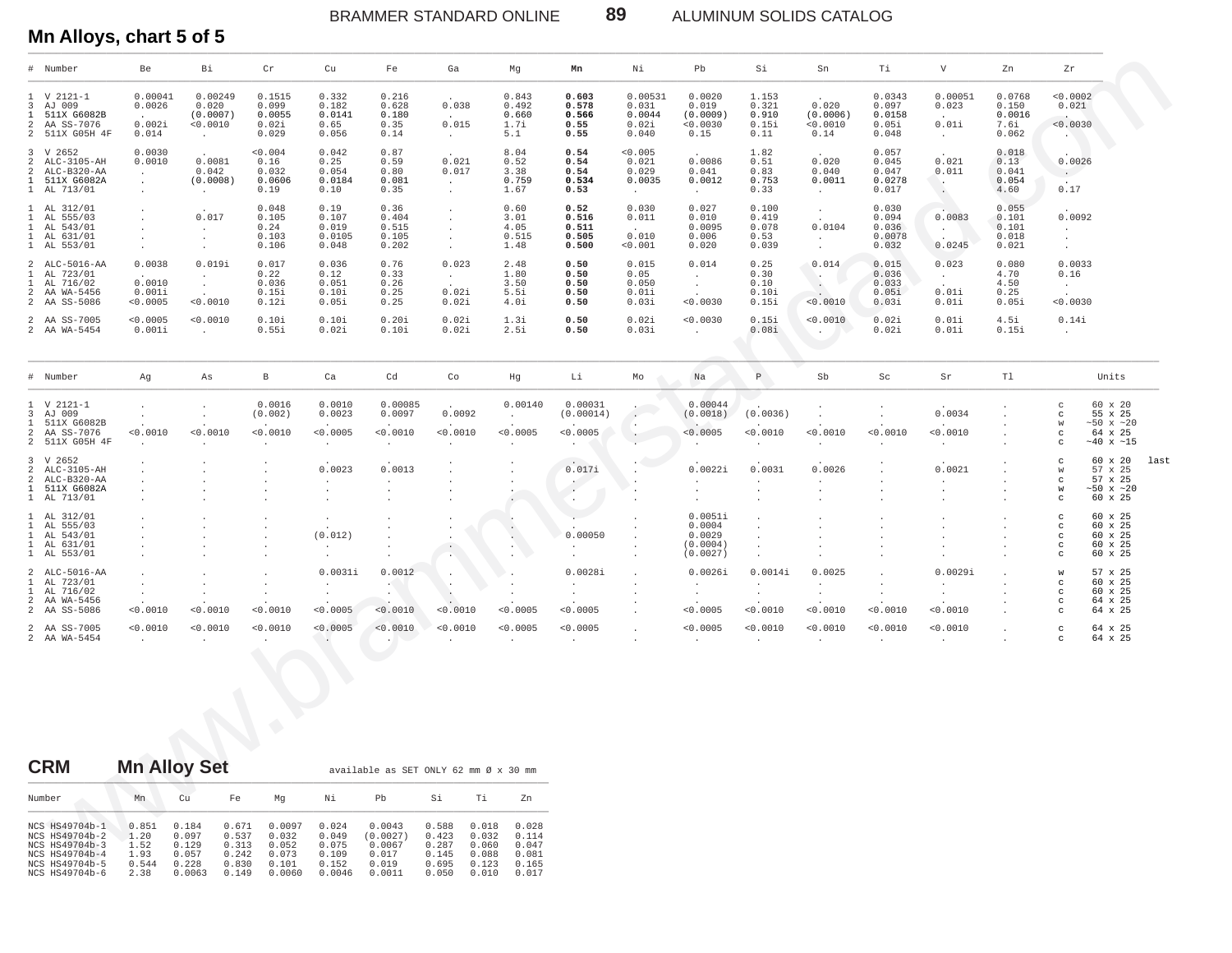## Mn Alloys, chart 5 of 5

| # | Number | Be | Bi | Cr | Cu | Fe | Ga | Mg | **Mn** | Ni | Pb | Si | Sn | Ti | V | Zn | Zr |
|---|---|---|---|---|---|---|---|---|---|---|---|---|---|---|---|---|---|
| 1 | V 2121-1 | 0.00041 | 0.00249 | 0.1515 | 0.332 | 0.216 | . | 0.843 | **0.603** | 0.00531 | 0.0020 | 1.153 | . | 0.0343 | 0.00051 | 0.0768 | <0.0002 |
| 3 | AJ 009 | 0.0026 | 0.020 | 0.099 | 0.182 | 0.628 | 0.038 | 0.492 | **0.578** | 0.031 | 0.019 | 0.321 | 0.020 | 0.097 | 0.023 | 0.150 | 0.021 |
| 1 | 511X G6082B | . | (0.0007) | 0.0055 | 0.0141 | 0.180 | . | 0.660 | **0.566** | 0.0044 | (0.0009) | 0.910 | (0.0006) | 0.0158 | . | 0.0016 | . |
| 2 | AA SS-7076 | 0.002i | <0.0010 | 0.02i | 0.65 | 0.35 | 0.015 | 1.7i | **0.55** | 0.02i | <0.0030 | 0.15i | <0.0010 | 0.05i | 0.01i | 7.6i | <0.0030 |
| 2 | 511X G05H 4F | 0.014 | . | 0.029 | 0.056 | 0.14 | . | 5.1 | **0.55** | 0.040 | 0.15 | 0.11 | 0.14 | 0.048 | . | 0.062 | . |
| 3 | V 2652 | 0.0030 | . | <0.004 | 0.042 | 0.87 | . | 8.04 | **0.54** | <0.005 | . | 1.82 | . | 0.057 | . | 0.018 | . |
| 2 | ALC-3105-AH | 0.0010 | 0.0081 | 0.16 | 0.25 | 0.59 | 0.021 | 0.52 | **0.54** | 0.021 | 0.0086 | 0.51 | 0.020 | 0.045 | 0.021 | 0.13 | 0.0026 |
| 2 | ALC-B320-AA | . | 0.042 | 0.032 | 0.054 | 0.80 | 0.017 | 3.38 | **0.54** | 0.029 | 0.041 | 0.83 | 0.040 | 0.047 | 0.011 | 0.041 | . |
| 1 | 511X G6082A | . | (0.0008) | 0.0606 | 0.0184 | 0.081 | . | 0.759 | **0.534** | 0.0035 | 0.0012 | 0.753 | 0.0011 | 0.0278 | . | 0.054 | . |
| 1 | AL 713/01 | . | . | 0.19 | 0.10 | 0.35 | . | 1.67 | **0.53** | . | . | 0.33 | . | 0.017 | . | 4.60 | 0.17 |
| 1 | AL 312/01 | . | . | 0.048 | 0.19 | 0.36 | . | 0.60 | **0.52** | 0.030 | 0.027 | 0.100 | . | 0.030 | . | 0.055 | . |
| 1 | AL 555/03 | . | 0.017 | 0.105 | 0.107 | 0.404 | . | 3.01 | **0.516** | 0.011 | 0.010 | 0.419 | . | 0.094 | 0.0083 | 0.101 | 0.0092 |
| 1 | AL 543/01 | . | . | 0.24 | 0.019 | 0.515 | . | 4.05 | **0.511** | . | 0.0095 | 0.078 | 0.0104 | 0.036 | . | 0.101 | . |
| 1 | AL 631/01 | . | . | 0.103 | 0.0105 | 0.105 | . | 0.515 | **0.505** | 0.010 | 0.006 | 0.53 | . | 0.0078 | . | 0.018 | . |
| 1 | AL 553/01 | . | . | 0.106 | 0.048 | 0.202 | . | 1.48 | **0.500** | <0.001 | 0.020 | 0.039 | . | 0.032 | 0.0245 | 0.021 | . |
| 2 | ALC-5016-AA | 0.0038 | 0.019i | 0.017 | 0.036 | 0.76 | 0.023 | 2.48 | **0.50** | 0.015 | 0.014 | 0.25 | 0.014 | 0.015 | 0.023 | 0.080 | 0.0033 |
| 1 | AL 723/01 | . | . | 0.22 | 0.12 | 0.33 | . | 1.80 | **0.50** | 0.05 | . | 0.30 | . | 0.036 | . | 4.70 | 0.16 |
| 1 | AL 716/02 | 0.0010 | . | 0.036 | 0.051 | 0.26 | . | 3.50 | **0.50** | 0.050 | . | 0.10 | . | 0.033 | . | 4.50 | . |
| 2 | AA WA-5456 | 0.001i | . | 0.15i | 0.10i | 0.25 | 0.02i | 5.5i | **0.50** | 0.01i | . | 0.10i | . | 0.05i | 0.01i | 0.25 | . |
| 2 | AA SS-5086 | <0.0005 | <0.0010 | 0.12i | 0.05i | 0.25 | 0.02i | 4.0i | **0.50** | 0.03i | <0.0030 | 0.15i | <0.0010 | 0.03i | 0.01i | 0.05i | <0.0030 |
| 2 | AA SS-7005 | <0.0005 | <0.0010 | 0.10i | 0.10i | 0.20i | 0.02i | 1.3i | **0.50** | 0.02i | <0.0030 | 0.15i | <0.0010 | 0.02i | 0.01i | 4.5i | 0.14i |
| 2 | AA WA-5454 | 0.001i | . | 0.55i | 0.02i | 0.10i | 0.02i | 2.5i | **0.50** | 0.03i | . | 0.08i | . | 0.02i | 0.01i | 0.15i | . |

| # | Number | Ag | As | B | Ca | Cd | Co | Hg | Li | Mo | Na | P | Sb | Sc | Sr | Tl | Units | |
|---|---|---|---|---|---|---|---|---|---|---|---|---|---|---|---|---|---|---|
| 1 | V 2121-1 | . | . | 0.0016 | 0.0010 | 0.00085 | 0.0092 | 0.00140 | 0.00031 | . | 0.00044 | . | . | . | . | . | c | 60 x 20 |
| 3 | AJ 009 | . | . | (0.002) | 0.0023 | 0.0097 | . | . | (0.00014) | . | (0.0018) | (0.0036) | . | . | 0.0034 | . | c | 55 x 25 |
| 1 | 511X G6082B | . | . | . | . | . | . | . | . | . | . | . | . | . | . | . | w | ~50 x ~20 |
| 2 | AA SS-7076 | <0.0010 | <0.0010 | <0.0010 | <0.0005 | <0.0010 | <0.0010 | <0.0005 | <0.0005 | . | <0.0005 | <0.0010 | <0.0010 | <0.0010 | <0.0010 | . | c | 64 x 25 |
| 2 | 511X G05H 4F | . | . | . | . | . | . | . | . | . | . | . | . | . | . | . | c | ~40 x ~15 |
| 3 | V 2652 | . | . | . | . | . | . | . | . | . | . | . | . | . | . | . | c | 60 x 20 last |
| 2 | ALC-3105-AH | . | . | . | 0.0023 | 0.0013 | . | . | 0.017i | . | 0.0022i | 0.0031 | 0.0026 | . | 0.0021 | . | w | 57 x 25 |
| 2 | ALC-B320-AA | . | . | . | . | . | . | . | . | . | . | . | . | . | . | . | c | 57 x 25 |
| 1 | 511X G6082A | . | . | . | . | . | . | . | . | . | . | . | . | . | . | . | w | ~50 x ~20 |
| 1 | AL 713/01 | . | . | . | . | . | . | . | . | . | . | . | . | . | . | . | c | 60 x 25 |
| 1 | AL 312/01 | . | . | . | . | . | . | . | . | . | 0.0051i | . | . | . | . | . | c | 60 x 25 |
| 1 | AL 555/03 | . | . | . | . | . | . | . | . | . | 0.0004 | . | . | . | . | . | c | 60 x 25 |
| 1 | AL 543/01 | . | . | . | (0.012) | . | . | . | 0.00050 | . | 0.0029 | . | . | . | . | . | c | 60 x 25 |
| 1 | AL 631/01 | . | . | . | . | . | . | . | . | . | (0.0004) | . | . | . | . | . | c | 60 x 25 |
| 1 | AL 553/01 | . | . | . | . | . | . | . | . | . | (0.0027) | . | . | . | . | . | c | 60 x 25 |
| 2 | ALC-5016-AA | . | . | . | 0.0031i | 0.0012 | . | . | 0.0028i | . | 0.0026i | 0.0014i | 0.0025 | . | 0.0029i | . | w | 57 x 25 |
| 1 | AL 723/01 | . | . | . | . | . | . | . | . | . | . | . | . | . | . | . | c | 60 x 25 |
| 1 | AL 716/02 | . | . | . | . | . | . | . | . | . | . | . | . | . | . | . | c | 60 x 25 |
| 2 | AA WA-5456 | . | . | . | . | . | . | . | . | . | . | . | . | . | . | . | c | 64 x 25 |
| 2 | AA SS-5086 | <0.0010 | <0.0010 | <0.0010 | <0.0005 | <0.0010 | <0.0010 | <0.0005 | <0.0005 | . | <0.0005 | <0.0010 | <0.0010 | <0.0010 | <0.0010 | . | c | 64 x 25 |
| 2 | AA SS-7005 | <0.0010 | <0.0010 | <0.0010 | <0.0005 | <0.0010 | <0.0010 | <0.0005 | <0.0005 | . | <0.0005 | <0.0010 | <0.0010 | <0.0010 | <0.0010 | . | c | 64 x 25 |
| 2 | AA WA-5454 | . | . | . | . | . | . | . | . | . | . | . | . | . | . | . | c | 64 x 25 |

## CRM Mn Alloy Set

available as SET ONLY 62 mm Ø x 30 mm

| Number | Mn | Cu | Fe | Mg | Ni | Pb | Si | Ti | Zn |
|---|---|---|---|---|---|---|---|---|---|
| NCS HS49704b-1 | 0.851 | 0.184 | 0.671 | 0.0097 | 0.024 | 0.0043 | 0.588 | 0.018 | 0.028 |
| NCS HS49704b-2 | 1.20 | 0.097 | 0.537 | 0.032 | 0.049 | (0.0027) | 0.423 | 0.032 | 0.114 |
| NCS HS49704b-3 | 1.52 | 0.129 | 0.313 | 0.052 | 0.075 | 0.0067 | 0.287 | 0.060 | 0.047 |
| NCS HS49704b-4 | 1.93 | 0.057 | 0.242 | 0.073 | 0.109 | 0.017 | 0.145 | 0.088 | 0.081 |
| NCS HS49704b-5 | 0.544 | 0.228 | 0.830 | 0.101 | 0.152 | 0.019 | 0.695 | 0.123 | 0.165 |
| NCS HS49704b-6 | 2.38 | 0.0063 | 0.149 | 0.0060 | 0.0046 | 0.0011 | 0.050 | 0.010 | 0.017 |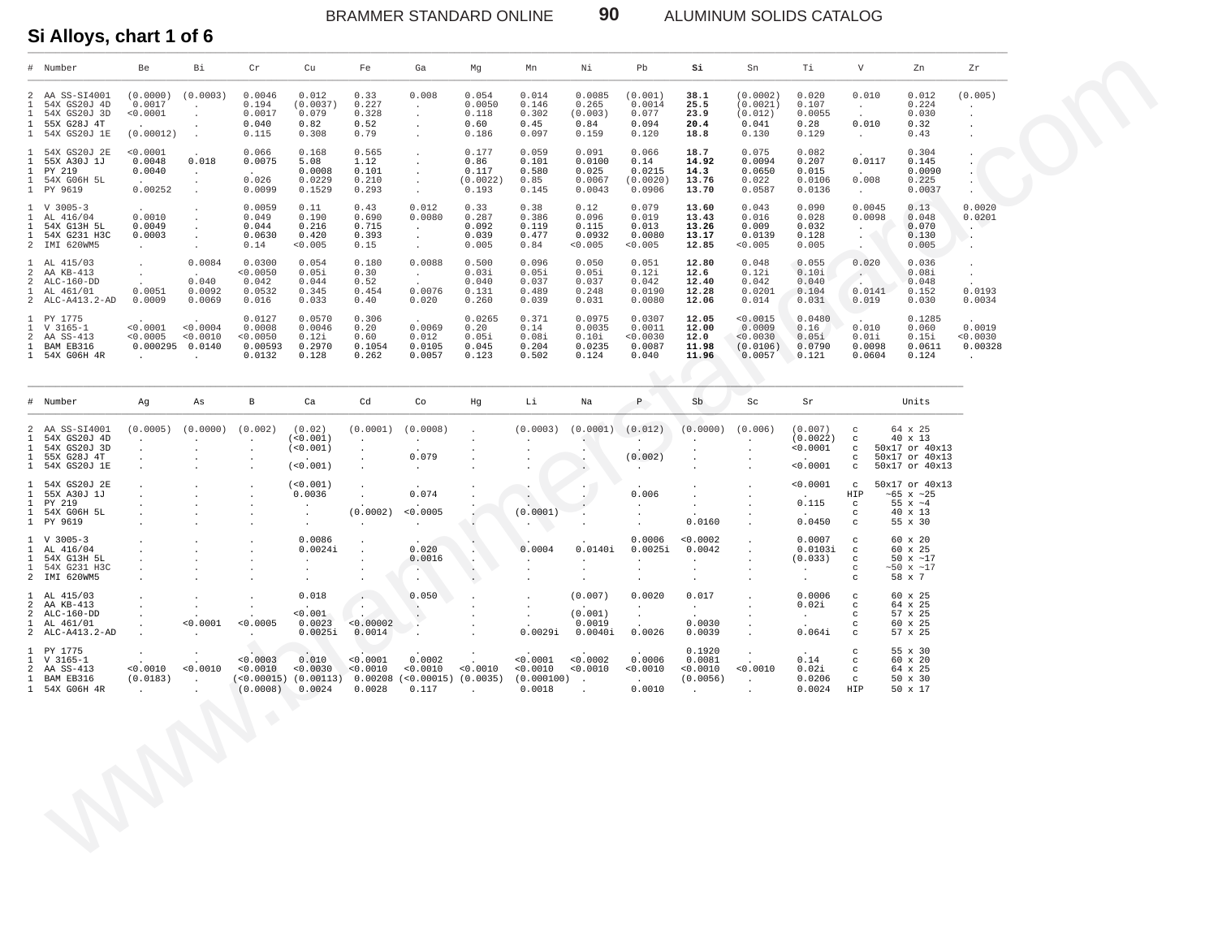## Si Alloys, chart 1 of 6

| # | Number | Be | Bi | Cr | Cu | Fe | Ga | Mg | Mn | Ni | Pb | Si | Sn | Ti | V | Zn | Zr |
|---|---|---|---|---|---|---|---|---|---|---|---|---|---|---|---|---|---|
| 2 | AA SS-SI4001 | (0.0000) | (0.0003) | 0.0046 | 0.012 | 0.33 | 0.008 | 0.054 | 0.014 | 0.0085 | (0.001) | **38.1** | (0.0002) | 0.020 | 0.010 | 0.012 | (0.005) |
| 1 | 54X GS20J 4D | 0.0017 | . | 0.194 | (0.0037) | 0.227 | . | 0.0050 | 0.146 | 0.265 | 0.0014 | **25.5** | (0.0021) | 0.107 | . | 0.224 | . |
| 1 | 54X GS20J 3D | <0.0001 | . | 0.0017 | 0.079 | 0.328 | . | 0.118 | 0.302 | (0.003) | 0.077 | **23.9** | (0.012) | 0.0055 | . | 0.030 | . |
| 1 | 55X G28J 4T | . | . | 0.040 | 0.82 | 0.52 | . | 0.60 | 0.45 | 0.84 | 0.094 | **20.4** | 0.041 | 0.28 | 0.010 | 0.32 | . |
| 1 | 54X GS20J 1E | (0.00012) | . | 0.115 | 0.308 | 0.79 | . | 0.186 | 0.097 | 0.159 | 0.120 | **18.8** | 0.130 | 0.129 | . | 0.43 | . |
| 1 | 54X GS20J 2E | <0.0001 | . | 0.066 | 0.168 | 0.565 | . | 0.177 | 0.059 | 0.091 | 0.066 | **18.7** | 0.075 | 0.082 | . | 0.304 | . |
| 1 | 55X A30J 1J | 0.0048 | 0.018 | 0.0075 | 5.08 | 1.12 | . | 0.86 | 0.101 | 0.0100 | 0.14 | **14.92** | 0.0094 | 0.207 | 0.0117 | 0.145 | . |
| 1 | PY 219 | 0.0040 | . | . | 0.0008 | 0.101 | . | 0.117 | 0.580 | 0.025 | 0.0215 | **14.3** | 0.0650 | 0.015 | . | 0.0090 | . |
| 1 | 54X G06H 5L | . | . | 0.026 | 0.0229 | 0.210 | . | (0.0022) | 0.85 | 0.0067 | (0.0020) | **13.76** | 0.022 | 0.0106 | 0.008 | 0.225 | . |
| 1 | PY 9619 | 0.00252 | . | 0.0099 | 0.1529 | 0.293 | . | 0.193 | 0.145 | 0.0043 | 0.0906 | **13.70** | 0.0587 | 0.0136 | . | 0.0037 | . |
| 1 | V 3005-3 | . | . | 0.0059 | 0.11 | 0.43 | 0.012 | 0.33 | 0.38 | 0.12 | 0.079 | **13.60** | 0.043 | 0.090 | 0.0045 | 0.13 | 0.0020 |
| 1 | AL 416/04 | 0.0010 | . | 0.049 | 0.190 | 0.690 | 0.0080 | 0.287 | 0.386 | 0.096 | 0.019 | **13.43** | 0.016 | 0.028 | 0.0098 | 0.048 | 0.0201 |
| 1 | 54X G13H 5L | 0.0049 | . | 0.044 | 0.216 | 0.715 | . | 0.092 | 0.119 | 0.115 | 0.013 | **13.26** | 0.009 | 0.032 | . | 0.070 | . |
| 1 | 54X G231 H3C | 0.0003 | . | 0.0630 | 0.420 | 0.393 | . | 0.039 | 0.477 | 0.0932 | 0.0080 | **13.17** | 0.0139 | 0.128 | . | 0.130 | . |
| 2 | IMI 620WM5 | . | . | 0.14 | <0.005 | 0.15 | . | 0.005 | 0.84 | <0.005 | <0.005 | **12.85** | <0.005 | 0.005 | . | 0.005 | . |
| 1 | AL 415/03 | . | 0.0084 | 0.0300 | 0.054 | 0.180 | 0.0088 | 0.500 | 0.096 | 0.050 | 0.051 | **12.80** | 0.048 | 0.055 | 0.020 | 0.036 | . |
| 2 | AA KB-413 | . | . | <0.0050 | 0.05i | 0.30 | . | 0.03i | 0.05i | 0.05i | 0.12i | **12.6** | 0.12i | 0.10i | . | 0.08i | . |
| 2 | ALC-160-DD | . | 0.040 | 0.042 | 0.044 | 0.52 | . | 0.040 | 0.037 | 0.037 | 0.042 | **12.40** | 0.042 | 0.040 | . | 0.048 | . |
| 1 | AL 461/01 | 0.0051 | 0.0092 | 0.0532 | 0.345 | 0.454 | 0.0076 | 0.131 | 0.489 | 0.248 | 0.0190 | **12.28** | 0.0201 | 0.104 | 0.0141 | 0.152 | 0.0193 |
| 2 | ALC-A413.2-AD | 0.0009 | 0.0069 | 0.016 | 0.033 | 0.40 | 0.020 | 0.260 | 0.039 | 0.031 | 0.0080 | **12.06** | 0.014 | 0.031 | 0.019 | 0.030 | 0.0034 |
| 1 | PY 1775 | . | . | 0.0127 | 0.0570 | 0.306 | . | 0.0265 | 0.371 | 0.0975 | 0.0307 | **12.05** | <0.0015 | 0.0480 | . | 0.1285 | . |
| 1 | V 3165-1 | <0.0001 | <0.0004 | 0.0008 | 0.0046 | 0.20 | 0.0069 | 0.20 | 0.14 | 0.0035 | 0.0011 | **12.00** | 0.0009 | 0.16 | 0.010 | 0.060 | 0.0019 |
| 2 | AA SS-413 | <0.0005 | <0.0010 | <0.0050 | 0.12i | 0.60 | 0.012 | 0.05i | 0.08i | 0.10i | <0.0030 | **12.0** | <0.0030 | 0.05i | 0.01i | 0.15i | <0.0030 |
| 1 | BAM EB316 | 0.000295 | 0.0140 | 0.00593 | 0.2970 | 0.1054 | 0.0105 | 0.045 | 0.204 | 0.0235 | 0.0087 | **11.98** | (0.0106) | 0.0790 | 0.0098 | 0.0611 | 0.00328 |
| 1 | 54X G06H 4R | . | . | 0.0132 | 0.128 | 0.262 | 0.0057 | 0.123 | 0.502 | 0.124 | 0.040 | **11.96** | 0.0057 | 0.121 | 0.0604 | 0.124 | . |

| # | Number | Ag | As | B | Ca | Cd | Co | Hg | Li | Na | P | Sb | Sc | Sr | | Units |
|---|---|---|---|---|---|---|---|---|---|---|---|---|---|---|---|---|
| 2 | AA SS-SI4001 | (0.0005) | (0.0000) | (0.002) | (0.02) | (0.0001) | (0.0008) | . | (0.0003) | (0.0001) | (0.012) | (0.0000) | (0.006) | (0.007) | c | 64 x 25 |
| 1 | 54X GS20J 4D | . | . | . | (<0.001) | . | . | . | . | . | . | . | . | (0.0022) | c | 40 x 13 |
| 1 | 54X GS20J 3D | . | . | . | (<0.001) | . | . | . | . | . | . | . | . | <0.0001 | c | 50x17 or 40x13 |
| 1 | 55X G28J 4T | . | . | . | . | . | 0.079 | . | . | . | (0.002) | . | . | . | c | 50x17 or 40x13 |
| 1 | 54X GS20J 1E | . | . | . | (<0.001) | . | . | . | . | . | . | . | . | <0.0001 | c | 50x17 or 40x13 |
| 1 | 54X GS20J 2E | . | . | . | (<0.001) | . | . | . | . | . | . | . | . | <0.0001 | c | 50x17 or 40x13 |
| 1 | 55X A30J 1J | . | . | . | 0.0036 | . | 0.074 | . | . | . | 0.006 | . | . | . | HIP | ~65 x ~25 |
| 1 | PY 219 | . | . | . | . | . | . | . | . | . | . | . | . | 0.115 | c | 55 x ~4 |
| 1 | 54X G06H 5L | . | . | . | . | (0.0002) | <0.0005 | . | (0.0001) | . | . | . | . | . | c | 40 x 13 |
| 1 | PY 9619 | . | . | . | . | . | . | . | . | . | . | 0.0160 | . | 0.0450 | c | 55 x 30 |
| 1 | V 3005-3 | . | . | . | 0.0086 | . | . | . | . | . | 0.0006 | <0.0002 | . | 0.0007 | c | 60 x 20 |
| 1 | AL 416/04 | . | . | . | 0.0024i | . | 0.020 | . | 0.0004 | 0.0140i | 0.0025i | 0.0042 | . | 0.0103i | c | 60 x 25 |
| 1 | 54X G13H 5L | . | . | . | . | . | 0.0016 | . | . | . | . | . | . | (0.033) | c | 50 x ~17 |
| 1 | 54X G231 H3C | . | . | . | . | . | . | . | . | . | . | . | . | . | c | ~50 x ~17 |
| 2 | IMI 620WM5 | . | . | . | . | . | . | . | . | . | . | . | . | . | c | 58 x 7 |
| 1 | AL 415/03 | . | . | . | 0.018 | . | 0.050 | . | . | (0.007) | 0.0020 | 0.017 | . | 0.0006 | c | 60 x 25 |
| 2 | AA KB-413 | . | . | . | . | . | . | . | . | . | . | . | . | 0.02i | c | 64 x 25 |
| 2 | ALC-160-DD | . | . | . | <0.001 | . | . | . | . | (0.001) | . | . | . | . | c | 57 x 25 |
| 1 | AL 461/01 | . | <0.0001 | <0.0005 | 0.0023 | <0.00002 | . | . | . | 0.0019 | . | 0.0030 | . | . | c | 60 x 25 |
| 2 | ALC-A413.2-AD | . | . | . | 0.0025i | 0.0014 | . | . | 0.0029i | 0.0040i | 0.0026 | 0.0039 | . | 0.064i | c | 57 x 25 |
| 1 | PY 1775 | . | . | . | . | . | . | . | . | . | . | 0.1920 | . | . | c | 55 x 30 |
| 1 | V 3165-1 | . | . | <0.0003 | 0.010 | <0.0001 | 0.0002 | . | <0.0001 | <0.0002 | 0.0006 | 0.0081 | . | 0.14 | c | 60 x 20 |
| 2 | AA SS-413 | <0.0010 | <0.0010 | <0.0010 | <0.0030 | <0.0010 | <0.0010 | <0.0010 | <0.0010 | <0.0010 | <0.0010 | <0.0010 | <0.0010 | 0.02i | c | 64 x 25 |
| 1 | BAM EB316 | (0.0183) | . | (<0.00015) | (0.00113) | 0.00208 | (<0.00015) | (0.0035) | (0.000100) | . | . | (0.0056) | . | 0.0206 | c | 50 x 30 |
| 1 | 54X G06H 4R | . | . | (0.0008) | 0.0024 | 0.0028 | 0.117 | . | 0.0018 | . | 0.0010 | . | . | 0.0024 | HIP | 50 x 17 |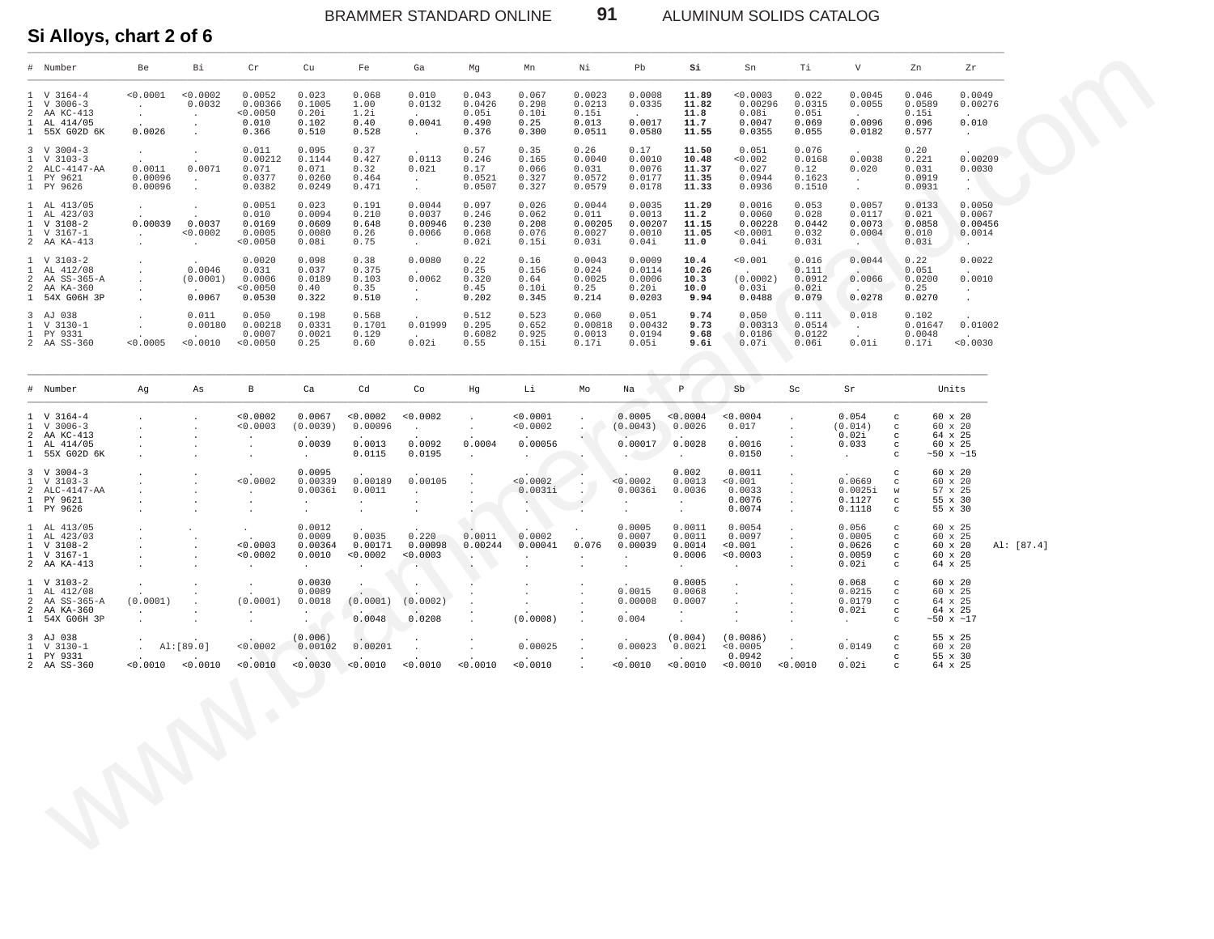## Si Alloys, chart 2 of 6

| # | Number | Be | Bi | Cr | Cu | Fe | Ga | Mg | Mn | Ni | Pb | **Si** | Sn | Ti | V | Zn | Zr |
|---|---|---|---|---|---|---|---|---|---|---|---|---|---|---|---|---|---|
| 1 | V 3164-4 | <0.0001 | <0.0002 | 0.0052 | 0.023 | 0.068 | 0.010 | 0.043 | 0.067 | 0.0023 | 0.0008 | **11.89** | <0.0003 | 0.022 | 0.0045 | 0.046 | 0.0049 |
| 1 | V 3006-3 | . | 0.0032 | 0.00366 | 0.1005 | 1.00 | 0.0132 | 0.0426 | 0.298 | 0.0213 | 0.0335 | **11.82** | 0.00296 | 0.0315 | 0.0055 | 0.0589 | 0.00276 |
| 2 | AA KC-413 | . | . | <0.0050 | 0.20i | 1.2i | . | 0.05i | 0.10i | 0.15i | . | **11.8** | 0.08i | 0.05i | . | 0.15i | . |
| 1 | AL 414/05 | . | . | 0.010 | 0.102 | 0.40 | 0.0041 | 0.490 | 0.25 | 0.013 | 0.0017 | **11.7** | 0.0047 | 0.069 | 0.0096 | 0.096 | 0.010 |
| 1 | 55X G02D 6K | 0.0026 | . | 0.366 | 0.510 | 0.528 | . | 0.376 | 0.300 | 0.0511 | 0.0580 | **11.55** | 0.0355 | 0.055 | 0.0182 | 0.577 | . |
| 3 | V 3004-3 | . | . | 0.011 | 0.095 | 0.37 | . | 0.57 | 0.35 | 0.26 | 0.17 | **11.50** | 0.051 | 0.076 | . | 0.20 | . |
| 1 | V 3103-3 | . | . | 0.00212 | 0.1144 | 0.427 | 0.0113 | 0.246 | 0.165 | 0.0040 | 0.0010 | **10.48** | <0.002 | 0.0168 | 0.0038 | 0.221 | 0.00209 |
| 2 | ALC-4147-AA | 0.0011 | 0.0071 | 0.071 | 0.071 | 0.32 | 0.021 | 0.17 | 0.066 | 0.031 | 0.0076 | **11.37** | 0.027 | 0.12 | 0.020 | 0.031 | 0.0030 |
| 1 | PY 9621 | 0.00096 | . | 0.0377 | 0.0260 | 0.464 | . | 0.0521 | 0.327 | 0.0572 | 0.0177 | **11.35** | 0.0944 | 0.1623 | . | 0.0919 | . |
| 1 | PY 9626 | 0.00096 | . | 0.0382 | 0.0249 | 0.471 | . | 0.0507 | 0.327 | 0.0579 | 0.0178 | **11.33** | 0.0936 | 0.1510 | . | 0.0931 | . |
| 1 | AL 413/05 | . | . | 0.0051 | 0.023 | 0.191 | 0.0044 | 0.097 | 0.026 | 0.0044 | 0.0035 | **11.29** | 0.0016 | 0.053 | 0.0057 | 0.0133 | 0.0050 |
| 1 | AL 423/03 | . | . | 0.010 | 0.0094 | 0.210 | 0.0037 | 0.246 | 0.062 | 0.011 | 0.0013 | **11.2** | 0.0060 | 0.028 | 0.0117 | 0.021 | 0.0067 |
| 1 | V 3108-2 | 0.00039 | 0.0037 | 0.0169 | 0.0609 | 0.648 | 0.00946 | 0.230 | 0.208 | 0.00205 | 0.00207 | **11.15** | 0.00228 | 0.0442 | 0.0073 | 0.0858 | 0.00456 |
| 1 | V 3167-1 | . | <0.0002 | 0.0005 | 0.0080 | 0.26 | 0.0066 | 0.068 | 0.076 | 0.0027 | 0.0010 | **11.05** | <0.0001 | 0.032 | 0.0004 | 0.010 | 0.0014 |
| 2 | AA KA-413 | . | . | <0.0050 | 0.08i | 0.75 | . | 0.02i | 0.15i | 0.03i | 0.04i | **11.0** | 0.04i | 0.03i | . | 0.03i | . |
| 1 | V 3103-2 | . | . | 0.0020 | 0.098 | 0.38 | 0.0080 | 0.22 | 0.16 | 0.0043 | 0.0009 | **10.4** | <0.001 | 0.016 | 0.0044 | 0.22 | 0.0022 |
| 1 | AL 412/08 | . | 0.0046 | 0.031 | 0.037 | 0.375 | . | 0.25 | 0.156 | 0.024 | 0.0114 | **10.26** | . | 0.111 | . | 0.051 | . |
| 2 | AA SS-365-A | . | (0.0001) | 0.0006 | 0.0189 | 0.103 | 0.0062 | 0.320 | 0.64 | 0.0025 | 0.0006 | **10.3** | (0.0002) | 0.0912 | 0.0066 | 0.0200 | 0.0010 |
| 2 | AA KA-360 | . | . | <0.0050 | 0.40 | 0.35 | . | 0.45 | 0.10i | 0.25 | 0.20i | **10.0** | 0.03i | 0.02i | . | 0.25 | . |
| 1 | 54X G06H 3P | . | 0.0067 | 0.0530 | 0.322 | 0.510 | . | 0.202 | 0.345 | 0.214 | 0.0203 | **9.94** | 0.0488 | 0.079 | 0.0278 | 0.0270 | . |
| 3 | AJ 038 | . | 0.011 | 0.050 | 0.198 | 0.568 | . | 0.512 | 0.523 | 0.060 | 0.051 | **9.74** | 0.050 | 0.111 | 0.018 | 0.102 | . |
| 1 | V 3130-1 | . | 0.00180 | 0.00218 | 0.0331 | 0.1701 | 0.01999 | 0.295 | 0.652 | 0.00818 | 0.00432 | **9.73** | 0.00313 | 0.0514 | . | 0.01647 | 0.01002 |
| 1 | PY 9331 | . | . | 0.0007 | 0.0021 | 0.129 | . | 0.6082 | 0.925 | 0.0013 | 0.0194 | **9.68** | 0.0186 | 0.0122 | . | 0.0048 | . |
| 2 | AA SS-360 | <0.0005 | <0.0010 | <0.0050 | 0.25 | 0.60 | 0.02i | 0.55 | 0.15i | 0.17i | 0.05i | **9.6i** | 0.07i | 0.06i | 0.01i | 0.17i | <0.0030 |

| # | Number | Ag | As | B | Ca | Cd | Co | Hg | Li | Mo | Na | P | Sb | Sc | Sr | | Units | |
|---|---|---|---|---|---|---|---|---|---|---|---|---|---|---|---|---|---|---|
| 1 | V 3164-4 | . | . | <0.0002 | 0.0067 | <0.0002 | <0.0002 | . | <0.0001 | . | 0.0005 | <0.0004 | <0.0004 | . | 0.054 | c | 60 x 20 | |
| 1 | V 3006-3 | . | . | <0.0003 | (0.0039) | 0.00096 | . | . | <0.0002 | . | (0.0043) | 0.0026 | 0.017 | . | (0.014) | c | 60 x 20 | |
| 2 | AA KC-413 | . | . | . | . | . | . | . | . | . | . | . | . | . | 0.02i | c | 64 x 25 | |
| 1 | AL 414/05 | . | . | . | 0.0039 | 0.0013 | 0.0092 | 0.0004 | 0.00056 | . | 0.00017 | 0.0028 | 0.0016 | . | 0.033 | c | 60 x 25 | |
| 1 | 55X G02D 6K | . | . | . | . | 0.0115 | 0.0195 | . | . | . | . | . | 0.0150 | . | . | c | ~50 x ~15 | |
| 3 | V 3004-3 | . | . | . | 0.0095 | . | . | . | . | . | . | 0.002 | 0.0011 | . | . | c | 60 x 20 | |
| 1 | V 3103-3 | . | . | <0.0002 | 0.00339 | 0.00189 | 0.00105 | . | <0.0002 | . | <0.0002 | 0.0013 | <0.001 | . | 0.0669 | c | 60 x 20 | |
| 2 | ALC-4147-AA | . | . | . | 0.0036i | 0.0011 | . | . | 0.0031i | . | 0.0036i | 0.0036 | 0.0033 | . | 0.0025i | w | 57 x 25 | |
| 1 | PY 9621 | . | . | . | . | . | . | . | . | . | . | . | 0.0076 | . | 0.1127 | c | 55 x 30 | |
| 1 | PY 9626 | . | . | . | . | . | . | . | . | . | . | . | 0.0074 | . | 0.1118 | c | 55 x 30 | |
| 1 | AL 413/05 | . | . | . | 0.0012 | . | . | . | . | . | 0.0005 | 0.0011 | 0.0054 | . | 0.056 | c | 60 x 25 | |
| 1 | AL 423/03 | . | . | . | 0.0009 | 0.0035 | 0.220 | 0.0011 | 0.0002 | . | 0.0007 | 0.0011 | 0.0097 | . | 0.0005 | c | 60 x 25 | |
| 1 | V 3108-2 | . | . | <0.0003 | 0.00364 | 0.00171 | 0.00098 | 0.00244 | 0.00041 | 0.076 | 0.00039 | 0.0014 | <0.001 | . | 0.0626 | c | 60 x 20 | Al: [87.4] |
| 1 | V 3167-1 | . | . | <0.0002 | 0.0010 | <0.0002 | <0.0003 | . | . | . | . | 0.0006 | <0.0003 | . | 0.0059 | c | 60 x 20 | |
| 2 | AA KA-413 | . | . | . | . | . | . | . | . | . | . | . | . | . | 0.02i | c | 64 x 25 | |
| 1 | V 3103-2 | . | . | . | 0.0030 | . | . | . | . | . | . | 0.0005 | . | . | 0.068 | c | 60 x 20 | |
| 1 | AL 412/08 | . | . | . | 0.0089 | . | . | . | . | . | 0.0015 | 0.0068 | . | . | 0.0215 | c | 60 x 25 | |
| 2 | AA SS-365-A | (0.0001) | . | (0.0001) | 0.0018 | (0.0001) | (0.0002) | . | . | . | 0.00008 | 0.0007 | . | . | 0.0179 | c | 64 x 25 | |
| 2 | AA KA-360 | . | . | . | . | . | . | . | . | . | . | . | . | . | 0.02i | c | 64 x 25 | |
| 1 | 54X G06H 3P | . | . | . | . | 0.0048 | 0.0208 | . | (0.0008) | . | 0.004 | . | . | . | . | c | ~50 x ~17 | |
| 3 | AJ 038 | . | . | . | (0.006) | . | . | . | . | . | . | (0.004) | (0.0086) | . | . | c | 55 x 25 | |
| 1 | V 3130-1 | . | Al:[89.0] | <0.0002 | 0.00102 | 0.00201 | . | . | 0.00025 | . | 0.00023 | 0.0021 | <0.0005 | . | 0.0149 | c | 60 x 20 | |
| 1 | PY 9331 | . | . | . | . | . | . | . | . | . | . | . | 0.0942 | . | . | c | 55 x 30 | |
| 2 | AA SS-360 | <0.0010 | <0.0010 | <0.0010 | <0.0030 | <0.0010 | <0.0010 | <0.0010 | <0.0010 | . | <0.0010 | <0.0010 | <0.0010 | <0.0010 | 0.02i | c | 64 x 25 | |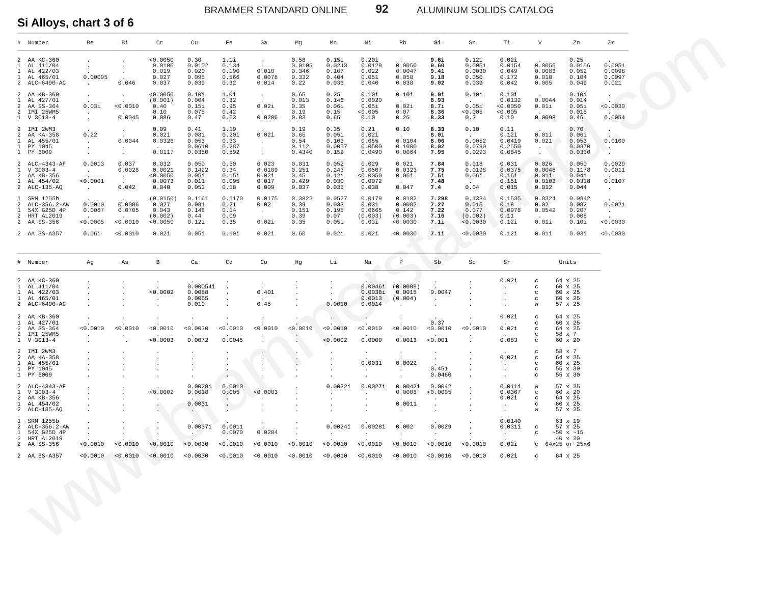## Si Alloys, chart 3 of 6

| # | Number | Be | Bi | Cr | Cu | Fe | Ga | Mg | Mn | Ni | Pb | Si | Sn | Ti | V | Zn | Zr |
|---|---|---|---|---|---|---|---|---|---|---|---|---|---|---|---|---|---|
| 2 | AA KC-360 | . | . | <0.0050 | 0.30 | 1.1i | . | 0.58 | 0.15i | 0.20i | . | **9.6i** | 0.12i | 0.02i | . | 0.25 | . |
| 1 | AL 411/04 | . | . | 0.0106 | 0.0102 | 0.134 | . | 0.0105 | 0.0243 | 0.0129 | 0.0050 | **9.60** | 0.0051 | 0.0154 | 0.0056 | 0.0156 | 0.0051 |
| 1 | AL 422/03 | . | . | 0.019 | 0.020 | 0.190 | 0.010 | 0.346 | 0.107 | 0.022 | 0.0047 | **9.41** | 0.0030 | 0.049 | 0.0083 | 0.052 | 0.0098 |
| 1 | AL 465/01 | 0.00095 | . | 0.027 | 0.095 | 0.566 | 0.0078 | 0.332 | 0.404 | 0.051 | 0.050 | **9.18** | 0.050 | 0.172 | 0.010 | 0.104 | 0.0097 |
| 2 | ALC-6490-AC | . | 0.046 | 0.037 | 0.039 | 0.32 | 0.014 | 0.22 | 0.036 | 0.040 | 0.038 | **9.02** | 0.039 | 0.042 | 0.005 | 0.049 | 0.021 |
| 2 | AA KB-360 | . | . | <0.0050 | 0.10i | 1.0i | . | 0.65 | 0.25 | 0.10i | 0.10i | **9.0i** | 0.10i | 0.10i | . | 0.10i | . |
| 1 | AL 427/01 | . | . | (0.001) | 0.004 | 0.32 | . | 0.013 | 0.146 | 0.0020 | . | **8.93** | . | 0.0132 | 0.0044 | 0.014 | . |
| 2 | AA SS-364 | 0.03i | <0.0010 | 0.40 | 0.15i | 0.95 | 0.02i | 0.35 | 0.06i | 0.05i | 0.02i | **8.7i** | 0.05i | <0.0050 | 0.01i | 0.05i | <0.0030 |
| 2 | IMI 25WM5 | . | . | 0.10 | 0.075 | 0.42 | . | 0.19 | 0.15 | <0.005 | 0.07 | **8.36** | <0.005 | <0.005 | . | 0.015 | . |
| 1 | V 3013-4 | . | 0.0045 | 0.086 | 0.47 | 0.63 | 0.0206 | 0.83 | 0.65 | 0.10 | 0.25 | **8.33** | 0.3 | 0.10 | 0.0098 | 0.46 | 0.0054 |
| 2 | IMI 2WM3 | . | . | 0.09 | 0.41 | 1.19 | . | 0.19 | 0.35 | 0.21 | 0.10 | **8.33** | 0.10 | 0.11 | . | 0.70 | . |
| 2 | AA KA-358 | 0.22 | . | 0.02i | 0.08i | 0.20i | 0.02i | 0.65 | 0.05i | 0.02i | . | **8.0i** | . | 0.12i | 0.01i | 0.06i | . |
| 1 | AL 455/01 | . | 0.0044 | 0.0326 | 0.053 | 0.33 | . | 0.54 | 0.103 | 0.055 | 0.0104 | **8.06** | 0.0052 | 0.0419 | 0.021 | 0.053 | 0.0100 |
| 1 | PY 1045 | . | . | . | 0.0610 | 0.287 | . | 0.112 | 0.0057 | 0.0500 | 0.1000 | **8.02** | 0.0780 | 0.2550 | . | 0.0870 | . |
| 1 | PY 6009 | . | . | 0.0117 | 0.0350 | 0.592 | . | 0.4340 | 0.152 | 0.0490 | 0.0064 | **7.95** | 0.0293 | 0.0845 | . | 0.0330 | . |
| 2 | ALC-4343-AF | 0.0013 | 0.037 | 0.032 | 0.050 | 0.50 | 0.023 | 0.031 | 0.052 | 0.029 | 0.021 | **7.84** | 0.018 | 0.031 | 0.026 | 0.050 | 0.0029 |
| 1 | V 3003-4 | . | 0.0028 | 0.0021 | 0.1422 | 0.34 | 0.0109 | 0.251 | 0.243 | 0.0507 | 0.0323 | **7.75** | 0.0198 | 0.0375 | 0.0048 | 0.1178 | 0.0011 |
| 2 | AA KB-356 | . | . | <0.0050 | 0.05i | 0.15i | 0.02i | 0.45 | 0.12i | <0.0050 | 0.06i | **7.5i** | 0.06i | 0.16i | 0.01i | 0.04i | . |
| 1 | AL 454/02 | <0.0001 | . | 0.0073 | 0.011 | 0.095 | 0.017 | 0.429 | 0.030 | 0.0072 | . | **7.48** | . | 0.151 | 0.0103 | 0.0338 | 0.0107 |
| 2 | ALC-135-AQ | . | 0.042 | 0.040 | 0.053 | 0.18 | 0.009 | 0.037 | 0.035 | 0.038 | 0.047 | **7.4** | 0.04 | 0.015 | 0.012 | 0.044 | . |
| 1 | SRM 1255b | . | . | (0.0150) | 0.1161 | 0.1170 | 0.0175 | 0.3822 | 0.0527 | 0.0179 | 0.0182 | **7.298** | 0.1334 | 0.1535 | 0.0324 | 0.0842 | . |
| 2 | ALC-356.2-AW | 0.0010 | 0.0086 | 0.027 | 0.081 | 0.21 | 0.02 | 0.39 | 0.033 | 0.031 | 0.0082 | **7.27** | 0.015 | 0.18 | 0.02 | 0.082 | 0.0021 |
| 1 | 54X G25D 4P | 0.0067 | 0.0705 | 0.043 | 0.148 | 0.14 | . | 0.151 | 0.195 | 0.0665 | 0.142 | **7.22** | 0.077 | 0.0978 | 0.0542 | 0.207 | . |
| 2 | HRT AL2019 | . | . | (0.002) | 0.44 | 0.09 | . | 0.39 | 0.07 | (0.003) | (0.003) | **7.16** | (0.002) | 0.11 | . | 0.008 | . |
| 2 | AA SS-356 | <0.0005 | <0.0010 | <0.0050 | 0.12i | 0.35 | 0.02i | 0.35 | 0.05i | 0.03i | <0.0030 | **7.1i** | <0.0030 | 0.12i | 0.01i | 0.10i | <0.0030 |
| 2 | AA SS-A357 | 0.06i | <0.0010 | 0.02i | 0.05i | 0.10i | 0.02i | 0.60 | 0.02i | 0.02i | <0.0030 | **7.1i** | <0.0030 | 0.12i | 0.01i | 0.03i | <0.0030 |

| # | Number | Ag | As | B | Ca | Cd | Co | Hg | Li | Na | P | Sb | Sc | Sr | Units | |
|---|---|---|---|---|---|---|---|---|---|---|---|---|---|---|---|---|
| 2 | AA KC-360 | . | . | . | . | . | . | . | . | . | . | . | . | 0.02i | c | 64 x 25 |
| 1 | AL 411/04 | . | . | . | 0.00054i | . | . | . | . | 0.0046i | (0.0009) | . | . | . | c | 60 x 25 |
| 1 | AL 422/03 | . | . | <0.0002 | 0.0088 | . | 0.401 | . | . | 0.0038i | 0.0015 | 0.0047 | . | . | c | 60 x 25 |
| 1 | AL 465/01 | . | . | . | 0.0065 | . | . | . | . | 0.0013 | (0.004) | . | . | . | c | 60 x 25 |
| 2 | ALC-6490-AC | . | . | . | 0.010 | . | 0.45 | . | 0.0010 | 0.0014 | . | . | . | . | w | 57 x 25 |
| 2 | AA KB-360 | . | . | . | . | . | . | . | . | . | . | . | . | 0.02i | c | 64 x 25 |
| 1 | AL 427/01 | . | . | . | . | . | . | . | . | . | . | 0.37 | . | . | c | 60 x 25 |
| 2 | AA SS-364 | <0.0010 | <0.0010 | <0.0010 | <0.0030 | <0.0010 | <0.0010 | <0.0010 | <0.0010 | <0.0010 | <0.0010 | <0.0010 | <0.0010 | 0.02i | c | 64 x 25 |
| 2 | IMI 25WM5 | . | . | . | . | . | . | . | . | . | . | . | . | . | c | 58 x 7 |
| 1 | V 3013-4 | . | . | <0.0003 | 0.0072 | 0.0045 | . | . | <0.0002 | 0.0009 | 0.0013 | <0.001 | . | 0.083 | c | 60 x 20 |
| 2 | IMI 2WM3 | . | . | . | . | . | . | . | . | . | . | . | . | . | c | 58 x 7 |
| 2 | AA KA-358 | . | . | . | . | . | . | . | . | . | . | . | . | 0.02i | c | 64 x 25 |
| 1 | AL 455/01 | . | . | . | . | . | . | . | . | 0.0031 | 0.0022 | . | . | . | c | 60 x 25 |
| 1 | PY 1045 | . | . | . | . | . | . | . | . | . | . | 0.451 | . | . | c | 55 x 30 |
| 1 | PY 6009 | . | . | . | . | . | . | . | . | . | . | 0.0460 | . | . | c | 55 x 30 |
| 2 | ALC-4343-AF | . | . | . | 0.0028i | 0.0010 | . | . | 0.0022i | 0.0027i | 0.0042i | 0.0042 | . | 0.011i | w | 57 x 25 |
| 1 | V 3003-4 | . | . | <0.0002 | 0.0018 | 0.005 | <0.0003 | . | . | . | 0.0008 | <0.0005 | . | 0.0367 | c | 60 x 20 |
| 2 | AA KB-356 | . | . | . | . | . | . | . | . | . | . | . | . | 0.02i | c | 64 x 25 |
| 1 | AL 454/02 | . | . | . | 0.0031 | . | . | . | . | . | 0.0011 | . | . | . | c | 60 x 25 |
| 2 | ALC-135-AQ | . | . | . | . | . | . | . | . | . | . | . | . | . | w | 57 x 25 |
| 1 | SRM 1255b | . | . | . | . | . | . | . | . | . | . | . | . | 0.0140 | | 63 x 19 |
| 2 | ALC-356.2-AW | . | . | . | 0.0037i | 0.0011 | . | . | 0.0024i | 0.0028i | 0.002 | 0.0029 | . | 0.031i | c | 57 x 25 |
| 1 | 54X G25D 4P | . | . | . | . | 0.0070 | 0.0204 | . | . | . | . | . | . | . | c | ~50 x ~15 |
| 2 | HRT AL2019 | . | . | . | . | . | . | . | . | . | . | . | . | . | | 40 x 20 |
| 2 | AA SS-356 | <0.0010 | <0.0010 | <0.0010 | <0.0030 | <0.0010 | <0.0010 | <0.0010 | <0.0010 | <0.0010 | <0.0010 | <0.0010 | <0.0010 | 0.02i | c | 64x25 or 25x6 |
| 2 | AA SS-A357 | <0.0010 | <0.0010 | <0.0010 | <0.0030 | <0.0010 | <0.0010 | <0.0010 | <0.0010 | <0.0010 | <0.0010 | <0.0010 | <0.0010 | 0.02i | c | 64 x 25 |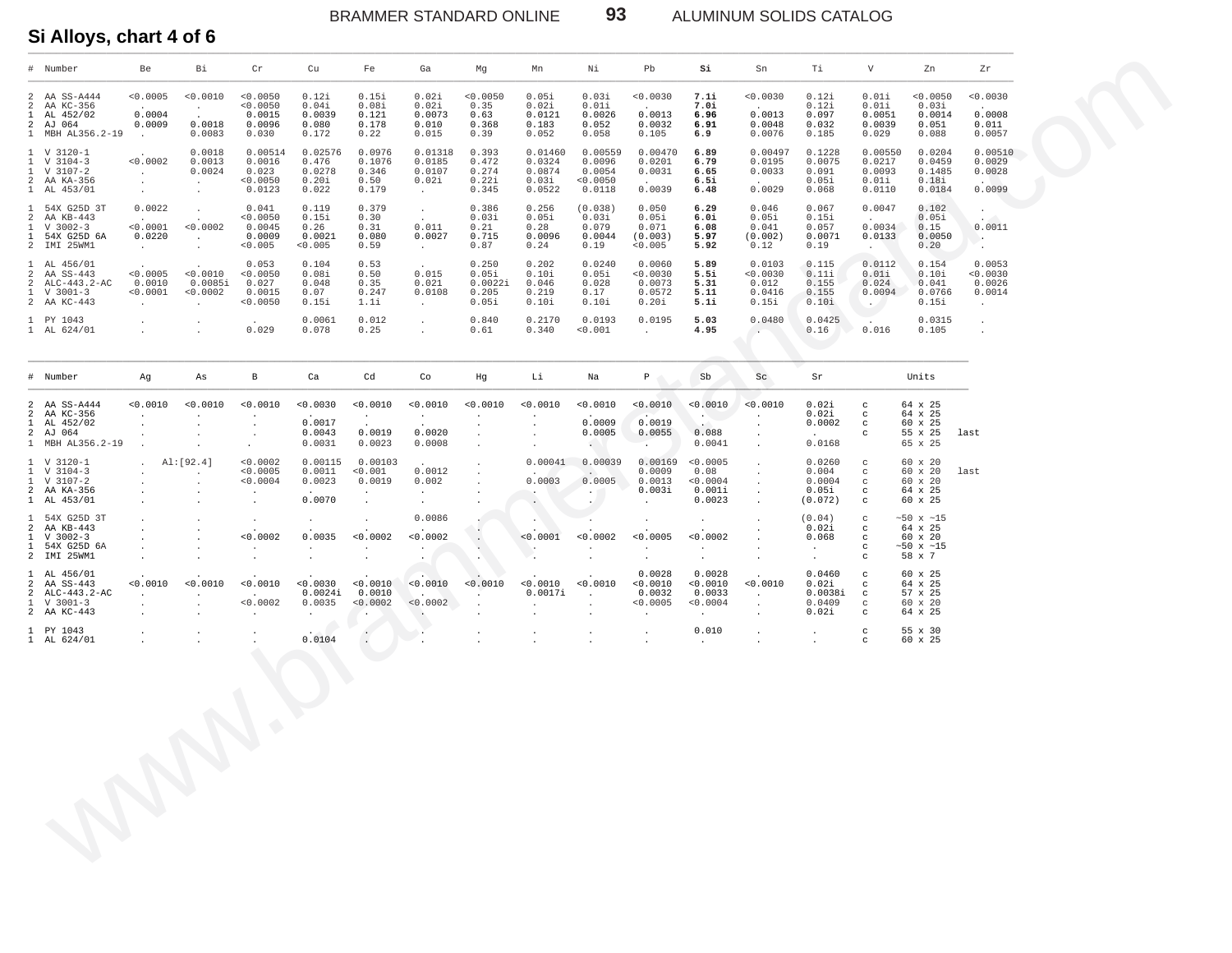## Si Alloys, chart 4 of 6

| # | Number | Be | Bi | Cr | Cu | Fe | Ga | Mg | Mn | Ni | Pb | **Si** | Sn | Ti | V | Zn | Zr |
|---|---|---|---|---|---|---|---|---|---|---|---|---|---|---|---|---|---|
| 2 | AA SS-A444 | <0.0005 | <0.0010 | <0.0050 | 0.12i | 0.15i | 0.02i | <0.0050 | 0.05i | 0.03i | <0.0030 | **7.1i** | <0.0030 | 0.12i | 0.01i | <0.0050 | <0.0030 |
| 2 | AA KC-356 | . | . | <0.0050 | 0.04i | 0.08i | 0.02i | 0.35 | 0.02i | 0.01i | . | **7.0i** | . | 0.12i | 0.01i | 0.03i | . |
| 1 | AL 452/02 | 0.0004 | . | 0.0015 | 0.0039 | 0.121 | 0.0073 | 0.63 | 0.0121 | 0.0026 | 0.0013 | **6.96** | 0.0013 | 0.097 | 0.0051 | 0.0014 | 0.0008 |
| 2 | AJ 064 | 0.0009 | 0.0018 | 0.0096 | 0.080 | 0.178 | 0.010 | 0.368 | 0.183 | 0.052 | 0.0032 | **6.91** | 0.0048 | 0.032 | 0.0039 | 0.051 | 0.011 |
| 1 | MBH AL356.2-19 | . | 0.0083 | 0.030 | 0.172 | 0.22 | 0.015 | 0.39 | 0.052 | 0.058 | 0.105 | **6.9** | 0.0076 | 0.185 | 0.029 | 0.088 | 0.0057 |
| 1 | V 3120-1 | . | 0.0018 | 0.00514 | 0.02576 | 0.0976 | 0.01318 | 0.393 | 0.01460 | 0.00559 | 0.00470 | **6.89** | 0.00497 | 0.1228 | 0.00550 | 0.0204 | 0.00510 |
| 1 | V 3104-3 | <0.0002 | 0.0013 | 0.0016 | 0.476 | 0.1076 | 0.0185 | 0.472 | 0.0324 | 0.0096 | 0.0201 | **6.79** | 0.0195 | 0.0075 | 0.0217 | 0.0459 | 0.0029 |
| 1 | V 3107-2 | . | 0.0024 | 0.023 | 0.0278 | 0.346 | 0.0107 | 0.274 | 0.0874 | 0.0054 | 0.0031 | **6.65** | 0.0033 | 0.091 | 0.0093 | 0.1485 | 0.0028 |
| 2 | AA KA-356 | . | . | <0.0050 | 0.20i | 0.50 | 0.02i | 0.22i | 0.03i | <0.0050 | . | **6.5i** | . | 0.05i | 0.01i | 0.18i | . |
| 1 | AL 453/01 | . | . | 0.0123 | 0.022 | 0.179 | . | 0.345 | 0.0522 | 0.0118 | 0.0039 | **6.48** | 0.0029 | 0.068 | 0.0110 | 0.0184 | 0.0099 |
| 1 | 54X G25D 3T | 0.0022 | . | 0.041 | 0.119 | 0.379 | . | 0.386 | 0.256 | (0.038) | 0.050 | **6.29** | 0.046 | 0.067 | 0.0047 | 0.102 | . |
| 2 | AA KB-443 | . | . | <0.0050 | 0.15i | 0.30 | . | 0.03i | 0.05i | 0.03i | 0.05i | **6.0i** | 0.05i | 0.15i | . | 0.05i | . |
| 1 | V 3002-3 | <0.0001 | <0.0002 | 0.0045 | 0.26 | 0.31 | 0.011 | 0.21 | 0.28 | 0.079 | 0.071 | **6.08** | 0.041 | 0.057 | 0.0034 | 0.15 | 0.0011 |
| 1 | 54X G25D 6A | 0.0220 | . | 0.0009 | 0.0021 | 0.080 | 0.0027 | 0.715 | 0.0096 | 0.0044 | (0.003) | **5.97** | (0.002) | 0.0071 | 0.0133 | 0.0050 | . |
| 2 | IMI 25WM1 | . | . | <0.005 | <0.005 | 0.59 | . | 0.87 | 0.24 | 0.19 | <0.005 | **5.92** | 0.12 | 0.19 | . | 0.20 | . |
| 1 | AL 456/01 | . | . | 0.053 | 0.104 | 0.53 | . | 0.250 | 0.202 | 0.0240 | 0.0060 | **5.89** | 0.0103 | 0.115 | 0.0112 | 0.154 | 0.0053 |
| 2 | AA SS-443 | <0.0005 | <0.0010 | <0.0050 | 0.08i | 0.50 | 0.015 | 0.05i | 0.10i | 0.05i | <0.0030 | **5.5i** | <0.0030 | 0.11i | 0.01i | 0.10i | <0.0030 |
| 2 | ALC-443.2-AC | 0.0010 | 0.0085i | 0.027 | 0.048 | 0.35 | 0.021 | 0.0022i | 0.046 | 0.028 | 0.0073 | **5.31** | 0.012 | 0.155 | 0.024 | 0.041 | 0.0026 |
| 1 | V 3001-3 | <0.0001 | <0.0002 | 0.0015 | 0.07 | 0.247 | 0.0108 | 0.205 | 0.219 | 0.17 | 0.0572 | **5.11** | 0.0416 | 0.155 | 0.0094 | 0.0766 | 0.0014 |
| 2 | AA KC-443 | . | . | <0.0050 | 0.15i | 1.1i | . | 0.05i | 0.10i | 0.10i | 0.20i | **5.1i** | 0.15i | 0.10i | . | 0.15i | . |
| 1 | PY 1043 | . | . | . | 0.0061 | 0.012 | . | 0.840 | 0.2170 | 0.0193 | 0.0195 | **5.03** | 0.0480 | 0.0425 | . | 0.0315 | . |
| 1 | AL 624/01 | . | . | 0.029 | 0.078 | 0.25 | . | 0.61 | 0.340 | <0.001 | . | **4.95** | . | 0.16 | 0.016 | 0.105 | . |

| # | Number | Ag | As | B | Ca | Cd | Co | Hg | Li | Na | P | Sb | Sc | Sr | | Units | |
|---|---|---|---|---|---|---|---|---|---|---|---|---|---|---|---|---|---|
| 2 | AA SS-A444 | <0.0010 | <0.0010 | <0.0010 | <0.0030 | <0.0010 | <0.0010 | <0.0010 | <0.0010 | <0.0010 | <0.0010 | <0.0010 | <0.0010 | 0.02i | c | 64 x 25 | |
| 2 | AA KC-356 | . | . | . | . | . | . | . | . | . | . | . | . | 0.02i | c | 64 x 25 | |
| 1 | AL 452/02 | . | . | . | 0.0017 | . | . | . | . | 0.0009 | 0.0019 | . | . | 0.0002 | c | 60 x 25 | |
| 2 | AJ 064 | . | . | . | 0.0043 | 0.0019 | 0.0020 | . | . | 0.0005 | 0.0055 | 0.088 | . | . | c | 55 x 25 | last |
| 1 | MBH AL356.2-19 | . | . | . | 0.0031 | 0.0023 | 0.0008 | . | . | . | . | 0.0041 | . | 0.0168 | | 65 x 25 | |
| 1 | V 3120-1 | . | Al:[92.4] | <0.0002 | 0.00115 | 0.00103 | . | . | 0.00041 | 0.00039 | 0.00169 | <0.0005 | . | 0.0260 | c | 60 x 20 | |
| 1 | V 3104-3 | . | . | <0.0005 | 0.0011 | <0.001 | 0.0012 | . | . | . | 0.0009 | 0.08 | . | 0.004 | c | 60 x 20 | last |
| 1 | V 3107-2 | . | . | <0.0004 | 0.0023 | 0.0019 | 0.002 | . | 0.0003 | 0.0005 | 0.0013 | <0.0004 | . | 0.0004 | c | 60 x 20 | |
| 2 | AA KA-356 | . | . | . | . | . | . | . | . | . | 0.003i | 0.001i | . | 0.05i | c | 64 x 25 | |
| 1 | AL 453/01 | . | . | . | 0.0070 | . | . | . | . | . | . | 0.0023 | . | (0.072) | c | 60 x 25 | |
| 1 | 54X G25D 3T | . | . | . | . | . | 0.0086 | . | . | . | . | . | . | (0.04) | c | ~50 x ~15 | |
| 2 | AA KB-443 | . | . | . | . | . | . | . | . | . | . | . | . | 0.02i | c | 64 x 25 | |
| 1 | V 3002-3 | . | . | <0.0002 | 0.0035 | <0.0002 | <0.0002 | . | <0.0001 | <0.0002 | <0.0005 | <0.0002 | . | 0.068 | c | 60 x 20 | |
| 1 | 54X G25D 6A | . | . | . | . | . | . | . | . | . | . | . | . | . | c | ~50 x ~15 | |
| 2 | IMI 25WM1 | . | . | . | . | . | . | . | . | . | . | . | . | . | c | 58 x 7 | |
| 1 | AL 456/01 | . | . | . | . | . | . | . | . | . | 0.0028 | 0.0028 | . | 0.0460 | c | 60 x 25 | |
| 2 | AA SS-443 | <0.0010 | <0.0010 | <0.0010 | <0.0030 | <0.0010 | <0.0010 | <0.0010 | <0.0010 | <0.0010 | <0.0010 | <0.0010 | <0.0010 | 0.02i | c | 64 x 25 | |
| 2 | ALC-443.2-AC | . | . | . | 0.0024i | 0.0010 | . | . | 0.0017i | . | 0.0032 | 0.0033 | . | 0.0038i | c | 57 x 25 | |
| 1 | V 3001-3 | . | . | <0.0002 | 0.0035 | <0.0002 | <0.0002 | . | . | . | <0.0005 | <0.0004 | . | 0.0409 | c | 60 x 20 | |
| 2 | AA KC-443 | . | . | . | . | . | . | . | . | . | . | . | . | 0.02i | c | 64 x 25 | |
| 1 | PY 1043 | . | . | . | . | . | . | . | . | . | . | 0.010 | . | . | c | 55 x 30 | |
| 1 | AL 624/01 | . | . | . | 0.0104 | . | . | . | . | . | . | . | . | . | c | 60 x 25 | |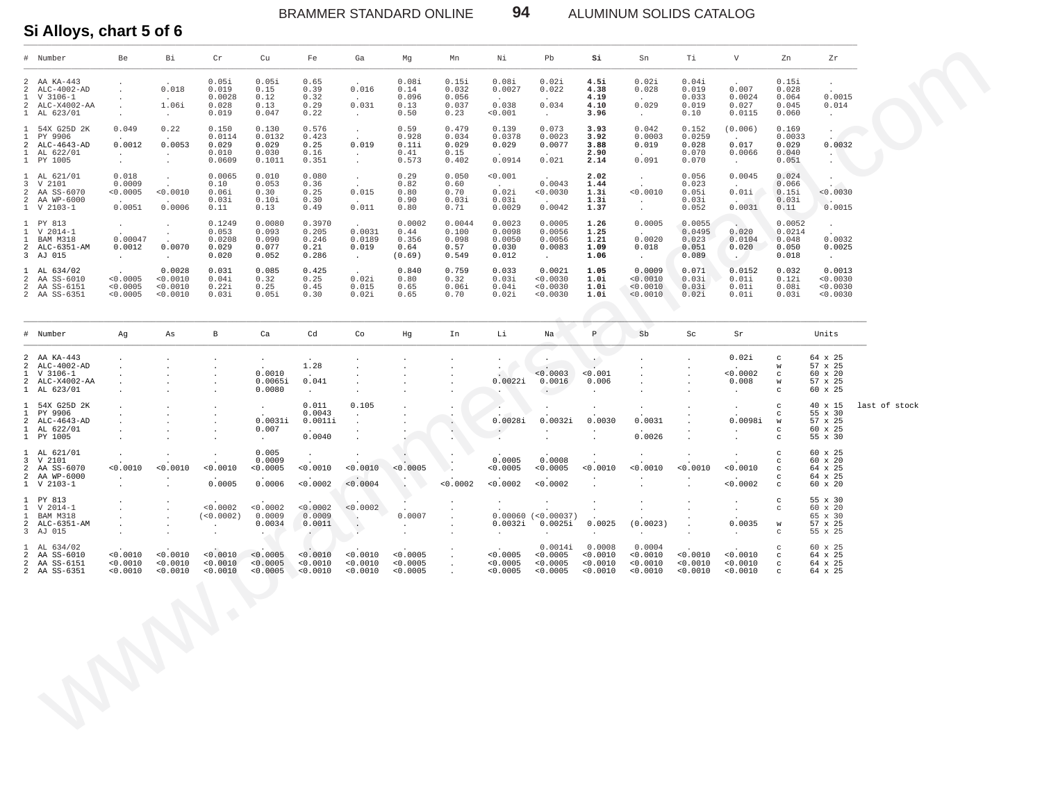## Si Alloys, chart 5 of 6

| # | Number | Be | Bi | Cr | Cu | Fe | Ga | Mg | Mn | Ni | Pb | **Si** | Sn | Ti | V | Zn | Zr |
|---|---|---|---|---|---|---|---|---|---|---|---|---|---|---|---|---|---|
| 2 | AA KA-443 | . | . | 0.05i | 0.05i | 0.65 | . | 0.08i | 0.15i | 0.08i | 0.02i | **4.5i** | 0.02i | 0.04i | . | 0.15i | . |
| 2 | ALC-4002-AD | . | 0.018 | 0.019 | 0.15 | 0.39 | 0.016 | 0.14 | 0.032 | 0.0027 | 0.022 | **4.38** | 0.028 | 0.019 | 0.007 | 0.028 | . |
| 1 | V 3106-1 | . | . | 0.0028 | 0.12 | 0.32 | . | 0.096 | 0.056 | . | . | **4.19** | . | 0.033 | 0.0024 | 0.064 | 0.0015 |
| 2 | ALC-X4002-AA | . | 1.06i | 0.028 | 0.13 | 0.29 | 0.031 | 0.13 | 0.037 | 0.038 | 0.034 | **4.10** | 0.029 | 0.019 | 0.027 | 0.045 | 0.014 |
| 1 | AL 623/01 | . | . | 0.019 | 0.047 | 0.22 | . | 0.50 | 0.23 | <0.001 | . | **3.96** | . | 0.10 | 0.0115 | 0.060 | . |
| 1 | 54X G25D 2K | 0.049 | 0.22 | 0.150 | 0.130 | 0.576 | . | 0.59 | 0.479 | 0.139 | 0.073 | **3.93** | 0.042 | 0.152 | (0.006) | 0.169 | . |
| 1 | PY 9906 | . | . | 0.0114 | 0.0132 | 0.423 | . | 0.928 | 0.034 | 0.0378 | 0.0023 | **3.92** | 0.0003 | 0.0259 | . | 0.0033 | . |
| 2 | ALC-4643-AD | 0.0012 | 0.0053 | 0.029 | 0.029 | 0.25 | 0.019 | 0.11i | 0.029 | 0.029 | 0.0077 | **3.88** | 0.019 | 0.028 | 0.017 | 0.029 | 0.0032 |
| 1 | AL 622/01 | . | . | 0.010 | 0.030 | 0.16 | . | 0.41 | 0.15 | . | . | **2.90** | . | 0.070 | 0.0066 | 0.040 | . |
| 1 | PY 1005 | . | . | 0.0609 | 0.1011 | 0.351 | . | 0.573 | 0.402 | 0.0914 | 0.021 | **2.14** | 0.091 | 0.070 | . | 0.051 | . |
| 1 | AL 621/01 | 0.018 | . | 0.0065 | 0.010 | 0.080 | . | 0.29 | 0.050 | <0.001 | . | **2.02** | . | 0.056 | 0.0045 | 0.024 | . |
| 3 | V 2101 | 0.0009 | . | 0.10 | 0.053 | 0.36 | . | 0.82 | 0.60 | . | 0.0043 | **1.44** | . | 0.023 | . | 0.066 | . |
| 2 | AA SS-6070 | <0.0005 | <0.0010 | 0.06i | 0.30 | 0.25 | 0.015 | 0.80 | 0.70 | 0.02i | <0.0030 | **1.3i** | <0.0010 | 0.05i | 0.01i | 0.15i | <0.0030 |
| 2 | AA WP-6000 | . | . | 0.03i | 0.10i | 0.30 | . | 0.90 | 0.03i | 0.03i | . | **1.3i** | . | 0.03i | . | 0.03i | . |
| 1 | V 2103-1 | 0.0051 | 0.0006 | 0.11 | 0.13 | 0.49 | 0.011 | 0.80 | 0.71 | 0.0029 | 0.0042 | **1.37** | . | 0.052 | 0.0031 | 0.11 | 0.0015 |
| 1 | PY 813 | . | . | 0.1249 | 0.0080 | 0.3970 | . | 0.0002 | 0.0044 | 0.0023 | 0.0005 | **1.26** | 0.0005 | 0.0055 | . | 0.0052 | . |
| 1 | V 2014-1 | . | . | 0.053 | 0.093 | 0.205 | 0.0031 | 0.44 | 0.100 | 0.0098 | 0.0056 | **1.25** | . | 0.0495 | 0.020 | 0.0214 | . |
| 1 | BAM M318 | 0.00047 | . | 0.0208 | 0.090 | 0.246 | 0.0189 | 0.356 | 0.098 | 0.0050 | 0.0056 | **1.21** | 0.0020 | 0.023 | 0.0104 | 0.048 | 0.0032 |
| 2 | ALC-6351-AM | 0.0012 | 0.0070 | 0.029 | 0.077 | 0.21 | 0.019 | 0.64 | 0.57 | 0.030 | 0.0083 | **1.09** | 0.018 | 0.051 | 0.020 | 0.050 | 0.0025 |
| 3 | AJ 015 | . | . | 0.020 | 0.052 | 0.286 | . | (0.69) | 0.549 | 0.012 | . | **1.06** | . | 0.089 | . | 0.018 | . |
| 1 | AL 634/02 | . | 0.0028 | 0.031 | 0.085 | 0.425 | . | 0.840 | 0.759 | 0.033 | 0.0021 | **1.05** | 0.0009 | 0.071 | 0.0152 | 0.032 | 0.0013 |
| 2 | AA SS-6010 | <0.0005 | <0.0010 | 0.04i | 0.32 | 0.25 | 0.02i | 0.80 | 0.32 | 0.03i | <0.0030 | **1.0i** | <0.0010 | 0.03i | 0.01i | 0.12i | <0.0030 |
| 2 | AA SS-6151 | <0.0005 | <0.0010 | 0.22i | 0.25 | 0.45 | 0.015 | 0.65 | 0.06i | 0.04i | <0.0030 | **1.0i** | <0.0010 | 0.03i | 0.01i | 0.08i | <0.0030 |
| 2 | AA SS-6351 | <0.0005 | <0.0010 | 0.03i | 0.05i | 0.30 | 0.02i | 0.65 | 0.70 | 0.02i | <0.0030 | **1.0i** | <0.0010 | 0.02i | 0.01i | 0.03i | <0.0030 |

| # | Number | Ag | As | B | Ca | Cd | Co | Hg | In | Li | Na | P | Sb | Sc | Sr | Units | | |
|---|---|---|---|---|---|---|---|---|---|---|---|---|---|---|---|---|---|---|
| 2 | AA KA-443 | . | . | . | . | . | . | . | . | . | . | . | . | . | 0.02i | c | 64 x 25 | |
| 2 | ALC-4002-AD | . | . | . | . | 1.28 | . | . | . | . | . | . | . | . | . | w | 57 x 25 | |
| 1 | V 3106-1 | . | . | . | 0.0010 | . | . | . | . | . | <0.0003 | <0.001 | . | . | <0.0002 | c | 60 x 20 | |
| 2 | ALC-X4002-AA | . | . | . | 0.0065i | 0.041 | . | . | . | 0.0022i | 0.0016 | 0.006 | . | . | 0.008 | w | 57 x 25 | |
| 1 | AL 623/01 | . | . | . | 0.0080 | . | . | . | . | . | . | . | . | . | . | c | 60 x 25 | |
| 1 | 54X G25D 2K | . | . | . | . | 0.011 | 0.105 | . | . | . | . | . | . | . | . | c | 40 x 15 | last of stock |
| 1 | PY 9906 | . | . | . | . | 0.0043 | . | . | . | . | . | . | . | . | . | c | 55 x 30 | |
| 2 | ALC-4643-AD | . | . | . | 0.0031i | 0.0011i | . | . | . | 0.0028i | 0.0032i | 0.0030 | 0.0031 | . | 0.0098i | w | 57 x 25 | |
| 1 | AL 622/01 | . | . | . | 0.007 | . | . | . | . | . | . | . | . | . | . | c | 60 x 25 | |
| 1 | PY 1005 | . | . | . | . | 0.0040 | . | . | . | . | . | . | 0.0026 | . | . | c | 55 x 30 | |
| 1 | AL 621/01 | . | . | . | 0.005 | . | . | . | . | . | . | . | . | . | . | c | 60 x 25 | |
| 3 | V 2101 | . | . | . | 0.0009 | . | . | . | . | 0.0005 | 0.0008 | . | . | . | . | c | 60 x 20 | |
| 2 | AA SS-6070 | <0.0010 | <0.0010 | <0.0010 | <0.0005 | <0.0010 | <0.0010 | <0.0005 | . | <0.0005 | <0.0005 | <0.0010 | <0.0010 | <0.0010 | <0.0010 | c | 64 x 25 | |
| 2 | AA WP-6000 | . | . | . | . | . | . | . | . | . | . | . | . | . | . | c | 64 x 25 | |
| 1 | V 2103-1 | . | . | 0.0005 | 0.0006 | <0.0002 | <0.0004 | . | <0.0002 | <0.0002 | <0.0002 | . | . | . | <0.0002 | c | 60 x 20 | |
| 1 | PY 813 | . | . | . | . | . | . | . | . | . | . | . | . | . | . | c | 55 x 30 | |
| 1 | V 2014-1 | . | . | <0.0002 | <0.0002 | <0.0002 | <0.0002 | . | . | . | . | . | . | . | . | c | 60 x 20 | |
| 1 | BAM M318 | . | . | (<0.0002) | 0.0009 | 0.0009 | . | 0.0007 | . | 0.00060 | (<0.00037) | . | . | . | . | | 65 x 30 | |
| 2 | ALC-6351-AM | . | . | . | 0.0034 | 0.0011 | . | . | . | 0.0032i | 0.0025i | 0.0025 | (0.0023) | . | 0.0035 | w | 57 x 25 | |
| 3 | AJ 015 | . | . | . | . | . | . | . | . | . | . | . | . | . | . | c | 55 x 25 | |
| 1 | AL 634/02 | . | . | . | . | . | . | . | . | . | 0.0014i | 0.0008 | 0.0004 | . | . | c | 60 x 25 | |
| 2 | AA SS-6010 | <0.0010 | <0.0010 | <0.0010 | <0.0005 | <0.0010 | <0.0010 | <0.0005 | . | <0.0005 | <0.0005 | <0.0010 | <0.0010 | <0.0010 | <0.0010 | c | 64 x 25 | |
| 2 | AA SS-6151 | <0.0010 | <0.0010 | <0.0010 | <0.0005 | <0.0010 | <0.0010 | <0.0005 | . | <0.0005 | <0.0005 | <0.0010 | <0.0010 | <0.0010 | <0.0010 | c | 64 x 25 | |
| 2 | AA SS-6351 | <0.0010 | <0.0010 | <0.0010 | <0.0005 | <0.0010 | <0.0010 | <0.0005 | . | <0.0005 | <0.0005 | <0.0010 | <0.0010 | <0.0010 | <0.0010 | c | 64 x 25 | |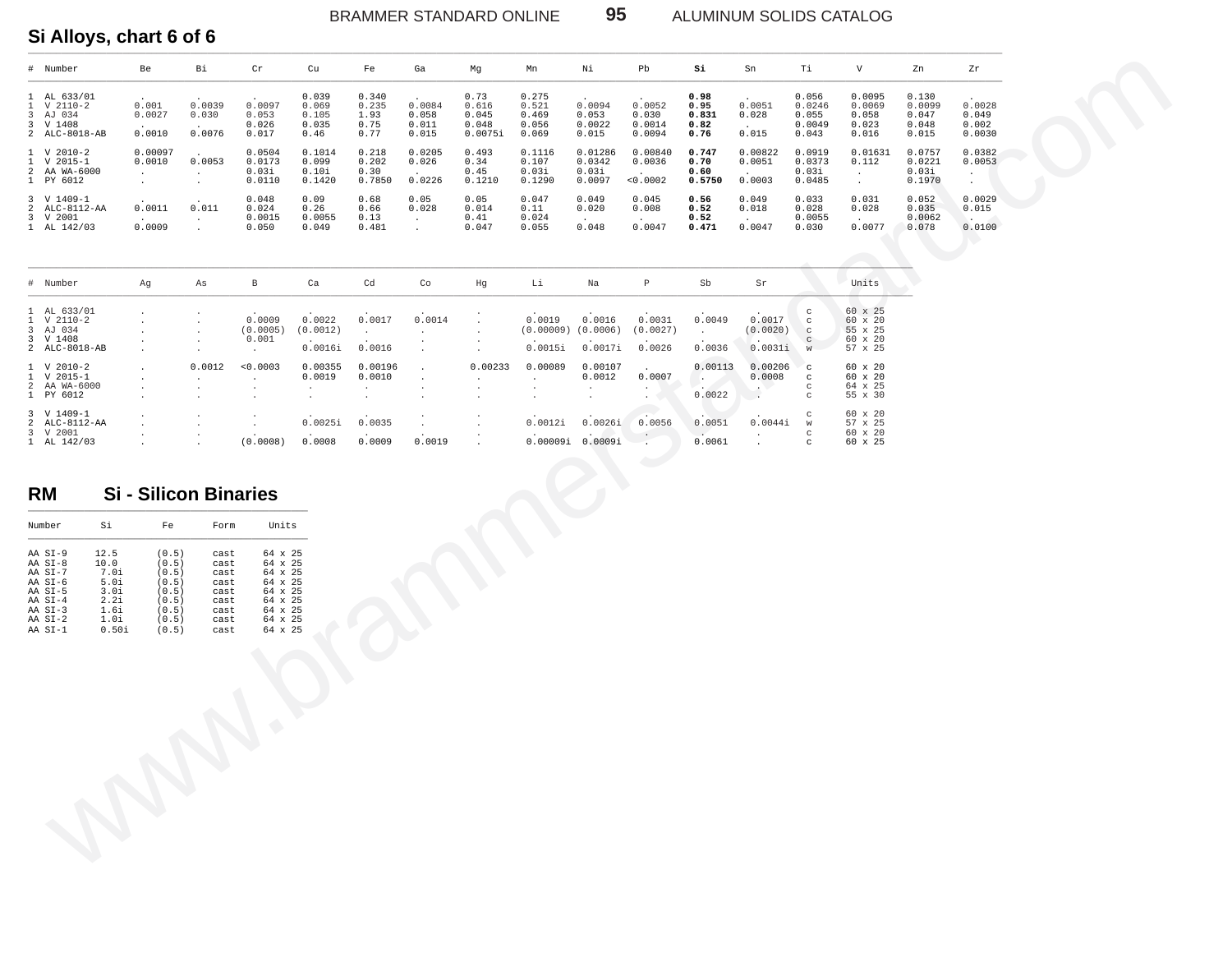## Si Alloys, chart 6 of 6

| # | Number | Be | Bi | Cr | Cu | Fe | Ga | Mg | Mn | Ni | Pb | **Si** | Sn | Ti | V | Zn | Zr |
|---|---|---|---|---|---|---|---|---|---|---|---|---|---|---|---|---|---|
| 1 | AL 633/01 | . | . | . | 0.039 | 0.340 | . | 0.73 | 0.275 | . | . | **0.98** | . | 0.056 | 0.0095 | 0.130 | . |
| 1 | V 2110-2 | 0.001 | 0.0039 | 0.0097 | 0.069 | 0.235 | 0.0084 | 0.616 | 0.521 | 0.0094 | 0.0052 | **0.95** | 0.0051 | 0.0246 | 0.0069 | 0.0099 | 0.0028 |
| 3 | AJ 034 | 0.0027 | 0.030 | 0.053 | 0.105 | 1.93 | 0.058 | 0.045 | 0.469 | 0.053 | 0.030 | **0.831** | 0.028 | 0.055 | 0.058 | 0.047 | 0.049 |
| 3 | V 1408 | . | . | 0.026 | 0.035 | 0.75 | 0.011 | 0.048 | 0.056 | 0.0022 | 0.0014 | **0.82** | . | 0.0049 | 0.023 | 0.048 | 0.002 |
| 2 | ALC-8018-AB | 0.0010 | 0.0076 | 0.017 | 0.46 | 0.77 | 0.015 | 0.0075i | 0.069 | 0.015 | 0.0094 | **0.76** | 0.015 | 0.043 | 0.016 | 0.015 | 0.0030 |
| 1 | V 2010-2 | 0.00097 | . | 0.0504 | 0.1014 | 0.218 | 0.0205 | 0.493 | 0.1116 | 0.01286 | 0.00840 | **0.747** | 0.00822 | 0.0919 | 0.01631 | 0.0757 | 0.0382 |
| 1 | V 2015-1 | 0.0010 | 0.0053 | 0.0173 | 0.099 | 0.202 | 0.026 | 0.34 | 0.107 | 0.0342 | 0.0036 | **0.70** | 0.0051 | 0.0373 | 0.112 | 0.0221 | 0.0053 |
| 2 | AA WA-6000 | . | . | 0.03i | 0.10i | 0.30 | . | 0.45 | 0.03i | 0.03i | . | **0.60** | . | 0.03i | . | 0.03i | . |
| 1 | PY 6012 | . | . | 0.0110 | 0.1420 | 0.7850 | 0.0226 | 0.1210 | 0.1290 | 0.0097 | <0.0002 | **0.5750** | 0.0003 | 0.0485 | . | 0.1970 | . |
| 3 | V 1409-1 | . | . | 0.048 | 0.09 | 0.68 | 0.05 | 0.05 | 0.047 | 0.049 | 0.045 | **0.56** | 0.049 | 0.033 | 0.031 | 0.052 | 0.0029 |
| 2 | ALC-8112-AA | 0.0011 | 0.011 | 0.024 | 0.26 | 0.66 | 0.028 | 0.014 | 0.11 | 0.020 | 0.008 | **0.52** | 0.018 | 0.028 | 0.028 | 0.035 | 0.015 |
| 3 | V 2001 | . | . | 0.0015 | 0.0055 | 0.13 | . | 0.41 | 0.024 | . | . | **0.52** | . | 0.0055 | . | 0.0062 | . |
| 1 | AL 142/03 | 0.0009 | . | 0.050 | 0.049 | 0.481 | . | 0.047 | 0.055 | 0.048 | 0.0047 | **0.471** | 0.0047 | 0.030 | 0.0077 | 0.078 | 0.0100 |

| # | Number | Ag | As | B | Ca | Cd | Co | Hg | Li | Na | P | Sb | Sr | | Units |
|---|---|---|---|---|---|---|---|---|---|---|---|---|---|---|---|
| 1 | AL 633/01 | . | . | . | . | . | . | . | . | . | . | . | . | c | 60 x 25 |
| 1 | V 2110-2 | . | . | 0.0009 | 0.0022 | 0.0017 | 0.0014 | . | 0.0019 | 0.0016 | 0.0031 | 0.0049 | 0.0017 | c | 60 x 20 |
| 3 | AJ 034 | . | . | (0.0005) | (0.0012) | . | . | . | (0.00009) | (0.0006) | (0.0027) | . | (0.0020) | c | 55 x 25 |
| 3 | V 1408 | . | . | 0.001 | . | . | . | . | . | . | . | . | . | c | 60 x 20 |
| 2 | ALC-8018-AB | . | . | . | 0.0016i | 0.0016 | . | . | 0.0015i | 0.0017i | 0.0026 | 0.0036 | 0.0031i | w | 57 x 25 |
| 1 | V 2010-2 | . | 0.0012 | <0.0003 | 0.00355 | 0.00196 | . | 0.00233 | 0.00089 | 0.00107 | . | 0.00113 | 0.00206 | c | 60 x 20 |
| 1 | V 2015-1 | . | . | . | 0.0019 | 0.0010 | . | . | . | 0.0012 | 0.0007 | . | 0.0008 | c | 60 x 20 |
| 2 | AA WA-6000 | . | . | . | . | . | . | . | . | . | . | . | . | c | 64 x 25 |
| 1 | PY 6012 | . | . | . | . | . | . | . | . | . | . | 0.0022 | . | c | 55 x 30 |
| 3 | V 1409-1 | . | . | . | . | . | . | . | . | . | . | . | . | c | 60 x 20 |
| 2 | ALC-8112-AA | . | . | . | 0.0025i | 0.0035 | . | . | 0.0012i | 0.0026i | 0.0056 | 0.0051 | 0.0044i | w | 57 x 25 |
| 3 | V 2001 | . | . | . | . | . | . | . | . | . | . | . | . | c | 60 x 20 |
| 1 | AL 142/03 | . | . | (0.0008) | 0.0008 | 0.0009 | 0.0019 | . | 0.00009i | 0.0009i | . | 0.0061 | . | c | 60 x 25 |

## RM Si - Silicon Binaries

| Number | Si | Fe | Form | Units |
|---|---|---|---|---|
| AA SI-9 | 12.5 | (0.5) | cast | 64 x 25 |
| AA SI-8 | 10.0 | (0.5) | cast | 64 x 25 |
| AA SI-7 | 7.0i | (0.5) | cast | 64 x 25 |
| AA SI-6 | 5.0i | (0.5) | cast | 64 x 25 |
| AA SI-5 | 3.0i | (0.5) | cast | 64 x 25 |
| AA SI-4 | 2.2i | (0.5) | cast | 64 x 25 |
| AA SI-3 | 1.6i | (0.5) | cast | 64 x 25 |
| AA SI-2 | 1.0i | (0.5) | cast | 64 x 25 |
| AA SI-1 | 0.50i | (0.5) | cast | 64 x 25 |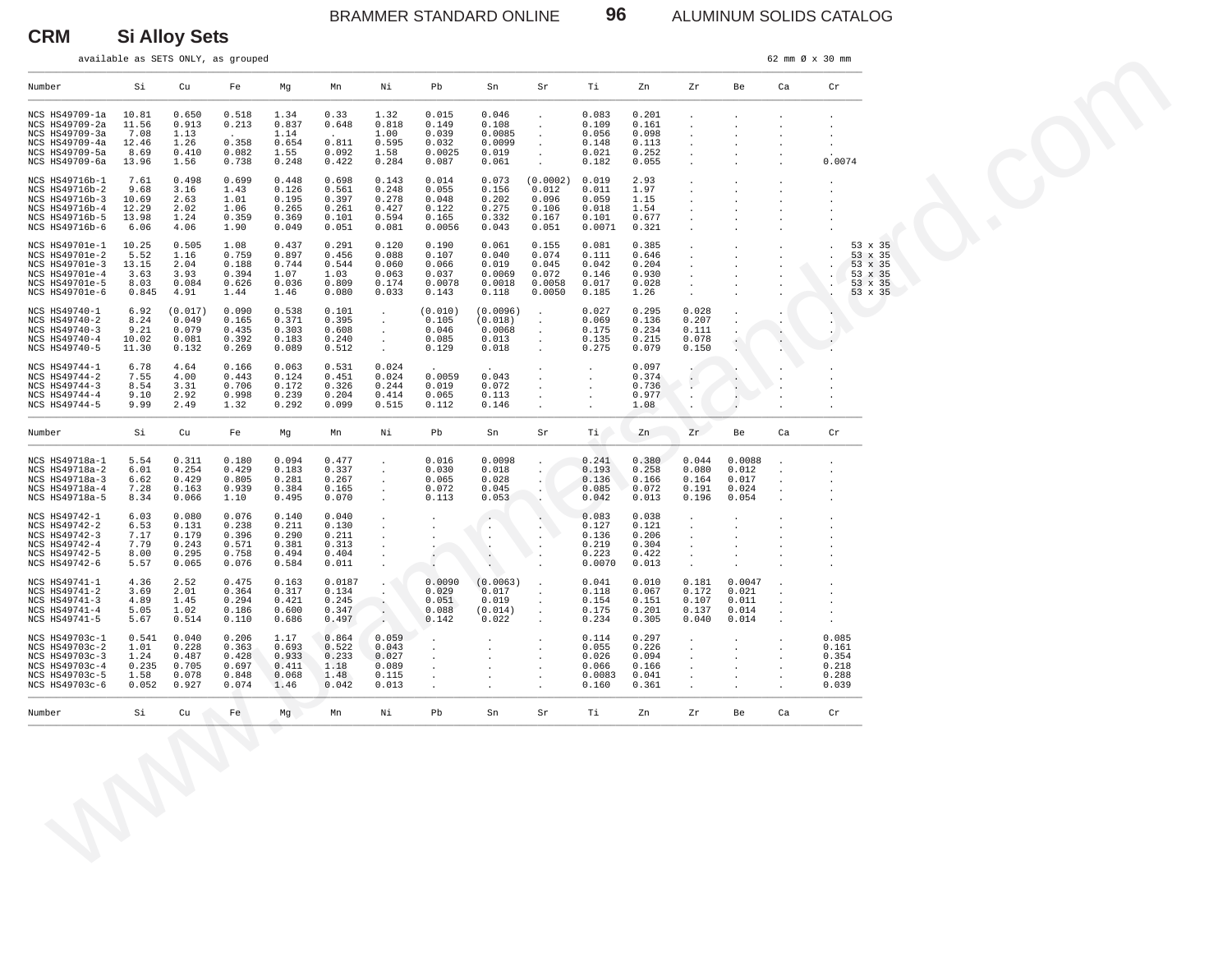**CRM** **Si Alloy Sets**

available as SETS ONLY, as grouped

62 mm Ø x 30 mm

| Number | Si | Cu | Fe | Mg | Mn | Ni | Pb | Sn | Sr | Ti | Zn | Zr | Be | Ca | Cr | |
|---|---|---|---|---|---|---|---|---|---|---|---|---|---|---|---|---|
| NCS HS49709-1a | 10.81 | 0.650 | 0.518 | 1.34 | 0.33 | 1.32 | 0.015 | 0.046 | . | 0.083 | 0.201 | . | . | . | . | |
| NCS HS49709-2a | 11.56 | 0.913 | 0.213 | 0.837 | 0.648 | 0.818 | 0.149 | 0.108 | . | 0.109 | 0.161 | . | . | . | . | |
| NCS HS49709-3a | 7.08 | 1.13 | . | 1.14 | . | 1.00 | 0.039 | 0.0085 | . | 0.056 | 0.098 | . | . | . | . | |
| NCS HS49709-4a | 12.46 | 1.26 | 0.358 | 0.654 | 0.811 | 0.595 | 0.032 | 0.0099 | . | 0.148 | 0.113 | . | . | . | . | |
| NCS HS49709-5a | 8.69 | 0.410 | 0.082 | 1.55 | 0.092 | 1.58 | 0.0025 | 0.019 | . | 0.021 | 0.252 | . | . | . | . | |
| NCS HS49709-6a | 13.96 | 1.56 | 0.738 | 0.248 | 0.422 | 0.284 | 0.087 | 0.061 | . | 0.182 | 0.055 | . | . | . | 0.0074 | |
| NCS HS49716b-1 | 7.61 | 0.498 | 0.699 | 0.448 | 0.698 | 0.143 | 0.014 | 0.073 | (0.0002) | 0.019 | 2.93 | . | . | . | . | |
| NCS HS49716b-2 | 9.68 | 3.16 | 1.43 | 0.126 | 0.561 | 0.248 | 0.055 | 0.156 | 0.012 | 0.011 | 1.97 | . | . | . | . | |
| NCS HS49716b-3 | 10.69 | 2.63 | 1.01 | 0.195 | 0.397 | 0.278 | 0.048 | 0.202 | 0.096 | 0.059 | 1.15 | . | . | . | . | |
| NCS HS49716b-4 | 12.29 | 2.02 | 1.06 | 0.265 | 0.261 | 0.427 | 0.122 | 0.275 | 0.106 | 0.018 | 1.54 | . | . | . | . | |
| NCS HS49716b-5 | 13.98 | 1.24 | 0.359 | 0.369 | 0.101 | 0.594 | 0.165 | 0.332 | 0.167 | 0.101 | 0.677 | . | . | . | . | |
| NCS HS49716b-6 | 6.06 | 4.06 | 1.90 | 0.049 | 0.051 | 0.081 | 0.0056 | 0.043 | 0.051 | 0.0071 | 0.321 | . | . | . | . | |
| NCS HS49701e-1 | 10.25 | 0.505 | 1.08 | 0.437 | 0.291 | 0.120 | 0.190 | 0.061 | 0.155 | 0.081 | 0.385 | . | . | . | . | 53 x 35 |
| NCS HS49701e-2 | 5.52 | 1.16 | 0.759 | 0.897 | 0.456 | 0.088 | 0.107 | 0.040 | 0.074 | 0.111 | 0.646 | . | . | . | . | 53 x 35 |
| NCS HS49701e-3 | 13.15 | 2.04 | 0.188 | 0.744 | 0.544 | 0.060 | 0.066 | 0.019 | 0.045 | 0.042 | 0.204 | . | . | . | . | 53 x 35 |
| NCS HS49701e-4 | 3.63 | 3.93 | 0.394 | 1.07 | 1.03 | 0.063 | 0.037 | 0.0069 | 0.072 | 0.146 | 0.930 | . | . | . | . | 53 x 35 |
| NCS HS49701e-5 | 8.03 | 0.084 | 0.626 | 0.036 | 0.809 | 0.174 | 0.0078 | 0.0018 | 0.0058 | 0.017 | 0.028 | . | . | . | . | 53 x 35 |
| NCS HS49701e-6 | 0.845 | 4.91 | 1.44 | 1.46 | 0.080 | 0.033 | 0.143 | 0.118 | 0.0050 | 0.185 | 1.26 | . | . | . | . | 53 x 35 |
| NCS HS49740-1 | 6.92 | (0.017) | 0.090 | 0.538 | 0.101 | . | (0.010) | (0.0096) | . | 0.027 | 0.295 | 0.028 | . | . | . | |
| NCS HS49740-2 | 8.24 | 0.049 | 0.165 | 0.371 | 0.395 | . | 0.105 | (0.018) | . | 0.069 | 0.136 | 0.207 | . | . | . | |
| NCS HS49740-3 | 9.21 | 0.079 | 0.435 | 0.303 | 0.608 | . | 0.046 | 0.0068 | . | 0.175 | 0.234 | 0.111 | . | . | . | |
| NCS HS49740-4 | 10.02 | 0.081 | 0.392 | 0.183 | 0.240 | . | 0.085 | 0.013 | . | 0.135 | 0.215 | 0.078 | . | . | . | |
| NCS HS49740-5 | 11.30 | 0.132 | 0.269 | 0.089 | 0.512 | . | 0.129 | 0.018 | . | 0.275 | 0.079 | 0.150 | . | . | . | |
| NCS HS49744-1 | 6.78 | 4.64 | 0.166 | 0.063 | 0.531 | 0.024 | . | . | . | . | 0.097 | . | . | . | . | |
| NCS HS49744-2 | 7.55 | 4.00 | 0.443 | 0.124 | 0.451 | 0.024 | 0.0059 | 0.043 | . | . | 0.374 | . | . | . | . | |
| NCS HS49744-3 | 8.54 | 3.31 | 0.706 | 0.172 | 0.326 | 0.244 | 0.019 | 0.072 | . | . | 0.736 | . | . | . | . | |
| NCS HS49744-4 | 9.10 | 2.92 | 0.998 | 0.239 | 0.204 | 0.414 | 0.065 | 0.113 | . | . | 0.977 | . | . | . | . | |
| NCS HS49744-5 | 9.99 | 2.49 | 1.32 | 0.292 | 0.099 | 0.515 | 0.112 | 0.146 | . | . | 1.08 | . | . | . | . | |

| Number | Si | Cu | Fe | Mg | Mn | Ni | Pb | Sn | Sr | Ti | Zn | Zr | Be | Ca | Cr |
|---|---|---|---|---|---|---|---|---|---|---|---|---|---|---|---|
| NCS HS49718a-1 | 5.54 | 0.311 | 0.180 | 0.094 | 0.477 | . | 0.016 | 0.0098 | . | 0.241 | 0.380 | 0.044 | 0.0088 | . | . |
| NCS HS49718a-2 | 6.01 | 0.254 | 0.429 | 0.183 | 0.337 | . | 0.030 | 0.018 | . | 0.193 | 0.258 | 0.080 | 0.012 | . | . |
| NCS HS49718a-3 | 6.62 | 0.429 | 0.805 | 0.281 | 0.267 | . | 0.065 | 0.028 | . | 0.136 | 0.166 | 0.164 | 0.017 | . | . |
| NCS HS49718a-4 | 7.28 | 0.163 | 0.939 | 0.384 | 0.165 | . | 0.072 | 0.045 | . | 0.085 | 0.072 | 0.191 | 0.024 | . | . |
| NCS HS49718a-5 | 8.34 | 0.066 | 1.10 | 0.495 | 0.070 | . | 0.113 | 0.053 | . | 0.042 | 0.013 | 0.196 | 0.054 | . | . |
| NCS HS49742-1 | 6.03 | 0.080 | 0.076 | 0.140 | 0.040 | . | . | . | . | 0.083 | 0.038 | . | . | . | . |
| NCS HS49742-2 | 6.53 | 0.131 | 0.238 | 0.211 | 0.130 | . | . | . | . | 0.127 | 0.121 | . | . | . | . |
| NCS HS49742-3 | 7.17 | 0.179 | 0.396 | 0.290 | 0.211 | . | . | . | . | 0.136 | 0.206 | . | . | . | . |
| NCS HS49742-4 | 7.79 | 0.243 | 0.571 | 0.381 | 0.313 | . | . | . | . | 0.219 | 0.304 | . | . | . | . |
| NCS HS49742-5 | 8.00 | 0.295 | 0.758 | 0.494 | 0.404 | . | . | . | . | 0.223 | 0.422 | . | . | . | . |
| NCS HS49742-6 | 5.57 | 0.065 | 0.076 | 0.584 | 0.011 | . | . | . | . | 0.0070 | 0.013 | . | . | . | . |
| NCS HS49741-1 | 4.36 | 2.52 | 0.475 | 0.163 | 0.0187 | . | 0.0090 | (0.0063) | . | 0.041 | 0.010 | 0.181 | 0.0047 | . | . |
| NCS HS49741-2 | 3.69 | 2.01 | 0.364 | 0.317 | 0.134 | . | 0.029 | 0.017 | . | 0.118 | 0.067 | 0.172 | 0.021 | . | . |
| NCS HS49741-3 | 4.89 | 1.45 | 0.294 | 0.421 | 0.245 | . | 0.051 | 0.019 | . | 0.154 | 0.151 | 0.107 | 0.011 | . | . |
| NCS HS49741-4 | 5.05 | 1.02 | 0.186 | 0.600 | 0.347 | . | 0.088 | (0.014) | . | 0.175 | 0.201 | 0.137 | 0.014 | . | . |
| NCS HS49741-5 | 5.67 | 0.514 | 0.110 | 0.686 | 0.497 | . | 0.142 | 0.022 | . | 0.234 | 0.305 | 0.040 | 0.014 | . | . |
| NCS HS49703c-1 | 0.541 | 0.040 | 0.206 | 1.17 | 0.864 | 0.059 | . | . | . | 0.114 | 0.297 | . | . | . | 0.085 |
| NCS HS49703c-2 | 1.01 | 0.228 | 0.363 | 0.693 | 0.522 | 0.043 | . | . | . | 0.055 | 0.226 | . | . | . | 0.161 |
| NCS HS49703c-3 | 1.24 | 0.487 | 0.428 | 0.933 | 0.233 | 0.027 | . | . | . | 0.026 | 0.094 | . | . | . | 0.354 |
| NCS HS49703c-4 | 0.235 | 0.705 | 0.697 | 0.411 | 1.18 | 0.089 | . | . | . | 0.066 | 0.166 | . | . | . | 0.218 |
| NCS HS49703c-5 | 1.58 | 0.078 | 0.848 | 0.068 | 1.48 | 0.115 | . | . | . | 0.0083 | 0.041 | . | . | . | 0.288 |
| NCS HS49703c-6 | 0.052 | 0.927 | 0.074 | 1.46 | 0.042 | 0.013 | . | . | . | 0.160 | 0.361 | . | . | . | 0.039 |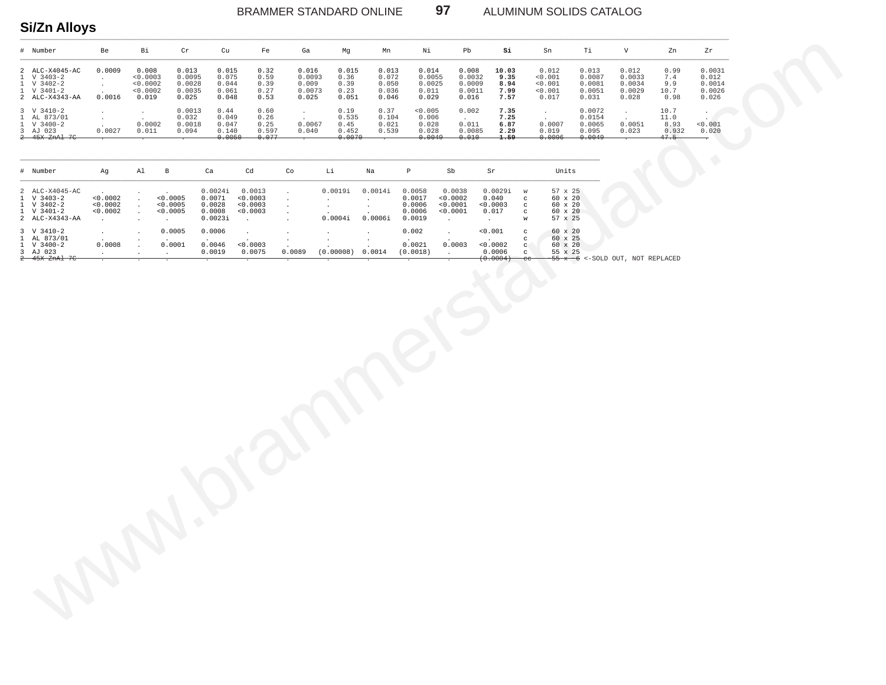## Si/Zn Alloys

| # | Number | Be | Bi | Cr | Cu | Fe | Ga | Mg | Mn | Ni | Pb | **Si** | Sn | Ti | V | Zn | Zr |
|---|---|---|---|---|---|---|---|---|---|---|---|---|---|---|---|---|---|
| 2 | ALC-X4045-AC | 0.0009 | 0.008 | 0.013 | 0.015 | 0.32 | 0.016 | 0.015 | 0.013 | 0.014 | 0.008 | **10.03** | 0.012 | 0.013 | 0.012 | 0.99 | 0.0031 |
| 1 | V 3403-2 | . | <0.0003 | 0.0095 | 0.075 | 0.59 | 0.0093 | 0.36 | 0.072 | 0.0055 | 0.0032 | **9.35** | <0.001 | 0.0087 | 0.0033 | 7.4 | 0.012 |
| 1 | V 3402-2 | . | <0.0002 | 0.0028 | 0.044 | 0.39 | 0.009 | 0.39 | 0.050 | 0.0025 | 0.0009 | **8.94** | <0.001 | 0.0081 | 0.0034 | 9.9 | 0.0014 |
| 1 | V 3401-2 | . | <0.0002 | 0.0035 | 0.061 | 0.27 | 0.0073 | 0.23 | 0.036 | 0.011 | 0.0011 | **7.99** | <0.001 | 0.0051 | 0.0029 | 10.7 | 0.0026 |
| 2 | ALC-X4343-AA | 0.0016 | 0.019 | 0.025 | 0.048 | 0.53 | 0.025 | 0.051 | 0.046 | 0.029 | 0.016 | **7.57** | 0.017 | 0.031 | 0.028 | 0.98 | 0.026 |
| 3 | V 3410-2 | . | . | 0.0013 | 0.44 | 0.60 | . | 0.19 | 0.37 | <0.005 | 0.002 | **7.35** | . | 0.0072 | . | 10.7 | . |
| 1 | AL 873/01 | . | . | 0.032 | 0.049 | 0.26 | . | 0.535 | 0.104 | 0.006 | . | **7.25** | . | 0.0154 | . | 11.0 | . |
| 1 | V 3400-2 | . | 0.0002 | 0.0018 | 0.047 | 0.25 | 0.0067 | 0.45 | 0.021 | 0.028 | 0.011 | **6.87** | 0.0007 | 0.0065 | 0.0051 | 8.93 | <0.001 |
| 3 | AJ 023 | 0.0027 | 0.011 | 0.094 | 0.140 | 0.597 | 0.040 | 0.452 | 0.539 | 0.028 | 0.0085 | **2.29** | 0.019 | 0.095 | 0.023 | 0.932 | 0.020 |
| ~~2~~ | ~~45X ZnAl 7C~~ | ~~.~~ | ~~.~~ | ~~.~~ | ~~0.0050~~ | ~~0.077~~ | ~~.~~ | ~~0.0070~~ | ~~.~~ | ~~0.0049~~ | ~~0.010~~ | ~~**1.59**~~ | ~~0.0096~~ | ~~0.0049~~ | ~~.~~ | ~~47.5~~ | ~~.~~ |

| # | Number | Ag | Al | B | Ca | Cd | Co | Li | Na | P | Sb | Sr | | Units |
|---|---|---|---|---|---|---|---|---|---|---|---|---|---|---|
| 2 | ALC-X4045-AC | . | . | . | 0.0024i | 0.0013 | . | 0.0019i | 0.0014i | 0.0058 | 0.0038 | 0.0029i | w | 57 x 25 |
| 1 | V 3403-2 | <0.0002 | . | <0.0005 | 0.0071 | <0.0003 | . | . | . | 0.0017 | <0.0002 | 0.040 | c | 60 x 20 |
| 1 | V 3402-2 | <0.0002 | . | <0.0005 | 0.0028 | <0.0003 | . | . | . | 0.0006 | <0.0001 | <0.0003 | c | 60 x 20 |
| 1 | V 3401-2 | <0.0002 | . | <0.0005 | 0.0008 | <0.0003 | . | . | . | 0.0006 | <0.0001 | 0.017 | c | 60 x 20 |
| 2 | ALC-X4343-AA | . | . | . | 0.0023i | . | . | 0.0004i | 0.0006i | 0.0019 | . | . | w | 57 x 25 |
| 3 | V 3410-2 | . | . | 0.0005 | 0.0006 | . | . | . | . | 0.002 | . | <0.001 | c | 60 x 20 |
| 1 | AL 873/01 | . | . | . | . | . | . | . | . | . | . | . | c | 60 x 25 |
| 1 | V 3400-2 | 0.0008 | . | 0.0001 | 0.0046 | <0.0003 | . | . | . | 0.0021 | 0.0003 | <0.0002 | c | 60 x 20 |
| 3 | AJ 023 | . | . | . | 0.0019 | 0.0075 | 0.0089 | (0.00008) | 0.0014 | (0.0018) | . | 0.0006 | c | 55 x 25 |
| ~~2~~ | ~~45X ZnAl 7C~~ | ~~.~~ | ~~.~~ | ~~.~~ | ~~.~~ | ~~.~~ | ~~.~~ | ~~.~~ | ~~.~~ | ~~.~~ | ~~.~~ | ~~(0.0004)~~ | ~~cc~~ | ~~55 x 6~~ <-SOLD OUT, NOT REPLACED |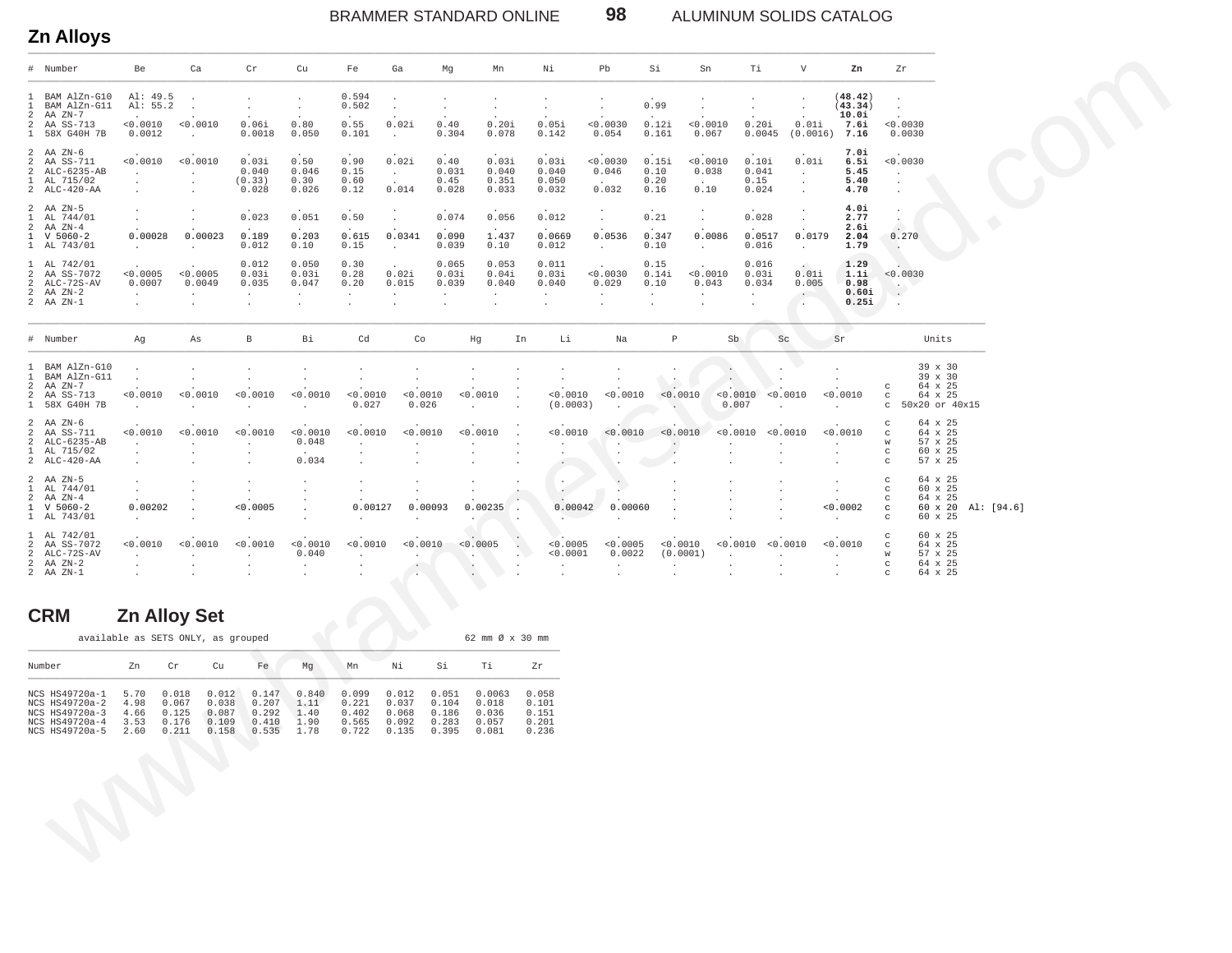## Zn Alloys

| # | Number | Be | Ca | Cr | Cu | Fe | Ga | Mg | Mn | Ni | Pb | Si | Sn | Ti | V | Zn | Zr |
|---|---|---|---|---|---|---|---|---|---|---|---|---|---|---|---|---|---|
| 1 | BAM AlZn-G10 | Al: 49.5 | . | . | . | 0.594 | . | . | . | . | . | . | . | . | . | **(48.42)** | . |
| 1 | BAM AlZn-G11 | Al: 55.2 | . | . | . | 0.502 | . | . | . | . | . | 0.99 | . | . | . | **(43.34)** | . |
| 2 | AA ZN-7 | . | . | . | . | . | . | . | . | . | . | . | . | . | . | **10.0i** | . |
| 2 | AA SS-713 | <0.0010 | <0.0010 | 0.06i | 0.80 | 0.55 | 0.02i | 0.40 | 0.20i | 0.05i | <0.0030 | 0.12i | <0.0010 | 0.20i | 0.01i | **7.6i** | <0.0030 |
| 1 | 58X G40H 7B | 0.0012 | . | 0.0018 | 0.050 | 0.101 | . | 0.304 | 0.078 | 0.142 | 0.054 | 0.161 | 0.067 | 0.0045 | (0.0016) | **7.16** | 0.0030 |
| 2 | AA ZN-6 | . | . | . | . | . | . | . | . | . | . | . | . | . | . | **7.0i** | . |
| 2 | AA SS-711 | <0.0010 | <0.0010 | 0.03i | 0.50 | 0.90 | 0.02i | 0.40 | 0.03i | 0.03i | <0.0030 | 0.15i | <0.0010 | 0.10i | 0.01i | **6.5i** | <0.0030 |
| 2 | ALC-6235-AB | . | . | 0.040 | 0.046 | 0.15 | . | 0.031 | 0.040 | 0.040 | 0.046 | 0.10 | 0.038 | 0.041 | . | **5.45** | . |
| 1 | AL 715/02 | . | . | (0.33) | 0.30 | 0.60 | . | 0.45 | 0.351 | 0.050 | . | 0.20 | . | 0.15 | . | **5.40** | . |
| 2 | ALC-420-AA | . | . | 0.028 | 0.026 | 0.12 | 0.014 | 0.028 | 0.033 | 0.032 | 0.032 | 0.16 | 0.10 | 0.024 | . | **4.70** | . |
| 2 | AA ZN-5 | . | . | . | . | . | . | . | . | . | . | . | . | . | . | **4.0i** | . |
| 1 | AL 744/01 | . | . | 0.023 | 0.051 | 0.50 | . | 0.074 | 0.056 | 0.012 | . | 0.21 | . | 0.028 | . | **2.77** | . |
| 2 | AA ZN-4 | . | . | . | . | . | . | . | . | . | . | . | . | . | . | **2.6i** | . |
| 1 | V 5060-2 | 0.00028 | 0.00023 | 0.189 | 0.203 | 0.615 | 0.0341 | 0.090 | 1.437 | 0.0669 | 0.0536 | 0.347 | 0.0086 | 0.0517 | 0.0179 | **2.04** | 0.270 |
| 1 | AL 743/01 | . | . | 0.012 | 0.10 | 0.15 | . | 0.039 | 0.10 | 0.012 | . | 0.10 | . | 0.016 | . | **1.79** | . |
| 1 | AL 742/01 | . | . | 0.012 | 0.050 | 0.30 | . | 0.065 | 0.053 | 0.011 | . | 0.15 | . | 0.016 | . | **1.29** | . |
| 2 | AA SS-7072 | <0.0005 | <0.0005 | 0.03i | 0.03i | 0.28 | 0.02i | 0.03i | 0.04i | 0.03i | <0.0030 | 0.14i | <0.0010 | 0.03i | 0.01i | **1.1i** | <0.0030 |
| 2 | ALC-72S-AV | 0.0007 | 0.0049 | 0.035 | 0.047 | 0.20 | 0.015 | 0.039 | 0.040 | 0.040 | 0.029 | 0.10 | 0.043 | 0.034 | 0.005 | **0.98** | . |
| 2 | AA ZN-2 | . | . | . | . | . | . | . | . | . | . | . | . | . | . | **0.60i** | . |
| 2 | AA ZN-1 | . | . | . | . | . | . | . | . | . | . | . | . | . | . | **0.25i** | . |

| # | Number | Ag | As | B | Bi | Cd | Co | Hg | In | Li | Na | P | Sb | Sc | Sr | | Units | |
|---|---|---|---|---|---|---|---|---|---|---|---|---|---|---|---|---|---|---|
| 1 | BAM AlZn-G10 | . | . | . | . | . | . | . | . | . | . | . | . | . | . | | 39 x 30 | |
| 1 | BAM AlZn-G11 | . | . | . | . | . | . | . | . | . | . | . | . | . | . | | 39 x 30 | |
| 2 | AA ZN-7 | . | . | . | . | . | . | . | . | . | . | . | . | . | . | c | 64 x 25 | |
| 2 | AA SS-713 | <0.0010 | <0.0010 | <0.0010 | <0.0010 | <0.0010 | <0.0010 | <0.0010 | . | <0.0010 | <0.0010 | <0.0010 | <0.0010 | <0.0010 | <0.0010 | c | 64 x 25 | |
| 1 | 58X G40H 7B | . | . | . | . | 0.027 | 0.026 | . | . | (0.0003) | . | . | 0.007 | . | . | c | 50x20 or 40x15 | |
| 2 | AA ZN-6 | . | . | . | . | . | . | . | . | . | . | . | . | . | . | c | 64 x 25 | |
| 2 | AA SS-711 | <0.0010 | <0.0010 | <0.0010 | <0.0010 | <0.0010 | <0.0010 | <0.0010 | . | <0.0010 | <0.0010 | <0.0010 | <0.0010 | <0.0010 | <0.0010 | c | 64 x 25 | |
| 2 | ALC-6235-AB | . | . | . | 0.048 | . | . | . | . | . | . | . | . | . | . | w | 57 x 25 | |
| 1 | AL 715/02 | . | . | . | . | . | . | . | . | . | . | . | . | . | . | c | 60 x 25 | |
| 2 | ALC-420-AA | . | . | . | 0.034 | . | . | . | . | . | . | . | . | . | . | c | 57 x 25 | |
| 2 | AA ZN-5 | . | . | . | . | . | . | . | . | . | . | . | . | . | . | c | 64 x 25 | |
| 1 | AL 744/01 | . | . | . | . | . | . | . | . | . | . | . | . | . | . | c | 60 x 25 | |
| 2 | AA ZN-4 | . | . | . | . | . | . | . | . | . | . | . | . | . | . | c | 64 x 25 | |
| 1 | V 5060-2 | 0.00202 | . | <0.0005 | . | 0.00127 | 0.00093 | 0.00235 | . | 0.00042 | 0.00060 | . | . | . | <0.0002 | c | 60 x 20 | Al: [94.6] |
| 1 | AL 743/01 | . | . | . | . | . | . | . | . | . | . | . | . | . | . | c | 60 x 25 | |
| 1 | AL 742/01 | . | . | . | . | . | . | . | . | . | . | . | . | . | . | c | 60 x 25 | |
| 2 | AA SS-7072 | <0.0010 | <0.0010 | <0.0010 | <0.0010 | <0.0010 | <0.0010 | <0.0005 | . | <0.0005 | <0.0005 | <0.0010 | <0.0010 | <0.0010 | <0.0010 | c | 64 x 25 | |
| 2 | ALC-72S-AV | . | . | . | 0.040 | . | . | . | . | <0.0001 | 0.0022 | (0.0001) | . | . | . | w | 57 x 25 | |
| 2 | AA ZN-2 | . | . | . | . | . | . | . | . | . | . | . | . | . | . | c | 64 x 25 | |
| 2 | AA ZN-1 | . | . | . | . | . | . | . | . | . | . | . | . | . | . | c | 64 x 25 | |

## CRM Zn Alloy Set

available as SETS ONLY, as grouped — 62 mm Ø x 30 mm

| Number | Zn | Cr | Cu | Fe | Mg | Mn | Ni | Si | Ti | Zr |
|---|---|---|---|---|---|---|---|---|---|---|
| NCS HS49720a-1 | 5.70 | 0.018 | 0.012 | 0.147 | 0.840 | 0.099 | 0.012 | 0.051 | 0.0063 | 0.058 |
| NCS HS49720a-2 | 4.98 | 0.067 | 0.038 | 0.207 | 1.11 | 0.221 | 0.037 | 0.104 | 0.018 | 0.101 |
| NCS HS49720a-3 | 4.66 | 0.125 | 0.087 | 0.292 | 1.40 | 0.402 | 0.068 | 0.186 | 0.036 | 0.151 |
| NCS HS49720a-4 | 3.53 | 0.176 | 0.109 | 0.410 | 1.90 | 0.565 | 0.092 | 0.283 | 0.057 | 0.201 |
| NCS HS49720a-5 | 2.60 | 0.211 | 0.158 | 0.535 | 1.78 | 0.722 | 0.135 | 0.395 | 0.081 | 0.236 |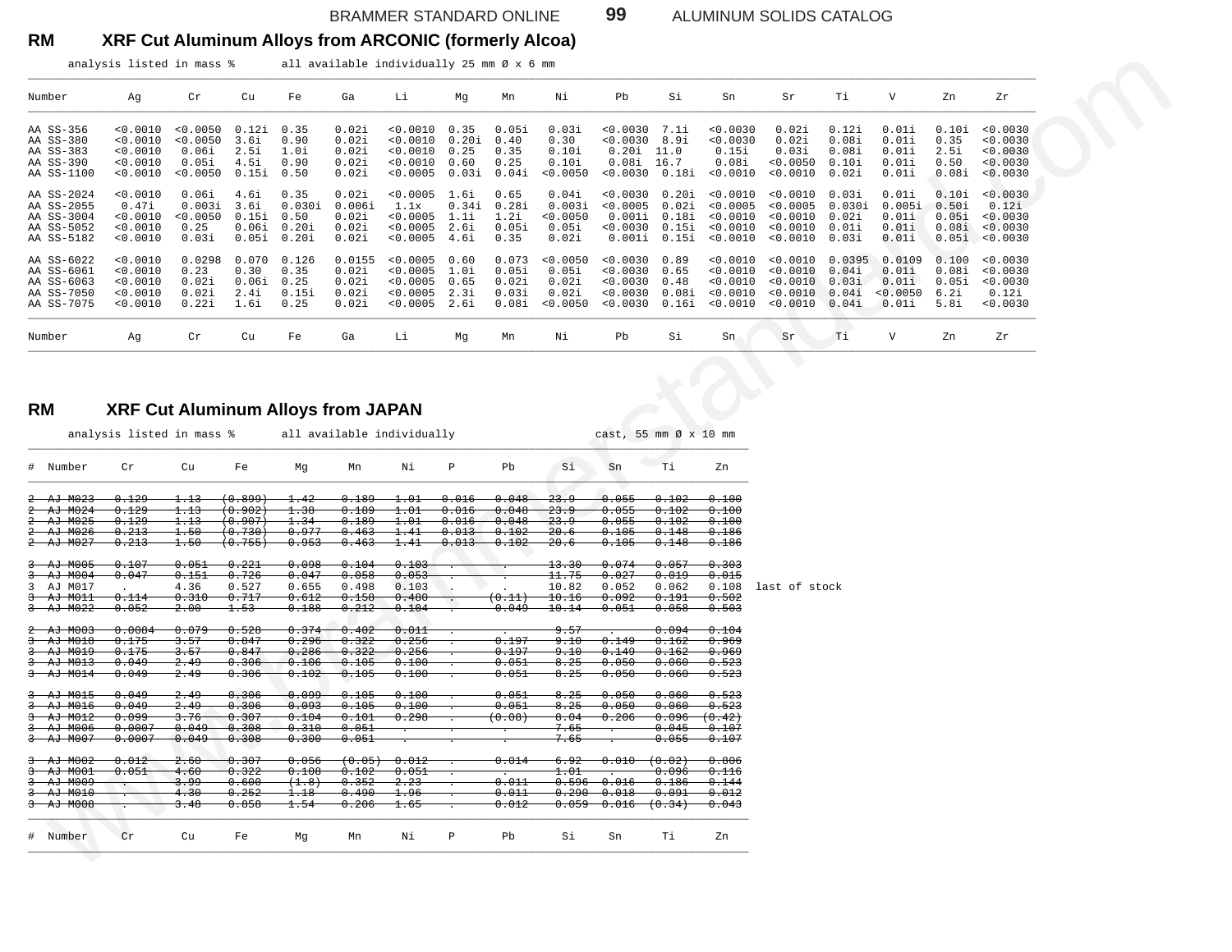## RM XRF Cut Aluminum Alloys from ARCONIC (formerly Alcoa)

analysis listed in mass %    all available individually 25 mm Ø x 6 mm

| Number | Ag | Cr | Cu | Fe | Ga | Li | Mg | Mn | Ni | Pb | Si | Sn | Sr | Ti | V | Zn | Zr |
|---|---|---|---|---|---|---|---|---|---|---|---|---|---|---|---|---|---|
| AA SS-356 | <0.0010 | <0.0050 | 0.12i | 0.35 | 0.02i | <0.0010 | 0.35 | 0.05i | 0.03i | <0.0030 | 7.1i | <0.0030 | 0.02i | 0.12i | 0.01i | 0.10i | <0.0030 |
| AA SS-380 | <0.0010 | <0.0050 | 3.6i | 0.90 | 0.02i | <0.0010 | 0.20i | 0.40 | 0.30 | <0.0030 | 8.9i | <0.0030 | 0.02i | 0.08i | 0.01i | 0.35 | <0.0030 |
| AA SS-383 | <0.0010 | 0.06i | 2.5i | 1.0i | 0.02i | <0.0010 | 0.25 | 0.35 | 0.10i | 0.20i | 11.0 | 0.15i | 0.03i | 0.08i | 0.01i | 2.5i | <0.0030 |
| AA SS-390 | <0.0010 | 0.05i | 4.5i | 0.90 | 0.02i | <0.0010 | 0.60 | 0.25 | 0.10i | 0.08i | 16.7 | 0.08i | <0.0050 | 0.10i | 0.01i | 0.50 | <0.0030 |
| AA SS-1100 | <0.0010 | <0.0050 | 0.15i | 0.50 | 0.02i | <0.0005 | 0.03i | 0.04i | <0.0050 | <0.0030 | 0.18i | <0.0010 | <0.0010 | 0.02i | 0.01i | 0.08i | <0.0030 |
| AA SS-2024 | <0.0010 | 0.06i | 4.6i | 0.35 | 0.02i | <0.0005 | 1.6i | 0.65 | 0.04i | <0.0030 | 0.20i | <0.0010 | <0.0010 | 0.03i | 0.01i | 0.10i | <0.0030 |
| AA SS-2055 | 0.47i | 0.003i | 3.6i | 0.030i | 0.006i | 1.1x | 0.34i | 0.28i | 0.003i | <0.0005 | 0.02i | <0.0005 | <0.0005 | 0.030i | 0.005i | 0.50i | 0.12i |
| AA SS-3004 | <0.0010 | <0.0050 | 0.15i | 0.50 | 0.02i | <0.0005 | 1.1i | 1.2i | <0.0050 | 0.001i | 0.18i | <0.0010 | <0.0010 | 0.02i | 0.01i | 0.05i | <0.0030 |
| AA SS-5052 | <0.0010 | 0.25 | 0.06i | 0.20i | 0.02i | <0.0005 | 2.6i | 0.05i | 0.05i | <0.0030 | 0.15i | <0.0010 | <0.0010 | 0.01i | 0.01i | 0.08i | <0.0030 |
| AA SS-5182 | <0.0010 | 0.03i | 0.05i | 0.20i | 0.02i | <0.0005 | 4.6i | 0.35 | 0.02i | 0.001i | 0.15i | <0.0010 | <0.0010 | 0.03i | 0.01i | 0.05i | <0.0030 |
| AA SS-6022 | <0.0010 | 0.0298 | 0.070 | 0.126 | 0.0155 | <0.0005 | 0.60 | 0.073 | <0.0050 | <0.0030 | 0.89 | <0.0010 | <0.0010 | 0.0395 | 0.0109 | 0.100 | <0.0030 |
| AA SS-6061 | <0.0010 | 0.23 | 0.30 | 0.35 | 0.02i | <0.0005 | 1.0i | 0.05i | 0.05i | <0.0030 | 0.65 | <0.0010 | <0.0010 | 0.04i | 0.01i | 0.08i | <0.0030 |
| AA SS-6063 | <0.0010 | 0.02i | 0.06i | 0.25 | 0.02i | <0.0005 | 0.65 | 0.02i | 0.02i | <0.0030 | 0.48 | <0.0010 | <0.0010 | 0.03i | 0.01i | 0.05i | <0.0030 |
| AA SS-7050 | <0.0010 | 0.02i | 2.4i | 0.15i | 0.02i | <0.0005 | 2.3i | 0.03i | 0.02i | <0.0030 | 0.08i | <0.0010 | <0.0010 | 0.04i | <0.0050 | 6.2i | 0.12i |
| AA SS-7075 | <0.0010 | 0.22i | 1.6i | 0.25 | 0.02i | <0.0005 | 2.6i | 0.08i | <0.0050 | <0.0030 | 0.16i | <0.0010 | <0.0010 | 0.04i | 0.01i | 5.8i | <0.0030 |

## RM XRF Cut Aluminum Alloys from JAPAN

analysis listed in mass %    all available individually    cast, 55 mm Ø x 10 mm

| # | Number | Cr | Cu | Fe | Mg | Mn | Ni | P | Pb | Si | Sn | Ti | Zn | |
|---|---|---|---|---|---|---|---|---|---|---|---|---|---|---|
| ~~2~~ | ~~AJ M023~~ | ~~0.129~~ | ~~1.13~~ | ~~(0.899)~~ | ~~1.42~~ | ~~0.189~~ | ~~1.01~~ | ~~0.016~~ | ~~0.048~~ | ~~23.9~~ | ~~0.055~~ | ~~0.102~~ | ~~0.100~~ | |
| ~~2~~ | ~~AJ M024~~ | ~~0.129~~ | ~~1.13~~ | ~~(0.902)~~ | ~~1.38~~ | ~~0.189~~ | ~~1.01~~ | ~~0.016~~ | ~~0.048~~ | ~~23.9~~ | ~~0.055~~ | ~~0.102~~ | ~~0.100~~ | |
| ~~2~~ | ~~AJ M025~~ | ~~0.129~~ | ~~1.13~~ | ~~(0.907)~~ | ~~1.34~~ | ~~0.189~~ | ~~1.01~~ | ~~0.016~~ | ~~0.048~~ | ~~23.9~~ | ~~0.055~~ | ~~0.102~~ | ~~0.100~~ | |
| ~~2~~ | ~~AJ M026~~ | ~~0.213~~ | ~~1.50~~ | ~~(0.730)~~ | ~~0.977~~ | ~~0.463~~ | ~~1.41~~ | ~~0.013~~ | ~~0.102~~ | ~~20.6~~ | ~~0.105~~ | ~~0.148~~ | ~~0.186~~ | |
| ~~2~~ | ~~AJ M027~~ | ~~0.213~~ | ~~1.50~~ | ~~(0.755)~~ | ~~0.953~~ | ~~0.463~~ | ~~1.41~~ | ~~0.013~~ | ~~0.102~~ | ~~20.6~~ | ~~0.105~~ | ~~0.148~~ | ~~0.186~~ | |
| ~~3~~ | ~~AJ M005~~ | ~~0.107~~ | ~~0.051~~ | ~~0.221~~ | ~~0.098~~ | ~~0.104~~ | ~~0.103~~ | ~~.~~ | ~~.~~ | ~~13.30~~ | ~~0.074~~ | ~~0.057~~ | ~~0.303~~ | |
| ~~3~~ | ~~AJ M004~~ | ~~0.047~~ | ~~0.151~~ | ~~0.726~~ | ~~0.047~~ | ~~0.058~~ | ~~0.053~~ | ~~.~~ | ~~.~~ | ~~11.75~~ | ~~0.027~~ | ~~0.019~~ | ~~0.015~~ | |
| 3 | AJ M017 | . | 4.36 | 0.527 | 0.655 | 0.498 | 0.103 | . | . | 10.82 | 0.052 | 0.062 | 0.108 | last of stock |
| ~~3~~ | ~~AJ M011~~ | ~~0.114~~ | ~~0.310~~ | ~~0.717~~ | ~~0.612~~ | ~~0.158~~ | ~~0.480~~ | ~~.~~ | ~~(0.11)~~ | ~~10.16~~ | ~~0.092~~ | ~~0.191~~ | ~~0.502~~ | |
| ~~3~~ | ~~AJ M022~~ | ~~0.052~~ | ~~2.00~~ | ~~1.53~~ | ~~0.188~~ | ~~0.212~~ | ~~0.104~~ | ~~.~~ | ~~0.049~~ | ~~10.14~~ | ~~0.051~~ | ~~0.058~~ | ~~0.503~~ | |
| ~~2~~ | ~~AJ M003~~ | ~~0.0084~~ | ~~0.079~~ | ~~0.528~~ | ~~0.374~~ | ~~0.402~~ | ~~0.011~~ | ~~.~~ | ~~.~~ | ~~9.57~~ | ~~.~~ | ~~0.094~~ | ~~0.104~~ | |
| ~~3~~ | ~~AJ M018~~ | ~~0.175~~ | ~~3.57~~ | ~~0.847~~ | ~~0.296~~ | ~~0.322~~ | ~~0.256~~ | ~~.~~ | ~~0.197~~ | ~~9.10~~ | ~~0.149~~ | ~~0.162~~ | ~~0.969~~ | |
| ~~3~~ | ~~AJ M019~~ | ~~0.175~~ | ~~3.57~~ | ~~0.847~~ | ~~0.286~~ | ~~0.322~~ | ~~0.256~~ | ~~.~~ | ~~0.197~~ | ~~9.10~~ | ~~0.149~~ | ~~0.162~~ | ~~0.969~~ | |
| ~~3~~ | ~~AJ M013~~ | ~~0.049~~ | ~~2.49~~ | ~~0.306~~ | ~~0.106~~ | ~~0.105~~ | ~~0.100~~ | ~~.~~ | ~~0.051~~ | ~~8.25~~ | ~~0.050~~ | ~~0.060~~ | ~~0.523~~ | |
| ~~3~~ | ~~AJ M014~~ | ~~0.049~~ | ~~2.49~~ | ~~0.306~~ | ~~0.102~~ | ~~0.105~~ | ~~0.100~~ | ~~.~~ | ~~0.051~~ | ~~8.25~~ | ~~0.050~~ | ~~0.060~~ | ~~0.523~~ | |
| ~~3~~ | ~~AJ M015~~ | ~~0.049~~ | ~~2.49~~ | ~~0.306~~ | ~~0.099~~ | ~~0.105~~ | ~~0.100~~ | ~~.~~ | ~~0.051~~ | ~~8.25~~ | ~~0.050~~ | ~~0.060~~ | ~~0.523~~ | |
| ~~3~~ | ~~AJ M016~~ | ~~0.049~~ | ~~2.49~~ | ~~0.306~~ | ~~0.093~~ | ~~0.105~~ | ~~0.100~~ | ~~.~~ | ~~0.051~~ | ~~8.25~~ | ~~0.050~~ | ~~0.060~~ | ~~0.523~~ | |
| ~~3~~ | ~~AJ M012~~ | ~~0.099~~ | ~~3.76~~ | ~~0.307~~ | ~~0.104~~ | ~~0.101~~ | ~~0.298~~ | ~~.~~ | ~~(0.08)~~ | ~~8.04~~ | ~~0.206~~ | ~~0.096~~ | ~~(0.42)~~ | |
| ~~3~~ | ~~AJ M006~~ | ~~0.0007~~ | ~~0.049~~ | ~~0.308~~ | ~~0.310~~ | ~~0.051~~ | ~~.~~ | ~~.~~ | ~~.~~ | ~~7.65~~ | ~~.~~ | ~~0.045~~ | ~~0.107~~ | |
| ~~3~~ | ~~AJ M007~~ | ~~0.0007~~ | ~~0.049~~ | ~~0.308~~ | ~~0.300~~ | ~~0.051~~ | ~~.~~ | ~~.~~ | ~~.~~ | ~~7.65~~ | ~~.~~ | ~~0.055~~ | ~~0.107~~ | |
| ~~3~~ | ~~AJ M002~~ | ~~0.012~~ | ~~2.60~~ | ~~0.307~~ | ~~0.056~~ | ~~(0.05)~~ | ~~0.012~~ | ~~.~~ | ~~0.014~~ | ~~6.92~~ | ~~0.010~~ | ~~(0.02)~~ | ~~0.806~~ | |
| ~~3~~ | ~~AJ M001~~ | ~~0.051~~ | ~~4.60~~ | ~~0.322~~ | ~~0.108~~ | ~~0.102~~ | ~~0.051~~ | ~~.~~ | ~~.~~ | ~~1.01~~ | ~~.~~ | ~~0.096~~ | ~~0.116~~ | |
| ~~3~~ | ~~AJ M009~~ | ~~.~~ | ~~3.99~~ | ~~0.600~~ | ~~(1.8)~~ | ~~0.352~~ | ~~2.23~~ | ~~.~~ | ~~0.011~~ | ~~0.596~~ | ~~0.016~~ | ~~0.186~~ | ~~0.144~~ | |
| ~~3~~ | ~~AJ M010~~ | ~~.~~ | ~~4.30~~ | ~~0.252~~ | ~~1.18~~ | ~~0.490~~ | ~~1.96~~ | ~~.~~ | ~~0.011~~ | ~~0.290~~ | ~~0.018~~ | ~~0.091~~ | ~~0.012~~ | |
| ~~3~~ | ~~AJ M008~~ | ~~.~~ | ~~3.48~~ | ~~0.858~~ | ~~1.54~~ | ~~0.206~~ | ~~1.65~~ | ~~.~~ | ~~0.012~~ | ~~0.059~~ | ~~0.016~~ | ~~(0.34)~~ | ~~0.043~~ | |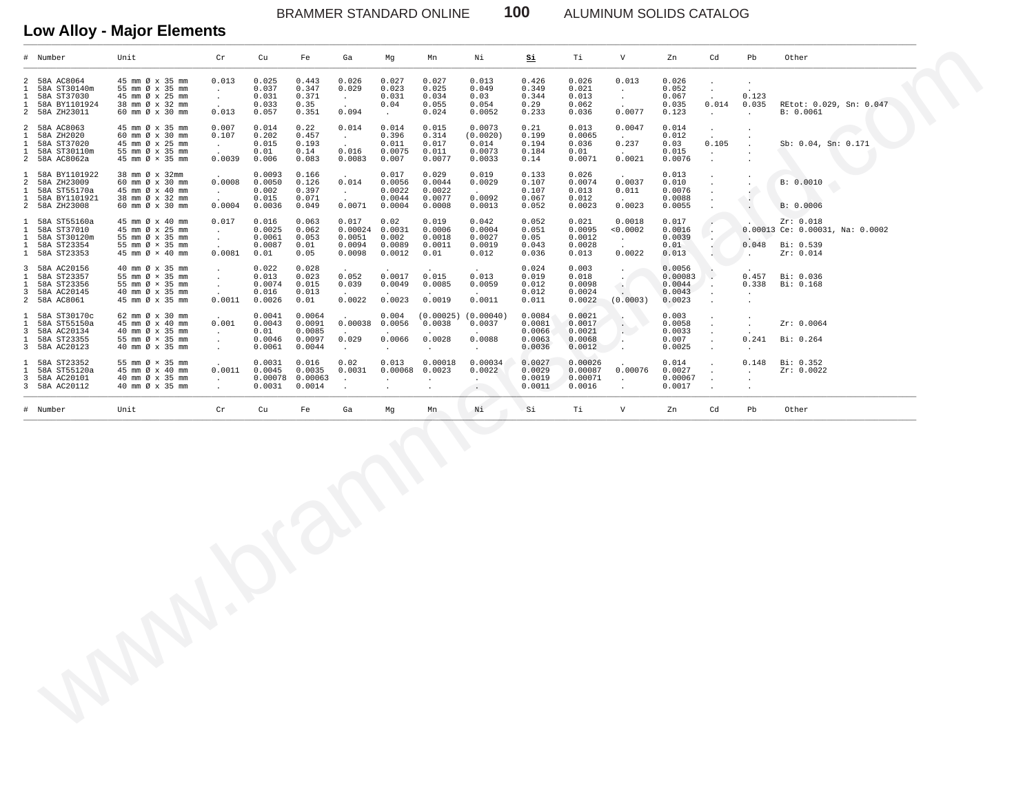## Low Alloy - Major Elements

| # | Number | Unit | Cr | Cu | Fe | Ga | Mg | Mn | Ni | **Si** | Ti | V | Zn | Cd | Pb | Other |
|---|---|---|---|---|---|---|---|---|---|---|---|---|---|---|---|---|
| 2 | 58A AC8064 | 45 mm Ø x 35 mm | 0.013 | 0.025 | 0.443 | 0.026 | 0.027 | 0.027 | 0.013 | 0.426 | 0.026 | 0.013 | 0.026 | . | . | |
| 1 | 58A ST30140m | 55 mm Ø x 35 mm | . | 0.037 | 0.347 | 0.029 | 0.023 | 0.025 | 0.049 | 0.349 | 0.021 | . | 0.052 | . | . | |
| 1 | 58A ST37030 | 45 mm Ø x 25 mm | . | 0.031 | 0.371 | . | 0.031 | 0.034 | 0.03 | 0.344 | 0.013 | . | 0.067 | . | 0.123 | |
| 1 | 58A BY1101924 | 38 mm Ø x 32 mm | . | 0.033 | 0.35 | . | 0.04 | 0.055 | 0.054 | 0.29 | 0.062 | . | 0.035 | 0.014 | 0.035 | REtot: 0.029, Sn: 0.047 |
| 2 | 58A ZH23011 | 60 mm Ø x 30 mm | 0.013 | 0.057 | 0.351 | 0.094 | . | 0.024 | 0.0052 | 0.233 | 0.036 | 0.0077 | 0.123 | . | . | B: 0.0061 |
| 2 | 58A AC8063 | 45 mm Ø x 35 mm | 0.007 | 0.014 | 0.22 | 0.014 | 0.014 | 0.015 | 0.0073 | 0.21 | 0.013 | 0.0047 | 0.014 | . | . | |
| 1 | 58A ZH2020 | 60 mm Ø x 30 mm | 0.107 | 0.202 | 0.457 | . | 0.396 | 0.314 | (0.0020) | 0.199 | 0.0065 | . | 0.012 | . | . | |
| 1 | 58A ST37020 | 45 mm Ø x 25 mm | . | 0.015 | 0.193 | . | 0.011 | 0.017 | 0.014 | 0.194 | 0.036 | 0.237 | 0.03 | 0.105 | . | Sb: 0.04, Sn: 0.171 |
| 1 | 58A ST30110m | 55 mm Ø x 35 mm | . | 0.01 | 0.14 | 0.016 | 0.0075 | 0.011 | 0.0073 | 0.184 | 0.01 | . | 0.015 | . | . | |
| 2 | 58A AC8062a | 45 mm Ø × 35 mm | 0.0039 | 0.006 | 0.083 | 0.0083 | 0.007 | 0.0077 | 0.0033 | 0.14 | 0.0071 | 0.0021 | 0.0076 | . | . | |
| 1 | 58A BY1101922 | 38 mm Ø x 32mm | . | 0.0093 | 0.166 | . | 0.017 | 0.029 | 0.019 | 0.133 | 0.026 | . | 0.013 | . | . | |
| 2 | 58A ZH23009 | 60 mm Ø x 30 mm | 0.0008 | 0.0050 | 0.126 | 0.014 | 0.0056 | 0.0044 | 0.0029 | 0.107 | 0.0074 | 0.0037 | 0.010 | . | . | B: 0.0010 |
| 1 | 58A ST55170a | 45 mm Ø x 40 mm | . | 0.002 | 0.397 | . | 0.0022 | 0.0022 | . | 0.107 | 0.013 | 0.011 | 0.0076 | . | . | |
| 1 | 58A BY1101921 | 38 mm Ø x 32 mm | . | 0.015 | 0.071 | . | 0.0044 | 0.0077 | 0.0092 | 0.067 | 0.012 | . | 0.0088 | . | . | |
| 2 | 58A ZH23008 | 60 mm Ø x 30 mm | 0.0004 | 0.0036 | 0.049 | 0.0071 | 0.0004 | 0.0008 | 0.0013 | 0.052 | 0.0023 | 0.0023 | 0.0055 | . | . | B: 0.0006 |
| 1 | 58A ST55160a | 45 mm Ø x 40 mm | 0.017 | 0.016 | 0.063 | 0.017 | 0.02 | 0.019 | 0.042 | 0.052 | 0.021 | 0.0018 | 0.017 | . | . | Zr: 0.018 |
| 1 | 58A ST37010 | 45 mm Ø x 25 mm | . | 0.0025 | 0.062 | 0.00024 | 0.0031 | 0.0006 | 0.0004 | 0.051 | 0.0095 | <0.0002 | 0.0016 | . | 0.00013 | Ce: 0.00031, Na: 0.0002 |
| 1 | 58A ST30120m | 55 mm Ø x 35 mm | . | 0.0061 | 0.053 | 0.0051 | 0.002 | 0.0018 | 0.0027 | 0.05 | 0.0012 | . | 0.0039 | . | . | |
| 1 | 58A ST23354 | 55 mm Ø × 35 mm | . | 0.0087 | 0.01 | 0.0094 | 0.0089 | 0.0011 | 0.0019 | 0.043 | 0.0028 | . | 0.01 | . | 0.048 | Bi: 0.539 |
| 1 | 58A ST23353 | 45 mm Ø × 40 mm | 0.0081 | 0.01 | 0.05 | 0.0098 | 0.0012 | 0.01 | 0.012 | 0.036 | 0.013 | 0.0022 | 0.013 | . | . | Zr: 0.014 |
| 3 | 58A AC20156 | 40 mm Ø x 35 mm | . | 0.022 | 0.028 | . | . | . | . | 0.024 | 0.003 | . | 0.0056 | . | . | |
| 1 | 58A ST23357 | 55 mm Ø × 35 mm | . | 0.013 | 0.023 | 0.052 | 0.0017 | 0.015 | 0.013 | 0.019 | 0.018 | . | 0.00083 | . | 0.457 | Bi: 0.036 |
| 1 | 58A ST23356 | 55 mm Ø × 35 mm | . | 0.0074 | 0.015 | 0.039 | 0.0049 | 0.0085 | 0.0059 | 0.012 | 0.0098 | . | 0.0044 | . | 0.338 | Bi: 0.168 |
| 3 | 58A AC20145 | 40 mm Ø x 35 mm | . | 0.016 | 0.013 | . | . | . | . | 0.012 | 0.0024 | . | 0.0043 | . | . | |
| 2 | 58A AC8061 | 45 mm Ø x 35 mm | 0.0011 | 0.0026 | 0.01 | 0.0022 | 0.0023 | 0.0019 | 0.0011 | 0.011 | 0.0022 | (0.0003) | 0.0023 | . | . | |
| 1 | 58A ST30170c | 62 mm Ø x 30 mm | . | 0.0041 | 0.0064 | . | 0.004 | (0.00025) | (0.00040) | 0.0084 | 0.0021 | . | 0.003 | . | . | |
| 1 | 58A ST55150a | 45 mm Ø x 40 mm | 0.001 | 0.0043 | 0.0091 | 0.00038 | 0.0056 | 0.0038 | 0.0037 | 0.0081 | 0.0017 | . | 0.0058 | . | . | Zr: 0.0064 |
| 3 | 58A AC20134 | 40 mm Ø x 35 mm | . | 0.01 | 0.0085 | . | . | . | . | 0.0066 | 0.0021 | . | 0.0033 | . | . | |
| 1 | 58A ST23355 | 55 mm Ø × 35 mm | . | 0.0046 | 0.0097 | 0.029 | 0.0066 | 0.0028 | 0.0088 | 0.0063 | 0.0068 | . | 0.007 | . | 0.241 | Bi: 0.264 |
| 3 | 58A AC20123 | 40 mm Ø x 35 mm | . | 0.0061 | 0.0044 | . | . | . | . | 0.0036 | 0.0012 | . | 0.0025 | . | . | |
| 1 | 58A ST23352 | 55 mm Ø × 35 mm | . | 0.0031 | 0.016 | 0.02 | 0.013 | 0.00018 | 0.00034 | 0.0027 | 0.00026 | . | 0.014 | . | 0.148 | Bi: 0.352 |
| 1 | 58A ST55120a | 45 mm Ø x 40 mm | 0.0011 | 0.0045 | 0.0035 | 0.0031 | 0.00068 | 0.0023 | 0.0022 | 0.0029 | 0.00087 | 0.00076 | 0.0027 | . | . | Zr: 0.0022 |
| 3 | 58A AC20101 | 40 mm Ø x 35 mm | . | 0.00078 | 0.00063 | . | . | . | . | 0.0019 | 0.00071 | . | 0.00067 | . | . | |
| 3 | 58A AC20112 | 40 mm Ø x 35 mm | . | 0.0031 | 0.0014 | . | . | . | . | 0.0011 | 0.0016 | . | 0.0017 | . | . | |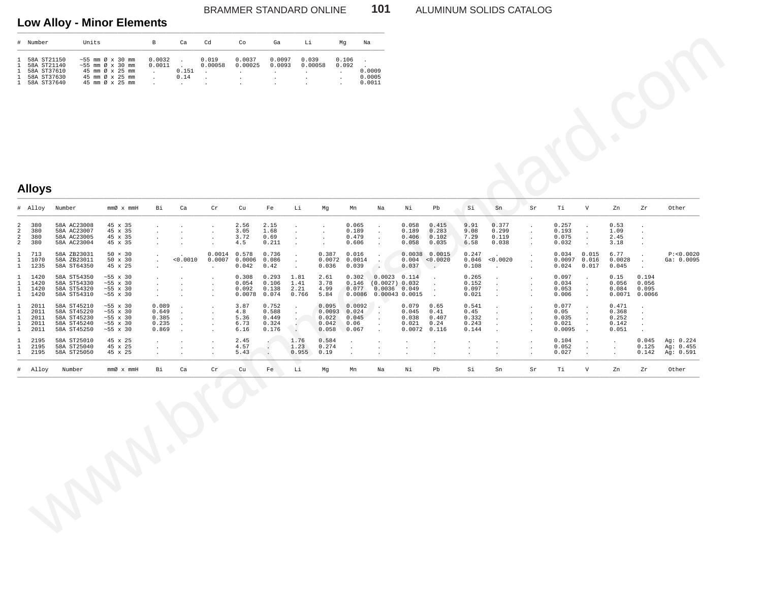## Low Alloy - Minor Elements

| # | Number | Units | B | Ca | Cd | Co | Ga | Li | Mg | Na |
|---|---|---|---|---|---|---|---|---|---|---|
| 1 | 58A ST21150 | ~55 mm Ø x 30 mm | 0.0032 | . | 0.019 | 0.0037 | 0.0097 | 0.039 | 0.106 | . |
| 1 | 58A ST21140 | ~55 mm Ø x 30 mm | 0.0011 | . | 0.00058 | 0.00025 | 0.0093 | 0.00058 | 0.092 | . |
| 1 | 58A ST37610 | 45 mm Ø x 25 mm | . | 0.151 | . | . | . | . | . | 0.0009 |
| 1 | 58A ST37630 | 45 mm Ø x 25 mm | . | 0.14 | . | . | . | . | . | 0.0005 |
| 1 | 58A ST37640 | 45 mm Ø x 25 mm | . | . | . | . | . | . | . | 0.0011 |

## Alloys

| # | Alloy | Number | mmØ x mmH | Bi | Ca | Cr | Cu | Fe | Li | Mg | Mn | Na | Ni | Pb | Si | Sn | Sr | Ti | V | Zn | Zr | Other |
|---|---|---|---|---|---|---|---|---|---|---|---|---|---|---|---|---|---|---|---|---|---|---|
| 2 | 380 | 58A AC23008 | 45 x 35 | . | . | . | 2.56 | 2.15 | . | . | 0.065 | . | 0.058 | 0.415 | 9.91 | 0.377 | . | 0.257 | . | 0.53 | . | |
| 2 | 380 | 58A AC23007 | 45 x 35 | . | . | . | 3.05 | 1.68 | . | . | 0.189 | . | 0.189 | 0.283 | 9.08 | 0.299 | . | 0.193 | . | 1.09 | . | |
| 2 | 380 | 58A AC23005 | 45 x 35 | . | . | . | 3.72 | 0.69 | . | . | 0.479 | . | 0.406 | 0.102 | 7.29 | 0.119 | . | 0.075 | . | 2.45 | . | |
| 2 | 380 | 58A AC23004 | 45 x 35 | . | . | . | 4.5 | 0.211 | . | . | 0.606 | . | 0.058 | 0.035 | 6.58 | 0.038 | . | 0.032 | . | 3.18 | . | |
| 1 | 713 | 58A ZB23031 | 50 x 30 | . | . | 0.0014 | 0.578 | 0.736 | . | 0.387 | 0.016 | . | 0.0038 | 0.0015 | 0.247 | . | . | 0.034 | 0.015 | 6.77 | . | P:<0.0020 |
| 1 | 1070 | 58A ZB23011 | 50 x 30 | . | <0.0010 | 0.0007 | 0.0006 | 0.086 | . | 0.0072 | 0.0014 | . | 0.004 | <0.0020 | 0.046 | <0.0020 | . | 0.0097 | 0.016 | 0.0028 | . | Ga: 0.0095 |
| 1 | 1235 | 58A ST64350 | 45 x 25 | . | . | . | 0.042 | 0.42 | . | 0.036 | 0.039 | . | 0.037 | . | 0.108 | . | . | 0.024 | 0.017 | 0.045 | . | |
| 1 | 1420 | 58A ST54350 | ~55 x 30 | . | . | . | 0.308 | 0.293 | 1.81 | 2.61 | 0.302 | 0.0023 | 0.114 | . | 0.265 | . | . | 0.097 | . | 0.15 | 0.194 | |
| 1 | 1420 | 58A ST54330 | ~55 x 30 | . | . | . | 0.054 | 0.106 | 1.41 | 3.78 | 0.146 | (0.0027) | 0.032 | . | 0.152 | . | . | 0.034 | . | 0.056 | 0.056 | |
| 1 | 1420 | 58A ST54320 | ~55 x 30 | . | . | . | 0.092 | 0.138 | 2.21 | 4.99 | 0.077 | 0.0036 | 0.049 | . | 0.097 | . | . | 0.053 | . | 0.084 | 0.095 | |
| 1 | 1420 | 58A ST54310 | ~55 x 30 | . | . | . | 0.0078 | 0.074 | 0.766 | 5.84 | 0.0086 | 0.00043 | 0.0015 | . | 0.021 | . | . | 0.006 | . | 0.0071 | 0.0066 | |
| 1 | 2011 | 58A ST45210 | ~55 x 30 | 0.089 | . | . | 3.87 | 0.752 | . | 0.095 | 0.0092 | . | 0.079 | 0.65 | 0.541 | . | . | 0.077 | . | 0.471 | . | |
| 1 | 2011 | 58A ST45220 | ~55 x 30 | 0.649 | . | . | 4.8 | 0.588 | . | 0.0093 | 0.024 | . | 0.045 | 0.41 | 0.45 | . | . | 0.05 | . | 0.368 | . | |
| 1 | 2011 | 58A ST45230 | ~55 x 30 | 0.385 | . | . | 5.36 | 0.449 | . | 0.022 | 0.045 | . | 0.038 | 0.407 | 0.332 | . | . | 0.035 | . | 0.252 | . | |
| 1 | 2011 | 58A ST45240 | ~55 x 30 | 0.235 | . | . | 6.73 | 0.324 | . | 0.042 | 0.06 | . | 0.021 | 0.24 | 0.243 | . | . | 0.021 | . | 0.142 | . | |
| 1 | 2011 | 58A ST45250 | ~55 x 30 | 0.869 | . | . | 6.16 | 0.176 | . | 0.058 | 0.067 | . | 0.0072 | 0.116 | 0.144 | . | . | 0.0095 | . | 0.051 | . | |
| 1 | 2195 | 58A ST25010 | 45 x 25 | . | . | . | 2.45 | . | 1.76 | 0.584 | . | . | . | . | . | . | . | 0.104 | . | . | 0.045 | Ag: 0.224 |
| 1 | 2195 | 58A ST25040 | 45 x 25 | . | . | . | 4.57 | . | 1.23 | 0.274 | . | . | . | . | . | . | . | 0.052 | . | . | 0.125 | Ag: 0.455 |
| 1 | 2195 | 58A ST25050 | 45 x 25 | . | . | . | 5.43 | . | 0.955 | 0.19 | . | . | . | . | . | . | . | 0.027 | . | . | 0.142 | Ag: 0.591 |
| # | Alloy | Number | mmØ x mmH | Bi | Ca | Cr | Cu | Fe | Li | Mg | Mn | Na | Ni | Pb | Si | Sn | Sr | Ti | V | Zn | Zr | Other |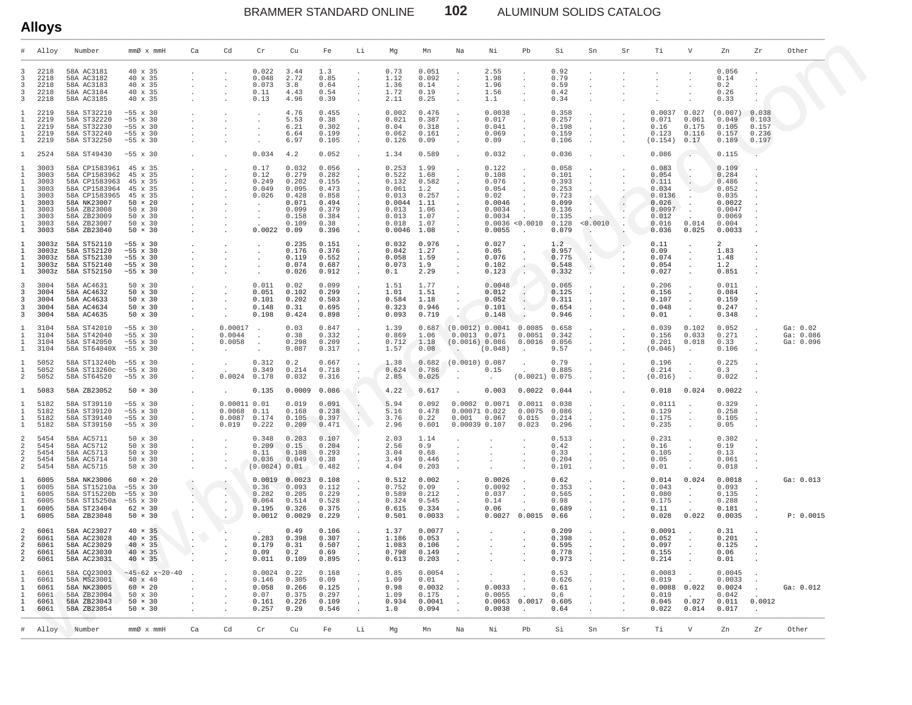## Alloys

| # | Alloy | Number | mmØ x mmH | Ca | Cd | Cr | Cu | Fe | Li | Mg | Mn | Na | Ni | Pb | Si | Sn | Sr | Ti | V | Zn | Zr | Other |
|---|---|---|---|---|---|---|---|---|---|---|---|---|---|---|---|---|---|---|---|---|---|---|
| 3 | 2218 | 58A AC3181 | 40 x 35 | . | . | 0.022 | 3.44 | 1.3 | . | 0.73 | 0.051 | . | 2.55 | . | 0.92 | . | . | . | . | 0.056 | . | |
| 3 | 2218 | 58A AC3182 | 40 x 35 | . | . | 0.048 | 2.72 | 0.85 | . | 1.12 | 0.092 | . | 1.98 | . | 0.79 | . | . | . | . | 0.14 | . | |
| 3 | 2218 | 58A AC3183 | 40 x 35 | . | . | 0.073 | 3.8 | 0.64 | . | 1.36 | 0.14 | . | 1.96 | . | 0.59 | . | . | . | . | 0.2 | . | |
| 3 | 2218 | 58A AC3184 | 40 x 35 | . | . | 0.11 | 4.43 | 0.54 | . | 1.72 | 0.19 | . | 1.56 | . | 0.42 | . | . | . | . | 0.26 | . | |
| 3 | 2218 | 58A AC3185 | 40 x 35 | . | . | 0.13 | 4.96 | 0.39 | . | 2.11 | 0.25 | . | 1.1 | . | 0.34 | . | . | . | . | 0.33 | . | |
| 1 | 2219 | 58A ST32210 | ~55 x 30 | . | . | . | 4.76 | 0.455 | . | 0.002 | 0.476 | . | 0.0038 | . | 0.358 | . | . | 0.0037 | 0.027 | (0.007) | 0.038 | |
| 1 | 2219 | 58A ST32220 | ~55 x 30 | . | . | . | 5.53 | 0.38 | . | 0.021 | 0.387 | . | 0.017 | . | 0.257 | . | . | 0.071 | 0.061 | 0.049 | 0.103 | |
| 1 | 2219 | 58A ST32230 | ~55 x 30 | . | . | . | 6.21 | 0.302 | . | 0.04 | 0.318 | . | 0.041 | . | 0.198 | . | . | 0.16 | 0.175 | 0.105 | 0.157 | |
| 1 | 2219 | 58A ST32240 | ~55 x 30 | . | . | . | 6.64 | 0.199 | . | 0.062 | 0.161 | . | 0.069 | . | 0.159 | . | . | 0.123 | 0.116 | 0.157 | 0.236 | |
| 1 | 2219 | 58A ST32250 | ~55 x 30 | . | . | . | 6.97 | 0.105 | . | 0.126 | 0.09 | . | 0.09 | . | 0.106 | . | . | (0.154) | 0.17 | 0.189 | 0.197 | |
| 1 | 2524 | 58A ST49430 | ~55 x 30 | . | . | 0.034 | 4.2 | 0.052 | . | 1.34 | 0.589 | . | 0.032 | . | 0.036 | . | . | 0.086 | . | 0.115 | . | |
| 1 | 3003 | 58A CP1583961 | 45 x 35 | . | . | 0.17 | 0.032 | 0.056 | . | 0.253 | 1.99 | . | 0.122 | . | 0.058 | . | . | 0.083 | . | 0.109 | . | |
| 1 | 3003 | 58A CP1583962 | 45 x 35 | . | . | 0.12 | 0.279 | 0.282 | . | 0.522 | 1.68 | . | 0.108 | . | 0.101 | . | . | 0.054 | . | 0.284 | . | |
| 1 | 3003 | 58A CP1583963 | 45 x 35 | . | . | 0.249 | 0.202 | 0.155 | . | 0.132 | 0.582 | . | 0.076 | . | 0.393 | . | . | 0.111 | . | 0.486 | . | |
| 1 | 3003 | 58A CP1583964 | 45 x 35 | . | . | 0.049 | 0.095 | 0.473 | . | 0.061 | 1.2 | . | 0.054 | . | 0.253 | . | . | 0.034 | . | 0.052 | . | |
| 1 | 3003 | 58A CP1583965 | 45 x 35 | . | . | 0.026 | 0.428 | 0.858 | . | 0.013 | 0.257 | . | 0.02 | . | 0.723 | . | . | 0.0136 | . | 0.035 | . | |
| 1 | 3003 | 58A NK23007 | 50 x 20 | . | . | . | 0.071 | 0.494 | . | 0.0044 | 1.11 | . | 0.0046 | . | 0.099 | . | . | 0.026 | . | 0.0022 | . | |
| 1 | 3003 | 58A ZB23008 | 50 x 30 | . | . | . | 0.099 | 0.379 | . | 0.013 | 1.06 | . | 0.0034 | . | 0.136 | . | . | 0.0097 | . | 0.0047 | . | |
| 1 | 3003 | 58A ZB23009 | 50 x 30 | . | . | . | 0.158 | 0.384 | . | 0.013 | 1.07 | . | 0.0034 | . | 0.135 | . | . | 0.012 | . | 0.0069 | . | |
| 1 | 3003 | 58A ZB23007 | 50 x 30 | . | . | . | 0.109 | 0.38 | . | 0.018 | 1.07 | . | 0.0036 | <0.0010 | 0.128 | <0.0010 | . | 0.016 | 0.014 | 0.004 | . | |
| 1 | 3003 | 58A ZB23040 | 50 × 30 | . | . | 0.0022 | 0.09 | 0.396 | . | 0.0046 | 1.08 | . | 0.0055 | . | 0.079 | . | . | 0.036 | 0.025 | 0.0033 | . | |
| 1 | 3003z | 58A ST52110 | ~55 x 30 | . | . | . | 0.235 | 0.151 | . | 0.032 | 0.976 | . | 0.027 | . | 1.2 | . | . | 0.11 | . | 2 | . | |
| 1 | 3003z | 58A ST52120 | ~55 x 30 | . | . | . | 0.176 | 0.376 | . | 0.042 | 1.27 | . | 0.05 | . | 0.957 | . | . | 0.09 | . | 1.83 | . | |
| 1 | 3003z | 58A ST52130 | ~55 x 30 | . | . | . | 0.119 | 0.552 | . | 0.058 | 1.59 | . | 0.076 | . | 0.775 | . | . | 0.074 | . | 1.48 | . | |
| 1 | 3003z | 58A ST52140 | ~55 x 30 | . | . | . | 0.074 | 0.687 | . | 0.073 | 1.9 | . | 0.102 | . | 0.548 | . | . | 0.054 | . | 1.2 | . | |
| 1 | 3003z | 58A ST52150 | ~55 x 30 | . | . | . | 0.026 | 0.912 | . | 0.1 | 2.29 | . | 0.123 | . | 0.332 | . | . | 0.027 | . | 0.851 | . | |
| 3 | 3004 | 58A AC4631 | 50 x 30 | . | . | 0.011 | 0.02 | 0.099 | . | 1.51 | 1.77 | . | 0.0048 | . | 0.065 | . | . | 0.206 | . | 0.011 | . | |
| 3 | 3004 | 58A AC4632 | 50 x 30 | . | . | 0.051 | 0.102 | 0.299 | . | 1.01 | 1.51 | . | 0.012 | . | 0.125 | . | . | 0.156 | . | 0.084 | . | |
| 3 | 3004 | 58A AC4633 | 50 x 30 | . | . | 0.101 | 0.202 | 0.503 | . | 0.584 | 1.18 | . | 0.052 | . | 0.311 | . | . | 0.107 | . | 0.159 | . | |
| 3 | 3004 | 58A AC4634 | 50 x 30 | . | . | 0.148 | 0.31 | 0.695 | . | 0.323 | 0.946 | . | 0.101 | . | 0.654 | . | . | 0.048 | . | 0.247 | . | |
| 3 | 3004 | 58A AC4635 | 50 x 30 | . | . | 0.198 | 0.424 | 0.898 | . | 0.093 | 0.719 | . | 0.148 | . | 0.946 | . | . | 0.01 | . | 0.348 | . | |
| 1 | 3104 | 58A ST42010 | ~55 x 30 | . | 0.00017 | . | 0.03 | 0.847 | . | 1.39 | 0.687 | (0.0012) | 0.0041 | 0.0085 | 0.658 | . | . | 0.039 | 0.102 | 0.052 | . | Ga: 0.02 |
| 1 | 3104 | 58A ST42040 | ~55 x 30 | . | 0.0044 | . | 0.38 | 0.332 | . | 0.869 | 1.06 | 0.0013 | 0.071 | 0.0051 | 0.342 | . | . | 0.156 | 0.033 | 0.271 | . | Ga: 0.086 |
| 1 | 3104 | 58A ST42050 | ~55 x 30 | . | 0.0058 | . | 0.298 | 0.209 | . | 0.712 | 1.18 | (0.0016) | 0.086 | 0.0016 | 0.056 | . | . | 0.201 | 0.018 | 0.33 | . | Ga: 0.096 |
| 1 | 3104 | 58A ST64040X | ~55 x 30 | . | . | . | 0.087 | 0.317 | . | 1.57 | 0.08 | . | (0.048) | . | 9.57 | . | . | (0.046) | . | 0.106 | . | |
| 1 | 5052 | 58A ST13240b | ~55 x 30 | . | . | 0.312 | 0.2 | 0.667 | . | 1.38 | 0.682 | (0.0010) | 0.087 | . | 0.79 | . | . | 0.196 | . | 0.225 | . | |
| 1 | 5052 | 58A ST13260c | ~55 x 30 | . | . | 0.349 | 0.214 | 0.718 | . | 0.624 | 0.786 | . | 0.15 | . | 0.885 | . | . | 0.214 | . | 0.3 | . | |
| 2 | 5052 | 58A ST64520 | ~55 x 30 | . | 0.0024 | 0.178 | 0.032 | 0.316 | . | 2.85 | 0.025 | . | . | (0.0021) | 0.075 | . | . | (0.016) | . | 0.022 | . | |
| 1 | 5083 | 58A ZB23052 | 50 × 30 | . | . | 0.135 | 0.0009 | 0.086 | . | 4.22 | 0.617 | . | 0.003 | 0.0022 | 0.044 | . | . | 0.018 | 0.024 | 0.0022 | . | |
| 1 | 5182 | 58A ST39110 | ~55 x 30 | . | 0.00011 | 0.01 | 0.019 | 0.091 | . | 5.94 | 0.092 | 0.0002 | 0.0071 | 0.0011 | 0.038 | . | . | 0.0111 | . | 0.329 | . | |
| 1 | 5182 | 58A ST39120 | ~55 x 30 | . | 0.0068 | 0.11 | 0.168 | 0.238 | . | 5.16 | 0.478 | 0.00071 | 0.022 | 0.0075 | 0.086 | . | . | 0.129 | . | 0.258 | . | |
| 1 | 5182 | 58A ST39140 | ~55 x 30 | . | 0.0087 | 0.174 | 0.105 | 0.397 | . | 3.76 | 0.22 | 0.001 | 0.067 | 0.015 | 0.214 | . | . | 0.175 | . | 0.105 | . | |
| 1 | 5182 | 58A ST39150 | ~55 x 30 | . | 0.019 | 0.222 | 0.209 | 0.471 | . | 2.96 | 0.601 | 0.00039 | 0.107 | 0.023 | 0.296 | . | . | 0.235 | . | 0.05 | . | |
| 2 | 5454 | 58A AC5711 | 50 x 30 | . | . | 0.348 | 0.203 | 0.107 | . | 2.03 | 1.14 | . | . | . | 0.513 | . | . | 0.231 | . | 0.302 | . | |
| 2 | 5454 | 58A AC5712 | 50 x 30 | . | . | 0.209 | 0.15 | 0.204 | . | 2.56 | 0.9 | . | . | . | 0.42 | . | . | 0.16 | . | 0.19 | . | |
| 2 | 5454 | 58A AC5713 | 50 x 30 | . | . | 0.11 | 0.108 | 0.293 | . | 3.04 | 0.68 | . | . | . | 0.33 | . | . | 0.105 | . | 0.13 | . | |
| 2 | 5454 | 58A AC5714 | 50 x 30 | . | . | 0.036 | 0.049 | 0.38 | . | 3.49 | 0.446 | . | . | . | 0.204 | . | . | 0.05 | . | 0.061 | . | |
| 2 | 5454 | 58A AC5715 | 50 x 30 | . | . | (0.0024) | 0.01 | 0.482 | . | 4.04 | 0.203 | . | . | . | 0.101 | . | . | 0.01 | . | 0.018 | . | |
| 1 | 6005 | 58A NK23006 | 60 × 20 | . | . | 0.0019 | 0.0023 | 0.108 | . | 0.512 | 0.002 | . | 0.0026 | . | 0.62 | . | . | 0.014 | 0.024 | 0.0018 | . | Ga: 0.013 |
| 1 | 6005 | 58A ST15210a | ~55 x 30 | . | . | 0.36 | 0.093 | 0.112 | . | 0.752 | 0.09 | . | 0.0092 | . | 0.353 | . | . | 0.043 | . | 0.093 | . | |
| 1 | 6005 | 58A ST15220b | ~55 x 30 | . | . | 0.282 | 0.205 | 0.229 | . | 0.589 | 0.212 | . | 0.037 | . | 0.565 | . | . | 0.080 | . | 0.135 | . | |
| 1 | 6005 | 58A ST15250a | ~55 x 30 | . | . | 0.064 | 0.514 | 0.528 | . | 0.324 | 0.545 | . | 0.14 | . | 0.98 | . | . | 0.175 | . | 0.288 | . | |
| 1 | 6005 | 58A ST23404 | 62 × 30 | . | . | 0.195 | 0.326 | 0.375 | . | 0.615 | 0.334 | . | 0.06 | . | 0.689 | . | . | 0.11 | . | 0.181 | . | |
| 1 | 6005 | 58A ZB23048 | 50 × 30 | . | . | 0.0012 | 0.0029 | 0.229 | . | 0.501 | 0.0033 | . | 0.0027 | 0.0015 | 0.66 | . | . | 0.028 | 0.022 | 0.0035 | . | P: 0.0015 |
| 2 | 6061 | 58A AC23027 | 40 × 35 | . | . | . | 0.49 | 0.106 | . | 1.37 | 0.0077 | . | . | . | 0.209 | . | . | 0.0091 | . | 0.31 | . | |
| 2 | 6061 | 58A AC23028 | 40 × 35 | . | . | 0.283 | 0.398 | 0.307 | . | 1.186 | 0.053 | . | . | . | 0.398 | . | . | 0.052 | . | 0.201 | . | |
| 2 | 6061 | 58A AC23029 | 40 × 35 | . | . | 0.179 | 0.31 | 0.507 | . | 1.083 | 0.106 | . | . | . | 0.595 | . | . | 0.097 | . | 0.125 | . | |
| 2 | 6061 | 58A AC23030 | 40 × 35 | . | . | 0.09 | 0.2 | 0.69 | . | 0.798 | 0.149 | . | . | . | 0.778 | . | . | 0.155 | . | 0.06 | . | |
| 2 | 6061 | 58A AC23031 | 40 × 35 | . | . | 0.011 | 0.109 | 0.895 | . | 0.613 | 0.203 | . | . | . | 0.973 | . | . | 0.214 | . | 0.01 | . | |
| 1 | 6061 | 58A CQ23003 | ~45-62 x~20-40 | . | . | 0.0024 | 0.22 | 0.168 | . | 0.85 | 0.0054 | . | . | . | 0.53 | . | . | 0.0083 | . | 0.0045 | . | |
| 1 | 6061 | 58A MS23001 | 40 x 40 | . | . | 0.146 | 0.305 | 0.09 | . | 1.09 | 0.01 | . | . | . | 0.626 | . | . | 0.019 | . | 0.0033 | . | |
| 1 | 6061 | 58A NK23005 | 60 × 20 | . | . | 0.058 | 0.266 | 0.125 | . | 0.98 | 0.0032 | . | 0.0033 | . | 0.61 | . | . | 0.0088 | 0.022 | 0.0024 | . | Ga: 0.012 |
| 1 | 6061 | 58A ZB23004 | 50 x 30 | . | . | 0.07 | 0.375 | 0.297 | . | 1.09 | 0.175 | . | 0.0055 | . | 0.6 | . | . | 0.019 | . | 0.042 | . | |
| 1 | 6061 | 58A ZB23043 | 50 × 30 | . | . | 0.161 | 0.226 | 0.109 | . | 0.934 | 0.0041 | . | 0.0063 | 0.0017 | 0.605 | . | . | 0.045 | 0.027 | 0.011 | 0.0012 | |
| 1 | 6061 | 58A ZB23054 | 50 × 30 | . | . | 0.257 | 0.29 | 0.546 | . | 1.0 | 0.094 | . | 0.0038 | . | 0.64 | . | . | 0.022 | 0.014 | 0.017 | . | |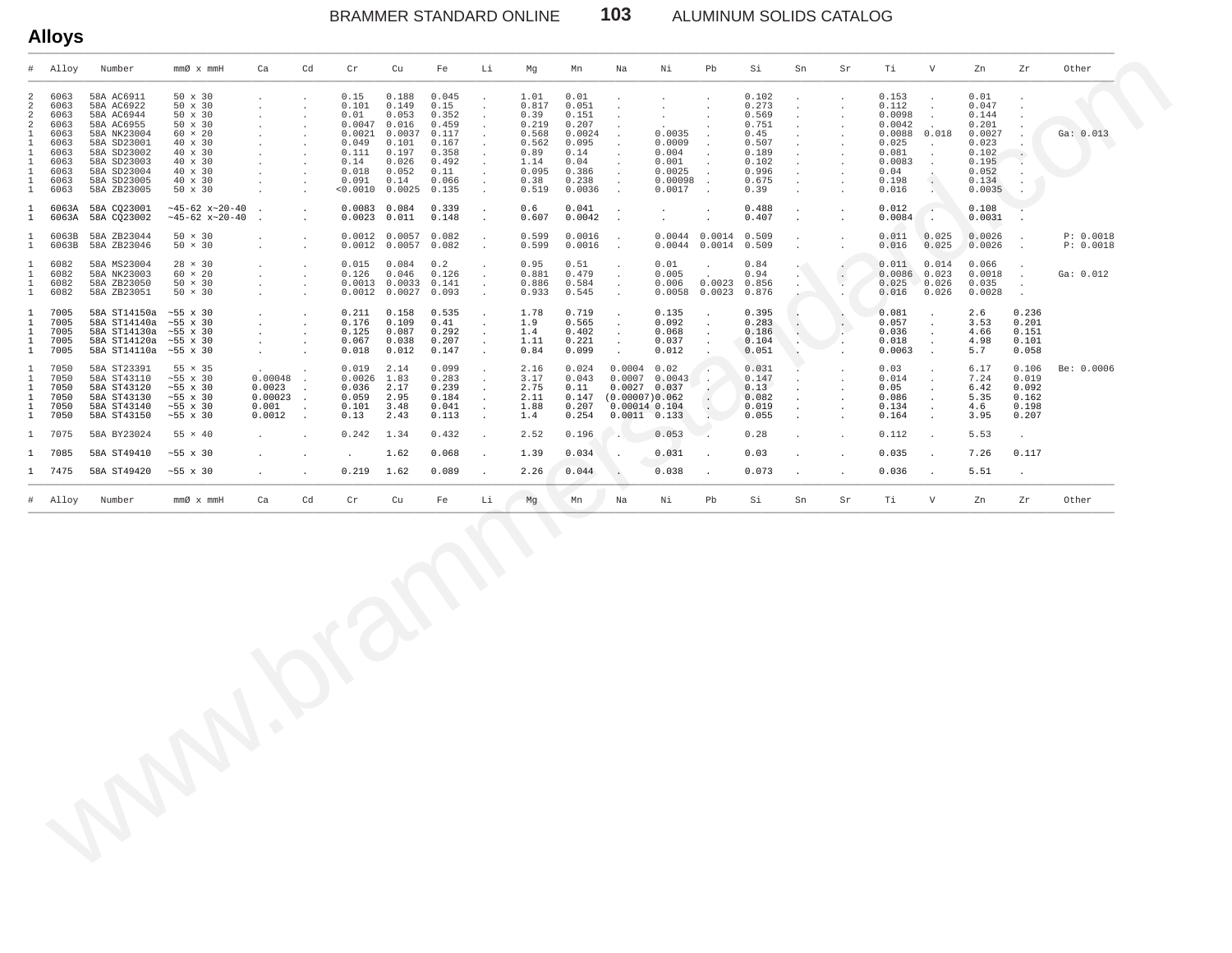## Alloys

| # | Alloy | Number | mmØ x mmH | Ca | Cd | Cr | Cu | Fe | Li | Mg | Mn | Na | Ni | Pb | Si | Sn | Sr | Ti | V | Zn | Zr | Other |
|---|---|---|---|---|---|---|---|---|---|---|---|---|---|---|---|---|---|---|---|---|---|---|
| 2 | 6063 | 58A AC6911 | 50 x 30 | . | . | 0.15 | 0.188 | 0.045 | . | 1.01 | 0.01 | . | . | . | 0.102 | . | . | 0.153 | . | 0.01 | . | |
| 2 | 6063 | 58A AC6922 | 50 x 30 | . | . | 0.101 | 0.149 | 0.15 | . | 0.817 | 0.051 | . | . | . | 0.273 | . | . | 0.112 | . | 0.047 | . | |
| 2 | 6063 | 58A AC6944 | 50 x 30 | . | . | 0.01 | 0.053 | 0.352 | . | 0.39 | 0.151 | . | . | . | 0.569 | . | . | 0.0098 | . | 0.144 | . | |
| 2 | 6063 | 58A AC6955 | 50 x 30 | . | . | 0.0047 | 0.016 | 0.459 | . | 0.219 | 0.207 | . | . | . | 0.751 | . | . | 0.0042 | . | 0.201 | . | |
| 1 | 6063 | 58A NK23004 | 60 × 20 | . | . | 0.0021 | 0.0037 | 0.117 | . | 0.568 | 0.0024 | . | 0.0035 | . | 0.45 | . | . | 0.0088 | 0.018 | 0.0027 | . | Ga: 0.013 |
| 1 | 6063 | 58A SD23001 | 40 x 30 | . | . | 0.049 | 0.101 | 0.167 | . | 0.562 | 0.095 | . | 0.0009 | . | 0.507 | . | . | 0.025 | . | 0.023 | . | |
| 1 | 6063 | 58A SD23002 | 40 x 30 | . | . | 0.111 | 0.197 | 0.358 | . | 0.89 | 0.14 | . | 0.004 | . | 0.189 | . | . | 0.081 | . | 0.102 | . | |
| 1 | 6063 | 58A SD23003 | 40 x 30 | . | . | 0.14 | 0.026 | 0.492 | . | 1.14 | 0.04 | . | 0.001 | . | 0.102 | . | . | 0.0083 | . | 0.195 | . | |
| 1 | 6063 | 58A SD23004 | 40 x 30 | . | . | 0.018 | 0.052 | 0.11 | . | 0.095 | 0.386 | . | 0.0025 | . | 0.996 | . | . | 0.04 | . | 0.052 | . | |
| 1 | 6063 | 58A SD23005 | 40 x 30 | . | . | 0.091 | 0.14 | 0.066 | . | 0.38 | 0.238 | . | 0.00098 | . | 0.675 | . | . | 0.198 | . | 0.134 | . | |
| 1 | 6063 | 58A ZB23005 | 50 x 30 | . | . | <0.0010 | 0.0025 | 0.135 | . | 0.519 | 0.0036 | . | 0.0017 | . | 0.39 | . | . | 0.016 | . | 0.0035 | . | |
| 1 | 6063A | 58A CQ23001 | ~45-62 x~20-40 | . | . | 0.0083 | 0.084 | 0.339 | . | 0.6 | 0.041 | . | . | . | 0.488 | . | . | 0.012 | . | 0.108 | . | |
| 1 | 6063A | 58A CQ23002 | ~45-62 x~20-40 | . | . | 0.0023 | 0.011 | 0.148 | . | 0.607 | 0.0042 | . | . | . | 0.407 | . | . | 0.0084 | . | 0.0031 | . | |
| 1 | 6063B | 58A ZB23044 | 50 × 30 | . | . | 0.0012 | 0.0057 | 0.082 | . | 0.599 | 0.0016 | . | 0.0044 | 0.0014 | 0.509 | . | . | 0.011 | 0.025 | 0.0026 | . | P: 0.0018 |
| 1 | 6063B | 58A ZB23046 | 50 × 30 | . | . | 0.0012 | 0.0057 | 0.082 | . | 0.599 | 0.0016 | . | 0.0044 | 0.0014 | 0.509 | . | . | 0.016 | 0.025 | 0.0026 | . | P: 0.0018 |
| 1 | 6082 | 58A MS23004 | 28 × 30 | . | . | 0.015 | 0.084 | 0.2 | . | 0.95 | 0.51 | . | 0.01 | . | 0.84 | . | . | 0.011 | 0.014 | 0.066 | . | |
| 1 | 6082 | 58A NK23003 | 60 × 20 | . | . | 0.126 | 0.046 | 0.126 | . | 0.881 | 0.479 | . | 0.005 | . | 0.94 | . | . | 0.0086 | 0.023 | 0.0018 | . | Ga: 0.012 |
| 1 | 6082 | 58A ZB23050 | 50 × 30 | . | . | 0.0013 | 0.0033 | 0.141 | . | 0.886 | 0.584 | . | 0.006 | 0.0023 | 0.856 | . | . | 0.025 | 0.026 | 0.035 | . | |
| 1 | 6082 | 58A ZB23051 | 50 × 30 | . | . | 0.0012 | 0.0027 | 0.093 | . | 0.933 | 0.545 | . | 0.0058 | 0.0023 | 0.876 | . | . | 0.016 | 0.026 | 0.0028 | . | |
| 1 | 7005 | 58A ST14150a | ~55 x 30 | . | . | 0.211 | 0.158 | 0.535 | . | 1.78 | 0.719 | . | 0.135 | . | 0.395 | . | . | 0.081 | . | 2.6 | 0.236 | |
| 1 | 7005 | 58A ST14140a | ~55 x 30 | . | . | 0.176 | 0.109 | 0.41 | . | 1.9 | 0.565 | . | 0.092 | . | 0.283 | . | . | 0.057 | . | 3.53 | 0.201 | |
| 1 | 7005 | 58A ST14130a | ~55 x 30 | . | . | 0.125 | 0.087 | 0.292 | . | 1.4 | 0.402 | . | 0.068 | . | 0.186 | . | . | 0.036 | . | 4.66 | 0.151 | |
| 1 | 7005 | 58A ST14120a | ~55 x 30 | . | . | 0.067 | 0.038 | 0.207 | . | 1.11 | 0.221 | . | 0.037 | . | 0.104 | . | . | 0.018 | . | 4.98 | 0.101 | |
| 1 | 7005 | 58A ST14110a | ~55 x 30 | . | . | 0.018 | 0.012 | 0.147 | . | 0.84 | 0.099 | . | 0.012 | . | 0.051 | . | . | 0.0063 | . | 5.7 | 0.058 | |
| 1 | 7050 | 58A ST23391 | 55 × 35 | . | . | 0.019 | 2.14 | 0.099 | . | 2.16 | 0.024 | 0.0004 | 0.02 | . | 0.031 | . | . | 0.03 | . | 6.17 | 0.106 | Be: 0.0006 |
| 1 | 7050 | 58A ST43110 | ~55 x 30 | 0.00048 | . | 0.0026 | 1.83 | 0.283 | . | 3.17 | 0.043 | 0.0007 | 0.0043 | . | 0.147 | . | . | 0.014 | . | 7.24 | 0.019 | |
| 1 | 7050 | 58A ST43120 | ~55 x 30 | 0.0023 | . | 0.036 | 2.17 | 0.239 | . | 2.75 | 0.11 | 0.0027 | 0.037 | . | 0.13 | . | . | 0.05 | . | 6.42 | 0.092 | |
| 1 | 7050 | 58A ST43130 | ~55 x 30 | 0.00023 | . | 0.059 | 2.95 | 0.184 | . | 2.11 | 0.147 | (0.00007) | 0.062 | . | 0.082 | . | . | 0.086 | . | 5.35 | 0.162 | |
| 1 | 7050 | 58A ST43140 | ~55 x 30 | 0.001 | . | 0.101 | 3.48 | 0.041 | . | 1.88 | 0.207 | 0.00014 | 0.104 | . | 0.019 | . | . | 0.134 | . | 4.6 | 0.198 | |
| 1 | 7050 | 58A ST43150 | ~55 x 30 | 0.0012 | . | 0.13 | 2.43 | 0.113 | . | 1.4 | 0.254 | 0.0011 | 0.133 | . | 0.055 | . | . | 0.164 | . | 3.95 | 0.207 | |
| 1 | 7075 | 58A BY23024 | 55 × 40 | . | . | 0.242 | 1.34 | 0.432 | . | 2.52 | 0.196 | . | 0.053 | . | 0.28 | . | . | 0.112 | . | 5.53 | . | |
| 1 | 7085 | 58A ST49410 | ~55 x 30 | . | . | . | 1.62 | 0.068 | . | 1.39 | 0.034 | . | 0.031 | . | 0.03 | . | . | 0.035 | . | 7.26 | 0.117 | |
| 1 | 7475 | 58A ST49420 | ~55 x 30 | . | . | 0.219 | 1.62 | 0.089 | . | 2.26 | 0.044 | . | 0.038 | . | 0.073 | . | . | 0.036 | . | 5.51 | . | |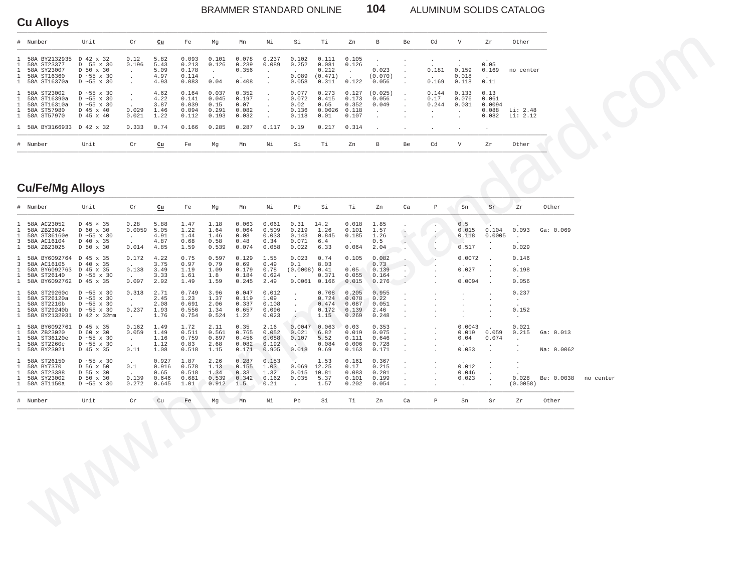## Cu Alloys

| # | Number | Unit | Cr | Cu | Fe | Mg | Mn | Ni | Si | Ti | Zn | B | Be | Cd | V | Zr | Other |
|---|---|---|---|---|---|---|---|---|---|---|---|---|---|---|---|---|---|
| 1 | 58A BY2132935 | D 42 x 32 | 0.12 | 5.82 | 0.093 | 0.101 | 0.078 | 0.237 | 0.102 | 0.111 | 0.105 | . | . | . | . | . | |
| 1 | 58A ST23377 | D 55 × 30 | 0.196 | 5.43 | 0.213 | 0.126 | 0.239 | 0.089 | 0.252 | 0.081 | 0.126 | . | . | . | . | 0.05 | |
| 1 | 58A SY23007 | D 50 x 30 | . | 5.09 | 0.178 | . | 0.356 | . | . | 0.212 | . | 0.023 | . | 0.181 | 0.159 | 0.169 | no center |
| 1 | 58A ST16360 | D ~55 x 30 | . | 4.97 | 0.114 | . | . | . | 0.089 | (0.471) | . | (0.070) | . | . | 0.018 | . | |
| 1 | 58A ST16370a | D ~55 x 30 | . | 4.93 | 0.083 | 0.04 | 0.408 | . | 0.058 | 0.311 | 0.122 | 0.056 | . | 0.169 | 0.118 | 0.11 | |
| 1 | 58A ST23002 | D ~55 x 30 | . | 4.62 | 0.164 | 0.037 | 0.352 | . | 0.077 | 0.273 | 0.127 | (0.025) | . | 0.144 | 0.133 | 0.13 | |
| 1 | 58A ST16390a | D ~55 x 30 | . | 4.22 | 0.141 | 0.045 | 0.197 | . | 0.072 | 0.415 | 0.173 | 0.056 | . | 0.17 | 0.076 | 0.061 | |
| 1 | 58A ST16310a | D ~55 x 30 | . | 3.87 | 0.039 | 0.15 | 0.07 | . | 0.02 | 0.65 | 0.352 | 0.049 | . | 0.244 | 0.031 | 0.0094 | |
| 1 | 58A ST57980 | D 45 x 40 | 0.029 | 1.46 | 0.094 | 0.291 | 0.082 | . | 0.136 | 0.0026 | 0.118 | . | . | . | . | 0.088 | Li: 2.48 |
| 1 | 58A ST57970 | D 45 x 40 | 0.021 | 1.22 | 0.112 | 0.193 | 0.032 | . | 0.118 | 0.01 | 0.107 | . | . | . | . | 0.082 | Li: 2.12 |
| 1 | 58A BY3166933 | D 42 x 32 | 0.333 | 0.74 | 0.166 | 0.285 | 0.287 | 0.117 | 0.19 | 0.217 | 0.314 | . | . | . | . | . | |

## Cu/Fe/Mg Alloys

| # | Number | Unit | Cr | Cu | Fe | Mg | Mn | Ni | Pb | Si | Ti | Zn | Ca | P | Sn | Sr | Zr | Other |
|---|---|---|---|---|---|---|---|---|---|---|---|---|---|---|---|---|---|---|
| 1 | 58A AC23052 | D 45 × 35 | 0.28 | 5.88 | 1.47 | 1.18 | 0.063 | 0.061 | 0.31 | 14.2 | 0.018 | 1.85 | . | . | 0.5 | . | . | |
| 1 | 58A ZB23024 | D 60 x 30 | 0.0059 | 5.05 | 1.22 | 1.64 | 0.064 | 0.509 | 0.219 | 1.26 | 0.101 | 1.57 | . | . | 0.015 | 0.104 | 0.093 | Ga: 0.069 |
| 1 | 58A ST36160e | D ~55 x 30 | . | 4.91 | 1.44 | 1.46 | 0.08 | 0.033 | 0.143 | 0.845 | 0.185 | 1.26 | . | . | 0.118 | 0.0005 | . | |
| 3 | 58A AC16104 | D 40 x 35 | . | 4.87 | 0.68 | 0.58 | 0.48 | 0.34 | 0.071 | 6.4 | . | 0.5 | . | . | . | . | . | |
| 1 | 58A ZB23025 | D 50 x 30 | 0.014 | 4.85 | 1.59 | 0.539 | 0.074 | 0.058 | 0.022 | 6.33 | 0.064 | 2.04 | . | . | 0.517 | . | 0.029 | |
| 1 | 58A BY6092764 | D 45 x 35 | 0.172 | 4.22 | 0.75 | 0.597 | 0.129 | 1.55 | 0.023 | 0.74 | 0.105 | 0.082 | . | . | 0.0072 | . | 0.146 | |
| 3 | 58A AC16105 | D 40 x 35 | . | 3.75 | 0.97 | 0.79 | 0.69 | 0.49 | 0.1 | 8.03 | . | 0.73 | . | . | . | . | . | |
| 1 | 58A BY6092763 | D 45 x 35 | 0.138 | 3.49 | 1.19 | 1.09 | 0.179 | 0.78 | (0.0008) | 0.41 | 0.05 | 0.139 | . | . | 0.027 | . | 0.198 | |
| 1 | 58A ST26140 | D ~55 x 30 | . | 3.33 | 1.61 | 1.8 | 0.184 | 0.624 | . | 0.371 | 0.055 | 0.164 | . | . | . | . | . | |
| 1 | 58A BY6092762 | D 45 x 35 | 0.097 | 2.92 | 1.49 | 1.59 | 0.245 | 2.49 | 0.0061 | 0.166 | 0.015 | 0.276 | . | . | 0.0094 | . | 0.056 | |
| 1 | 58A ST29260c | D ~55 x 30 | 0.318 | 2.71 | 0.749 | 3.96 | 0.047 | 0.012 | . | 0.708 | 0.205 | 0.955 | . | . | . | . | 0.237 | |
| 1 | 58A ST26120a | D ~55 x 30 | . | 2.45 | 1.23 | 1.37 | 0.119 | 1.09 | . | 0.724 | 0.078 | 0.22 | . | . | . | . | . | |
| 1 | 58A ST2210b | D ~55 x 30 | . | 2.08 | 0.691 | 2.06 | 0.337 | 0.108 | . | 0.474 | 0.087 | 0.051 | . | . | . | . | . | |
| 1 | 58A ST29240b | D ~55 x 30 | 0.237 | 1.93 | 0.556 | 1.34 | 0.657 | 0.096 | . | 0.172 | 0.139 | 2.46 | . | . | . | . | 0.152 | |
| 1 | 58A BY2132931 | D 42 x 32mm | . | 1.76 | 0.754 | 0.524 | 1.22 | 0.023 | . | 1.15 | 0.269 | 0.248 | . | . | . | . | . | |
| 1 | 58A BY6092761 | D 45 x 35 | 0.162 | 1.49 | 1.72 | 2.11 | 0.35 | 2.16 | 0.0047 | 0.063 | 0.03 | 0.353 | . | . | 0.0043 | . | 0.021 | |
| 1 | 58A ZB23020 | D 60 x 30 | 0.059 | 1.49 | 0.511 | 0.561 | 0.765 | 0.052 | 0.021 | 6.82 | 0.019 | 0.075 | . | . | 0.019 | 0.059 | 0.215 | Ga: 0.013 |
| 1 | 58A ST36120e | D ~55 x 30 | . | 1.16 | 0.759 | 0.897 | 0.456 | 0.088 | 0.107 | 5.52 | 0.111 | 0.646 | . | . | 0.04 | 0.074 | . | |
| 1 | 58A ST2260c | D ~55 x 30 | . | 1.12 | 0.83 | 2.68 | 0.082 | 0.192 | . | 0.084 | 0.006 | 0.728 | . | . | . | . | . | |
| 1 | 58A BY23021 | D 45 × 35 | 0.11 | 1.08 | 0.518 | 1.15 | 0.171 | 0.905 | 0.018 | 9.69 | 0.163 | 0.171 | . | . | 0.053 | . | . | Na: 0.0062 |
| 1 | 58A ST26150 | D ~55 x 30 | . | 0.927 | 1.87 | 2.26 | 0.287 | 0.153 | . | 1.53 | 0.161 | 0.367 | . | . | . | . | . | |
| 1 | 58A BY7370 | D 56 x 50 | 0.1 | 0.916 | 0.578 | 1.13 | 0.155 | 1.03 | 0.069 | 12.25 | 0.17 | 0.215 | . | . | 0.012 | . | . | |
| 1 | 58A ST23388 | D 55 × 30 | . | 0.65 | 0.518 | 1.34 | 0.33 | 1.32 | 0.015 | 10.81 | 0.083 | 0.201 | . | . | 0.046 | . | . | |
| 1 | 58A SY23002 | D 50 x 30 | 0.139 | 0.646 | 0.681 | 0.539 | 0.342 | 0.162 | 0.035 | 5.37 | 0.101 | 0.199 | . | . | 0.023 | . | 0.028 | Be: 0.0038 no center |
| 1 | 58A ST1150a | D ~55 x 30 | 0.272 | 0.645 | 1.01 | 0.912 | 1.5 | 0.21 | . | 1.57 | 0.202 | 0.054 | . | . | . | . | (0.0058) | |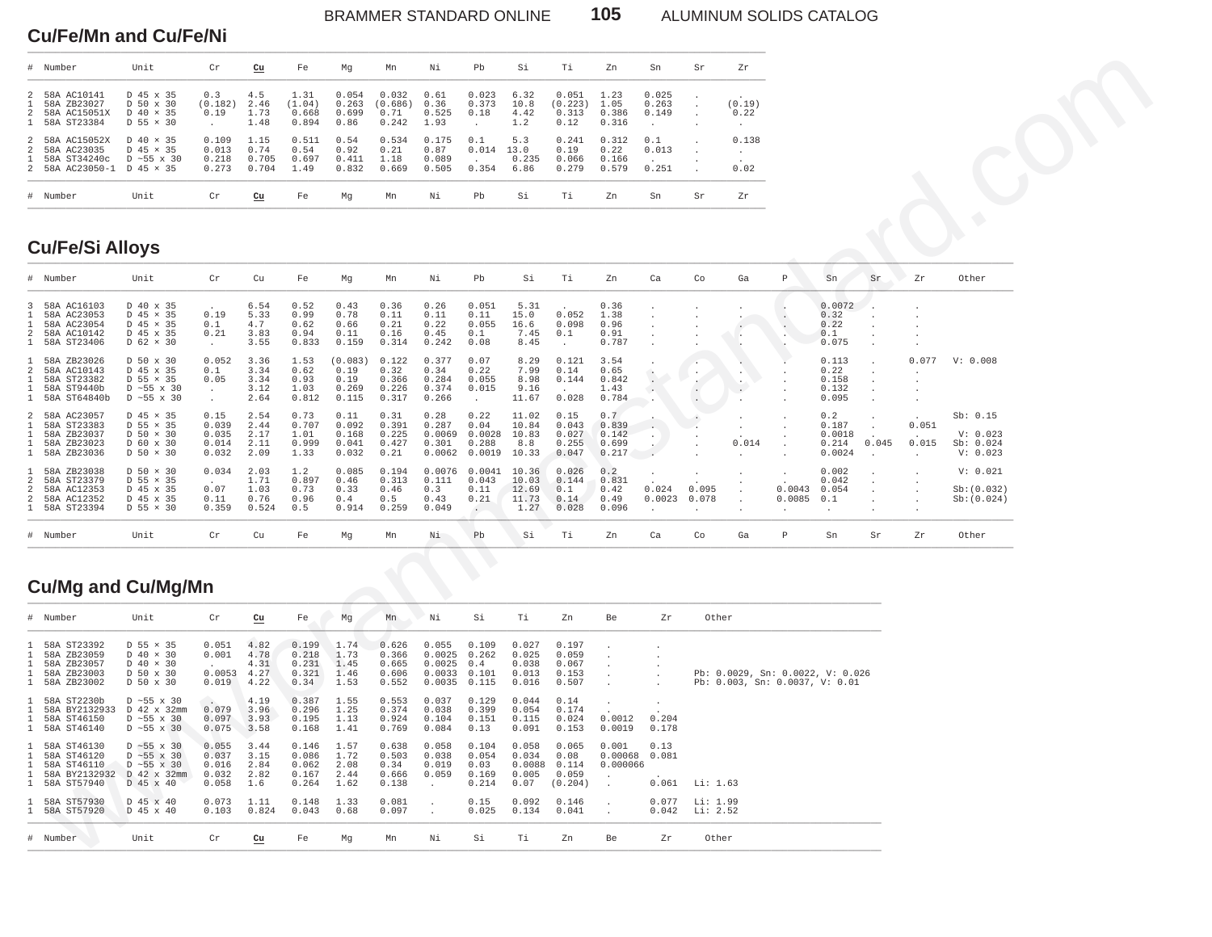## Cu/Fe/Mn and Cu/Fe/Ni

| # | Number | Unit | Cr | **Cu** | Fe | Mg | Mn | Ni | Pb | Si | Ti | Zn | Sn | Sr | Zr |
|---|---|---|---|---|---|---|---|---|---|---|---|---|---|---|---|
| 2 | 58A AC10141 | D 45 × 35 | 0.3 | 4.5 | 1.31 | 0.054 | 0.032 | 0.61 | 0.023 | 6.32 | 0.051 | 1.23 | 0.025 | . | . |
| 1 | 58A ZB23027 | D 50 × 30 | (0.182) | 2.46 | (1.04) | 0.263 | (0.686) | 0.36 | 0.373 | 10.8 | (0.223) | 1.05 | 0.263 | . | (0.19) |
| 2 | 58A AC15051X | D 40 × 35 | 0.19 | 1.73 | 0.668 | 0.699 | 0.71 | 0.525 | 0.18 | 4.42 | 0.313 | 0.386 | 0.149 | . | 0.22 |
| 1 | 58A ST23384 | D 55 × 30 | . | 1.48 | 0.894 | 0.86 | 0.242 | 1.93 | . | 1.2 | 0.12 | 0.316 | . | . | . |
| 2 | 58A AC15052X | D 40 × 35 | 0.109 | 1.15 | 0.511 | 0.54 | 0.534 | 0.175 | 0.1 | 5.3 | 0.241 | 0.312 | 0.1 | . | 0.138 |
| 2 | 58A AC23035 | D 45 × 35 | 0.013 | 0.74 | 0.54 | 0.92 | 0.21 | 0.87 | 0.014 | 13.0 | 0.19 | 0.22 | 0.013 | . | . |
| 1 | 58A ST34240c | D ~55 x 30 | 0.218 | 0.705 | 0.697 | 0.411 | 1.18 | 0.089 | . | 0.235 | 0.066 | 0.166 | . | . | . |
| 2 | 58A AC23050-1 | D 45 × 35 | 0.273 | 0.704 | 1.49 | 0.832 | 0.669 | 0.505 | 0.354 | 6.86 | 0.279 | 0.579 | 0.251 | . | 0.02 |

## Cu/Fe/Si Alloys

| # | Number | Unit | Cr | Cu | Fe | Mg | Mn | Ni | Pb | Si | Ti | Zn | Ca | Co | Ga | P | Sn | Sr | Zr | Other |
|---|---|---|---|---|---|---|---|---|---|---|---|---|---|---|---|---|---|---|---|---|
| 3 | 58A AC16103 | D 40 × 35 | . | 6.54 | 0.52 | 0.43 | 0.36 | 0.26 | 0.051 | 5.31 | . | 0.36 | . | . | . | . | 0.0072 | . | . | |
| 1 | 58A AC23053 | D 45 × 35 | 0.19 | 5.33 | 0.99 | 0.78 | 0.11 | 0.11 | 0.11 | 15.0 | 0.052 | 1.38 | . | . | . | . | 0.32 | . | . | |
| 1 | 58A AC23054 | D 45 × 35 | 0.1 | 4.7 | 0.62 | 0.66 | 0.21 | 0.22 | 0.055 | 16.6 | 0.098 | 0.96 | . | . | . | . | 0.22 | . | . | |
| 2 | 58A AC10142 | D 45 × 35 | 0.21 | 3.83 | 0.94 | 0.11 | 0.16 | 0.45 | 0.1 | 7.45 | 0.1 | 0.91 | . | . | . | . | 0.1 | . | . | |
| 1 | 58A ST23406 | D 62 × 30 | . | 3.55 | 0.833 | 0.159 | 0.314 | 0.242 | 0.08 | 8.45 | . | 0.787 | . | . | . | . | 0.075 | . | . | |
| 1 | 58A ZB23026 | D 50 × 30 | 0.052 | 3.36 | 1.53 | (0.083) | 0.122 | 0.377 | 0.07 | 8.29 | 0.121 | 3.54 | . | . | . | . | 0.113 | . | 0.077 | V: 0.008 |
| 2 | 58A AC10143 | D 45 × 35 | 0.1 | 3.34 | 0.62 | 0.19 | 0.32 | 0.34 | 0.22 | 7.99 | 0.14 | 0.65 | . | . | . | . | 0.22 | . | . | |
| 1 | 58A ST23382 | D 55 × 35 | 0.05 | 3.34 | 0.93 | 0.19 | 0.366 | 0.284 | 0.055 | 8.98 | 0.144 | 0.842 | . | . | . | . | 0.158 | . | . | |
| 1 | 58A ST9440b | D ~55 x 30 | . | 3.12 | 1.03 | 0.269 | 0.226 | 0.374 | 0.015 | 9.16 | . | 1.43 | . | . | . | . | 0.132 | . | . | |
| 1 | 58A ST64840b | D ~55 x 30 | . | 2.64 | 0.812 | 0.115 | 0.317 | 0.266 | . | 11.67 | 0.028 | 0.784 | . | . | . | . | 0.095 | . | . | |
| 2 | 58A AC23057 | D 45 × 35 | 0.15 | 2.54 | 0.73 | 0.11 | 0.31 | 0.28 | 0.22 | 11.02 | 0.15 | 0.7 | . | . | . | . | 0.2 | . | . | Sb: 0.15 |
| 1 | 58A ST23383 | D 55 × 35 | 0.039 | 2.44 | 0.707 | 0.092 | 0.391 | 0.287 | 0.04 | 10.84 | 0.043 | 0.839 | . | . | . | . | 0.187 | . | 0.051 | |
| 1 | 58A ZB23037 | D 50 × 30 | 0.035 | 2.17 | 1.01 | 0.168 | 0.225 | 0.0069 | 0.0028 | 10.83 | 0.027 | 0.142 | . | . | . | . | 0.0018 | . | . | V: 0.023 |
| 1 | 58A ZB23023 | D 60 × 30 | 0.014 | 2.11 | 0.999 | 0.041 | 0.427 | 0.301 | 0.288 | 8.8 | 0.255 | 0.699 | . | . | 0.014 | . | 0.214 | 0.045 | 0.015 | Sb: 0.024 |
| 1 | 58A ZB23036 | D 50 × 30 | 0.032 | 2.09 | 1.33 | 0.032 | 0.21 | 0.0062 | 0.0019 | 10.33 | 0.047 | 0.217 | . | . | . | . | 0.0024 | . | . | V: 0.023 |
| 1 | 58A ZB23038 | D 50 × 30 | 0.034 | 2.03 | 1.2 | 0.085 | 0.194 | 0.0076 | 0.0041 | 10.36 | 0.026 | 0.2 | . | . | . | . | 0.002 | . | . | V: 0.021 |
| 2 | 58A ST23379 | D 55 × 35 | . | 1.71 | 0.897 | 0.46 | 0.313 | 0.111 | 0.043 | 10.03 | 0.144 | 0.831 | . | . | . | . | 0.042 | . | . | |
| 2 | 58A AC12353 | D 45 × 35 | 0.07 | 1.03 | 0.73 | 0.33 | 0.46 | 0.3 | 0.11 | 12.69 | 0.1 | 0.42 | 0.024 | 0.095 | . | 0.0043 | 0.054 | . | . | Sb:(0.032) |
| 2 | 58A AC12352 | D 45 × 35 | 0.11 | 0.76 | 0.96 | 0.4 | 0.5 | 0.43 | 0.21 | 11.73 | 0.14 | 0.49 | 0.0023 | 0.078 | . | 0.0085 | 0.1 | . | . | Sb:(0.024) |
| 1 | 58A ST23394 | D 55 × 30 | 0.359 | 0.524 | 0.5 | 0.914 | 0.259 | 0.049 | . | 1.27 | 0.028 | 0.096 | . | . | . | . | . | . | . | |

## Cu/Mg and Cu/Mg/Mn

| # | Number | Unit | Cr | **Cu** | Fe | Mg | Mn | Ni | Si | Ti | Zn | Be | Zr | Other |
|---|---|---|---|---|---|---|---|---|---|---|---|---|---|---|
| 1 | 58A ST23392 | D 55 × 35 | 0.051 | 4.82 | 0.199 | 1.74 | 0.626 | 0.055 | 0.109 | 0.027 | 0.197 | . | . | |
| 1 | 58A ZB23059 | D 40 × 30 | 0.001 | 4.78 | 0.218 | 1.73 | 0.366 | 0.0025 | 0.262 | 0.025 | 0.059 | . | . | |
| 1 | 58A ZB23057 | D 40 × 30 | . | 4.31 | 0.231 | 1.45 | 0.665 | 0.0025 | 0.4 | 0.038 | 0.067 | . | . | |
| 1 | 58A ZB23003 | D 50 × 30 | 0.0053 | 4.27 | 0.321 | 1.46 | 0.606 | 0.0033 | 0.101 | 0.013 | 0.153 | . | . | Pb: 0.0029, Sn: 0.0022, V: 0.026 |
| 1 | 58A ZB23002 | D 50 × 30 | 0.019 | 4.22 | 0.34 | 1.53 | 0.552 | 0.0035 | 0.115 | 0.016 | 0.507 | . | . | Pb: 0.003, Sn: 0.0037, V: 0.01 |
| 1 | 58A ST2230b | D ~55 x 30 | . | 4.19 | 0.387 | 1.55 | 0.553 | 0.037 | 0.129 | 0.044 | 0.14 | . | . | |
| 1 | 58A BY2132933 | D 42 x 32mm | 0.079 | 3.96 | 0.296 | 1.25 | 0.374 | 0.038 | 0.399 | 0.054 | 0.174 | . | . | |
| 1 | 58A ST46150 | D ~55 x 30 | 0.097 | 3.93 | 0.195 | 1.13 | 0.924 | 0.104 | 0.151 | 0.115 | 0.024 | 0.0012 | 0.204 | |
| 1 | 58A ST46140 | D ~55 x 30 | 0.075 | 3.58 | 0.168 | 1.41 | 0.769 | 0.084 | 0.13 | 0.091 | 0.153 | 0.0019 | 0.178 | |
| 1 | 58A ST46130 | D ~55 x 30 | 0.055 | 3.44 | 0.146 | 1.57 | 0.638 | 0.058 | 0.104 | 0.058 | 0.065 | 0.001 | 0.13 | |
| 1 | 58A ST46120 | D ~55 x 30 | 0.037 | 3.15 | 0.086 | 1.72 | 0.503 | 0.038 | 0.054 | 0.034 | 0.08 | 0.00068 | 0.081 | |
| 1 | 58A ST46110 | D ~55 x 30 | 0.016 | 2.84 | 0.062 | 2.08 | 0.34 | 0.019 | 0.03 | 0.0088 | 0.114 | 0.000066 | | |
| 1 | 58A BY2132932 | D 42 x 32mm | 0.032 | 2.82 | 0.167 | 2.44 | 0.666 | 0.059 | 0.169 | 0.005 | 0.059 | . | . | |
| 1 | 58A ST57940 | D 45 x 40 | 0.058 | 1.6 | 0.264 | 1.62 | 0.138 | . | 0.214 | 0.07 | (0.204) | . | 0.061 | Li: 1.63 |
| 1 | 58A ST57930 | D 45 x 40 | 0.073 | 1.11 | 0.148 | 1.33 | 0.081 | . | 0.15 | 0.092 | 0.146 | . | 0.077 | Li: 1.99 |
| 1 | 58A ST57920 | D 45 x 40 | 0.103 | 0.824 | 0.043 | 0.68 | 0.097 | . | 0.025 | 0.134 | 0.041 | . | 0.042 | Li: 2.52 |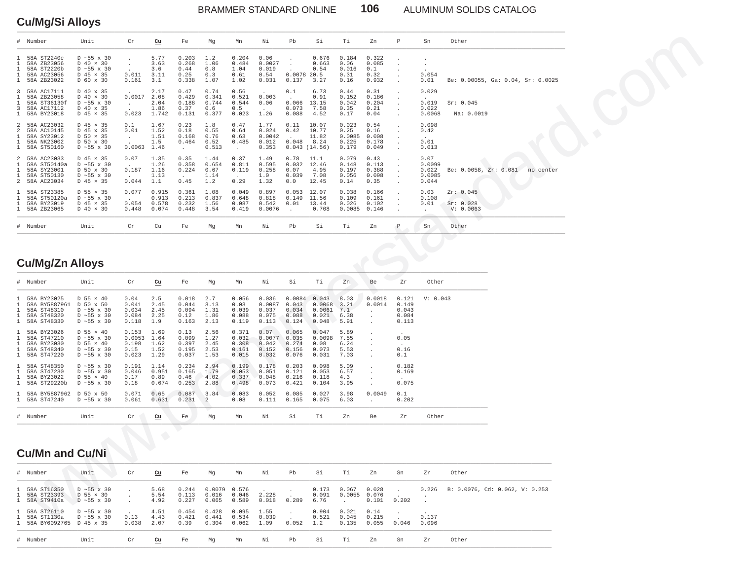## Cu/Mg/Si Alloys

| # | Number | Unit | Cr | Cu | Fe | Mg | Mn | Ni | Pb | Si | Ti | Zn | P | Sn | Other |
|---|---|---|---|---|---|---|---|---|---|---|---|---|---|---|---|
| 1 | 58A ST2240c | D ~55 x 30 | . | 5.77 | 0.203 | 1.2 | 0.204 | 0.06 | . | 0.676 | 0.184 | 0.322 | . | . | |
| 1 | 58A ZB23056 | D 40 × 30 | . | 3.63 | 0.268 | 1.06 | 0.484 | 0.0027 | . | 0.663 | 0.06 | 0.085 | . | . | |
| 1 | 58A ST2220b | D ~55 x 30 | . | 3.6 | 0.44 | 0.8 | 1.04 | 0.019 | . | 0.54 | 0.016 | 0.1 | . | . | |
| 1 | 58A AC23056 | D 45 × 35 | 0.011 | 3.11 | 0.25 | 0.3 | 0.61 | 0.54 | 0.0078 | 20.5 | 0.31 | 0.32 | . | 0.054 | |
| 1 | 58A ZB23022 | D 60 x 30 | 0.161 | 3.1 | 0.338 | 1.07 | 1.02 | 0.031 | 0.137 | 3.27 | 0.16 | 0.932 | . | 0.01 | Be: 0.00055, Ga: 0.04, Sr: 0.0025 |
| 3 | 58A AC17111 | D 40 x 35 | . | 2.17 | 0.47 | 0.74 | 0.56 | . | 0.1 | 6.73 | 0.44 | 0.31 | . | 0.029 | |
| 1 | 58A ZB23058 | D 40 × 30 | 0.0017 | 2.08 | 0.429 | 0.341 | 0.521 | 0.003 | . | 0.91 | 0.152 | 0.186 | . | . | |
| 1 | 58A ST36130f | D ~55 x 30 | . | 2.04 | 0.188 | 0.744 | 0.544 | 0.06 | 0.066 | 13.15 | 0.042 | 0.204 | . | 0.019 | Sr: 0.045 |
| 3 | 58A AC17112 | D 40 x 35 | . | 1.86 | 0.37 | 0.6 | 0.5 | . | 0.073 | 7.58 | 0.35 | 0.21 | . | 0.022 | |
| 1 | 58A BY23018 | D 45 × 35 | 0.023 | 1.742 | 0.131 | 0.377 | 0.023 | 1.26 | 0.088 | 4.52 | 0.17 | 0.04 | . | 0.0068 | Na: 0.0019 |
| 2 | 58A AC23032 | D 45 × 35 | 0.1 | 1.67 | 0.23 | 1.8 | 0.47 | 1.77 | 0.11 | 10.07 | 0.023 | 0.54 | . | 0.098 | |
| 2 | 58A AC10145 | D 45 x 35 | 0.01 | 1.52 | 0.18 | 0.55 | 0.64 | 0.024 | 0.42 | 10.77 | 0.25 | 0.16 | . | 0.42 | |
| 1 | 58A SY23012 | D 50 × 35 | . | 1.51 | 0.168 | 0.76 | 0.63 | 0.0042 | . | 11.82 | 0.0085 | 0.008 | . | . | |
| 1 | 58A NK23002 | D 50 x 30 | . | 1.5 | 0.464 | 0.52 | 0.485 | 0.012 | 0.048 | 8.24 | 0.225 | 0.178 | . | 0.01 | |
| 1 | 58A ST50160 | D ~55 x 30 | 0.0063 | 1.46 | . | 0.513 | . | 0.353 | 0.043 | (14.56) | 0.179 | 0.049 | . | 0.013 | |
| 2 | 58A AC23033 | D 45 × 35 | 0.07 | 1.35 | 0.35 | 1.44 | 0.37 | 1.49 | 0.78 | 11.1 | 0.079 | 0.43 | . | 0.07 | |
| 1 | 58A ST50140a | D ~55 x 30 | . | 1.26 | 0.358 | 0.654 | 0.811 | 0.595 | 0.032 | 12.46 | 0.148 | 0.113 | . | 0.0099 | |
| 1 | 58A SY23001 | D 50 x 30 | 0.187 | 1.16 | 0.224 | 0.67 | 0.119 | 0.258 | 0.07 | 4.95 | 0.197 | 0.388 | . | 0.022 | Be: 0.0058, Zr: 0.081 no center |
| 1 | 58A ST50130 | D ~55 x 30 | . | 1.13 | . | 1.14 | . | 1.0 | 0.039 | 7.08 | 0.056 | 0.098 | . | 0.0085 | |
| 2 | 58A AC23034 | D 45 × 35 | 0.044 | 1.1 | 0.45 | 1.2 | 0.29 | 1.32 | 0.0 | 12.45 | 0.14 | 0.35 | . | 0.044 | |
| 1 | 58A ST23385 | D 55 × 35 | 0.077 | 0.915 | 0.361 | 1.08 | 0.049 | 0.897 | 0.053 | 12.07 | 0.038 | 0.166 | . | 0.03 | Zr: 0.045 |
| 1 | 58A ST50120a | D ~55 x 30 | . | 0.913 | 0.213 | 0.837 | 0.648 | 0.818 | 0.149 | 11.56 | 0.109 | 0.161 | . | 0.108 | |
| 1 | 58A BY23019 | D 45 × 35 | 0.054 | 0.578 | 0.232 | 1.56 | 0.087 | 0.542 | 0.01 | 13.44 | 0.026 | 0.102 | . | 0.01 | Sr: 0.028 |
| 1 | 58A ZB23065 | D 40 × 30 | 0.448 | 0.074 | 0.448 | 3.54 | 0.419 | 0.0076 | . | 0.708 | 0.0085 | 0.146 | . | . | V: 0.0063 |

## Cu/Mg/Zn Alloys

| # | Number | Unit | Cr | Cu | Fe | Mg | Mn | Ni | Si | Ti | Zn | Be | Zr | Other |
|---|---|---|---|---|---|---|---|---|---|---|---|---|---|---|
| 1 | 58A BY23025 | D 55 × 40 | 0.04 | 2.5 | 0.018 | 2.7 | 0.056 | 0.036 | 0.0084 | 0.043 | 8.03 | 0.0018 | 0.121 | V: 0.043 |
| 1 | 58A BY5887961 | D 50 x 50 | 0.041 | 2.45 | 0.044 | 3.13 | 0.03 | 0.0087 | 0.043 | 0.0068 | 3.21 | 0.0014 | 0.149 | |
| 1 | 58A ST48310 | D ~55 x 30 | 0.034 | 2.45 | 0.094 | 1.31 | 0.039 | 0.037 | 0.034 | 0.0061 | 7.1 | . | 0.043 | |
| 1 | 58A ST48320 | D ~55 x 30 | 0.084 | 2.25 | 0.12 | 1.86 | 0.088 | 0.075 | 0.088 | 0.021 | 6.38 | . | 0.084 | |
| 1 | 58A ST48330 | D ~55 x 30 | 0.118 | 1.9 | 0.163 | 2.13 | 0.119 | 0.113 | 0.124 | 0.048 | 5.91 | . | 0.113 | |
| 1 | 58A BY23026 | D 55 × 40 | 0.153 | 1.69 | 0.13 | 2.56 | 0.371 | 0.07 | 0.065 | 0.047 | 5.89 | . | . | |
| 1 | 58A ST47210 | D ~55 x 30 | 0.0053 | 1.64 | 0.099 | 1.27 | 0.032 | 0.0077 | 0.035 | 0.0098 | 7.55 | . | 0.05 | |
| 1 | 58A BY23030 | D 55 × 40 | 0.198 | 1.62 | 0.397 | 2.45 | 0.308 | 0.042 | 0.274 | 0.08 | 6.24 | . | . | |
| 1 | 58A ST48340 | D ~55 x 30 | 0.15 | 1.52 | 0.195 | 2.53 | 0.161 | 0.152 | 0.156 | 0.073 | 5.53 | . | 0.16 | |
| 1 | 58A ST47220 | D ~55 x 30 | 0.023 | 1.29 | 0.037 | 1.53 | 0.015 | 0.032 | 0.076 | 0.031 | 7.03 | . | 0.1 | |
| 1 | 58A ST48350 | D ~55 x 30 | 0.191 | 1.14 | 0.234 | 2.94 | 0.199 | 0.178 | 0.203 | 0.098 | 5.09 | . | 0.182 | |
| 1 | 58A ST47230 | D ~55 x 30 | 0.046 | 0.951 | 0.165 | 1.79 | 0.053 | 0.051 | 0.121 | 0.053 | 6.57 | . | 0.169 | |
| 1 | 58A BY23022 | D 55 × 40 | 0.17 | 0.89 | 0.46 | 4.02 | 0.337 | 0.048 | 0.216 | 0.118 | 4.3 | . | . | |
| 1 | 58A ST29220b | D ~55 x 30 | 0.18 | 0.674 | 0.253 | 2.88 | 0.498 | 0.073 | 0.421 | 0.104 | 3.95 | . | 0.075 | |
| 1 | 58A BY5887962 | D 50 x 50 | 0.071 | 0.65 | 0.087 | 3.84 | 0.083 | 0.052 | 0.085 | 0.027 | 3.98 | 0.0049 | 0.1 | |
| 1 | 58A ST47240 | D ~55 x 30 | 0.061 | 0.631 | 0.231 | 2 | 0.08 | 0.111 | 0.165 | 0.075 | 6.03 | . | 0.202 | |

## Cu/Mn and Cu/Ni

| # | Number | Unit | Cr | Cu | Fe | Mg | Mn | Ni | Pb | Si | Ti | Zn | Sn | Zr | Other |
|---|---|---|---|---|---|---|---|---|---|---|---|---|---|---|---|
| 1 | 58A ST16350 | D ~55 x 30 | . | 5.68 | 0.244 | 0.0079 | 0.576 | . | . | 0.173 | 0.067 | 0.028 | . | 0.226 | B: 0.0076, Cd: 0.062, V: 0.253 |
| 1 | 58A ST23393 | D 55 × 30 | . | 5.54 | 0.113 | 0.016 | 0.046 | 2.228 | . | 0.091 | 0.0055 | 0.076 | . | . | |
| 1 | 58A ST9410a | D ~55 x 30 | . | 4.92 | 0.227 | 0.065 | 0.589 | 0.018 | 0.289 | 6.76 | . | 0.101 | 0.202 | . | |
| 1 | 58A ST26110 | D ~55 x 30 | . | 4.51 | 0.454 | 0.428 | 0.095 | 1.55 | . | 0.904 | 0.021 | 0.14 | . | . | |
| 1 | 58A ST1130a | D ~55 x 30 | 0.13 | 4.43 | 0.421 | 0.441 | 0.534 | 0.039 | . | 0.521 | 0.045 | 0.215 | . | 0.137 | |
| 1 | 58A BY6092765 | D 45 x 35 | 0.038 | 2.07 | 0.39 | 0.304 | 0.062 | 1.09 | 0.052 | 1.2 | 0.135 | 0.055 | 0.046 | 0.096 | |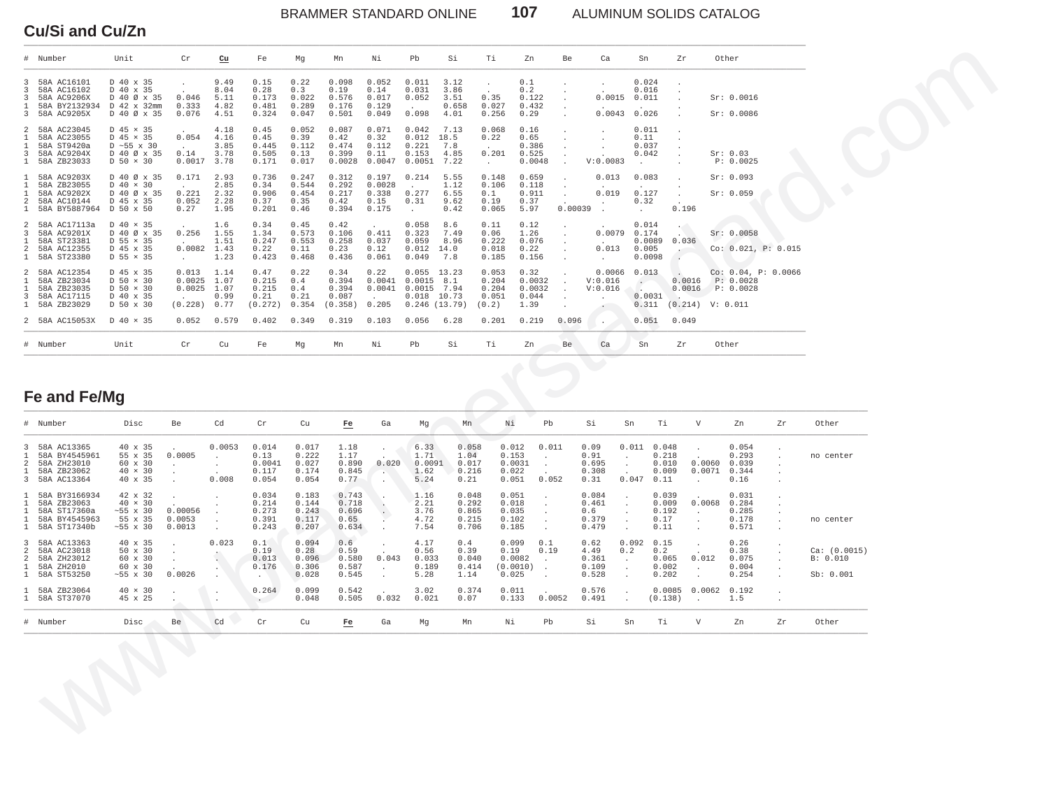## Cu/Si and Cu/Zn

| # | Number | Unit | Cr | Cu | Fe | Mg | Mn | Ni | Pb | Si | Ti | Zn | Be | Ca | Sn | Zr | Other |
|---|---|---|---|---|---|---|---|---|---|---|---|---|---|---|---|---|---|
| 3 | 58A AC16101 | D 40 x 35 | . | 9.49 | 0.15 | 0.22 | 0.098 | 0.052 | 0.011 | 3.12 | . | 0.1 | . | . | 0.024 | . | |
| 3 | 58A AC16102 | D 40 x 35 | . | 8.04 | 0.28 | 0.3 | 0.19 | 0.14 | 0.031 | 3.86 | . | 0.2 | . | . | 0.016 | . | |
| 3 | 58A AC9206X | D 40 Ø x 35 | 0.046 | 5.11 | 0.173 | 0.022 | 0.576 | 0.017 | 0.052 | 3.51 | 0.35 | 0.122 | . | 0.0015 | 0.011 | . | Sr: 0.0016 |
| 1 | 58A BY2132934 | D 42 x 32mm | 0.333 | 4.82 | 0.481 | 0.289 | 0.176 | 0.129 | . | 0.658 | 0.027 | 0.432 | . | . | . | . | |
| 3 | 58A AC9205X | D 40 Ø x 35 | 0.076 | 4.51 | 0.324 | 0.047 | 0.501 | 0.049 | 0.098 | 4.01 | 0.256 | 0.29 | . | 0.0043 | 0.026 | . | Sr: 0.0086 |
| 2 | 58A AC23045 | D 45 × 35 | . | 4.18 | 0.45 | 0.052 | 0.087 | 0.071 | 0.042 | 7.13 | 0.068 | 0.16 | . | . | 0.011 | . | |
| 1 | 58A AC23055 | D 45 × 35 | 0.054 | 4.16 | 0.45 | 0.39 | 0.42 | 0.32 | 0.012 | 18.5 | 0.22 | 0.65 | . | . | 0.11 | . | |
| 1 | 58A ST9420a | D ~55 x 30 | . | 3.85 | 0.445 | 0.112 | 0.474 | 0.112 | 0.221 | 7.8 | . | 0.386 | . | . | 0.037 | . | |
| 3 | 58A AC9204X | D 40 Ø x 35 | 0.14 | 3.78 | 0.505 | 0.13 | 0.399 | 0.11 | 0.153 | 4.85 | 0.201 | 0.525 | . | . | 0.042 | . | Sr: 0.03 |
| 1 | 58A ZB23033 | D 50 × 30 | 0.0017 | 3.78 | 0.171 | 0.017 | 0.0028 | 0.0047 | 0.0051 | 7.22 | . | 0.0048 | . | V:0.0083 | . | . | P: 0.0025 |
| 1 | 58A AC9203X | D 40 Ø x 35 | 0.171 | 2.93 | 0.736 | 0.247 | 0.312 | 0.197 | 0.214 | 5.55 | 0.148 | 0.659 | . | 0.013 | 0.083 | . | Sr: 0.093 |
| 1 | 58A ZB23055 | D 40 × 30 | . | 2.85 | 0.34 | 0.544 | 0.292 | 0.0028 | . | 1.12 | 0.106 | 0.118 | . | . | . | . | |
| 1 | 58A AC9202X | D 40 Ø x 35 | 0.221 | 2.32 | 0.906 | 0.454 | 0.217 | 0.338 | 0.277 | 6.55 | 0.1 | 0.911 | . | 0.019 | 0.127 | . | Sr: 0.059 |
| 2 | 58A AC10144 | D 45 x 35 | 0.052 | 2.28 | 0.37 | 0.35 | 0.42 | 0.15 | 0.31 | 9.62 | 0.19 | 0.37 | . | . | 0.32 | . | |
| 1 | 58A BY5887964 | D 50 x 50 | 0.27 | 1.95 | 0.201 | 0.46 | 0.394 | 0.175 | . | 0.42 | 0.065 | 5.97 | 0.00039 | . | . | 0.196 | |
| 2 | 58A AC17113a | D 40 × 35 | . | 1.6 | 0.34 | 0.45 | 0.42 | . | 0.058 | 8.6 | 0.11 | 0.12 | . | . | 0.014 | . | |
| 3 | 58A AC9201X | D 40 Ø x 35 | 0.256 | 1.55 | 1.34 | 0.573 | 0.106 | 0.411 | 0.323 | 7.49 | 0.06 | 1.26 | . | 0.0079 | 0.174 | . | Sr: 0.0058 |
| 1 | 58A ST23381 | D 55 × 35 | . | 1.51 | 0.247 | 0.553 | 0.258 | 0.037 | 0.059 | 8.96 | 0.222 | 0.076 | . | . | 0.0089 | 0.036 | |
| 2 | 58A AC12355 | D 45 x 35 | 0.0082 | 1.43 | 0.22 | 0.11 | 0.23 | 0.12 | 0.012 | 14.0 | 0.018 | 0.22 | . | 0.013 | 0.005 | . | Co: 0.021, P: 0.015 |
| 1 | 58A ST23380 | D 55 × 35 | . | 1.23 | 0.423 | 0.468 | 0.436 | 0.061 | 0.049 | 7.8 | 0.185 | 0.156 | . | . | 0.0098 | . | |
| 2 | 58A AC12354 | D 45 x 35 | 0.013 | 1.14 | 0.47 | 0.22 | 0.34 | 0.22 | 0.055 | 13.23 | 0.053 | 0.32 | . | 0.0066 | 0.013 | . | Co: 0.04, P: 0.0066 |
| 1 | 58A ZB23034 | D 50 × 30 | 0.0025 | 1.07 | 0.215 | 0.4 | 0.394 | 0.0041 | 0.0015 | 8.1 | 0.204 | 0.0032 | . | V:0.016 | . | 0.0016 | P: 0.0028 |
| 1 | 58A ZB23035 | D 50 × 30 | 0.0025 | 1.07 | 0.215 | 0.4 | 0.394 | 0.0041 | 0.0015 | 7.94 | 0.204 | 0.0032 | . | V:0.016 | . | 0.0016 | P: 0.0028 |
| 3 | 58A AC17115 | D 40 x 35 | . | 0.99 | 0.21 | 0.21 | 0.087 | . | 0.018 | 10.73 | 0.051 | 0.044 | . | . | 0.0031 | . | |
| 1 | 58A ZB23029 | D 50 x 30 | (0.228) | 0.77 | (0.272) | 0.354 | (0.358) | 0.205 | 0.246 | (13.79) | (0.2) | 1.39 | . | . | 0.311 | (0.214) | V: 0.011 |
| 2 | 58A AC15053X | D 40 × 35 | 0.052 | 0.579 | 0.402 | 0.349 | 0.319 | 0.103 | 0.056 | 6.28 | 0.201 | 0.219 | 0.096 | . | 0.051 | 0.049 | |

## Fe and Fe/Mg

| # | Number | Disc | Be | Cd | Cr | Cu | Fe | Ga | Mg | Mn | Ni | Pb | Si | Sn | Ti | V | Zn | Zr | Other |
|---|---|---|---|---|---|---|---|---|---|---|---|---|---|---|---|---|---|---|---|
| 3 | 58A AC13365 | 40 x 35 | . | 0.0053 | 0.014 | 0.017 | 1.18 | . | 6.33 | 0.058 | 0.012 | 0.011 | 0.09 | 0.011 | 0.048 | . | 0.054 | . | |
| 1 | 58A BY4545961 | 55 x 35 | 0.0005 | . | 0.13 | 0.222 | 1.17 | . | 1.71 | 1.04 | 0.153 | . | 0.91 | . | 0.218 | . | 0.293 | . | no center |
| 2 | 58A ZH23010 | 60 x 30 | . | . | 0.0041 | 0.027 | 0.890 | 0.020 | 0.0091 | 0.017 | 0.0031 | . | 0.695 | . | 0.010 | 0.0060 | 0.039 | . | |
| 1 | 58A ZB23062 | 40 × 30 | . | . | 0.117 | 0.174 | 0.845 | . | 1.62 | 0.216 | 0.022 | . | 0.308 | . | 0.009 | 0.0071 | 0.344 | . | |
| 3 | 58A AC13364 | 40 x 35 | . | 0.008 | 0.054 | 0.054 | 0.77 | . | 5.24 | 0.21 | 0.051 | 0.052 | 0.31 | 0.047 | 0.11 | . | 0.16 | . | |
| 1 | 58A BY3166934 | 42 x 32 | . | . | 0.034 | 0.183 | 0.743 | . | 1.16 | 0.048 | 0.051 | . | 0.084 | . | 0.039 | . | 0.031 | . | |
| 1 | 58A ZB23063 | 40 × 30 | . | . | 0.214 | 0.144 | 0.718 | . | 2.21 | 0.292 | 0.018 | . | 0.461 | . | 0.009 | 0.0068 | 0.284 | . | |
| 1 | 58A ST17360a | ~55 x 30 | 0.00056 | . | 0.273 | 0.243 | 0.696 | . | 3.76 | 0.865 | 0.035 | . | 0.6 | . | 0.192 | . | 0.285 | . | |
| 1 | 58A BY4545963 | 55 x 35 | 0.0053 | . | 0.391 | 0.117 | 0.65 | . | 4.72 | 0.215 | 0.102 | . | 0.379 | . | 0.17 | . | 0.178 | . | no center |
| 1 | 58A ST17340b | ~55 x 30 | 0.0013 | . | 0.243 | 0.207 | 0.634 | . | 7.54 | 0.706 | 0.185 | . | 0.479 | . | 0.11 | . | 0.571 | . | |
| 3 | 58A AC13363 | 40 x 35 | . | 0.023 | 0.1 | 0.094 | 0.6 | . | 4.17 | 0.4 | 0.099 | 0.1 | 0.62 | 0.092 | 0.15 | . | 0.26 | . | |
| 2 | 58A AC23018 | 50 x 30 | . | . | 0.19 | 0.28 | 0.59 | . | 0.56 | 0.39 | 0.19 | 0.19 | 4.49 | 0.2 | 0.2 | . | 0.38 | . | Ca: (0.0015) |
| 2 | 58A ZH23012 | 60 x 30 | . | . | 0.013 | 0.096 | 0.580 | 0.043 | 0.033 | 0.040 | 0.0082 | . | 0.361 | . | 0.065 | 0.012 | 0.075 | . | B: 0.010 |
| 1 | 58A ZH2010 | 60 x 30 | . | . | 0.176 | 0.306 | 0.587 | . | 0.189 | 0.414 | (0.0010) | . | 0.109 | . | 0.002 | . | 0.004 | . | |
| 1 | 58A ST53250 | ~55 x 30 | 0.0026 | . | . | 0.028 | 0.545 | . | 5.28 | 1.14 | 0.025 | . | 0.528 | . | 0.202 | . | 0.254 | . | Sb: 0.001 |
| 1 | 58A ZB23064 | 40 × 30 | . | . | 0.264 | 0.099 | 0.542 | . | 3.02 | 0.374 | 0.011 | . | 0.576 | . | 0.0085 | 0.0062 | 0.192 | . | |
| 1 | 58A ST37070 | 45 x 25 | . | . | . | 0.048 | 0.505 | 0.032 | 0.021 | 0.07 | 0.133 | 0.0052 | 0.491 | . | (0.138) | . | 1.5 | . | |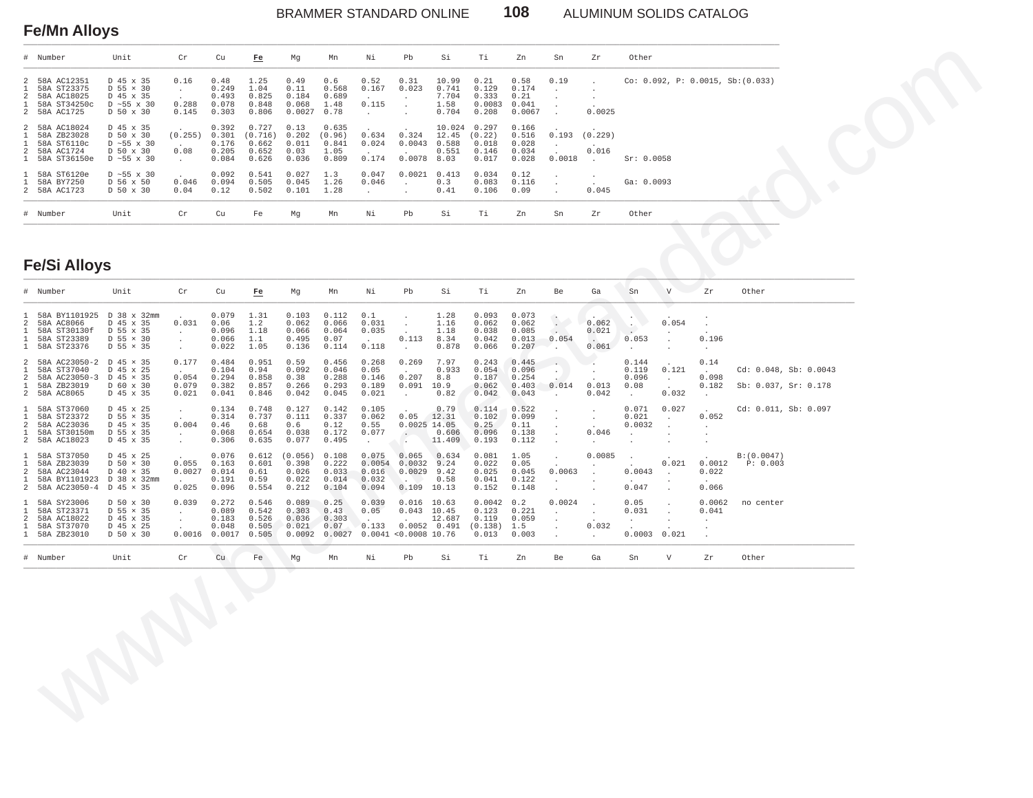## Fe/Mn Alloys

| # | Number | Unit | Cr | Cu | Fe | Mg | Mn | Ni | Pb | Si | Ti | Zn | Sn | Zr | Other |
|---|---|---|---|---|---|---|---|---|---|---|---|---|---|---|---|
| 2 | 58A AC12351 | D 45 x 35 | 0.16 | 0.48 | 1.25 | 0.49 | 0.6 | 0.52 | 0.31 | 10.99 | 0.21 | 0.58 | 0.19 | . | Co: 0.092, P: 0.0015, Sb:(0.033) |
| 1 | 58A ST23375 | D 55 × 30 | . | 0.249 | 1.04 | 0.11 | 0.568 | 0.167 | 0.023 | 0.741 | 0.129 | 0.174 | . | . | |
| 2 | 58A AC18025 | D 45 × 35 | . | 0.493 | 0.825 | 0.184 | 0.689 | . | . | 7.704 | 0.333 | 0.21 | . | . | |
| 1 | 58A ST34250c | D ~55 x 30 | 0.288 | 0.078 | 0.848 | 0.068 | 1.48 | 0.115 | . | 1.58 | 0.0083 | 0.041 | . | . | |
| 2 | 58A AC1725 | D 50 x 30 | 0.145 | 0.303 | 0.806 | 0.0027 | 0.78 | . | . | 0.704 | 0.208 | 0.0067 | . | 0.0025 | |
| 2 | 58A AC18024 | D 45 x 35 | . | 0.392 | 0.727 | 0.13 | 0.635 | . | . | 10.024 | 0.297 | 0.166 | . | . | |
| 1 | 58A ZB23028 | D 50 x 30 | (0.255) | 0.301 | (0.716) | 0.202 | (0.96) | 0.634 | 0.324 | 12.45 | (0.22) | 0.516 | 0.193 | (0.229) | |
| 1 | 58A ST6110c | D ~55 x 30 | . | 0.176 | 0.662 | 0.011 | 0.841 | 0.024 | 0.0043 | 0.588 | 0.018 | 0.028 | . | . | |
| 2 | 58A AC1724 | D 50 x 30 | 0.08 | 0.205 | 0.652 | 0.03 | 1.05 | . | . | 0.551 | 0.146 | 0.034 | . | 0.016 | |
| 1 | 58A ST36150e | D ~55 x 30 | . | 0.084 | 0.626 | 0.036 | 0.809 | 0.174 | 0.0078 | 8.03 | 0.017 | 0.028 | 0.0018 | . | Sr: 0.0058 |
| 1 | 58A ST6120e | D ~55 x 30 | . | 0.092 | 0.541 | 0.027 | 1.3 | 0.047 | 0.0021 | 0.413 | 0.034 | 0.12 | . | . | |
| 1 | 58A BY7250 | D 56 x 50 | 0.046 | 0.094 | 0.505 | 0.045 | 1.26 | 0.046 | . | 0.3 | 0.083 | 0.116 | . | . | Ga: 0.0093 |
| 2 | 58A AC1723 | D 50 x 30 | 0.04 | 0.12 | 0.502 | 0.101 | 1.28 | . | . | 0.41 | 0.106 | 0.09 | . | 0.045 | |

## Fe/Si Alloys

| # | Number | Unit | Cr | Cu | Fe | Mg | Mn | Ni | Pb | Si | Ti | Zn | Be | Ga | Sn | V | Zr | Other |
|---|---|---|---|---|---|---|---|---|---|---|---|---|---|---|---|---|---|---|
| 1 | 58A BY1101925 | D 38 x 32mm | . | 0.079 | 1.31 | 0.103 | 0.112 | 0.1 | . | 1.28 | 0.093 | 0.073 | . | . | . | . | . | |
| 2 | 58A AC8066 | D 45 x 35 | 0.031 | 0.06 | 1.2 | 0.062 | 0.066 | 0.031 | . | 1.16 | 0.062 | 0.062 | . | 0.062 | . | 0.054 | . | |
| 1 | 58A ST30130f | D 55 x 35 | . | 0.096 | 1.18 | 0.066 | 0.064 | 0.035 | . | 1.18 | 0.038 | 0.085 | . | 0.021 | . | . | . | |
| 1 | 58A ST23389 | D 55 × 30 | . | 0.066 | 1.1 | 0.495 | 0.07 | . | 0.113 | 8.34 | 0.042 | 0.013 | 0.054 | . | 0.053 | . | 0.196 | |
| 1 | 58A ST23376 | D 55 × 35 | . | 0.022 | 1.05 | 0.136 | 0.114 | 0.118 | . | 0.878 | 0.066 | 0.207 | . | 0.061 | . | . | . | |
| 2 | 58A AC23050-2 | D 45 × 35 | 0.177 | 0.484 | 0.951 | 0.59 | 0.456 | 0.268 | 0.269 | 7.97 | 0.243 | 0.445 | . | . | 0.144 | . | 0.14 | |
| 1 | 58A ST37040 | D 45 x 25 | . | 0.104 | 0.94 | 0.092 | 0.046 | 0.05 | . | 0.933 | 0.054 | 0.096 | . | . | 0.119 | 0.121 | . | Cd: 0.048, Sb: 0.0043 |
| 2 | 58A AC23050-3 | D 45 x 35 | 0.054 | 0.294 | 0.858 | 0.38 | 0.288 | 0.146 | 0.207 | 8.8 | 0.187 | 0.254 | . | . | 0.096 | . | 0.098 | |
| 1 | 58A ZB23019 | D 60 x 30 | 0.079 | 0.382 | 0.857 | 0.266 | 0.293 | 0.189 | 0.091 | 10.9 | 0.062 | 0.403 | 0.014 | 0.013 | 0.08 | . | 0.182 | Sb: 0.037, Sr: 0.178 |
| 2 | 58A AC8065 | D 45 x 35 | 0.021 | 0.041 | 0.846 | 0.042 | 0.045 | 0.021 | . | 0.82 | 0.042 | 0.043 | . | 0.042 | . | 0.032 | . | |
| 1 | 58A ST37060 | D 45 x 25 | . | 0.134 | 0.748 | 0.127 | 0.142 | 0.105 | . | 0.79 | 0.114 | 0.522 | . | . | 0.071 | 0.027 | . | Cd: 0.011, Sb: 0.097 |
| 1 | 58A ST23372 | D 55 × 35 | . | 0.314 | 0.737 | 0.111 | 0.337 | 0.062 | 0.05 | 12.31 | 0.102 | 0.099 | . | . | 0.021 | . | 0.052 | |
| 2 | 58A AC23036 | D 45 × 35 | 0.004 | 0.46 | 0.68 | 0.6 | 0.12 | 0.55 | 0.0025 | 14.05 | 0.25 | 0.11 | . | . | 0.0032 | . | . | |
| 1 | 58A ST30150m | D 55 x 35 | . | 0.068 | 0.654 | 0.038 | 0.172 | 0.077 | . | 0.606 | 0.096 | 0.138 | . | 0.046 | . | . | . | |
| 2 | 58A AC18023 | D 45 x 35 | . | 0.306 | 0.635 | 0.077 | 0.495 | . | . | 11.409 | 0.193 | 0.112 | . | . | . | . | . | |
| 1 | 58A ST37050 | D 45 x 25 | . | 0.076 | 0.612 | (0.056) | 0.108 | 0.075 | 0.065 | 0.634 | 0.081 | 1.05 | . | 0.0085 | . | . | . | B:(0.0047) |
| 1 | 58A ZB23039 | D 50 × 30 | 0.055 | 0.163 | 0.601 | 0.398 | 0.222 | 0.0054 | 0.0032 | 9.24 | 0.022 | 0.05 | . | . | . | 0.021 | 0.0012 | P: 0.003 |
| 2 | 58A AC23044 | D 40 × 35 | 0.0027 | 0.014 | 0.61 | 0.026 | 0.033 | 0.016 | 0.0029 | 9.42 | 0.025 | 0.045 | 0.0063 | . | 0.0043 | . | 0.022 | |
| 1 | 58A BY1101923 | D 38 x 32mm | . | 0.191 | 0.59 | 0.022 | 0.014 | 0.032 | . | 0.58 | 0.041 | 0.122 | . | . | . | . | . | |
| 2 | 58A AC23050-4 | D 45 × 35 | 0.025 | 0.096 | 0.554 | 0.212 | 0.104 | 0.094 | 0.109 | 10.13 | 0.152 | 0.148 | . | . | 0.047 | . | 0.066 | |
| 1 | 58A SY23006 | D 50 x 30 | 0.039 | 0.272 | 0.546 | 0.089 | 0.25 | 0.039 | 0.016 | 10.63 | 0.0042 | 0.2 | 0.0024 | . | 0.05 | . | 0.0062 | no center |
| 1 | 58A ST23371 | D 55 × 35 | . | 0.089 | 0.542 | 0.303 | 0.43 | 0.05 | 0.043 | 10.45 | 0.123 | 0.221 | . | . | 0.031 | . | 0.041 | |
| 2 | 58A AC18022 | D 45 x 35 | . | 0.183 | 0.526 | 0.036 | 0.303 | . | . | 12.687 | 0.119 | 0.059 | . | . | . | . | . | |
| 1 | 58A ST37070 | D 45 x 25 | . | 0.048 | 0.505 | 0.021 | 0.07 | 0.133 | 0.0052 | 0.491 | (0.138) | 1.5 | . | 0.032 | . | . | . | |
| 1 | 58A ZB23010 | D 50 x 30 | 0.0016 | 0.0017 | 0.505 | 0.0092 | 0.0027 | 0.0041 | <0.0008 | 10.76 | 0.013 | 0.003 | . | . | 0.0003 | 0.021 | . | |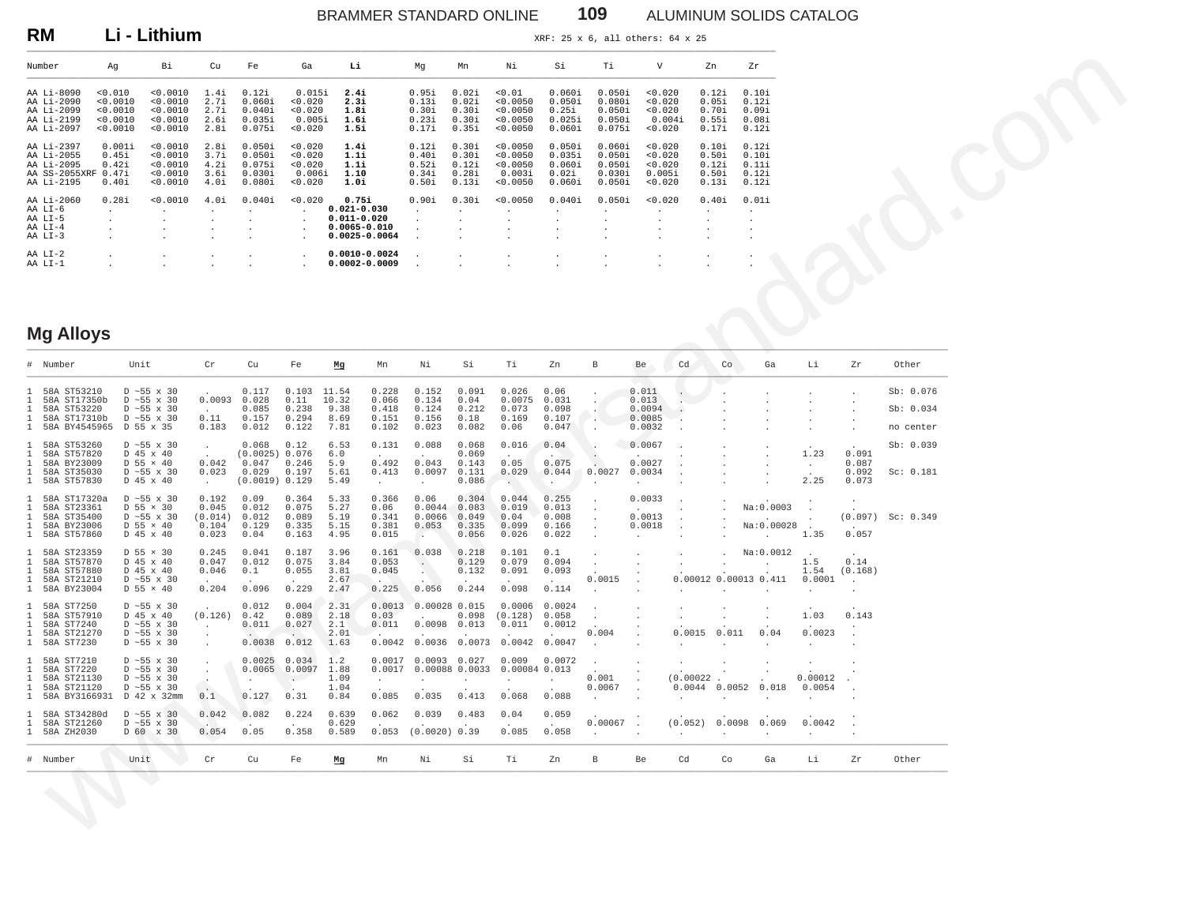# RM Li - Lithium

XRF: 25 x 6, all others: 64 x 25

| Number | Ag | Bi | Cu | Fe | Ga | **Li** | Mg | Mn | Ni | Si | Ti | V | Zn | Zr |
|---|---|---|---|---|---|---|---|---|---|---|---|---|---|---|
| AA Li-8090 | <0.010 | <0.0010 | 1.4i | 0.12i | 0.015i | **2.4i** | 0.95i | 0.02i | <0.01 | 0.060i | 0.050i | <0.020 | 0.12i | 0.10i |
| AA Li-2090 | <0.0010 | <0.0010 | 2.7i | 0.060i | <0.020 | **2.3i** | 0.13i | 0.02i | <0.0050 | 0.050i | 0.080i | <0.020 | 0.05i | 0.12i |
| AA Li-2099 | <0.0010 | <0.0010 | 2.7i | 0.040i | <0.020 | **1.8i** | 0.30i | 0.30i | <0.0050 | 0.25i | 0.050i | <0.020 | 0.70i | 0.09i |
| AA Li-2199 | <0.0010 | <0.0010 | 2.6i | 0.035i | 0.005i | **1.6i** | 0.23i | 0.30i | <0.0050 | 0.025i | 0.050i | 0.004i | 0.55i | 0.08i |
| AA Li-2097 | <0.0010 | <0.0010 | 2.8i | 0.075i | <0.020 | **1.5i** | 0.17i | 0.35i | <0.0050 | 0.060i | 0.075i | <0.020 | 0.17i | 0.12i |
| AA Li-2397 | 0.001i | <0.0010 | 2.8i | 0.050i | <0.020 | **1.4i** | 0.12i | 0.30i | <0.0050 | 0.050i | 0.060i | <0.020 | 0.10i | 0.12i |
| AA Li-2055 | 0.45i | <0.0010 | 3.7i | 0.050i | <0.020 | **1.1i** | 0.40i | 0.30i | <0.0050 | 0.035i | 0.050i | <0.020 | 0.50i | 0.10i |
| AA Li-2095 | 0.42i | <0.0010 | 4.2i | 0.075i | <0.020 | **1.1i** | 0.52i | 0.12i | <0.0050 | 0.060i | 0.050i | <0.020 | 0.12i | 0.11i |
| AA SS-2055XRF | 0.47i | <0.0010 | 3.6i | 0.030i | 0.006i | **1.10** | 0.34i | 0.28i | 0.003i | 0.02i | 0.030i | 0.005i | 0.50i | 0.12i |
| AA Li-2195 | 0.40i | <0.0010 | 4.0i | 0.080i | <0.020 | **1.0i** | 0.50i | 0.13i | <0.0050 | 0.060i | 0.050i | <0.020 | 0.13i | 0.12i |
| AA Li-2060 | 0.28i | <0.0010 | 4.0i | 0.040i | <0.020 | **0.75i** | 0.90i | 0.30i | <0.0050 | 0.040i | 0.050i | <0.020 | 0.40i | 0.01i |
| AA LI-6 | . | . | . | . | . | **0.021-0.030** | . | . | . | . | . | . | . | . |
| AA LI-5 | . | . | . | . | . | **0.011-0.020** | . | . | . | . | . | . | . | . |
| AA LI-4 | . | . | . | . | . | **0.0065-0.010** | . | . | . | . | . | . | . | . |
| AA LI-3 | . | . | . | . | . | **0.0025-0.0064** | . | . | . | . | . | . | . | . |
| AA LI-2 | . | . | . | . | . | **0.0010-0.0024** | . | . | . | . | . | . | . | . |
| AA LI-1 | . | . | . | . | . | **0.0002-0.0009** | . | . | . | . | . | . | . | . |

## Mg Alloys

| # | Number | Unit | Cr | Cu | Fe | **Mg** | Mn | Ni | Si | Ti | Zn | B | Be | Cd | Co | Ga | Li | Zr | Other |
|---|---|---|---|---|---|---|---|---|---|---|---|---|---|---|---|---|---|---|---|
| 1 | 58A ST53210 | D ~55 x 30 | . | 0.117 | 0.103 | 11.54 | 0.228 | 0.152 | 0.091 | 0.026 | 0.06 | . | 0.011 | . | . | . | . | . | Sb: 0.076 |
| 1 | 58A ST17350b | D ~55 x 30 | 0.0093 | 0.028 | 0.11 | 10.32 | 0.066 | 0.134 | 0.04 | 0.0075 | 0.031 | . | 0.013 | . | . | . | . | . | |
| 1 | 58A ST53220 | D ~55 x 30 | . | 0.085 | 0.238 | 9.38 | 0.418 | 0.124 | 0.212 | 0.073 | 0.098 | . | 0.0094 | . | . | . | . | . | Sb: 0.034 |
| 1 | 58A ST17310b | D ~55 x 30 | 0.11 | 0.157 | 0.294 | 8.69 | 0.151 | 0.156 | 0.18 | 0.169 | 0.107 | . | 0.0085 | . | . | . | . | . | |
| 1 | 58A BY4545965 | D 55 x 35 | 0.183 | 0.012 | 0.122 | 7.81 | 0.102 | 0.023 | 0.082 | 0.06 | 0.047 | . | 0.0032 | . | . | . | . | . | no center |
| 1 | 58A ST53260 | D ~55 x 30 | . | 0.068 | 0.12 | 6.53 | 0.131 | 0.088 | 0.068 | 0.016 | 0.04 | . | 0.0067 | . | . | . | . | . | Sb: 0.039 |
| 1 | 58A ST57820 | D 45 x 40 | . | (0.0025) | 0.076 | 6.0 | . | . | 0.069 | . | . | . | . | . | . | . | 1.23 | 0.091 | |
| 1 | 58A BY23009 | D 55 × 40 | 0.042 | 0.047 | 0.246 | 5.9 | 0.492 | 0.043 | 0.143 | 0.05 | 0.075 | . | 0.0027 | . | . | . | . | 0.087 | |
| 1 | 58A ST35030 | D ~55 x 30 | 0.023 | 0.029 | 0.197 | 5.61 | 0.413 | 0.0097 | 0.131 | 0.029 | 0.044 | 0.0027 | 0.0034 | . | . | . | . | 0.092 | Sc: 0.181 |
| 1 | 58A ST57830 | D 45 x 40 | . | (0.0019) | 0.129 | 5.49 | . | . | 0.086 | . | . | . | . | . | . | . | 2.25 | 0.073 | |
| 1 | 58A ST17320a | D ~55 x 30 | 0.192 | 0.09 | 0.364 | 5.33 | 0.366 | 0.06 | 0.304 | 0.044 | 0.255 | . | 0.0033 | . | . | . | . | . | |
| 1 | 58A ST23361 | D 55 × 30 | 0.045 | 0.012 | 0.075 | 5.27 | 0.06 | 0.0044 | 0.083 | 0.019 | 0.013 | . | . | . | . | Na:0.0003 | . | . | |
| 1 | 58A ST35400 | D ~55 x 30 | (0.014) | 0.012 | 0.089 | 5.19 | 0.341 | 0.0066 | 0.049 | 0.04 | 0.008 | . | 0.0013 | . | . | . | . | (0.097) | Sc: 0.349 |
| 1 | 58A BY23006 | D 55 × 40 | 0.104 | 0.129 | 0.335 | 5.15 | 0.381 | 0.053 | 0.335 | 0.099 | 0.166 | . | 0.0018 | . | . | Na:0.00028 | . | . | |
| 1 | 58A ST57860 | D 45 x 40 | 0.023 | 0.04 | 0.163 | 4.95 | 0.015 | . | 0.056 | 0.026 | 0.022 | . | . | . | . | . | 1.35 | 0.057 | |
| 1 | 58A ST23359 | D 55 × 30 | 0.245 | 0.041 | 0.187 | 3.96 | 0.161 | 0.038 | 0.218 | 0.101 | 0.1 | . | . | . | . | Na:0.0012 | . | . | |
| 1 | 58A ST57870 | D 45 x 40 | 0.047 | 0.012 | 0.075 | 3.84 | 0.053 | . | 0.129 | 0.079 | 0.094 | . | . | . | . | . | 1.5 | 0.14 | |
| 1 | 58A ST57880 | D 45 x 40 | 0.046 | 0.1 | 0.055 | 3.81 | 0.045 | . | 0.132 | 0.091 | 0.093 | . | . | . | . | . | 1.54 | (0.168) | |
| 1 | 58A ST21210 | D ~55 x 30 | . | . | . | 2.67 | . | . | . | . | . | 0.0015 | . | 0.00012 | 0.00013 | 0.411 | 0.0001 | . | |
| 1 | 58A BY23004 | D 55 × 40 | 0.204 | 0.096 | 0.229 | 2.47 | 0.225 | 0.056 | 0.244 | 0.098 | 0.114 | . | . | . | . | . | . | . | |
| 1 | 58A ST7250 | D ~55 x 30 | . | 0.012 | 0.004 | 2.31 | 0.0013 | 0.00028 | 0.015 | 0.0006 | 0.0024 | . | . | . | . | . | . | . | |
| 1 | 58A ST57910 | D 45 x 40 | (0.126) | 0.42 | 0.089 | 2.18 | 0.03 | . | 0.098 | (0.128) | 0.058 | . | . | . | . | . | 1.03 | 0.143 | |
| 1 | 58A ST7240 | D ~55 x 30 | . | 0.011 | 0.027 | 2.1 | 0.011 | 0.0098 | 0.013 | 0.011 | 0.0012 | . | . | . | . | . | . | . | |
| 1 | 58A ST21270 | D ~55 x 30 | . | . | . | 2.01 | . | . | . | . | . | 0.004 | . | 0.0015 | 0.011 | 0.04 | 0.0023 | . | |
| 1 | 58A ST7230 | D ~55 x 30 | . | 0.0038 | 0.012 | 1.63 | 0.0042 | 0.0036 | 0.0073 | 0.0042 | 0.0047 | . | . | . | . | . | . | . | |
| 1 | 58A ST7210 | D ~55 x 30 | . | 0.0025 | 0.034 | 1.2 | 0.0017 | 0.0093 | 0.027 | 0.009 | 0.0072 | . | . | . | . | . | . | . | |
| 1 | 58A ST7220 | D ~55 x 30 | . | 0.0065 | 0.0097 | 1.88 | 0.0017 | 0.00088 | 0.0033 | 0.00084 | 0.013 | . | . | . | . | . | . | . | |
| 1 | 58A ST21130 | D ~55 x 30 | . | . | . | 1.09 | . | . | . | . | . | 0.001 | . | (0.00022 | . | . | 0.00012 | . | |
| 1 | 58A ST21120 | D ~55 x 30 | . | . | . | 1.04 | . | . | . | . | . | 0.0067 | . | 0.0044 | 0.0052 | 0.018 | 0.0054 | . | |
| 1 | 58A BY3166931 | D 42 x 32mm | 0.1 | 0.127 | 0.31 | 0.84 | 0.085 | 0.035 | 0.413 | 0.068 | 0.088 | . | . | . | . | . | . | . | |
| 1 | 58A ST34280d | D ~55 x 30 | 0.042 | 0.082 | 0.224 | 0.639 | 0.062 | 0.039 | 0.483 | 0.04 | 0.059 | . | . | . | . | . | . | . | |
| 1 | 58A ST21260 | D ~55 x 30 | . | . | . | 0.629 | . | . | . | . | . | 0.00067 | . | (0.052) | 0.0098 | 0.069 | 0.0042 | . | |
| 1 | 58A ZH2030 | D 60 x 30 | 0.054 | 0.05 | 0.358 | 0.589 | 0.053 | (0.0020) | 0.39 | 0.085 | 0.058 | . | . | . | . | . | . | . | |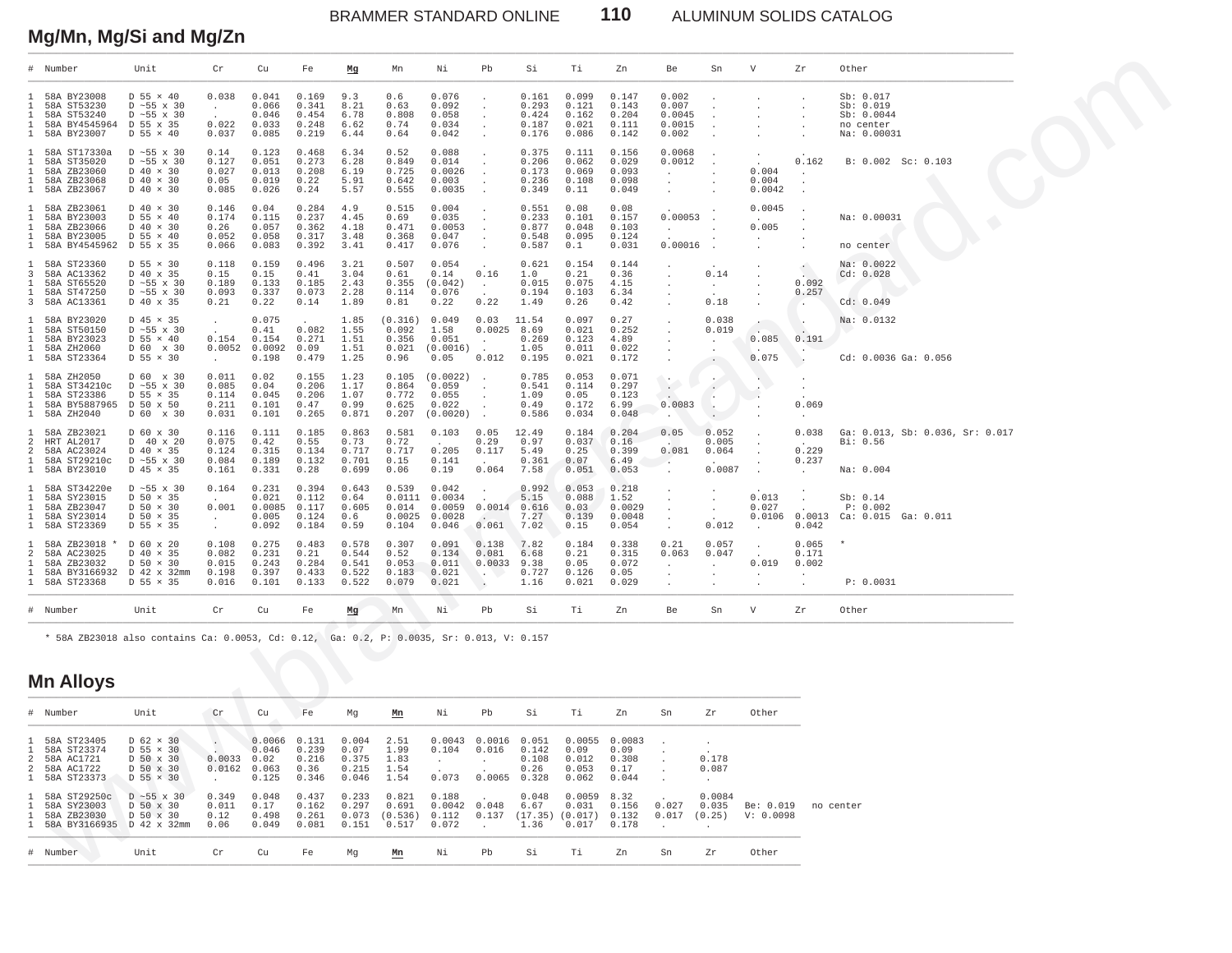## Mg/Mn, Mg/Si and Mg/Zn

| # | Number | Unit | Cr | Cu | Fe | Mg | Mn | Ni | Pb | Si | Ti | Zn | Be | Sn | V | Zr | Other |
|---|---|---|---|---|---|---|---|---|---|---|---|---|---|---|---|---|---|
| 1 | 58A BY23008 | D 55 × 40 | 0.038 | 0.041 | 0.169 | 9.3 | 0.6 | 0.076 | . | 0.161 | 0.099 | 0.147 | 0.002 | . | . | . | Sb: 0.017 |
| 1 | 58A ST53230 | D ~55 x 30 | . | 0.066 | 0.341 | 8.21 | 0.63 | 0.092 | . | 0.293 | 0.121 | 0.143 | 0.007 | . | . | . | Sb: 0.019 |
| 1 | 58A ST53240 | D ~55 x 30 | | 0.046 | 0.454 | 6.78 | 0.808 | 0.058 | . | 0.424 | 0.162 | 0.204 | 0.0045 | . | . | . | Sb: 0.0044 |
| 1 | 58A BY4545964 | D 55 x 35 | 0.022 | 0.033 | 0.248 | 6.62 | 0.74 | 0.034 | . | 0.187 | 0.021 | 0.111 | 0.0015 | . | . | . | no center |
| 1 | 58A BY23007 | D 55 × 40 | 0.037 | 0.085 | 0.219 | 6.44 | 0.64 | 0.042 | . | 0.176 | 0.086 | 0.142 | 0.002 | . | . | . | Na: 0.00031 |
| 1 | 58A ST17330a | D ~55 x 30 | 0.14 | 0.123 | 0.468 | 6.34 | 0.52 | 0.088 | . | 0.375 | 0.111 | 0.156 | 0.0068 | . | . | . | |
| 1 | 58A ST35020 | D ~55 x 30 | 0.127 | 0.051 | 0.273 | 6.28 | 0.849 | 0.014 | . | 0.206 | 0.062 | 0.029 | 0.0012 | . | | 0.162 | B: 0.002 Sc: 0.103 |
| 1 | 58A ZB23060 | D 40 × 30 | 0.027 | 0.013 | 0.208 | 6.19 | 0.725 | 0.0026 | . | 0.173 | 0.069 | 0.093 | . | . | 0.004 | . | |
| 1 | 58A ZB23068 | D 40 × 30 | 0.05 | 0.019 | 0.22 | 5.91 | 0.642 | 0.003 | . | 0.236 | 0.108 | 0.098 | . | . | 0.004 | . | |
| 1 | 58A ZB23067 | D 40 × 30 | 0.085 | 0.026 | 0.24 | 5.57 | 0.555 | 0.0035 | . | 0.349 | 0.11 | 0.049 | . | . | 0.0042 | . | |
| 1 | 58A ZB23061 | D 40 × 30 | 0.146 | 0.04 | 0.284 | 4.9 | 0.515 | 0.004 | . | 0.551 | 0.08 | 0.08 | . | . | 0.0045 | . | |
| 1 | 58A BY23003 | D 55 × 40 | 0.174 | 0.115 | 0.237 | 4.45 | 0.69 | 0.035 | . | 0.233 | 0.101 | 0.157 | 0.00053 | . | . | . | Na: 0.00031 |
| 1 | 58A ZB23066 | D 40 × 30 | 0.26 | 0.057 | 0.362 | 4.18 | 0.471 | 0.0053 | . | 0.877 | 0.048 | 0.103 | . | . | 0.005 | . | |
| 1 | 58A BY23005 | D 55 × 40 | 0.052 | 0.058 | 0.317 | 3.48 | 0.368 | 0.047 | . | 0.548 | 0.095 | 0.124 | . | . | . | . | |
| 1 | 58A BY4545962 | D 55 x 35 | 0.066 | 0.083 | 0.392 | 3.41 | 0.417 | 0.076 | . | 0.587 | 0.1 | 0.031 | 0.00016 | . | . | . | no center |
| 1 | 58A ST23360 | D 55 × 30 | 0.118 | 0.159 | 0.496 | 3.21 | 0.507 | 0.054 | . | 0.621 | 0.154 | 0.144 | . | . | . | . | Na: 0.0022 |
| 3 | 58A AC13362 | D 40 x 35 | 0.15 | 0.15 | 0.41 | 3.04 | 0.61 | 0.14 | 0.16 | 1.0 | 0.21 | 0.36 | . | 0.14 | . | . | Cd: 0.028 |
| 1 | 58A ST65520 | D ~55 x 30 | 0.189 | 0.133 | 0.185 | 2.43 | 0.355 | (0.042) | . | 0.015 | 0.075 | 4.15 | . | . | . | 0.092 | |
| 1 | 58A ST47250 | D ~55 x 30 | 0.093 | 0.337 | 0.073 | 2.28 | 0.114 | 0.076 | . | 0.194 | 0.103 | 6.34 | . | . | . | 0.257 | |
| 3 | 58A AC13361 | D 40 x 35 | 0.21 | 0.22 | 0.14 | 1.89 | 0.81 | 0.22 | 0.22 | 1.49 | 0.26 | 0.42 | . | 0.18 | . | . | Cd: 0.049 |
| 1 | 58A BY23020 | D 45 × 35 | . | 0.075 | . | 1.85 | (0.316) | 0.049 | 0.03 | 11.54 | 0.097 | 0.27 | . | 0.038 | . | . | Na: 0.0132 |
| 1 | 58A ST50150 | D ~55 x 30 | . | 0.41 | 0.082 | 1.55 | 0.092 | 1.58 | 0.0025 | 8.69 | 0.021 | 0.252 | . | 0.019 | . | . | |
| 1 | 58A BY23023 | D 55 × 40 | 0.154 | 0.154 | 0.271 | 1.51 | 0.356 | 0.051 | . | 0.269 | 0.123 | 4.89 | . | . | 0.085 | 0.191 | |
| 1 | 58A ZH2060 | D 60 x 30 | 0.0052 | 0.0092 | 0.09 | 1.51 | 0.021 | (0.0016) | . | 1.05 | 0.011 | 0.022 | . | . | . | . | |
| 1 | 58A ST23364 | D 55 × 30 | . | 0.198 | 0.479 | 1.25 | 0.96 | 0.05 | 0.012 | 0.195 | 0.021 | 0.172 | . | . | 0.075 | . | Cd: 0.0036 Ga: 0.056 |
| 1 | 58A ZH2050 | D 60 x 30 | 0.011 | 0.02 | 0.155 | 1.23 | 0.105 | (0.0022) | . | 0.785 | 0.053 | 0.071 | . | . | . | . | |
| 1 | 58A ST34210c | D ~55 x 30 | 0.085 | 0.04 | 0.206 | 1.17 | 0.864 | 0.059 | . | 0.541 | 0.114 | 0.297 | . | . | . | . | |
| 1 | 58A ST23386 | D 55 × 35 | 0.114 | 0.045 | 0.206 | 1.07 | 0.772 | 0.055 | . | 1.09 | 0.05 | 0.123 | . | . | . | . | |
| 1 | 58A BY5887965 | D 50 x 50 | 0.211 | 0.101 | 0.47 | 0.99 | 0.625 | 0.022 | . | 0.49 | 0.172 | 6.99 | 0.0083 | . | . | 0.069 | |
| 1 | 58A ZH2040 | D 60 x 30 | 0.031 | 0.101 | 0.265 | 0.871 | 0.207 | (0.0020) | . | 0.586 | 0.034 | 0.048 | . | . | . | . | |
| 1 | 58A ZB23021 | D 60 x 30 | 0.116 | 0.111 | 0.185 | 0.863 | 0.581 | 0.103 | 0.05 | 12.49 | 0.184 | 0.204 | 0.05 | 0.052 | . | 0.038 | Ga: 0.013, Sb: 0.036, Sr: 0.017 |
| 2 | HRT AL2017 | D 40 x 20 | 0.075 | 0.42 | 0.55 | 0.73 | 0.72 | . | 0.29 | 0.97 | 0.037 | 0.16 | . | 0.005 | . | . | Bi: 0.56 |
| 2 | 58A AC23024 | D 40 × 35 | 0.124 | 0.315 | 0.134 | 0.717 | 0.717 | 0.205 | 0.117 | 5.49 | 0.25 | 0.399 | 0.081 | 0.064 | . | 0.229 | |
| 1 | 58A ST29210c | D ~55 x 30 | 0.084 | 0.189 | 0.132 | 0.701 | 0.15 | 0.141 | . | 0.361 | 0.07 | 6.49 | . | . | . | 0.237 | |
| 1 | 58A BY23010 | D 45 × 35 | 0.161 | 0.331 | 0.28 | 0.699 | 0.06 | 0.19 | 0.064 | 7.58 | 0.051 | 0.053 | . | 0.0087 | . | . | Na: 0.004 |
| 1 | 58A ST34220e | D ~55 x 30 | 0.164 | 0.231 | 0.394 | 0.643 | 0.539 | 0.042 | . | 0.992 | 0.053 | 0.218 | . | . | . | . | |
| 1 | 58A SY23015 | D 50 × 35 | . | 0.021 | 0.112 | 0.64 | 0.0111 | 0.0034 | . | 5.15 | 0.088 | 1.52 | . | . | 0.013 | . | Sb: 0.14 |
| 1 | 58A ZB23047 | D 50 × 30 | 0.001 | 0.0085 | 0.117 | 0.605 | 0.014 | 0.0059 | 0.0014 | 0.616 | 0.03 | 0.0029 | . | . | 0.027 | . | P: 0.002 |
| 1 | 58A SY23014 | D 50 × 35 | . | 0.005 | 0.124 | 0.6 | 0.0025 | 0.0028 | . | 7.27 | 0.139 | 0.0048 | . | . | 0.0106 | 0.0013 | Ca: 0.015 Ga: 0.011 |
| 1 | 58A ST23369 | D 55 × 35 | . | 0.092 | 0.184 | 0.59 | 0.104 | 0.046 | 0.061 | 7.02 | 0.15 | 0.054 | . | 0.012 | . | 0.042 | |
| 1 | 58A ZB23018 * | D 60 x 20 | 0.108 | 0.275 | 0.483 | 0.578 | 0.307 | 0.091 | 0.138 | 7.82 | 0.184 | 0.338 | 0.21 | 0.057 | . | 0.065 | * |
| 2 | 58A AC23025 | D 40 × 35 | 0.082 | 0.231 | 0.21 | 0.544 | 0.52 | 0.134 | 0.081 | 6.68 | 0.21 | 0.315 | 0.063 | 0.047 | . | 0.171 | |
| 1 | 58A ZB23032 | D 50 × 30 | 0.015 | 0.243 | 0.284 | 0.541 | 0.053 | 0.011 | 0.0033 | 9.38 | 0.05 | 0.072 | . | . | 0.019 | 0.002 | |
| 1 | 58A BY3166932 | D 42 x 32mm | 0.198 | 0.397 | 0.433 | 0.522 | 0.183 | 0.021 | . | 0.727 | 0.126 | 0.05 | . | . | . | . | |
| 1 | 58A ST23368 | D 55 × 35 | 0.016 | 0.101 | 0.133 | 0.522 | 0.079 | 0.021 | . | 1.16 | 0.021 | 0.029 | . | . | . | . | P: 0.0031 |

\* 58A ZB23018 also contains Ca: 0.0053, Cd: 0.12, Ga: 0.2, P: 0.0035, Sr: 0.013, V: 0.157

## Mn Alloys

| # | Number | Unit | Cr | Cu | Fe | Mg | Mn | Ni | Pb | Si | Ti | Zn | Sn | Zr | Other |
|---|---|---|---|---|---|---|---|---|---|---|---|---|---|---|---|
| 1 | 58A ST23405 | D 62 × 30 | . | 0.0066 | 0.131 | 0.004 | 2.51 | 0.0043 | 0.0016 | 0.051 | 0.0055 | 0.0083 | . | . | |
| 1 | 58A ST23374 | D 55 × 30 | . | 0.046 | 0.239 | 0.07 | 1.99 | 0.104 | 0.016 | 0.142 | 0.09 | 0.09 | . | . | |
| 2 | 58A AC1721 | D 50 x 30 | 0.0033 | 0.02 | 0.216 | 0.375 | 1.83 | . | . | 0.108 | 0.012 | 0.308 | . | 0.178 | |
| 2 | 58A AC1722 | D 50 x 30 | 0.0162 | 0.063 | 0.36 | 0.215 | 1.54 | . | . | 0.26 | 0.053 | 0.17 | . | 0.087 | |
| 1 | 58A ST23373 | D 55 × 30 | . | 0.125 | 0.346 | 0.046 | 1.54 | 0.073 | 0.0065 | 0.328 | 0.062 | 0.044 | . | . | |
| 1 | 58A ST29250c | D ~55 x 30 | 0.349 | 0.048 | 0.437 | 0.233 | 0.821 | 0.188 | . | 0.048 | 0.0059 | 8.32 | . | 0.0084 | |
| 1 | 58A SY23003 | D 50 x 30 | 0.011 | 0.17 | 0.162 | 0.297 | 0.691 | 0.0042 | 0.048 | 6.67 | 0.031 | 0.156 | 0.027 | 0.035 | Be: 0.019 no center |
| 1 | 58A ZB23030 | D 50 x 30 | 0.12 | 0.498 | 0.261 | 0.073 | (0.536) | 0.112 | 0.137 | (17.35) | (0.017) | 0.132 | 0.017 | (0.25) | V: 0.0098 |
| 1 | 58A BY3166935 | D 42 x 32mm | 0.06 | 0.049 | 0.081 | 0.151 | 0.517 | 0.072 | . | 1.36 | 0.017 | 0.178 | . | . | |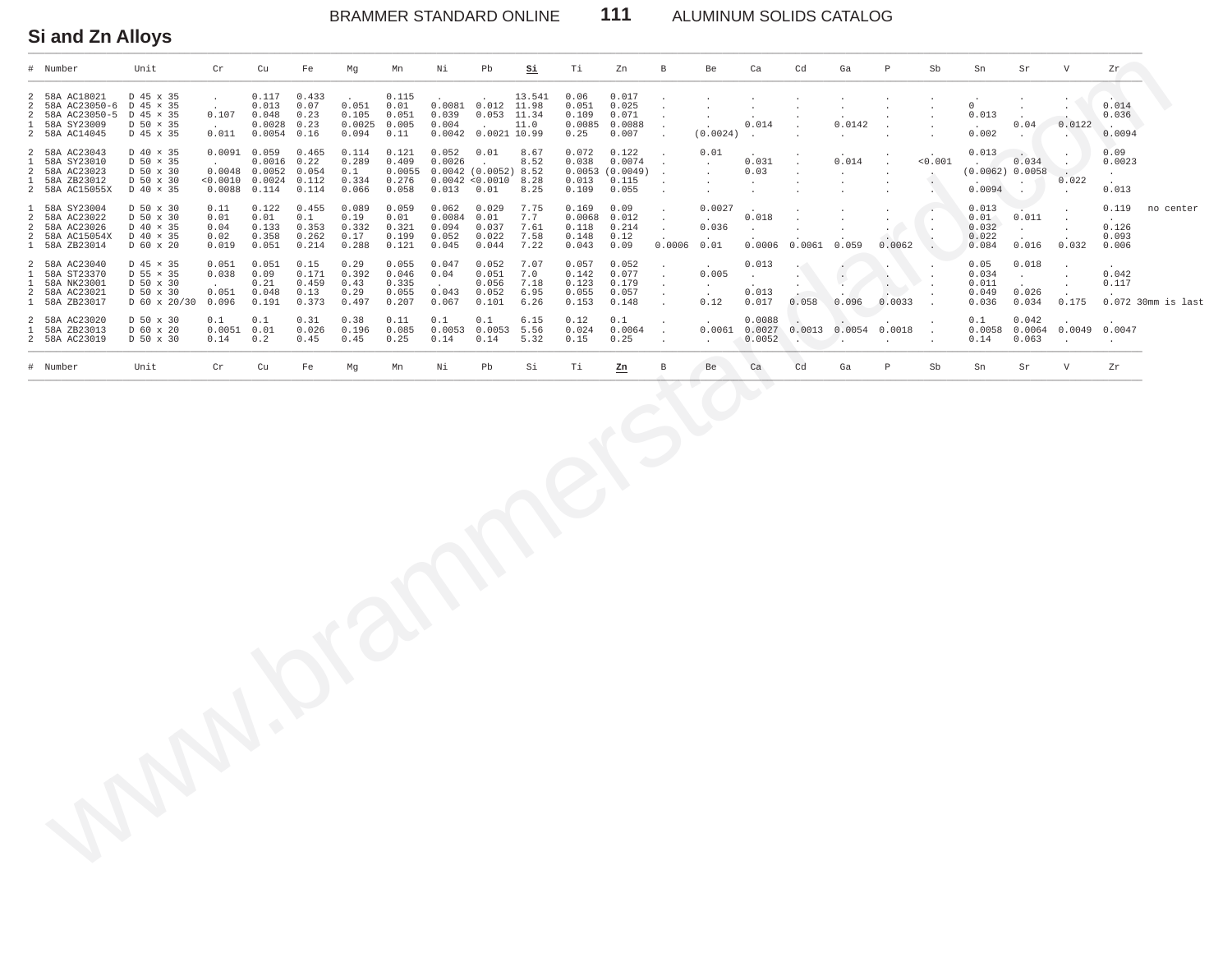## Si and Zn Alloys

| # | Number | Unit | Cr | Cu | Fe | Mg | Mn | Ni | Pb | **Si** | Ti | Zn | B | Be | Ca | Cd | Ga | P | Sb | Sn | Sr | V | Zr | |
|---|---|---|---|---|---|---|---|---|---|---|---|---|---|---|---|---|---|---|---|---|---|---|---|---|
| 2 | 58A AC18021 | D 45 × 35 | . | 0.117 | 0.433 | . | 0.115 | . | . | 13.541 | 0.06 | 0.017 | . | . | . | . | . | . | . | . | . | . | . | |
| 2 | 58A AC23050-6 | D 45 × 35 | . | 0.013 | 0.07 | 0.051 | 0.01 | 0.0081 | 0.012 | 11.98 | 0.051 | 0.025 | . | . | . | . | . | . | . | 0 | . | . | 0.014 | |
| 2 | 58A AC23050-5 | D 45 × 35 | 0.107 | 0.048 | 0.23 | 0.105 | 0.051 | 0.039 | 0.053 | 11.34 | 0.109 | 0.071 | . | . | . | . | . | . | . | 0.013 | . | . | 0.036 | |
| 1 | 58A SY23009 | D 50 × 35 | . | 0.0028 | 0.23 | 0.0025 | 0.005 | 0.004 | . | 11.0 | 0.0085 | 0.0088 | . | . | 0.014 | . | 0.0142 | . | . | . | 0.04 | 0.0122 | . | |
| 2 | 58A AC14045 | D 45 × 35 | 0.011 | 0.0054 | 0.16 | 0.094 | 0.11 | 0.0042 | 0.0021 | 10.99 | 0.25 | 0.007 | . | (0.0024) | . | . | . | . | . | 0.002 | . | . | 0.0094 | |
| 2 | 58A AC23043 | D 40 × 35 | 0.0091 | 0.059 | 0.465 | 0.114 | 0.121 | 0.052 | 0.01 | 8.67 | 0.072 | 0.122 | . | 0.01 | . | . | . | . | . | 0.013 | . | . | 0.09 | |
| 1 | 58A SY23010 | D 50 × 35 | . | 0.0016 | 0.22 | 0.289 | 0.409 | 0.0026 | . | 8.52 | 0.038 | 0.0074 | . | . | 0.031 | . | 0.014 | . | <0.001 | . | 0.034 | . | 0.0023 | |
| 2 | 58A AC23023 | D 50 x 30 | 0.0048 | 0.0052 | 0.054 | 0.1 | 0.0055 | 0.0042 | (0.0052) | 8.52 | 0.0053 | (0.0049) | . | . | 0.03 | . | . | . | . | (0.0062) | 0.0058 | . | . | |
| 1 | 58A ZB23012 | D 50 x 30 | <0.0010 | 0.0024 | 0.112 | 0.334 | 0.276 | 0.0042 | <0.0010 | 8.28 | 0.013 | 0.115 | . | . | . | . | . | . | . | . | . | 0.022 | . | |
| 2 | 58A AC15055X | D 40 × 35 | 0.0088 | 0.114 | 0.114 | 0.066 | 0.058 | 0.013 | 0.01 | 8.25 | 0.109 | 0.055 | . | . | . | . | . | . | . | 0.0094 | . | . | 0.013 | |
| 1 | 58A SY23004 | D 50 x 30 | 0.11 | 0.122 | 0.455 | 0.089 | 0.059 | 0.062 | 0.029 | 7.75 | 0.169 | 0.09 | . | 0.0027 | . | . | . | . | . | 0.013 | . | . | 0.119 | no center |
| 2 | 58A AC23022 | D 50 x 30 | 0.01 | 0.01 | 0.1 | 0.19 | 0.01 | 0.0084 | 0.01 | 7.7 | 0.0068 | 0.012 | . | . | 0.018 | . | . | . | . | 0.01 | 0.011 | . | . | |
| 2 | 58A AC23026 | D 40 × 35 | 0.04 | 0.133 | 0.353 | 0.332 | 0.321 | 0.094 | 0.037 | 7.61 | 0.118 | 0.214 | . | 0.036 | . | . | . | . | . | 0.032 | . | . | 0.126 | |
| 2 | 58A AC15054X | D 40 × 35 | 0.02 | 0.358 | 0.262 | 0.17 | 0.199 | 0.052 | 0.022 | 7.58 | 0.148 | 0.12 | . | . | . | . | . | . | . | 0.022 | . | . | 0.093 | |
| 1 | 58A ZB23014 | D 60 x 20 | 0.019 | 0.051 | 0.214 | 0.288 | 0.121 | 0.045 | 0.044 | 7.22 | 0.043 | 0.09 | 0.0006 | 0.01 | 0.0006 | 0.0061 | 0.059 | 0.0062 | . | 0.084 | 0.016 | 0.032 | 0.006 | |
| 2 | 58A AC23040 | D 45 × 35 | 0.051 | 0.051 | 0.15 | 0.29 | 0.055 | 0.047 | 0.052 | 7.07 | 0.057 | 0.052 | . | . | 0.013 | . | . | . | . | 0.05 | 0.018 | . | . | |
| 1 | 58A ST23370 | D 55 × 35 | 0.038 | 0.09 | 0.171 | 0.392 | 0.046 | 0.04 | 0.051 | 7.0 | 0.142 | 0.077 | . | 0.005 | . | . | . | . | . | 0.034 | . | . | 0.042 | |
| 1 | 58A NK23001 | D 50 x 30 | . | 0.21 | 0.459 | 0.43 | 0.335 | . | 0.056 | 7.18 | 0.123 | 0.179 | . | . | . | . | . | . | . | 0.011 | . | . | 0.117 | |
| 2 | 58A AC23021 | D 50 x 30 | 0.051 | 0.048 | 0.13 | 0.29 | 0.055 | 0.043 | 0.052 | 6.95 | 0.055 | 0.057 | . | . | 0.013 | . | . | . | . | 0.049 | 0.026 | . | . | |
| 1 | 58A ZB23017 | D 60 x 20/30 | 0.096 | 0.191 | 0.373 | 0.497 | 0.207 | 0.067 | 0.101 | 6.26 | 0.153 | 0.148 | . | 0.12 | 0.017 | 0.058 | 0.096 | 0.0033 | . | 0.036 | 0.034 | 0.175 | 0.072 | 30mm is last |
| 2 | 58A AC23020 | D 50 x 30 | 0.1 | 0.1 | 0.31 | 0.38 | 0.11 | 0.1 | 0.1 | 6.15 | 0.12 | 0.1 | . | . | 0.0088 | . | . | . | . | 0.1 | 0.042 | . | . | |
| 1 | 58A ZB23013 | D 60 x 20 | 0.0051 | 0.01 | 0.026 | 0.196 | 0.085 | 0.0053 | 0.0053 | 5.56 | 0.024 | 0.0064 | . | 0.0061 | 0.0027 | 0.0013 | 0.0054 | 0.0018 | . | 0.0058 | 0.0064 | 0.0049 | 0.0047 | |
| 2 | 58A AC23019 | D 50 x 30 | 0.14 | 0.2 | 0.45 | 0.45 | 0.25 | 0.14 | 0.14 | 5.32 | 0.15 | 0.25 | . | . | 0.0052 | . | . | . | . | 0.14 | 0.063 | . | . | |